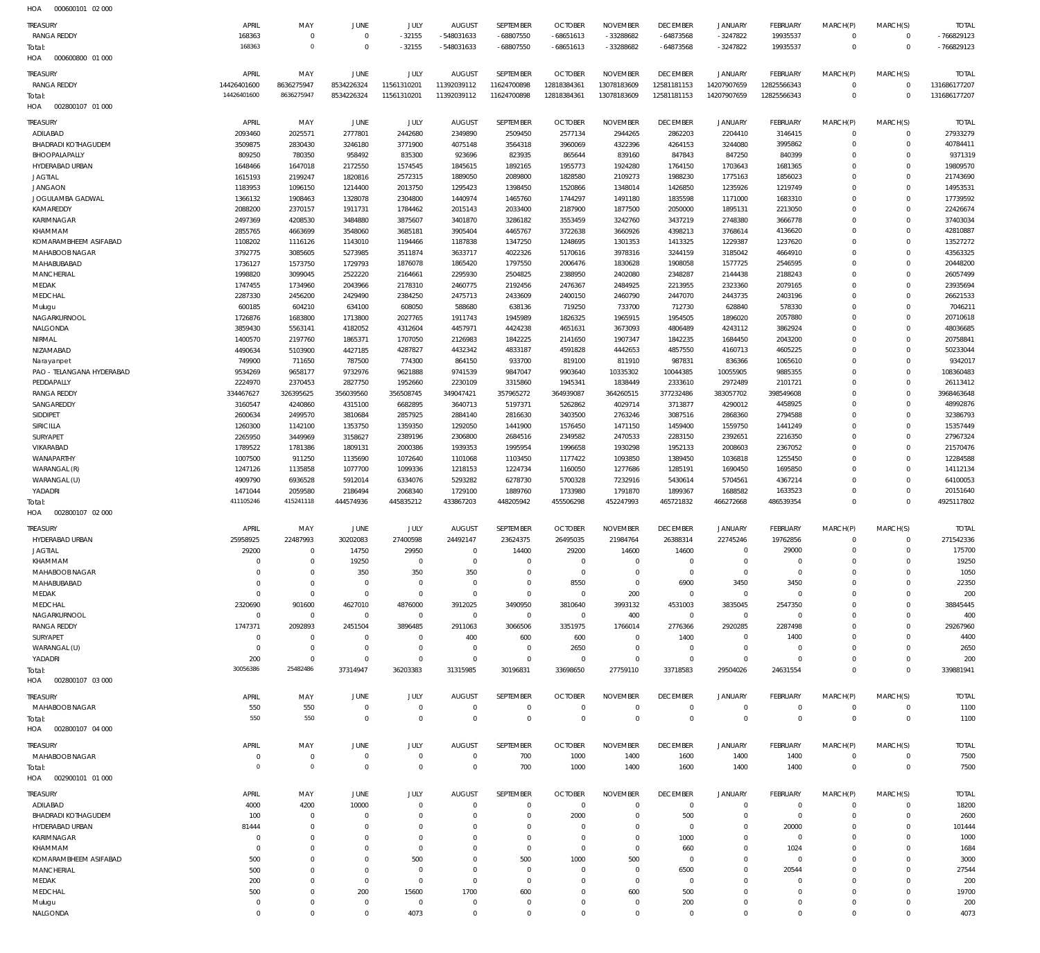HOA 000600101 02 000

| TREASURY | APRIL | MAY | JUNE | JULY | AUGUST | SEPTEMBER | OCTOBER | NOVEMBER | DECEMBER | JANUARY | FEBRUARY | MARCH(P) | MARCH(S) | TOTAL |
|---|---|---|---|---|---|---|---|---|---|---|---|---|---|---|
| RANGA REDDY | 168363 | 0 | 0 | -32155 | -548031633 | -68807550 | -68651613 | -33288682 | -64873568 | -3247822 | 19935537 | 0 | 0 | -766829123 |
| Total: | 168363 | 0 | 0 | -32155 | -548031633 | -68807550 | -68651613 | -33288682 | -64873568 | -3247822 | 19935537 | 0 | 0 | -766829123 |

HOA 000600800 01 000

| TREASURY | APRIL | MAY | JUNE | JULY | AUGUST | SEPTEMBER | OCTOBER | NOVEMBER | DECEMBER | JANUARY | FEBRUARY | MARCH(P) | MARCH(S) | TOTAL |
|---|---|---|---|---|---|---|---|---|---|---|---|---|---|---|
| RANGA REDDY | 14426401600 | 8636275947 | 8534226324 | 11561310201 | 11392039112 | 11624700898 | 12818384361 | 13078183609 | 12581181153 | 14207907659 | 12825566343 | 0 | 0 | 131686177207 |
| Total: | 14426401600 | 8636275947 | 8534226324 | 11561310201 | 11392039112 | 11624700898 | 12818384361 | 13078183609 | 12581181153 | 14207907659 | 12825566343 | 0 | 0 | 131686177207 |

HOA 002800107 01 000

| TREASURY | APRIL | MAY | JUNE | JULY | AUGUST | SEPTEMBER | OCTOBER | NOVEMBER | DECEMBER | JANUARY | FEBRUARY | MARCH(P) | MARCH(S) | TOTAL |
|---|---|---|---|---|---|---|---|---|---|---|---|---|---|---|
| ADILABAD | 2093460 | 2025571 | 2777801 | 2442680 | 2349890 | 2509450 | 2577134 | 2944265 | 2862203 | 2204410 | 3146415 | 0 | 0 | 27933279 |
| BHADRADI KOTHAGUDEM | 3509875 | 2830430 | 3246180 | 3771900 | 4075148 | 3564318 | 3960069 | 4322396 | 4264153 | 3244080 | 3995862 | 0 | 0 | 40784411 |
| BHOOPALAPALLY | 809250 | 780350 | 958492 | 835300 | 923696 | 823935 | 865644 | 839160 | 847843 | 847250 | 840399 | 0 | 0 | 9371319 |
| HYDERABAD URBAN | 1648466 | 1647018 | 2172550 | 1574545 | 1845615 | 1892165 | 1955773 | 1924280 | 1764150 | 1703643 | 1681365 | 0 | 0 | 19809570 |
| JAGTIAL | 1615193 | 2199247 | 1820816 | 2572315 | 1889050 | 2089800 | 1828580 | 2109273 | 1988230 | 1775163 | 1856023 | 0 | 0 | 21743690 |
| JANGAON | 1183953 | 1096150 | 1214400 | 2013750 | 1295423 | 1398450 | 1520866 | 1348014 | 1426850 | 1235926 | 1219749 | 0 | 0 | 14953531 |
| JOGULAMBA GADWAL | 1366132 | 1908463 | 1328078 | 2304800 | 1440974 | 1465760 | 1744297 | 1491180 | 1835598 | 1171000 | 1683310 | 0 | 0 | 17739592 |
| KAMAREDDY | 2088200 | 2370157 | 1911731 | 1784462 | 2015143 | 2033400 | 2187900 | 1877500 | 2050000 | 1895131 | 2213050 | 0 | 0 | 22426674 |
| KARIMNAGAR | 2497369 | 4208530 | 3484880 | 3875607 | 3401870 | 3286182 | 3553459 | 3242760 | 3437219 | 2748380 | 3666778 | 0 | 0 | 37403034 |
| KHAMMAM | 2855765 | 4663699 | 3548060 | 3685181 | 3905404 | 4465767 | 3722638 | 3660926 | 4398213 | 3768614 | 4136620 | 0 | 0 | 42810887 |
| KOMARAMBHEEM ASIFABAD | 1108202 | 1116126 | 1143010 | 1194466 | 1187838 | 1347250 | 1248695 | 1301353 | 1413325 | 1229387 | 1237620 | 0 | 0 | 13527272 |
| MAHABOOB NAGAR | 3792775 | 3085605 | 5273985 | 3511874 | 3633717 | 4022326 | 5170616 | 3978316 | 3244159 | 3185042 | 4664910 | 0 | 0 | 43563325 |
| MAHABUBABAD | 1736127 | 1573750 | 1729793 | 1876078 | 1865420 | 1797550 | 2006476 | 1830628 | 1908058 | 1577725 | 2546595 | 0 | 0 | 20448200 |
| MANCHERIAL | 1998820 | 3099045 | 2522220 | 2164661 | 2295930 | 2504825 | 2388950 | 2402080 | 2348287 | 2144438 | 2188243 | 0 | 0 | 26057499 |
| MEDAK | 1747455 | 1734960 | 2043966 | 2178310 | 2460775 | 2192456 | 2476367 | 2484925 | 2213955 | 2323360 | 2079165 | 0 | 0 | 23935694 |
| MEDCHAL | 2287330 | 2456200 | 2429490 | 2384250 | 2475713 | 2433609 | 2400150 | 2460790 | 2447070 | 2443735 | 2403196 | 0 | 0 | 26621533 |
| Mulugu | 600185 | 604210 | 634100 | 608050 | 588680 | 638136 | 719250 | 733700 | 712730 | 628840 | 578330 | 0 | 0 | 7046211 |
| NAGARKURNOOL | 1726876 | 1683800 | 1713800 | 2027765 | 1911743 | 1945989 | 1826325 | 1965915 | 1954505 | 1896020 | 2057880 | 0 | 0 | 20710618 |
| NALGONDA | 3859430 | 5563141 | 4182052 | 4312604 | 4457971 | 4424238 | 4651631 | 3673093 | 4806489 | 4243112 | 3862924 | 0 | 0 | 48036685 |
| NIRMAL | 1400570 | 2197760 | 1865371 | 1707050 | 2126983 | 1842225 | 2141650 | 1907347 | 1842235 | 1684450 | 2043200 | 0 | 0 | 20758841 |
| NIZAMABAD | 4490634 | 5103900 | 4427185 | 4287827 | 4432342 | 4833187 | 4591828 | 4442653 | 4857550 | 4160713 | 4605225 | 0 | 0 | 50233044 |
| Narayanpet | 749900 | 711650 | 787500 | 774300 | 864150 | 933700 | 819100 | 811910 | 987831 | 836366 | 1065610 | 0 | 0 | 9342017 |
| PAO - TELANGANA HYDERABAD | 9534269 | 9658177 | 9732976 | 9621888 | 9741539 | 9847047 | 9903640 | 10335302 | 10044385 | 10055905 | 9885355 | 0 | 0 | 108360483 |
| PEDDAPALLY | 2224970 | 2370453 | 2827750 | 1952660 | 2230109 | 3315860 | 1945341 | 1838449 | 2333610 | 2972489 | 2101721 | 0 | 0 | 26113412 |
| RANGA REDDY | 334467627 | 326395625 | 356039560 | 356508745 | 349047421 | 357965272 | 364939087 | 364260515 | 377232486 | 383057702 | 398549608 | 0 | 0 | 3968463648 |
| SANGAREDDY | 3160547 | 4240860 | 4315100 | 6682895 | 3640713 | 5197371 | 5262862 | 4029714 | 3713877 | 4290012 | 4458925 | 0 | 0 | 48992876 |
| SIDDIPET | 2600634 | 2499570 | 3810684 | 2857925 | 2884140 | 2816630 | 3403500 | 2763246 | 3087516 | 2868360 | 2794588 | 0 | 0 | 32386793 |
| SIRICILLA | 1260300 | 1142100 | 1353750 | 1359350 | 1292050 | 1441900 | 1576450 | 1471150 | 1459400 | 1559750 | 1441249 | 0 | 0 | 15357449 |
| SURYAPET | 2265950 | 3449969 | 3158627 | 2389196 | 2306800 | 2684516 | 2349582 | 2470533 | 2283150 | 2392651 | 2216350 | 0 | 0 | 27967324 |
| VIKARABAD | 1789522 | 1781386 | 1809131 | 2000386 | 1939353 | 1995954 | 1996658 | 1930298 | 1952133 | 2008603 | 2367052 | 0 | 0 | 21570476 |
| WANAPARTHY | 1007500 | 911250 | 1135690 | 1072640 | 1101068 | 1103450 | 1177422 | 1093850 | 1389450 | 1036818 | 1255450 | 0 | 0 | 12284588 |
| WARANGAL (R) | 1247126 | 1135858 | 1077700 | 1099336 | 1218153 | 1224734 | 1160050 | 1277686 | 1285191 | 1690450 | 1695850 | 0 | 0 | 14112134 |
| WARANGAL (U) | 4909790 | 6936528 | 5912014 | 6334076 | 5293282 | 6278730 | 5700328 | 7232916 | 5430614 | 5704561 | 4367214 | 0 | 0 | 64100053 |
| YADADRI | 1471044 | 2059580 | 2186494 | 2068340 | 1729100 | 1889760 | 1733980 | 1791870 | 1899367 | 1688582 | 1633523 | 0 | 0 | 20151640 |
| Total: | 411105246 | 415241118 | 444574936 | 445835212 | 433867203 | 448205942 | 455506298 | 452247993 | 465721832 | 466272668 | 486539354 | 0 | 0 | 4925117802 |

HOA 002800107 02 000

| TREASURY | APRIL | MAY | JUNE | JULY | AUGUST | SEPTEMBER | OCTOBER | NOVEMBER | DECEMBER | JANUARY | FEBRUARY | MARCH(P) | MARCH(S) | TOTAL |
|---|---|---|---|---|---|---|---|---|---|---|---|---|---|---|
| HYDERABAD URBAN | 25958925 | 22487993 | 30202083 | 27400598 | 24492147 | 23624375 | 26495035 | 21984764 | 26388314 | 22745246 | 19762856 | 0 | 0 | 271542336 |
| JAGTIAL | 29200 | 0 | 14750 | 29950 | 0 | 14400 | 29200 | 14600 | 14600 | 0 | 29000 | 0 | 0 | 175700 |
| KHAMMAM | 0 | 0 | 19250 | 0 | 0 | 0 | 0 | 0 | 0 | 0 | 0 | 0 | 0 | 19250 |
| MAHABOOB NAGAR | 0 | 0 | 350 | 350 | 350 | 0 | 0 | 0 | 0 | 0 | 0 | 0 | 0 | 1050 |
| MAHABUBABAD | 0 | 0 | 0 | 0 | 0 | 0 | 8550 | 0 | 6900 | 3450 | 3450 | 0 | 0 | 22350 |
| MEDAK | 0 | 0 | 0 | 0 | 0 | 0 | 0 | 200 | 0 | 0 | 0 | 0 | 0 | 200 |
| MEDCHAL | 2320690 | 901600 | 4627010 | 4876000 | 3912025 | 3490950 | 3810640 | 3993132 | 4531003 | 3835045 | 2547350 | 0 | 0 | 38845445 |
| NAGARKURNOOL | 0 | 0 | 0 | 0 | 0 | 0 | 0 | 400 | 0 | 0 | 0 | 0 | 0 | 400 |
| RANGA REDDY | 1747371 | 2092893 | 2451504 | 3896485 | 2911063 | 3066506 | 3351975 | 1766014 | 2776366 | 2920285 | 2287498 | 0 | 0 | 29267960 |
| SURYAPET | 0 | 0 | 0 | 0 | 400 | 600 | 600 | 0 | 1400 | 0 | 1400 | 0 | 0 | 4400 |
| WARANGAL (U) | 0 | 0 | 0 | 0 | 0 | 0 | 2650 | 0 | 0 | 0 | 0 | 0 | 0 | 2650 |
| YADADRI | 200 | 0 | 0 | 0 | 0 | 0 | 0 | 0 | 0 | 0 | 0 | 0 | 0 | 200 |
| Total: | 30056386 | 25482486 | 37314947 | 36203383 | 31315985 | 30196831 | 33698650 | 27759110 | 33718583 | 29504026 | 24631554 | 0 | 0 | 339881941 |

HOA 002800107 03 000

| TREASURY | APRIL | MAY | JUNE | JULY | AUGUST | SEPTEMBER | OCTOBER | NOVEMBER | DECEMBER | JANUARY | FEBRUARY | MARCH(P) | MARCH(S) | TOTAL |
|---|---|---|---|---|---|---|---|---|---|---|---|---|---|---|
| MAHABOOB NAGAR | 550 | 550 | 0 | 0 | 0 | 0 | 0 | 0 | 0 | 0 | 0 | 0 | 0 | 1100 |
| Total: | 550 | 550 | 0 | 0 | 0 | 0 | 0 | 0 | 0 | 0 | 0 | 0 | 0 | 1100 |

HOA 002800107 04 000

| TREASURY | APRIL | MAY | JUNE | JULY | AUGUST | SEPTEMBER | OCTOBER | NOVEMBER | DECEMBER | JANUARY | FEBRUARY | MARCH(P) | MARCH(S) | TOTAL |
|---|---|---|---|---|---|---|---|---|---|---|---|---|---|---|
| MAHABOOB NAGAR | 0 | 0 | 0 | 0 | 0 | 700 | 1000 | 1400 | 1600 | 1400 | 1400 | 0 | 0 | 7500 |
| Total: | 0 | 0 | 0 | 0 | 0 | 700 | 1000 | 1400 | 1600 | 1400 | 1400 | 0 | 0 | 7500 |

HOA 002900101 01 000

| TREASURY | APRIL | MAY | JUNE | JULY | AUGUST | SEPTEMBER | OCTOBER | NOVEMBER | DECEMBER | JANUARY | FEBRUARY | MARCH(P) | MARCH(S) | TOTAL |
|---|---|---|---|---|---|---|---|---|---|---|---|---|---|---|
| ADILABAD | 4000 | 4200 | 10000 | 0 | 0 | 0 | 0 | 0 | 0 | 0 | 0 | 0 | 0 | 18200 |
| BHADRADI KOTHAGUDEM | 100 | 0 | 0 | 0 | 0 | 0 | 2000 | 0 | 500 | 0 | 0 | 0 | 0 | 2600 |
| HYDERABAD URBAN | 81444 | 0 | 0 | 0 | 0 | 0 | 0 | 0 | 0 | 0 | 20000 | 0 | 0 | 101444 |
| KARIMNAGAR | 0 | 0 | 0 | 0 | 0 | 0 | 0 | 0 | 1000 | 0 | 0 | 0 | 0 | 1000 |
| KHAMMAM | 0 | 0 | 0 | 0 | 0 | 0 | 0 | 0 | 660 | 0 | 1024 | 0 | 0 | 1684 |
| KOMARAMBHEEM ASIFABAD | 500 | 0 | 0 | 500 | 0 | 500 | 1000 | 500 | 0 | 0 | 0 | 0 | 0 | 3000 |
| MANCHERIAL | 500 | 0 | 0 | 0 | 0 | 0 | 0 | 0 | 6500 | 0 | 20544 | 0 | 0 | 27544 |
| MEDAK | 200 | 0 | 0 | 0 | 0 | 0 | 0 | 0 | 0 | 0 | 0 | 0 | 0 | 200 |
| MEDCHAL | 500 | 0 | 200 | 15600 | 1700 | 600 | 0 | 600 | 500 | 0 | 0 | 0 | 0 | 19700 |
| Mulugu | 0 | 0 | 0 | 0 | 0 | 0 | 0 | 0 | 200 | 0 | 0 | 0 | 0 | 200 |
| NALGONDA | 0 | 0 | 0 | 4073 | 0 | 0 | 0 | 0 | 0 | 0 | 0 | 0 | 0 | 4073 |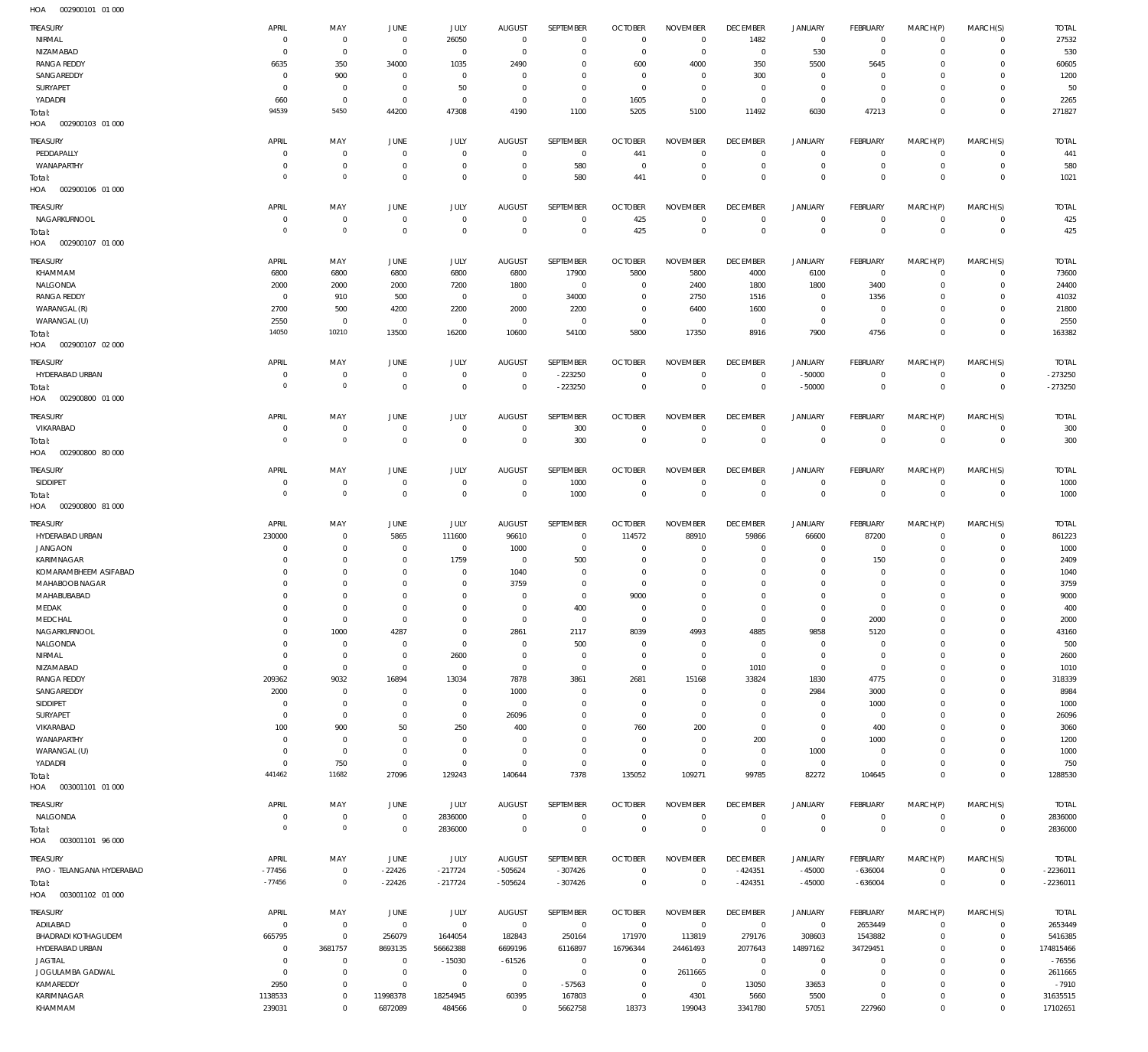HOA 002900101 01 000

| TREASURY | APRIL | MAY | JUNE | JULY | AUGUST | SEPTEMBER | OCTOBER | NOVEMBER | DECEMBER | JANUARY | FEBRUARY | MARCH(P) | MARCH(S) | TOTAL |
|---|---|---|---|---|---|---|---|---|---|---|---|---|---|---|
| NIRMAL | 0 | 0 | 0 | 26050 | 0 | 0 | 0 | 0 | 1482 | 0 | 0 | 0 | 0 | 27532 |
| NIZAMABAD | 0 | 0 | 0 | 0 | 0 | 0 | 0 | 0 | 0 | 530 | 0 | 0 | 0 | 530 |
| RANGA REDDY | 6635 | 350 | 34000 | 1035 | 2490 | 0 | 600 | 4000 | 350 | 5500 | 5645 | 0 | 0 | 60605 |
| SANGAREDDY | 0 | 900 | 0 | 0 | 0 | 0 | 0 | 0 | 300 | 0 | 0 | 0 | 0 | 1200 |
| SURYAPET | 0 | 0 | 0 | 50 | 0 | 0 | 0 | 0 | 0 | 0 | 0 | 0 | 0 | 50 |
| YADADRI | 660 | 0 | 0 | 0 | 0 | 0 | 1605 | 0 | 0 | 0 | 0 | 0 | 0 | 2265 |
| Total: | 94539 | 5450 | 44200 | 47308 | 4190 | 1100 | 5205 | 5100 | 11492 | 6030 | 47213 | 0 | 0 | 271827 |

HOA 002900103 01 000

| TREASURY | APRIL | MAY | JUNE | JULY | AUGUST | SEPTEMBER | OCTOBER | NOVEMBER | DECEMBER | JANUARY | FEBRUARY | MARCH(P) | MARCH(S) | TOTAL |
|---|---|---|---|---|---|---|---|---|---|---|---|---|---|---|
| PEDDAPALLY | 0 | 0 | 0 | 0 | 0 | 0 | 441 | 0 | 0 | 0 | 0 | 0 | 0 | 441 |
| WANAPARTHY | 0 | 0 | 0 | 0 | 0 | 580 | 0 | 0 | 0 | 0 | 0 | 0 | 0 | 580 |
| Total: | 0 | 0 | 0 | 0 | 0 | 580 | 441 | 0 | 0 | 0 | 0 | 0 | 0 | 1021 |

HOA 002900106 01 000

| TREASURY | APRIL | MAY | JUNE | JULY | AUGUST | SEPTEMBER | OCTOBER | NOVEMBER | DECEMBER | JANUARY | FEBRUARY | MARCH(P) | MARCH(S) | TOTAL |
|---|---|---|---|---|---|---|---|---|---|---|---|---|---|---|
| NAGARKURNOOL | 0 | 0 | 0 | 0 | 0 | 0 | 425 | 0 | 0 | 0 | 0 | 0 | 0 | 425 |
| Total: | 0 | 0 | 0 | 0 | 0 | 0 | 425 | 0 | 0 | 0 | 0 | 0 | 0 | 425 |

HOA 002900107 01 000

| TREASURY | APRIL | MAY | JUNE | JULY | AUGUST | SEPTEMBER | OCTOBER | NOVEMBER | DECEMBER | JANUARY | FEBRUARY | MARCH(P) | MARCH(S) | TOTAL |
|---|---|---|---|---|---|---|---|---|---|---|---|---|---|---|
| KHAMMAM | 6800 | 6800 | 6800 | 6800 | 6800 | 17900 | 5800 | 5800 | 4000 | 6100 | 0 | 0 | 0 | 73600 |
| NALGONDA | 2000 | 2000 | 2000 | 7200 | 1800 | 0 | 0 | 2400 | 1800 | 1800 | 3400 | 0 | 0 | 24400 |
| RANGA REDDY | 0 | 910 | 500 | 0 | 0 | 34000 | 0 | 2750 | 1516 | 0 | 1356 | 0 | 0 | 41032 |
| WARANGAL (R) | 2700 | 500 | 4200 | 2200 | 2000 | 2200 | 0 | 6400 | 1600 | 0 | 0 | 0 | 0 | 21800 |
| WARANGAL (U) | 2550 | 0 | 0 | 0 | 0 | 0 | 0 | 0 | 0 | 0 | 0 | 0 | 0 | 2550 |
| Total: | 14050 | 10210 | 13500 | 16200 | 10600 | 54100 | 5800 | 17350 | 8916 | 7900 | 4756 | 0 | 0 | 163382 |

HOA 002900107 02 000

| TREASURY | APRIL | MAY | JUNE | JULY | AUGUST | SEPTEMBER | OCTOBER | NOVEMBER | DECEMBER | JANUARY | FEBRUARY | MARCH(P) | MARCH(S) | TOTAL |
|---|---|---|---|---|---|---|---|---|---|---|---|---|---|---|
| HYDERABAD URBAN | 0 | 0 | 0 | 0 | 0 | - 223250 | 0 | 0 | 0 | - 50000 | 0 | 0 | 0 | - 273250 |
| Total: | 0 | 0 | 0 | 0 | 0 | - 223250 | 0 | 0 | 0 | - 50000 | 0 | 0 | 0 | - 273250 |

HOA 002900800 01 000

| TREASURY | APRIL | MAY | JUNE | JULY | AUGUST | SEPTEMBER | OCTOBER | NOVEMBER | DECEMBER | JANUARY | FEBRUARY | MARCH(P) | MARCH(S) | TOTAL |
|---|---|---|---|---|---|---|---|---|---|---|---|---|---|---|
| VIKARABAD | 0 | 0 | 0 | 0 | 0 | 300 | 0 | 0 | 0 | 0 | 0 | 0 | 0 | 300 |
| Total: | 0 | 0 | 0 | 0 | 0 | 300 | 0 | 0 | 0 | 0 | 0 | 0 | 0 | 300 |

HOA 002900800 80 000

| TREASURY | APRIL | MAY | JUNE | JULY | AUGUST | SEPTEMBER | OCTOBER | NOVEMBER | DECEMBER | JANUARY | FEBRUARY | MARCH(P) | MARCH(S) | TOTAL |
|---|---|---|---|---|---|---|---|---|---|---|---|---|---|---|
| SIDDIPET | 0 | 0 | 0 | 0 | 0 | 1000 | 0 | 0 | 0 | 0 | 0 | 0 | 0 | 1000 |
| Total: | 0 | 0 | 0 | 0 | 0 | 1000 | 0 | 0 | 0 | 0 | 0 | 0 | 0 | 1000 |

HOA 002900800 81 000

| TREASURY | APRIL | MAY | JUNE | JULY | AUGUST | SEPTEMBER | OCTOBER | NOVEMBER | DECEMBER | JANUARY | FEBRUARY | MARCH(P) | MARCH(S) | TOTAL |
|---|---|---|---|---|---|---|---|---|---|---|---|---|---|---|
| HYDERABAD URBAN | 230000 | 0 | 5865 | 111600 | 96610 | 0 | 114572 | 88910 | 59866 | 66600 | 87200 | 0 | 0 | 861223 |
| JANGAON | 0 | 0 | 0 | 0 | 1000 | 0 | 0 | 0 | 0 | 0 | 0 | 0 | 0 | 1000 |
| KARIMNAGAR | 0 | 0 | 0 | 1759 | 0 | 500 | 0 | 0 | 0 | 0 | 150 | 0 | 0 | 2409 |
| KOMARAMBHEEM ASIFABAD | 0 | 0 | 0 | 0 | 1040 | 0 | 0 | 0 | 0 | 0 | 0 | 0 | 0 | 1040 |
| MAHABOOBNAGAR | 0 | 0 | 0 | 0 | 3759 | 0 | 0 | 0 | 0 | 0 | 0 | 0 | 0 | 3759 |
| MAHABUBABAD | 0 | 0 | 0 | 0 | 0 | 0 | 9000 | 0 | 0 | 0 | 0 | 0 | 0 | 9000 |
| MEDAK | 0 | 0 | 0 | 0 | 0 | 400 | 0 | 0 | 0 | 0 | 0 | 0 | 0 | 400 |
| MEDCHAL | 0 | 0 | 0 | 0 | 0 | 0 | 0 | 0 | 0 | 0 | 2000 | 0 | 0 | 2000 |
| NAGARKURNOOL | 0 | 1000 | 4287 | 0 | 2861 | 2117 | 8039 | 4993 | 4885 | 9858 | 5120 | 0 | 0 | 43160 |
| NALGONDA | 0 | 0 | 0 | 0 | 0 | 500 | 0 | 0 | 0 | 0 | 0 | 0 | 0 | 500 |
| NIRMAL | 0 | 0 | 0 | 2600 | 0 | 0 | 0 | 0 | 0 | 0 | 0 | 0 | 0 | 2600 |
| NIZAMABAD | 0 | 0 | 0 | 0 | 0 | 0 | 0 | 0 | 1010 | 0 | 0 | 0 | 0 | 1010 |
| RANGA REDDY | 209362 | 9032 | 16894 | 13034 | 7878 | 3861 | 2681 | 15168 | 33824 | 1830 | 4775 | 0 | 0 | 318339 |
| SANGAREDDY | 2000 | 0 | 0 | 0 | 1000 | 0 | 0 | 0 | 0 | 2984 | 3000 | 0 | 0 | 8984 |
| SIDDIPET | 0 | 0 | 0 | 0 | 0 | 0 | 0 | 0 | 0 | 0 | 1000 | 0 | 0 | 1000 |
| SURYAPET | 0 | 0 | 0 | 0 | 26096 | 0 | 0 | 0 | 0 | 0 | 0 | 0 | 0 | 26096 |
| VIKARABAD | 100 | 900 | 50 | 250 | 400 | 0 | 760 | 200 | 0 | 0 | 400 | 0 | 0 | 3060 |
| WANAPARTHY | 0 | 0 | 0 | 0 | 0 | 0 | 0 | 0 | 200 | 0 | 1000 | 0 | 0 | 1200 |
| WARANGAL (U) | 0 | 0 | 0 | 0 | 0 | 0 | 0 | 0 | 0 | 1000 | 0 | 0 | 0 | 1000 |
| YADADRI | 0 | 750 | 0 | 0 | 0 | 0 | 0 | 0 | 0 | 0 | 0 | 0 | 0 | 750 |
| Total: | 441462 | 11682 | 27096 | 129243 | 140644 | 7378 | 135052 | 109271 | 99785 | 82272 | 104645 | 0 | 0 | 1288530 |

HOA 003001101 01 000

| TREASURY | APRIL | MAY | JUNE | JULY | AUGUST | SEPTEMBER | OCTOBER | NOVEMBER | DECEMBER | JANUARY | FEBRUARY | MARCH(P) | MARCH(S) | TOTAL |
|---|---|---|---|---|---|---|---|---|---|---|---|---|---|---|
| NALGONDA | 0 | 0 | 0 | 2836000 | 0 | 0 | 0 | 0 | 0 | 0 | 0 | 0 | 0 | 2836000 |
| Total: | 0 | 0 | 0 | 2836000 | 0 | 0 | 0 | 0 | 0 | 0 | 0 | 0 | 0 | 2836000 |

HOA 003001101 96 000

| TREASURY | APRIL | MAY | JUNE | JULY | AUGUST | SEPTEMBER | OCTOBER | NOVEMBER | DECEMBER | JANUARY | FEBRUARY | MARCH(P) | MARCH(S) | TOTAL |
|---|---|---|---|---|---|---|---|---|---|---|---|---|---|---|
| PAO - TELANGANA HYDERABAD | - 77456 | 0 | - 22426 | - 217724 | - 505624 | - 307426 | 0 | 0 | - 424351 | - 45000 | - 636004 | 0 | 0 | - 2236011 |
| Total: | - 77456 | 0 | - 22426 | - 217724 | - 505624 | - 307426 | 0 | 0 | - 424351 | - 45000 | - 636004 | 0 | 0 | - 2236011 |

HOA 003001102 01 000

| TREASURY | APRIL | MAY | JUNE | JULY | AUGUST | SEPTEMBER | OCTOBER | NOVEMBER | DECEMBER | JANUARY | FEBRUARY | MARCH(P) | MARCH(S) | TOTAL |
|---|---|---|---|---|---|---|---|---|---|---|---|---|---|---|
| ADILABAD | 0 | 0 | 0 | 0 | 0 | 0 | 0 | 0 | 0 | 0 | 2653449 | 0 | 0 | 2653449 |
| BHADRADI KOTHAGUDEM | 665795 | 0 | 256079 | 1644054 | 182843 | 250164 | 171970 | 113819 | 279176 | 308603 | 1543882 | 0 | 0 | 5416385 |
| HYDERABAD URBAN | 0 | 3681757 | 8693135 | 56662388 | 6699196 | 6116897 | 16796344 | 24461493 | 2077643 | 14897162 | 34729451 | 0 | 0 | 174815466 |
| JAGTIAL | 0 | 0 | 0 | - 15030 | - 61526 | 0 | 0 | 0 | 0 | 0 | 0 | 0 | 0 | - 76556 |
| JOGULAMBA GADWAL | 0 | 0 | 0 | 0 | 0 | 0 | 0 | 2611665 | 0 | 0 | 0 | 0 | 0 | 2611665 |
| KAMAREDDY | 2950 | 0 | 0 | 0 | 0 | - 57563 | 0 | 0 | 13050 | 33653 | 0 | 0 | 0 | - 7910 |
| KARIMNAGAR | 1138533 | 0 | 11998378 | 18254945 | 60395 | 167803 | 0 | 4301 | 5660 | 5500 | 0 | 0 | 0 | 31635515 |
| KHAMMAM | 239031 | 0 | 6872089 | 484566 | 0 | 5662758 | 18373 | 199043 | 3341780 | 57051 | 227960 | 0 | 0 | 17102651 |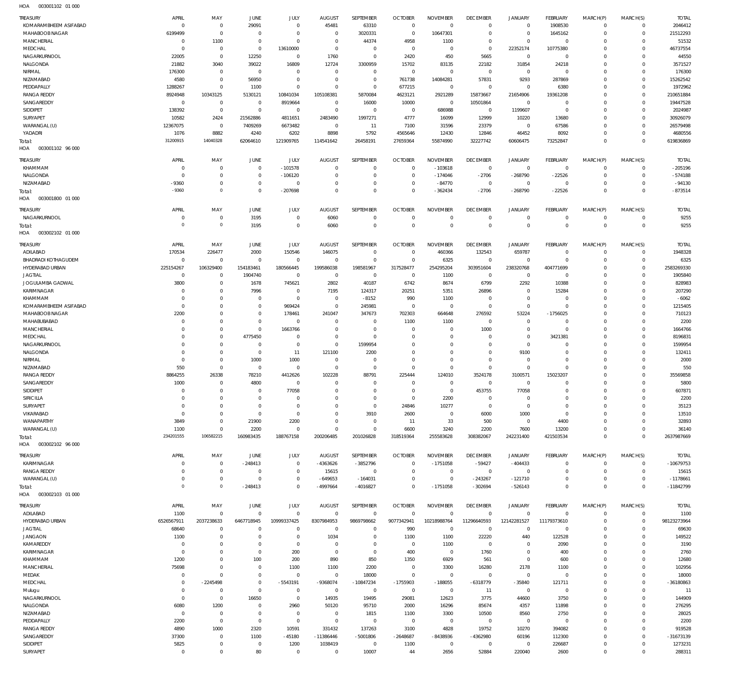HOA 003001102 01 000

| TREASURY | APRIL | MAY | JUNE | JULY | AUGUST | SEPTEMBER | OCTOBER | NOVEMBER | DECEMBER | JANUARY | FEBRUARY | MARCH(P) | MARCH(S) | TOTAL |
|---|---|---|---|---|---|---|---|---|---|---|---|---|---|---|
| KOMARAMBHEEM ASIFABAD | 0 | 0 | 29091 | 0 | 45481 | 63310 | 0 | 0 | 0 | 0 | 1908530 | 0 | 0 | 2046412 |
| MAHABOOBNAGAR | 6199499 | 0 | 0 | 0 | 0 | 3020331 | 0 | 10647301 | 0 | 0 | 1645162 | 0 | 0 | 21512293 |
| MANCHERIAL | 0 | 1100 | 0 | 0 | 0 | 44374 | 4958 | 1100 | 0 | 0 | 0 | 0 | 0 | 51532 |
| MEDCHAL | 0 | 0 | 0 | 13610000 | 0 | 0 | 0 | 0 | 0 | 22352174 | 10775380 | 0 | 0 | 46737554 |
| NAGARKURNOOL | 22005 | 0 | 12250 | 0 | 1760 | 0 | 2420 | 450 | 5665 | 0 | 0 | 0 | 0 | 44550 |
| NALGONDA | 21882 | 3040 | 39022 | 16809 | 12724 | 3300959 | 15702 | 83135 | 22182 | 31854 | 24218 | 0 | 0 | 3571527 |
| NIRMAL | 176300 | 0 | 0 | 0 | 0 | 0 | 0 | 0 | 0 | 0 | 0 | 0 | 0 | 176300 |
| NIZAMABAD | 4580 | 0 | 56950 | 0 | 0 | 0 | 761738 | 14084281 | 57831 | 9293 | 287869 | 0 | 0 | 15262542 |
| PEDDAPALLY | 1288267 | 0 | 1100 | 0 | 0 | 0 | 677215 | 0 | 0 | 0 | 6380 | 0 | 0 | 1972962 |
| RANGA REDDY | 8924948 | 10343125 | 5130121 | 10841034 | 105108381 | 5870084 | 4623121 | 2921289 | 15873667 | 21654906 | 19361208 | 0 | 0 | 210651884 |
| SANGAREDDY | 0 | 0 | 0 | 8919664 | 0 | 16000 | 10000 | 0 | 10501864 | 0 | 0 | 0 | 0 | 19447528 |
| SIDDIPET | 138392 | 0 | 0 | 0 | 0 | 0 | 0 | 686988 | 0 | 1199607 | 0 | 0 | 0 | 2024987 |
| SURYAPET | 10582 | 2424 | 21562886 | 4811651 | 2483490 | 1997271 | 4777 | 16099 | 12999 | 10220 | 13680 | 0 | 0 | 30926079 |
| WARANGAL (U) | 12367075 | 0 | 7409269 | 6673482 | 0 | 11 | 7100 | 31596 | 23379 | 0 | 67586 | 0 | 0 | 26579498 |
| YADADRI | 1076 | 8882 | 4240 | 6202 | 8898 | 5792 | 4565646 | 12430 | 12846 | 46452 | 8092 | 0 | 0 | 4680556 |
| Total: | 31200915 | 14040328 | 62064610 | 121909765 | 114541642 | 26458191 | 27659364 | 55874990 | 32227742 | 60606475 | 73252847 | 0 | 0 | 619836869 |

HOA 003001102 96 000

| TREASURY | APRIL | MAY | JUNE | JULY | AUGUST | SEPTEMBER | OCTOBER | NOVEMBER | DECEMBER | JANUARY | FEBRUARY | MARCH(P) | MARCH(S) | TOTAL |
|---|---|---|---|---|---|---|---|---|---|---|---|---|---|---|
| KHAMMAM | 0 | 0 | 0 | -101578 | 0 | 0 | 0 | -103618 | 0 | 0 | 0 | 0 | 0 | -205196 |
| NALGONDA | 0 | 0 | 0 | -106120 | 0 | 0 | 0 | -174046 | -2706 | -268790 | -22526 | 0 | 0 | -574188 |
| NIZAMABAD | -9360 | 0 | 0 | 0 | 0 | 0 | 0 | -84770 | 0 | 0 | 0 | 0 | 0 | -94130 |
| Total: | -9360 | 0 | 0 | -207698 | 0 | 0 | 0 | -362434 | -2706 | -268790 | -22526 | 0 | 0 | -873514 |

HOA 003001800 01 000

| TREASURY | APRIL | MAY | JUNE | JULY | AUGUST | SEPTEMBER | OCTOBER | NOVEMBER | DECEMBER | JANUARY | FEBRUARY | MARCH(P) | MARCH(S) | TOTAL |
|---|---|---|---|---|---|---|---|---|---|---|---|---|---|---|
| NAGARKURNOOL | 0 | 0 | 3195 | 0 | 6060 | 0 | 0 | 0 | 0 | 0 | 0 | 0 | 0 | 9255 |
| Total: | 0 | 0 | 3195 | 0 | 6060 | 0 | 0 | 0 | 0 | 0 | 0 | 0 | 0 | 9255 |

HOA 003002102 01 000

| TREASURY | APRIL | MAY | JUNE | JULY | AUGUST | SEPTEMBER | OCTOBER | NOVEMBER | DECEMBER | JANUARY | FEBRUARY | MARCH(P) | MARCH(S) | TOTAL |
|---|---|---|---|---|---|---|---|---|---|---|---|---|---|---|
| ADILABAD | 170534 | 226477 | 2000 | 150546 | 146075 | 0 | 0 | 460366 | 132543 | 659787 | 0 | 0 | 0 | 1948328 |
| BHADRADI KOTHAGUDEM | 0 | 0 | 0 | 0 | 0 | 0 | 0 | 6325 | 0 | 0 | 0 | 0 | 0 | 6325 |
| HYDERABAD URBAN | 225154267 | 106329400 | 154183461 | 180566445 | 199586038 | 198581967 | 317528477 | 254295204 | 303951604 | 238320768 | 404771699 | 0 | 0 | 2583269330 |
| JAGTIAL | 0 | 0 | 1904740 | 0 | 0 | 0 | 0 | 1100 | 0 | 0 | 0 | 0 | 0 | 1905840 |
| JOGULAMBA GADWAL | 3800 | 0 | 1678 | 745621 | 2802 | 40187 | 6742 | 8674 | 6799 | 2292 | 10388 | 0 | 0 | 828983 |
| KARIMNAGAR | 0 | 0 | 7996 | 0 | 7195 | 124317 | 20251 | 5351 | 26896 | 0 | 15284 | 0 | 0 | 207290 |
| KHAMMAM | 0 | 0 | 0 | 0 | 0 | -8152 | 990 | 1100 | 0 | 0 | 0 | 0 | 0 | -6062 |
| KOMARAMBHEEM ASIFABAD | 0 | 0 | 0 | 969424 | 0 | 245981 | 0 | 0 | 0 | 0 | 0 | 0 | 0 | 1215405 |
| MAHABOOBNAGAR | 2200 | 0 | 0 | 178461 | 241047 | 347673 | 702303 | 664648 | 276592 | 53224 | -1756025 | 0 | 0 | 710123 |
| MAHABUBABAD | 0 | 0 | 0 | 0 | 0 | 0 | 1100 | 1100 | 0 | 0 | 0 | 0 | 0 | 2200 |
| MANCHERIAL | 0 | 0 | 0 | 1663766 | 0 | 0 | 0 | 0 | 1000 | 0 | 0 | 0 | 0 | 1664766 |
| MEDCHAL | 0 | 0 | 4775450 | 0 | 0 | 0 | 0 | 0 | 0 | 0 | 3421381 | 0 | 0 | 8196831 |
| NAGARKURNOOL | 0 | 0 | 0 | 0 | 0 | 1599954 | 0 | 0 | 0 | 0 | 0 | 0 | 0 | 1599954 |
| NALGONDA | 0 | 0 | 0 | 11 | 121100 | 2200 | 0 | 0 | 0 | 9100 | 0 | 0 | 0 | 132411 |
| NIRMAL | 0 | 0 | 1000 | 1000 | 0 | 0 | 0 | 0 | 0 | 0 | 0 | 0 | 0 | 2000 |
| NIZAMABAD | 550 | 0 | 0 | 0 | 0 | 0 | 0 | 0 | 0 | 0 | 0 | 0 | 0 | 550 |
| RANGA REDDY | 8864255 | 26338 | 78210 | 4412626 | 102228 | 88791 | 225444 | 124010 | 3524178 | 3100571 | 15023207 | 0 | 0 | 35569858 |
| SANGAREDDY | 1000 | 0 | 4800 | 0 | 0 | 0 | 0 | 0 | 0 | 0 | 0 | 0 | 0 | 5800 |
| SIDDIPET | 0 | 0 | 0 | 77058 | 0 | 0 | 0 | 0 | 453755 | 77058 | 0 | 0 | 0 | 607871 |
| SIRICILLA | 0 | 0 | 0 | 0 | 0 | 0 | 0 | 2200 | 0 | 0 | 0 | 0 | 0 | 2200 |
| SURYAPET | 0 | 0 | 0 | 0 | 0 | 0 | 24846 | 10277 | 0 | 0 | 0 | 0 | 0 | 35123 |
| VIKARABAD | 0 | 0 | 0 | 0 | 0 | 3910 | 2600 | 0 | 6000 | 1000 | 0 | 0 | 0 | 13510 |
| WANAPARTHY | 3849 | 0 | 21900 | 2200 | 0 | 0 | 11 | 33 | 500 | 0 | 4400 | 0 | 0 | 32893 |
| WARANGAL (U) | 1100 | 0 | 2200 | 0 | 0 | 0 | 6600 | 3240 | 2200 | 7600 | 13200 | 0 | 0 | 36140 |
| Total: | 234201555 | 106582215 | 160983435 | 188767158 | 200206485 | 201026828 | 318519364 | 255583628 | 308382067 | 242231400 | 421503534 | 0 | 0 | 2637987669 |

HOA 003002102 96 000

| TREASURY | APRIL | MAY | JUNE | JULY | AUGUST | SEPTEMBER | OCTOBER | NOVEMBER | DECEMBER | JANUARY | FEBRUARY | MARCH(P) | MARCH(S) | TOTAL |
|---|---|---|---|---|---|---|---|---|---|---|---|---|---|---|
| KARIMNAGAR | 0 | 0 | -248413 | 0 | -4363626 | -3852796 | 0 | -1751058 | -59427 | -404433 | 0 | 0 | 0 | -10679753 |
| RANGA REDDY | 0 | 0 | 0 | 0 | 15615 | 0 | 0 | 0 | 0 | 0 | 0 | 0 | 0 | 15615 |
| WARANGAL (U) | 0 | 0 | 0 | 0 | -649653 | -164031 | 0 | 0 | -243267 | -121710 | 0 | 0 | 0 | -1178661 |
| Total: | 0 | 0 | -248413 | 0 | -4997664 | -4016827 | 0 | -1751058 | -302694 | -526143 | 0 | 0 | 0 | -11842799 |

HOA 003002103 01 000

| TREASURY | APRIL | MAY | JUNE | JULY | AUGUST | SEPTEMBER | OCTOBER | NOVEMBER | DECEMBER | JANUARY | FEBRUARY | MARCH(P) | MARCH(S) | TOTAL |
|---|---|---|---|---|---|---|---|---|---|---|---|---|---|---|
| ADILABAD | 1100 | 0 | 0 | 0 | 0 | 0 | 0 | 0 | 0 | 0 | 0 | 0 | 0 | 1100 |
| HYDERABAD URBAN | 6526567911 | 2037238633 | 6467718945 | 10999337425 | 8307984953 | 9869798662 | 9077342941 | 10218988764 | 11296640593 | 12142281527 | 11179373610 | 0 | 0 | 98123273964 |
| JAGTIAL | 68640 | 0 | 0 | 0 | 0 | 0 | 990 | 0 | 0 | 0 | 0 | 0 | 0 | 69630 |
| JANGAON | 1100 | 0 | 0 | 0 | 1034 | 0 | 1100 | 1100 | 22220 | 440 | 122528 | 0 | 0 | 149522 |
| KAMAREDDY | 0 | 0 | 0 | 0 | 0 | 0 | 0 | 1100 | 0 | 0 | 2090 | 0 | 0 | 3190 |
| KARIMNAGAR | 0 | 0 | 0 | 200 | 0 | 0 | 400 | 0 | 1760 | 0 | 400 | 0 | 0 | 2760 |
| KHAMMAM | 1200 | 0 | 100 | 200 | 890 | 850 | 1350 | 6929 | 561 | 0 | 600 | 0 | 0 | 12680 |
| MANCHERIAL | 75698 | 0 | 0 | 1100 | 1100 | 2200 | 0 | 3300 | 16280 | 2178 | 1100 | 0 | 0 | 102956 |
| MEDAK | 0 | 0 | 0 | 0 | 0 | 18000 | 0 | 0 | 0 | 0 | 0 | 0 | 0 | 18000 |
| MEDCHAL | 0 | -2245498 | 0 | -5543191 | -9368074 | -10847234 | -1755903 | -188055 | -6318779 | -35840 | 121711 | 0 | 0 | -36180863 |
| Mulugu | 0 | 0 | 0 | 0 | 0 | 0 | 0 | 0 | 11 | 0 | 0 | 0 | 0 | 11 |
| NAGARKURNOOL | 0 | 0 | 16650 | 0 | 14935 | 19495 | 29081 | 12623 | 3775 | 44600 | 3750 | 0 | 0 | 144909 |
| NALGONDA | 6080 | 1200 | 0 | 2960 | 50120 | 95710 | 2000 | 16296 | 85674 | 4357 | 11898 | 0 | 0 | 276295 |
| NIZAMABAD | 0 | 0 | 0 | 0 | 0 | 1815 | 1100 | 3300 | 10500 | 8560 | 2750 | 0 | 0 | 28025 |
| PEDDAPALLY | 2200 | 0 | 0 | 0 | 0 | 0 | 0 | 0 | 0 | 0 | 0 | 0 | 0 | 2200 |
| RANGA REDDY | 4890 | 1000 | 2320 | 10591 | 331432 | 137263 | 3100 | 4828 | 19752 | 10270 | 394082 | 0 | 0 | 919528 |
| SANGAREDDY | 37300 | 0 | 1100 | -45180 | -11386446 | -5001806 | -2648687 | -8438936 | -4362980 | 60196 | 112300 | 0 | 0 | -31673139 |
| SIDDIPET | 5825 | 0 | 0 | 1200 | 1038419 | 0 | 1100 | 0 | 0 | 0 | 226687 | 0 | 0 | 1273231 |
| SURYAPET | 0 | 0 | 80 | 0 | 0 | 10007 | 44 | 2656 | 52884 | 220040 | 2600 | 0 | 0 | 288311 |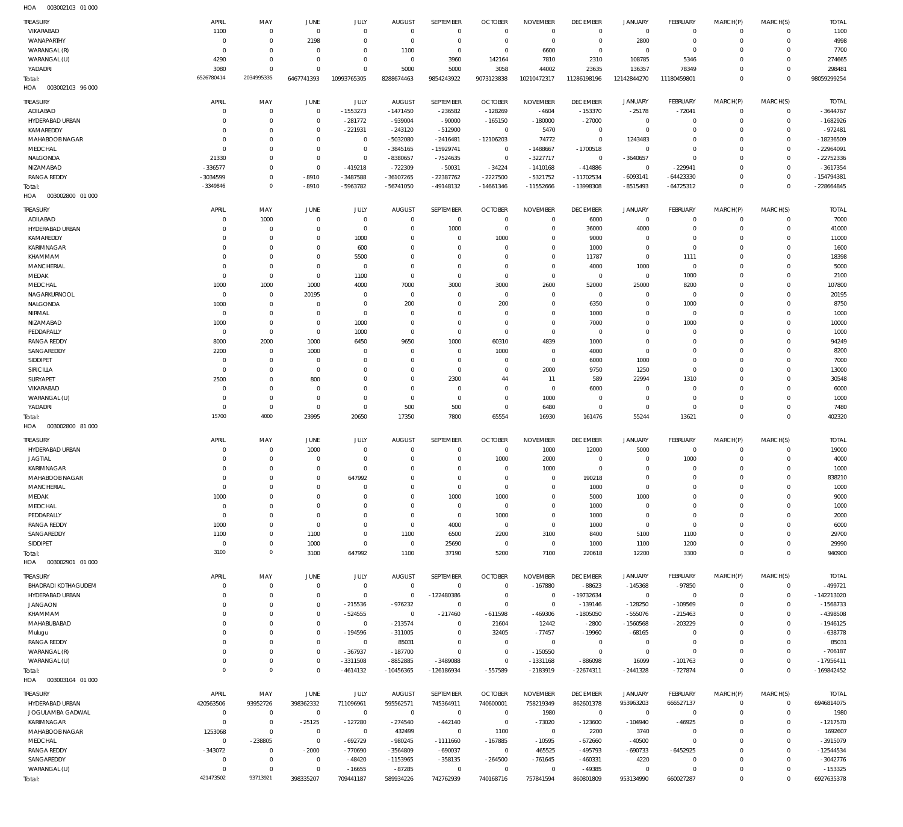HOA 003002103 01 000

| TREASURY | APRIL | MAY | JUNE | JULY | AUGUST | SEPTEMBER | OCTOBER | NOVEMBER | DECEMBER | JANUARY | FEBRUARY | MARCH(P) | MARCH(S) | TOTAL |
|---|---|---|---|---|---|---|---|---|---|---|---|---|---|---|
| VIKARABAD | 1100 | 0 | 0 | 0 | 0 | 0 | 0 | 0 | 0 | 0 | 0 | 0 | 0 | 1100 |
| WANAPARTHY | 0 | 0 | 2198 | 0 | 0 | 0 | 0 | 0 | 0 | 2800 | 0 | 0 | 0 | 4998 |
| WARANGAL (R) | 0 | 0 | 0 | 0 | 1100 | 0 | 0 | 6600 | 0 | 0 | 0 | 0 | 0 | 7700 |
| WARANGAL (U) | 4290 | 0 | 0 | 0 | 0 | 3960 | 142164 | 7810 | 2310 | 108785 | 5346 | 0 | 0 | 274665 |
| YADADRI | 3080 | 0 | 0 | 0 | 5000 | 5000 | 3058 | 44002 | 23635 | 136357 | 78349 | 0 | 0 | 298481 |
| Total: | 6526780414 | 2034995335 | 6467741393 | 10993765305 | 8288674463 | 9854243922 | 9073123838 | 10210472317 | 11286198196 | 12142844270 | 11180459801 | 0 | 0 | 98059299254 |

HOA 003002103 96 000

| TREASURY | APRIL | MAY | JUNE | JULY | AUGUST | SEPTEMBER | OCTOBER | NOVEMBER | DECEMBER | JANUARY | FEBRUARY | MARCH(P) | MARCH(S) | TOTAL |
|---|---|---|---|---|---|---|---|---|---|---|---|---|---|---|
| ADILABAD | 0 | 0 | 0 | -1553273 | -1471450 | -236582 | -128269 | -4604 | -153370 | -25178 | -72041 | 0 | 0 | -3644767 |
| HYDERABAD URBAN | 0 | 0 | 0 | -281772 | -939004 | -90000 | -165150 | -180000 | -27000 | 0 | 0 | 0 | 0 | -1682926 |
| KAMAREDDY | 0 | 0 | 0 | -221931 | -243120 | -512900 | 0 | 5470 | 0 | 0 | 0 | 0 | 0 | -972481 |
| MAHABOOB NAGAR | 0 | 0 | 0 | 0 | -5032080 | -2416481 | -12106203 | 74772 | 0 | 1243483 | 0 | 0 | 0 | -18236509 |
| MEDCHAL | 0 | 0 | 0 | 0 | -3845165 | -15929741 | 0 | -1488667 | -1700518 | 0 | 0 | 0 | 0 | -22964091 |
| NALGONDA | 21330 | 0 | 0 | 0 | -8380657 | -7524635 | 0 | -3227717 | 0 | -3640657 | 0 | 0 | 0 | -22752336 |
| NIZAMABAD | -336577 | 0 | 0 | -419218 | -722309 | -50031 | -34224 | -1410168 | -414886 | 0 | -229941 | 0 | 0 | -3617354 |
| RANGA REDDY | -3034599 | 0 | -8910 | -3487588 | -36107265 | -22387762 | -2227500 | -5321752 | -11702534 | -6093141 | -64423330 | 0 | 0 | -154794381 |
| Total: | -3349846 | 0 | -8910 | -5963782 | -56741050 | -49148132 | -14661346 | -11552666 | -13998308 | -8515493 | -64725312 | 0 | 0 | -228664845 |

HOA 003002800 01 000

| TREASURY | APRIL | MAY | JUNE | JULY | AUGUST | SEPTEMBER | OCTOBER | NOVEMBER | DECEMBER | JANUARY | FEBRUARY | MARCH(P) | MARCH(S) | TOTAL |
|---|---|---|---|---|---|---|---|---|---|---|---|---|---|---|
| ADILABAD | 0 | 1000 | 0 | 0 | 0 | 0 | 0 | 0 | 6000 | 0 | 0 | 0 | 0 | 7000 |
| HYDERABAD URBAN | 0 | 0 | 0 | 0 | 0 | 1000 | 0 | 0 | 36000 | 4000 | 0 | 0 | 0 | 41000 |
| KAMAREDDY | 0 | 0 | 0 | 1000 | 0 | 0 | 1000 | 0 | 9000 | 0 | 0 | 0 | 0 | 11000 |
| KARIMNAGAR | 0 | 0 | 0 | 600 | 0 | 0 | 0 | 0 | 1000 | 0 | 0 | 0 | 0 | 1600 |
| KHAMMAM | 0 | 0 | 0 | 5500 | 0 | 0 | 0 | 0 | 11787 | 0 | 1111 | 0 | 0 | 18398 |
| MANCHERIAL | 0 | 0 | 0 | 0 | 0 | 0 | 0 | 0 | 4000 | 1000 | 0 | 0 | 0 | 5000 |
| MEDAK | 0 | 0 | 0 | 1100 | 0 | 0 | 0 | 0 | 0 | 0 | 1000 | 0 | 0 | 2100 |
| MEDCHAL | 1000 | 1000 | 1000 | 4000 | 7000 | 3000 | 3000 | 2600 | 52000 | 25000 | 8200 | 0 | 0 | 107800 |
| NAGARKURNOOL | 0 | 0 | 20195 | 0 | 0 | 0 | 0 | 0 | 0 | 0 | 0 | 0 | 0 | 20195 |
| NALGONDA | 1000 | 0 | 0 | 0 | 200 | 0 | 200 | 0 | 6350 | 0 | 1000 | 0 | 0 | 8750 |
| NIRMAL | 0 | 0 | 0 | 0 | 0 | 0 | 0 | 0 | 1000 | 0 | 0 | 0 | 0 | 1000 |
| NIZAMABAD | 1000 | 0 | 0 | 1000 | 0 | 0 | 0 | 0 | 7000 | 0 | 1000 | 0 | 0 | 10000 |
| PEDDAPALLY | 0 | 0 | 0 | 1000 | 0 | 0 | 0 | 0 | 0 | 0 | 0 | 0 | 0 | 1000 |
| RANGA REDDY | 8000 | 2000 | 1000 | 6450 | 9650 | 1000 | 60310 | 4839 | 1000 | 0 | 0 | 0 | 0 | 94249 |
| SANGAREDDY | 2200 | 0 | 1000 | 0 | 0 | 0 | 1000 | 0 | 4000 | 0 | 0 | 0 | 0 | 8200 |
| SIDDIPET | 0 | 0 | 0 | 0 | 0 | 0 | 0 | 0 | 6000 | 1000 | 0 | 0 | 0 | 7000 |
| SIRICILLA | 0 | 0 | 0 | 0 | 0 | 0 | 0 | 2000 | 9750 | 1250 | 0 | 0 | 0 | 13000 |
| SURYAPET | 2500 | 0 | 800 | 0 | 0 | 2300 | 44 | 11 | 589 | 22994 | 1310 | 0 | 0 | 30548 |
| VIKARABAD | 0 | 0 | 0 | 0 | 0 | 0 | 0 | 0 | 6000 | 0 | 0 | 0 | 0 | 6000 |
| WARANGAL (U) | 0 | 0 | 0 | 0 | 0 | 0 | 0 | 1000 | 0 | 0 | 0 | 0 | 0 | 1000 |
| YADADRI | 0 | 0 | 0 | 0 | 500 | 500 | 0 | 6480 | 0 | 0 | 0 | 0 | 0 | 7480 |
| Total: | 15700 | 4000 | 23995 | 20650 | 17350 | 7800 | 65554 | 16930 | 161476 | 55244 | 13621 | 0 | 0 | 402320 |

HOA 003002800 81 000

| TREASURY | APRIL | MAY | JUNE | JULY | AUGUST | SEPTEMBER | OCTOBER | NOVEMBER | DECEMBER | JANUARY | FEBRUARY | MARCH(P) | MARCH(S) | TOTAL |
|---|---|---|---|---|---|---|---|---|---|---|---|---|---|---|
| HYDERABAD URBAN | 0 | 0 | 1000 | 0 | 0 | 0 | 0 | 1000 | 12000 | 5000 | 0 | 0 | 0 | 19000 |
| JAGTIAL | 0 | 0 | 0 | 0 | 0 | 0 | 1000 | 2000 | 0 | 0 | 1000 | 0 | 0 | 4000 |
| KARIMNAGAR | 0 | 0 | 0 | 0 | 0 | 0 | 0 | 1000 | 0 | 0 | 0 | 0 | 0 | 1000 |
| MAHABOOB NAGAR | 0 | 0 | 0 | 647992 | 0 | 0 | 0 | 0 | 190218 | 0 | 0 | 0 | 0 | 838210 |
| MANCHERIAL | 0 | 0 | 0 | 0 | 0 | 0 | 0 | 0 | 1000 | 0 | 0 | 0 | 0 | 1000 |
| MEDAK | 1000 | 0 | 0 | 0 | 0 | 1000 | 1000 | 0 | 5000 | 1000 | 0 | 0 | 0 | 9000 |
| MEDCHAL | 0 | 0 | 0 | 0 | 0 | 0 | 0 | 0 | 1000 | 0 | 0 | 0 | 0 | 1000 |
| PEDDAPALLY | 0 | 0 | 0 | 0 | 0 | 0 | 1000 | 0 | 1000 | 0 | 0 | 0 | 0 | 2000 |
| RANGA REDDY | 1000 | 0 | 0 | 0 | 0 | 4000 | 0 | 0 | 1000 | 0 | 0 | 0 | 0 | 6000 |
| SANGAREDDY | 1100 | 0 | 1100 | 0 | 1100 | 6500 | 2200 | 3100 | 8400 | 5100 | 1100 | 0 | 0 | 29700 |
| SIDDIPET | 0 | 0 | 1000 | 0 | 0 | 25690 | 0 | 0 | 1000 | 1100 | 1200 | 0 | 0 | 29990 |
| Total: | 3100 | 0 | 3100 | 647992 | 1100 | 37190 | 5200 | 7100 | 220618 | 12200 | 3300 | 0 | 0 | 940900 |

HOA 003002901 01 000

| TREASURY | APRIL | MAY | JUNE | JULY | AUGUST | SEPTEMBER | OCTOBER | NOVEMBER | DECEMBER | JANUARY | FEBRUARY | MARCH(P) | MARCH(S) | TOTAL |
|---|---|---|---|---|---|---|---|---|---|---|---|---|---|---|
| BHADRADI KOTHAGUDEM | 0 | 0 | 0 | 0 | 0 | 0 | 0 | -167880 | -88623 | -145368 | -97850 | 0 | 0 | -499721 |
| HYDERABAD URBAN | 0 | 0 | 0 | 0 | 0 | -122480386 | 0 | 0 | -19732634 | 0 | 0 | 0 | 0 | -142213020 |
| JANGAON | 0 | 0 | 0 | -215536 | -976232 | 0 | 0 | 0 | -139146 | -128250 | -109569 | 0 | 0 | -1568733 |
| KHAMMAM | 0 | 0 | 0 | -524555 | 0 | -217460 | -611598 | -469306 | -1805050 | -555076 | -215463 | 0 | 0 | -4398508 |
| MAHABUBABAD | 0 | 0 | 0 | 0 | -213574 | 0 | 21604 | 12442 | -2800 | -1560568 | -203229 | 0 | 0 | -1946125 |
| Mulugu | 0 | 0 | 0 | -194596 | -311005 | 0 | 32405 | -77457 | -19960 | -68165 | 0 | 0 | 0 | -638778 |
| RANGA REDDY | 0 | 0 | 0 | 0 | 85031 | 0 | 0 | 0 | 0 | 0 | 0 | 0 | 0 | 85031 |
| WARANGAL (R) | 0 | 0 | 0 | -367937 | -187700 | 0 | 0 | -150550 | 0 | 0 | 0 | 0 | 0 | -706187 |
| WARANGAL (U) | 0 | 0 | 0 | -3311508 | -8852885 | -3489088 | 0 | -1331168 | -886098 | 16099 | -101763 | 0 | 0 | -17956411 |
| Total: | 0 | 0 | 0 | -4614132 | -10456365 | -126186934 | -557589 | -2183919 | -22674311 | -2441328 | -727874 | 0 | 0 | -169842452 |

HOA 003003104 01 000

| TREASURY | APRIL | MAY | JUNE | JULY | AUGUST | SEPTEMBER | OCTOBER | NOVEMBER | DECEMBER | JANUARY | FEBRUARY | MARCH(P) | MARCH(S) | TOTAL |
|---|---|---|---|---|---|---|---|---|---|---|---|---|---|---|
| HYDERABAD URBAN | 420563506 | 93952726 | 398362332 | 711096961 | 595562571 | 745364911 | 740600001 | 758219349 | 862601378 | 953963203 | 666527137 | 0 | 0 | 6946814075 |
| JOGULAMBA GADWAL | 0 | 0 | 0 | 0 | 0 | 0 | 0 | 1980 | 0 | 0 | 0 | 0 | 0 | 1980 |
| KARIMNAGAR | 0 | 0 | -25125 | -127280 | -274540 | -442140 | 0 | -73020 | -123600 | -104940 | -46925 | 0 | 0 | -1217570 |
| MAHABOOB NAGAR | 1253068 | 0 | 0 | 0 | 432499 | 0 | 1100 | 0 | 2200 | 3740 | 0 | 0 | 0 | 1692607 |
| MEDCHAL | 0 | -238805 | 0 | -692729 | -980245 | -1111660 | -167885 | -10595 | -672660 | -40500 | 0 | 0 | 0 | -3915079 |
| RANGA REDDY | -343072 | 0 | -2000 | -770690 | -3564809 | -690037 | 0 | 465525 | -495793 | -690733 | -6452925 | 0 | 0 | -12544534 |
| SANGAREDDY | 0 | 0 | 0 | -48420 | -1153965 | -358135 | -264500 | -761645 | -460331 | 4220 | 0 | 0 | 0 | -3042776 |
| WARANGAL (U) | 0 | 0 | 0 | -16655 | -87285 | 0 | 0 | 0 | -49385 | 0 | 0 | 0 | 0 | -153325 |
| Total: | 421473502 | 93713921 | 398335207 | 709441187 | 589934226 | 742762939 | 740168716 | 757841594 | 860801809 | 953134990 | 660027287 | 0 | 0 | 6927635378 |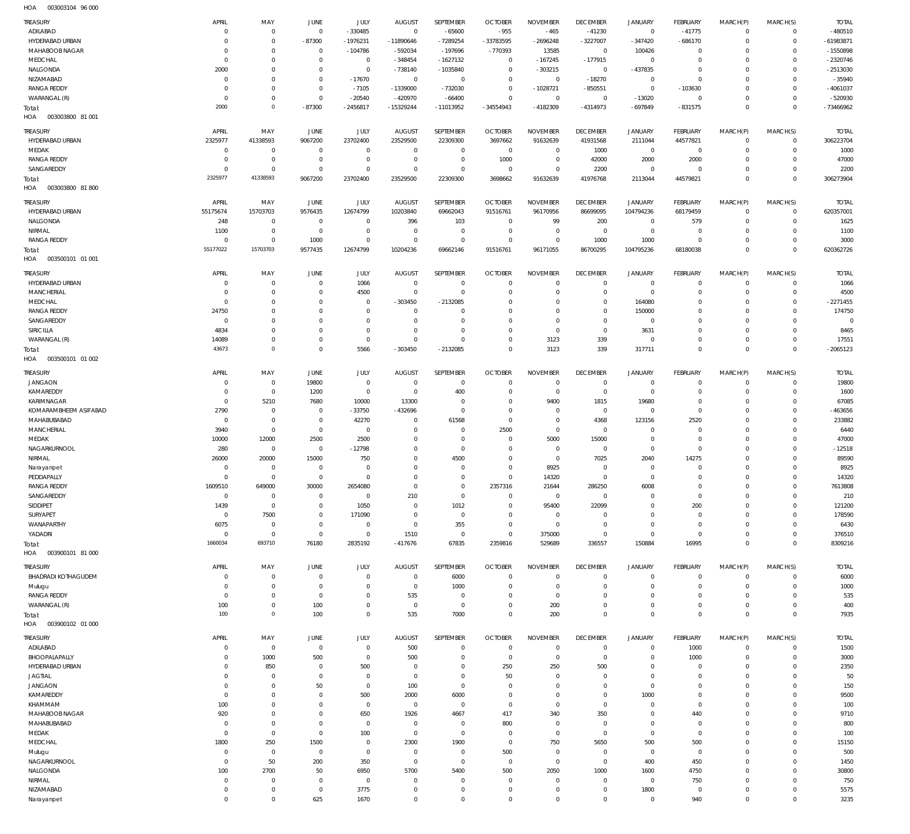HOA 003003104 96 000

| TREASURY | APRIL | MAY | JUNE | JULY | AUGUST | SEPTEMBER | OCTOBER | NOVEMBER | DECEMBER | JANUARY | FEBRUARY | MARCH(P) | MARCH(S) | TOTAL |
|---|---|---|---|---|---|---|---|---|---|---|---|---|---|---|
| ADILABAD | 0 | 0 | 0 | -330485 | 0 | -65600 | -955 | -465 | -41230 | 0 | -41775 | 0 | 0 | -480510 |
| HYDERABAD URBAN | 0 | 0 | -87300 | -1976231 | -11890646 | -7289254 | -33783595 | -2696248 | -3227007 | -347420 | -686170 | 0 | 0 | -61983871 |
| MAHABOOB NAGAR | 0 | 0 | 0 | -104786 | -592034 | -197696 | -770393 | 13585 | 0 | 100426 | 0 | 0 | 0 | -1550898 |
| MEDCHAL | 0 | 0 | 0 | 0 | -348454 | -1627132 | 0 | -167245 | -177915 | 0 | 0 | 0 | 0 | -2320746 |
| NALGONDA | 2000 | 0 | 0 | 0 | -738140 | -1035840 | 0 | -303215 | 0 | -437835 | 0 | 0 | 0 | -2513030 |
| NIZAMABAD | 0 | 0 | 0 | -17670 | 0 | 0 | 0 | 0 | -18270 | 0 | 0 | 0 | 0 | -35940 |
| RANGA REDDY | 0 | 0 | 0 | -7105 | -1339000 | -732030 | 0 | -1028721 | -850551 | 0 | -103630 | 0 | 0 | -4061037 |
| WARANGAL (R) | 0 | 0 | 0 | -20540 | -420970 | -66400 | 0 | 0 | 0 | -13020 | 0 | 0 | 0 | -520930 |
| Total: | 2000 | 0 | -87300 | -2456817 | -15329244 | -11013952 | -34554943 | -4182309 | -4314973 | -697849 | -831575 | 0 | 0 | -73466962 |

HOA 003003800 81 001

| TREASURY | APRIL | MAY | JUNE | JULY | AUGUST | SEPTEMBER | OCTOBER | NOVEMBER | DECEMBER | JANUARY | FEBRUARY | MARCH(P) | MARCH(S) | TOTAL |
|---|---|---|---|---|---|---|---|---|---|---|---|---|---|---|
| HYDERABAD URBAN | 2325977 | 41338593 | 9067200 | 23702400 | 23529500 | 22309300 | 3697662 | 91632639 | 41931568 | 2111044 | 44577821 | 0 | 0 | 306223704 |
| MEDAK | 0 | 0 | 0 | 0 | 0 | 0 | 0 | 0 | 1000 | 0 | 0 | 0 | 0 | 1000 |
| RANGA REDDY | 0 | 0 | 0 | 0 | 0 | 0 | 1000 | 0 | 42000 | 2000 | 2000 | 0 | 0 | 47000 |
| SANGAREDDY | 0 | 0 | 0 | 0 | 0 | 0 | 0 | 0 | 2200 | 0 | 0 | 0 | 0 | 2200 |
| Total: | 2325977 | 41338593 | 9067200 | 23702400 | 23529500 | 22309300 | 3698662 | 91632639 | 41976768 | 2113044 | 44579821 | 0 | 0 | 306273904 |

HOA 003003800 81 800

| TREASURY | APRIL | MAY | JUNE | JULY | AUGUST | SEPTEMBER | OCTOBER | NOVEMBER | DECEMBER | JANUARY | FEBRUARY | MARCH(P) | MARCH(S) | TOTAL |
|---|---|---|---|---|---|---|---|---|---|---|---|---|---|---|
| HYDERABAD URBAN | 55175674 | 15703703 | 9576435 | 12674799 | 10203840 | 69662043 | 91516761 | 96170956 | 86699095 | 104794236 | 68179459 | 0 | 0 | 620357001 |
| NALGONDA | 248 | 0 | 0 | 0 | 396 | 103 | 0 | 99 | 200 | 0 | 579 | 0 | 0 | 1625 |
| NIRMAL | 1100 | 0 | 0 | 0 | 0 | 0 | 0 | 0 | 0 | 0 | 0 | 0 | 0 | 1100 |
| RANGA REDDY | 0 | 0 | 1000 | 0 | 0 | 0 | 0 | 0 | 1000 | 1000 | 0 | 0 | 0 | 3000 |
| Total: | 55177022 | 15703703 | 9577435 | 12674799 | 10204236 | 69662146 | 91516761 | 96171055 | 86700295 | 104795236 | 68180038 | 0 | 0 | 620362726 |

HOA 003500101 01 001

| TREASURY | APRIL | MAY | JUNE | JULY | AUGUST | SEPTEMBER | OCTOBER | NOVEMBER | DECEMBER | JANUARY | FEBRUARY | MARCH(P) | MARCH(S) | TOTAL |
|---|---|---|---|---|---|---|---|---|---|---|---|---|---|---|
| HYDERABAD URBAN | 0 | 0 | 0 | 1066 | 0 | 0 | 0 | 0 | 0 | 0 | 0 | 0 | 0 | 1066 |
| MANCHERIAL | 0 | 0 | 0 | 4500 | 0 | 0 | 0 | 0 | 0 | 0 | 0 | 0 | 0 | 4500 |
| MEDCHAL | 0 | 0 | 0 | 0 | -303450 | -2132085 | 0 | 0 | 0 | 164080 | 0 | 0 | 0 | -2271455 |
| RANGA REDDY | 24750 | 0 | 0 | 0 | 0 | 0 | 0 | 0 | 0 | 150000 | 0 | 0 | 0 | 174750 |
| SANGAREDDY | 0 | 0 | 0 | 0 | 0 | 0 | 0 | 0 | 0 | 0 | 0 | 0 | 0 | 0 |
| SIRICILLA | 4834 | 0 | 0 | 0 | 0 | 0 | 0 | 0 | 0 | 3631 | 0 | 0 | 0 | 8465 |
| WARANGAL (R) | 14089 | 0 | 0 | 0 | 0 | 0 | 0 | 3123 | 339 | 0 | 0 | 0 | 0 | 17551 |
| Total: | 43673 | 0 | 0 | 5566 | -303450 | -2132085 | 0 | 3123 | 339 | 317711 | 0 | 0 | 0 | -2065123 |

HOA 003500101 01 002

| TREASURY | APRIL | MAY | JUNE | JULY | AUGUST | SEPTEMBER | OCTOBER | NOVEMBER | DECEMBER | JANUARY | FEBRUARY | MARCH(P) | MARCH(S) | TOTAL |
|---|---|---|---|---|---|---|---|---|---|---|---|---|---|---|
| JANGAON | 0 | 0 | 19800 | 0 | 0 | 0 | 0 | 0 | 0 | 0 | 0 | 0 | 0 | 19800 |
| KAMAREDDY | 0 | 0 | 1200 | 0 | 0 | 400 | 0 | 0 | 0 | 0 | 0 | 0 | 0 | 1600 |
| KARIMNAGAR | 0 | 5210 | 7680 | 10000 | 13300 | 0 | 0 | 9400 | 1815 | 19680 | 0 | 0 | 0 | 67085 |
| KOMARAMBHEEM ASIFABAD | 2790 | 0 | 0 | -33750 | -432696 | 0 | 0 | 0 | 0 | 0 | 0 | 0 | 0 | -463656 |
| MAHABUBABAD | 0 | 0 | 0 | 42270 | 0 | 61568 | 0 | 0 | 4368 | 123156 | 2520 | 0 | 0 | 233882 |
| MANCHERIAL | 3940 | 0 | 0 | 0 | 0 | 0 | 2500 | 0 | 0 | 0 | 0 | 0 | 0 | 6440 |
| MEDAK | 10000 | 12000 | 2500 | 2500 | 0 | 0 | 0 | 5000 | 15000 | 0 | 0 | 0 | 0 | 47000 |
| NAGARKURNOOL | 280 | 0 | 0 | -12798 | 0 | 0 | 0 | 0 | 0 | 0 | 0 | 0 | 0 | -12518 |
| NIRMAL | 26000 | 20000 | 15000 | 750 | 0 | 4500 | 0 | 0 | 7025 | 2040 | 14275 | 0 | 0 | 89590 |
| Narayanpet | 0 | 0 | 0 | 0 | 0 | 0 | 0 | 8925 | 0 | 0 | 0 | 0 | 0 | 8925 |
| PEDDAPALLY | 0 | 0 | 0 | 0 | 0 | 0 | 0 | 14320 | 0 | 0 | 0 | 0 | 0 | 14320 |
| RANGA REDDY | 1609510 | 649000 | 30000 | 2654080 | 0 | 0 | 2357316 | 21644 | 286250 | 6008 | 0 | 0 | 0 | 7613808 |
| SANGAREDDY | 0 | 0 | 0 | 0 | 210 | 0 | 0 | 0 | 0 | 0 | 0 | 0 | 0 | 210 |
| SIDDIPET | 1439 | 0 | 0 | 1050 | 0 | 1012 | 0 | 95400 | 22099 | 0 | 200 | 0 | 0 | 121200 |
| SURYAPET | 0 | 7500 | 0 | 171090 | 0 | 0 | 0 | 0 | 0 | 0 | 0 | 0 | 0 | 178590 |
| WANAPARTHY | 6075 | 0 | 0 | 0 | 0 | 355 | 0 | 0 | 0 | 0 | 0 | 0 | 0 | 6430 |
| YADADRI | 0 | 0 | 0 | 0 | 1510 | 0 | 0 | 375000 | 0 | 0 | 0 | 0 | 0 | 376510 |
| Total: | 1660034 | 693710 | 76180 | 2835192 | -417676 | 67835 | 2359816 | 529689 | 336557 | 150884 | 16995 | 0 | 0 | 8309216 |

HOA 003900101 81 000

| TREASURY | APRIL | MAY | JUNE | JULY | AUGUST | SEPTEMBER | OCTOBER | NOVEMBER | DECEMBER | JANUARY | FEBRUARY | MARCH(P) | MARCH(S) | TOTAL |
|---|---|---|---|---|---|---|---|---|---|---|---|---|---|---|
| BHADRADI KOTHAGUDEM | 0 | 0 | 0 | 0 | 0 | 6000 | 0 | 0 | 0 | 0 | 0 | 0 | 0 | 6000 |
| Mulugu | 0 | 0 | 0 | 0 | 0 | 1000 | 0 | 0 | 0 | 0 | 0 | 0 | 0 | 1000 |
| RANGA REDDY | 0 | 0 | 0 | 0 | 535 | 0 | 0 | 0 | 0 | 0 | 0 | 0 | 0 | 535 |
| WARANGAL (R) | 100 | 0 | 100 | 0 | 0 | 0 | 0 | 200 | 0 | 0 | 0 | 0 | 0 | 400 |
| Total: | 100 | 0 | 100 | 0 | 535 | 7000 | 0 | 200 | 0 | 0 | 0 | 0 | 0 | 7935 |

HOA 003900102 01 000

| TREASURY | APRIL | MAY | JUNE | JULY | AUGUST | SEPTEMBER | OCTOBER | NOVEMBER | DECEMBER | JANUARY | FEBRUARY | MARCH(P) | MARCH(S) | TOTAL |
|---|---|---|---|---|---|---|---|---|---|---|---|---|---|---|
| ADILABAD | 0 | 0 | 0 | 0 | 500 | 0 | 0 | 0 | 0 | 0 | 1000 | 0 | 0 | 1500 |
| BHOOPALAPALLY | 0 | 1000 | 500 | 0 | 500 | 0 | 0 | 0 | 0 | 0 | 1000 | 0 | 0 | 3000 |
| HYDERABAD URBAN | 0 | 850 | 0 | 500 | 0 | 0 | 250 | 250 | 500 | 0 | 0 | 0 | 0 | 2350 |
| JAGTIAL | 0 | 0 | 0 | 0 | 0 | 0 | 50 | 0 | 0 | 0 | 0 | 0 | 0 | 50 |
| JANGAON | 0 | 0 | 50 | 0 | 100 | 0 | 0 | 0 | 0 | 0 | 0 | 0 | 0 | 150 |
| KAMAREDDY | 0 | 0 | 0 | 500 | 2000 | 6000 | 0 | 0 | 0 | 1000 | 0 | 0 | 0 | 9500 |
| KHAMMAM | 100 | 0 | 0 | 0 | 0 | 0 | 0 | 0 | 0 | 0 | 0 | 0 | 0 | 100 |
| MAHABOOB NAGAR | 920 | 0 | 0 | 650 | 1926 | 4667 | 417 | 340 | 350 | 0 | 440 | 0 | 0 | 9710 |
| MAHABUBABAD | 0 | 0 | 0 | 0 | 0 | 0 | 800 | 0 | 0 | 0 | 0 | 0 | 0 | 800 |
| MEDAK | 0 | 0 | 0 | 100 | 0 | 0 | 0 | 0 | 0 | 0 | 0 | 0 | 0 | 100 |
| MEDCHAL | 1800 | 250 | 1500 | 0 | 2300 | 1900 | 0 | 750 | 5650 | 500 | 500 | 0 | 0 | 15150 |
| Mulugu | 0 | 0 | 0 | 0 | 0 | 0 | 500 | 0 | 0 | 0 | 0 | 0 | 0 | 500 |
| NAGARKURNOOL | 0 | 50 | 200 | 350 | 0 | 0 | 0 | 0 | 0 | 400 | 450 | 0 | 0 | 1450 |
| NALGONDA | 100 | 2700 | 50 | 6950 | 5700 | 5400 | 500 | 2050 | 1000 | 1600 | 4750 | 0 | 0 | 30800 |
| NIRMAL | 0 | 0 | 0 | 0 | 0 | 0 | 0 | 0 | 0 | 0 | 750 | 0 | 0 | 750 |
| NIZAMABAD | 0 | 0 | 0 | 3775 | 0 | 0 | 0 | 0 | 0 | 1800 | 0 | 0 | 0 | 5575 |
| Narayanpet | 0 | 0 | 625 | 1670 | 0 | 0 | 0 | 0 | 0 | 0 | 940 | 0 | 0 | 3235 |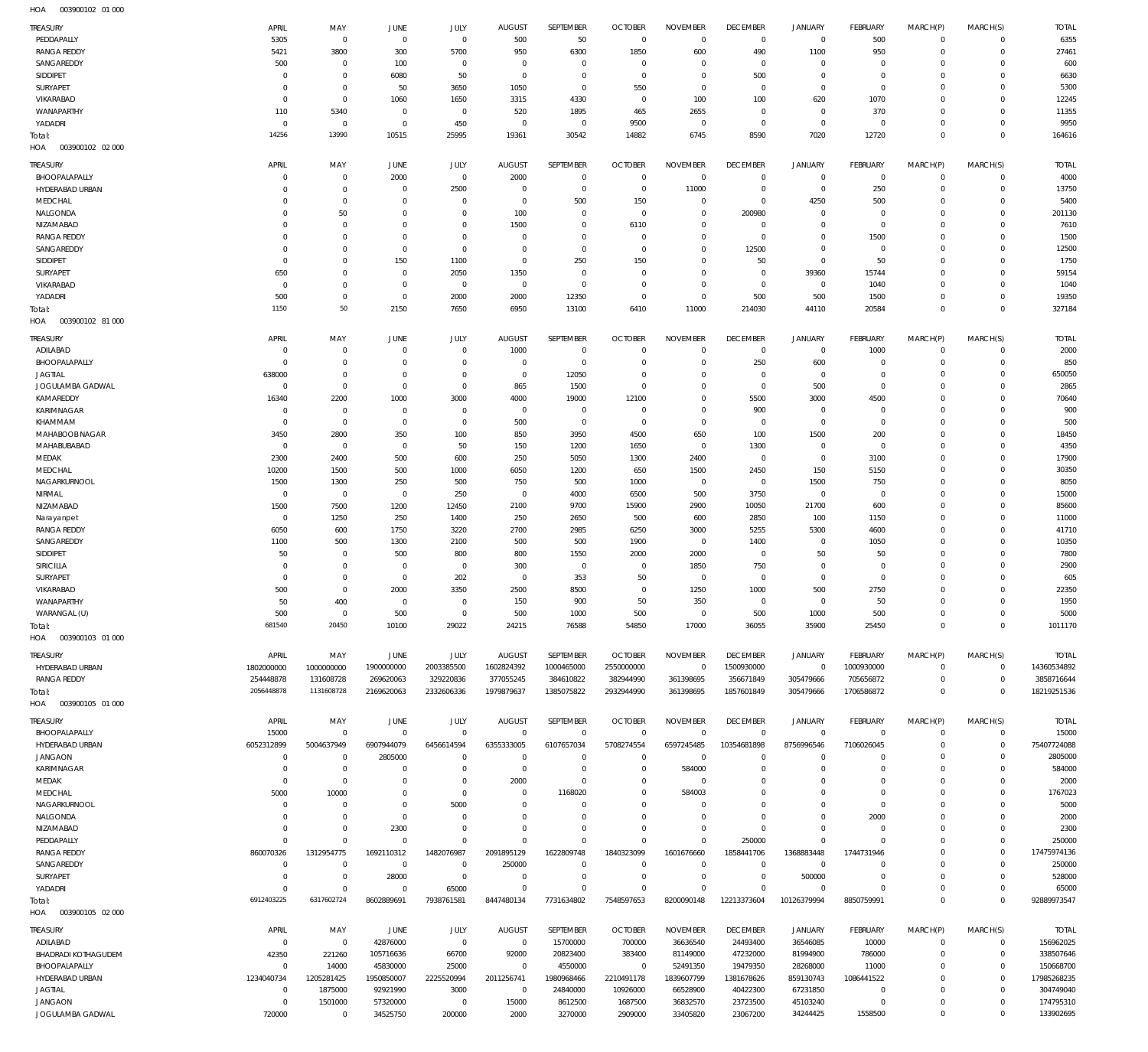HOA 003900102 01 000

| TREASURY | APRIL | MAY | JUNE | JULY | AUGUST | SEPTEMBER | OCTOBER | NOVEMBER | DECEMBER | JANUARY | FEBRUARY | MARCH(P) | MARCH(S) | TOTAL |
|---|---|---|---|---|---|---|---|---|---|---|---|---|---|---|
| PEDDAPALLY | 5305 | 0 | 0 | 0 | 500 | 50 | 0 | 0 | 0 | 0 | 500 | 0 | 0 | 6355 |
| RANGA REDDY | 5421 | 3800 | 300 | 5700 | 950 | 6300 | 1850 | 600 | 490 | 1100 | 950 | 0 | 0 | 27461 |
| SANGAREDDY | 500 | 0 | 100 | 0 | 0 | 0 | 0 | 0 | 0 | 0 | 0 | 0 | 0 | 600 |
| SIDDIPET | 0 | 0 | 6080 | 50 | 0 | 0 | 0 | 0 | 500 | 0 | 0 | 0 | 0 | 6630 |
| SURYAPET | 0 | 0 | 50 | 3650 | 1050 | 0 | 550 | 0 | 0 | 0 | 0 | 0 | 0 | 5300 |
| VIKARABAD | 0 | 0 | 1060 | 1650 | 3315 | 4330 | 0 | 100 | 100 | 620 | 1070 | 0 | 0 | 12245 |
| WANAPARTHY | 110 | 5340 | 0 | 0 | 520 | 1895 | 465 | 2655 | 0 | 0 | 370 | 0 | 0 | 11355 |
| YADADRI | 0 | 0 | 0 | 450 | 0 | 0 | 9500 | 0 | 0 | 0 | 0 | 0 | 0 | 9950 |
| Total: | 14256 | 13990 | 10515 | 25995 | 19361 | 30542 | 14882 | 6745 | 8590 | 7020 | 12720 | 0 | 0 | 164616 |

HOA 003900102 02 000

| TREASURY | APRIL | MAY | JUNE | JULY | AUGUST | SEPTEMBER | OCTOBER | NOVEMBER | DECEMBER | JANUARY | FEBRUARY | MARCH(P) | MARCH(S) | TOTAL |
|---|---|---|---|---|---|---|---|---|---|---|---|---|---|---|
| BHOOPALAPALLY | 0 | 0 | 2000 | 0 | 2000 | 0 | 0 | 0 | 0 | 0 | 0 | 0 | 0 | 4000 |
| HYDERABAD URBAN | 0 | 0 | 0 | 2500 | 0 | 0 | 0 | 11000 | 0 | 0 | 250 | 0 | 0 | 13750 |
| MEDCHAL | 0 | 0 | 0 | 0 | 0 | 500 | 150 | 0 | 0 | 4250 | 500 | 0 | 0 | 5400 |
| NALGONDA | 0 | 50 | 0 | 0 | 100 | 0 | 0 | 0 | 200980 | 0 | 0 | 0 | 0 | 201130 |
| NIZAMABAD | 0 | 0 | 0 | 0 | 1500 | 0 | 6110 | 0 | 0 | 0 | 0 | 0 | 0 | 7610 |
| RANGA REDDY | 0 | 0 | 0 | 0 | 0 | 0 | 0 | 0 | 0 | 0 | 1500 | 0 | 0 | 1500 |
| SANGAREDDY | 0 | 0 | 0 | 0 | 0 | 0 | 0 | 0 | 12500 | 0 | 0 | 0 | 0 | 12500 |
| SIDDIPET | 0 | 0 | 150 | 1100 | 0 | 250 | 150 | 0 | 50 | 0 | 50 | 0 | 0 | 1750 |
| SURYAPET | 650 | 0 | 0 | 2050 | 1350 | 0 | 0 | 0 | 0 | 39360 | 15744 | 0 | 0 | 59154 |
| VIKARABAD | 0 | 0 | 0 | 0 | 0 | 0 | 0 | 0 | 0 | 0 | 1040 | 0 | 0 | 1040 |
| YADADRI | 500 | 0 | 0 | 2000 | 2000 | 12350 | 0 | 0 | 500 | 500 | 1500 | 0 | 0 | 19350 |
| Total: | 1150 | 50 | 2150 | 7650 | 6950 | 13100 | 6410 | 11000 | 214030 | 44110 | 20584 | 0 | 0 | 327184 |

HOA 003900102 81 000

| TREASURY | APRIL | MAY | JUNE | JULY | AUGUST | SEPTEMBER | OCTOBER | NOVEMBER | DECEMBER | JANUARY | FEBRUARY | MARCH(P) | MARCH(S) | TOTAL |
|---|---|---|---|---|---|---|---|---|---|---|---|---|---|---|
| ADILABAD | 0 | 0 | 0 | 0 | 1000 | 0 | 0 | 0 | 0 | 0 | 1000 | 0 | 0 | 2000 |
| BHOOPALAPALLY | 0 | 0 | 0 | 0 | 0 | 0 | 0 | 0 | 250 | 600 | 0 | 0 | 0 | 850 |
| JAGTIAL | 638000 | 0 | 0 | 0 | 0 | 12050 | 0 | 0 | 0 | 0 | 0 | 0 | 0 | 650050 |
| JOGULAMBA GADWAL | 0 | 0 | 0 | 0 | 865 | 1500 | 0 | 0 | 0 | 500 | 0 | 0 | 0 | 2865 |
| KAMAREDDY | 16340 | 2200 | 1000 | 3000 | 4000 | 19000 | 12100 | 0 | 5500 | 3000 | 4500 | 0 | 0 | 70640 |
| KARIMNAGAR | 0 | 0 | 0 | 0 | 0 | 0 | 0 | 0 | 900 | 0 | 0 | 0 | 0 | 900 |
| KHAMMAM | 0 | 0 | 0 | 0 | 500 | 0 | 0 | 0 | 0 | 0 | 0 | 0 | 0 | 500 |
| MAHABOOBNAGAR | 3450 | 2800 | 350 | 100 | 850 | 3950 | 4500 | 650 | 100 | 1500 | 200 | 0 | 0 | 18450 |
| MAHABUBABAD | 0 | 0 | 0 | 50 | 150 | 1200 | 1650 | 0 | 1300 | 0 | 0 | 0 | 0 | 4350 |
| MEDAK | 2300 | 2400 | 500 | 600 | 250 | 5050 | 1300 | 2400 | 0 | 0 | 3100 | 0 | 0 | 17900 |
| MEDCHAL | 10200 | 1500 | 500 | 1000 | 6050 | 1200 | 650 | 1500 | 2450 | 150 | 5150 | 0 | 0 | 30350 |
| NAGARKURNOOL | 1500 | 1300 | 250 | 500 | 750 | 500 | 1000 | 0 | 0 | 1500 | 750 | 0 | 0 | 8050 |
| NIRMAL | 0 | 0 | 0 | 250 | 0 | 4000 | 6500 | 500 | 3750 | 0 | 0 | 0 | 0 | 15000 |
| NIZAMABAD | 1500 | 7500 | 1200 | 12450 | 2100 | 9700 | 15900 | 2900 | 10050 | 21700 | 600 | 0 | 0 | 85600 |
| Narayanpet | 0 | 1250 | 250 | 1400 | 250 | 2650 | 500 | 600 | 2850 | 100 | 1150 | 0 | 0 | 11000 |
| RANGA REDDY | 6050 | 600 | 1750 | 3220 | 2700 | 2985 | 6250 | 3000 | 5255 | 5300 | 4600 | 0 | 0 | 41710 |
| SANGAREDDY | 1100 | 500 | 1300 | 2100 | 500 | 500 | 1900 | 0 | 1400 | 0 | 1050 | 0 | 0 | 10350 |
| SIDDIPET | 50 | 0 | 500 | 800 | 800 | 1550 | 2000 | 2000 | 0 | 50 | 50 | 0 | 0 | 7800 |
| SIRICILLA | 0 | 0 | 0 | 0 | 300 | 0 | 0 | 1850 | 750 | 0 | 0 | 0 | 0 | 2900 |
| SURYAPET | 0 | 0 | 0 | 202 | 0 | 353 | 50 | 0 | 0 | 0 | 0 | 0 | 0 | 605 |
| VIKARABAD | 500 | 0 | 2000 | 3350 | 2500 | 8500 | 0 | 1250 | 1000 | 500 | 2750 | 0 | 0 | 22350 |
| WANAPARTHY | 50 | 400 | 0 | 0 | 150 | 900 | 50 | 350 | 0 | 0 | 50 | 0 | 0 | 1950 |
| WARANGAL (U) | 500 | 0 | 500 | 0 | 500 | 1000 | 500 | 0 | 500 | 1000 | 500 | 0 | 0 | 5000 |
| Total: | 681540 | 20450 | 10100 | 29022 | 24215 | 76588 | 54850 | 17000 | 36055 | 35900 | 25450 | 0 | 0 | 1011170 |

HOA 003900103 01 000

| TREASURY | APRIL | MAY | JUNE | JULY | AUGUST | SEPTEMBER | OCTOBER | NOVEMBER | DECEMBER | JANUARY | FEBRUARY | MARCH(P) | MARCH(S) | TOTAL |
|---|---|---|---|---|---|---|---|---|---|---|---|---|---|---|
| HYDERABAD URBAN | 1802000000 | 1000000000 | 1900000000 | 2003385500 | 1602824392 | 1000465000 | 2550000000 | 0 | 1500930000 | 0 | 1000930000 | 0 | 0 | 14360534892 |
| RANGA REDDY | 254448878 | 131608728 | 269620063 | 329220836 | 377055245 | 384610822 | 382944990 | 361398695 | 356671849 | 305479666 | 705656872 | 0 | 0 | 3858716644 |
| Total: | 2056448878 | 1131608728 | 2169620063 | 2332606336 | 1979879637 | 1385075822 | 2932944990 | 361398695 | 1857601849 | 305479666 | 1706586872 | 0 | 0 | 18219251536 |

HOA 003900105 01 000

| TREASURY | APRIL | MAY | JUNE | JULY | AUGUST | SEPTEMBER | OCTOBER | NOVEMBER | DECEMBER | JANUARY | FEBRUARY | MARCH(P) | MARCH(S) | TOTAL |
|---|---|---|---|---|---|---|---|---|---|---|---|---|---|---|
| BHOOPALAPALLY | 15000 | 0 | 0 | 0 | 0 | 0 | 0 | 0 | 0 | 0 | 0 | 0 | 0 | 15000 |
| HYDERABAD URBAN | 6052312899 | 5004637949 | 6907944079 | 6456614594 | 6355333005 | 6107657034 | 5708274554 | 6597245485 | 10354681898 | 8756996546 | 7106026045 | 0 | 0 | 75407724088 |
| JANGAON | 0 | 0 | 2805000 | 0 | 0 | 0 | 0 | 0 | 0 | 0 | 0 | 0 | 0 | 2805000 |
| KARIMNAGAR | 0 | 0 | 0 | 0 | 0 | 0 | 0 | 584000 | 0 | 0 | 0 | 0 | 0 | 584000 |
| MEDAK | 0 | 0 | 0 | 0 | 2000 | 0 | 0 | 0 | 0 | 0 | 0 | 0 | 0 | 2000 |
| MEDCHAL | 5000 | 10000 | 0 | 0 | 0 | 1168020 | 0 | 584003 | 0 | 0 | 0 | 0 | 0 | 1767023 |
| NAGARKURNOOL | 0 | 0 | 0 | 5000 | 0 | 0 | 0 | 0 | 0 | 0 | 0 | 0 | 0 | 5000 |
| NALGONDA | 0 | 0 | 0 | 0 | 0 | 0 | 0 | 0 | 0 | 0 | 2000 | 0 | 0 | 2000 |
| NIZAMABAD | 0 | 0 | 2300 | 0 | 0 | 0 | 0 | 0 | 0 | 0 | 0 | 0 | 0 | 2300 |
| PEDDAPALLY | 0 | 0 | 0 | 0 | 0 | 0 | 0 | 0 | 250000 | 0 | 0 | 0 | 0 | 250000 |
| RANGA REDDY | 860070326 | 1312954775 | 1692110312 | 1482076987 | 2091895129 | 1622809748 | 1840323099 | 1601676660 | 1858441706 | 1368883448 | 1744731946 | 0 | 0 | 17475974136 |
| SANGAREDDY | 0 | 0 | 0 | 0 | 250000 | 0 | 0 | 0 | 0 | 0 | 0 | 0 | 0 | 250000 |
| SURYAPET | 0 | 0 | 28000 | 0 | 0 | 0 | 0 | 0 | 0 | 500000 | 0 | 0 | 0 | 528000 |
| YADADRI | 0 | 0 | 0 | 65000 | 0 | 0 | 0 | 0 | 0 | 0 | 0 | 0 | 0 | 65000 |
| Total: | 6912403225 | 6317602724 | 8602889691 | 7938761581 | 8447480134 | 7731634802 | 7548597653 | 8200090148 | 12213373604 | 10126379994 | 8850759991 | 0 | 0 | 92889973547 |

HOA 003900105 02 000

| TREASURY | APRIL | MAY | JUNE | JULY | AUGUST | SEPTEMBER | OCTOBER | NOVEMBER | DECEMBER | JANUARY | FEBRUARY | MARCH(P) | MARCH(S) | TOTAL |
|---|---|---|---|---|---|---|---|---|---|---|---|---|---|---|
| ADILABAD | 0 | 0 | 42876000 | 0 | 0 | 15700000 | 700000 | 36636540 | 24493400 | 36546085 | 10000 | 0 | 0 | 156962025 |
| BHADRADI KOTHAGUDEM | 42350 | 221260 | 105716636 | 66700 | 92000 | 20823400 | 383400 | 81149000 | 47232000 | 81994900 | 786000 | 0 | 0 | 338507646 |
| BHOOPALAPALLY | 0 | 14000 | 45830000 | 25000 | 0 | 4550000 | 0 | 52491350 | 19479350 | 28268000 | 11000 | 0 | 0 | 150668700 |
| HYDERABAD URBAN | 1234040734 | 1205281425 | 1950850007 | 2225520994 | 2011256741 | 1980968466 | 2210491178 | 1839607799 | 1381678626 | 859130743 | 1086441522 | 0 | 0 | 17985268235 |
| JAGTIAL | 0 | 1875000 | 92921990 | 3000 | 0 | 24840000 | 10926000 | 66528900 | 40422300 | 67231850 | 0 | 0 | 0 | 304749040 |
| JANGAON | 0 | 1501000 | 57320000 | 0 | 15000 | 8612500 | 1687500 | 36832570 | 23723500 | 45103240 | 0 | 0 | 0 | 174795310 |
| JOGULAMBA GADWAL | 720000 | 0 | 34525750 | 200000 | 2000 | 3270000 | 2909000 | 33405820 | 23067200 | 34244425 | 1558500 | 0 | 0 | 133902695 |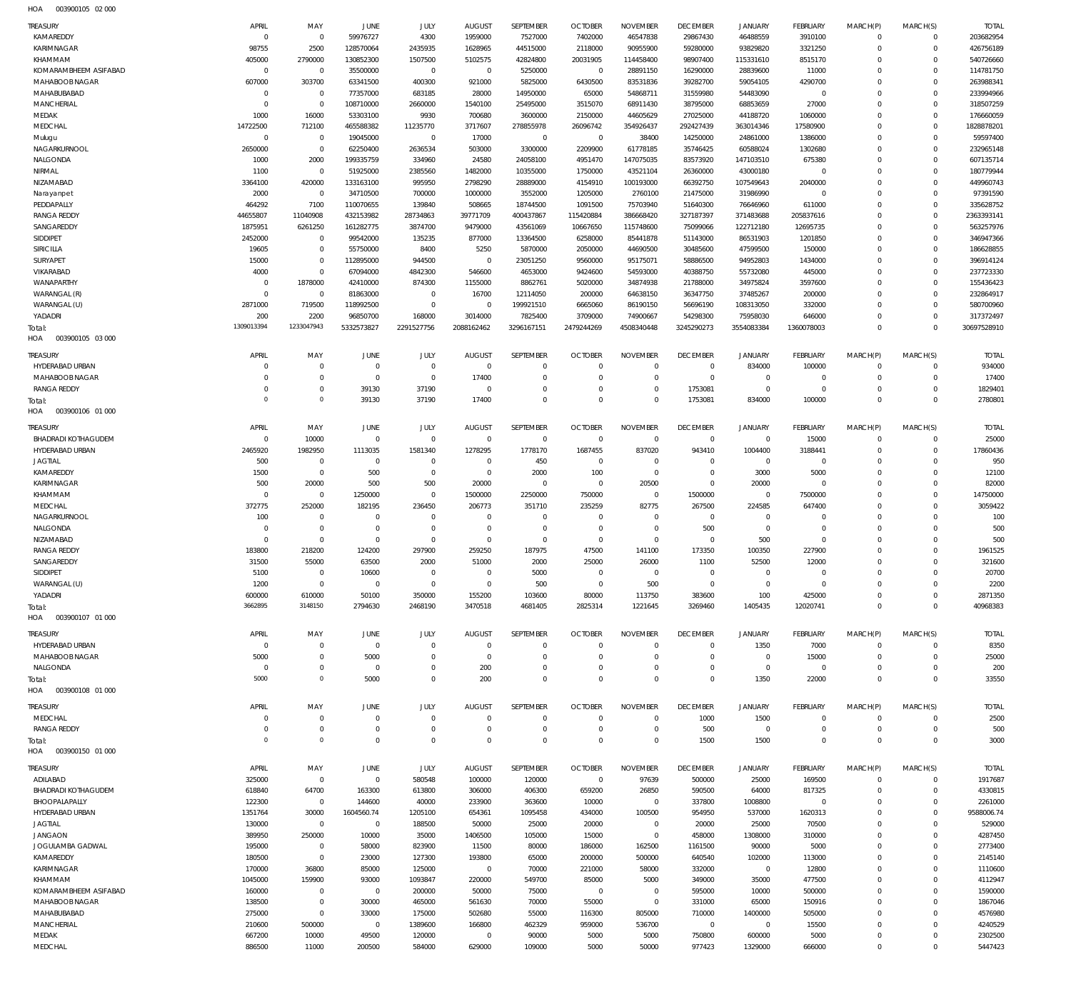HOA 003900105 02 000

| TREASURY | APRIL | MAY | JUNE | JULY | AUGUST | SEPTEMBER | OCTOBER | NOVEMBER | DECEMBER | JANUARY | FEBRUARY | MARCH(P) | MARCH(S) | TOTAL |
|---|---|---|---|---|---|---|---|---|---|---|---|---|---|---|
| KAMAREDDY | 0 | 0 | 59976727 | 4300 | 1959000 | 7527000 | 7402000 | 46547838 | 29867430 | 46488559 | 3910100 | 0 | 0 | 203682954 |
| KARIMNAGAR | 98755 | 2500 | 128570064 | 2435935 | 1628965 | 44515000 | 2118000 | 90955900 | 59280000 | 93829820 | 3321250 | 0 | 0 | 426756189 |
| KHAMMAM | 405000 | 2790000 | 130852300 | 1507500 | 5102575 | 42824800 | 20031905 | 114458400 | 98907400 | 115331610 | 8515170 | 0 | 0 | 540726660 |
| KOMARAMBHEEM ASIFABAD | 0 | 0 | 35500000 | 0 | 0 | 5250000 | 0 | 28891150 | 16290000 | 28839600 | 11000 | 0 | 0 | 114781750 |
| MAHABOOBNAGAR | 607000 | 303700 | 63341500 | 400300 | 921000 | 5825000 | 6430500 | 83531836 | 39282700 | 59054105 | 4290700 | 0 | 0 | 263988341 |
| MAHABUBABAD | 0 | 0 | 77357000 | 683185 | 28000 | 14950000 | 65000 | 54868711 | 31559980 | 54483090 | 0 | 0 | 0 | 233994966 |
| MANCHERIAL | 0 | 0 | 108710000 | 2660000 | 1540100 | 25495000 | 3515070 | 68911430 | 38795000 | 68853659 | 27000 | 0 | 0 | 318507259 |
| MEDAK | 1000 | 16000 | 53303100 | 9930 | 700680 | 3600000 | 2150000 | 44605629 | 27025000 | 44188720 | 1060000 | 0 | 0 | 176660059 |
| MEDCHAL | 14722500 | 712100 | 465588382 | 11235770 | 3717607 | 278855978 | 26096742 | 354926437 | 292427439 | 363014346 | 17580900 | 0 | 0 | 1828878201 |
| Mulugu | 0 | 0 | 19045000 | 0 | 17000 | 0 | 0 | 38400 | 14250000 | 24861000 | 1386000 | 0 | 0 | 59597400 |
| NAGARKURNOOL | 2650000 | 0 | 62250400 | 2636534 | 503000 | 3300000 | 2209900 | 61778185 | 35746425 | 60588024 | 1302680 | 0 | 0 | 232965148 |
| NALGONDA | 1000 | 2000 | 199335759 | 334960 | 24580 | 24058100 | 4951470 | 147075035 | 83573920 | 147103510 | 675380 | 0 | 0 | 607135714 |
| NIRMAL | 1100 | 0 | 51925000 | 2385560 | 1482000 | 10355000 | 1750000 | 43521104 | 26360000 | 43000180 | 0 | 0 | 0 | 180779944 |
| NIZAMABAD | 3364100 | 420000 | 133163100 | 995950 | 2798290 | 28889000 | 4154910 | 100193000 | 66392750 | 107549643 | 2040000 | 0 | 0 | 449960743 |
| Narayanpet | 2000 | 0 | 34710500 | 700000 | 1000000 | 3552000 | 1205000 | 2760100 | 21475000 | 31986990 | 0 | 0 | 0 | 97391590 |
| PEDDAPALLY | 464292 | 7100 | 110070655 | 139840 | 508665 | 18744500 | 1091500 | 75703940 | 51640300 | 76646960 | 611000 | 0 | 0 | 335628752 |
| RANGA REDDY | 44655807 | 11040908 | 432153982 | 28734863 | 39771709 | 400437867 | 115420884 | 386668420 | 327187397 | 371483688 | 205837616 | 0 | 0 | 2363393141 |
| SANGAREDDY | 1875951 | 6261250 | 161282775 | 3874700 | 9479000 | 43561069 | 10667650 | 115748600 | 75099066 | 122712180 | 12695735 | 0 | 0 | 563257976 |
| SIDDIPET | 2452000 | 0 | 99542000 | 135235 | 877000 | 13364500 | 6258000 | 85441878 | 51143000 | 86531903 | 1201850 | 0 | 0 | 346947366 |
| SIRICILLA | 19605 | 0 | 55750000 | 8400 | 5250 | 5870000 | 2050000 | 44690500 | 30485600 | 47599500 | 150000 | 0 | 0 | 186628855 |
| SURYAPET | 15000 | 0 | 112895000 | 944500 | 0 | 23051250 | 9560000 | 95175071 | 58886500 | 94952803 | 1434000 | 0 | 0 | 396914124 |
| VIKARABAD | 4000 | 0 | 67094000 | 4842300 | 546600 | 4653000 | 9424600 | 54593000 | 40388750 | 55732080 | 445000 | 0 | 0 | 237723330 |
| WANAPARTHY | 0 | 1878000 | 42410000 | 874300 | 1155000 | 8862761 | 5020000 | 34874938 | 21788000 | 34975824 | 3597600 | 0 | 0 | 155436423 |
| WARANGAL (R) | 0 | 0 | 81863000 | 0 | 16700 | 12114050 | 200000 | 64638150 | 36347750 | 37485267 | 200000 | 0 | 0 | 232864917 |
| WARANGAL (U) | 2871000 | 719500 | 118992500 | 0 | 0 | 199921510 | 6665060 | 86190150 | 56696190 | 108313050 | 332000 | 0 | 0 | 580700960 |
| YADADRI | 200 | 2200 | 96850700 | 168000 | 3014000 | 7825400 | 3709000 | 74900667 | 54298300 | 75958030 | 646000 | 0 | 0 | 317372497 |
| Total: | 1309013394 | 1233047943 | 5332573827 | 2291527756 | 2088162462 | 3296167151 | 2479244269 | 4508340448 | 3245290273 | 3554083384 | 1360078003 | 0 | 0 | 30697528910 |

HOA 003900105 03 000

| TREASURY | APRIL | MAY | JUNE | JULY | AUGUST | SEPTEMBER | OCTOBER | NOVEMBER | DECEMBER | JANUARY | FEBRUARY | MARCH(P) | MARCH(S) | TOTAL |
|---|---|---|---|---|---|---|---|---|---|---|---|---|---|---|
| HYDERABAD URBAN | 0 | 0 | 0 | 0 | 0 | 0 | 0 | 0 | 0 | 834000 | 100000 | 0 | 0 | 934000 |
| MAHABOOBNAGAR | 0 | 0 | 0 | 0 | 17400 | 0 | 0 | 0 | 0 | 0 | 0 | 0 | 0 | 17400 |
| RANGA REDDY | 0 | 0 | 39130 | 37190 | 0 | 0 | 0 | 0 | 1753081 | 0 | 0 | 0 | 0 | 1829401 |
| Total: | 0 | 0 | 39130 | 37190 | 17400 | 0 | 0 | 0 | 1753081 | 834000 | 100000 | 0 | 0 | 2780801 |

HOA 003900106 01 000

| TREASURY | APRIL | MAY | JUNE | JULY | AUGUST | SEPTEMBER | OCTOBER | NOVEMBER | DECEMBER | JANUARY | FEBRUARY | MARCH(P) | MARCH(S) | TOTAL |
|---|---|---|---|---|---|---|---|---|---|---|---|---|---|---|
| BHADRADI KOTHAGUDEM | 0 | 10000 | 0 | 0 | 0 | 0 | 0 | 0 | 0 | 0 | 15000 | 0 | 0 | 25000 |
| HYDERABAD URBAN | 2465920 | 1982950 | 1113035 | 1581340 | 1278295 | 1778170 | 1687455 | 837020 | 943410 | 1004400 | 3188441 | 0 | 0 | 17860436 |
| JAGTIAL | 500 | 0 | 0 | 0 | 0 | 450 | 0 | 0 | 0 | 0 | 0 | 0 | 0 | 950 |
| KAMAREDDY | 1500 | 0 | 500 | 0 | 0 | 2000 | 100 | 0 | 0 | 3000 | 5000 | 0 | 0 | 12100 |
| KARIMNAGAR | 500 | 20000 | 500 | 500 | 20000 | 0 | 0 | 20500 | 0 | 20000 | 0 | 0 | 0 | 82000 |
| KHAMMAM | 0 | 0 | 1250000 | 0 | 1500000 | 2250000 | 750000 | 0 | 1500000 | 0 | 7500000 | 0 | 0 | 14750000 |
| MEDCHAL | 372775 | 252000 | 182195 | 236450 | 206773 | 351710 | 235259 | 82775 | 267500 | 224585 | 647400 | 0 | 0 | 3059422 |
| NAGARKURNOOL | 100 | 0 | 0 | 0 | 0 | 0 | 0 | 0 | 0 | 0 | 0 | 0 | 0 | 100 |
| NALGONDA | 0 | 0 | 0 | 0 | 0 | 0 | 0 | 0 | 500 | 0 | 0 | 0 | 0 | 500 |
| NIZAMABAD | 0 | 0 | 0 | 0 | 0 | 0 | 0 | 0 | 0 | 500 | 0 | 0 | 0 | 500 |
| RANGA REDDY | 183800 | 218200 | 124200 | 297900 | 259250 | 187975 | 47500 | 141100 | 173350 | 100350 | 227900 | 0 | 0 | 1961525 |
| SANGAREDDY | 31500 | 55000 | 63500 | 2000 | 51000 | 2000 | 25000 | 26000 | 1100 | 52500 | 12000 | 0 | 0 | 321600 |
| SIDDIPET | 5100 | 0 | 10600 | 0 | 0 | 5000 | 0 | 0 | 0 | 0 | 0 | 0 | 0 | 20700 |
| WARANGAL (U) | 1200 | 0 | 0 | 0 | 0 | 500 | 0 | 500 | 0 | 0 | 0 | 0 | 0 | 2200 |
| YADADRI | 600000 | 610000 | 50100 | 350000 | 155200 | 103600 | 80000 | 113750 | 383600 | 100 | 425000 | 0 | 0 | 2871350 |
| Total: | 3662895 | 3148150 | 2794630 | 2468190 | 3470518 | 4681405 | 2825314 | 1221645 | 3269460 | 1405435 | 12020741 | 0 | 0 | 40968383 |

HOA 003900107 01 000

| TREASURY | APRIL | MAY | JUNE | JULY | AUGUST | SEPTEMBER | OCTOBER | NOVEMBER | DECEMBER | JANUARY | FEBRUARY | MARCH(P) | MARCH(S) | TOTAL |
|---|---|---|---|---|---|---|---|---|---|---|---|---|---|---|
| HYDERABAD URBAN | 0 | 0 | 0 | 0 | 0 | 0 | 0 | 0 | 0 | 1350 | 7000 | 0 | 0 | 8350 |
| MAHABOOBNAGAR | 5000 | 0 | 5000 | 0 | 0 | 0 | 0 | 0 | 0 | 0 | 15000 | 0 | 0 | 25000 |
| NALGONDA | 0 | 0 | 0 | 0 | 200 | 0 | 0 | 0 | 0 | 0 | 0 | 0 | 0 | 200 |
| Total: | 5000 | 0 | 5000 | 0 | 200 | 0 | 0 | 0 | 0 | 1350 | 22000 | 0 | 0 | 33550 |

HOA 003900108 01 000

| TREASURY | APRIL | MAY | JUNE | JULY | AUGUST | SEPTEMBER | OCTOBER | NOVEMBER | DECEMBER | JANUARY | FEBRUARY | MARCH(P) | MARCH(S) | TOTAL |
|---|---|---|---|---|---|---|---|---|---|---|---|---|---|---|
| MEDCHAL | 0 | 0 | 0 | 0 | 0 | 0 | 0 | 0 | 1000 | 1500 | 0 | 0 | 0 | 2500 |
| RANGA REDDY | 0 | 0 | 0 | 0 | 0 | 0 | 0 | 0 | 500 | 0 | 0 | 0 | 0 | 500 |
| Total: | 0 | 0 | 0 | 0 | 0 | 0 | 0 | 0 | 1500 | 1500 | 0 | 0 | 0 | 3000 |

HOA 003900150 01 000

| TREASURY | APRIL | MAY | JUNE | JULY | AUGUST | SEPTEMBER | OCTOBER | NOVEMBER | DECEMBER | JANUARY | FEBRUARY | MARCH(P) | MARCH(S) | TOTAL |
|---|---|---|---|---|---|---|---|---|---|---|---|---|---|---|
| ADILABAD | 325000 | 0 | 0 | 580548 | 100000 | 120000 | 0 | 97639 | 500000 | 25000 | 169500 | 0 | 0 | 1917687 |
| BHADRADI KOTHAGUDEM | 618840 | 64700 | 163300 | 613800 | 306000 | 406300 | 659200 | 26850 | 590500 | 64000 | 817325 | 0 | 0 | 4330815 |
| BHOOPALAPALLY | 122300 | 0 | 144600 | 40000 | 233900 | 363600 | 10000 | 0 | 337800 | 1008800 | 0 | 0 | 0 | 2261000 |
| HYDERABAD URBAN | 1351764 | 30000 | 1604560.74 | 1205100 | 654361 | 1095458 | 434000 | 100500 | 954950 | 537000 | 1620313 | 0 | 0 | 9588006.74 |
| JAGTIAL | 130000 | 0 | 0 | 188500 | 50000 | 25000 | 20000 | 0 | 20000 | 25000 | 70500 | 0 | 0 | 529000 |
| JANGAON | 389950 | 250000 | 10000 | 35000 | 1406500 | 105000 | 15000 | 0 | 458000 | 1308000 | 310000 | 0 | 0 | 4287450 |
| JOGULAMBA GADWAL | 195000 | 0 | 58000 | 823900 | 11500 | 80000 | 186000 | 162500 | 1161500 | 90000 | 5000 | 0 | 0 | 2773400 |
| KAMAREDDY | 180500 | 0 | 23000 | 127300 | 193800 | 65000 | 200000 | 500000 | 640540 | 102000 | 113000 | 0 | 0 | 2145140 |
| KARIMNAGAR | 170000 | 36800 | 85000 | 125000 | 0 | 70000 | 221000 | 58000 | 332000 | 0 | 12800 | 0 | 0 | 1110600 |
| KHAMMAM | 1045000 | 159900 | 93000 | 1093847 | 220000 | 549700 | 85000 | 5000 | 349000 | 35000 | 477500 | 0 | 0 | 4112947 |
| KOMARAMBHEEM ASIFABAD | 160000 | 0 | 0 | 200000 | 50000 | 75000 | 0 | 0 | 595000 | 10000 | 500000 | 0 | 0 | 1590000 |
| MAHABOOBNAGAR | 138500 | 0 | 30000 | 465000 | 561630 | 70000 | 55000 | 0 | 331000 | 65000 | 150916 | 0 | 0 | 1867046 |
| MAHABUBABAD | 275000 | 0 | 33000 | 175000 | 502680 | 55000 | 116300 | 805000 | 710000 | 1400000 | 505000 | 0 | 0 | 4576980 |
| MANCHERIAL | 210600 | 500000 | 0 | 1389600 | 166800 | 462329 | 959000 | 536700 | 0 | 0 | 15500 | 0 | 0 | 4240529 |
| MEDAK | 667200 | 10000 | 49500 | 120000 | 0 | 90000 | 5000 | 5000 | 750800 | 600000 | 5000 | 0 | 0 | 2302500 |
| MEDCHAL | 886500 | 11000 | 200500 | 584000 | 629000 | 109000 | 5000 | 50000 | 977423 | 1329000 | 666000 | 0 | 0 | 5447423 |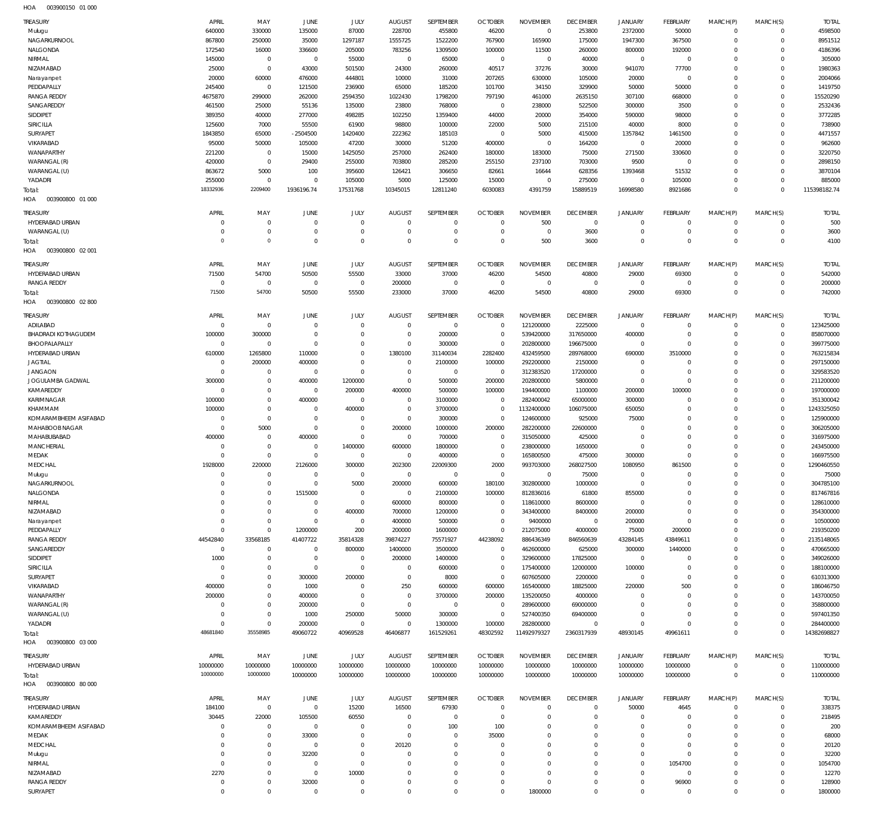HOA 003900150 01 000

| TREASURY | APRIL | MAY | JUNE | JULY | AUGUST | SEPTEMBER | OCTOBER | NOVEMBER | DECEMBER | JANUARY | FEBRUARY | MARCH(P) | MARCH(S) | TOTAL |
|---|---|---|---|---|---|---|---|---|---|---|---|---|---|---|
| Mulugu | 640000 | 330000 | 135000 | 87000 | 228700 | 455800 | 46200 | 0 | 253800 | 2372000 | 50000 | 0 | 0 | 4598500 |
| NAGARKURNOOL | 867800 | 250000 | 35000 | 1297187 | 1555725 | 1522200 | 767900 | 165900 | 175000 | 1947300 | 367500 | 0 | 0 | 8951512 |
| NALGONDA | 172540 | 16000 | 336600 | 205000 | 783256 | 1309500 | 100000 | 11500 | 260000 | 800000 | 192000 | 0 | 0 | 4186396 |
| NIRMAL | 145000 | 0 | 0 | 55000 | 0 | 65000 | 0 | 0 | 40000 | 0 | 0 | 0 | 0 | 305000 |
| NIZAMABAD | 25000 | 0 | 43000 | 501500 | 24300 | 260000 | 40517 | 37276 | 30000 | 941070 | 77700 | 0 | 0 | 1980363 |
| Narayanpet | 20000 | 60000 | 476000 | 444801 | 10000 | 31000 | 207265 | 630000 | 105000 | 20000 | 0 | 0 | 0 | 2004066 |
| PEDDAPALLY | 245400 | 0 | 121500 | 236900 | 65000 | 185200 | 101700 | 34150 | 329900 | 50000 | 50000 | 0 | 0 | 1419750 |
| RANGA REDDY | 4675870 | 299000 | 262000 | 2594350 | 1022430 | 1798200 | 797190 | 461000 | 2635150 | 307100 | 668000 | 0 | 0 | 15520290 |
| SANGAREDDY | 461500 | 25000 | 55136 | 135000 | 23800 | 768000 | 0 | 238000 | 522500 | 300000 | 3500 | 0 | 0 | 2532436 |
| SIDDIPET | 389350 | 40000 | 277000 | 498285 | 102250 | 1359400 | 44000 | 20000 | 354000 | 590000 | 98000 | 0 | 0 | 3772285 |
| SIRICILLA | 125600 | 7000 | 55500 | 61900 | 98800 | 100000 | 22000 | 5000 | 215100 | 40000 | 8000 | 0 | 0 | 738900 |
| SURYAPET | 1843850 | 65000 | -2504500 | 1420400 | 222362 | 185103 | 0 | 5000 | 415000 | 1357842 | 1461500 | 0 | 0 | 4471557 |
| VIKARABAD | 95000 | 50000 | 105000 | 47200 | 30000 | 51200 | 400000 | 0 | 164200 | 0 | 20000 | 0 | 0 | 962600 |
| WANAPARTHY | 221200 | 0 | 15000 | 1425050 | 257000 | 262400 | 180000 | 183000 | 75000 | 271500 | 330600 | 0 | 0 | 3220750 |
| WARANGAL (R) | 420000 | 0 | 29400 | 255000 | 703800 | 285200 | 255150 | 237100 | 703000 | 9500 | 0 | 0 | 0 | 2898150 |
| WARANGAL (U) | 863672 | 5000 | 100 | 395600 | 126421 | 306650 | 82661 | 16644 | 628356 | 1393468 | 51532 | 0 | 0 | 3870104 |
| YADADRI | 255000 | 0 | 0 | 105000 | 5000 | 125000 | 15000 | 0 | 275000 | 0 | 105000 | 0 | 0 | 885000 |
| Total: | 18332936 | 2209400 | 1936196.74 | 17531768 | 10345015 | 12811240 | 6030083 | 4391759 | 15889519 | 16998580 | 8921686 | 0 | 0 | 115398182.74 |

HOA 003900800 01 000

| TREASURY | APRIL | MAY | JUNE | JULY | AUGUST | SEPTEMBER | OCTOBER | NOVEMBER | DECEMBER | JANUARY | FEBRUARY | MARCH(P) | MARCH(S) | TOTAL |
|---|---|---|---|---|---|---|---|---|---|---|---|---|---|---|
| HYDERABAD URBAN | 0 | 0 | 0 | 0 | 0 | 0 | 0 | 500 | 0 | 0 | 0 | 0 | 0 | 500 |
| WARANGAL (U) | 0 | 0 | 0 | 0 | 0 | 0 | 0 | 0 | 3600 | 0 | 0 | 0 | 0 | 3600 |
| Total: | 0 | 0 | 0 | 0 | 0 | 0 | 0 | 500 | 3600 | 0 | 0 | 0 | 0 | 4100 |

HOA 003900800 02 001

| TREASURY | APRIL | MAY | JUNE | JULY | AUGUST | SEPTEMBER | OCTOBER | NOVEMBER | DECEMBER | JANUARY | FEBRUARY | MARCH(P) | MARCH(S) | TOTAL |
|---|---|---|---|---|---|---|---|---|---|---|---|---|---|---|
| HYDERABAD URBAN | 71500 | 54700 | 50500 | 55500 | 33000 | 37000 | 46200 | 54500 | 40800 | 29000 | 69300 | 0 | 0 | 542000 |
| RANGA REDDY | 0 | 0 | 0 | 0 | 200000 | 0 | 0 | 0 | 0 | 0 | 0 | 0 | 0 | 200000 |
| Total: | 71500 | 54700 | 50500 | 55500 | 233000 | 37000 | 46200 | 54500 | 40800 | 29000 | 69300 | 0 | 0 | 742000 |

HOA 003900800 02 800

| TREASURY | APRIL | MAY | JUNE | JULY | AUGUST | SEPTEMBER | OCTOBER | NOVEMBER | DECEMBER | JANUARY | FEBRUARY | MARCH(P) | MARCH(S) | TOTAL |
|---|---|---|---|---|---|---|---|---|---|---|---|---|---|---|
| ADILABAD | 0 | 0 | 0 | 0 | 0 | 0 | 0 | 121200000 | 2225000 | 0 | 0 | 0 | 0 | 123425000 |
| BHADRADI KOTHAGUDEM | 100000 | 300000 | 0 | 0 | 0 | 200000 | 0 | 539420000 | 317650000 | 400000 | 0 | 0 | 0 | 858070000 |
| BHOOPALAPALLY | 0 | 0 | 0 | 0 | 0 | 300000 | 0 | 202800000 | 196675000 | 0 | 0 | 0 | 0 | 399775000 |
| HYDERABAD URBAN | 610000 | 1265800 | 110000 | 0 | 1380100 | 31140034 | 2282400 | 432459500 | 289768000 | 690000 | 3510000 | 0 | 0 | 763215834 |
| JAGTIAL | 0 | 200000 | 400000 | 0 | 0 | 2100000 | 100000 | 292200000 | 2150000 | 0 | 0 | 0 | 0 | 297150000 |
| JANGAON | 0 | 0 | 0 | 0 | 0 | 0 | 0 | 312383520 | 17200000 | 0 | 0 | 0 | 0 | 329583520 |
| JOGULAMBA GADWAL | 300000 | 0 | 400000 | 1200000 | 0 | 500000 | 200000 | 202800000 | 5800000 | 0 | 0 | 0 | 0 | 211200000 |
| KAMAREDDY | 0 | 0 | 0 | 200000 | 400000 | 500000 | 100000 | 194400000 | 1100000 | 200000 | 100000 | 0 | 0 | 197000000 |
| KARIMNAGAR | 100000 | 0 | 400000 | 0 | 0 | 3100000 | 0 | 282400042 | 65000000 | 300000 | 0 | 0 | 0 | 351300042 |
| KHAMMAM | 100000 | 0 | 0 | 400000 | 0 | 3700000 | 0 | 1132400000 | 106075000 | 650050 | 0 | 0 | 0 | 1243325050 |
| KOMARAMBHEEM ASIFABAD | 0 | 0 | 0 | 0 | 0 | 300000 | 0 | 124600000 | 925000 | 75000 | 0 | 0 | 0 | 125900000 |
| MAHABOOBNAGAR | 0 | 5000 | 0 | 0 | 200000 | 1000000 | 200000 | 282200000 | 22600000 | 0 | 0 | 0 | 0 | 306205000 |
| MAHABUBABAD | 400000 | 0 | 400000 | 0 | 0 | 700000 | 0 | 315050000 | 425000 | 0 | 0 | 0 | 0 | 316975000 |
| MANCHERIAL | 0 | 0 | 0 | 1400000 | 600000 | 1800000 | 0 | 238000000 | 1650000 | 0 | 0 | 0 | 0 | 243450000 |
| MEDAK | 0 | 0 | 0 | 0 | 0 | 400000 | 0 | 165800500 | 475000 | 300000 | 0 | 0 | 0 | 166975500 |
| MEDCHAL | 1928000 | 220000 | 2126000 | 300000 | 202300 | 22009300 | 2000 | 993703000 | 268027500 | 1080950 | 861500 | 0 | 0 | 1290460550 |
| Mulugu | 0 | 0 | 0 | 0 | 0 | 0 | 0 | 0 | 75000 | 0 | 0 | 0 | 0 | 75000 |
| NAGARKURNOOL | 0 | 0 | 0 | 5000 | 200000 | 600000 | 180100 | 302800000 | 1000000 | 0 | 0 | 0 | 0 | 304785100 |
| NALGONDA | 0 | 0 | 1515000 | 0 | 0 | 2100000 | 100000 | 812836016 | 61800 | 855000 | 0 | 0 | 0 | 817467816 |
| NIRMAL | 0 | 0 | 0 | 0 | 600000 | 800000 | 0 | 118610000 | 8600000 | 0 | 0 | 0 | 0 | 128610000 |
| NIZAMABAD | 0 | 0 | 0 | 400000 | 700000 | 1200000 | 0 | 343400000 | 8400000 | 200000 | 0 | 0 | 0 | 354300000 |
| Narayanpet | 0 | 0 | 0 | 0 | 400000 | 500000 | 0 | 9400000 | 0 | 200000 | 0 | 0 | 0 | 10500000 |
| PEDDAPALLY | 0 | 0 | 1200000 | 200 | 200000 | 1600000 | 0 | 212075000 | 4000000 | 75000 | 200000 | 0 | 0 | 219350200 |
| RANGA REDDY | 44542840 | 33568185 | 41407722 | 35814328 | 39874227 | 75571927 | 44238092 | 886436349 | 846560639 | 43284145 | 43849611 | 0 | 0 | 2135148065 |
| SANGAREDDY | 0 | 0 | 0 | 800000 | 1400000 | 3500000 | 0 | 462600000 | 625000 | 300000 | 1440000 | 0 | 0 | 470665000 |
| SIDDIPET | 1000 | 0 | 0 | 0 | 200000 | 1400000 | 0 | 329600000 | 17825000 | 0 | 0 | 0 | 0 | 349026000 |
| SIRICILLA | 0 | 0 | 0 | 0 | 0 | 600000 | 0 | 175400000 | 12000000 | 100000 | 0 | 0 | 0 | 188100000 |
| SURYAPET | 0 | 0 | 300000 | 200000 | 0 | 8000 | 0 | 607605000 | 2200000 | 0 | 0 | 0 | 0 | 610313000 |
| VIKARABAD | 400000 | 0 | 1000 | 0 | 250 | 600000 | 600000 | 165400000 | 18825000 | 220000 | 500 | 0 | 0 | 186046750 |
| WANAPARTHY | 200000 | 0 | 400000 | 0 | 0 | 3700000 | 200000 | 135200050 | 4000000 | 0 | 0 | 0 | 0 | 143700050 |
| WARANGAL (R) | 0 | 0 | 200000 | 0 | 0 | 0 | 0 | 289600000 | 69000000 | 0 | 0 | 0 | 0 | 358800000 |
| WARANGAL (U) | 0 | 0 | 1000 | 250000 | 50000 | 300000 | 0 | 527400350 | 69400000 | 0 | 0 | 0 | 0 | 597401350 |
| YADADRI | 0 | 0 | 200000 | 0 | 0 | 1300000 | 100000 | 282800000 | 0 | 0 | 0 | 0 | 0 | 284400000 |
| Total: | 48681840 | 35558985 | 49060722 | 40969528 | 46406877 | 161529261 | 48302592 | 11492979327 | 2360317939 | 48930145 | 49961611 | 0 | 0 | 14382698827 |

HOA 003900800 03 000

| TREASURY | APRIL | MAY | JUNE | JULY | AUGUST | SEPTEMBER | OCTOBER | NOVEMBER | DECEMBER | JANUARY | FEBRUARY | MARCH(P) | MARCH(S) | TOTAL |
|---|---|---|---|---|---|---|---|---|---|---|---|---|---|---|
| HYDERABAD URBAN | 10000000 | 10000000 | 10000000 | 10000000 | 10000000 | 10000000 | 10000000 | 10000000 | 10000000 | 10000000 | 10000000 | 0 | 0 | 110000000 |
| Total: | 10000000 | 10000000 | 10000000 | 10000000 | 10000000 | 10000000 | 10000000 | 10000000 | 10000000 | 10000000 | 10000000 | 0 | 0 | 110000000 |

HOA 003900800 80 000

| TREASURY | APRIL | MAY | JUNE | JULY | AUGUST | SEPTEMBER | OCTOBER | NOVEMBER | DECEMBER | JANUARY | FEBRUARY | MARCH(P) | MARCH(S) | TOTAL |
|---|---|---|---|---|---|---|---|---|---|---|---|---|---|---|
| HYDERABAD URBAN | 184100 | 0 | 0 | 15200 | 16500 | 67930 | 0 | 0 | 0 | 50000 | 4645 | 0 | 0 | 338375 |
| KAMAREDDY | 30445 | 22000 | 105500 | 60550 | 0 | 0 | 0 | 0 | 0 | 0 | 0 | 0 | 0 | 218495 |
| KOMARAMBHEEM ASIFABAD | 0 | 0 | 0 | 0 | 0 | 100 | 100 | 0 | 0 | 0 | 0 | 0 | 0 | 200 |
| MEDAK | 0 | 0 | 33000 | 0 | 0 | 0 | 35000 | 0 | 0 | 0 | 0 | 0 | 0 | 68000 |
| MEDCHAL | 0 | 0 | 0 | 0 | 20120 | 0 | 0 | 0 | 0 | 0 | 0 | 0 | 0 | 20120 |
| Mulugu | 0 | 0 | 32200 | 0 | 0 | 0 | 0 | 0 | 0 | 0 | 0 | 0 | 0 | 32200 |
| NIRMAL | 0 | 0 | 0 | 0 | 0 | 0 | 0 | 0 | 0 | 0 | 1054700 | 0 | 0 | 1054700 |
| NIZAMABAD | 2270 | 0 | 0 | 10000 | 0 | 0 | 0 | 0 | 0 | 0 | 0 | 0 | 0 | 12270 |
| RANGA REDDY | 0 | 0 | 32000 | 0 | 0 | 0 | 0 | 0 | 0 | 0 | 96900 | 0 | 0 | 128900 |
| SURYAPET | 0 | 0 | 0 | 0 | 0 | 0 | 0 | 1800000 | 0 | 0 | 0 | 0 | 0 | 1800000 |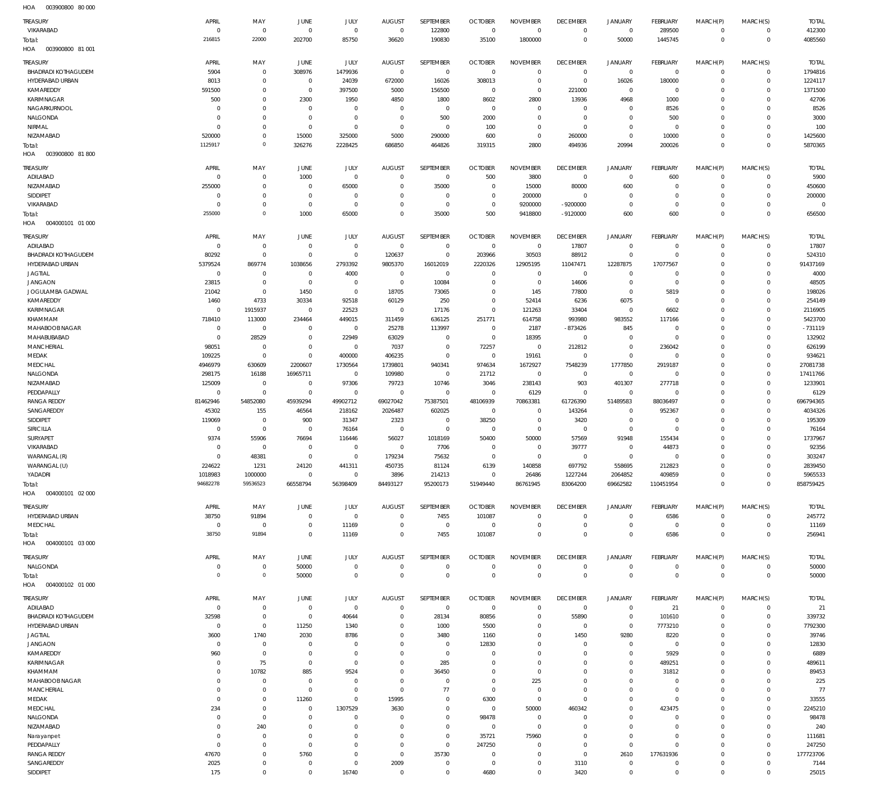HOA 003900800 80 000

| TREASURY | APRIL | MAY | JUNE | JULY | AUGUST | SEPTEMBER | OCTOBER | NOVEMBER | DECEMBER | JANUARY | FEBRUARY | MARCH(P) | MARCH(S) | TOTAL |
|---|---|---|---|---|---|---|---|---|---|---|---|---|---|---|
| VIKARABAD | 0 | 0 | 0 | 0 | 0 | 122800 | 0 | 0 | 0 | 0 | 289500 | 0 | 0 | 412300 |
| Total: | 216815 | 22000 | 202700 | 85750 | 36620 | 190830 | 35100 | 1800000 | 0 | 50000 | 1445745 | 0 | 0 | 4085560 |

HOA 003900800 81 001

| TREASURY | APRIL | MAY | JUNE | JULY | AUGUST | SEPTEMBER | OCTOBER | NOVEMBER | DECEMBER | JANUARY | FEBRUARY | MARCH(P) | MARCH(S) | TOTAL |
|---|---|---|---|---|---|---|---|---|---|---|---|---|---|---|
| BHADRADI KOTHAGUDEM | 5904 | 0 | 308976 | 1479936 | 0 | 0 | 0 | 0 | 0 | 0 | 0 | 0 | 0 | 1794816 |
| HYDERABAD URBAN | 8013 | 0 | 0 | 24039 | 672000 | 16026 | 308013 | 0 | 0 | 16026 | 180000 | 0 | 0 | 1224117 |
| KAMAREDDY | 591500 | 0 | 0 | 397500 | 5000 | 156500 | 0 | 0 | 221000 | 0 | 0 | 0 | 0 | 1371500 |
| KARIMNAGAR | 500 | 0 | 2300 | 1950 | 4850 | 1800 | 8602 | 2800 | 13936 | 4968 | 1000 | 0 | 0 | 42706 |
| NAGARKURNOOL | 0 | 0 | 0 | 0 | 0 | 0 | 0 | 0 | 0 | 0 | 8526 | 0 | 0 | 8526 |
| NALGONDA | 0 | 0 | 0 | 0 | 0 | 500 | 2000 | 0 | 0 | 0 | 500 | 0 | 0 | 3000 |
| NIRMAL | 0 | 0 | 0 | 0 | 0 | 0 | 100 | 0 | 0 | 0 | 0 | 0 | 0 | 100 |
| NIZAMABAD | 520000 | 0 | 15000 | 325000 | 5000 | 290000 | 600 | 0 | 260000 | 0 | 10000 | 0 | 0 | 1425600 |
| Total: | 1125917 | 0 | 326276 | 2228425 | 686850 | 464826 | 319315 | 2800 | 494936 | 20994 | 200026 | 0 | 0 | 5870365 |

HOA 003900800 81 800

| TREASURY | APRIL | MAY | JUNE | JULY | AUGUST | SEPTEMBER | OCTOBER | NOVEMBER | DECEMBER | JANUARY | FEBRUARY | MARCH(P) | MARCH(S) | TOTAL |
|---|---|---|---|---|---|---|---|---|---|---|---|---|---|---|
| ADILABAD | 0 | 0 | 1000 | 0 | 0 | 0 | 500 | 3800 | 0 | 0 | 600 | 0 | 0 | 5900 |
| NIZAMABAD | 255000 | 0 | 0 | 65000 | 0 | 35000 | 0 | 15000 | 80000 | 600 | 0 | 0 | 0 | 450600 |
| SIDDIPET | 0 | 0 | 0 | 0 | 0 | 0 | 0 | 200000 | 0 | 0 | 0 | 0 | 0 | 200000 |
| VIKARABAD | 0 | 0 | 0 | 0 | 0 | 0 | 0 | 9200000 | -9200000 | 0 | 0 | 0 | 0 | 0 |
| Total: | 255000 | 0 | 1000 | 65000 | 0 | 35000 | 500 | 9418800 | -9120000 | 600 | 600 | 0 | 0 | 656500 |

HOA 004000101 01 000

| TREASURY | APRIL | MAY | JUNE | JULY | AUGUST | SEPTEMBER | OCTOBER | NOVEMBER | DECEMBER | JANUARY | FEBRUARY | MARCH(P) | MARCH(S) | TOTAL |
|---|---|---|---|---|---|---|---|---|---|---|---|---|---|---|
| ADILABAD | 0 | 0 | 0 | 0 | 0 | 0 | 0 | 0 | 17807 | 0 | 0 | 0 | 0 | 17807 |
| BHADRADI KOTHAGUDEM | 80292 | 0 | 0 | 0 | 120637 | 0 | 203966 | 30503 | 88912 | 0 | 0 | 0 | 0 | 524310 |
| HYDERABAD URBAN | 5379524 | 869774 | 1038656 | 2793392 | 9805370 | 16012019 | 2220326 | 12905195 | 11047471 | 12287875 | 17077567 | 0 | 0 | 91437169 |
| JAGTIAL | 0 | 0 | 0 | 4000 | 0 | 0 | 0 | 0 | 0 | 0 | 0 | 0 | 0 | 4000 |
| JANGAON | 23815 | 0 | 0 | 0 | 0 | 10084 | 0 | 0 | 14606 | 0 | 0 | 0 | 0 | 48505 |
| JOGULAMBA GADWAL | 21042 | 0 | 1450 | 0 | 18705 | 73065 | 0 | 145 | 77800 | 0 | 5819 | 0 | 0 | 198026 |
| KAMAREDDY | 1460 | 4733 | 30334 | 92518 | 60129 | 250 | 0 | 52414 | 6236 | 6075 | 0 | 0 | 0 | 254149 |
| KARIMNAGAR | 0 | 1915937 | 0 | 22523 | 0 | 17176 | 0 | 121263 | 33404 | 0 | 6602 | 0 | 0 | 2116905 |
| KHAMMAM | 718410 | 113000 | 234464 | 449015 | 311459 | 636125 | 251771 | 614758 | 993980 | 983552 | 117166 | 0 | 0 | 5423700 |
| MAHABOOBNAGAR | 0 | 0 | 0 | 0 | 25278 | 113997 | 0 | 2187 | -873426 | 845 | 0 | 0 | 0 | -731119 |
| MAHABUBABAD | 0 | 28529 | 0 | 22949 | 63029 | 0 | 0 | 18395 | 0 | 0 | 0 | 0 | 0 | 132902 |
| MANCHERIAL | 98051 | 0 | 0 | 0 | 7037 | 0 | 72257 | 0 | 212812 | 0 | 236042 | 0 | 0 | 626199 |
| MEDAK | 109225 | 0 | 0 | 400000 | 406235 | 0 | 0 | 19161 | 0 | 0 | 0 | 0 | 0 | 934621 |
| MEDCHAL | 4946979 | 630609 | 2200607 | 1730564 | 1739801 | 940341 | 974634 | 1672927 | 7548239 | 1777850 | 2919187 | 0 | 0 | 27081738 |
| NALGONDA | 298175 | 16188 | 16965711 | 0 | 109980 | 0 | 21712 | 0 | 0 | 0 | 0 | 0 | 0 | 17411766 |
| NIZAMABAD | 125009 | 0 | 0 | 97306 | 79723 | 10746 | 3046 | 238143 | 903 | 401307 | 277718 | 0 | 0 | 1233901 |
| PEDDAPALLY | 0 | 0 | 0 | 0 | 0 | 0 | 0 | 6129 | 0 | 0 | 0 | 0 | 0 | 6129 |
| RANGA REDDY | 81462946 | 54852080 | 45939294 | 49902712 | 69027042 | 75387501 | 48106939 | 70863381 | 61726390 | 51489583 | 88036497 | 0 | 0 | 696794365 |
| SANGAREDDY | 45302 | 155 | 46564 | 218162 | 2026487 | 602025 | 0 | 0 | 143264 | 0 | 952367 | 0 | 0 | 4034326 |
| SIDDIPET | 119069 | 0 | 900 | 31347 | 2323 | 0 | 38250 | 0 | 3420 | 0 | 0 | 0 | 0 | 195309 |
| SIRICILLA | 0 | 0 | 0 | 76164 | 0 | 0 | 0 | 0 | 0 | 0 | 0 | 0 | 0 | 76164 |
| SURYAPET | 9374 | 55906 | 76694 | 116446 | 56027 | 1018169 | 50400 | 50000 | 57569 | 91948 | 155434 | 0 | 0 | 1737967 |
| VIKARABAD | 0 | 0 | 0 | 0 | 0 | 7706 | 0 | 0 | 39777 | 0 | 44873 | 0 | 0 | 92356 |
| WARANGAL (R) | 0 | 48381 | 0 | 0 | 179234 | 75632 | 0 | 0 | 0 | 0 | 0 | 0 | 0 | 303247 |
| WARANGAL (U) | 224622 | 1231 | 24120 | 441311 | 450735 | 81124 | 6139 | 140858 | 697792 | 558695 | 212823 | 0 | 0 | 2839450 |
| YADADRI | 1018983 | 1000000 | 0 | 0 | 3896 | 214213 | 0 | 26486 | 1227244 | 2064852 | 409859 | 0 | 0 | 5965533 |
| Total: | 94682278 | 59536523 | 66558794 | 56398409 | 84493127 | 95200173 | 51949440 | 86761945 | 83064200 | 69662582 | 110451954 | 0 | 0 | 858759425 |

HOA 004000101 02 000

| TREASURY | APRIL | MAY | JUNE | JULY | AUGUST | SEPTEMBER | OCTOBER | NOVEMBER | DECEMBER | JANUARY | FEBRUARY | MARCH(P) | MARCH(S) | TOTAL |
|---|---|---|---|---|---|---|---|---|---|---|---|---|---|---|
| HYDERABAD URBAN | 38750 | 91894 | 0 | 0 | 0 | 7455 | 101087 | 0 | 0 | 0 | 6586 | 0 | 0 | 245772 |
| MEDCHAL | 0 | 0 | 0 | 11169 | 0 | 0 | 0 | 0 | 0 | 0 | 0 | 0 | 0 | 11169 |
| Total: | 38750 | 91894 | 0 | 11169 | 0 | 7455 | 101087 | 0 | 0 | 0 | 6586 | 0 | 0 | 256941 |

HOA 004000101 03 000

| TREASURY | APRIL | MAY | JUNE | JULY | AUGUST | SEPTEMBER | OCTOBER | NOVEMBER | DECEMBER | JANUARY | FEBRUARY | MARCH(P) | MARCH(S) | TOTAL |
|---|---|---|---|---|---|---|---|---|---|---|---|---|---|---|
| NALGONDA | 0 | 0 | 50000 | 0 | 0 | 0 | 0 | 0 | 0 | 0 | 0 | 0 | 0 | 50000 |
| Total: | 0 | 0 | 50000 | 0 | 0 | 0 | 0 | 0 | 0 | 0 | 0 | 0 | 0 | 50000 |

HOA 004000102 01 000

| TREASURY | APRIL | MAY | JUNE | JULY | AUGUST | SEPTEMBER | OCTOBER | NOVEMBER | DECEMBER | JANUARY | FEBRUARY | MARCH(P) | MARCH(S) | TOTAL |
|---|---|---|---|---|---|---|---|---|---|---|---|---|---|---|
| ADILABAD | 0 | 0 | 0 | 0 | 0 | 0 | 0 | 0 | 0 | 0 | 21 | 0 | 0 | 21 |
| BHADRADI KOTHAGUDEM | 32598 | 0 | 0 | 40644 | 0 | 28134 | 80856 | 0 | 55890 | 0 | 101610 | 0 | 0 | 339732 |
| HYDERABAD URBAN | 0 | 0 | 11250 | 1340 | 0 | 1000 | 5500 | 0 | 0 | 0 | 7773210 | 0 | 0 | 7792300 |
| JAGTIAL | 3600 | 1740 | 2030 | 8786 | 0 | 3480 | 1160 | 0 | 1450 | 9280 | 8220 | 0 | 0 | 39746 |
| JANGAON | 0 | 0 | 0 | 0 | 0 | 0 | 12830 | 0 | 0 | 0 | 0 | 0 | 0 | 12830 |
| KAMAREDDY | 960 | 0 | 0 | 0 | 0 | 0 | 0 | 0 | 0 | 0 | 5929 | 0 | 0 | 6889 |
| KARIMNAGAR | 0 | 75 | 0 | 0 | 0 | 285 | 0 | 0 | 0 | 0 | 489251 | 0 | 0 | 489611 |
| KHAMMAM | 0 | 10782 | 885 | 9524 | 0 | 36450 | 0 | 0 | 0 | 0 | 31812 | 0 | 0 | 89453 |
| MAHABOOBNAGAR | 0 | 0 | 0 | 0 | 0 | 0 | 0 | 225 | 0 | 0 | 0 | 0 | 0 | 225 |
| MANCHERIAL | 0 | 0 | 0 | 0 | 0 | 77 | 0 | 0 | 0 | 0 | 0 | 0 | 0 | 77 |
| MEDAK | 0 | 0 | 11260 | 0 | 15995 | 0 | 6300 | 0 | 0 | 0 | 0 | 0 | 0 | 33555 |
| MEDCHAL | 234 | 0 | 0 | 1307529 | 3630 | 0 | 0 | 50000 | 460342 | 0 | 423475 | 0 | 0 | 2245210 |
| NALGONDA | 0 | 0 | 0 | 0 | 0 | 0 | 98478 | 0 | 0 | 0 | 0 | 0 | 0 | 98478 |
| NIZAMABAD | 0 | 240 | 0 | 0 | 0 | 0 | 0 | 0 | 0 | 0 | 0 | 0 | 0 | 240 |
| Narayanpet | 0 | 0 | 0 | 0 | 0 | 0 | 35721 | 75960 | 0 | 0 | 0 | 0 | 0 | 111681 |
| PEDDAPALLY | 0 | 0 | 0 | 0 | 0 | 0 | 247250 | 0 | 0 | 0 | 0 | 0 | 0 | 247250 |
| RANGA REDDY | 47670 | 0 | 5760 | 0 | 0 | 35730 | 0 | 0 | 0 | 2610 | 177631936 | 0 | 0 | 177723706 |
| SANGAREDDY | 2025 | 0 | 0 | 0 | 2009 | 0 | 0 | 0 | 3110 | 0 | 0 | 0 | 0 | 7144 |
| SIDDIPET | 175 | 0 | 0 | 16740 | 0 | 0 | 4680 | 0 | 3420 | 0 | 0 | 0 | 0 | 25015 |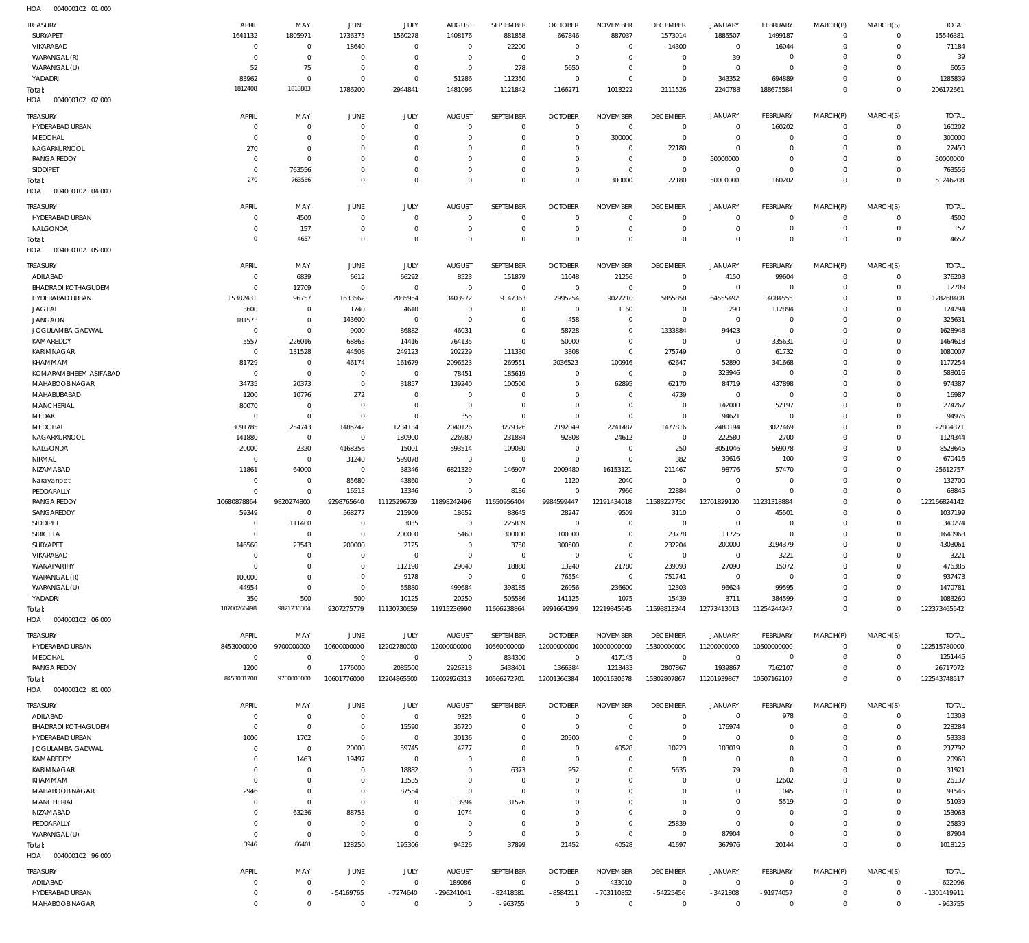HOA 004000102 01 000

| TREASURY | APRIL | MAY | JUNE | JULY | AUGUST | SEPTEMBER | OCTOBER | NOVEMBER | DECEMBER | JANUARY | FEBRUARY | MARCH(P) | MARCH(S) | TOTAL |
|---|---|---|---|---|---|---|---|---|---|---|---|---|---|---|
| SURYAPET | 1641132 | 1805971 | 1736375 | 1560278 | 1408176 | 881858 | 667846 | 887037 | 1573014 | 1885507 | 1499187 | 0 | 0 | 15546381 |
| VIKARABAD | 0 | 0 | 18640 | 0 | 0 | 22200 | 0 | 0 | 14300 | 0 | 16044 | 0 | 0 | 71184 |
| WARANGAL (R) | 0 | 0 | 0 | 0 | 0 | 0 | 0 | 0 | 0 | 39 | 0 | 0 | 0 | 39 |
| WARANGAL (U) | 52 | 75 | 0 | 0 | 0 | 278 | 5650 | 0 | 0 | 0 | 0 | 0 | 0 | 6055 |
| YADADRI | 83962 | 0 | 0 | 0 | 51286 | 112350 | 0 | 0 | 0 | 343352 | 694889 | 0 | 0 | 1285839 |
| Total: | 1812408 | 1818883 | 1786200 | 2944841 | 1481096 | 1121842 | 1166271 | 1013222 | 2111526 | 2240788 | 188675584 | 0 | 0 | 206172661 |

HOA 004000102 02 000

| TREASURY | APRIL | MAY | JUNE | JULY | AUGUST | SEPTEMBER | OCTOBER | NOVEMBER | DECEMBER | JANUARY | FEBRUARY | MARCH(P) | MARCH(S) | TOTAL |
|---|---|---|---|---|---|---|---|---|---|---|---|---|---|---|
| HYDERABAD URBAN | 0 | 0 | 0 | 0 | 0 | 0 | 0 | 0 | 0 | 0 | 160202 | 0 | 0 | 160202 |
| MEDCHAL | 0 | 0 | 0 | 0 | 0 | 0 | 0 | 300000 | 0 | 0 | 0 | 0 | 0 | 300000 |
| NAGARKURNOOL | 270 | 0 | 0 | 0 | 0 | 0 | 0 | 0 | 22180 | 0 | 0 | 0 | 0 | 22450 |
| RANGA REDDY | 0 | 0 | 0 | 0 | 0 | 0 | 0 | 0 | 0 | 50000000 | 0 | 0 | 0 | 50000000 |
| SIDDIPET | 0 | 763556 | 0 | 0 | 0 | 0 | 0 | 0 | 0 | 0 | 0 | 0 | 0 | 763556 |
| Total: | 270 | 763556 | 0 | 0 | 0 | 0 | 0 | 300000 | 22180 | 50000000 | 160202 | 0 | 0 | 51246208 |

HOA 004000102 04 000

| TREASURY | APRIL | MAY | JUNE | JULY | AUGUST | SEPTEMBER | OCTOBER | NOVEMBER | DECEMBER | JANUARY | FEBRUARY | MARCH(P) | MARCH(S) | TOTAL |
|---|---|---|---|---|---|---|---|---|---|---|---|---|---|---|
| HYDERABAD URBAN | 0 | 4500 | 0 | 0 | 0 | 0 | 0 | 0 | 0 | 0 | 0 | 0 | 0 | 4500 |
| NALGONDA | 0 | 157 | 0 | 0 | 0 | 0 | 0 | 0 | 0 | 0 | 0 | 0 | 0 | 157 |
| Total: | 0 | 4657 | 0 | 0 | 0 | 0 | 0 | 0 | 0 | 0 | 0 | 0 | 0 | 4657 |

HOA 004000102 05 000

| TREASURY | APRIL | MAY | JUNE | JULY | AUGUST | SEPTEMBER | OCTOBER | NOVEMBER | DECEMBER | JANUARY | FEBRUARY | MARCH(P) | MARCH(S) | TOTAL |
|---|---|---|---|---|---|---|---|---|---|---|---|---|---|---|
| ADILABAD | 0 | 6839 | 6612 | 66292 | 8523 | 151879 | 11048 | 21256 | 0 | 4150 | 99604 | 0 | 0 | 376203 |
| BHADRADI KOTHAGUDEM | 0 | 12709 | 0 | 0 | 0 | 0 | 0 | 0 | 0 | 0 | 0 | 0 | 0 | 12709 |
| HYDERABAD URBAN | 15382431 | 96757 | 1633562 | 2085954 | 3403972 | 9147363 | 2995254 | 9027210 | 5855858 | 64555492 | 14084555 | 0 | 0 | 128268408 |
| JAGTIAL | 3600 | 0 | 1740 | 4610 | 0 | 0 | 0 | 1160 | 0 | 290 | 112894 | 0 | 0 | 124294 |
| JANGAON | 181573 | 0 | 143600 | 0 | 0 | 0 | 458 | 0 | 0 | 0 | 0 | 0 | 0 | 325631 |
| JOGULAMBA GADWAL | 0 | 0 | 9000 | 86882 | 46031 | 0 | 58728 | 0 | 1333884 | 94423 | 0 | 0 | 0 | 1628948 |
| KAMAREDDY | 5557 | 226016 | 68863 | 14416 | 764135 | 0 | 50000 | 0 | 0 | 0 | 335631 | 0 | 0 | 1464618 |
| KARIMNAGAR | 0 | 131528 | 44508 | 249123 | 202229 | 111330 | 3808 | 0 | 275749 | 0 | 61732 | 0 | 0 | 1080007 |
| KHAMMAM | 81729 | 0 | 46174 | 161679 | 2096523 | 269551 | -2036523 | 100916 | 62647 | 52890 | 341668 | 0 | 0 | 1177254 |
| KOMARAMBHEEM ASIFABAD | 0 | 0 | 0 | 0 | 78451 | 185619 | 0 | 0 | 0 | 323946 | 0 | 0 | 0 | 588016 |
| MAHABOOB NAGAR | 34735 | 20373 | 0 | 31857 | 139240 | 100500 | 0 | 62895 | 62170 | 84719 | 437898 | 0 | 0 | 974387 |
| MAHABUBABAD | 1200 | 10776 | 272 | 0 | 0 | 0 | 0 | 0 | 4739 | 0 | 0 | 0 | 0 | 16987 |
| MANCHERIAL | 80070 | 0 | 0 | 0 | 0 | 0 | 0 | 0 | 0 | 142000 | 52197 | 0 | 0 | 274267 |
| MEDAK | 0 | 0 | 0 | 0 | 355 | 0 | 0 | 0 | 0 | 94621 | 0 | 0 | 0 | 94976 |
| MEDCHAL | 3091785 | 254743 | 1485242 | 1234134 | 2040126 | 3279326 | 2192049 | 2241487 | 1477816 | 2480194 | 3027469 | 0 | 0 | 22804371 |
| NAGARKURNOOL | 141880 | 0 | 0 | 180900 | 226980 | 231884 | 92808 | 24612 | 0 | 222580 | 2700 | 0 | 0 | 1124344 |
| NALGONDA | 20000 | 2320 | 4168356 | 15001 | 593514 | 109080 | 0 | 0 | 250 | 3051046 | 569078 | 0 | 0 | 8528645 |
| NIRMAL | 0 | 0 | 31240 | 599078 | 0 | 0 | 0 | 0 | 382 | 39616 | 100 | 0 | 0 | 670416 |
| NIZAMABAD | 11861 | 64000 | 0 | 38346 | 6821329 | 146907 | 2009480 | 16153121 | 211467 | 98776 | 57470 | 0 | 0 | 25612757 |
| Narayanpet | 0 | 0 | 85680 | 43860 | 0 | 0 | 1120 | 2040 | 0 | 0 | 0 | 0 | 0 | 132700 |
| PEDDAPALLY | 0 | 0 | 16513 | 13346 | 0 | 8136 | 0 | 7966 | 22884 | 0 | 0 | 0 | 0 | 68845 |
| RANGA REDDY | 10680878864 | 9820274800 | 9298765640 | 11125296739 | 11898242496 | 11650956404 | 9984599447 | 12191434018 | 11583227730 | 12701829120 | 11231318884 | 0 | 0 | 122166824142 |
| SANGAREDDY | 59349 | 0 | 568277 | 215909 | 18652 | 88645 | 28247 | 9509 | 3110 | 0 | 45501 | 0 | 0 | 1037199 |
| SIDDIPET | 0 | 111400 | 0 | 3035 | 0 | 225839 | 0 | 0 | 0 | 0 | 0 | 0 | 0 | 340274 |
| SIRICILLA | 0 | 0 | 0 | 200000 | 5460 | 300000 | 1100000 | 0 | 23778 | 11725 | 0 | 0 | 0 | 1640963 |
| SURYAPET | 146560 | 23543 | 200000 | 2125 | 0 | 3750 | 300500 | 0 | 232204 | 200000 | 3194379 | 0 | 0 | 4303061 |
| VIKARABAD | 0 | 0 | 0 | 0 | 0 | 0 | 0 | 0 | 0 | 0 | 3221 | 0 | 0 | 3221 |
| WANAPARTHY | 0 | 0 | 0 | 112190 | 29040 | 18880 | 13240 | 21780 | 239093 | 27090 | 15072 | 0 | 0 | 476385 |
| WARANGAL (R) | 100000 | 0 | 0 | 9178 | 0 | 0 | 76554 | 0 | 751741 | 0 | 0 | 0 | 0 | 937473 |
| WARANGAL (U) | 44954 | 0 | 0 | 55880 | 499684 | 398185 | 26956 | 236600 | 12303 | 96624 | 99595 | 0 | 0 | 1470781 |
| YADADRI | 350 | 500 | 500 | 10125 | 20250 | 505586 | 141125 | 1075 | 15439 | 3711 | 384599 | 0 | 0 | 1083260 |
| Total: | 10700266498 | 9821236304 | 9307275779 | 11130730659 | 11915236990 | 11666238864 | 9991664299 | 12219345645 | 11593813244 | 12773413013 | 11254244247 | 0 | 0 | 122373465542 |

HOA 004000102 06 000

| TREASURY | APRIL | MAY | JUNE | JULY | AUGUST | SEPTEMBER | OCTOBER | NOVEMBER | DECEMBER | JANUARY | FEBRUARY | MARCH(P) | MARCH(S) | TOTAL |
|---|---|---|---|---|---|---|---|---|---|---|---|---|---|---|
| HYDERABAD URBAN | 8453000000 | 9700000000 | 10600000000 | 12202780000 | 12000000000 | 10560000000 | 12000000000 | 10000000000 | 15300000000 | 11200000000 | 10500000000 | 0 | 0 | 122515780000 |
| MEDCHAL | 0 | 0 | 0 | 0 | 0 | 834300 | 0 | 417145 | 0 | 0 | 0 | 0 | 0 | 1251445 |
| RANGA REDDY | 1200 | 0 | 1776000 | 2085500 | 2926313 | 5438401 | 1366384 | 1213433 | 2807867 | 1939867 | 7162107 | 0 | 0 | 26717072 |
| Total: | 8453001200 | 9700000000 | 10601776000 | 12204865500 | 12002926313 | 10566272701 | 12001366384 | 10001630578 | 15302807867 | 11201939867 | 10507162107 | 0 | 0 | 122543748517 |

HOA 004000102 81 000

| TREASURY | APRIL | MAY | JUNE | JULY | AUGUST | SEPTEMBER | OCTOBER | NOVEMBER | DECEMBER | JANUARY | FEBRUARY | MARCH(P) | MARCH(S) | TOTAL |
|---|---|---|---|---|---|---|---|---|---|---|---|---|---|---|
| ADILABAD | 0 | 0 | 0 | 0 | 9325 | 0 | 0 | 0 | 0 | 0 | 978 | 0 | 0 | 10303 |
| BHADRADI KOTHAGUDEM | 0 | 0 | 0 | 15590 | 35720 | 0 | 0 | 0 | 0 | 176974 | 0 | 0 | 0 | 228284 |
| HYDERABAD URBAN | 1000 | 1702 | 0 | 0 | 30136 | 0 | 20500 | 0 | 0 | 0 | 0 | 0 | 0 | 53338 |
| JOGULAMBA GADWAL | 0 | 0 | 20000 | 59745 | 4277 | 0 | 0 | 40528 | 10223 | 103019 | 0 | 0 | 0 | 237792 |
| KAMAREDDY | 0 | 1463 | 19497 | 0 | 0 | 0 | 0 | 0 | 0 | 0 | 0 | 0 | 0 | 20960 |
| KARIMNAGAR | 0 | 0 | 0 | 18882 | 0 | 6373 | 952 | 0 | 5635 | 79 | 0 | 0 | 0 | 31921 |
| KHAMMAM | 0 | 0 | 0 | 13535 | 0 | 0 | 0 | 0 | 0 | 0 | 12602 | 0 | 0 | 26137 |
| MAHABOOB NAGAR | 2946 | 0 | 0 | 87554 | 0 | 0 | 0 | 0 | 0 | 0 | 1045 | 0 | 0 | 91545 |
| MANCHERIAL | 0 | 0 | 0 | 0 | 13994 | 31526 | 0 | 0 | 0 | 0 | 5519 | 0 | 0 | 51039 |
| NIZAMABAD | 0 | 63236 | 88753 | 0 | 1074 | 0 | 0 | 0 | 0 | 0 | 0 | 0 | 0 | 153063 |
| PEDDAPALLY | 0 | 0 | 0 | 0 | 0 | 0 | 0 | 0 | 25839 | 0 | 0 | 0 | 0 | 25839 |
| WARANGAL (U) | 0 | 0 | 0 | 0 | 0 | 0 | 0 | 0 | 0 | 87904 | 0 | 0 | 0 | 87904 |
| Total: | 3946 | 66401 | 128250 | 195306 | 94526 | 37899 | 21452 | 40528 | 41697 | 367976 | 20144 | 0 | 0 | 1018125 |

HOA 004000102 96 000

| TREASURY | APRIL | MAY | JUNE | JULY | AUGUST | SEPTEMBER | OCTOBER | NOVEMBER | DECEMBER | JANUARY | FEBRUARY | MARCH(P) | MARCH(S) | TOTAL |
|---|---|---|---|---|---|---|---|---|---|---|---|---|---|---|
| ADILABAD | 0 | 0 | 0 | 0 | -189086 | 0 | 0 | -433010 | 0 | 0 | 0 | 0 | 0 | -622096 |
| HYDERABAD URBAN | 0 | 0 | -54169765 | -7274640 | -296241041 | -82418581 | -8584211 | -703110352 | -54225456 | -3421808 | -91974057 | 0 | 0 | -1301419911 |
| MAHABOOB NAGAR | 0 | 0 | 0 | 0 | 0 | -963755 | 0 | 0 | 0 | 0 | 0 | 0 | 0 | -963755 |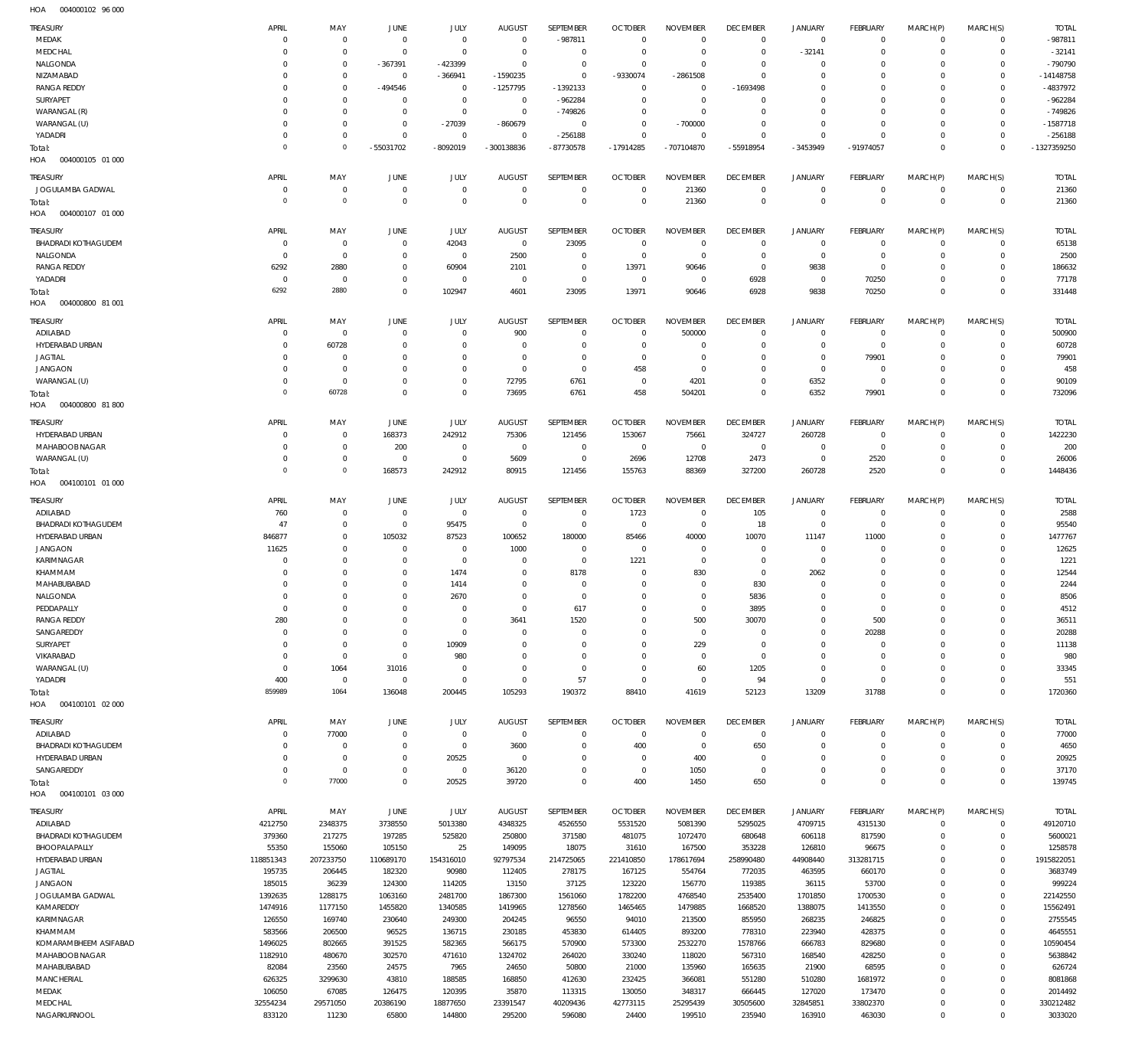HOA 004000102 96 000

| TREASURY | APRIL | MAY | JUNE | JULY | AUGUST | SEPTEMBER | OCTOBER | NOVEMBER | DECEMBER | JANUARY | FEBRUARY | MARCH(P) | MARCH(S) | TOTAL |
|---|---|---|---|---|---|---|---|---|---|---|---|---|---|---|
| MEDAK | 0 | 0 | 0 | 0 | 0 | -987811 | 0 | 0 | 0 | 0 | 0 | 0 | 0 | -987811 |
| MEDCHAL | 0 | 0 | 0 | 0 | 0 | 0 | 0 | 0 | 0 | -32141 | 0 | 0 | 0 | -32141 |
| NALGONDA | 0 | 0 | -367391 | -423399 | 0 | 0 | 0 | 0 | 0 | 0 | 0 | 0 | 0 | -790790 |
| NIZAMABAD | 0 | 0 | 0 | -366941 | -1590235 | 0 | -9330074 | -2861508 | 0 | 0 | 0 | 0 | 0 | -14148758 |
| RANGA REDDY | 0 | 0 | -494546 | 0 | -1257795 | -1392133 | 0 | 0 | -1693498 | 0 | 0 | 0 | 0 | -4837972 |
| SURYAPET | 0 | 0 | 0 | 0 | 0 | -962284 | 0 | 0 | 0 | 0 | 0 | 0 | 0 | -962284 |
| WARANGAL (R) | 0 | 0 | 0 | 0 | 0 | -749826 | 0 | 0 | 0 | 0 | 0 | 0 | 0 | -749826 |
| WARANGAL (U) | 0 | 0 | 0 | -27039 | -860679 | 0 | 0 | -700000 | 0 | 0 | 0 | 0 | 0 | -1587718 |
| YADADRI | 0 | 0 | 0 | 0 | 0 | -256188 | 0 | 0 | 0 | 0 | 0 | 0 | 0 | -256188 |
| Total: | 0 | 0 | -55031702 | -8092019 | -300138836 | -87730578 | -17914285 | -707104870 | -55918954 | -3453949 | -91974057 | 0 | 0 | -1327359250 |

HOA 004000105 01 000

| TREASURY | APRIL | MAY | JUNE | JULY | AUGUST | SEPTEMBER | OCTOBER | NOVEMBER | DECEMBER | JANUARY | FEBRUARY | MARCH(P) | MARCH(S) | TOTAL |
|---|---|---|---|---|---|---|---|---|---|---|---|---|---|---|
| JOGULAMBA GADWAL | 0 | 0 | 0 | 0 | 0 | 0 | 0 | 21360 | 0 | 0 | 0 | 0 | 0 | 21360 |
| Total: | 0 | 0 | 0 | 0 | 0 | 0 | 0 | 21360 | 0 | 0 | 0 | 0 | 0 | 21360 |

HOA 004000107 01 000

| TREASURY | APRIL | MAY | JUNE | JULY | AUGUST | SEPTEMBER | OCTOBER | NOVEMBER | DECEMBER | JANUARY | FEBRUARY | MARCH(P) | MARCH(S) | TOTAL |
|---|---|---|---|---|---|---|---|---|---|---|---|---|---|---|
| BHADRADI KOTHAGUDEM | 0 | 0 | 0 | 42043 | 0 | 23095 | 0 | 0 | 0 | 0 | 0 | 0 | 0 | 65138 |
| NALGONDA | 0 | 0 | 0 | 0 | 2500 | 0 | 0 | 0 | 0 | 0 | 0 | 0 | 0 | 2500 |
| RANGA REDDY | 6292 | 2880 | 0 | 60904 | 2101 | 0 | 13971 | 90646 | 0 | 9838 | 0 | 0 | 0 | 186632 |
| YADADRI | 0 | 0 | 0 | 0 | 0 | 0 | 0 | 0 | 6928 | 0 | 70250 | 0 | 0 | 77178 |
| Total: | 6292 | 2880 | 0 | 102947 | 4601 | 23095 | 13971 | 90646 | 6928 | 9838 | 70250 | 0 | 0 | 331448 |

HOA 004000800 81 001

| TREASURY | APRIL | MAY | JUNE | JULY | AUGUST | SEPTEMBER | OCTOBER | NOVEMBER | DECEMBER | JANUARY | FEBRUARY | MARCH(P) | MARCH(S) | TOTAL |
|---|---|---|---|---|---|---|---|---|---|---|---|---|---|---|
| ADILABAD | 0 | 0 | 0 | 0 | 900 | 0 | 0 | 500000 | 0 | 0 | 0 | 0 | 0 | 500900 |
| HYDERABAD URBAN | 0 | 60728 | 0 | 0 | 0 | 0 | 0 | 0 | 0 | 0 | 0 | 0 | 0 | 60728 |
| JAGTIAL | 0 | 0 | 0 | 0 | 0 | 0 | 0 | 0 | 0 | 0 | 79901 | 0 | 0 | 79901 |
| JANGAON | 0 | 0 | 0 | 0 | 0 | 0 | 458 | 0 | 0 | 0 | 0 | 0 | 0 | 458 |
| WARANGAL (U) | 0 | 0 | 0 | 0 | 72795 | 6761 | 0 | 4201 | 0 | 6352 | 0 | 0 | 0 | 90109 |
| Total: | 0 | 60728 | 0 | 0 | 73695 | 6761 | 458 | 504201 | 0 | 6352 | 79901 | 0 | 0 | 732096 |

HOA 004000800 81 800

| TREASURY | APRIL | MAY | JUNE | JULY | AUGUST | SEPTEMBER | OCTOBER | NOVEMBER | DECEMBER | JANUARY | FEBRUARY | MARCH(P) | MARCH(S) | TOTAL |
|---|---|---|---|---|---|---|---|---|---|---|---|---|---|---|
| HYDERABAD URBAN | 0 | 0 | 168373 | 242912 | 75306 | 121456 | 153067 | 75661 | 324727 | 260728 | 0 | 0 | 0 | 1422230 |
| MAHABOOB NAGAR | 0 | 0 | 200 | 0 | 0 | 0 | 0 | 0 | 0 | 0 | 0 | 0 | 0 | 200 |
| WARANGAL (U) | 0 | 0 | 0 | 0 | 5609 | 0 | 2696 | 12708 | 2473 | 0 | 2520 | 0 | 0 | 26006 |
| Total: | 0 | 0 | 168573 | 242912 | 80915 | 121456 | 155763 | 88369 | 327200 | 260728 | 2520 | 0 | 0 | 1448436 |

HOA 004100101 01 000

| TREASURY | APRIL | MAY | JUNE | JULY | AUGUST | SEPTEMBER | OCTOBER | NOVEMBER | DECEMBER | JANUARY | FEBRUARY | MARCH(P) | MARCH(S) | TOTAL |
|---|---|---|---|---|---|---|---|---|---|---|---|---|---|---|
| ADILABAD | 760 | 0 | 0 | 0 | 0 | 0 | 1723 | 0 | 105 | 0 | 0 | 0 | 0 | 2588 |
| BHADRADI KOTHAGUDEM | 47 | 0 | 0 | 95475 | 0 | 0 | 0 | 0 | 18 | 0 | 0 | 0 | 0 | 95540 |
| HYDERABAD URBAN | 846877 | 0 | 105032 | 87523 | 100652 | 180000 | 85466 | 40000 | 10070 | 11147 | 11000 | 0 | 0 | 1477767 |
| JANGAON | 11625 | 0 | 0 | 0 | 1000 | 0 | 0 | 0 | 0 | 0 | 0 | 0 | 0 | 12625 |
| KARIMNAGAR | 0 | 0 | 0 | 0 | 0 | 0 | 1221 | 0 | 0 | 0 | 0 | 0 | 0 | 1221 |
| KHAMMAM | 0 | 0 | 0 | 1474 | 0 | 8178 | 0 | 830 | 0 | 2062 | 0 | 0 | 0 | 12544 |
| MAHABUBABAD | 0 | 0 | 0 | 1414 | 0 | 0 | 0 | 0 | 830 | 0 | 0 | 0 | 0 | 2244 |
| NALGONDA | 0 | 0 | 0 | 2670 | 0 | 0 | 0 | 0 | 5836 | 0 | 0 | 0 | 0 | 8506 |
| PEDDAPALLY | 0 | 0 | 0 | 0 | 0 | 617 | 0 | 0 | 3895 | 0 | 0 | 0 | 0 | 4512 |
| RANGA REDDY | 280 | 0 | 0 | 0 | 3641 | 1520 | 0 | 500 | 30070 | 0 | 500 | 0 | 0 | 36511 |
| SANGAREDDY | 0 | 0 | 0 | 0 | 0 | 0 | 0 | 0 | 0 | 0 | 20288 | 0 | 0 | 20288 |
| SURYAPET | 0 | 0 | 0 | 10909 | 0 | 0 | 0 | 229 | 0 | 0 | 0 | 0 | 0 | 11138 |
| VIKARABAD | 0 | 0 | 0 | 980 | 0 | 0 | 0 | 0 | 0 | 0 | 0 | 0 | 0 | 980 |
| WARANGAL (U) | 0 | 1064 | 31016 | 0 | 0 | 0 | 0 | 60 | 1205 | 0 | 0 | 0 | 0 | 33345 |
| YADADRI | 400 | 0 | 0 | 0 | 0 | 57 | 0 | 0 | 94 | 0 | 0 | 0 | 0 | 551 |
| Total: | 859989 | 1064 | 136048 | 200445 | 105293 | 190372 | 88410 | 41619 | 52123 | 13209 | 31788 | 0 | 0 | 1720360 |

HOA 004100101 02 000

| TREASURY | APRIL | MAY | JUNE | JULY | AUGUST | SEPTEMBER | OCTOBER | NOVEMBER | DECEMBER | JANUARY | FEBRUARY | MARCH(P) | MARCH(S) | TOTAL |
|---|---|---|---|---|---|---|---|---|---|---|---|---|---|---|
| ADILABAD | 0 | 77000 | 0 | 0 | 0 | 0 | 0 | 0 | 0 | 0 | 0 | 0 | 0 | 77000 |
| BHADRADI KOTHAGUDEM | 0 | 0 | 0 | 0 | 3600 | 0 | 400 | 0 | 650 | 0 | 0 | 0 | 0 | 4650 |
| HYDERABAD URBAN | 0 | 0 | 0 | 20525 | 0 | 0 | 0 | 400 | 0 | 0 | 0 | 0 | 0 | 20925 |
| SANGAREDDY | 0 | 0 | 0 | 0 | 36120 | 0 | 0 | 1050 | 0 | 0 | 0 | 0 | 0 | 37170 |
| Total: | 0 | 77000 | 0 | 20525 | 39720 | 0 | 400 | 1450 | 650 | 0 | 0 | 0 | 0 | 139745 |

HOA 004100101 03 000

| TREASURY | APRIL | MAY | JUNE | JULY | AUGUST | SEPTEMBER | OCTOBER | NOVEMBER | DECEMBER | JANUARY | FEBRUARY | MARCH(P) | MARCH(S) | TOTAL |
|---|---|---|---|---|---|---|---|---|---|---|---|---|---|---|
| ADILABAD | 4212750 | 2348375 | 3738550 | 5013380 | 4348325 | 4526550 | 5531520 | 5081390 | 5295025 | 4709715 | 4315130 | 0 | 0 | 49120710 |
| BHADRADI KOTHAGUDEM | 379360 | 217275 | 197285 | 525820 | 250800 | 371580 | 481075 | 1072470 | 680648 | 606118 | 817590 | 0 | 0 | 5600021 |
| BHOOPALAPALLY | 55350 | 155060 | 105150 | 25 | 149095 | 18075 | 31610 | 167500 | 353228 | 126810 | 96675 | 0 | 0 | 1258578 |
| HYDERABAD URBAN | 118851343 | 207233750 | 110689170 | 154316010 | 92797534 | 214725065 | 221410850 | 178617694 | 258990480 | 44908440 | 313281715 | 0 | 0 | 1915822051 |
| JAGTIAL | 195735 | 206445 | 182320 | 90980 | 112405 | 278175 | 167125 | 554764 | 772035 | 463595 | 660170 | 0 | 0 | 3683749 |
| JANGAON | 185015 | 36239 | 124300 | 114205 | 13150 | 37125 | 123220 | 156770 | 119385 | 36115 | 53700 | 0 | 0 | 999224 |
| JOGULAMBA GADWAL | 1392635 | 1288175 | 1063160 | 2481700 | 1867300 | 1561060 | 1782200 | 4768540 | 2535400 | 1701850 | 1700530 | 0 | 0 | 22142550 |
| KAMAREDDY | 1474916 | 1177150 | 1455820 | 1340585 | 1419965 | 1278560 | 1465465 | 1479885 | 1668520 | 1388075 | 1413550 | 0 | 0 | 15562491 |
| KARIMNAGAR | 126550 | 169740 | 230640 | 249300 | 204245 | 96550 | 94010 | 213500 | 855950 | 268235 | 246825 | 0 | 0 | 2755545 |
| KHAMMAM | 583566 | 206500 | 96525 | 136715 | 230185 | 453830 | 614405 | 893200 | 778310 | 223940 | 428375 | 0 | 0 | 4645551 |
| KOMARAMBHEEM ASIFABAD | 1496025 | 802665 | 391525 | 582365 | 566175 | 570900 | 573300 | 2532270 | 1578766 | 666783 | 829680 | 0 | 0 | 10590454 |
| MAHABOOB NAGAR | 1182910 | 480670 | 302570 | 471610 | 1324702 | 264020 | 330240 | 118020 | 567310 | 168540 | 428250 | 0 | 0 | 5638842 |
| MAHABUBABAD | 82084 | 23560 | 24575 | 7965 | 24650 | 50800 | 21000 | 135960 | 165635 | 21900 | 68595 | 0 | 0 | 626724 |
| MANCHERIAL | 626325 | 3299630 | 43810 | 188585 | 168850 | 412630 | 232425 | 366081 | 551280 | 510280 | 1681972 | 0 | 0 | 8081868 |
| MEDAK | 106050 | 67085 | 126475 | 120395 | 35870 | 113315 | 130050 | 348317 | 666445 | 127020 | 173470 | 0 | 0 | 2014492 |
| MEDCHAL | 32554234 | 29571050 | 20386190 | 18877650 | 23391547 | 40209436 | 42773115 | 25295439 | 30505600 | 32845851 | 33802370 | 0 | 0 | 330212482 |
| NAGARKURNOOL | 833120 | 11230 | 65800 | 144800 | 295200 | 596080 | 24400 | 199510 | 235940 | 163910 | 463030 | 0 | 0 | 3033020 |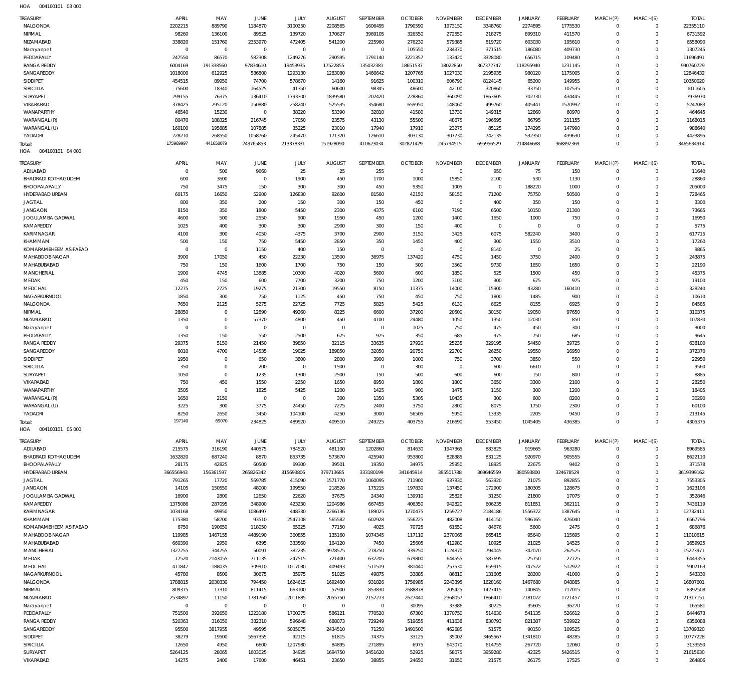HOA 004100101 03 000

| TREASURY | APRIL | MAY | JUNE | JULY | AUGUST | SEPTEMBER | OCTOBER | NOVEMBER | DECEMBER | JANUARY | FEBRUARY | MARCH(P) | MARCH(S) | TOTAL |
|---|---|---|---|---|---|---|---|---|---|---|---|---|---|---|
| NALGONDA | 2202215 | 889790 | 1184870 | 3100250 | 2208565 | 1606495 | 1790590 | 1973150 | 3348760 | 2274895 | 1775530 | 0 | 0 | 22355110 |
| NIRMAL | 98260 | 136100 | 89525 | 139720 | 170627 | 3969105 | 326550 | 272550 | 218275 | 899310 | 411570 | 0 | 0 | 6731592 |
| NIZAMABAD | 338820 | 151760 | 2353970 | 472405 | 541200 | 225960 | 276230 | 579385 | 819720 | 603030 | 195610 | 0 | 0 | 6558090 |
| Narayanpet | 0 | 0 | 0 | 0 | 0 | 0 | 105550 | 234370 | 371515 | 186080 | 409730 | 0 | 0 | 1307245 |
| PEDDAPALLY | 247550 | 86570 | 582308 | 1249276 | 290595 | 1791140 | 3221357 | 133420 | 3328080 | 656715 | 109480 | 0 | 0 | 11696491 |
| RANGA REDDY | 6004169 | 191338560 | 97834610 | 19453935 | 17522855 | 135032381 | 18651537 | 18022850 | 367372747 | 118295940 | 1231145 | 0 | 0 | 990760729 |
| SANGAREDDY | 1018000 | 612925 | 586800 | 1293130 | 1283080 | 1466642 | 1207765 | 1027030 | 2195935 | 980120 | 1175005 | 0 | 0 | 12846432 |
| SIDDIPET | 454515 | 89950 | 74700 | 578670 | 14160 | 91625 | 100310 | 606790 | 8124145 | 65200 | 149955 | 0 | 0 | 10350020 |
| SIRICILLA | 75600 | 18340 | 164525 | 41350 | 60600 | 98345 | 48600 | 42100 | 320860 | 33750 | 107535 | 0 | 0 | 1011605 |
| SURYAPET | 299155 | 76375 | 136410 | 1793300 | 1839580 | 202420 | 228860 | 360090 | 1863605 | 702730 | 434445 | 0 | 0 | 7936970 |
| VIKARABAD | 378425 | 295120 | 150880 | 258240 | 525535 | 354680 | 659950 | 148060 | 499760 | 405441 | 1570992 | 0 | 0 | 5247083 |
| WANAPARTHY | 46540 | 15230 | 0 | 38220 | 53390 | 32810 | 41580 | 13730 | 149315 | 12860 | 60970 | 0 | 0 | 464645 |
| WARANGAL (R) | 80470 | 188325 | 216745 | 17050 | 23575 | 43130 | 55500 | 48675 | 196595 | 86795 | 211155 | 0 | 0 | 1168015 |
| WARANGAL (U) | 160100 | 195885 | 107885 | 35225 | 23010 | 17940 | 17910 | 23275 | 85125 | 174295 | 147990 | 0 | 0 | 988640 |
| YADADRI | 228210 | 268550 | 1058760 | 245470 | 171320 | 126610 | 303130 | 307730 | 742135 | 532350 | 439630 | 0 | 0 | 4423895 |
| Total: | 175969997 | 441658079 | 243765853 | 213378331 | 151928090 | 410623034 | 302821429 | 245794515 | 695956529 | 214846688 | 368892369 | 0 | 0 | 3465634914 |

HOA 004100101 04 000

| TREASURY | APRIL | MAY | JUNE | JULY | AUGUST | SEPTEMBER | OCTOBER | NOVEMBER | DECEMBER | JANUARY | FEBRUARY | MARCH(P) | MARCH(S) | TOTAL |
|---|---|---|---|---|---|---|---|---|---|---|---|---|---|---|
| ADILABAD | 0 | 500 | 9660 | 25 | 25 | 255 | 0 | 0 | 950 | 75 | 150 | 0 | 0 | 11640 |
| BHADRADI KOTHAGUDEM | 600 | 3600 | 0 | 1900 | 450 | 1700 | 1000 | 15850 | 2100 | 530 | 1130 | 0 | 0 | 28860 |
| BHOOPALAPALLY | 750 | 3475 | 150 | 300 | 300 | 450 | 9350 | 1005 | 0 | 188220 | 1000 | 0 | 0 | 205000 |
| HYDERABAD URBAN | 60175 | 16650 | 52900 | 126830 | 92600 | 81560 | 42150 | 58150 | 71200 | 75750 | 50500 | 0 | 0 | 728465 |
| JAGTIAL | 800 | 350 | 200 | 150 | 300 | 150 | 450 | 0 | 400 | 350 | 150 | 0 | 0 | 3300 |
| JANGAON | 8150 | 350 | 1800 | 5450 | 2300 | 4375 | 6100 | 7190 | 6500 | 10150 | 21300 | 0 | 0 | 73665 |
| JOGULAMBA GADWAL | 4600 | 500 | 2550 | 900 | 1950 | 450 | 1200 | 1400 | 1650 | 1000 | 750 | 0 | 0 | 16950 |
| KAMAREDDY | 1025 | 400 | 300 | 300 | 2900 | 300 | 150 | 400 | 0 | 0 | 0 | 0 | 0 | 5775 |
| KARIMNAGAR | 4100 | 300 | 4050 | 4375 | 3700 | 2900 | 3150 | 3425 | 6075 | 582240 | 3400 | 0 | 0 | 617715 |
| KHAMMAM | 500 | 150 | 750 | 5450 | 2850 | 350 | 1450 | 400 | 300 | 1550 | 3510 | 0 | 0 | 17260 |
| KOMARAMBHEEM ASIFABAD | 0 | 0 | 1150 | 400 | 150 | 0 | 0 | 0 | 8140 | 0 | 25 | 0 | 0 | 9865 |
| MAHABOOB NAGAR | 3900 | 17050 | 450 | 22230 | 13500 | 36975 | 137420 | 4750 | 1450 | 3750 | 2400 | 0 | 0 | 243875 |
| MAHABUBABAD | 750 | 150 | 1600 | 1700 | 750 | 150 | 500 | 3560 | 9730 | 1650 | 1650 | 0 | 0 | 22190 |
| MANCHERIAL | 1900 | 4745 | 13885 | 10300 | 4020 | 5600 | 600 | 1850 | 525 | 1500 | 450 | 0 | 0 | 45375 |
| MEDAK | 450 | 150 | 600 | 7700 | 3200 | 750 | 1200 | 3100 | 300 | 675 | 975 | 0 | 0 | 19100 |
| MEDCHAL | 12275 | 2725 | 19275 | 21300 | 19550 | 8150 | 11375 | 14000 | 15900 | 43280 | 160410 | 0 | 0 | 328240 |
| NAGARKURNOOL | 1850 | 300 | 750 | 1125 | 450 | 750 | 450 | 750 | 1800 | 1485 | 900 | 0 | 0 | 10610 |
| NALGONDA | 7650 | 2125 | 5275 | 22725 | 7725 | 5825 | 5425 | 6130 | 6625 | 8155 | 6925 | 0 | 0 | 84585 |
| NIRMAL | 28850 | 0 | 12890 | 49260 | 8225 | 6600 | 37200 | 20500 | 30150 | 19050 | 97650 | 0 | 0 | 310375 |
| NIZAMABAD | 1350 | 0 | 57370 | 4800 | 450 | 4100 | 24480 | 1050 | 1350 | 12030 | 850 | 0 | 0 | 107830 |
| Narayanpet | 0 | 0 | 0 | 0 | 0 | 0 | 1025 | 750 | 475 | 450 | 300 | 0 | 0 | 3000 |
| PEDDAPALLY | 1350 | 150 | 550 | 2500 | 675 | 975 | 350 | 685 | 975 | 750 | 685 | 0 | 0 | 9645 |
| RANGA REDDY | 29375 | 5150 | 21450 | 39850 | 32115 | 33635 | 27920 | 25235 | 329195 | 54450 | 39725 | 0 | 0 | 638100 |
| SANGAREDDY | 6010 | 4700 | 14535 | 19025 | 189850 | 32050 | 20750 | 22700 | 26250 | 19550 | 16950 | 0 | 0 | 372370 |
| SIDDIPET | 1950 | 0 | 650 | 3800 | 2800 | 3900 | 1000 | 750 | 3700 | 3850 | 550 | 0 | 0 | 22950 |
| SIRICILLA | 350 | 0 | 200 | 0 | 1500 | 0 | 300 | 0 | 600 | 6610 | 0 | 0 | 0 | 9560 |
| SURYAPET | 1050 | 0 | 1235 | 1300 | 2500 | 150 | 500 | 600 | 600 | 150 | 800 | 0 | 0 | 8885 |
| VIKARABAD | 750 | 450 | 1550 | 2250 | 1650 | 8950 | 1800 | 1800 | 3650 | 3300 | 2100 | 0 | 0 | 28250 |
| WANAPARTHY | 3505 | 0 | 1825 | 5425 | 1200 | 1425 | 900 | 1475 | 1150 | 300 | 1200 | 0 | 0 | 18405 |
| WARANGAL (R) | 1650 | 2150 | 0 | 0 | 300 | 1350 | 5305 | 10435 | 300 | 600 | 8200 | 0 | 0 | 30290 |
| WARANGAL (U) | 3225 | 300 | 3775 | 24450 | 7275 | 2400 | 3750 | 2800 | 8075 | 1750 | 2300 | 0 | 0 | 60100 |
| YADADRI | 8250 | 2650 | 3450 | 104100 | 4250 | 3000 | 56505 | 5950 | 13335 | 2205 | 9450 | 0 | 0 | 213145 |
| Total: | 197140 | 69070 | 234825 | 489920 | 409510 | 249225 | 403755 | 216690 | 553450 | 1045405 | 436385 | 0 | 0 | 4305375 |

HOA 004100101 05 000

| TREASURY | APRIL | MAY | JUNE | JULY | AUGUST | SEPTEMBER | OCTOBER | NOVEMBER | DECEMBER | JANUARY | FEBRUARY | MARCH(P) | MARCH(S) | TOTAL |
|---|---|---|---|---|---|---|---|---|---|---|---|---|---|---|
| ADILABAD | 215575 | 316190 | 440575 | 784520 | 481100 | 1202860 | 814630 | 1947365 | 883825 | 919665 | 963280 | 0 | 0 | 8969585 |
| BHADRADI KOTHAGUDEM | 1632820 | 687240 | 8870 | 853735 | 573670 | 425940 | 953800 | 828385 | 831125 | 920970 | 905555 | 0 | 0 | 8622110 |
| BHOOPALAPALLY | 28175 | 42825 | 60500 | 69300 | 39501 | 19350 | 34975 | 25950 | 18925 | 22675 | 9402 | 0 | 0 | 371578 |
| HYDERABAD URBAN | 366556943 | 156361597 | 265826342 | 315693806 | 379713685 | 333180199 | 341645914 | 385501788 | 369646559 | 380593800 | 324678529 | 0 | 0 | 3619399162 |
| JAGTIAL | 791265 | 17720 | 569785 | 415090 | 1571770 | 1060095 | 711900 | 937830 | 563920 | 21075 | 892855 | 0 | 0 | 7553305 |
| JANGAON | 14105 | 150550 | 48000 | 199550 | 218526 | 175215 | 197830 | 137450 | 172900 | 180305 | 128675 | 0 | 0 | 1623106 |
| JOGULAMBA GADWAL | 16900 | 2800 | 12650 | 22620 | 37675 | 24340 | 139910 | 25826 | 31250 | 21800 | 17075 | 0 | 0 | 352846 |
| KAMAREDDY | 1375086 | 287095 | 348900 | 423230 | 1204986 | 667455 | 406350 | 942820 | 606235 | 811851 | 362111 | 0 | 0 | 7436119 |
| KARIMNAGAR | 1034168 | 49850 | 1086497 | 448330 | 2266136 | 189025 | 1270475 | 1259727 | 2184186 | 1556372 | 1387645 | 0 | 0 | 12732411 |
| KHAMMAM | 175380 | 58700 | 93510 | 2547108 | 565582 | 602928 | 556225 | 482008 | 414150 | 596165 | 476040 | 0 | 0 | 6567796 |
| KOMARAMBHEEM ASIFABAD | 6750 | 190650 | 118050 | 65225 | 77150 | 4025 | 70725 | 61550 | 84676 | 5600 | 2475 | 0 | 0 | 686876 |
| MAHABOOB NAGAR | 119985 | 1467155 | 4489190 | 360855 | 135160 | 1074345 | 117110 | 2370065 | 665415 | 95640 | 115695 | 0 | 0 | 11010615 |
| MAHABUBABAD | 660390 | 2950 | 6395 | 333560 | 164120 | 7450 | 25605 | 412980 | 10925 | 21025 | 14525 | 0 | 0 | 1659925 |
| MANCHERIAL | 1327255 | 344755 | 50091 | 382235 | 9978575 | 278250 | 339250 | 1124870 | 794045 | 342070 | 262575 | 0 | 0 | 15223971 |
| MEDAK | 17520 | 2143055 | 711135 | 247515 | 721400 | 637205 | 679800 | 644555 | 587695 | 25750 | 27725 | 0 | 0 | 6443355 |
| MEDCHAL | 411847 | 188035 | 309910 | 1017030 | 409493 | 511519 | 381440 | 757530 | 659915 | 747522 | 512922 | 0 | 0 | 5907163 |
| NAGARKURNOOL | 45780 | 8500 | 30675 | 35975 | 51025 | 49875 | 33885 | 86810 | 131605 | 28200 | 41000 | 0 | 0 | 543330 |
| NALGONDA | 1788815 | 2030330 | 794450 | 1624615 | 1692460 | 931826 | 1756985 | 2243395 | 1628160 | 1467680 | 848885 | 0 | 0 | 16807601 |
| NIRMAL | 809375 | 17310 | 811415 | 663100 | 57900 | 853830 | 2688878 | 205425 | 1427415 | 140845 | 717015 | 0 | 0 | 8392508 |
| NIZAMABAD | 2534897 | 11150 | 1781760 | 2011885 | 2055750 | 2157273 | 2627440 | 2368057 | 1866410 | 2181072 | 1721457 | 0 | 0 | 21317151 |
| Narayanpet | 0 | 0 | 0 | 0 | 0 | 0 | 30095 | 33386 | 30225 | 35605 | 36270 | 0 | 0 | 165581 |
| PEDDAPALLY | 751500 | 392650 | 1223180 | 1700275 | 586121 | 770520 | 67300 | 1370750 | 514630 | 541135 | 526612 | 0 | 0 | 8444673 |
| RANGA REDDY | 520363 | 316050 | 382310 | 596648 | 688073 | 729249 | 519655 | 411638 | 830793 | 821387 | 539922 | 0 | 0 | 6356088 |
| SANGAREDDY | 95500 | 3817955 | 49595 | 5035075 | 2434510 | 71250 | 1491500 | 462685 | 51575 | 90150 | 109525 | 0 | 0 | 13709320 |
| SIDDIPET | 38279 | 19500 | 5567355 | 92115 | 61815 | 74375 | 33125 | 35002 | 3465567 | 1341810 | 48285 | 0 | 0 | 10777228 |
| SIRICILLA | 12650 | 4950 | 6600 | 1207980 | 84895 | 271895 | 6975 | 643070 | 614755 | 267720 | 12060 | 0 | 0 | 3133550 |
| SURYAPET | 5264125 | 28065 | 1603025 | 34925 | 1694750 | 3451620 | 52925 | 58075 | 3959280 | 42325 | 5426515 | 0 | 0 | 21615630 |
| VIKARABAD | 14275 | 2400 | 17600 | 46451 | 23650 | 38855 | 24650 | 31650 | 21575 | 26175 | 17525 | 0 | 0 | 264806 |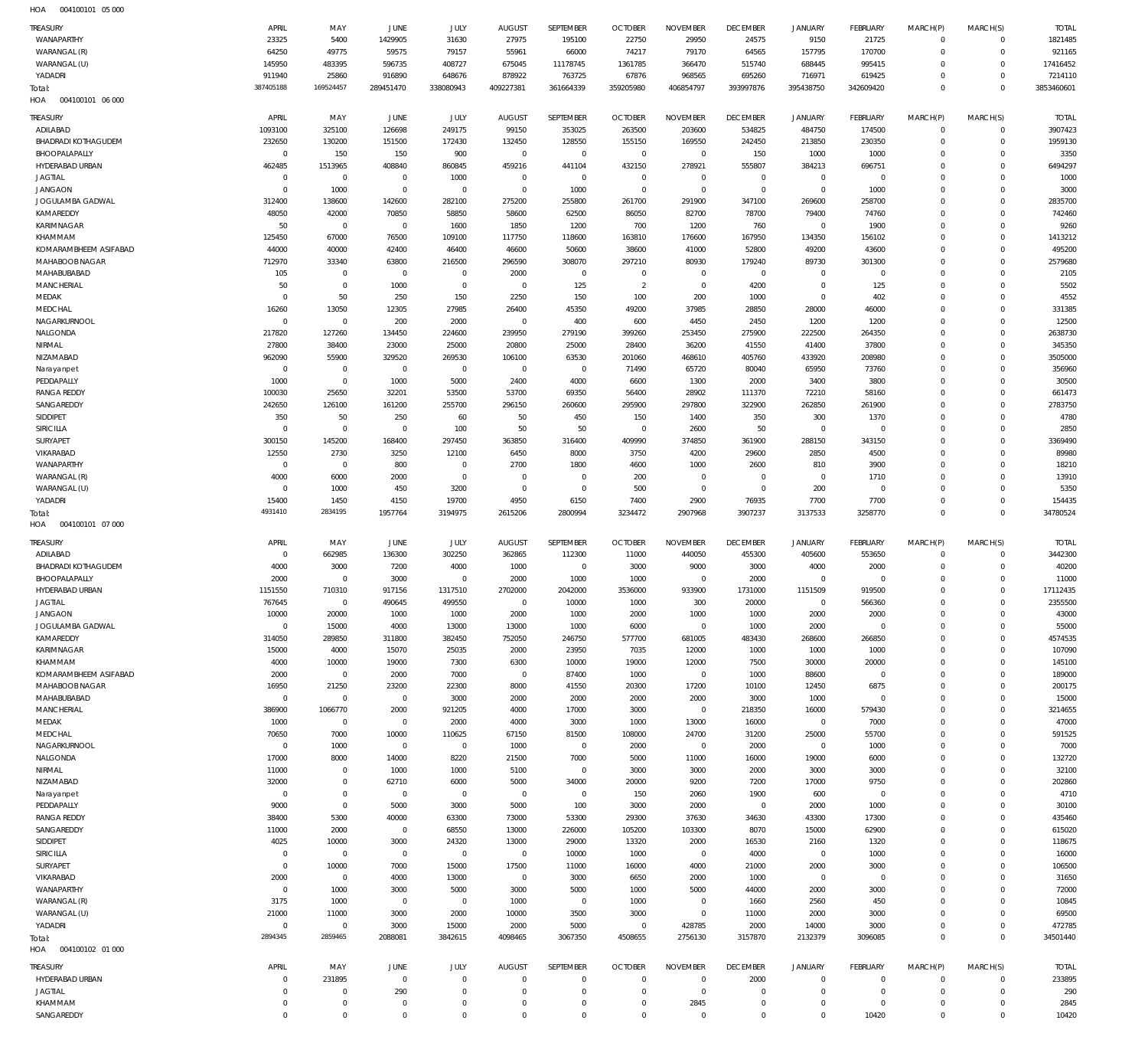HOA 004100101 05 000

| TREASURY | APRIL | MAY | JUNE | JULY | AUGUST | SEPTEMBER | OCTOBER | NOVEMBER | DECEMBER | JANUARY | FEBRUARY | MARCH(P) | MARCH(S) | TOTAL |
|---|---|---|---|---|---|---|---|---|---|---|---|---|---|---|
| WANAPARTHY | 23325 | 5400 | 1429905 | 31630 | 27975 | 195100 | 22750 | 29950 | 24575 | 9150 | 21725 | 0 | 0 | 1821485 |
| WARANGAL (R) | 64250 | 49775 | 59575 | 79157 | 55961 | 66000 | 74217 | 79170 | 64565 | 157795 | 170700 | 0 | 0 | 921165 |
| WARANGAL (U) | 145950 | 483395 | 596735 | 408727 | 675045 | 11178745 | 1361785 | 366470 | 515740 | 688445 | 995415 | 0 | 0 | 17416452 |
| YADADRI | 911940 | 25860 | 916890 | 648676 | 878922 | 763725 | 67876 | 968565 | 695260 | 716971 | 619425 | 0 | 0 | 7214110 |
| Total: | 387405188 | 169524457 | 289451470 | 338080943 | 409227381 | 361664339 | 359205980 | 406854797 | 393997876 | 395438750 | 342609420 | 0 | 0 | 3853460601 |

HOA 004100101 06 000

| TREASURY | APRIL | MAY | JUNE | JULY | AUGUST | SEPTEMBER | OCTOBER | NOVEMBER | DECEMBER | JANUARY | FEBRUARY | MARCH(P) | MARCH(S) | TOTAL |
|---|---|---|---|---|---|---|---|---|---|---|---|---|---|---|
| ADILABAD | 1093100 | 325100 | 126698 | 249175 | 99150 | 353025 | 263500 | 203600 | 534825 | 484750 | 174500 | 0 | 0 | 3907423 |
| BHADRADI KOTHAGUDEM | 232650 | 130200 | 151500 | 172430 | 132450 | 128550 | 155150 | 169550 | 242450 | 213850 | 230350 | 0 | 0 | 1959130 |
| BHOOPALAPALLY | 0 | 150 | 150 | 900 | 0 | 0 | 0 | 0 | 150 | 1000 | 1000 | 0 | 0 | 3350 |
| HYDERABAD URBAN | 462485 | 1513965 | 408840 | 860845 | 459216 | 441104 | 432150 | 278921 | 555807 | 384213 | 696751 | 0 | 0 | 6494297 |
| JAGTIAL | 0 | 0 | 0 | 1000 | 0 | 0 | 0 | 0 | 0 | 0 | 0 | 0 | 0 | 1000 |
| JANGAON | 0 | 1000 | 0 | 0 | 0 | 1000 | 0 | 0 | 0 | 0 | 1000 | 0 | 0 | 3000 |
| JOGULAMBA GADWAL | 312400 | 138600 | 142600 | 282100 | 275200 | 255800 | 261700 | 291900 | 347100 | 269600 | 258700 | 0 | 0 | 2835700 |
| KAMAREDDY | 48050 | 42000 | 70850 | 58850 | 58600 | 62500 | 86050 | 82700 | 78700 | 79400 | 74760 | 0 | 0 | 742460 |
| KARIMNAGAR | 50 | 0 | 0 | 1600 | 1850 | 1200 | 700 | 1200 | 760 | 0 | 1900 | 0 | 0 | 9260 |
| KHAMMAM | 125450 | 67000 | 76500 | 109100 | 117750 | 118600 | 163810 | 176600 | 167950 | 134350 | 156102 | 0 | 0 | 1413212 |
| KOMARAMBHEEM ASIFABAD | 44000 | 40000 | 42400 | 46400 | 46600 | 50600 | 38600 | 41000 | 52800 | 49200 | 43600 | 0 | 0 | 495200 |
| MAHABOOBNAGAR | 712970 | 33340 | 63800 | 216500 | 296590 | 308070 | 297210 | 80930 | 179240 | 89730 | 301300 | 0 | 0 | 2579680 |
| MAHABUBABAD | 105 | 0 | 0 | 0 | 2000 | 0 | 0 | 0 | 0 | 0 | 0 | 0 | 0 | 2105 |
| MANCHERIAL | 50 | 0 | 1000 | 0 | 0 | 125 | 2 | 0 | 4200 | 0 | 125 | 0 | 0 | 5502 |
| MEDAK | 0 | 50 | 250 | 150 | 2250 | 150 | 100 | 200 | 1000 | 0 | 402 | 0 | 0 | 4552 |
| MEDCHAL | 16260 | 13050 | 12305 | 27985 | 26400 | 45350 | 49200 | 37985 | 28850 | 28000 | 46000 | 0 | 0 | 331385 |
| NAGARKURNOOL | 0 | 0 | 200 | 2000 | 0 | 400 | 600 | 4450 | 2450 | 1200 | 1200 | 0 | 0 | 12500 |
| NALGONDA | 217820 | 127260 | 134450 | 224600 | 239950 | 279190 | 399260 | 253450 | 275900 | 222500 | 264350 | 0 | 0 | 2638730 |
| NIRMAL | 27800 | 38400 | 23000 | 25000 | 20800 | 25000 | 28400 | 36200 | 41550 | 41400 | 37800 | 0 | 0 | 345350 |
| NIZAMABAD | 962090 | 55900 | 329520 | 269530 | 106100 | 63530 | 201060 | 468610 | 405760 | 433920 | 208980 | 0 | 0 | 3505000 |
| Narayanpet | 0 | 0 | 0 | 0 | 0 | 0 | 71490 | 65720 | 80040 | 65950 | 73760 | 0 | 0 | 356960 |
| PEDDAPALLY | 1000 | 0 | 1000 | 5000 | 2400 | 4000 | 6600 | 1300 | 2000 | 3400 | 3800 | 0 | 0 | 30500 |
| RANGA REDDY | 100030 | 25650 | 32201 | 53500 | 53700 | 69350 | 56400 | 28902 | 111370 | 72210 | 58160 | 0 | 0 | 661473 |
| SANGAREDDY | 242650 | 126100 | 161200 | 255700 | 296150 | 260600 | 295900 | 297800 | 322900 | 262850 | 261900 | 0 | 0 | 2783750 |
| SIDDIPET | 350 | 50 | 250 | 60 | 50 | 450 | 150 | 1400 | 350 | 300 | 1370 | 0 | 0 | 4780 |
| SIRICILLA | 0 | 0 | 0 | 100 | 50 | 50 | 0 | 2600 | 50 | 0 | 0 | 0 | 0 | 2850 |
| SURYAPET | 300150 | 145200 | 168400 | 297450 | 363850 | 316400 | 409990 | 374850 | 361900 | 288150 | 343150 | 0 | 0 | 3369490 |
| VIKARABAD | 12550 | 2730 | 3250 | 12100 | 6450 | 8000 | 3750 | 4200 | 29600 | 2850 | 4500 | 0 | 0 | 89980 |
| WANAPARTHY | 0 | 0 | 800 | 0 | 2700 | 1800 | 4600 | 1000 | 2600 | 810 | 3900 | 0 | 0 | 18210 |
| WARANGAL (R) | 4000 | 6000 | 2000 | 0 | 0 | 0 | 200 | 0 | 0 | 0 | 1710 | 0 | 0 | 13910 |
| WARANGAL (U) | 0 | 1000 | 450 | 3200 | 0 | 0 | 500 | 0 | 0 | 200 | 0 | 0 | 0 | 5350 |
| YADADRI | 15400 | 1450 | 4150 | 19700 | 4950 | 6150 | 7400 | 2900 | 76935 | 7700 | 7700 | 0 | 0 | 154435 |
| Total: | 4931410 | 2834195 | 1957764 | 3194975 | 2615206 | 2800994 | 3234472 | 2907968 | 3907237 | 3137533 | 3258770 | 0 | 0 | 34780524 |

HOA 004100101 07 000

| TREASURY | APRIL | MAY | JUNE | JULY | AUGUST | SEPTEMBER | OCTOBER | NOVEMBER | DECEMBER | JANUARY | FEBRUARY | MARCH(P) | MARCH(S) | TOTAL |
|---|---|---|---|---|---|---|---|---|---|---|---|---|---|---|
| ADILABAD | 0 | 662985 | 136300 | 302250 | 362865 | 112300 | 11000 | 440050 | 455300 | 405600 | 553650 | 0 | 0 | 3442300 |
| BHADRADI KOTHAGUDEM | 4000 | 3000 | 7200 | 4000 | 1000 | 0 | 3000 | 9000 | 3000 | 4000 | 2000 | 0 | 0 | 40200 |
| BHOOPALAPALLY | 2000 | 0 | 3000 | 0 | 2000 | 1000 | 1000 | 0 | 2000 | 0 | 0 | 0 | 0 | 11000 |
| HYDERABAD URBAN | 1151550 | 710310 | 917156 | 1317510 | 2702000 | 2042000 | 3536000 | 933900 | 1731000 | 1151509 | 919500 | 0 | 0 | 17112435 |
| JAGTIAL | 767645 | 0 | 490645 | 499550 | 0 | 10000 | 1000 | 300 | 20000 | 0 | 566360 | 0 | 0 | 2355500 |
| JANGAON | 10000 | 20000 | 1000 | 1000 | 2000 | 1000 | 2000 | 1000 | 1000 | 2000 | 2000 | 0 | 0 | 43000 |
| JOGULAMBA GADWAL | 0 | 15000 | 4000 | 13000 | 13000 | 1000 | 6000 | 0 | 1000 | 2000 | 0 | 0 | 0 | 55000 |
| KAMAREDDY | 314050 | 289850 | 311800 | 382450 | 752050 | 246750 | 577700 | 681005 | 483430 | 268600 | 266850 | 0 | 0 | 4574535 |
| KARIMNAGAR | 15000 | 4000 | 15070 | 25035 | 2000 | 23950 | 7035 | 12000 | 1000 | 1000 | 1000 | 0 | 0 | 107090 |
| KHAMMAM | 4000 | 10000 | 19000 | 7300 | 6300 | 10000 | 19000 | 12000 | 7500 | 30000 | 20000 | 0 | 0 | 145100 |
| KOMARAMBHEEM ASIFABAD | 2000 | 0 | 2000 | 7000 | 0 | 87400 | 1000 | 0 | 1000 | 88600 | 0 | 0 | 0 | 189000 |
| MAHABOOBNAGAR | 16950 | 21250 | 23200 | 22300 | 8000 | 41550 | 20300 | 17200 | 10100 | 12450 | 6875 | 0 | 0 | 200175 |
| MAHABUBABAD | 0 | 0 | 0 | 3000 | 2000 | 2000 | 2000 | 2000 | 3000 | 1000 | 0 | 0 | 0 | 15000 |
| MANCHERIAL | 386900 | 1066770 | 2000 | 921205 | 4000 | 17000 | 3000 | 0 | 218350 | 16000 | 579430 | 0 | 0 | 3214655 |
| MEDAK | 1000 | 0 | 0 | 2000 | 4000 | 3000 | 1000 | 13000 | 16000 | 0 | 7000 | 0 | 0 | 47000 |
| MEDCHAL | 70650 | 7000 | 10000 | 110625 | 67150 | 81500 | 108000 | 24700 | 31200 | 25000 | 55700 | 0 | 0 | 591525 |
| NAGARKURNOOL | 0 | 1000 | 0 | 0 | 1000 | 0 | 2000 | 0 | 2000 | 0 | 1000 | 0 | 0 | 7000 |
| NALGONDA | 17000 | 8000 | 14000 | 8220 | 21500 | 7000 | 5000 | 11000 | 16000 | 19000 | 6000 | 0 | 0 | 132720 |
| NIRMAL | 11000 | 0 | 1000 | 1000 | 5100 | 0 | 3000 | 3000 | 2000 | 3000 | 3000 | 0 | 0 | 32100 |
| NIZAMABAD | 32000 | 0 | 62710 | 6000 | 5000 | 34000 | 20000 | 9200 | 7200 | 17000 | 9750 | 0 | 0 | 202860 |
| Narayanpet | 0 | 0 | 0 | 0 | 0 | 0 | 150 | 2060 | 1900 | 600 | 0 | 0 | 0 | 4710 |
| PEDDAPALLY | 9000 | 0 | 5000 | 3000 | 5000 | 100 | 3000 | 2000 | 0 | 2000 | 1000 | 0 | 0 | 30100 |
| RANGA REDDY | 38400 | 5300 | 40000 | 63300 | 73000 | 53300 | 29300 | 37630 | 34630 | 43300 | 17300 | 0 | 0 | 435460 |
| SANGAREDDY | 11000 | 2000 | 0 | 68550 | 13000 | 226000 | 105200 | 103300 | 8070 | 15000 | 62900 | 0 | 0 | 615020 |
| SIDDIPET | 4025 | 10000 | 3000 | 24320 | 13000 | 29000 | 13320 | 2000 | 16530 | 2160 | 1320 | 0 | 0 | 118675 |
| SIRICILLA | 0 | 0 | 0 | 0 | 0 | 10000 | 1000 | 0 | 4000 | 0 | 1000 | 0 | 0 | 16000 |
| SURYAPET | 0 | 10000 | 7000 | 15000 | 17500 | 11000 | 16000 | 4000 | 21000 | 2000 | 3000 | 0 | 0 | 106500 |
| VIKARABAD | 2000 | 0 | 4000 | 13000 | 0 | 3000 | 6650 | 2000 | 1000 | 0 | 0 | 0 | 0 | 31650 |
| WANAPARTHY | 0 | 1000 | 3000 | 5000 | 3000 | 5000 | 1000 | 5000 | 44000 | 2000 | 3000 | 0 | 0 | 72000 |
| WARANGAL (R) | 3175 | 1000 | 0 | 0 | 1000 | 0 | 1000 | 0 | 1660 | 2560 | 450 | 0 | 0 | 10845 |
| WARANGAL (U) | 21000 | 11000 | 3000 | 2000 | 10000 | 3500 | 3000 | 0 | 11000 | 2000 | 3000 | 0 | 0 | 69500 |
| YADADRI | 0 | 0 | 3000 | 15000 | 2000 | 5000 | 0 | 428785 | 2000 | 14000 | 3000 | 0 | 0 | 472785 |
| Total: | 2894345 | 2859465 | 2088081 | 3842615 | 4098465 | 3067350 | 4508655 | 2756130 | 3157870 | 2132379 | 3096085 | 0 | 0 | 34501440 |

HOA 004100102 01 000

| TREASURY | APRIL | MAY | JUNE | JULY | AUGUST | SEPTEMBER | OCTOBER | NOVEMBER | DECEMBER | JANUARY | FEBRUARY | MARCH(P) | MARCH(S) | TOTAL |
|---|---|---|---|---|---|---|---|---|---|---|---|---|---|---|
| HYDERABAD URBAN | 0 | 231895 | 0 | 0 | 0 | 0 | 0 | 0 | 2000 | 0 | 0 | 0 | 0 | 233895 |
| JAGTIAL | 0 | 0 | 290 | 0 | 0 | 0 | 0 | 0 | 0 | 0 | 0 | 0 | 0 | 290 |
| KHAMMAM | 0 | 0 | 0 | 0 | 0 | 0 | 0 | 2845 | 0 | 0 | 0 | 0 | 0 | 2845 |
| SANGAREDDY | 0 | 0 | 0 | 0 | 0 | 0 | 0 | 0 | 0 | 0 | 10420 | 0 | 0 | 10420 |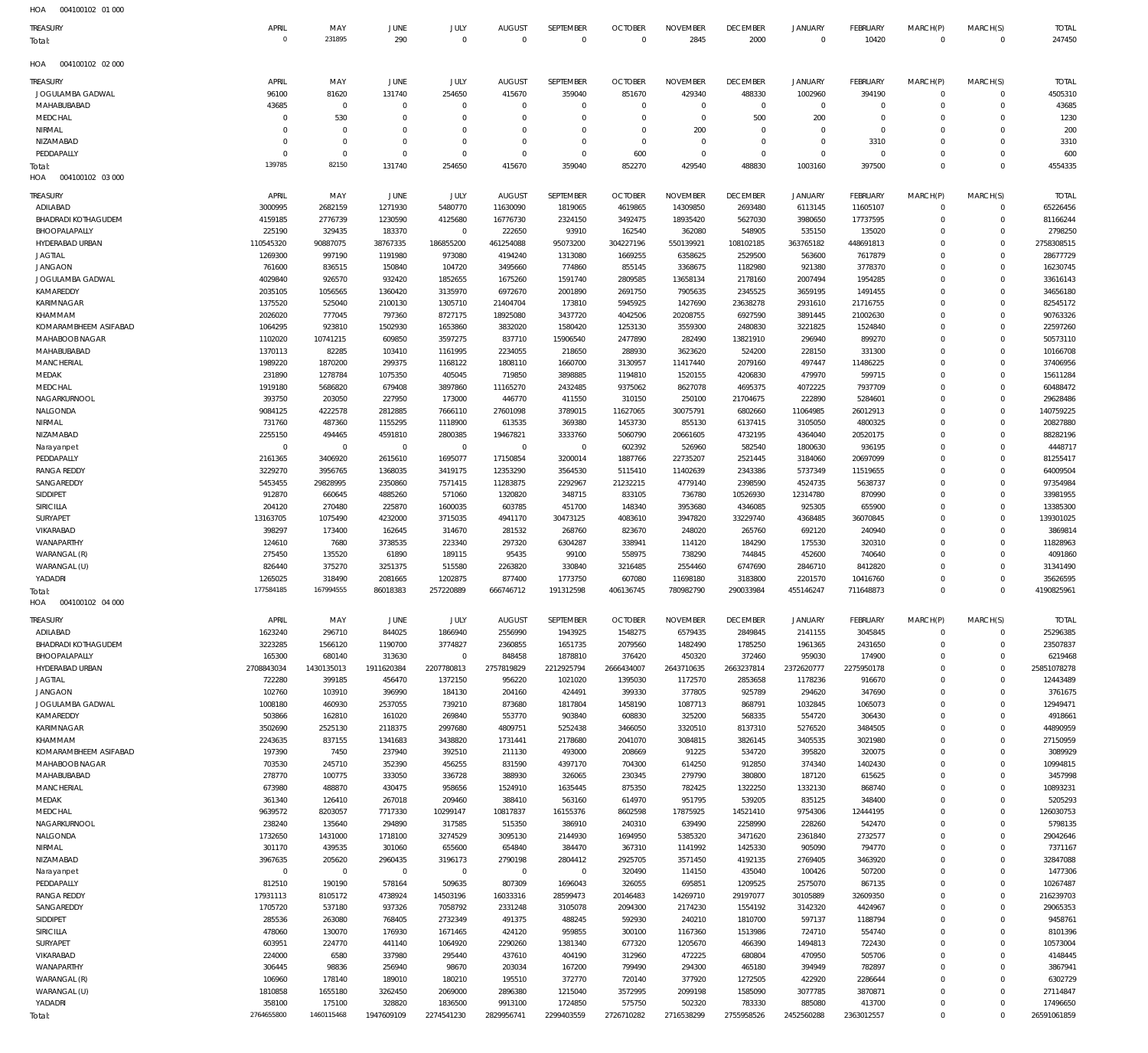HOA 004100102 01 000

| TREASURY | APRIL | MAY | JUNE | JULY | AUGUST | SEPTEMBER | OCTOBER | NOVEMBER | DECEMBER | JANUARY | FEBRUARY | MARCH(P) | MARCH(S) | TOTAL |
|---|---|---|---|---|---|---|---|---|---|---|---|---|---|---|
| Total: | 0 | 231895 | 290 | 0 | 0 | 0 | 0 | 2845 | 2000 | 0 | 10420 | 0 | 0 | 247450 |

HOA 004100102 02 000

| TREASURY | APRIL | MAY | JUNE | JULY | AUGUST | SEPTEMBER | OCTOBER | NOVEMBER | DECEMBER | JANUARY | FEBRUARY | MARCH(P) | MARCH(S) | TOTAL |
|---|---|---|---|---|---|---|---|---|---|---|---|---|---|---|
| JOGULAMBA GADWAL | 96100 | 81620 | 131740 | 254650 | 415670 | 359040 | 851670 | 429340 | 488330 | 1002960 | 394190 | 0 | 0 | 4505310 |
| MAHABUBABAD | 43685 | 0 | 0 | 0 | 0 | 0 | 0 | 0 | 0 | 0 | 0 | 0 | 0 | 43685 |
| MEDCHAL | 0 | 530 | 0 | 0 | 0 | 0 | 0 | 0 | 500 | 200 | 0 | 0 | 0 | 1230 |
| NIRMAL | 0 | 0 | 0 | 0 | 0 | 0 | 0 | 200 | 0 | 0 | 0 | 0 | 0 | 200 |
| NIZAMABAD | 0 | 0 | 0 | 0 | 0 | 0 | 0 | 0 | 0 | 0 | 3310 | 0 | 0 | 3310 |
| PEDDAPALLY | 0 | 0 | 0 | 0 | 0 | 0 | 600 | 0 | 0 | 0 | 0 | 0 | 0 | 600 |
| Total: | 139785 | 82150 | 131740 | 254650 | 415670 | 359040 | 852270 | 429540 | 488830 | 1003160 | 397500 | 0 | 0 | 4554335 |

HOA 004100102 03 000

| TREASURY | APRIL | MAY | JUNE | JULY | AUGUST | SEPTEMBER | OCTOBER | NOVEMBER | DECEMBER | JANUARY | FEBRUARY | MARCH(P) | MARCH(S) | TOTAL |
|---|---|---|---|---|---|---|---|---|---|---|---|---|---|---|
| ADILABAD | 3000995 | 2682159 | 1271930 | 5480770 | 11630090 | 1819065 | 4619865 | 14309850 | 2693480 | 6113145 | 11605107 | 0 | 0 | 65226456 |
| BHADRADI KOTHAGUDEM | 4159185 | 2776739 | 1230590 | 4125680 | 16776730 | 2324150 | 3492475 | 18935420 | 5627030 | 3980650 | 17737595 | 0 | 0 | 81166244 |
| BHOOPALAPALLY | 225190 | 329435 | 183370 | 0 | 222650 | 93910 | 162540 | 362080 | 548905 | 535150 | 135020 | 0 | 0 | 2798250 |
| HYDERABAD URBAN | 110545320 | 90887075 | 38767335 | 186855200 | 461254088 | 95073200 | 304227196 | 550139921 | 108102185 | 363765182 | 448691813 | 0 | 0 | 2758308515 |
| JAGTIAL | 1269300 | 997190 | 1191980 | 973080 | 4194240 | 1313080 | 1669255 | 6358625 | 2529500 | 563600 | 7617879 | 0 | 0 | 28677729 |
| JANGAON | 761600 | 836515 | 150840 | 104720 | 3495660 | 774860 | 855145 | 3368675 | 1182980 | 921380 | 3778370 | 0 | 0 | 16230745 |
| JOGULAMBA GADWAL | 4029840 | 926570 | 932420 | 1852655 | 1675260 | 1591740 | 2809585 | 13658134 | 2178160 | 2007494 | 1954285 | 0 | 0 | 33616143 |
| KAMAREDDY | 2035105 | 1056565 | 1360420 | 3135970 | 6972670 | 2001890 | 2691750 | 7905635 | 2345525 | 3659195 | 1491455 | 0 | 0 | 34656180 |
| KARIMNAGAR | 1375520 | 525040 | 2100130 | 1305710 | 21404704 | 173810 | 5945925 | 1427690 | 23638278 | 2931610 | 21716755 | 0 | 0 | 82545172 |
| KHAMMAM | 2026020 | 777045 | 797360 | 8727175 | 18925080 | 3437720 | 4042506 | 20208755 | 6927590 | 3891445 | 21002630 | 0 | 0 | 90763326 |
| KOMARAMBHEEM ASIFABAD | 1064295 | 923810 | 1502930 | 1653860 | 3832020 | 1580420 | 1253130 | 3559300 | 2480830 | 3221825 | 1524840 | 0 | 0 | 22597260 |
| MAHABOOB NAGAR | 1102020 | 10741215 | 609850 | 3597275 | 837710 | 15906540 | 2477890 | 282490 | 13821910 | 296940 | 899270 | 0 | 0 | 50573110 |
| MAHABUBABAD | 1370113 | 82285 | 103410 | 1161995 | 2234055 | 218650 | 288930 | 3623620 | 524200 | 228150 | 331300 | 0 | 0 | 10166708 |
| MANCHERIAL | 1989220 | 1870200 | 299375 | 1168122 | 1808110 | 1660700 | 3130957 | 11417440 | 2079160 | 497447 | 11486225 | 0 | 0 | 37406956 |
| MEDAK | 231890 | 1278784 | 1075350 | 405045 | 719850 | 3898885 | 1194810 | 1520155 | 4206830 | 479970 | 599715 | 0 | 0 | 15611284 |
| MEDCHAL | 1919180 | 5686820 | 679408 | 3897860 | 11165270 | 2432485 | 9375062 | 8627078 | 4695375 | 4072225 | 7937709 | 0 | 0 | 60488472 |
| NAGARKURNOOL | 393750 | 203050 | 227950 | 173000 | 446770 | 411550 | 310150 | 250100 | 21704675 | 222890 | 5284601 | 0 | 0 | 29628486 |
| NALGONDA | 9084125 | 4222578 | 2812885 | 7666110 | 27601098 | 3789015 | 11627065 | 30075791 | 6802660 | 11064985 | 26012913 | 0 | 0 | 140759225 |
| NIRMAL | 731760 | 487360 | 1155295 | 1118900 | 613535 | 369380 | 1453730 | 855130 | 6137415 | 3105050 | 4800325 | 0 | 0 | 20827880 |
| NIZAMABAD | 2255150 | 494465 | 4591810 | 2800385 | 19467821 | 3333760 | 5060790 | 20661605 | 4732195 | 4364040 | 20520175 | 0 | 0 | 88282196 |
| Narayanpet | 0 | 0 | 0 | 0 | 0 | 0 | 602392 | 526960 | 582540 | 1800630 | 936195 | 0 | 0 | 4448717 |
| PEDDAPALLY | 2161365 | 3406920 | 2615610 | 1695077 | 17150854 | 3200014 | 1887766 | 22735207 | 2521445 | 3184060 | 20697099 | 0 | 0 | 81255417 |
| RANGA REDDY | 3229270 | 3956765 | 1368035 | 3419175 | 12353290 | 3564530 | 5115410 | 11402639 | 2343386 | 5737349 | 11519655 | 0 | 0 | 64009504 |
| SANGAREDDY | 5453455 | 29828995 | 2350860 | 7571415 | 11283875 | 2292967 | 21232215 | 4779140 | 2398590 | 4524735 | 5638737 | 0 | 0 | 97354984 |
| SIDDIPET | 912870 | 660645 | 4885260 | 571060 | 1320820 | 348715 | 833105 | 736780 | 10526930 | 12314780 | 870990 | 0 | 0 | 33981955 |
| SIRICILLA | 204120 | 270480 | 225870 | 1600035 | 603785 | 451700 | 148340 | 3953680 | 4346085 | 925305 | 655900 | 0 | 0 | 13385300 |
| SURYAPET | 13163705 | 1075490 | 4232000 | 3715035 | 4941170 | 30473125 | 4083610 | 3947820 | 33229740 | 4368485 | 36070845 | 0 | 0 | 139301025 |
| VIKARABAD | 398297 | 173400 | 162645 | 314670 | 281532 | 268760 | 823670 | 248020 | 265760 | 692120 | 240940 | 0 | 0 | 3869814 |
| WANAPARTHY | 124610 | 7680 | 3738535 | 223340 | 297320 | 6304287 | 338941 | 114120 | 184290 | 175530 | 320310 | 0 | 0 | 11828963 |
| WARANGAL (R) | 275450 | 135520 | 61890 | 189115 | 95435 | 99100 | 558975 | 738290 | 744845 | 452600 | 740640 | 0 | 0 | 4091860 |
| WARANGAL (U) | 826440 | 375270 | 3251375 | 515580 | 2263820 | 330840 | 3216485 | 2554460 | 6747690 | 2846710 | 8412820 | 0 | 0 | 31341490 |
| YADADRI | 1265025 | 318490 | 2081665 | 1202875 | 877400 | 1773750 | 607080 | 11698180 | 3183800 | 2201570 | 10416760 | 0 | 0 | 35626595 |
| Total: | 177584185 | 167994555 | 86018383 | 257220889 | 666746712 | 191312598 | 406136745 | 780982790 | 290033984 | 455146247 | 711648873 | 0 | 0 | 4190825961 |

HOA 004100102 04 000

| TREASURY | APRIL | MAY | JUNE | JULY | AUGUST | SEPTEMBER | OCTOBER | NOVEMBER | DECEMBER | JANUARY | FEBRUARY | MARCH(P) | MARCH(S) | TOTAL |
|---|---|---|---|---|---|---|---|---|---|---|---|---|---|---|
| ADILABAD | 1623240 | 296710 | 844025 | 1866940 | 2556990 | 1943925 | 1548275 | 6579435 | 2849845 | 2141155 | 3045845 | 0 | 0 | 25296385 |
| BHADRADI KOTHAGUDEM | 3223285 | 1566120 | 1190700 | 3774827 | 2360855 | 1651735 | 2079560 | 1482490 | 1785250 | 1961365 | 2431650 | 0 | 0 | 23507837 |
| BHOOPALAPALLY | 165300 | 680140 | 313630 | 0 | 848458 | 1878810 | 376420 | 450320 | 372460 | 959030 | 174900 | 0 | 0 | 6219468 |
| HYDERABAD URBAN | 2708843034 | 1430135013 | 1911620384 | 2207780813 | 2757819829 | 2212925794 | 2666434007 | 2643710635 | 2663237814 | 2372620777 | 2275950178 | 0 | 0 | 25851078278 |
| JAGTIAL | 722280 | 399185 | 456470 | 1372150 | 956220 | 1021020 | 1395030 | 1172570 | 2853658 | 1178236 | 916670 | 0 | 0 | 12443489 |
| JANGAON | 102760 | 103910 | 396990 | 184130 | 204160 | 424491 | 399330 | 377805 | 925789 | 294620 | 347690 | 0 | 0 | 3761675 |
| JOGULAMBA GADWAL | 1008180 | 460930 | 2537055 | 739210 | 873680 | 1817804 | 1458190 | 1087713 | 868791 | 1032845 | 1065073 | 0 | 0 | 12949471 |
| KAMAREDDY | 503866 | 162810 | 161020 | 269840 | 553770 | 903840 | 608830 | 325200 | 568335 | 554720 | 306430 | 0 | 0 | 4918661 |
| KARIMNAGAR | 3502690 | 2525130 | 2118375 | 2997680 | 4809751 | 5252438 | 3466050 | 3320510 | 8137310 | 5276520 | 3484505 | 0 | 0 | 44890959 |
| KHAMMAM | 2243635 | 837155 | 1341683 | 3438820 | 1731441 | 2178680 | 2041070 | 3084815 | 3826145 | 3405535 | 3021980 | 0 | 0 | 27150959 |
| KOMARAMBHEEM ASIFABAD | 197390 | 7450 | 237940 | 392510 | 211130 | 493000 | 208669 | 91225 | 534720 | 395820 | 320075 | 0 | 0 | 3089929 |
| MAHABOOB NAGAR | 703530 | 245710 | 352390 | 456255 | 831590 | 4397170 | 704300 | 614250 | 912850 | 374340 | 1402430 | 0 | 0 | 10994815 |
| MAHABUBABAD | 278770 | 100775 | 333050 | 336728 | 388930 | 326065 | 230345 | 279790 | 380800 | 187120 | 615625 | 0 | 0 | 3457998 |
| MANCHERIAL | 673980 | 488870 | 430475 | 958656 | 1524910 | 1635445 | 875350 | 782425 | 1322250 | 1332130 | 868740 | 0 | 0 | 10893231 |
| MEDAK | 361340 | 126410 | 267018 | 209460 | 388410 | 563160 | 614970 | 951795 | 539205 | 835125 | 348400 | 0 | 0 | 5205293 |
| MEDCHAL | 9639572 | 8203057 | 7717330 | 10299147 | 10817837 | 16155376 | 8602598 | 17875925 | 14521410 | 9754306 | 12444195 | 0 | 0 | 126030753 |
| NAGARKURNOOL | 238240 | 135640 | 294890 | 317585 | 515350 | 386910 | 240310 | 639490 | 2258990 | 228260 | 542470 | 0 | 0 | 5798135 |
| NALGONDA | 1732650 | 1431000 | 1718100 | 3274529 | 3095130 | 2144930 | 1694550 | 5385320 | 3471620 | 2361840 | 2732577 | 0 | 0 | 29042646 |
| NIRMAL | 301170 | 439535 | 301060 | 655600 | 654840 | 384470 | 367310 | 1141992 | 1425330 | 905090 | 794770 | 0 | 0 | 7371167 |
| NIZAMABAD | 3967635 | 205620 | 2960435 | 3196173 | 2790198 | 2804412 | 2925705 | 3571450 | 4192135 | 2769405 | 3463920 | 0 | 0 | 32847088 |
| Narayanpet | 0 | 0 | 0 | 0 | 0 | 0 | 320490 | 114150 | 435040 | 100426 | 507200 | 0 | 0 | 1477306 |
| PEDDAPALLY | 812510 | 190190 | 578164 | 509635 | 807309 | 1696043 | 326055 | 695851 | 1209525 | 2575070 | 867135 | 0 | 0 | 10267487 |
| RANGA REDDY | 17931113 | 8105172 | 4738924 | 14503196 | 16033316 | 28599473 | 20146483 | 14269710 | 29197077 | 30105889 | 32609350 | 0 | 0 | 216239703 |
| SANGAREDDY | 1705720 | 537180 | 937326 | 7058792 | 2331248 | 3105078 | 2094300 | 2174230 | 1554192 | 3142320 | 4424967 | 0 | 0 | 29065353 |
| SIDDIPET | 285536 | 263080 | 768405 | 2732349 | 491375 | 488245 | 592930 | 240210 | 1810700 | 597137 | 1188794 | 0 | 0 | 9458761 |
| SIRICILLA | 478060 | 130070 | 176930 | 1671465 | 424120 | 959855 | 300100 | 1167360 | 1513986 | 724710 | 554740 | 0 | 0 | 8101396 |
| SURYAPET | 603951 | 224770 | 441140 | 1064920 | 2290260 | 1381340 | 677320 | 1205670 | 466390 | 1494813 | 722430 | 0 | 0 | 10573004 |
| VIKARABAD | 224000 | 6580 | 337980 | 295440 | 437610 | 404190 | 312960 | 472225 | 680804 | 470950 | 505706 | 0 | 0 | 4148445 |
| WANAPARTHY | 306445 | 98836 | 256940 | 98670 | 203034 | 167200 | 799490 | 294300 | 465180 | 394949 | 782897 | 0 | 0 | 3867941 |
| WARANGAL (R) | 106960 | 178140 | 189010 | 180210 | 195510 | 372770 | 720140 | 377920 | 1272505 | 422920 | 2286644 | 0 | 0 | 6302729 |
| WARANGAL (U) | 1810858 | 1655180 | 3262450 | 2069000 | 2896380 | 1215040 | 3572995 | 2099198 | 1585090 | 3077785 | 3870871 | 0 | 0 | 27114847 |
| YADADRI | 358100 | 175100 | 328820 | 1836500 | 9913100 | 1724850 | 575750 | 502320 | 783330 | 885080 | 413700 | 0 | 0 | 17496650 |
| Total: | 2764655800 | 1460115468 | 1947609109 | 2274541230 | 2829956741 | 2299403559 | 2726710282 | 2716538299 | 2755958526 | 2452560288 | 2363012557 | 0 | 0 | 26591061859 |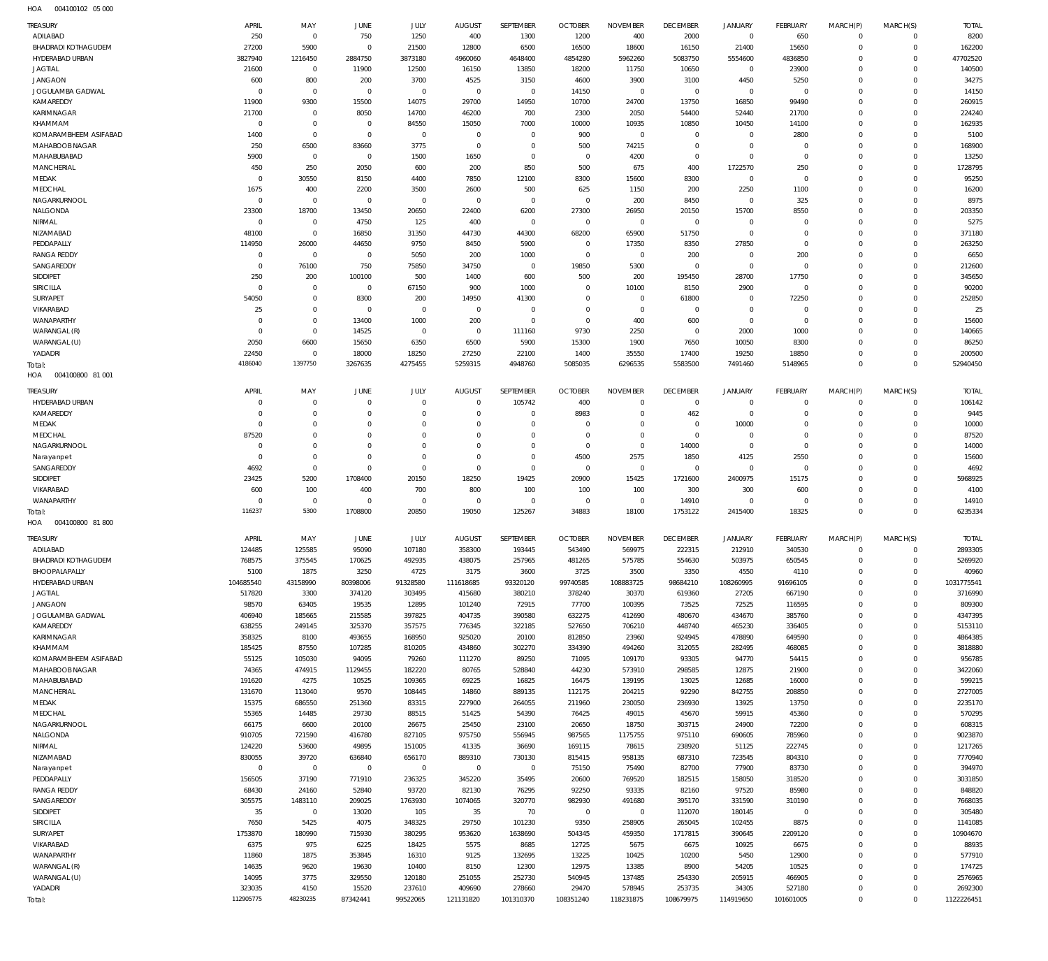HOA 004100102 05 000

| TREASURY | APRIL | MAY | JUNE | JULY | AUGUST | SEPTEMBER | OCTOBER | NOVEMBER | DECEMBER | JANUARY | FEBRUARY | MARCH(P) | MARCH(S) | TOTAL |
|---|---|---|---|---|---|---|---|---|---|---|---|---|---|---|
| ADILABAD | 250 | 0 | 750 | 1250 | 400 | 1300 | 1200 | 400 | 2000 | 0 | 650 | 0 | 0 | 8200 |
| BHADRADI KOTHAGUDEM | 27200 | 5900 | 0 | 21500 | 12800 | 6500 | 16500 | 18600 | 16150 | 21400 | 15650 | 0 | 0 | 162200 |
| HYDERABAD URBAN | 3827940 | 1216450 | 2884750 | 3873180 | 4960060 | 4648400 | 4854280 | 5962260 | 5083750 | 5554600 | 4836850 | 0 | 0 | 47702520 |
| JAGTIAL | 21600 | 0 | 11900 | 12500 | 16150 | 13850 | 18200 | 11750 | 10650 | 0 | 23900 | 0 | 0 | 140500 |
| JANGAON | 600 | 800 | 200 | 3700 | 4525 | 3150 | 4600 | 3900 | 3100 | 4450 | 5250 | 0 | 0 | 34275 |
| JOGULAMBA GADWAL | 0 | 0 | 0 | 0 | 0 | 0 | 14150 | 0 | 0 | 0 | 0 | 0 | 0 | 14150 |
| KAMAREDDY | 11900 | 9300 | 15500 | 14075 | 29700 | 14950 | 10700 | 24700 | 13750 | 16850 | 99490 | 0 | 0 | 260915 |
| KARIMNAGAR | 21700 | 0 | 8050 | 14700 | 46200 | 700 | 2300 | 2050 | 54400 | 52440 | 21700 | 0 | 0 | 224240 |
| KHAMMAM | 0 | 0 | 0 | 84550 | 15050 | 7000 | 10000 | 10935 | 10850 | 10450 | 14100 | 0 | 0 | 162935 |
| KOMARAMBHEEM ASIFABAD | 1400 | 0 | 0 | 0 | 0 | 0 | 900 | 0 | 0 | 0 | 2800 | 0 | 0 | 5100 |
| MAHABOOB NAGAR | 250 | 6500 | 83660 | 3775 | 0 | 0 | 500 | 74215 | 0 | 0 | 0 | 0 | 0 | 168900 |
| MAHABUBABAD | 5900 | 0 | 0 | 1500 | 1650 | 0 | 0 | 4200 | 0 | 0 | 0 | 0 | 0 | 13250 |
| MANCHERIAL | 450 | 250 | 2050 | 600 | 200 | 850 | 500 | 675 | 400 | 1722570 | 250 | 0 | 0 | 1728795 |
| MEDAK | 0 | 30550 | 8150 | 4400 | 7850 | 12100 | 8300 | 15600 | 8300 | 0 | 0 | 0 | 0 | 95250 |
| MEDCHAL | 1675 | 400 | 2200 | 3500 | 2600 | 500 | 625 | 1150 | 200 | 2250 | 1100 | 0 | 0 | 16200 |
| NAGARKURNOOL | 0 | 0 | 0 | 0 | 0 | 0 | 0 | 200 | 8450 | 0 | 325 | 0 | 0 | 8975 |
| NALGONDA | 23300 | 18700 | 13450 | 20650 | 22400 | 6200 | 27300 | 26950 | 20150 | 15700 | 8550 | 0 | 0 | 203350 |
| NIRMAL | 0 | 0 | 4750 | 125 | 400 | 0 | 0 | 0 | 0 | 0 | 0 | 0 | 0 | 5275 |
| NIZAMABAD | 48100 | 0 | 16850 | 31350 | 44730 | 44300 | 68200 | 65900 | 51750 | 0 | 0 | 0 | 0 | 371180 |
| PEDDAPALLY | 114950 | 26000 | 44650 | 9750 | 8450 | 5900 | 0 | 17350 | 8350 | 27850 | 0 | 0 | 0 | 263250 |
| RANGA REDDY | 0 | 0 | 0 | 5050 | 200 | 1000 | 0 | 0 | 200 | 0 | 200 | 0 | 0 | 6650 |
| SANGAREDDY | 0 | 76100 | 750 | 75850 | 34750 | 0 | 19850 | 5300 | 0 | 0 | 0 | 0 | 0 | 212600 |
| SIDDIPET | 250 | 200 | 100100 | 500 | 1400 | 600 | 500 | 200 | 195450 | 28700 | 17750 | 0 | 0 | 345650 |
| SIRICILLA | 0 | 0 | 0 | 67150 | 900 | 1000 | 0 | 10100 | 8150 | 2900 | 0 | 0 | 0 | 90200 |
| SURYAPET | 54050 | 0 | 8300 | 200 | 14950 | 41300 | 0 | 0 | 61800 | 0 | 72250 | 0 | 0 | 252850 |
| VIKARABAD | 25 | 0 | 0 | 0 | 0 | 0 | 0 | 0 | 0 | 0 | 0 | 0 | 0 | 25 |
| WANAPARTHY | 0 | 0 | 13400 | 1000 | 200 | 0 | 0 | 400 | 600 | 0 | 0 | 0 | 0 | 15600 |
| WARANGAL (R) | 0 | 0 | 14525 | 0 | 0 | 111160 | 9730 | 2250 | 0 | 2000 | 1000 | 0 | 0 | 140665 |
| WARANGAL (U) | 2050 | 6600 | 15650 | 6350 | 6500 | 5900 | 15300 | 1900 | 7650 | 10050 | 8300 | 0 | 0 | 86250 |
| YADADRI | 22450 | 0 | 18000 | 18250 | 27250 | 22100 | 1400 | 35550 | 17400 | 19250 | 18850 | 0 | 0 | 200500 |
| Total: | 4186040 | 1397750 | 3267635 | 4275455 | 5259315 | 4948760 | 5085035 | 6296535 | 5583500 | 7491460 | 5148965 | 0 | 0 | 52940450 |

HOA 004100800 81 001

| TREASURY | APRIL | MAY | JUNE | JULY | AUGUST | SEPTEMBER | OCTOBER | NOVEMBER | DECEMBER | JANUARY | FEBRUARY | MARCH(P) | MARCH(S) | TOTAL |
|---|---|---|---|---|---|---|---|---|---|---|---|---|---|---|
| HYDERABAD URBAN | 0 | 0 | 0 | 0 | 0 | 105742 | 400 | 0 | 0 | 0 | 0 | 0 | 0 | 106142 |
| KAMAREDDY | 0 | 0 | 0 | 0 | 0 | 0 | 8983 | 0 | 462 | 0 | 0 | 0 | 0 | 9445 |
| MEDAK | 0 | 0 | 0 | 0 | 0 | 0 | 0 | 0 | 0 | 10000 | 0 | 0 | 0 | 10000 |
| MEDCHAL | 87520 | 0 | 0 | 0 | 0 | 0 | 0 | 0 | 0 | 0 | 0 | 0 | 0 | 87520 |
| NAGARKURNOOL | 0 | 0 | 0 | 0 | 0 | 0 | 0 | 0 | 14000 | 0 | 0 | 0 | 0 | 14000 |
| Narayanpet | 0 | 0 | 0 | 0 | 0 | 0 | 4500 | 2575 | 1850 | 4125 | 2550 | 0 | 0 | 15600 |
| SANGAREDDY | 4692 | 0 | 0 | 0 | 0 | 0 | 0 | 0 | 0 | 0 | 0 | 0 | 0 | 4692 |
| SIDDIPET | 23425 | 5200 | 1708400 | 20150 | 18250 | 19425 | 20900 | 15425 | 1721600 | 2400975 | 15175 | 0 | 0 | 5968925 |
| VIKARABAD | 600 | 100 | 400 | 700 | 800 | 100 | 100 | 100 | 300 | 300 | 600 | 0 | 0 | 4100 |
| WANAPARTHY | 0 | 0 | 0 | 0 | 0 | 0 | 0 | 0 | 14910 | 0 | 0 | 0 | 0 | 14910 |
| Total: | 116237 | 5300 | 1708800 | 20850 | 19050 | 125267 | 34883 | 18100 | 1753122 | 2415400 | 18325 | 0 | 0 | 6235334 |

HOA 004100800 81 800

| TREASURY | APRIL | MAY | JUNE | JULY | AUGUST | SEPTEMBER | OCTOBER | NOVEMBER | DECEMBER | JANUARY | FEBRUARY | MARCH(P) | MARCH(S) | TOTAL |
|---|---|---|---|---|---|---|---|---|---|---|---|---|---|---|
| ADILABAD | 124485 | 125585 | 95090 | 107180 | 358300 | 193445 | 543490 | 569975 | 222315 | 212910 | 340530 | 0 | 0 | 2893305 |
| BHADRADI KOTHAGUDEM | 768575 | 375545 | 170625 | 492935 | 438075 | 257965 | 481265 | 575785 | 554630 | 503975 | 650545 | 0 | 0 | 5269920 |
| BHOOPALAPALLY | 5100 | 1875 | 3250 | 4725 | 3175 | 3600 | 3725 | 3500 | 3350 | 4550 | 4110 | 0 | 0 | 40960 |
| HYDERABAD URBAN | 104685540 | 43158990 | 80398006 | 91328580 | 111618685 | 93320120 | 99740585 | 108883725 | 98684210 | 108260995 | 91696105 | 0 | 0 | 1031775541 |
| JAGTIAL | 517820 | 3300 | 374120 | 303495 | 415680 | 380210 | 378240 | 30370 | 619360 | 27205 | 667190 | 0 | 0 | 3716990 |
| JANGAON | 98570 | 63405 | 19535 | 12895 | 101240 | 72915 | 77700 | 100395 | 73525 | 72525 | 116595 | 0 | 0 | 809300 |
| JOGULAMBA GADWAL | 406940 | 185665 | 215585 | 397825 | 404735 | 390580 | 632275 | 412690 | 480670 | 434670 | 385760 | 0 | 0 | 4347395 |
| KAMAREDDY | 638255 | 249145 | 325370 | 357575 | 776345 | 322185 | 527650 | 706210 | 448740 | 465230 | 336405 | 0 | 0 | 5153110 |
| KARIMNAGAR | 358325 | 8100 | 493655 | 168950 | 925020 | 20100 | 812850 | 23960 | 924945 | 478890 | 649590 | 0 | 0 | 4864385 |
| KHAMMAM | 185425 | 87550 | 107285 | 810205 | 434860 | 302270 | 334390 | 494260 | 312055 | 282495 | 468085 | 0 | 0 | 3818880 |
| KOMARAMBHEEM ASIFABAD | 55125 | 105030 | 94095 | 79260 | 111270 | 89250 | 71095 | 109170 | 93305 | 94770 | 54415 | 0 | 0 | 956785 |
| MAHABOOB NAGAR | 74365 | 474915 | 1129455 | 182220 | 80765 | 528840 | 44230 | 573910 | 298585 | 12875 | 21900 | 0 | 0 | 3422060 |
| MAHABUBABAD | 191620 | 4275 | 10525 | 109365 | 69225 | 16825 | 16475 | 139195 | 13025 | 12685 | 16000 | 0 | 0 | 599215 |
| MANCHERIAL | 131670 | 113040 | 9570 | 108445 | 14860 | 889135 | 112175 | 204215 | 92290 | 842755 | 208850 | 0 | 0 | 2727005 |
| MEDAK | 15375 | 686550 | 251360 | 83315 | 227900 | 264055 | 211960 | 230050 | 236930 | 13925 | 13750 | 0 | 0 | 2235170 |
| MEDCHAL | 55365 | 14485 | 29730 | 88515 | 51425 | 54390 | 76425 | 49015 | 45670 | 59915 | 45360 | 0 | 0 | 570295 |
| NAGARKURNOOL | 66175 | 6600 | 20100 | 26675 | 25450 | 23100 | 20650 | 18750 | 303715 | 24900 | 72200 | 0 | 0 | 608315 |
| NALGONDA | 910705 | 721590 | 416780 | 827105 | 975750 | 556945 | 987565 | 1175755 | 975110 | 690605 | 785960 | 0 | 0 | 9023870 |
| NIRMAL | 124220 | 53600 | 49895 | 151005 | 41335 | 36690 | 169115 | 78615 | 238920 | 51125 | 222745 | 0 | 0 | 1217265 |
| NIZAMABAD | 830055 | 39720 | 636840 | 656170 | 889310 | 730130 | 815415 | 958135 | 687310 | 723545 | 804310 | 0 | 0 | 7770940 |
| Narayanpet | 0 | 0 | 0 | 0 | 0 | 0 | 75150 | 75490 | 82700 | 77900 | 83730 | 0 | 0 | 394970 |
| PEDDAPALLY | 156505 | 37190 | 771910 | 236325 | 345220 | 35495 | 20600 | 769520 | 182515 | 158050 | 318520 | 0 | 0 | 3031850 |
| RANGA REDDY | 68430 | 24160 | 52840 | 93720 | 82130 | 76295 | 92250 | 93335 | 82160 | 97520 | 85980 | 0 | 0 | 848820 |
| SANGAREDDY | 305575 | 1483110 | 209025 | 1763930 | 1074065 | 320770 | 982930 | 491680 | 395170 | 331590 | 310190 | 0 | 0 | 7668035 |
| SIDDIPET | 35 | 0 | 13020 | 105 | 35 | 70 | 0 | 0 | 112070 | 180145 | 0 | 0 | 0 | 305480 |
| SIRICILLA | 7650 | 5425 | 4075 | 348325 | 29750 | 101230 | 9350 | 258905 | 265045 | 102455 | 8875 | 0 | 0 | 1141085 |
| SURYAPET | 1753870 | 180990 | 715930 | 380295 | 953620 | 1638690 | 504345 | 459350 | 1717815 | 390645 | 2209120 | 0 | 0 | 10904670 |
| VIKARABAD | 6375 | 975 | 6225 | 18425 | 5575 | 8685 | 12725 | 5675 | 6675 | 10925 | 6675 | 0 | 0 | 88935 |
| WANAPARTHY | 11860 | 1875 | 353845 | 16310 | 9125 | 132695 | 13225 | 10425 | 10200 | 5450 | 12900 | 0 | 0 | 577910 |
| WARANGAL (R) | 14635 | 9620 | 19630 | 10400 | 8150 | 12300 | 12975 | 13385 | 8900 | 54205 | 10525 | 0 | 0 | 174725 |
| WARANGAL (U) | 14095 | 3775 | 329550 | 120180 | 251055 | 252730 | 540945 | 137485 | 254330 | 205915 | 466905 | 0 | 0 | 2576965 |
| YADADRI | 323035 | 4150 | 15520 | 237610 | 409690 | 278660 | 29470 | 578945 | 253735 | 34305 | 527180 | 0 | 0 | 2692300 |
| Total: | 112905775 | 48230235 | 87342441 | 99522065 | 121131820 | 101310370 | 108351240 | 118231875 | 108679975 | 114919650 | 101601005 | 0 | 0 | 1122226451 |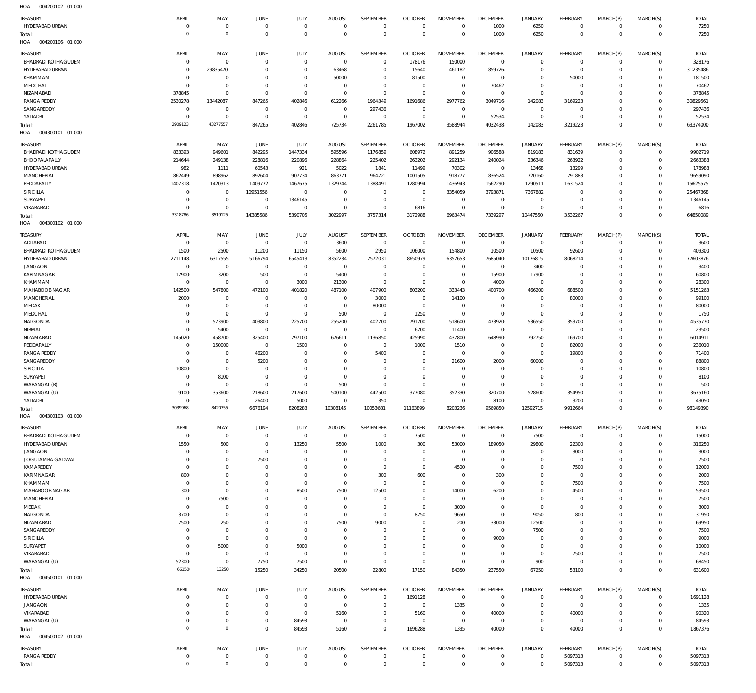HOA 004200102 01 000

| TREASURY | APRIL | MAY | JUNE | JULY | AUGUST | SEPTEMBER | OCTOBER | NOVEMBER | DECEMBER | JANUARY | FEBRUARY | MARCH(P) | MARCH(S) | TOTAL |
|---|---|---|---|---|---|---|---|---|---|---|---|---|---|---|
| HYDERABAD URBAN | 0 | 0 | 0 | 0 | 0 | 0 | 0 | 0 | 1000 | 6250 | 0 | 0 | 0 | 7250 |
| Total: | 0 | 0 | 0 | 0 | 0 | 0 | 0 | 0 | 1000 | 6250 | 0 | 0 | 0 | 7250 |

HOA 004200106 01 000

| TREASURY | APRIL | MAY | JUNE | JULY | AUGUST | SEPTEMBER | OCTOBER | NOVEMBER | DECEMBER | JANUARY | FEBRUARY | MARCH(P) | MARCH(S) | TOTAL |
|---|---|---|---|---|---|---|---|---|---|---|---|---|---|---|
| BHADRADI KOTHAGUDEM | 0 | 0 | 0 | 0 | 0 | 0 | 178176 | 150000 | 0 | 0 | 0 | 0 | 0 | 328176 |
| HYDERABAD URBAN | 0 | 29835470 | 0 | 0 | 63468 | 0 | 15640 | 461182 | 859726 | 0 | 0 | 0 | 0 | 31235486 |
| KHAMMAM | 0 | 0 | 0 | 0 | 50000 | 0 | 81500 | 0 | 0 | 0 | 50000 | 0 | 0 | 181500 |
| MEDCHAL | 0 | 0 | 0 | 0 | 0 | 0 | 0 | 0 | 70462 | 0 | 0 | 0 | 0 | 70462 |
| NIZAMABAD | 378845 | 0 | 0 | 0 | 0 | 0 | 0 | 0 | 0 | 0 | 0 | 0 | 0 | 378845 |
| RANGA REDDY | 2530278 | 13442087 | 847265 | 402846 | 612266 | 1964349 | 1691686 | 2977762 | 3049716 | 142083 | 3169223 | 0 | 0 | 30829561 |
| SANGAREDDY | 0 | 0 | 0 | 0 | 0 | 297436 | 0 | 0 | 0 | 0 | 0 | 0 | 0 | 297436 |
| YADADRI | 0 | 0 | 0 | 0 | 0 | 0 | 0 | 0 | 52534 | 0 | 0 | 0 | 0 | 52534 |
| Total: | 2909123 | 43277557 | 847265 | 402846 | 725734 | 2261785 | 1967002 | 3588944 | 4032438 | 142083 | 3219223 | 0 | 0 | 63374000 |

HOA 004300101 01 000

| TREASURY | APRIL | MAY | JUNE | JULY | AUGUST | SEPTEMBER | OCTOBER | NOVEMBER | DECEMBER | JANUARY | FEBRUARY | MARCH(P) | MARCH(S) | TOTAL |
|---|---|---|---|---|---|---|---|---|---|---|---|---|---|---|
| BHADRADI KOTHAGUDEM | 833393 | 949601 | 842295 | 1447334 | 595596 | 1176859 | 608972 | 891259 | 906588 | 819183 | 831639 | 0 | 0 | 9902719 |
| BHOOPALAPALLY | 214644 | 249138 | 228816 | 220896 | 228864 | 225402 | 263202 | 292134 | 240024 | 236346 | 263922 | 0 | 0 | 2663388 |
| HYDERABAD URBAN | 982 | 1111 | 60543 | 921 | 5022 | 1841 | 11499 | 70302 | 0 | 13468 | 13299 | 0 | 0 | 178988 |
| MANCHERIAL | 862449 | 898962 | 892604 | 907734 | 863771 | 964721 | 1001505 | 918777 | 836524 | 720160 | 791883 | 0 | 0 | 9659090 |
| PEDDAPALLY | 1407318 | 1420313 | 1409772 | 1467675 | 1329744 | 1388491 | 1280994 | 1436943 | 1562290 | 1290511 | 1631524 | 0 | 0 | 15625575 |
| SIRICILLA | 0 | 0 | 10951556 | 0 | 0 | 0 | 0 | 3354059 | 3793871 | 7367882 | 0 | 0 | 0 | 25467368 |
| SURYAPET | 0 | 0 | 0 | 1346145 | 0 | 0 | 0 | 0 | 0 | 0 | 0 | 0 | 0 | 1346145 |
| VIKARABAD | 0 | 0 | 0 | 0 | 0 | 0 | 6816 | 0 | 0 | 0 | 0 | 0 | 0 | 6816 |
| Total: | 3318786 | 3519125 | 14385586 | 5390705 | 3022997 | 3757314 | 3172988 | 6963474 | 7339297 | 10447550 | 3532267 | 0 | 0 | 64850089 |

HOA 004300102 01 000

| TREASURY | APRIL | MAY | JUNE | JULY | AUGUST | SEPTEMBER | OCTOBER | NOVEMBER | DECEMBER | JANUARY | FEBRUARY | MARCH(P) | MARCH(S) | TOTAL |
|---|---|---|---|---|---|---|---|---|---|---|---|---|---|---|
| ADILABAD | 0 | 0 | 0 | 0 | 3600 | 0 | 0 | 0 | 0 | 0 | 0 | 0 | 0 | 3600 |
| BHADRADI KOTHAGUDEM | 1500 | 2500 | 11200 | 11150 | 5600 | 2950 | 106000 | 154800 | 10500 | 10500 | 92600 | 0 | 0 | 409300 |
| HYDERABAD URBAN | 2711148 | 6317555 | 5166794 | 6545413 | 8352234 | 7572031 | 8650979 | 6357653 | 7685040 | 10176815 | 8068214 | 0 | 0 | 77603876 |
| JANGAON | 0 | 0 | 0 | 0 | 0 | 0 | 0 | 0 | 0 | 3400 | 0 | 0 | 0 | 3400 |
| KARIMNAGAR | 17900 | 3200 | 500 | 0 | 5400 | 0 | 0 | 0 | 15900 | 17900 | 0 | 0 | 0 | 60800 |
| KHAMMAM | 0 | 0 | 0 | 3000 | 21300 | 0 | 0 | 0 | 4000 | 0 | 0 | 0 | 0 | 28300 |
| MAHABOOBNAGAR | 142500 | 547800 | 472100 | 401820 | 487100 | 407900 | 803200 | 333443 | 400700 | 466200 | 688500 | 0 | 0 | 5151263 |
| MANCHERIAL | 2000 | 0 | 0 | 0 | 0 | 3000 | 0 | 14100 | 0 | 0 | 80000 | 0 | 0 | 99100 |
| MEDAK | 0 | 0 | 0 | 0 | 0 | 80000 | 0 | 0 | 0 | 0 | 0 | 0 | 0 | 80000 |
| MEDCHAL | 0 | 0 | 0 | 0 | 500 | 0 | 1250 | 0 | 0 | 0 | 0 | 0 | 0 | 1750 |
| NALGONDA | 0 | 573900 | 403800 | 225700 | 255200 | 402700 | 791700 | 518600 | 473920 | 536550 | 353700 | 0 | 0 | 4535770 |
| NIRMAL | 0 | 5400 | 0 | 0 | 0 | 0 | 6700 | 11400 | 0 | 0 | 0 | 0 | 0 | 23500 |
| NIZAMABAD | 145020 | 458700 | 325400 | 797100 | 676611 | 1136850 | 425990 | 437800 | 648990 | 792750 | 169700 | 0 | 0 | 6014911 |
| PEDDAPALLY | 0 | 150000 | 0 | 1500 | 0 | 0 | 1000 | 1510 | 0 | 0 | 82000 | 0 | 0 | 236010 |
| RANGA REDDY | 0 | 0 | 46200 | 0 | 0 | 5400 | 0 | 0 | 0 | 0 | 19800 | 0 | 0 | 71400 |
| SANGAREDDY | 0 | 0 | 5200 | 0 | 0 | 0 | 0 | 21600 | 2000 | 60000 | 0 | 0 | 0 | 88800 |
| SIRICILLA | 10800 | 0 | 0 | 0 | 0 | 0 | 0 | 0 | 0 | 0 | 0 | 0 | 0 | 10800 |
| SURYAPET | 0 | 8100 | 0 | 0 | 0 | 0 | 0 | 0 | 0 | 0 | 0 | 0 | 0 | 8100 |
| WARANGAL (R) | 0 | 0 | 0 | 0 | 500 | 0 | 0 | 0 | 0 | 0 | 0 | 0 | 0 | 500 |
| WARANGAL (U) | 9100 | 353600 | 218600 | 217600 | 500100 | 442500 | 377080 | 352330 | 320700 | 528600 | 354950 | 0 | 0 | 3675160 |
| YADADRI | 0 | 0 | 26400 | 5000 | 0 | 350 | 0 | 0 | 8100 | 0 | 3200 | 0 | 0 | 43050 |
| Total: | 3039968 | 8420755 | 6676194 | 8208283 | 10308145 | 10053681 | 11163899 | 8203236 | 9569850 | 12592715 | 9912664 | 0 | 0 | 98149390 |

HOA 004300103 01 000

| TREASURY | APRIL | MAY | JUNE | JULY | AUGUST | SEPTEMBER | OCTOBER | NOVEMBER | DECEMBER | JANUARY | FEBRUARY | MARCH(P) | MARCH(S) | TOTAL |
|---|---|---|---|---|---|---|---|---|---|---|---|---|---|---|
| BHADRADI KOTHAGUDEM | 0 | 0 | 0 | 0 | 0 | 0 | 7500 | 0 | 0 | 7500 | 0 | 0 | 0 | 15000 |
| HYDERABAD URBAN | 1550 | 500 | 0 | 13250 | 5500 | 1000 | 300 | 53000 | 189050 | 29800 | 22300 | 0 | 0 | 316250 |
| JANGAON | 0 | 0 | 0 | 0 | 0 | 0 | 0 | 0 | 0 | 0 | 3000 | 0 | 0 | 3000 |
| JOGULAMBA GADWAL | 0 | 0 | 7500 | 0 | 0 | 0 | 0 | 0 | 0 | 0 | 0 | 0 | 0 | 7500 |
| KAMAREDDY | 0 | 0 | 0 | 0 | 0 | 0 | 0 | 4500 | 0 | 0 | 7500 | 0 | 0 | 12000 |
| KARIMNAGAR | 800 | 0 | 0 | 0 | 0 | 300 | 600 | 0 | 300 | 0 | 0 | 0 | 0 | 2000 |
| KHAMMAM | 0 | 0 | 0 | 0 | 0 | 0 | 0 | 0 | 0 | 0 | 7500 | 0 | 0 | 7500 |
| MAHABOOBNAGAR | 300 | 0 | 0 | 8500 | 7500 | 12500 | 0 | 14000 | 6200 | 0 | 4500 | 0 | 0 | 53500 |
| MANCHERIAL | 0 | 7500 | 0 | 0 | 0 | 0 | 0 | 0 | 0 | 0 | 0 | 0 | 0 | 7500 |
| MEDAK | 0 | 0 | 0 | 0 | 0 | 0 | 0 | 3000 | 0 | 0 | 0 | 0 | 0 | 3000 |
| NALGONDA | 3700 | 0 | 0 | 0 | 0 | 0 | 8750 | 9650 | 0 | 9050 | 800 | 0 | 0 | 31950 |
| NIZAMABAD | 7500 | 250 | 0 | 0 | 7500 | 9000 | 0 | 200 | 33000 | 12500 | 0 | 0 | 0 | 69950 |
| SANGAREDDY | 0 | 0 | 0 | 0 | 0 | 0 | 0 | 0 | 0 | 7500 | 0 | 0 | 0 | 7500 |
| SIRICILLA | 0 | 0 | 0 | 0 | 0 | 0 | 0 | 0 | 9000 | 0 | 0 | 0 | 0 | 9000 |
| SURYAPET | 0 | 5000 | 0 | 5000 | 0 | 0 | 0 | 0 | 0 | 0 | 0 | 0 | 0 | 10000 |
| VIKARABAD | 0 | 0 | 0 | 0 | 0 | 0 | 0 | 0 | 0 | 0 | 7500 | 0 | 0 | 7500 |
| WARANGAL (U) | 52300 | 0 | 7750 | 7500 | 0 | 0 | 0 | 0 | 0 | 900 | 0 | 0 | 0 | 68450 |
| Total: | 66150 | 13250 | 15250 | 34250 | 20500 | 22800 | 17150 | 84350 | 237550 | 67250 | 53100 | 0 | 0 | 631600 |

HOA 004500101 01 000

| TREASURY | APRIL | MAY | JUNE | JULY | AUGUST | SEPTEMBER | OCTOBER | NOVEMBER | DECEMBER | JANUARY | FEBRUARY | MARCH(P) | MARCH(S) | TOTAL |
|---|---|---|---|---|---|---|---|---|---|---|---|---|---|---|
| HYDERABAD URBAN | 0 | 0 | 0 | 0 | 0 | 0 | 1691128 | 0 | 0 | 0 | 0 | 0 | 0 | 1691128 |
| JANGAON | 0 | 0 | 0 | 0 | 0 | 0 | 0 | 1335 | 0 | 0 | 0 | 0 | 0 | 1335 |
| VIKARABAD | 0 | 0 | 0 | 0 | 5160 | 0 | 5160 | 0 | 40000 | 0 | 40000 | 0 | 0 | 90320 |
| WARANGAL (U) | 0 | 0 | 0 | 84593 | 0 | 0 | 0 | 0 | 0 | 0 | 0 | 0 | 0 | 84593 |
| Total: | 0 | 0 | 0 | 84593 | 5160 | 0 | 1696288 | 1335 | 40000 | 0 | 40000 | 0 | 0 | 1867376 |

HOA 004500102 01 000

| TREASURY | APRIL | MAY | JUNE | JULY | AUGUST | SEPTEMBER | OCTOBER | NOVEMBER | DECEMBER | JANUARY | FEBRUARY | MARCH(P) | MARCH(S) | TOTAL |
|---|---|---|---|---|---|---|---|---|---|---|---|---|---|---|
| RANGA REDDY | 0 | 0 | 0 | 0 | 0 | 0 | 0 | 0 | 0 | 0 | 5097313 | 0 | 0 | 5097313 |
| Total: | 0 | 0 | 0 | 0 | 0 | 0 | 0 | 0 | 0 | 0 | 5097313 | 0 | 0 | 5097313 |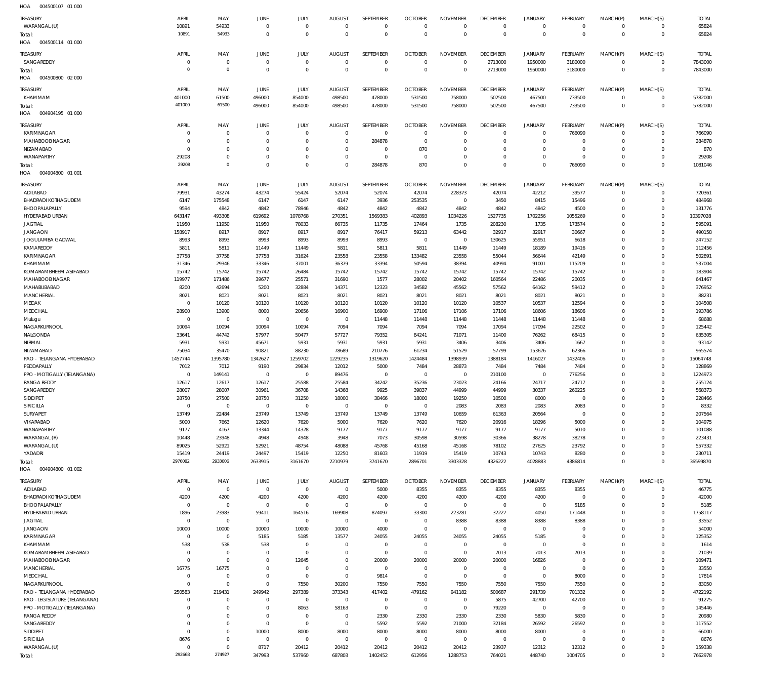HOA 004500107 01 000

| TREASURY | APRIL | MAY | JUNE | JULY | AUGUST | SEPTEMBER | OCTOBER | NOVEMBER | DECEMBER | JANUARY | FEBRUARY | MARCH(P) | MARCH(S) | TOTAL |
|---|---|---|---|---|---|---|---|---|---|---|---|---|---|---|
| WARANGAL (U) | 10891 | 54933 | 0 | 0 | 0 | 0 | 0 | 0 | 0 | 0 | 0 | 0 | 0 | 65824 |
| Total: | 10891 | 54933 | 0 | 0 | 0 | 0 | 0 | 0 | 0 | 0 | 0 | 0 | 0 | 65824 |

HOA 004500114 01 000

| TREASURY | APRIL | MAY | JUNE | JULY | AUGUST | SEPTEMBER | OCTOBER | NOVEMBER | DECEMBER | JANUARY | FEBRUARY | MARCH(P) | MARCH(S) | TOTAL |
|---|---|---|---|---|---|---|---|---|---|---|---|---|---|---|
| SANGAREDDY | 0 | 0 | 0 | 0 | 0 | 0 | 0 | 0 | 2713000 | 1950000 | 3180000 | 0 | 0 | 7843000 |
| Total: | 0 | 0 | 0 | 0 | 0 | 0 | 0 | 0 | 2713000 | 1950000 | 3180000 | 0 | 0 | 7843000 |

HOA 004500800 02 000

| TREASURY | APRIL | MAY | JUNE | JULY | AUGUST | SEPTEMBER | OCTOBER | NOVEMBER | DECEMBER | JANUARY | FEBRUARY | MARCH(P) | MARCH(S) | TOTAL |
|---|---|---|---|---|---|---|---|---|---|---|---|---|---|---|
| KHAMMAM | 401000 | 61500 | 496000 | 854000 | 498500 | 478000 | 531500 | 758000 | 502500 | 467500 | 733500 | 0 | 0 | 5782000 |
| Total: | 401000 | 61500 | 496000 | 854000 | 498500 | 478000 | 531500 | 758000 | 502500 | 467500 | 733500 | 0 | 0 | 5782000 |

HOA 004904195 01 000

| TREASURY | APRIL | MAY | JUNE | JULY | AUGUST | SEPTEMBER | OCTOBER | NOVEMBER | DECEMBER | JANUARY | FEBRUARY | MARCH(P) | MARCH(S) | TOTAL |
|---|---|---|---|---|---|---|---|---|---|---|---|---|---|---|
| KARIMNAGAR | 0 | 0 | 0 | 0 | 0 | 0 | 0 | 0 | 0 | 0 | 766090 | 0 | 0 | 766090 |
| MAHABOOBNAGAR | 0 | 0 | 0 | 0 | 0 | 284878 | 0 | 0 | 0 | 0 | 0 | 0 | 0 | 284878 |
| NIZAMABAD | 0 | 0 | 0 | 0 | 0 | 0 | 870 | 0 | 0 | 0 | 0 | 0 | 0 | 870 |
| WANAPARTHY | 29208 | 0 | 0 | 0 | 0 | 0 | 0 | 0 | 0 | 0 | 0 | 0 | 0 | 29208 |
| Total: | 29208 | 0 | 0 | 0 | 0 | 284878 | 870 | 0 | 0 | 0 | 766090 | 0 | 0 | 1081046 |

HOA 004904800 01 001

| TREASURY | APRIL | MAY | JUNE | JULY | AUGUST | SEPTEMBER | OCTOBER | NOVEMBER | DECEMBER | JANUARY | FEBRUARY | MARCH(P) | MARCH(S) | TOTAL |
|---|---|---|---|---|---|---|---|---|---|---|---|---|---|---|
| ADILABAD | 79931 | 43274 | 43274 | 55424 | 52074 | 52074 | 42074 | 228373 | 42074 | 42212 | 39577 | 0 | 0 | 720361 |
| BHADRADI KOTHAGUDEM | 6147 | 175548 | 6147 | 6147 | 6147 | 3936 | 253535 | 0 | 3450 | 8415 | 15496 | 0 | 0 | 484968 |
| BHOOPALAPALLY | 9594 | 4842 | 4842 | 78946 | 4842 | 4842 | 4842 | 4842 | 4842 | 4842 | 4500 | 0 | 0 | 131776 |
| HYDERABAD URBAN | 643147 | 493308 | 619692 | 1078768 | 270351 | 1569383 | 402893 | 1034226 | 1527735 | 1702256 | 1055269 | 0 | 0 | 10397028 |
| JAGTIAL | 11950 | 11950 | 11950 | 78033 | 66735 | 11735 | 17464 | 1735 | 208230 | 1735 | 173574 | 0 | 0 | 595091 |
| JANGAON | 158917 | 8917 | 8917 | 8917 | 8917 | 76417 | 59213 | 63442 | 32917 | 32917 | 30667 | 0 | 0 | 490158 |
| JOGULAMBA GADWAL | 8993 | 8993 | 8993 | 8993 | 8993 | 8993 | 0 | 0 | 130625 | 55951 | 6618 | 0 | 0 | 247152 |
| KAMAREDDY | 5811 | 5811 | 11449 | 11449 | 5811 | 5811 | 5811 | 11449 | 11449 | 18189 | 19416 | 0 | 0 | 112456 |
| KARIMNAGAR | 37758 | 37758 | 37758 | 31624 | 23558 | 23558 | 133482 | 23558 | 55044 | 56644 | 42149 | 0 | 0 | 502891 |
| KHAMMAM | 31346 | 29346 | 33346 | 37001 | 36379 | 33394 | 50594 | 38394 | 40994 | 91001 | 115209 | 0 | 0 | 537004 |
| KOMARAMBHEEM ASIFABAD | 15742 | 15742 | 15742 | 26484 | 15742 | 15742 | 15742 | 15742 | 15742 | 15742 | 15742 | 0 | 0 | 183904 |
| MAHABOOBNAGAR | 119977 | 171486 | 39677 | 25571 | 31690 | 1577 | 28002 | 20402 | 160564 | 22486 | 20035 | 0 | 0 | 641467 |
| MAHABUBABAD | 8200 | 42694 | 5200 | 32884 | 14371 | 12323 | 34582 | 45562 | 57562 | 64162 | 59412 | 0 | 0 | 376952 |
| MANCHERIAL | 8021 | 8021 | 8021 | 8021 | 8021 | 8021 | 8021 | 8021 | 8021 | 8021 | 8021 | 0 | 0 | 88231 |
| MEDAK | 0 | 10120 | 10120 | 10120 | 10120 | 10120 | 10120 | 10120 | 10537 | 10537 | 12594 | 0 | 0 | 104508 |
| MEDCHAL | 28900 | 13900 | 8000 | 20656 | 16900 | 16900 | 17106 | 17106 | 17106 | 18606 | 18606 | 0 | 0 | 193786 |
| Mulugu | 0 | 0 | 0 | 0 | 0 | 11448 | 11448 | 11448 | 11448 | 11448 | 11448 | 0 | 0 | 68688 |
| NAGARKURNOOL | 10094 | 10094 | 10094 | 10094 | 7094 | 7094 | 7094 | 7094 | 17094 | 17094 | 22502 | 0 | 0 | 125442 |
| NALGONDA | 33641 | 44742 | 57977 | 50477 | 57727 | 79352 | 84241 | 71071 | 11400 | 76262 | 68415 | 0 | 0 | 635305 |
| NIRMAL | 5931 | 5931 | 45671 | 5931 | 5931 | 5931 | 5931 | 3406 | 3406 | 3406 | 1667 | 0 | 0 | 93142 |
| NIZAMABAD | 75034 | 35470 | 90821 | 88230 | 78689 | 210776 | 61234 | 51529 | 57799 | 153626 | 62366 | 0 | 0 | 965574 |
| PAO - TELANGANA HYDERABAD | 1457744 | 1395780 | 1342627 | 1259702 | 1229235 | 1319620 | 1424484 | 1398939 | 1388184 | 1416027 | 1432406 | 0 | 0 | 15064748 |
| PEDDAPALLY | 7012 | 7012 | 9190 | 29834 | 12012 | 5000 | 7484 | 28873 | 7484 | 7484 | 7484 | 0 | 0 | 128869 |
| PPO - MOTIGALLY (TELANGANA) | 0 | 149141 | 0 | 0 | 89476 | 0 | 0 | 0 | 210100 | 0 | 776256 | 0 | 0 | 1224973 |
| RANGA REDDY | 12617 | 12617 | 12617 | 25588 | 25584 | 34242 | 35236 | 23023 | 24166 | 24717 | 24717 | 0 | 0 | 255124 |
| SANGAREDDY | 28007 | 28007 | 30961 | 36708 | 14368 | 9925 | 39837 | 44999 | 44999 | 30337 | 260225 | 0 | 0 | 568373 |
| SIDDIPET | 28750 | 27500 | 28750 | 31250 | 18000 | 38466 | 18000 | 19250 | 10500 | 8000 | 0 | 0 | 0 | 228466 |
| SIRICILLA | 0 | 0 | 0 | 0 | 0 | 0 | 0 | 2083 | 2083 | 2083 | 2083 | 0 | 0 | 8332 |
| SURYAPET | 13749 | 22484 | 23749 | 13749 | 13749 | 13749 | 13749 | 10659 | 61363 | 20564 | 0 | 0 | 0 | 207564 |
| VIKARABAD | 5000 | 7663 | 12620 | 7620 | 5000 | 7620 | 7620 | 7620 | 20916 | 18296 | 5000 | 0 | 0 | 104975 |
| WANAPARTHY | 9177 | 4167 | 13344 | 14328 | 9177 | 9177 | 9177 | 9177 | 9177 | 9177 | 5010 | 0 | 0 | 101088 |
| WARANGAL (R) | 10448 | 23948 | 4948 | 4948 | 3948 | 7073 | 30598 | 30598 | 30366 | 38278 | 38278 | 0 | 0 | 223431 |
| WARANGAL (U) | 89025 | 52921 | 52921 | 48754 | 48088 | 45768 | 45168 | 45168 | 78102 | 27625 | 23792 | 0 | 0 | 557332 |
| YADADRI | 15419 | 24419 | 24497 | 15419 | 12250 | 81603 | 11919 | 15419 | 10743 | 10743 | 8280 | 0 | 0 | 230711 |
| Total: | 2976082 | 2933606 | 2633915 | 3161670 | 2210979 | 3741670 | 2896701 | 3303328 | 4326222 | 4028883 | 4386814 | 0 | 0 | 36599870 |

HOA 004904800 01 002

| TREASURY | APRIL | MAY | JUNE | JULY | AUGUST | SEPTEMBER | OCTOBER | NOVEMBER | DECEMBER | JANUARY | FEBRUARY | MARCH(P) | MARCH(S) | TOTAL |
|---|---|---|---|---|---|---|---|---|---|---|---|---|---|---|
| ADILABAD | 0 | 0 | 0 | 0 | 0 | 5000 | 8355 | 8355 | 8355 | 8355 | 8355 | 0 | 0 | 46775 |
| BHADRADI KOTHAGUDEM | 4200 | 4200 | 4200 | 4200 | 4200 | 4200 | 4200 | 4200 | 4200 | 4200 | 0 | 0 | 0 | 42000 |
| BHOOPALAPALLY | 0 | 0 | 0 | 0 | 0 | 0 | 0 | 0 | 0 | 0 | 5185 | 0 | 0 | 5185 |
| HYDERABAD URBAN | 1896 | 23983 | 59411 | 164516 | 169908 | 874097 | 33300 | 223281 | 32227 | 4050 | 171448 | 0 | 0 | 1758117 |
| JAGTIAL | 0 | 0 | 0 | 0 | 0 | 0 | 0 | 8388 | 8388 | 8388 | 8388 | 0 | 0 | 33552 |
| JANGAON | 10000 | 10000 | 10000 | 10000 | 10000 | 4000 | 0 | 0 | 0 | 0 | 0 | 0 | 0 | 54000 |
| KARIMNAGAR | 0 | 0 | 5185 | 5185 | 13577 | 24055 | 24055 | 24055 | 24055 | 5185 | 0 | 0 | 0 | 125352 |
| KHAMMAM | 538 | 538 | 538 | 0 | 0 | 0 | 0 | 0 | 0 | 0 | 0 | 0 | 0 | 1614 |
| KOMARAMBHEEM ASIFABAD | 0 | 0 | 0 | 0 | 0 | 0 | 0 | 0 | 7013 | 7013 | 7013 | 0 | 0 | 21039 |
| MAHABOOBNAGAR | 0 | 0 | 0 | 12645 | 0 | 20000 | 20000 | 20000 | 20000 | 16826 | 0 | 0 | 0 | 109471 |
| MANCHERIAL | 16775 | 16775 | 0 | 0 | 0 | 0 | 0 | 0 | 0 | 0 | 0 | 0 | 0 | 33550 |
| MEDCHAL | 0 | 0 | 0 | 0 | 0 | 9814 | 0 | 0 | 0 | 0 | 8000 | 0 | 0 | 17814 |
| NAGARKURNOOL | 0 | 0 | 0 | 7550 | 30200 | 7550 | 7550 | 7550 | 7550 | 7550 | 7550 | 0 | 0 | 83050 |
| PAO - TELANGANA HYDERABAD | 250583 | 219431 | 249942 | 297389 | 373343 | 417402 | 479162 | 941182 | 500687 | 291739 | 701332 | 0 | 0 | 4722192 |
| PAO - LEGISLATURE (TELANGANA) | 0 | 0 | 0 | 0 | 0 | 0 | 0 | 0 | 5875 | 42700 | 42700 | 0 | 0 | 91275 |
| PPO - MOTIGALLY (TELANGANA) | 0 | 0 | 0 | 8063 | 58163 | 0 | 0 | 0 | 79220 | 0 | 0 | 0 | 0 | 145446 |
| RANGA REDDY | 0 | 0 | 0 | 0 | 0 | 2330 | 2330 | 2330 | 2330 | 5830 | 5830 | 0 | 0 | 20980 |
| SANGAREDDY | 0 | 0 | 0 | 0 | 0 | 5592 | 5592 | 21000 | 32184 | 26592 | 26592 | 0 | 0 | 117552 |
| SIDDIPET | 0 | 0 | 10000 | 8000 | 8000 | 8000 | 8000 | 8000 | 8000 | 8000 | 0 | 0 | 0 | 66000 |
| SIRICILLA | 8676 | 0 | 0 | 0 | 0 | 0 | 0 | 0 | 0 | 0 | 0 | 0 | 0 | 8676 |
| WARANGAL (U) | 0 | 0 | 8717 | 20412 | 20412 | 20412 | 20412 | 20412 | 23937 | 12312 | 12312 | 0 | 0 | 159338 |
| Total: | 292668 | 274927 | 347993 | 537960 | 687803 | 1402452 | 612956 | 1288753 | 764021 | 448740 | 1004705 | 0 | 0 | 7662978 |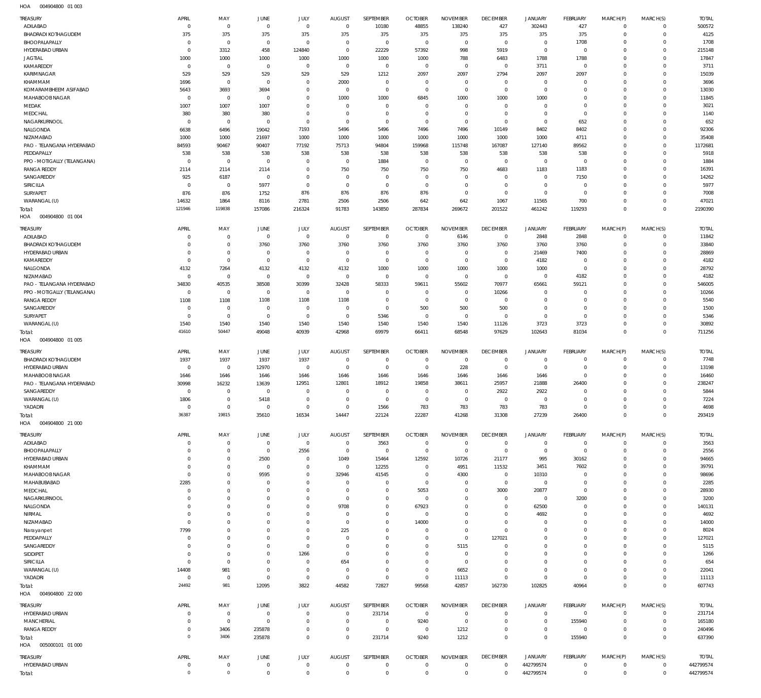HOA 004904800 01 003

| TREASURY | APRIL | MAY | JUNE | JULY | AUGUST | SEPTEMBER | OCTOBER | NOVEMBER | DECEMBER | JANUARY | FEBRUARY | MARCH(P) | MARCH(S) | TOTAL |
|---|---|---|---|---|---|---|---|---|---|---|---|---|---|---|
| ADILABAD | 0 | 0 | 0 | 0 | 0 | 10180 | 48855 | 138240 | 427 | 302443 | 427 | 0 | 0 | 500572 |
| BHADRADI KOTHAGUDEM | 375 | 375 | 375 | 375 | 375 | 375 | 375 | 375 | 375 | 375 | 375 | 0 | 0 | 4125 |
| BHOOPALAPALLY | 0 | 0 | 0 | 0 | 0 | 0 | 0 | 0 | 0 | 0 | 1708 | 0 | 0 | 1708 |
| HYDERABAD URBAN | 0 | 3312 | 458 | 124840 | 0 | 22229 | 57392 | 998 | 5919 | 0 | 0 | 0 | 0 | 215148 |
| JAGTIAL | 1000 | 1000 | 1000 | 1000 | 1000 | 1000 | 1000 | 788 | 6483 | 1788 | 1788 | 0 | 0 | 17847 |
| KAMAREDDY | 0 | 0 | 0 | 0 | 0 | 0 | 0 | 0 | 0 | 3711 | 0 | 0 | 0 | 3711 |
| KARIMNAGAR | 529 | 529 | 529 | 529 | 529 | 1212 | 2097 | 2097 | 2794 | 2097 | 2097 | 0 | 0 | 15039 |
| KHAMMAM | 1696 | 0 | 0 | 0 | 2000 | 0 | 0 | 0 | 0 | 0 | 0 | 0 | 0 | 3696 |
| KOMARAMBHEEM ASIFABAD | 5643 | 3693 | 3694 | 0 | 0 | 0 | 0 | 0 | 0 | 0 | 0 | 0 | 0 | 13030 |
| MAHABOOBNAGAR | 0 | 0 | 0 | 0 | 1000 | 1000 | 6845 | 1000 | 1000 | 1000 | 0 | 0 | 0 | 11845 |
| MEDAK | 1007 | 1007 | 1007 | 0 | 0 | 0 | 0 | 0 | 0 | 0 | 0 | 0 | 0 | 3021 |
| MEDCHAL | 380 | 380 | 380 | 0 | 0 | 0 | 0 | 0 | 0 | 0 | 0 | 0 | 0 | 1140 |
| NAGARKURNOOL | 0 | 0 | 0 | 0 | 0 | 0 | 0 | 0 | 0 | 0 | 652 | 0 | 0 | 652 |
| NALGONDA | 6638 | 6496 | 19042 | 7193 | 5496 | 5496 | 7496 | 7496 | 10149 | 8402 | 8402 | 0 | 0 | 92306 |
| NIZAMABAD | 1000 | 1000 | 21697 | 1000 | 1000 | 1000 | 1000 | 1000 | 1000 | 1000 | 4711 | 0 | 0 | 35408 |
| PAO - TELANGANA HYDERABAD | 84593 | 90467 | 90407 | 77192 | 75713 | 94804 | 159968 | 115748 | 167087 | 127140 | 89562 | 0 | 0 | 1172681 |
| PEDDAPALLY | 538 | 538 | 538 | 538 | 538 | 538 | 538 | 538 | 538 | 538 | 538 | 0 | 0 | 5918 |
| PPO - MOTIGALLY (TELANGANA) | 0 | 0 | 0 | 0 | 0 | 1884 | 0 | 0 | 0 | 0 | 0 | 0 | 0 | 1884 |
| RANGA REDDY | 2114 | 2114 | 2114 | 0 | 750 | 750 | 750 | 750 | 4683 | 1183 | 1183 | 0 | 0 | 16391 |
| SANGAREDDY | 925 | 6187 | 0 | 0 | 0 | 0 | 0 | 0 | 0 | 0 | 7150 | 0 | 0 | 14262 |
| SIRICILLA | 0 | 0 | 5977 | 0 | 0 | 0 | 0 | 0 | 0 | 0 | 0 | 0 | 0 | 5977 |
| SURYAPET | 876 | 876 | 1752 | 876 | 876 | 876 | 876 | 0 | 0 | 0 | 0 | 0 | 0 | 7008 |
| WARANGAL (U) | 14632 | 1864 | 8116 | 2781 | 2506 | 2506 | 642 | 642 | 1067 | 11565 | 700 | 0 | 0 | 47021 |
| Total: | 121946 | 119838 | 157086 | 216324 | 91783 | 143850 | 287834 | 269672 | 201522 | 461242 | 119293 | 0 | 0 | 2190390 |

HOA 004904800 01 004

| TREASURY | APRIL | MAY | JUNE | JULY | AUGUST | SEPTEMBER | OCTOBER | NOVEMBER | DECEMBER | JANUARY | FEBRUARY | MARCH(P) | MARCH(S) | TOTAL |
|---|---|---|---|---|---|---|---|---|---|---|---|---|---|---|
| ADILABAD | 0 | 0 | 0 | 0 | 0 | 0 | 0 | 6146 | 0 | 2848 | 2848 | 0 | 0 | 11842 |
| BHADRADI KOTHAGUDEM | 0 | 0 | 3760 | 3760 | 3760 | 3760 | 3760 | 3760 | 3760 | 3760 | 3760 | 0 | 0 | 33840 |
| HYDERABAD URBAN | 0 | 0 | 0 | 0 | 0 | 0 | 0 | 0 | 0 | 21469 | 7400 | 0 | 0 | 28869 |
| KAMAREDDY | 0 | 0 | 0 | 0 | 0 | 0 | 0 | 0 | 0 | 4182 | 0 | 0 | 0 | 4182 |
| NALGONDA | 4132 | 7264 | 4132 | 4132 | 4132 | 1000 | 1000 | 1000 | 1000 | 1000 | 0 | 0 | 0 | 28792 |
| NIZAMABAD | 0 | 0 | 0 | 0 | 0 | 0 | 0 | 0 | 0 | 0 | 4182 | 0 | 0 | 4182 |
| PAO - TELANGANA HYDERABAD | 34830 | 40535 | 38508 | 30399 | 32428 | 58333 | 59611 | 55602 | 70977 | 65661 | 59121 | 0 | 0 | 546005 |
| PPO - MOTIGALLY (TELANGANA) | 0 | 0 | 0 | 0 | 0 | 0 | 0 | 0 | 10266 | 0 | 0 | 0 | 0 | 10266 |
| RANGA REDDY | 1108 | 1108 | 1108 | 1108 | 1108 | 0 | 0 | 0 | 0 | 0 | 0 | 0 | 0 | 5540 |
| SANGAREDDY | 0 | 0 | 0 | 0 | 0 | 0 | 500 | 500 | 500 | 0 | 0 | 0 | 0 | 1500 |
| SURYAPET | 0 | 0 | 0 | 0 | 0 | 5346 | 0 | 0 | 0 | 0 | 0 | 0 | 0 | 5346 |
| WARANGAL (U) | 1540 | 1540 | 1540 | 1540 | 1540 | 1540 | 1540 | 1540 | 11126 | 3723 | 3723 | 0 | 0 | 30892 |
| Total: | 41610 | 50447 | 49048 | 40939 | 42968 | 69979 | 66411 | 68548 | 97629 | 102643 | 81034 | 0 | 0 | 711256 |

HOA 004904800 01 005

| TREASURY | APRIL | MAY | JUNE | JULY | AUGUST | SEPTEMBER | OCTOBER | NOVEMBER | DECEMBER | JANUARY | FEBRUARY | MARCH(P) | MARCH(S) | TOTAL |
|---|---|---|---|---|---|---|---|---|---|---|---|---|---|---|
| BHADRADI KOTHAGUDEM | 1937 | 1937 | 1937 | 1937 | 0 | 0 | 0 | 0 | 0 | 0 | 0 | 0 | 0 | 7748 |
| HYDERABAD URBAN | 0 | 0 | 12970 | 0 | 0 | 0 | 0 | 228 | 0 | 0 | 0 | 0 | 0 | 13198 |
| MAHABOOBNAGAR | 1646 | 1646 | 1646 | 1646 | 1646 | 1646 | 1646 | 1646 | 1646 | 1646 | 0 | 0 | 0 | 16460 |
| PAO - TELANGANA HYDERABAD | 30998 | 16232 | 13639 | 12951 | 12801 | 18912 | 19858 | 38611 | 25957 | 21888 | 26400 | 0 | 0 | 238247 |
| SANGAREDDY | 0 | 0 | 0 | 0 | 0 | 0 | 0 | 0 | 2922 | 2922 | 0 | 0 | 0 | 5844 |
| WARANGAL (U) | 1806 | 0 | 5418 | 0 | 0 | 0 | 0 | 0 | 0 | 0 | 0 | 0 | 0 | 7224 |
| YADADRI | 0 | 0 | 0 | 0 | 0 | 1566 | 783 | 783 | 783 | 783 | 0 | 0 | 0 | 4698 |
| Total: | 36387 | 19815 | 35610 | 16534 | 14447 | 22124 | 22287 | 41268 | 31308 | 27239 | 26400 | 0 | 0 | 293419 |

HOA 004904800 21 000

| TREASURY | APRIL | MAY | JUNE | JULY | AUGUST | SEPTEMBER | OCTOBER | NOVEMBER | DECEMBER | JANUARY | FEBRUARY | MARCH(P) | MARCH(S) | TOTAL |
|---|---|---|---|---|---|---|---|---|---|---|---|---|---|---|
| ADILABAD | 0 | 0 | 0 | 0 | 0 | 3563 | 0 | 0 | 0 | 0 | 0 | 0 | 0 | 3563 |
| BHOOPALAPALLY | 0 | 0 | 0 | 2556 | 0 | 0 | 0 | 0 | 0 | 0 | 0 | 0 | 0 | 2556 |
| HYDERABAD URBAN | 0 | 0 | 2500 | 0 | 1049 | 15464 | 12592 | 10726 | 21177 | 995 | 30162 | 0 | 0 | 94665 |
| KHAMMAM | 0 | 0 | 0 | 0 | 0 | 12255 | 0 | 4951 | 11532 | 3451 | 7602 | 0 | 0 | 39791 |
| MAHABOOBNAGAR | 0 | 0 | 9595 | 0 | 32946 | 41545 | 0 | 4300 | 0 | 10310 | 0 | 0 | 0 | 98696 |
| MAHABUBABAD | 2285 | 0 | 0 | 0 | 0 | 0 | 0 | 0 | 0 | 0 | 0 | 0 | 0 | 2285 |
| MEDCHAL | 0 | 0 | 0 | 0 | 0 | 0 | 5053 | 0 | 3000 | 20877 | 0 | 0 | 0 | 28930 |
| NAGARKURNOOL | 0 | 0 | 0 | 0 | 0 | 0 | 0 | 0 | 0 | 0 | 3200 | 0 | 0 | 3200 |
| NALGONDA | 0 | 0 | 0 | 0 | 9708 | 0 | 67923 | 0 | 0 | 62500 | 0 | 0 | 0 | 140131 |
| NIRMAL | 0 | 0 | 0 | 0 | 0 | 0 | 0 | 0 | 0 | 4692 | 0 | 0 | 0 | 4692 |
| NIZAMABAD | 0 | 0 | 0 | 0 | 0 | 0 | 14000 | 0 | 0 | 0 | 0 | 0 | 0 | 14000 |
| Narayanpet | 7799 | 0 | 0 | 0 | 225 | 0 | 0 | 0 | 0 | 0 | 0 | 0 | 0 | 8024 |
| PEDDAPALLY | 0 | 0 | 0 | 0 | 0 | 0 | 0 | 0 | 127021 | 0 | 0 | 0 | 0 | 127021 |
| SANGAREDDY | 0 | 0 | 0 | 0 | 0 | 0 | 0 | 5115 | 0 | 0 | 0 | 0 | 0 | 5115 |
| SIDDIPET | 0 | 0 | 0 | 1266 | 0 | 0 | 0 | 0 | 0 | 0 | 0 | 0 | 0 | 1266 |
| SIRICILLA | 0 | 0 | 0 | 0 | 654 | 0 | 0 | 0 | 0 | 0 | 0 | 0 | 0 | 654 |
| WARANGAL (U) | 14408 | 981 | 0 | 0 | 0 | 0 | 0 | 6652 | 0 | 0 | 0 | 0 | 0 | 22041 |
| YADADRI | 0 | 0 | 0 | 0 | 0 | 0 | 0 | 11113 | 0 | 0 | 0 | 0 | 0 | 11113 |
| Total: | 24492 | 981 | 12095 | 3822 | 44582 | 72827 | 99568 | 42857 | 162730 | 102825 | 40964 | 0 | 0 | 607743 |

HOA 004904800 22 000

| TREASURY | APRIL | MAY | JUNE | JULY | AUGUST | SEPTEMBER | OCTOBER | NOVEMBER | DECEMBER | JANUARY | FEBRUARY | MARCH(P) | MARCH(S) | TOTAL |
|---|---|---|---|---|---|---|---|---|---|---|---|---|---|---|
| HYDERABAD URBAN | 0 | 0 | 0 | 0 | 0 | 231714 | 0 | 0 | 0 | 0 | 0 | 0 | 0 | 231714 |
| MANCHERIAL | 0 | 0 | 0 | 0 | 0 | 0 | 9240 | 0 | 0 | 0 | 155940 | 0 | 0 | 165180 |
| RANGA REDDY | 0 | 3406 | 235878 | 0 | 0 | 0 | 0 | 1212 | 0 | 0 | 0 | 0 | 0 | 240496 |
| Total: | 0 | 3406 | 235878 | 0 | 0 | 231714 | 9240 | 1212 | 0 | 0 | 155940 | 0 | 0 | 637390 |

HOA 005000101 01 000

| TREASURY | APRIL | MAY | JUNE | JULY | AUGUST | SEPTEMBER | OCTOBER | NOVEMBER | DECEMBER | JANUARY | FEBRUARY | MARCH(P) | MARCH(S) | TOTAL |
|---|---|---|---|---|---|---|---|---|---|---|---|---|---|---|
| HYDERABAD URBAN | 0 | 0 | 0 | 0 | 0 | 0 | 0 | 0 | 0 | 442799574 | 0 | 0 | 0 | 442799574 |
| Total: | 0 | 0 | 0 | 0 | 0 | 0 | 0 | 0 | 0 | 442799574 | 0 | 0 | 0 | 442799574 |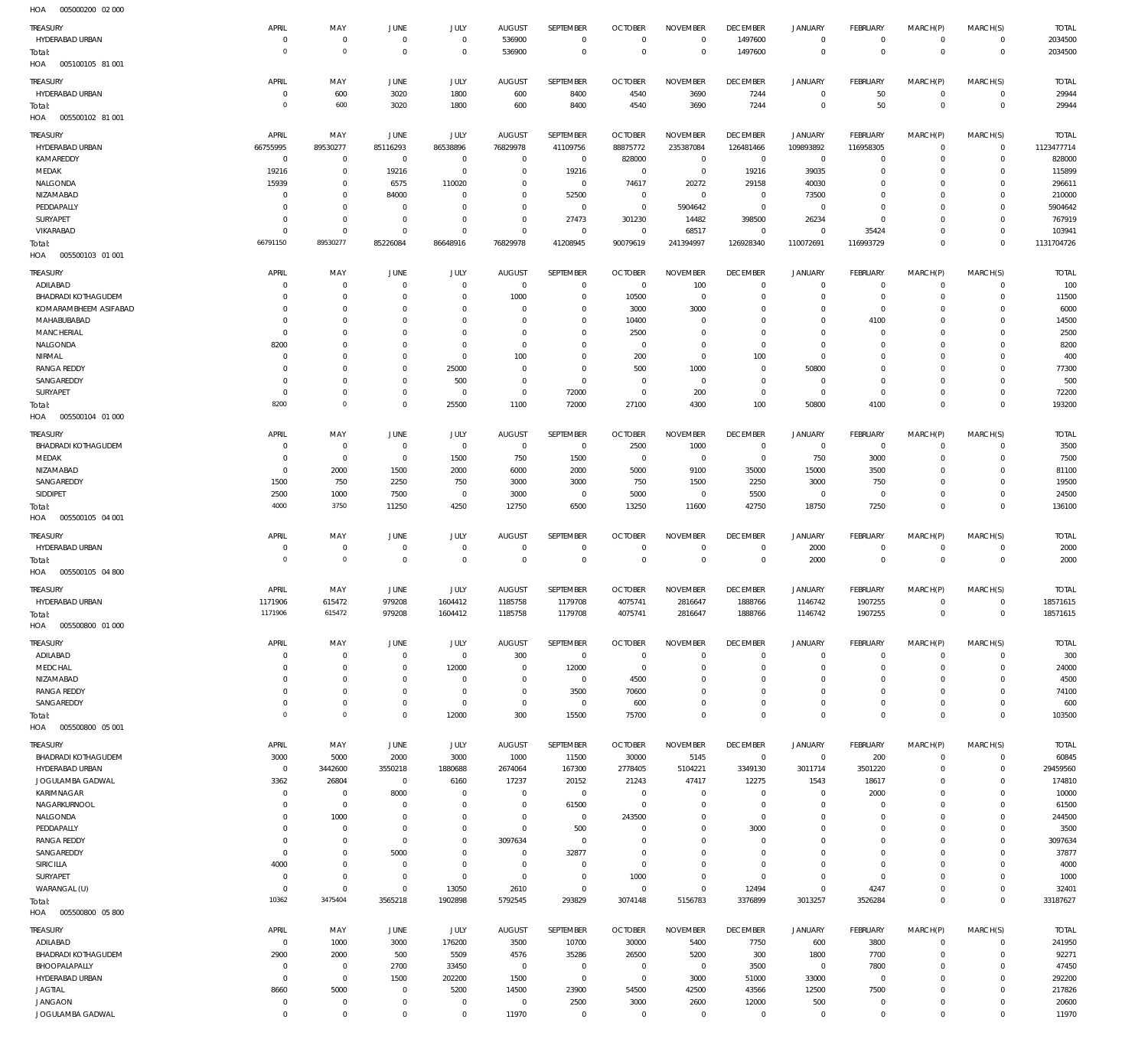HOA 005000200 02 000

| TREASURY | APRIL | MAY | JUNE | JULY | AUGUST | SEPTEMBER | OCTOBER | NOVEMBER | DECEMBER | JANUARY | FEBRUARY | MARCH(P) | MARCH(S) | TOTAL |
|---|---|---|---|---|---|---|---|---|---|---|---|---|---|---|
| HYDERABAD URBAN | 0 | 0 | 0 | 0 | 536900 | 0 | 0 | 0 | 1497600 | 0 | 0 | 0 | 0 | 2034500 |
| Total: | 0 | 0 | 0 | 0 | 536900 | 0 | 0 | 0 | 1497600 | 0 | 0 | 0 | 0 | 2034500 |

HOA 005100105 81 001

| TREASURY | APRIL | MAY | JUNE | JULY | AUGUST | SEPTEMBER | OCTOBER | NOVEMBER | DECEMBER | JANUARY | FEBRUARY | MARCH(P) | MARCH(S) | TOTAL |
|---|---|---|---|---|---|---|---|---|---|---|---|---|---|---|
| HYDERABAD URBAN | 0 | 600 | 3020 | 1800 | 600 | 8400 | 4540 | 3690 | 7244 | 0 | 50 | 0 | 0 | 29944 |
| Total: | 0 | 600 | 3020 | 1800 | 600 | 8400 | 4540 | 3690 | 7244 | 0 | 50 | 0 | 0 | 29944 |

HOA 005500102 81 001

| TREASURY | APRIL | MAY | JUNE | JULY | AUGUST | SEPTEMBER | OCTOBER | NOVEMBER | DECEMBER | JANUARY | FEBRUARY | MARCH(P) | MARCH(S) | TOTAL |
|---|---|---|---|---|---|---|---|---|---|---|---|---|---|---|
| HYDERABAD URBAN | 66755995 | 89530277 | 85116293 | 86538896 | 76829978 | 41109756 | 88875772 | 235387084 | 126481466 | 109893892 | 116958305 | 0 | 0 | 1123477714 |
| KAMAREDDY | 0 | 0 | 0 | 0 | 0 | 0 | 828000 | 0 | 0 | 0 | 0 | 0 | 0 | 828000 |
| MEDAK | 19216 | 0 | 19216 | 0 | 0 | 19216 | 0 | 0 | 19216 | 39035 | 0 | 0 | 0 | 115899 |
| NALGONDA | 15939 | 0 | 6575 | 110020 | 0 | 0 | 74617 | 20272 | 29158 | 40030 | 0 | 0 | 0 | 296611 |
| NIZAMABAD | 0 | 0 | 84000 | 0 | 0 | 52500 | 0 | 0 | 0 | 73500 | 0 | 0 | 0 | 210000 |
| PEDDAPALLY | 0 | 0 | 0 | 0 | 0 | 0 | 0 | 5904642 | 0 | 0 | 0 | 0 | 0 | 5904642 |
| SURYAPET | 0 | 0 | 0 | 0 | 0 | 27473 | 301230 | 14482 | 398500 | 26234 | 0 | 0 | 0 | 767919 |
| VIKARABAD | 0 | 0 | 0 | 0 | 0 | 0 | 0 | 68517 | 0 | 0 | 35424 | 0 | 0 | 103941 |
| Total: | 66791150 | 89530277 | 85226084 | 86648916 | 76829978 | 41208945 | 90079619 | 241394997 | 126928340 | 110072691 | 116993729 | 0 | 0 | 1131704726 |

HOA 005500103 01 001

| TREASURY | APRIL | MAY | JUNE | JULY | AUGUST | SEPTEMBER | OCTOBER | NOVEMBER | DECEMBER | JANUARY | FEBRUARY | MARCH(P) | MARCH(S) | TOTAL |
|---|---|---|---|---|---|---|---|---|---|---|---|---|---|---|
| ADILABAD | 0 | 0 | 0 | 0 | 0 | 0 | 0 | 100 | 0 | 0 | 0 | 0 | 0 | 100 |
| BHADRADI KOTHAGUDEM | 0 | 0 | 0 | 0 | 1000 | 0 | 10500 | 0 | 0 | 0 | 0 | 0 | 0 | 11500 |
| KOMARAMBHEEM ASIFABAD | 0 | 0 | 0 | 0 | 0 | 0 | 3000 | 3000 | 0 | 0 | 0 | 0 | 0 | 6000 |
| MAHABUBABAD | 0 | 0 | 0 | 0 | 0 | 0 | 10400 | 0 | 0 | 0 | 4100 | 0 | 0 | 14500 |
| MANCHERIAL | 0 | 0 | 0 | 0 | 0 | 0 | 2500 | 0 | 0 | 0 | 0 | 0 | 0 | 2500 |
| NALGONDA | 8200 | 0 | 0 | 0 | 0 | 0 | 0 | 0 | 0 | 0 | 0 | 0 | 0 | 8200 |
| NIRMAL | 0 | 0 | 0 | 0 | 100 | 0 | 200 | 0 | 100 | 0 | 0 | 0 | 0 | 400 |
| RANGA REDDY | 0 | 0 | 0 | 25000 | 0 | 0 | 500 | 1000 | 0 | 50800 | 0 | 0 | 0 | 77300 |
| SANGAREDDY | 0 | 0 | 0 | 500 | 0 | 0 | 0 | 0 | 0 | 0 | 0 | 0 | 0 | 500 |
| SURYAPET | 0 | 0 | 0 | 0 | 0 | 72000 | 0 | 200 | 0 | 0 | 0 | 0 | 0 | 72200 |
| Total: | 8200 | 0 | 0 | 25500 | 1100 | 72000 | 27100 | 4300 | 100 | 50800 | 4100 | 0 | 0 | 193200 |

HOA 005500104 01 000

| TREASURY | APRIL | MAY | JUNE | JULY | AUGUST | SEPTEMBER | OCTOBER | NOVEMBER | DECEMBER | JANUARY | FEBRUARY | MARCH(P) | MARCH(S) | TOTAL |
|---|---|---|---|---|---|---|---|---|---|---|---|---|---|---|
| BHADRADI KOTHAGUDEM | 0 | 0 | 0 | 0 | 0 | 0 | 2500 | 1000 | 0 | 0 | 0 | 0 | 0 | 3500 |
| MEDAK | 0 | 0 | 0 | 1500 | 750 | 1500 | 0 | 0 | 0 | 750 | 3000 | 0 | 0 | 7500 |
| NIZAMABAD | 0 | 2000 | 1500 | 2000 | 6000 | 2000 | 5000 | 9100 | 35000 | 15000 | 3500 | 0 | 0 | 81100 |
| SANGAREDDY | 1500 | 750 | 2250 | 750 | 3000 | 3000 | 750 | 1500 | 2250 | 3000 | 750 | 0 | 0 | 19500 |
| SIDDIPET | 2500 | 1000 | 7500 | 0 | 3000 | 0 | 5000 | 0 | 5500 | 0 | 0 | 0 | 0 | 24500 |
| Total: | 4000 | 3750 | 11250 | 4250 | 12750 | 6500 | 13250 | 11600 | 42750 | 18750 | 7250 | 0 | 0 | 136100 |

HOA 005500105 04 001

| TREASURY | APRIL | MAY | JUNE | JULY | AUGUST | SEPTEMBER | OCTOBER | NOVEMBER | DECEMBER | JANUARY | FEBRUARY | MARCH(P) | MARCH(S) | TOTAL |
|---|---|---|---|---|---|---|---|---|---|---|---|---|---|---|
| HYDERABAD URBAN | 0 | 0 | 0 | 0 | 0 | 0 | 0 | 0 | 0 | 2000 | 0 | 0 | 0 | 2000 |
| Total: | 0 | 0 | 0 | 0 | 0 | 0 | 0 | 0 | 0 | 2000 | 0 | 0 | 0 | 2000 |

HOA 005500105 04 800

| TREASURY | APRIL | MAY | JUNE | JULY | AUGUST | SEPTEMBER | OCTOBER | NOVEMBER | DECEMBER | JANUARY | FEBRUARY | MARCH(P) | MARCH(S) | TOTAL |
|---|---|---|---|---|---|---|---|---|---|---|---|---|---|---|
| HYDERABAD URBAN | 1171906 | 615472 | 979208 | 1604412 | 1185758 | 1179708 | 4075741 | 2816647 | 1888766 | 1146742 | 1907255 | 0 | 0 | 18571615 |
| Total: | 1171906 | 615472 | 979208 | 1604412 | 1185758 | 1179708 | 4075741 | 2816647 | 1888766 | 1146742 | 1907255 | 0 | 0 | 18571615 |

HOA 005500800 01 000

| TREASURY | APRIL | MAY | JUNE | JULY | AUGUST | SEPTEMBER | OCTOBER | NOVEMBER | DECEMBER | JANUARY | FEBRUARY | MARCH(P) | MARCH(S) | TOTAL |
|---|---|---|---|---|---|---|---|---|---|---|---|---|---|---|
| ADILABAD | 0 | 0 | 0 | 0 | 300 | 0 | 0 | 0 | 0 | 0 | 0 | 0 | 0 | 300 |
| MEDCHAL | 0 | 0 | 0 | 12000 | 0 | 12000 | 0 | 0 | 0 | 0 | 0 | 0 | 0 | 24000 |
| NIZAMABAD | 0 | 0 | 0 | 0 | 0 | 0 | 4500 | 0 | 0 | 0 | 0 | 0 | 0 | 4500 |
| RANGA REDDY | 0 | 0 | 0 | 0 | 0 | 3500 | 70600 | 0 | 0 | 0 | 0 | 0 | 0 | 74100 |
| SANGAREDDY | 0 | 0 | 0 | 0 | 0 | 0 | 600 | 0 | 0 | 0 | 0 | 0 | 0 | 600 |
| Total: | 0 | 0 | 0 | 12000 | 300 | 15500 | 75700 | 0 | 0 | 0 | 0 | 0 | 0 | 103500 |

HOA 005500800 05 001

| TREASURY | APRIL | MAY | JUNE | JULY | AUGUST | SEPTEMBER | OCTOBER | NOVEMBER | DECEMBER | JANUARY | FEBRUARY | MARCH(P) | MARCH(S) | TOTAL |
|---|---|---|---|---|---|---|---|---|---|---|---|---|---|---|
| BHADRADI KOTHAGUDEM | 3000 | 5000 | 2000 | 3000 | 1000 | 11500 | 30000 | 5145 | 0 | 0 | 200 | 0 | 0 | 60845 |
| HYDERABAD URBAN | 0 | 3442600 | 3550218 | 1880688 | 2674064 | 167300 | 2778405 | 5104221 | 3349130 | 3011714 | 3501220 | 0 | 0 | 29459560 |
| JOGULAMBA GADWAL | 3362 | 26804 | 0 | 6160 | 17237 | 20152 | 21243 | 47417 | 12275 | 1543 | 18617 | 0 | 0 | 174810 |
| KARIMNAGAR | 0 | 0 | 8000 | 0 | 0 | 0 | 0 | 0 | 0 | 0 | 2000 | 0 | 0 | 10000 |
| NAGARKURNOOL | 0 | 0 | 0 | 0 | 0 | 61500 | 0 | 0 | 0 | 0 | 0 | 0 | 0 | 61500 |
| NALGONDA | 0 | 1000 | 0 | 0 | 0 | 0 | 243500 | 0 | 0 | 0 | 0 | 0 | 0 | 244500 |
| PEDDAPALLY | 0 | 0 | 0 | 0 | 0 | 500 | 0 | 0 | 3000 | 0 | 0 | 0 | 0 | 3500 |
| RANGA REDDY | 0 | 0 | 0 | 0 | 3097634 | 0 | 0 | 0 | 0 | 0 | 0 | 0 | 0 | 3097634 |
| SANGAREDDY | 0 | 0 | 5000 | 0 | 0 | 32877 | 0 | 0 | 0 | 0 | 0 | 0 | 0 | 37877 |
| SIRICILLA | 4000 | 0 | 0 | 0 | 0 | 0 | 0 | 0 | 0 | 0 | 0 | 0 | 0 | 4000 |
| SURYAPET | 0 | 0 | 0 | 0 | 0 | 0 | 1000 | 0 | 0 | 0 | 0 | 0 | 0 | 1000 |
| WARANGAL (U) | 0 | 0 | 0 | 13050 | 2610 | 0 | 0 | 0 | 12494 | 0 | 4247 | 0 | 0 | 32401 |
| Total: | 10362 | 3475404 | 3565218 | 1902898 | 5792545 | 293829 | 3074148 | 5156783 | 3376899 | 3013257 | 3526284 | 0 | 0 | 33187627 |

HOA 005500800 05 800

| TREASURY | APRIL | MAY | JUNE | JULY | AUGUST | SEPTEMBER | OCTOBER | NOVEMBER | DECEMBER | JANUARY | FEBRUARY | MARCH(P) | MARCH(S) | TOTAL |
|---|---|---|---|---|---|---|---|---|---|---|---|---|---|---|
| ADILABAD | 0 | 1000 | 3000 | 176200 | 3500 | 10700 | 30000 | 5400 | 7750 | 600 | 3800 | 0 | 0 | 241950 |
| BHADRADI KOTHAGUDEM | 2900 | 2000 | 500 | 5509 | 4576 | 35286 | 26500 | 5200 | 300 | 1800 | 7700 | 0 | 0 | 92271 |
| BHOOPALAPALLY | 0 | 0 | 2700 | 33450 | 0 | 0 | 0 | 0 | 3500 | 0 | 7800 | 0 | 0 | 47450 |
| HYDERABAD URBAN | 0 | 0 | 1500 | 202200 | 1500 | 0 | 0 | 3000 | 51000 | 33000 | 0 | 0 | 0 | 292200 |
| JAGTIAL | 8660 | 5000 | 0 | 5200 | 14500 | 23900 | 54500 | 42500 | 43566 | 12500 | 7500 | 0 | 0 | 217826 |
| JANGAON | 0 | 0 | 0 | 0 | 0 | 2500 | 3000 | 2600 | 12000 | 500 | 0 | 0 | 0 | 20600 |
| JOGULAMBA GADWAL | 0 | 0 | 0 | 0 | 11970 | 0 | 0 | 0 | 0 | 0 | 0 | 0 | 0 | 11970 |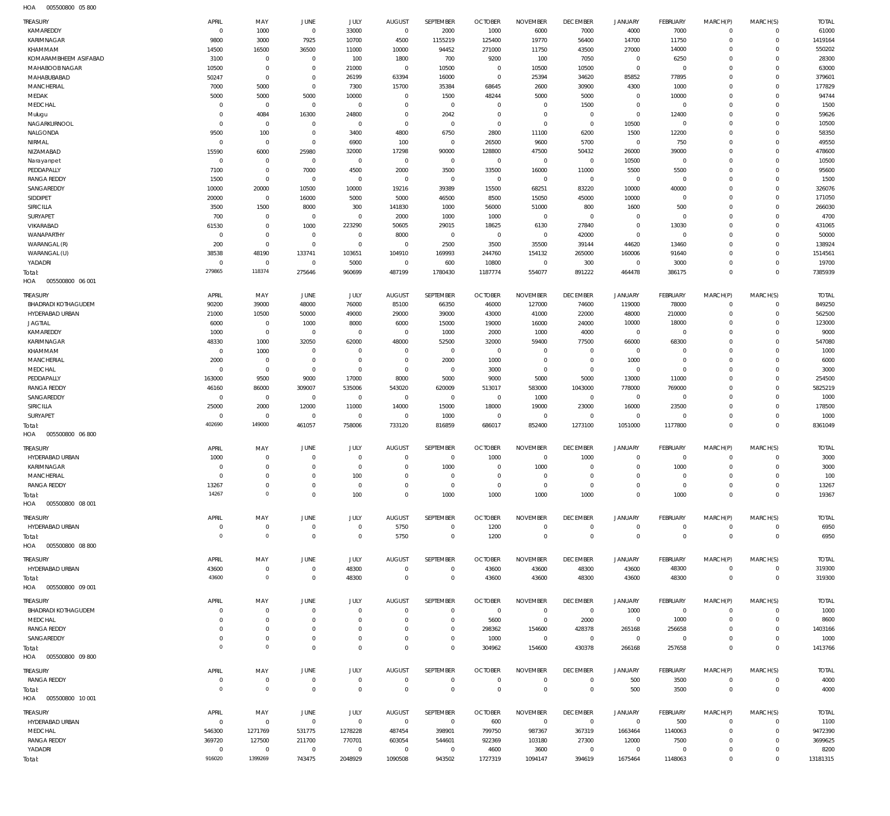HOA 005500800 05 800

| TREASURY | APRIL | MAY | JUNE | JULY | AUGUST | SEPTEMBER | OCTOBER | NOVEMBER | DECEMBER | JANUARY | FEBRUARY | MARCH(P) | MARCH(S) | TOTAL |
|---|---|---|---|---|---|---|---|---|---|---|---|---|---|---|
| KAMAREDDY | 0 | 1000 | 0 | 33000 | 0 | 2000 | 1000 | 6000 | 7000 | 4000 | 7000 | 0 | 0 | 61000 |
| KARIMNAGAR | 9800 | 3000 | 7925 | 10700 | 4500 | 1155219 | 125400 | 19770 | 56400 | 14700 | 11750 | 0 | 0 | 1419164 |
| KHAMMAM | 14500 | 16500 | 36500 | 11000 | 10000 | 94452 | 271000 | 11750 | 43500 | 27000 | 14000 | 0 | 0 | 550202 |
| KOMARAMBHEEM ASIFABAD | 3100 | 0 | 0 | 100 | 1800 | 700 | 9200 | 100 | 7050 | 0 | 6250 | 0 | 0 | 28300 |
| MAHABOOB NAGAR | 10500 | 0 | 0 | 21000 | 0 | 10500 | 0 | 10500 | 10500 | 0 | 0 | 0 | 0 | 63000 |
| MAHABUBABAD | 50247 | 0 | 0 | 26199 | 63394 | 16000 | 0 | 25394 | 34620 | 85852 | 77895 | 0 | 0 | 379601 |
| MANCHERIAL | 7000 | 5000 | 0 | 7300 | 15700 | 35384 | 68645 | 2600 | 30900 | 4300 | 1000 | 0 | 0 | 177829 |
| MEDAK | 5000 | 5000 | 5000 | 10000 | 0 | 1500 | 48244 | 5000 | 5000 | 0 | 10000 | 0 | 0 | 94744 |
| MEDCHAL | 0 | 0 | 0 | 0 | 0 | 0 | 0 | 0 | 1500 | 0 | 0 | 0 | 0 | 1500 |
| Mulugu | 0 | 4084 | 16300 | 24800 | 0 | 2042 | 0 | 0 | 0 | 0 | 12400 | 0 | 0 | 59626 |
| NAGARKURNOOL | 0 | 0 | 0 | 0 | 0 | 0 | 0 | 0 | 0 | 10500 | 0 | 0 | 0 | 10500 |
| NALGONDA | 9500 | 100 | 0 | 3400 | 4800 | 6750 | 2800 | 11100 | 6200 | 1500 | 12200 | 0 | 0 | 58350 |
| NIRMAL | 0 | 0 | 0 | 6900 | 100 | 0 | 26500 | 9600 | 5700 | 0 | 750 | 0 | 0 | 49550 |
| NIZAMABAD | 15590 | 6000 | 25980 | 32000 | 17298 | 90000 | 128800 | 47500 | 50432 | 26000 | 39000 | 0 | 0 | 478600 |
| Narayanpet | 0 | 0 | 0 | 0 | 0 | 0 | 0 | 0 | 0 | 10500 | 0 | 0 | 0 | 10500 |
| PEDDAPALLY | 7100 | 0 | 7000 | 4500 | 2000 | 3500 | 33500 | 16000 | 11000 | 5500 | 5500 | 0 | 0 | 95600 |
| RANGA REDDY | 1500 | 0 | 0 | 0 | 0 | 0 | 0 | 0 | 0 | 0 | 0 | 0 | 0 | 1500 |
| SANGAREDDY | 10000 | 20000 | 10500 | 10000 | 19216 | 39389 | 15500 | 68251 | 83220 | 10000 | 40000 | 0 | 0 | 326076 |
| SIDDIPET | 20000 | 0 | 16000 | 5000 | 5000 | 46500 | 8500 | 15050 | 45000 | 10000 | 0 | 0 | 0 | 171050 |
| SIRICILLA | 3500 | 1500 | 8000 | 300 | 141830 | 1000 | 56000 | 51000 | 800 | 1600 | 500 | 0 | 0 | 266030 |
| SURYAPET | 700 | 0 | 0 | 0 | 2000 | 1000 | 1000 | 0 | 0 | 0 | 0 | 0 | 0 | 4700 |
| VIKARABAD | 61530 | 0 | 1000 | 223290 | 50605 | 29015 | 18625 | 6130 | 27840 | 0 | 13030 | 0 | 0 | 431065 |
| WANAPARTHY | 0 | 0 | 0 | 0 | 8000 | 0 | 0 | 0 | 42000 | 0 | 0 | 0 | 0 | 50000 |
| WARANGAL (R) | 200 | 0 | 0 | 0 | 0 | 2500 | 3500 | 35500 | 39144 | 44620 | 13460 | 0 | 0 | 138924 |
| WARANGAL (U) | 38538 | 48190 | 133741 | 103651 | 104910 | 169993 | 244760 | 154132 | 265000 | 160006 | 91640 | 0 | 0 | 1514561 |
| YADADRI | 0 | 0 | 0 | 5000 | 0 | 600 | 10800 | 0 | 300 | 0 | 3000 | 0 | 0 | 19700 |
| Total: | 279865 | 118374 | 275646 | 960699 | 487199 | 1780430 | 1187774 | 554077 | 891222 | 464478 | 386175 | 0 | 0 | 7385939 |

HOA 005500800 06 001

| TREASURY | APRIL | MAY | JUNE | JULY | AUGUST | SEPTEMBER | OCTOBER | NOVEMBER | DECEMBER | JANUARY | FEBRUARY | MARCH(P) | MARCH(S) | TOTAL |
|---|---|---|---|---|---|---|---|---|---|---|---|---|---|---|
| BHADRADI KOTHAGUDEM | 90200 | 39000 | 48000 | 76000 | 85100 | 66350 | 46000 | 127000 | 74600 | 119000 | 78000 | 0 | 0 | 849250 |
| HYDERABAD URBAN | 21000 | 10500 | 50000 | 49000 | 29000 | 39000 | 43000 | 41000 | 22000 | 48000 | 210000 | 0 | 0 | 562500 |
| JAGTIAL | 6000 | 0 | 1000 | 8000 | 6000 | 15000 | 19000 | 16000 | 24000 | 10000 | 18000 | 0 | 0 | 123000 |
| KAMAREDDY | 1000 | 0 | 0 | 0 | 0 | 1000 | 2000 | 1000 | 4000 | 0 | 0 | 0 | 0 | 9000 |
| KARIMNAGAR | 48330 | 1000 | 32050 | 62000 | 48000 | 52500 | 32000 | 59400 | 77500 | 66000 | 68300 | 0 | 0 | 547080 |
| KHAMMAM | 0 | 1000 | 0 | 0 | 0 | 0 | 0 | 0 | 0 | 0 | 0 | 0 | 0 | 1000 |
| MANCHERIAL | 2000 | 0 | 0 | 0 | 0 | 2000 | 1000 | 0 | 0 | 1000 | 0 | 0 | 0 | 6000 |
| MEDCHAL | 0 | 0 | 0 | 0 | 0 | 0 | 3000 | 0 | 0 | 0 | 0 | 0 | 0 | 3000 |
| PEDDAPALLY | 163000 | 9500 | 9000 | 17000 | 8000 | 5000 | 9000 | 5000 | 5000 | 13000 | 11000 | 0 | 0 | 254500 |
| RANGA REDDY | 46160 | 86000 | 309007 | 535006 | 543020 | 620009 | 513017 | 583000 | 1043000 | 778000 | 769000 | 0 | 0 | 5825219 |
| SANGAREDDY | 0 | 0 | 0 | 0 | 0 | 0 | 0 | 1000 | 0 | 0 | 0 | 0 | 0 | 1000 |
| SIRICILLA | 25000 | 2000 | 12000 | 11000 | 14000 | 15000 | 18000 | 19000 | 23000 | 16000 | 23500 | 0 | 0 | 178500 |
| SURYAPET | 0 | 0 | 0 | 0 | 0 | 1000 | 0 | 0 | 0 | 0 | 0 | 0 | 0 | 1000 |
| Total: | 402690 | 149000 | 461057 | 758006 | 733120 | 816859 | 686017 | 852400 | 1273100 | 1051000 | 1177800 | 0 | 0 | 8361049 |

HOA 005500800 06 800

| TREASURY | APRIL | MAY | JUNE | JULY | AUGUST | SEPTEMBER | OCTOBER | NOVEMBER | DECEMBER | JANUARY | FEBRUARY | MARCH(P) | MARCH(S) | TOTAL |
|---|---|---|---|---|---|---|---|---|---|---|---|---|---|---|
| HYDERABAD URBAN | 1000 | 0 | 0 | 0 | 0 | 0 | 1000 | 0 | 1000 | 0 | 0 | 0 | 0 | 3000 |
| KARIMNAGAR | 0 | 0 | 0 | 0 | 0 | 1000 | 0 | 1000 | 0 | 0 | 1000 | 0 | 0 | 3000 |
| MANCHERIAL | 0 | 0 | 0 | 100 | 0 | 0 | 0 | 0 | 0 | 0 | 0 | 0 | 0 | 100 |
| RANGA REDDY | 13267 | 0 | 0 | 0 | 0 | 0 | 0 | 0 | 0 | 0 | 0 | 0 | 0 | 13267 |
| Total: | 14267 | 0 | 0 | 100 | 0 | 1000 | 1000 | 1000 | 1000 | 0 | 1000 | 0 | 0 | 19367 |

HOA 005500800 08 001

| TREASURY | APRIL | MAY | JUNE | JULY | AUGUST | SEPTEMBER | OCTOBER | NOVEMBER | DECEMBER | JANUARY | FEBRUARY | MARCH(P) | MARCH(S) | TOTAL |
|---|---|---|---|---|---|---|---|---|---|---|---|---|---|---|
| HYDERABAD URBAN | 0 | 0 | 0 | 0 | 5750 | 0 | 1200 | 0 | 0 | 0 | 0 | 0 | 0 | 6950 |
| Total: | 0 | 0 | 0 | 0 | 5750 | 0 | 1200 | 0 | 0 | 0 | 0 | 0 | 0 | 6950 |

HOA 005500800 08 800

| TREASURY | APRIL | MAY | JUNE | JULY | AUGUST | SEPTEMBER | OCTOBER | NOVEMBER | DECEMBER | JANUARY | FEBRUARY | MARCH(P) | MARCH(S) | TOTAL |
|---|---|---|---|---|---|---|---|---|---|---|---|---|---|---|
| HYDERABAD URBAN | 43600 | 0 | 0 | 48300 | 0 | 0 | 43600 | 43600 | 48300 | 43600 | 48300 | 0 | 0 | 319300 |
| Total: | 43600 | 0 | 0 | 48300 | 0 | 0 | 43600 | 43600 | 48300 | 43600 | 48300 | 0 | 0 | 319300 |

HOA 005500800 09 001

| TREASURY | APRIL | MAY | JUNE | JULY | AUGUST | SEPTEMBER | OCTOBER | NOVEMBER | DECEMBER | JANUARY | FEBRUARY | MARCH(P) | MARCH(S) | TOTAL |
|---|---|---|---|---|---|---|---|---|---|---|---|---|---|---|
| BHADRADI KOTHAGUDEM | 0 | 0 | 0 | 0 | 0 | 0 | 0 | 0 | 0 | 1000 | 0 | 0 | 0 | 1000 |
| MEDCHAL | 0 | 0 | 0 | 0 | 0 | 0 | 5600 | 0 | 2000 | 0 | 1000 | 0 | 0 | 8600 |
| RANGA REDDY | 0 | 0 | 0 | 0 | 0 | 0 | 298362 | 154600 | 428378 | 265168 | 256658 | 0 | 0 | 1403166 |
| SANGAREDDY | 0 | 0 | 0 | 0 | 0 | 0 | 1000 | 0 | 0 | 0 | 0 | 0 | 0 | 1000 |
| Total: | 0 | 0 | 0 | 0 | 0 | 0 | 304962 | 154600 | 430378 | 266168 | 257658 | 0 | 0 | 1413766 |

HOA 005500800 09 800

| TREASURY | APRIL | MAY | JUNE | JULY | AUGUST | SEPTEMBER | OCTOBER | NOVEMBER | DECEMBER | JANUARY | FEBRUARY | MARCH(P) | MARCH(S) | TOTAL |
|---|---|---|---|---|---|---|---|---|---|---|---|---|---|---|
| RANGA REDDY | 0 | 0 | 0 | 0 | 0 | 0 | 0 | 0 | 0 | 500 | 3500 | 0 | 0 | 4000 |
| Total: | 0 | 0 | 0 | 0 | 0 | 0 | 0 | 0 | 0 | 500 | 3500 | 0 | 0 | 4000 |

HOA 005500800 10 001

| TREASURY | APRIL | MAY | JUNE | JULY | AUGUST | SEPTEMBER | OCTOBER | NOVEMBER | DECEMBER | JANUARY | FEBRUARY | MARCH(P) | MARCH(S) | TOTAL |
|---|---|---|---|---|---|---|---|---|---|---|---|---|---|---|
| HYDERABAD URBAN | 0 | 0 | 0 | 0 | 0 | 0 | 600 | 0 | 0 | 0 | 500 | 0 | 0 | 1100 |
| MEDCHAL | 546300 | 1271769 | 531775 | 1278228 | 487454 | 398901 | 799750 | 987367 | 367319 | 1663464 | 1140063 | 0 | 0 | 9472390 |
| RANGA REDDY | 369720 | 127500 | 211700 | 770701 | 603054 | 544601 | 922369 | 103180 | 27300 | 12000 | 7500 | 0 | 0 | 3699625 |
| YADADRI | 0 | 0 | 0 | 0 | 0 | 0 | 4600 | 3600 | 0 | 0 | 0 | 0 | 0 | 8200 |
| Total: | 916020 | 1399269 | 743475 | 2048929 | 1090508 | 943502 | 1727319 | 1094147 | 394619 | 1675464 | 1148063 | 0 | 0 | 13181315 |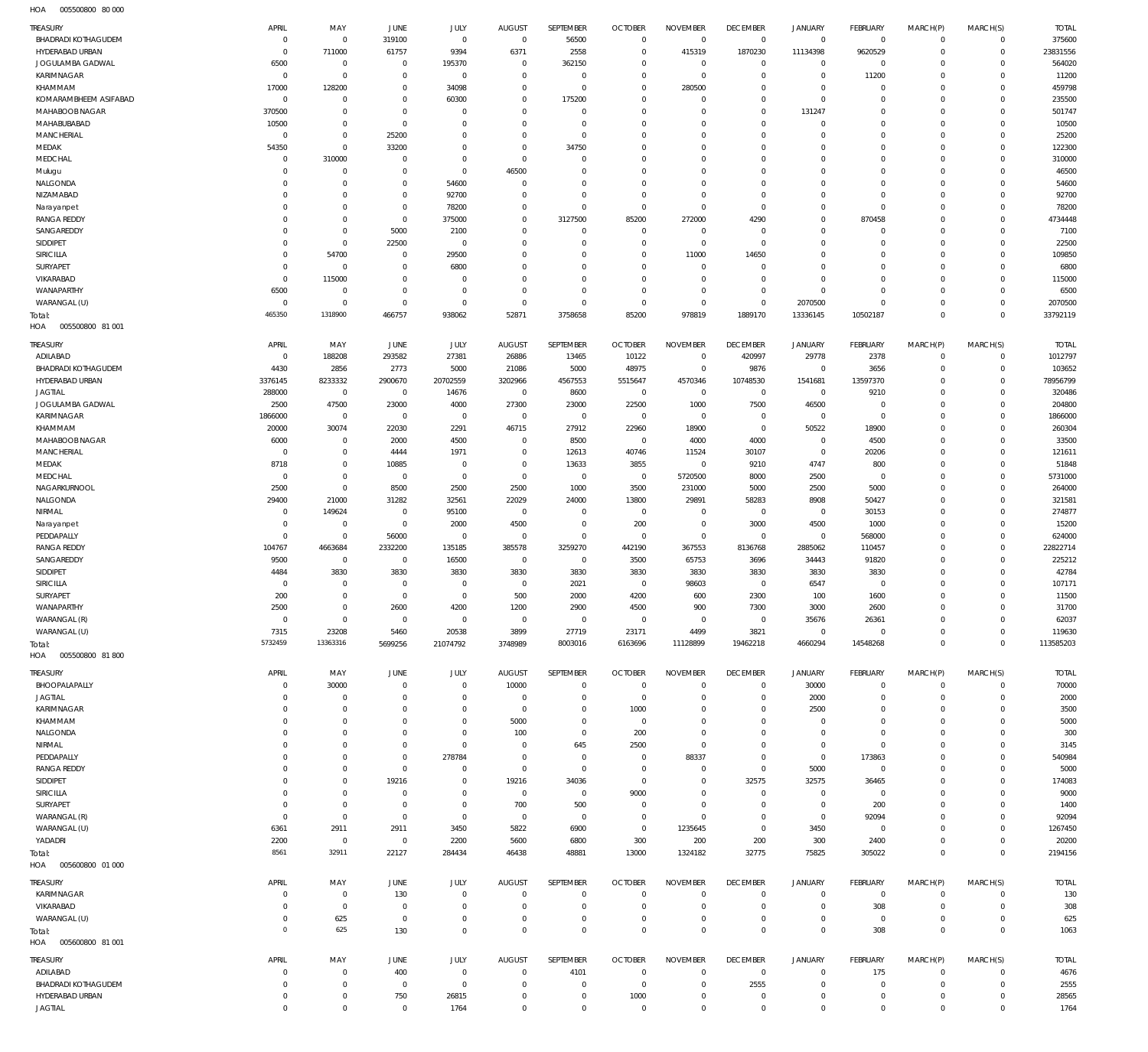HOA 005500800 80 000

| TREASURY | APRIL | MAY | JUNE | JULY | AUGUST | SEPTEMBER | OCTOBER | NOVEMBER | DECEMBER | JANUARY | FEBRUARY | MARCH(P) | MARCH(S) | TOTAL |
|---|---|---|---|---|---|---|---|---|---|---|---|---|---|---|
| BHADRADI KOTHAGUDEM | 0 | 0 | 319100 | 0 | 0 | 56500 | 0 | 0 | 0 | 0 | 0 | 0 | 0 | 375600 |
| HYDERABAD URBAN | 0 | 711000 | 61757 | 9394 | 6371 | 2558 | 0 | 415319 | 1870230 | 11134398 | 9620529 | 0 | 0 | 23831556 |
| JOGULAMBA GADWAL | 6500 | 0 | 0 | 195370 | 0 | 362150 | 0 | 0 | 0 | 0 | 0 | 0 | 0 | 564020 |
| KARIMNAGAR | 0 | 0 | 0 | 0 | 0 | 0 | 0 | 0 | 0 | 0 | 11200 | 0 | 0 | 11200 |
| KHAMMAM | 17000 | 128200 | 0 | 34098 | 0 | 0 | 0 | 280500 | 0 | 0 | 0 | 0 | 0 | 459798 |
| KOMARAMBHEEM ASIFABAD | 0 | 0 | 0 | 60300 | 0 | 175200 | 0 | 0 | 0 | 0 | 0 | 0 | 0 | 235500 |
| MAHABOOBNAGAR | 370500 | 0 | 0 | 0 | 0 | 0 | 0 | 0 | 0 | 131247 | 0 | 0 | 0 | 501747 |
| MAHABUBABAD | 10500 | 0 | 0 | 0 | 0 | 0 | 0 | 0 | 0 | 0 | 0 | 0 | 0 | 10500 |
| MANCHERIAL | 0 | 0 | 25200 | 0 | 0 | 0 | 0 | 0 | 0 | 0 | 0 | 0 | 0 | 25200 |
| MEDAK | 54350 | 0 | 33200 | 0 | 0 | 34750 | 0 | 0 | 0 | 0 | 0 | 0 | 0 | 122300 |
| MEDCHAL | 0 | 310000 | 0 | 0 | 0 | 0 | 0 | 0 | 0 | 0 | 0 | 0 | 0 | 310000 |
| Mulugu | 0 | 0 | 0 | 0 | 46500 | 0 | 0 | 0 | 0 | 0 | 0 | 0 | 0 | 46500 |
| NALGONDA | 0 | 0 | 0 | 54600 | 0 | 0 | 0 | 0 | 0 | 0 | 0 | 0 | 0 | 54600 |
| NIZAMABAD | 0 | 0 | 0 | 92700 | 0 | 0 | 0 | 0 | 0 | 0 | 0 | 0 | 0 | 92700 |
| Narayanpet | 0 | 0 | 0 | 78200 | 0 | 0 | 0 | 0 | 0 | 0 | 0 | 0 | 0 | 78200 |
| RANGA REDDY | 0 | 0 | 0 | 375000 | 0 | 3127500 | 85200 | 272000 | 4290 | 0 | 870458 | 0 | 0 | 4734448 |
| SANGAREDDY | 0 | 0 | 5000 | 2100 | 0 | 0 | 0 | 0 | 0 | 0 | 0 | 0 | 0 | 7100 |
| SIDDIPET | 0 | 0 | 22500 | 0 | 0 | 0 | 0 | 0 | 0 | 0 | 0 | 0 | 0 | 22500 |
| SIRICILLA | 0 | 54700 | 0 | 29500 | 0 | 0 | 0 | 11000 | 14650 | 0 | 0 | 0 | 0 | 109850 |
| SURYAPET | 0 | 0 | 0 | 6800 | 0 | 0 | 0 | 0 | 0 | 0 | 0 | 0 | 0 | 6800 |
| VIKARABAD | 0 | 115000 | 0 | 0 | 0 | 0 | 0 | 0 | 0 | 0 | 0 | 0 | 0 | 115000 |
| WANAPARTHY | 6500 | 0 | 0 | 0 | 0 | 0 | 0 | 0 | 0 | 0 | 0 | 0 | 0 | 6500 |
| WARANGAL (U) | 0 | 0 | 0 | 0 | 0 | 0 | 0 | 0 | 0 | 2070500 | 0 | 0 | 0 | 2070500 |
| Total: | 465350 | 1318900 | 466757 | 938062 | 52871 | 3758658 | 85200 | 978819 | 1889170 | 13336145 | 10502187 | 0 | 0 | 33792119 |

HOA 005500800 81 001

| TREASURY | APRIL | MAY | JUNE | JULY | AUGUST | SEPTEMBER | OCTOBER | NOVEMBER | DECEMBER | JANUARY | FEBRUARY | MARCH(P) | MARCH(S) | TOTAL |
|---|---|---|---|---|---|---|---|---|---|---|---|---|---|---|
| ADILABAD | 0 | 188208 | 293582 | 27381 | 26886 | 13465 | 10122 | 0 | 420997 | 29778 | 2378 | 0 | 0 | 1012797 |
| BHADRADI KOTHAGUDEM | 4430 | 2856 | 2773 | 5000 | 21086 | 5000 | 48975 | 0 | 9876 | 0 | 3656 | 0 | 0 | 103652 |
| HYDERABAD URBAN | 3376145 | 8233332 | 2900670 | 20702559 | 3202966 | 4567553 | 5515647 | 4570346 | 10748530 | 1541681 | 13597370 | 0 | 0 | 78956799 |
| JAGTIAL | 288000 | 0 | 0 | 14676 | 0 | 8600 | 0 | 0 | 0 | 0 | 9210 | 0 | 0 | 320486 |
| JOGULAMBA GADWAL | 2500 | 47500 | 23000 | 4000 | 27300 | 23000 | 22500 | 1000 | 7500 | 46500 | 0 | 0 | 0 | 204800 |
| KARIMNAGAR | 1866000 | 0 | 0 | 0 | 0 | 0 | 0 | 0 | 0 | 0 | 0 | 0 | 0 | 1866000 |
| KHAMMAM | 20000 | 30074 | 22030 | 2291 | 46715 | 27912 | 22960 | 18900 | 0 | 50522 | 18900 | 0 | 0 | 260304 |
| MAHABOOBNAGAR | 6000 | 0 | 2000 | 4500 | 0 | 8500 | 0 | 4000 | 4000 | 0 | 4500 | 0 | 0 | 33500 |
| MANCHERIAL | 0 | 0 | 4444 | 1971 | 0 | 12613 | 40746 | 11524 | 30107 | 0 | 20206 | 0 | 0 | 121611 |
| MEDAK | 8718 | 0 | 10885 | 0 | 0 | 13633 | 3855 | 0 | 9210 | 4747 | 800 | 0 | 0 | 51848 |
| MEDCHAL | 0 | 0 | 0 | 0 | 0 | 0 | 0 | 5720500 | 8000 | 2500 | 0 | 0 | 0 | 5731000 |
| NAGARKURNOOL | 2500 | 0 | 8500 | 2500 | 2500 | 1000 | 3500 | 231000 | 5000 | 2500 | 5000 | 0 | 0 | 264000 |
| NALGONDA | 29400 | 21000 | 31282 | 32561 | 22029 | 24000 | 13800 | 29891 | 58283 | 8908 | 50427 | 0 | 0 | 321581 |
| NIRMAL | 0 | 149624 | 0 | 95100 | 0 | 0 | 0 | 0 | 0 | 0 | 30153 | 0 | 0 | 274877 |
| Narayanpet | 0 | 0 | 0 | 2000 | 4500 | 0 | 200 | 0 | 3000 | 4500 | 1000 | 0 | 0 | 15200 |
| PEDDAPALLY | 0 | 0 | 56000 | 0 | 0 | 0 | 0 | 0 | 0 | 0 | 568000 | 0 | 0 | 624000 |
| RANGA REDDY | 104767 | 4663684 | 2332200 | 135185 | 385578 | 3259270 | 442190 | 367553 | 8136768 | 2885062 | 110457 | 0 | 0 | 22822714 |
| SANGAREDDY | 9500 | 0 | 0 | 16500 | 0 | 0 | 3500 | 65753 | 3696 | 34443 | 91820 | 0 | 0 | 225212 |
| SIDDIPET | 4484 | 3830 | 3830 | 3830 | 3830 | 3830 | 3830 | 3830 | 3830 | 3830 | 3830 | 0 | 0 | 42784 |
| SIRICILLA | 0 | 0 | 0 | 0 | 0 | 2021 | 0 | 98603 | 0 | 6547 | 0 | 0 | 0 | 107171 |
| SURYAPET | 200 | 0 | 0 | 0 | 500 | 2000 | 4200 | 600 | 2300 | 100 | 1600 | 0 | 0 | 11500 |
| WANAPARTHY | 2500 | 0 | 2600 | 4200 | 1200 | 2900 | 4500 | 900 | 7300 | 3000 | 2600 | 0 | 0 | 31700 |
| WARANGAL (R) | 0 | 0 | 0 | 0 | 0 | 0 | 0 | 0 | 0 | 35676 | 26361 | 0 | 0 | 62037 |
| WARANGAL (U) | 7315 | 23208 | 5460 | 20538 | 3899 | 27719 | 23171 | 4499 | 3821 | 0 | 0 | 0 | 0 | 119630 |
| Total: | 5732459 | 13363316 | 5699256 | 21074792 | 3748989 | 8003016 | 6163696 | 11128899 | 19462218 | 4660294 | 14548268 | 0 | 0 | 113585203 |

HOA 005500800 81 800

| TREASURY | APRIL | MAY | JUNE | JULY | AUGUST | SEPTEMBER | OCTOBER | NOVEMBER | DECEMBER | JANUARY | FEBRUARY | MARCH(P) | MARCH(S) | TOTAL |
|---|---|---|---|---|---|---|---|---|---|---|---|---|---|---|
| BHOOPALAPALLY | 0 | 30000 | 0 | 0 | 10000 | 0 | 0 | 0 | 0 | 30000 | 0 | 0 | 0 | 70000 |
| JAGTIAL | 0 | 0 | 0 | 0 | 0 | 0 | 0 | 0 | 0 | 2000 | 0 | 0 | 0 | 2000 |
| KARIMNAGAR | 0 | 0 | 0 | 0 | 0 | 0 | 1000 | 0 | 0 | 2500 | 0 | 0 | 0 | 3500 |
| KHAMMAM | 0 | 0 | 0 | 0 | 5000 | 0 | 0 | 0 | 0 | 0 | 0 | 0 | 0 | 5000 |
| NALGONDA | 0 | 0 | 0 | 0 | 100 | 0 | 200 | 0 | 0 | 0 | 0 | 0 | 0 | 300 |
| NIRMAL | 0 | 0 | 0 | 0 | 0 | 645 | 2500 | 0 | 0 | 0 | 0 | 0 | 0 | 3145 |
| PEDDAPALLY | 0 | 0 | 0 | 278784 | 0 | 0 | 0 | 88337 | 0 | 0 | 173863 | 0 | 0 | 540984 |
| RANGA REDDY | 0 | 0 | 0 | 0 | 0 | 0 | 0 | 0 | 0 | 5000 | 0 | 0 | 0 | 5000 |
| SIDDIPET | 0 | 0 | 19216 | 0 | 19216 | 34036 | 0 | 0 | 32575 | 32575 | 36465 | 0 | 0 | 174083 |
| SIRICILLA | 0 | 0 | 0 | 0 | 0 | 0 | 9000 | 0 | 0 | 0 | 0 | 0 | 0 | 9000 |
| SURYAPET | 0 | 0 | 0 | 0 | 700 | 500 | 0 | 0 | 0 | 0 | 200 | 0 | 0 | 1400 |
| WARANGAL (R) | 0 | 0 | 0 | 0 | 0 | 0 | 0 | 0 | 0 | 0 | 92094 | 0 | 0 | 92094 |
| WARANGAL (U) | 6361 | 2911 | 2911 | 3450 | 5822 | 6900 | 0 | 1235645 | 0 | 3450 | 0 | 0 | 0 | 1267450 |
| YADADRI | 2200 | 0 | 0 | 2200 | 5600 | 6800 | 300 | 200 | 200 | 300 | 2400 | 0 | 0 | 20200 |
| Total: | 8561 | 32911 | 22127 | 284434 | 46438 | 48881 | 13000 | 1324182 | 32775 | 75825 | 305022 | 0 | 0 | 2194156 |

HOA 005600800 01 000

| TREASURY | APRIL | MAY | JUNE | JULY | AUGUST | SEPTEMBER | OCTOBER | NOVEMBER | DECEMBER | JANUARY | FEBRUARY | MARCH(P) | MARCH(S) | TOTAL |
|---|---|---|---|---|---|---|---|---|---|---|---|---|---|---|
| KARIMNAGAR | 0 | 0 | 130 | 0 | 0 | 0 | 0 | 0 | 0 | 0 | 0 | 0 | 0 | 130 |
| VIKARABAD | 0 | 0 | 0 | 0 | 0 | 0 | 0 | 0 | 0 | 0 | 308 | 0 | 0 | 308 |
| WARANGAL (U) | 0 | 625 | 0 | 0 | 0 | 0 | 0 | 0 | 0 | 0 | 0 | 0 | 0 | 625 |
| Total: | 0 | 625 | 130 | 0 | 0 | 0 | 0 | 0 | 0 | 0 | 308 | 0 | 0 | 1063 |

HOA 005600800 81 001

| TREASURY | APRIL | MAY | JUNE | JULY | AUGUST | SEPTEMBER | OCTOBER | NOVEMBER | DECEMBER | JANUARY | FEBRUARY | MARCH(P) | MARCH(S) | TOTAL |
|---|---|---|---|---|---|---|---|---|---|---|---|---|---|---|
| ADILABAD | 0 | 0 | 400 | 0 | 0 | 4101 | 0 | 0 | 0 | 0 | 175 | 0 | 0 | 4676 |
| BHADRADI KOTHAGUDEM | 0 | 0 | 0 | 0 | 0 | 0 | 0 | 0 | 2555 | 0 | 0 | 0 | 0 | 2555 |
| HYDERABAD URBAN | 0 | 0 | 750 | 26815 | 0 | 0 | 1000 | 0 | 0 | 0 | 0 | 0 | 0 | 28565 |
| JAGTIAL | 0 | 0 | 0 | 1764 | 0 | 0 | 0 | 0 | 0 | 0 | 0 | 0 | 0 | 1764 |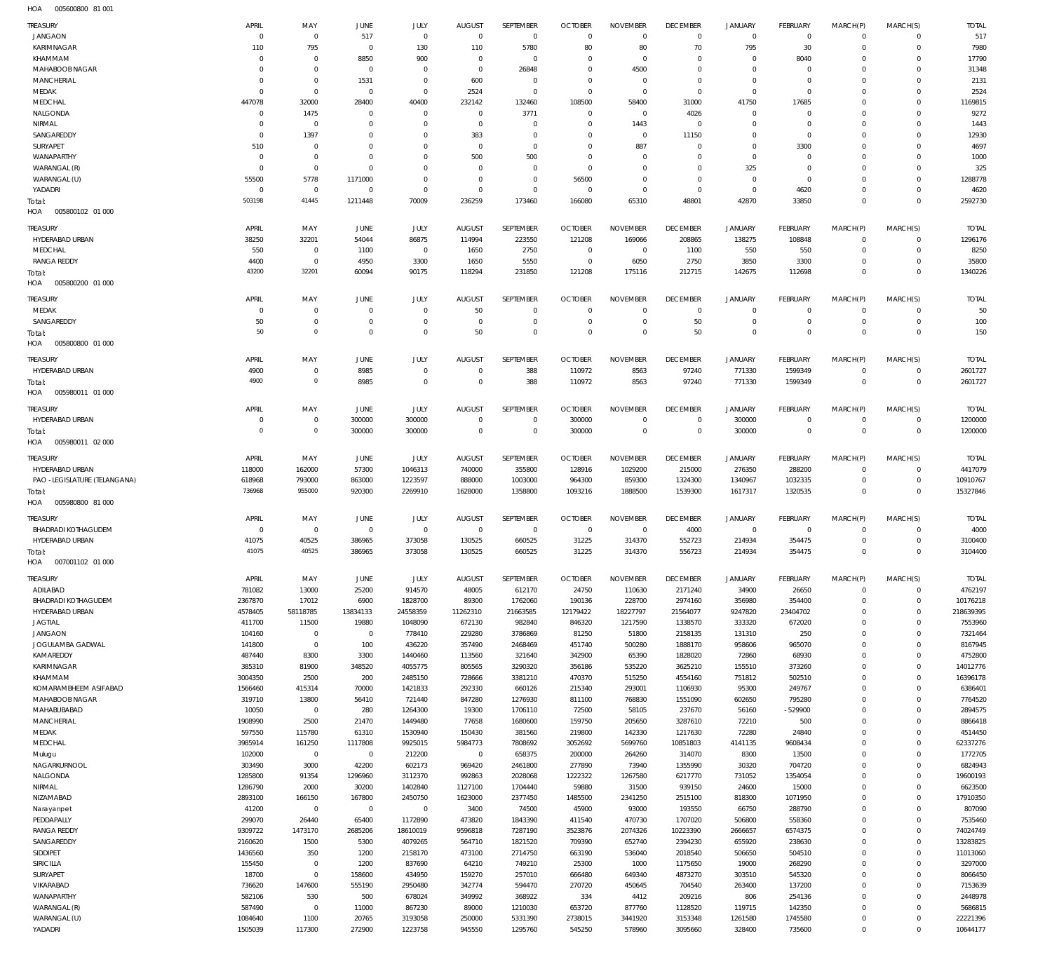HOA 005600800 81 001

| TREASURY | APRIL | MAY | JUNE | JULY | AUGUST | SEPTEMBER | OCTOBER | NOVEMBER | DECEMBER | JANUARY | FEBRUARY | MARCH(P) | MARCH(S) | TOTAL |
|---|---|---|---|---|---|---|---|---|---|---|---|---|---|---|
| JANGAON | 0 | 0 | 517 | 0 | 0 | 0 | 0 | 0 | 0 | 0 | 0 | 0 | 0 | 517 |
| KARIMNAGAR | 110 | 795 | 0 | 130 | 110 | 5780 | 80 | 80 | 70 | 795 | 30 | 0 | 0 | 7980 |
| KHAMMAM | 0 | 0 | 8850 | 900 | 0 | 0 | 0 | 0 | 0 | 0 | 8040 | 0 | 0 | 17790 |
| MAHABOOB NAGAR | 0 | 0 | 0 | 0 | 0 | 26848 | 0 | 4500 | 0 | 0 | 0 | 0 | 0 | 31348 |
| MANCHERIAL | 0 | 0 | 1531 | 0 | 600 | 0 | 0 | 0 | 0 | 0 | 0 | 0 | 0 | 2131 |
| MEDAK | 0 | 0 | 0 | 0 | 2524 | 0 | 0 | 0 | 0 | 0 | 0 | 0 | 0 | 2524 |
| MEDCHAL | 447078 | 32000 | 28400 | 40400 | 232142 | 132460 | 108500 | 58400 | 31000 | 41750 | 17685 | 0 | 0 | 1169815 |
| NALGONDA | 0 | 1475 | 0 | 0 | 0 | 3771 | 0 | 0 | 4026 | 0 | 0 | 0 | 0 | 9272 |
| NIRMAL | 0 | 0 | 0 | 0 | 0 | 0 | 0 | 1443 | 0 | 0 | 0 | 0 | 0 | 1443 |
| SANGAREDDY | 0 | 1397 | 0 | 0 | 383 | 0 | 0 | 0 | 11150 | 0 | 0 | 0 | 0 | 12930 |
| SURYAPET | 510 | 0 | 0 | 0 | 0 | 0 | 0 | 887 | 0 | 0 | 3300 | 0 | 0 | 4697 |
| WANAPARTHY | 0 | 0 | 0 | 0 | 500 | 500 | 0 | 0 | 0 | 0 | 0 | 0 | 0 | 1000 |
| WARANGAL (R) | 0 | 0 | 0 | 0 | 0 | 0 | 0 | 0 | 0 | 325 | 0 | 0 | 0 | 325 |
| WARANGAL (U) | 55500 | 5778 | 1171000 | 0 | 0 | 0 | 56500 | 0 | 0 | 0 | 0 | 0 | 0 | 1288778 |
| YADADRI | 0 | 0 | 0 | 0 | 0 | 0 | 0 | 0 | 0 | 0 | 4620 | 0 | 0 | 4620 |
| Total: | 503198 | 41445 | 1211448 | 70009 | 236259 | 173460 | 166080 | 65310 | 48801 | 42870 | 33850 | 0 | 0 | 2592730 |

HOA 005800102 01 000

| TREASURY | APRIL | MAY | JUNE | JULY | AUGUST | SEPTEMBER | OCTOBER | NOVEMBER | DECEMBER | JANUARY | FEBRUARY | MARCH(P) | MARCH(S) | TOTAL |
|---|---|---|---|---|---|---|---|---|---|---|---|---|---|---|
| HYDERABAD URBAN | 38250 | 32201 | 54044 | 86875 | 114994 | 223550 | 121208 | 169066 | 208865 | 138275 | 108848 | 0 | 0 | 1296176 |
| MEDCHAL | 550 | 0 | 1100 | 0 | 1650 | 2750 | 0 | 0 | 1100 | 550 | 550 | 0 | 0 | 8250 |
| RANGA REDDY | 4400 | 0 | 4950 | 3300 | 1650 | 5550 | 0 | 6050 | 2750 | 3850 | 3300 | 0 | 0 | 35800 |
| Total: | 43200 | 32201 | 60094 | 90175 | 118294 | 231850 | 121208 | 175116 | 212715 | 142675 | 112698 | 0 | 0 | 1340226 |

HOA 005800200 01 000

| TREASURY | APRIL | MAY | JUNE | JULY | AUGUST | SEPTEMBER | OCTOBER | NOVEMBER | DECEMBER | JANUARY | FEBRUARY | MARCH(P) | MARCH(S) | TOTAL |
|---|---|---|---|---|---|---|---|---|---|---|---|---|---|---|
| MEDAK | 0 | 0 | 0 | 0 | 50 | 0 | 0 | 0 | 0 | 0 | 0 | 0 | 0 | 50 |
| SANGAREDDY | 50 | 0 | 0 | 0 | 0 | 0 | 0 | 0 | 50 | 0 | 0 | 0 | 0 | 100 |
| Total: | 50 | 0 | 0 | 0 | 50 | 0 | 0 | 0 | 50 | 0 | 0 | 0 | 0 | 150 |

HOA 005800800 01 000

| TREASURY | APRIL | MAY | JUNE | JULY | AUGUST | SEPTEMBER | OCTOBER | NOVEMBER | DECEMBER | JANUARY | FEBRUARY | MARCH(P) | MARCH(S) | TOTAL |
|---|---|---|---|---|---|---|---|---|---|---|---|---|---|---|
| HYDERABAD URBAN | 4900 | 0 | 8985 | 0 | 0 | 388 | 110972 | 8563 | 97240 | 771330 | 1599349 | 0 | 0 | 2601727 |
| Total: | 4900 | 0 | 8985 | 0 | 0 | 388 | 110972 | 8563 | 97240 | 771330 | 1599349 | 0 | 0 | 2601727 |

HOA 005980011 01 000

| TREASURY | APRIL | MAY | JUNE | JULY | AUGUST | SEPTEMBER | OCTOBER | NOVEMBER | DECEMBER | JANUARY | FEBRUARY | MARCH(P) | MARCH(S) | TOTAL |
|---|---|---|---|---|---|---|---|---|---|---|---|---|---|---|
| HYDERABAD URBAN | 0 | 0 | 300000 | 300000 | 0 | 0 | 300000 | 0 | 0 | 300000 | 0 | 0 | 0 | 1200000 |
| Total: | 0 | 0 | 300000 | 300000 | 0 | 0 | 300000 | 0 | 0 | 300000 | 0 | 0 | 0 | 1200000 |

HOA 005980011 02 000

| TREASURY | APRIL | MAY | JUNE | JULY | AUGUST | SEPTEMBER | OCTOBER | NOVEMBER | DECEMBER | JANUARY | FEBRUARY | MARCH(P) | MARCH(S) | TOTAL |
|---|---|---|---|---|---|---|---|---|---|---|---|---|---|---|
| HYDERABAD URBAN | 118000 | 162000 | 57300 | 1046313 | 740000 | 355800 | 128916 | 1029200 | 215000 | 276350 | 288200 | 0 | 0 | 4417079 |
| PAO - LEGISLATURE (TELANGANA) | 618968 | 793000 | 863000 | 1223597 | 888000 | 1003000 | 964300 | 859300 | 1324300 | 1340967 | 1032335 | 0 | 0 | 10910767 |
| Total: | 736968 | 955000 | 920300 | 2269910 | 1628000 | 1358800 | 1093216 | 1888500 | 1539300 | 1617317 | 1320535 | 0 | 0 | 15327846 |

HOA 005980800 81 000

| TREASURY | APRIL | MAY | JUNE | JULY | AUGUST | SEPTEMBER | OCTOBER | NOVEMBER | DECEMBER | JANUARY | FEBRUARY | MARCH(P) | MARCH(S) | TOTAL |
|---|---|---|---|---|---|---|---|---|---|---|---|---|---|---|
| BHADRADI KOTHAGUDEM | 0 | 0 | 0 | 0 | 0 | 0 | 0 | 0 | 4000 | 0 | 0 | 0 | 0 | 4000 |
| HYDERABAD URBAN | 41075 | 40525 | 386965 | 373058 | 130525 | 660525 | 31225 | 314370 | 552723 | 214934 | 354475 | 0 | 0 | 3100400 |
| Total: | 41075 | 40525 | 386965 | 373058 | 130525 | 660525 | 31225 | 314370 | 556723 | 214934 | 354475 | 0 | 0 | 3104400 |

HOA 007001102 01 000

| TREASURY | APRIL | MAY | JUNE | JULY | AUGUST | SEPTEMBER | OCTOBER | NOVEMBER | DECEMBER | JANUARY | FEBRUARY | MARCH(P) | MARCH(S) | TOTAL |
|---|---|---|---|---|---|---|---|---|---|---|---|---|---|---|
| ADILABAD | 781082 | 13000 | 25200 | 914570 | 48005 | 612170 | 24750 | 110630 | 2171240 | 34900 | 26650 | 0 | 0 | 4762197 |
| BHADRADI KOTHAGUDEM | 2367870 | 17012 | 6900 | 1828700 | 89300 | 1762060 | 190136 | 228700 | 2974160 | 356980 | 354400 | 0 | 0 | 10176218 |
| HYDERABAD URBAN | 4578405 | 58118785 | 13834133 | 24558359 | 11262310 | 21663585 | 12179422 | 18227797 | 21564077 | 9247820 | 23404702 | 0 | 0 | 218639395 |
| JAGTIAL | 411700 | 11500 | 19880 | 1048090 | 672130 | 982840 | 846320 | 1217590 | 1338570 | 333320 | 672020 | 0 | 0 | 7553960 |
| JANGAON | 104160 | 0 | 0 | 778410 | 229280 | 3786869 | 81250 | 51800 | 2158135 | 131310 | 250 | 0 | 0 | 7321464 |
| JOGULAMBA GADWAL | 141800 | 0 | 100 | 436220 | 357490 | 2468469 | 451740 | 500280 | 1888170 | 958606 | 965070 | 0 | 0 | 8167945 |
| KAMAREDDY | 487440 | 8300 | 3300 | 1440460 | 113560 | 321640 | 342900 | 65390 | 1828020 | 72860 | 68930 | 0 | 0 | 4752800 |
| KARIMNAGAR | 385310 | 81900 | 348520 | 4055775 | 805565 | 3290320 | 356186 | 535220 | 3625210 | 155510 | 373260 | 0 | 0 | 14012776 |
| KHAMMAM | 3004350 | 2500 | 200 | 2485150 | 728666 | 3381210 | 470370 | 515250 | 4554160 | 751812 | 502510 | 0 | 0 | 16396178 |
| KOMARAMBHEEM ASIFABAD | 1566460 | 415314 | 70000 | 1421833 | 292330 | 660126 | 215340 | 293001 | 1106930 | 95300 | 249767 | 0 | 0 | 6386401 |
| MAHABOOB NAGAR | 319710 | 13800 | 56410 | 721440 | 847280 | 1276930 | 811100 | 768830 | 1551090 | 602650 | 795280 | 0 | 0 | 7764520 |
| MAHABUBABAD | 10050 | 0 | 280 | 1264300 | 19300 | 1706110 | 72500 | 58105 | 237670 | 56160 | -529900 | 0 | 0 | 2894575 |
| MANCHERIAL | 1908990 | 2500 | 21470 | 1449480 | 77658 | 1680600 | 159750 | 205650 | 3287610 | 72210 | 500 | 0 | 0 | 8866418 |
| MEDAK | 597550 | 115780 | 61310 | 1530940 | 150430 | 381560 | 219800 | 142330 | 1217630 | 72280 | 24840 | 0 | 0 | 4514450 |
| MEDCHAL | 3985914 | 161250 | 1117808 | 9925015 | 5984773 | 7808692 | 3052692 | 5699760 | 10851803 | 4141135 | 9608434 | 0 | 0 | 62337276 |
| Mulugu | 102000 | 0 | 0 | 212200 | 0 | 658375 | 200000 | 264260 | 314070 | 8300 | 13500 | 0 | 0 | 1772705 |
| NAGARKURNOOL | 303490 | 3000 | 42200 | 602173 | 969420 | 2461800 | 277890 | 73940 | 1355990 | 30320 | 704720 | 0 | 0 | 6824943 |
| NALGONDA | 1285800 | 91354 | 1296960 | 3112370 | 992863 | 2028068 | 1222322 | 1267580 | 6217770 | 731052 | 1354054 | 0 | 0 | 19600193 |
| NIRMAL | 1286790 | 2000 | 30200 | 1402840 | 1127100 | 1704440 | 59880 | 31500 | 939150 | 24600 | 15000 | 0 | 0 | 6623500 |
| NIZAMABAD | 2893100 | 166150 | 167800 | 2450750 | 1623000 | 2377450 | 1485500 | 2341250 | 2515100 | 818300 | 1071950 | 0 | 0 | 17910350 |
| Narayanpet | 41200 | 0 | 0 | 0 | 3400 | 74500 | 45900 | 93000 | 193550 | 66750 | 288790 | 0 | 0 | 807090 |
| PEDDAPALLY | 299070 | 26440 | 65400 | 1172890 | 473820 | 1843390 | 411540 | 470730 | 1707020 | 506800 | 558360 | 0 | 0 | 7535460 |
| RANGA REDDY | 9309722 | 1473170 | 2685206 | 18610019 | 9596818 | 7287190 | 3523876 | 2074326 | 10223390 | 2666657 | 6574375 | 0 | 0 | 74024749 |
| SANGAREDDY | 2160620 | 1500 | 5300 | 4079265 | 564710 | 1821520 | 709390 | 652740 | 2394230 | 655920 | 238630 | 0 | 0 | 13283825 |
| SIDDIPET | 1436560 | 350 | 1200 | 2158170 | 473100 | 2714750 | 663190 | 536040 | 2018540 | 506650 | 504510 | 0 | 0 | 11013060 |
| SIRICILLA | 155450 | 0 | 1200 | 837690 | 64210 | 749210 | 25300 | 1000 | 1175650 | 19000 | 268290 | 0 | 0 | 3297000 |
| SURYAPET | 18700 | 0 | 158600 | 434950 | 159270 | 257010 | 666480 | 649340 | 4873270 | 303510 | 545320 | 0 | 0 | 8066450 |
| VIKARABAD | 736620 | 147600 | 555190 | 2950480 | 342774 | 594470 | 270720 | 450645 | 704540 | 263400 | 137200 | 0 | 0 | 7153639 |
| WANAPARTHY | 582106 | 530 | 500 | 678024 | 349992 | 368922 | 334 | 4412 | 209216 | 806 | 254136 | 0 | 0 | 2448978 |
| WARANGAL (R) | 587490 | 0 | 11000 | 867230 | 89000 | 1210030 | 653720 | 877760 | 1128520 | 119715 | 142350 | 0 | 0 | 5686815 |
| WARANGAL (U) | 1084640 | 1100 | 20765 | 3193058 | 250000 | 5331390 | 2738015 | 3441920 | 3153348 | 1261580 | 1745580 | 0 | 0 | 22221396 |
| YADADRI | 1505039 | 117300 | 272900 | 1223758 | 945550 | 1295760 | 545250 | 578960 | 3095660 | 328400 | 735600 | 0 | 0 | 10644177 |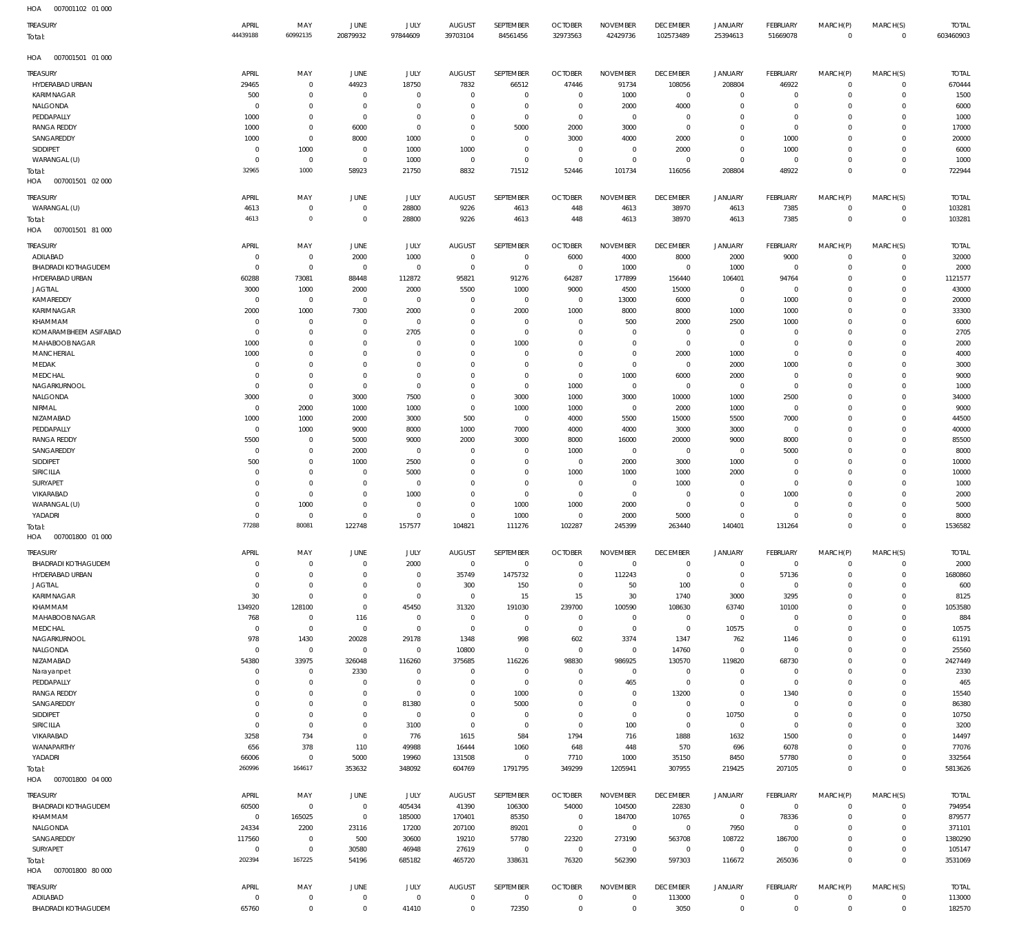HOA 007001102 01 000

| TREASURY | APRIL | MAY | JUNE | JULY | AUGUST | SEPTEMBER | OCTOBER | NOVEMBER | DECEMBER | JANUARY | FEBRUARY | MARCH(P) | MARCH(S) | TOTAL |
|---|---|---|---|---|---|---|---|---|---|---|---|---|---|---|
| Total: | 44439188 | 60992135 | 20879932 | 97844609 | 39703104 | 84561456 | 32973563 | 42429736 | 102573489 | 25394613 | 51669078 | 0 | 0 | 603460903 |

HOA 007001501 01 000

| TREASURY | APRIL | MAY | JUNE | JULY | AUGUST | SEPTEMBER | OCTOBER | NOVEMBER | DECEMBER | JANUARY | FEBRUARY | MARCH(P) | MARCH(S) | TOTAL |
|---|---|---|---|---|---|---|---|---|---|---|---|---|---|---|
| HYDERABAD URBAN | 29465 | 0 | 44923 | 18750 | 7832 | 66512 | 47446 | 91734 | 108056 | 208804 | 46922 | 0 | 0 | 670444 |
| KARIMNAGAR | 500 | 0 | 0 | 0 | 0 | 0 | 0 | 1000 | 0 | 0 | 0 | 0 | 0 | 1500 |
| NALGONDA | 0 | 0 | 0 | 0 | 0 | 0 | 0 | 2000 | 4000 | 0 | 0 | 0 | 0 | 6000 |
| PEDDAPALLY | 1000 | 0 | 0 | 0 | 0 | 0 | 0 | 0 | 0 | 0 | 0 | 0 | 0 | 1000 |
| RANGA REDDY | 1000 | 0 | 6000 | 0 | 0 | 5000 | 2000 | 3000 | 0 | 0 | 0 | 0 | 0 | 17000 |
| SANGAREDDY | 1000 | 0 | 8000 | 1000 | 0 | 0 | 3000 | 4000 | 2000 | 0 | 1000 | 0 | 0 | 20000 |
| SIDDIPET | 0 | 1000 | 0 | 1000 | 1000 | 0 | 0 | 0 | 2000 | 0 | 1000 | 0 | 0 | 6000 |
| WARANGAL (U) | 0 | 0 | 0 | 1000 | 0 | 0 | 0 | 0 | 0 | 0 | 0 | 0 | 0 | 1000 |
| Total: | 32965 | 1000 | 58923 | 21750 | 8832 | 71512 | 52446 | 101734 | 116056 | 208804 | 48922 | 0 | 0 | 722944 |

HOA 007001501 02 000

| TREASURY | APRIL | MAY | JUNE | JULY | AUGUST | SEPTEMBER | OCTOBER | NOVEMBER | DECEMBER | JANUARY | FEBRUARY | MARCH(P) | MARCH(S) | TOTAL |
|---|---|---|---|---|---|---|---|---|---|---|---|---|---|---|
| WARANGAL (U) | 4613 | 0 | 0 | 28800 | 9226 | 4613 | 448 | 4613 | 38970 | 4613 | 7385 | 0 | 0 | 103281 |
| Total: | 4613 | 0 | 0 | 28800 | 9226 | 4613 | 448 | 4613 | 38970 | 4613 | 7385 | 0 | 0 | 103281 |

HOA 007001501 81 000

| TREASURY | APRIL | MAY | JUNE | JULY | AUGUST | SEPTEMBER | OCTOBER | NOVEMBER | DECEMBER | JANUARY | FEBRUARY | MARCH(P) | MARCH(S) | TOTAL |
|---|---|---|---|---|---|---|---|---|---|---|---|---|---|---|
| ADILABAD | 0 | 0 | 2000 | 1000 | 0 | 0 | 6000 | 4000 | 8000 | 2000 | 9000 | 0 | 0 | 32000 |
| BHADRADI KOTHAGUDEM | 0 | 0 | 0 | 0 | 0 | 0 | 0 | 1000 | 0 | 1000 | 0 | 0 | 0 | 2000 |
| HYDERABAD URBAN | 60288 | 73081 | 88448 | 112872 | 95821 | 91276 | 64287 | 177899 | 156440 | 106401 | 94764 | 0 | 0 | 1121577 |
| JAGTIAL | 3000 | 1000 | 2000 | 2000 | 5500 | 1000 | 9000 | 4500 | 15000 | 0 | 0 | 0 | 0 | 43000 |
| KAMAREDDY | 0 | 0 | 0 | 0 | 0 | 0 | 0 | 13000 | 6000 | 0 | 1000 | 0 | 0 | 20000 |
| KARIMNAGAR | 2000 | 1000 | 7300 | 2000 | 0 | 2000 | 1000 | 8000 | 8000 | 1000 | 1000 | 0 | 0 | 33300 |
| KHAMMAM | 0 | 0 | 0 | 0 | 0 | 0 | 0 | 500 | 2000 | 2500 | 1000 | 0 | 0 | 6000 |
| KOMARAMBHEEM ASIFABAD | 0 | 0 | 0 | 2705 | 0 | 0 | 0 | 0 | 0 | 0 | 0 | 0 | 0 | 2705 |
| MAHABOOBNAGAR | 1000 | 0 | 0 | 0 | 0 | 1000 | 0 | 0 | 0 | 0 | 0 | 0 | 0 | 2000 |
| MANCHERIAL | 1000 | 0 | 0 | 0 | 0 | 0 | 0 | 0 | 2000 | 1000 | 0 | 0 | 0 | 4000 |
| MEDAK | 0 | 0 | 0 | 0 | 0 | 0 | 0 | 0 | 0 | 2000 | 1000 | 0 | 0 | 3000 |
| MEDCHAL | 0 | 0 | 0 | 0 | 0 | 0 | 0 | 1000 | 6000 | 2000 | 0 | 0 | 0 | 9000 |
| NAGARKURNOOL | 0 | 0 | 0 | 0 | 0 | 0 | 1000 | 0 | 0 | 0 | 0 | 0 | 0 | 1000 |
| NALGONDA | 3000 | 0 | 3000 | 7500 | 0 | 3000 | 1000 | 3000 | 10000 | 1000 | 2500 | 0 | 0 | 34000 |
| NIRMAL | 0 | 2000 | 1000 | 1000 | 0 | 1000 | 1000 | 0 | 2000 | 1000 | 0 | 0 | 0 | 9000 |
| NIZAMABAD | 1000 | 1000 | 2000 | 3000 | 500 | 0 | 4000 | 5500 | 15000 | 5500 | 7000 | 0 | 0 | 44500 |
| PEDDAPALLY | 0 | 1000 | 9000 | 8000 | 1000 | 7000 | 4000 | 4000 | 3000 | 3000 | 0 | 0 | 0 | 40000 |
| RANGA REDDY | 5500 | 0 | 5000 | 9000 | 2000 | 3000 | 8000 | 16000 | 20000 | 9000 | 8000 | 0 | 0 | 85500 |
| SANGAREDDY | 0 | 0 | 2000 | 0 | 0 | 0 | 1000 | 0 | 0 | 0 | 5000 | 0 | 0 | 8000 |
| SIDDIPET | 500 | 0 | 1000 | 2500 | 0 | 0 | 0 | 2000 | 3000 | 1000 | 0 | 0 | 0 | 10000 |
| SIRICILLA | 0 | 0 | 0 | 5000 | 0 | 0 | 1000 | 1000 | 1000 | 2000 | 0 | 0 | 0 | 10000 |
| SURYAPET | 0 | 0 | 0 | 0 | 0 | 0 | 0 | 0 | 1000 | 0 | 0 | 0 | 0 | 1000 |
| VIKARABAD | 0 | 0 | 0 | 1000 | 0 | 0 | 0 | 0 | 0 | 0 | 1000 | 0 | 0 | 2000 |
| WARANGAL (U) | 0 | 1000 | 0 | 0 | 0 | 1000 | 1000 | 2000 | 0 | 0 | 0 | 0 | 0 | 5000 |
| YADADRI | 0 | 0 | 0 | 0 | 0 | 1000 | 0 | 2000 | 5000 | 0 | 0 | 0 | 0 | 8000 |
| Total: | 77288 | 80081 | 122748 | 157577 | 104821 | 111276 | 102287 | 245399 | 263440 | 140401 | 131264 | 0 | 0 | 1536582 |

HOA 007001800 01 000

| TREASURY | APRIL | MAY | JUNE | JULY | AUGUST | SEPTEMBER | OCTOBER | NOVEMBER | DECEMBER | JANUARY | FEBRUARY | MARCH(P) | MARCH(S) | TOTAL |
|---|---|---|---|---|---|---|---|---|---|---|---|---|---|---|
| BHADRADI KOTHAGUDEM | 0 | 0 | 0 | 2000 | 0 | 0 | 0 | 0 | 0 | 0 | 0 | 0 | 0 | 2000 |
| HYDERABAD URBAN | 0 | 0 | 0 | 0 | 35749 | 1475732 | 0 | 112243 | 0 | 0 | 57136 | 0 | 0 | 1680860 |
| JAGTIAL | 0 | 0 | 0 | 0 | 300 | 150 | 0 | 50 | 100 | 0 | 0 | 0 | 0 | 600 |
| KARIMNAGAR | 30 | 0 | 0 | 0 | 0 | 15 | 15 | 30 | 1740 | 3000 | 3295 | 0 | 0 | 8125 |
| KHAMMAM | 134920 | 128100 | 0 | 45450 | 31320 | 191030 | 239700 | 100590 | 108630 | 63740 | 10100 | 0 | 0 | 1053580 |
| MAHABOOBNAGAR | 768 | 0 | 116 | 0 | 0 | 0 | 0 | 0 | 0 | 0 | 0 | 0 | 0 | 884 |
| MEDCHAL | 0 | 0 | 0 | 0 | 0 | 0 | 0 | 0 | 0 | 10575 | 0 | 0 | 0 | 10575 |
| NAGARKURNOOL | 978 | 1430 | 20028 | 29178 | 1348 | 998 | 602 | 3374 | 1347 | 762 | 1146 | 0 | 0 | 61191 |
| NALGONDA | 0 | 0 | 0 | 0 | 10800 | 0 | 0 | 0 | 14760 | 0 | 0 | 0 | 0 | 25560 |
| NIZAMABAD | 54380 | 33975 | 326048 | 116260 | 375685 | 116226 | 98830 | 986925 | 130570 | 119820 | 68730 | 0 | 0 | 2427449 |
| Narayanpet | 0 | 0 | 2330 | 0 | 0 | 0 | 0 | 0 | 0 | 0 | 0 | 0 | 0 | 2330 |
| PEDDAPALLY | 0 | 0 | 0 | 0 | 0 | 0 | 0 | 465 | 0 | 0 | 0 | 0 | 0 | 465 |
| RANGA REDDY | 0 | 0 | 0 | 0 | 0 | 1000 | 0 | 0 | 13200 | 0 | 1340 | 0 | 0 | 15540 |
| SANGAREDDY | 0 | 0 | 0 | 81380 | 0 | 5000 | 0 | 0 | 0 | 0 | 0 | 0 | 0 | 86380 |
| SIDDIPET | 0 | 0 | 0 | 0 | 0 | 0 | 0 | 0 | 0 | 10750 | 0 | 0 | 0 | 10750 |
| SIRICILLA | 0 | 0 | 0 | 3100 | 0 | 0 | 0 | 100 | 0 | 0 | 0 | 0 | 0 | 3200 |
| VIKARABAD | 3258 | 734 | 0 | 776 | 1615 | 584 | 1794 | 716 | 1888 | 1632 | 1500 | 0 | 0 | 14497 |
| WANAPARTHY | 656 | 378 | 110 | 49988 | 16444 | 1060 | 648 | 448 | 570 | 696 | 6078 | 0 | 0 | 77076 |
| YADADRI | 66006 | 0 | 5000 | 19960 | 131508 | 0 | 7710 | 1000 | 35150 | 8450 | 57780 | 0 | 0 | 332564 |
| Total: | 260996 | 164617 | 353632 | 348092 | 604769 | 1791795 | 349299 | 1205941 | 307955 | 219425 | 207105 | 0 | 0 | 5813626 |

HOA 007001800 04 000

| TREASURY | APRIL | MAY | JUNE | JULY | AUGUST | SEPTEMBER | OCTOBER | NOVEMBER | DECEMBER | JANUARY | FEBRUARY | MARCH(P) | MARCH(S) | TOTAL |
|---|---|---|---|---|---|---|---|---|---|---|---|---|---|---|
| BHADRADI KOTHAGUDEM | 60500 | 0 | 0 | 405434 | 41390 | 106300 | 54000 | 104500 | 22830 | 0 | 0 | 0 | 0 | 794954 |
| KHAMMAM | 0 | 165025 | 0 | 185000 | 170401 | 85350 | 0 | 184700 | 10765 | 0 | 78336 | 0 | 0 | 879577 |
| NALGONDA | 24334 | 2200 | 23116 | 17200 | 207100 | 89201 | 0 | 0 | 0 | 7950 | 0 | 0 | 0 | 371101 |
| SANGAREDDY | 117560 | 0 | 500 | 30600 | 19210 | 57780 | 22320 | 273190 | 563708 | 108722 | 186700 | 0 | 0 | 1380290 |
| SURYAPET | 0 | 0 | 30580 | 46948 | 27619 | 0 | 0 | 0 | 0 | 0 | 0 | 0 | 0 | 105147 |
| Total: | 202394 | 167225 | 54196 | 685182 | 465720 | 338631 | 76320 | 562390 | 597303 | 116672 | 265036 | 0 | 0 | 3531069 |

HOA 007001800 80 000

| TREASURY | APRIL | MAY | JUNE | JULY | AUGUST | SEPTEMBER | OCTOBER | NOVEMBER | DECEMBER | JANUARY | FEBRUARY | MARCH(P) | MARCH(S) | TOTAL |
|---|---|---|---|---|---|---|---|---|---|---|---|---|---|---|
| ADILABAD | 0 | 0 | 0 | 0 | 0 | 0 | 0 | 0 | 113000 | 0 | 0 | 0 | 0 | 113000 |
| BHADRADI KOTHAGUDEM | 65760 | 0 | 0 | 41410 | 0 | 72350 | 0 | 0 | 3050 | 0 | 0 | 0 | 0 | 182570 |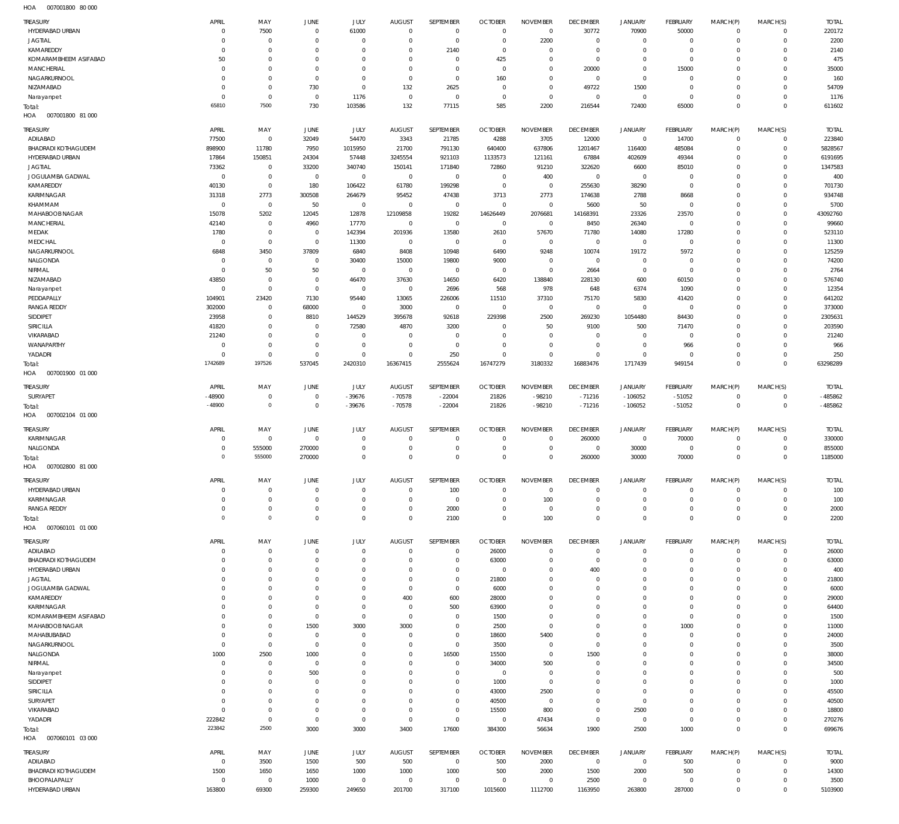HOA 007001800 80 000

| TREASURY | APRIL | MAY | JUNE | JULY | AUGUST | SEPTEMBER | OCTOBER | NOVEMBER | DECEMBER | JANUARY | FEBRUARY | MARCH(P) | MARCH(S) | TOTAL |
|---|---|---|---|---|---|---|---|---|---|---|---|---|---|---|
| HYDERABAD URBAN | 0 | 7500 | 0 | 61000 | 0 | 0 | 0 | 0 | 30772 | 70900 | 50000 | 0 | 0 | 220172 |
| JAGTIAL | 0 | 0 | 0 | 0 | 0 | 0 | 0 | 2200 | 0 | 0 | 0 | 0 | 0 | 2200 |
| KAMAREDDY | 0 | 0 | 0 | 0 | 0 | 2140 | 0 | 0 | 0 | 0 | 0 | 0 | 0 | 2140 |
| KOMARAMBHEEM ASIFABAD | 50 | 0 | 0 | 0 | 0 | 0 | 425 | 0 | 0 | 0 | 0 | 0 | 0 | 475 |
| MANCHERIAL | 0 | 0 | 0 | 0 | 0 | 0 | 0 | 0 | 20000 | 0 | 15000 | 0 | 0 | 35000 |
| NAGARKURNOOL | 0 | 0 | 0 | 0 | 0 | 0 | 160 | 0 | 0 | 0 | 0 | 0 | 0 | 160 |
| NIZAMABAD | 0 | 0 | 730 | 0 | 132 | 2625 | 0 | 0 | 49722 | 1500 | 0 | 0 | 0 | 54709 |
| Narayanpet | 0 | 0 | 0 | 1176 | 0 | 0 | 0 | 0 | 0 | 0 | 0 | 0 | 0 | 1176 |
| Total: | 65810 | 7500 | 730 | 103586 | 132 | 77115 | 585 | 2200 | 216544 | 72400 | 65000 | 0 | 0 | 611602 |

HOA 007001800 81 000

| TREASURY | APRIL | MAY | JUNE | JULY | AUGUST | SEPTEMBER | OCTOBER | NOVEMBER | DECEMBER | JANUARY | FEBRUARY | MARCH(P) | MARCH(S) | TOTAL |
|---|---|---|---|---|---|---|---|---|---|---|---|---|---|---|
| ADILABAD | 77500 | 0 | 32049 | 54470 | 3343 | 21785 | 4288 | 3705 | 12000 | 0 | 14700 | 0 | 0 | 223840 |
| BHADRADI KOTHAGUDEM | 898900 | 11780 | 7950 | 1015950 | 21700 | 791130 | 640400 | 637806 | 1201467 | 116400 | 485084 | 0 | 0 | 5828567 |
| HYDERABAD URBAN | 17864 | 150851 | 24304 | 57448 | 3245554 | 921103 | 1133573 | 121161 | 67884 | 402609 | 49344 | 0 | 0 | 6191695 |
| JAGTIAL | 73362 | 0 | 33200 | 340740 | 150141 | 171840 | 72860 | 91210 | 322620 | 6600 | 85010 | 0 | 0 | 1347583 |
| JOGULAMBA GADWAL | 0 | 0 | 0 | 0 | 0 | 0 | 0 | 400 | 0 | 0 | 0 | 0 | 0 | 400 |
| KAMAREDDY | 40130 | 0 | 180 | 106422 | 61780 | 199298 | 0 | 0 | 255630 | 38290 | 0 | 0 | 0 | 701730 |
| KARIMNAGAR | 31318 | 2773 | 300508 | 264679 | 95452 | 47438 | 3713 | 2773 | 174638 | 2788 | 8668 | 0 | 0 | 934748 |
| KHAMMAM | 0 | 0 | 50 | 0 | 0 | 0 | 0 | 0 | 5600 | 50 | 0 | 0 | 0 | 5700 |
| MAHABOOBNAGAR | 15078 | 5202 | 12045 | 12878 | 12109858 | 19282 | 14626449 | 2076681 | 14168391 | 23326 | 23570 | 0 | 0 | 43092760 |
| MANCHERIAL | 42140 | 0 | 4960 | 17770 | 0 | 0 | 0 | 0 | 8450 | 26340 | 0 | 0 | 0 | 99660 |
| MEDAK | 1780 | 0 | 0 | 142394 | 201936 | 13580 | 2610 | 57670 | 71780 | 14080 | 17280 | 0 | 0 | 523110 |
| MEDCHAL | 0 | 0 | 0 | 11300 | 0 | 0 | 0 | 0 | 0 | 0 | 0 | 0 | 0 | 11300 |
| NAGARKURNOOL | 6848 | 3450 | 37809 | 6840 | 8408 | 10948 | 6490 | 9248 | 10074 | 19172 | 5972 | 0 | 0 | 125259 |
| NALGONDA | 0 | 0 | 0 | 30400 | 15000 | 19800 | 9000 | 0 | 0 | 0 | 0 | 0 | 0 | 74200 |
| NIRMAL | 0 | 50 | 50 | 0 | 0 | 0 | 0 | 0 | 2664 | 0 | 0 | 0 | 0 | 2764 |
| NIZAMABAD | 43850 | 0 | 0 | 46470 | 37630 | 14650 | 6420 | 138840 | 228130 | 600 | 60150 | 0 | 0 | 576740 |
| Narayanpet | 0 | 0 | 0 | 0 | 0 | 2696 | 568 | 978 | 648 | 6374 | 1090 | 0 | 0 | 12354 |
| PEDDAPALLY | 104901 | 23420 | 7130 | 95440 | 13065 | 226006 | 11510 | 37310 | 75170 | 5830 | 41420 | 0 | 0 | 641202 |
| RANGA REDDY | 302000 | 0 | 68000 | 0 | 3000 | 0 | 0 | 0 | 0 | 0 | 0 | 0 | 0 | 373000 |
| SIDDIPET | 23958 | 0 | 8810 | 144529 | 395678 | 92618 | 229398 | 2500 | 269230 | 1054480 | 84430 | 0 | 0 | 2305631 |
| SIRICILLA | 41820 | 0 | 0 | 72580 | 4870 | 3200 | 0 | 50 | 9100 | 500 | 71470 | 0 | 0 | 203590 |
| VIKARABAD | 21240 | 0 | 0 | 0 | 0 | 0 | 0 | 0 | 0 | 0 | 0 | 0 | 0 | 21240 |
| WANAPARTHY | 0 | 0 | 0 | 0 | 0 | 0 | 0 | 0 | 0 | 0 | 966 | 0 | 0 | 966 |
| YADADRI | 0 | 0 | 0 | 0 | 0 | 250 | 0 | 0 | 0 | 0 | 0 | 0 | 0 | 250 |
| Total: | 1742689 | 197526 | 537045 | 2420310 | 16367415 | 2555624 | 16747279 | 3180332 | 16883476 | 1717439 | 949154 | 0 | 0 | 63298289 |

HOA 007001900 01 000

| TREASURY | APRIL | MAY | JUNE | JULY | AUGUST | SEPTEMBER | OCTOBER | NOVEMBER | DECEMBER | JANUARY | FEBRUARY | MARCH(P) | MARCH(S) | TOTAL |
|---|---|---|---|---|---|---|---|---|---|---|---|---|---|---|
| SURYAPET | -48900 | 0 | 0 | -39676 | -70578 | -22004 | 21826 | -98210 | -71216 | -106052 | -51052 | 0 | 0 | -485862 |
| Total: | -48900 | 0 | 0 | -39676 | -70578 | -22004 | 21826 | -98210 | -71216 | -106052 | -51052 | 0 | 0 | -485862 |

HOA 007002104 01 000

| TREASURY | APRIL | MAY | JUNE | JULY | AUGUST | SEPTEMBER | OCTOBER | NOVEMBER | DECEMBER | JANUARY | FEBRUARY | MARCH(P) | MARCH(S) | TOTAL |
|---|---|---|---|---|---|---|---|---|---|---|---|---|---|---|
| KARIMNAGAR | 0 | 0 | 0 | 0 | 0 | 0 | 0 | 0 | 260000 | 0 | 70000 | 0 | 0 | 330000 |
| NALGONDA | 0 | 555000 | 270000 | 0 | 0 | 0 | 0 | 0 | 0 | 30000 | 0 | 0 | 0 | 855000 |
| Total: | 0 | 555000 | 270000 | 0 | 0 | 0 | 0 | 0 | 260000 | 30000 | 70000 | 0 | 0 | 1185000 |

HOA 007002800 81 000

| TREASURY | APRIL | MAY | JUNE | JULY | AUGUST | SEPTEMBER | OCTOBER | NOVEMBER | DECEMBER | JANUARY | FEBRUARY | MARCH(P) | MARCH(S) | TOTAL |
|---|---|---|---|---|---|---|---|---|---|---|---|---|---|---|
| HYDERABAD URBAN | 0 | 0 | 0 | 0 | 0 | 100 | 0 | 0 | 0 | 0 | 0 | 0 | 0 | 100 |
| KARIMNAGAR | 0 | 0 | 0 | 0 | 0 | 0 | 0 | 100 | 0 | 0 | 0 | 0 | 0 | 100 |
| RANGA REDDY | 0 | 0 | 0 | 0 | 0 | 2000 | 0 | 0 | 0 | 0 | 0 | 0 | 0 | 2000 |
| Total: | 0 | 0 | 0 | 0 | 0 | 2100 | 0 | 100 | 0 | 0 | 0 | 0 | 0 | 2200 |

HOA 007060101 01 000

| TREASURY | APRIL | MAY | JUNE | JULY | AUGUST | SEPTEMBER | OCTOBER | NOVEMBER | DECEMBER | JANUARY | FEBRUARY | MARCH(P) | MARCH(S) | TOTAL |
|---|---|---|---|---|---|---|---|---|---|---|---|---|---|---|
| ADILABAD | 0 | 0 | 0 | 0 | 0 | 0 | 26000 | 0 | 0 | 0 | 0 | 0 | 0 | 26000 |
| BHADRADI KOTHAGUDEM | 0 | 0 | 0 | 0 | 0 | 0 | 63000 | 0 | 0 | 0 | 0 | 0 | 0 | 63000 |
| HYDERABAD URBAN | 0 | 0 | 0 | 0 | 0 | 0 | 0 | 0 | 400 | 0 | 0 | 0 | 0 | 400 |
| JAGTIAL | 0 | 0 | 0 | 0 | 0 | 0 | 21800 | 0 | 0 | 0 | 0 | 0 | 0 | 21800 |
| JOGULAMBA GADWAL | 0 | 0 | 0 | 0 | 0 | 0 | 6000 | 0 | 0 | 0 | 0 | 0 | 0 | 6000 |
| KAMAREDDY | 0 | 0 | 0 | 0 | 400 | 600 | 28000 | 0 | 0 | 0 | 0 | 0 | 0 | 29000 |
| KARIMNAGAR | 0 | 0 | 0 | 0 | 0 | 500 | 63900 | 0 | 0 | 0 | 0 | 0 | 0 | 64400 |
| KOMARAMBHEEM ASIFABAD | 0 | 0 | 0 | 0 | 0 | 0 | 1500 | 0 | 0 | 0 | 0 | 0 | 0 | 1500 |
| MAHABOOBNAGAR | 0 | 0 | 1500 | 3000 | 3000 | 0 | 2500 | 0 | 0 | 0 | 1000 | 0 | 0 | 11000 |
| MAHABUBABAD | 0 | 0 | 0 | 0 | 0 | 0 | 18600 | 5400 | 0 | 0 | 0 | 0 | 0 | 24000 |
| NAGARKURNOOL | 0 | 0 | 0 | 0 | 0 | 0 | 3500 | 0 | 0 | 0 | 0 | 0 | 0 | 3500 |
| NALGONDA | 1000 | 2500 | 1000 | 0 | 0 | 16500 | 15500 | 0 | 1500 | 0 | 0 | 0 | 0 | 38000 |
| NIRMAL | 0 | 0 | 0 | 0 | 0 | 0 | 34000 | 500 | 0 | 0 | 0 | 0 | 0 | 34500 |
| Narayanpet | 0 | 0 | 500 | 0 | 0 | 0 | 0 | 0 | 0 | 0 | 0 | 0 | 0 | 500 |
| SIDDIPET | 0 | 0 | 0 | 0 | 0 | 0 | 1000 | 0 | 0 | 0 | 0 | 0 | 0 | 1000 |
| SIRICILLA | 0 | 0 | 0 | 0 | 0 | 0 | 43000 | 2500 | 0 | 0 | 0 | 0 | 0 | 45500 |
| SURYAPET | 0 | 0 | 0 | 0 | 0 | 0 | 40500 | 0 | 0 | 0 | 0 | 0 | 0 | 40500 |
| VIKARABAD | 0 | 0 | 0 | 0 | 0 | 0 | 15500 | 800 | 0 | 2500 | 0 | 0 | 0 | 18800 |
| YADADRI | 222842 | 0 | 0 | 0 | 0 | 0 | 0 | 47434 | 0 | 0 | 0 | 0 | 0 | 270276 |
| Total: | 223842 | 2500 | 3000 | 3000 | 3400 | 17600 | 384300 | 56634 | 1900 | 2500 | 1000 | 0 | 0 | 699676 |

HOA 007060101 03 000

| TREASURY | APRIL | MAY | JUNE | JULY | AUGUST | SEPTEMBER | OCTOBER | NOVEMBER | DECEMBER | JANUARY | FEBRUARY | MARCH(P) | MARCH(S) | TOTAL |
|---|---|---|---|---|---|---|---|---|---|---|---|---|---|---|
| ADILABAD | 0 | 3500 | 1500 | 500 | 500 | 0 | 500 | 2000 | 0 | 0 | 500 | 0 | 0 | 9000 |
| BHADRADI KOTHAGUDEM | 1500 | 1650 | 1650 | 1000 | 1000 | 1000 | 500 | 2000 | 1500 | 2000 | 500 | 0 | 0 | 14300 |
| BHOOPALAPALLY | 0 | 0 | 1000 | 0 | 0 | 0 | 0 | 0 | 2500 | 0 | 0 | 0 | 0 | 3500 |
| HYDERABAD URBAN | 163800 | 69300 | 259300 | 249650 | 201700 | 317100 | 1015600 | 1112700 | 1163950 | 263800 | 287000 | 0 | 0 | 5103900 |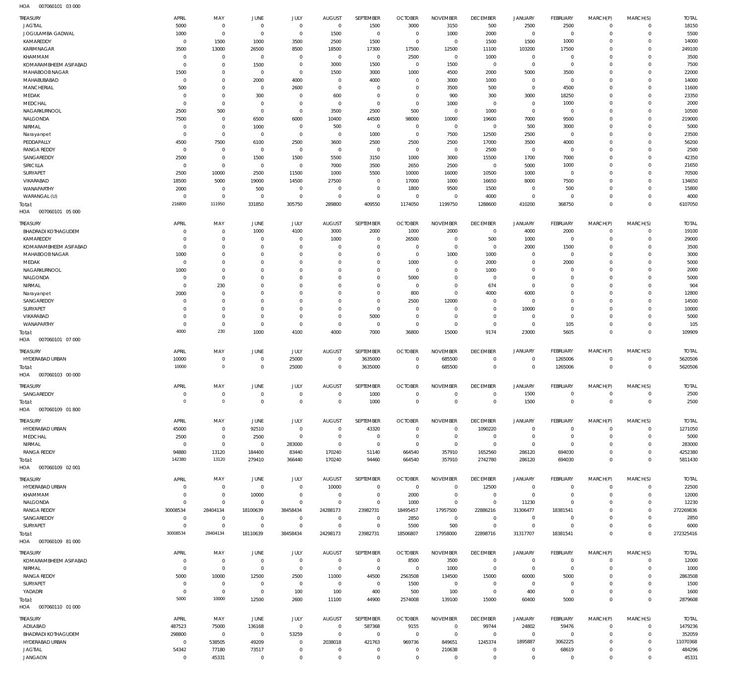HOA 007060101 03 000

| TREASURY | APRIL | MAY | JUNE | JULY | AUGUST | SEPTEMBER | OCTOBER | NOVEMBER | DECEMBER | JANUARY | FEBRUARY | MARCH(P) | MARCH(S) | TOTAL |
|---|---|---|---|---|---|---|---|---|---|---|---|---|---|---|
| JAGTIAL | 5000 | 0 | 0 | 0 | 0 | 1500 | 3000 | 3150 | 500 | 2500 | 2500 | 0 | 0 | 18150 |
| JOGULAMBA GADWAL | 1000 | 0 | 0 | 0 | 1500 | 0 | 0 | 1000 | 2000 | 0 | 0 | 0 | 0 | 5500 |
| KAMAREDDY | 0 | 1500 | 1000 | 3500 | 2500 | 1500 | 0 | 0 | 1500 | 1500 | 1000 | 0 | 0 | 14000 |
| KARIMNAGAR | 3500 | 13000 | 26500 | 8500 | 18500 | 17300 | 17500 | 12500 | 11100 | 103200 | 17500 | 0 | 0 | 249100 |
| KHAMMAM | 0 | 0 | 0 | 0 | 0 | 0 | 2500 | 0 | 1000 | 0 | 0 | 0 | 0 | 3500 |
| KOMARAMBHEEM ASIFABAD | 0 | 0 | 1500 | 0 | 3000 | 1500 | 0 | 1500 | 0 | 0 | 0 | 0 | 0 | 7500 |
| MAHABOOBNAGAR | 1500 | 0 | 0 | 0 | 1500 | 3000 | 1000 | 4500 | 2000 | 5000 | 3500 | 0 | 0 | 22000 |
| MAHABUBABAD | 0 | 0 | 2000 | 4000 | 0 | 4000 | 0 | 3000 | 1000 | 0 | 0 | 0 | 0 | 14000 |
| MANCHERIAL | 500 | 0 | 0 | 2600 | 0 | 0 | 0 | 3500 | 500 | 0 | 4500 | 0 | 0 | 11600 |
| MEDAK | 0 | 0 | 300 | 0 | 600 | 0 | 0 | 900 | 300 | 3000 | 18250 | 0 | 0 | 23350 |
| MEDCHAL | 0 | 0 | 0 | 0 | 0 | 0 | 0 | 1000 | 0 | 0 | 1000 | 0 | 0 | 2000 |
| NAGARKURNOOL | 2500 | 500 | 0 | 0 | 3500 | 2500 | 500 | 0 | 1000 | 0 | 0 | 0 | 0 | 10500 |
| NALGONDA | 7500 | 0 | 6500 | 6000 | 10400 | 44500 | 98000 | 10000 | 19600 | 7000 | 9500 | 0 | 0 | 219000 |
| NIRMAL | 0 | 0 | 1000 | 0 | 500 | 0 | 0 | 0 | 0 | 500 | 3000 | 0 | 0 | 5000 |
| Narayanpet | 0 | 0 | 0 | 0 | 0 | 1000 | 0 | 7500 | 12500 | 2500 | 0 | 0 | 0 | 23500 |
| PEDDAPALLY | 4500 | 7500 | 6100 | 2500 | 3600 | 2500 | 2500 | 2500 | 17000 | 3500 | 4000 | 0 | 0 | 56200 |
| RANGA REDDY | 0 | 0 | 0 | 0 | 0 | 0 | 0 | 0 | 2500 | 0 | 0 | 0 | 0 | 2500 |
| SANGAREDDY | 2500 | 0 | 1500 | 1500 | 5500 | 3150 | 1000 | 3000 | 15500 | 1700 | 7000 | 0 | 0 | 42350 |
| SIRICILLA | 0 | 0 | 0 | 0 | 7000 | 3500 | 2650 | 2500 | 0 | 5000 | 1000 | 0 | 0 | 21650 |
| SURYAPET | 2500 | 10000 | 2500 | 11500 | 1000 | 5500 | 10000 | 16000 | 10500 | 1000 | 0 | 0 | 0 | 70500 |
| VIKARABAD | 18500 | 5000 | 19000 | 14500 | 27500 | 0 | 17000 | 1000 | 16650 | 8000 | 7500 | 0 | 0 | 134650 |
| WANAPARTHY | 2000 | 0 | 500 | 0 | 0 | 0 | 1800 | 9500 | 1500 | 0 | 500 | 0 | 0 | 15800 |
| WARANGAL (U) | 0 | 0 | 0 | 0 | 0 | 0 | 0 | 0 | 4000 | 0 | 0 | 0 | 0 | 4000 |
| Total: | 216800 | 111950 | 331850 | 305750 | 289800 | 409550 | 1174050 | 1199750 | 1288600 | 410200 | 368750 | 0 | 0 | 6107050 |

HOA 007060101 05 000

| TREASURY | APRIL | MAY | JUNE | JULY | AUGUST | SEPTEMBER | OCTOBER | NOVEMBER | DECEMBER | JANUARY | FEBRUARY | MARCH(P) | MARCH(S) | TOTAL |
|---|---|---|---|---|---|---|---|---|---|---|---|---|---|---|
| BHADRADI KOTHAGUDEM | 0 | 0 | 1000 | 4100 | 3000 | 2000 | 1000 | 2000 | 0 | 4000 | 2000 | 0 | 0 | 19100 |
| KAMAREDDY | 0 | 0 | 0 | 0 | 1000 | 0 | 26500 | 0 | 500 | 1000 | 0 | 0 | 0 | 29000 |
| KOMARAMBHEEM ASIFABAD | 0 | 0 | 0 | 0 | 0 | 0 | 0 | 0 | 0 | 2000 | 1500 | 0 | 0 | 3500 |
| MAHABOOBNAGAR | 1000 | 0 | 0 | 0 | 0 | 0 | 0 | 1000 | 1000 | 0 | 0 | 0 | 0 | 3000 |
| MEDAK | 0 | 0 | 0 | 0 | 0 | 0 | 1000 | 0 | 2000 | 0 | 2000 | 0 | 0 | 5000 |
| NAGARKURNOOL | 1000 | 0 | 0 | 0 | 0 | 0 | 0 | 0 | 1000 | 0 | 0 | 0 | 0 | 2000 |
| NALGONDA | 0 | 0 | 0 | 0 | 0 | 0 | 5000 | 0 | 0 | 0 | 0 | 0 | 0 | 5000 |
| NIRMAL | 0 | 230 | 0 | 0 | 0 | 0 | 0 | 0 | 674 | 0 | 0 | 0 | 0 | 904 |
| Narayanpet | 2000 | 0 | 0 | 0 | 0 | 0 | 800 | 0 | 4000 | 6000 | 0 | 0 | 0 | 12800 |
| SANGAREDDY | 0 | 0 | 0 | 0 | 0 | 0 | 2500 | 12000 | 0 | 0 | 0 | 0 | 0 | 14500 |
| SURYAPET | 0 | 0 | 0 | 0 | 0 | 0 | 0 | 0 | 0 | 10000 | 0 | 0 | 0 | 10000 |
| VIKARABAD | 0 | 0 | 0 | 0 | 0 | 5000 | 0 | 0 | 0 | 0 | 0 | 0 | 0 | 5000 |
| WANAPARTHY | 0 | 0 | 0 | 0 | 0 | 0 | 0 | 0 | 0 | 0 | 105 | 0 | 0 | 105 |
| Total: | 4000 | 230 | 1000 | 4100 | 4000 | 7000 | 36800 | 15000 | 9174 | 23000 | 5605 | 0 | 0 | 109909 |

HOA 007060101 07 000

| TREASURY | APRIL | MAY | JUNE | JULY | AUGUST | SEPTEMBER | OCTOBER | NOVEMBER | DECEMBER | JANUARY | FEBRUARY | MARCH(P) | MARCH(S) | TOTAL |
|---|---|---|---|---|---|---|---|---|---|---|---|---|---|---|
| HYDERABAD URBAN | 10000 | 0 | 0 | 25000 | 0 | 3635000 | 0 | 685500 | 0 | 0 | 1265006 | 0 | 0 | 5620506 |
| Total: | 10000 | 0 | 0 | 25000 | 0 | 3635000 | 0 | 685500 | 0 | 0 | 1265006 | 0 | 0 | 5620506 |

HOA 007060103 00 000

| TREASURY | APRIL | MAY | JUNE | JULY | AUGUST | SEPTEMBER | OCTOBER | NOVEMBER | DECEMBER | JANUARY | FEBRUARY | MARCH(P) | MARCH(S) | TOTAL |
|---|---|---|---|---|---|---|---|---|---|---|---|---|---|---|
| SANGAREDDY | 0 | 0 | 0 | 0 | 0 | 1000 | 0 | 0 | 0 | 1500 | 0 | 0 | 0 | 2500 |
| Total: | 0 | 0 | 0 | 0 | 0 | 1000 | 0 | 0 | 0 | 1500 | 0 | 0 | 0 | 2500 |

HOA 007060109 01 800

| TREASURY | APRIL | MAY | JUNE | JULY | AUGUST | SEPTEMBER | OCTOBER | NOVEMBER | DECEMBER | JANUARY | FEBRUARY | MARCH(P) | MARCH(S) | TOTAL |
|---|---|---|---|---|---|---|---|---|---|---|---|---|---|---|
| HYDERABAD URBAN | 45000 | 0 | 92510 | 0 | 0 | 43320 | 0 | 0 | 1090220 | 0 | 0 | 0 | 0 | 1271050 |
| MEDCHAL | 2500 | 0 | 2500 | 0 | 0 | 0 | 0 | 0 | 0 | 0 | 0 | 0 | 0 | 5000 |
| NIRMAL | 0 | 0 | 0 | 283000 | 0 | 0 | 0 | 0 | 0 | 0 | 0 | 0 | 0 | 283000 |
| RANGA REDDY | 94880 | 13120 | 184400 | 83440 | 170240 | 51140 | 664540 | 357910 | 1652560 | 286120 | 694030 | 0 | 0 | 4252380 |
| Total: | 142380 | 13120 | 279410 | 366440 | 170240 | 94460 | 664540 | 357910 | 2742780 | 286120 | 694030 | 0 | 0 | 5811430 |

HOA 007060109 02 001

| TREASURY | APRIL | MAY | JUNE | JULY | AUGUST | SEPTEMBER | OCTOBER | NOVEMBER | DECEMBER | JANUARY | FEBRUARY | MARCH(P) | MARCH(S) | TOTAL |
|---|---|---|---|---|---|---|---|---|---|---|---|---|---|---|
| HYDERABAD URBAN | 0 | 0 | 0 | 0 | 10000 | 0 | 0 | 0 | 12500 | 0 | 0 | 0 | 0 | 22500 |
| KHAMMAM | 0 | 0 | 10000 | 0 | 0 | 0 | 2000 | 0 | 0 | 0 | 0 | 0 | 0 | 12000 |
| NALGONDA | 0 | 0 | 0 | 0 | 0 | 0 | 1000 | 0 | 0 | 11230 | 0 | 0 | 0 | 12230 |
| RANGA REDDY | 30008534 | 28404134 | 18100639 | 38458434 | 24288173 | 23982731 | 18495457 | 17957500 | 22886216 | 31306477 | 18381541 | 0 | 0 | 272269836 |
| SANGAREDDY | 0 | 0 | 0 | 0 | 0 | 0 | 2850 | 0 | 0 | 0 | 0 | 0 | 0 | 2850 |
| SURYAPET | 0 | 0 | 0 | 0 | 0 | 0 | 5500 | 500 | 0 | 0 | 0 | 0 | 0 | 6000 |
| Total: | 30008534 | 28404134 | 18110639 | 38458434 | 24298173 | 23982731 | 18506807 | 17958000 | 22898716 | 31317707 | 18381541 | 0 | 0 | 272325416 |

HOA 007060109 81 000

| TREASURY | APRIL | MAY | JUNE | JULY | AUGUST | SEPTEMBER | OCTOBER | NOVEMBER | DECEMBER | JANUARY | FEBRUARY | MARCH(P) | MARCH(S) | TOTAL |
|---|---|---|---|---|---|---|---|---|---|---|---|---|---|---|
| KOMARAMBHEEM ASIFABAD | 0 | 0 | 0 | 0 | 0 | 0 | 8500 | 3500 | 0 | 0 | 0 | 0 | 0 | 12000 |
| NIRMAL | 0 | 0 | 0 | 0 | 0 | 0 | 0 | 1000 | 0 | 0 | 0 | 0 | 0 | 1000 |
| RANGA REDDY | 5000 | 10000 | 12500 | 2500 | 11000 | 44500 | 2563508 | 134500 | 15000 | 60000 | 5000 | 0 | 0 | 2863508 |
| SURYAPET | 0 | 0 | 0 | 0 | 0 | 0 | 1500 | 0 | 0 | 0 | 0 | 0 | 0 | 1500 |
| YADADRI | 0 | 0 | 0 | 100 | 100 | 400 | 500 | 100 | 0 | 400 | 0 | 0 | 0 | 1600 |
| Total: | 5000 | 10000 | 12500 | 2600 | 11100 | 44900 | 2574008 | 139100 | 15000 | 60400 | 5000 | 0 | 0 | 2879608 |

HOA 007060110 01 000

| TREASURY | APRIL | MAY | JUNE | JULY | AUGUST | SEPTEMBER | OCTOBER | NOVEMBER | DECEMBER | JANUARY | FEBRUARY | MARCH(P) | MARCH(S) | TOTAL |
|---|---|---|---|---|---|---|---|---|---|---|---|---|---|---|
| ADILABAD | 487523 | 75000 | 136168 | 0 | 0 | 587368 | 9155 | 0 | 99744 | 24802 | 59476 | 0 | 0 | 1479236 |
| BHADRADI KOTHAGUDEM | 298800 | 0 | 0 | 53259 | 0 | 0 | 0 | 0 | 0 | 0 | 0 | 0 | 0 | 352059 |
| HYDERABAD URBAN | 0 | 538505 | 49209 | 0 | 2038018 | 421763 | 969736 | 849651 | 1245374 | 1895887 | 3062225 | 0 | 0 | 11070368 |
| JAGTIAL | 54342 | 77180 | 73517 | 0 | 0 | 0 | 0 | 210638 | 0 | 0 | 68619 | 0 | 0 | 484296 |
| JANGAON | 0 | 45331 | 0 | 0 | 0 | 0 | 0 | 0 | 0 | 0 | 0 | 0 | 0 | 45331 |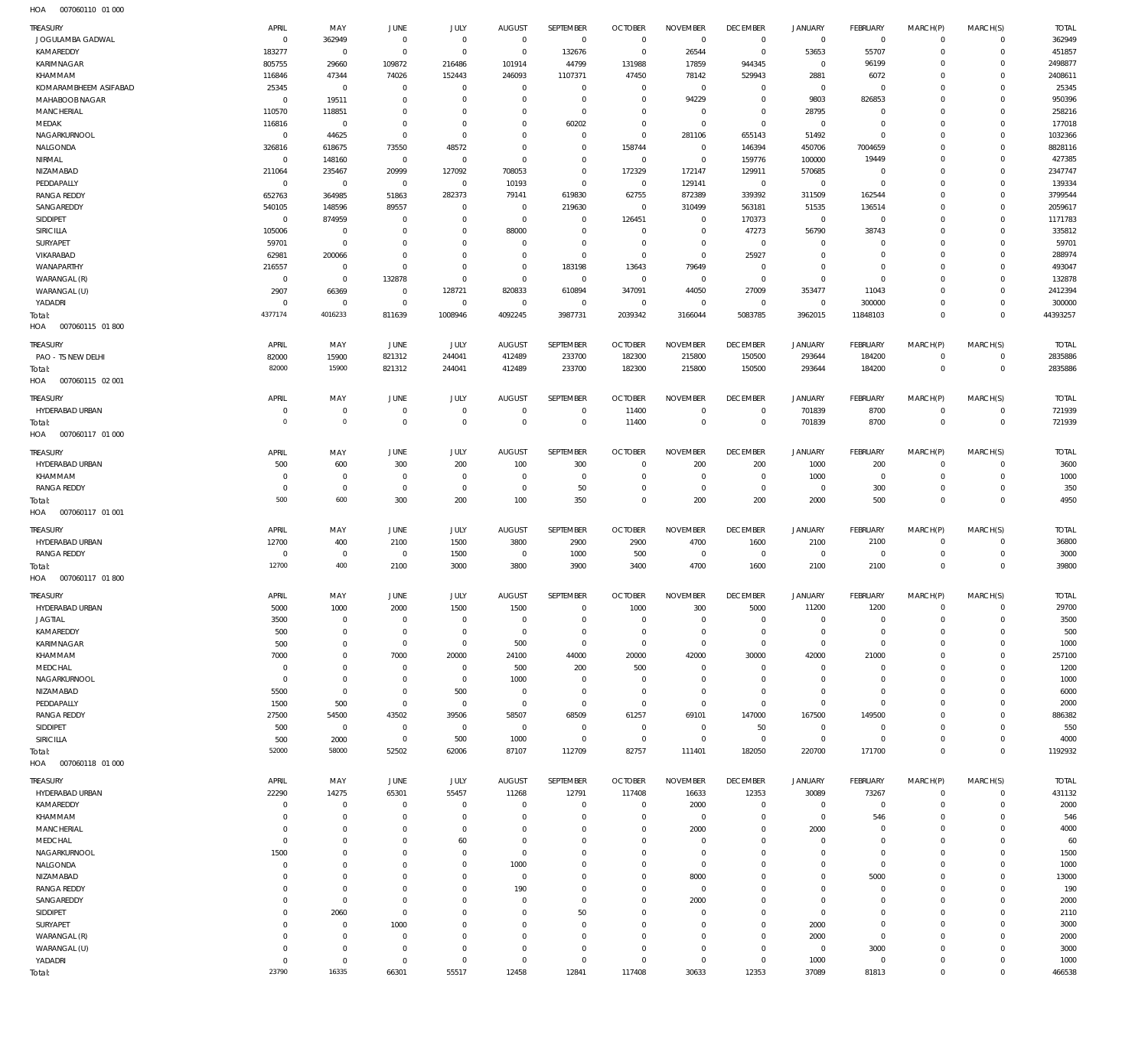HOA 007060110 01 000

| TREASURY | APRIL | MAY | JUNE | JULY | AUGUST | SEPTEMBER | OCTOBER | NOVEMBER | DECEMBER | JANUARY | FEBRUARY | MARCH(P) | MARCH(S) | TOTAL |
|---|---|---|---|---|---|---|---|---|---|---|---|---|---|---|
| JOGULAMBA GADWAL | 0 | 362949 | 0 | 0 | 0 | 0 | 0 | 0 | 0 | 0 | 0 | 0 | 0 | 362949 |
| KAMAREDDY | 183277 | 0 | 0 | 0 | 0 | 132676 | 0 | 26544 | 0 | 53653 | 55707 | 0 | 0 | 451857 |
| KARIMNAGAR | 805755 | 29660 | 109872 | 216486 | 101914 | 44799 | 131988 | 17859 | 944345 | 0 | 96199 | 0 | 0 | 2498877 |
| KHAMMAM | 116846 | 47344 | 74026 | 152443 | 246093 | 1107371 | 47450 | 78142 | 529943 | 2881 | 6072 | 0 | 0 | 2408611 |
| KOMARAMBHEEM ASIFABAD | 25345 | 0 | 0 | 0 | 0 | 0 | 0 | 0 | 0 | 0 | 0 | 0 | 0 | 25345 |
| MAHABOOBNAGAR | 0 | 19511 | 0 | 0 | 0 | 0 | 0 | 94229 | 0 | 9803 | 826853 | 0 | 0 | 950396 |
| MANCHERIAL | 110570 | 118851 | 0 | 0 | 0 | 0 | 0 | 0 | 0 | 28795 | 0 | 0 | 0 | 258216 |
| MEDAK | 116816 | 0 | 0 | 0 | 0 | 60202 | 0 | 0 | 0 | 0 | 0 | 0 | 0 | 177018 |
| NAGARKURNOOL | 0 | 44625 | 0 | 0 | 0 | 0 | 0 | 281106 | 655143 | 51492 | 0 | 0 | 0 | 1032366 |
| NALGONDA | 326816 | 618675 | 73550 | 48572 | 0 | 0 | 158744 | 0 | 146394 | 450706 | 7004659 | 0 | 0 | 8828116 |
| NIRMAL | 0 | 148160 | 0 | 0 | 0 | 0 | 0 | 0 | 159776 | 100000 | 19449 | 0 | 0 | 427385 |
| NIZAMABAD | 211064 | 235467 | 20999 | 127092 | 708053 | 0 | 172329 | 172147 | 129911 | 570685 | 0 | 0 | 0 | 2347747 |
| PEDDAPALLY | 0 | 0 | 0 | 0 | 10193 | 0 | 0 | 129141 | 0 | 0 | 0 | 0 | 0 | 139334 |
| RANGA REDDY | 652763 | 364985 | 51863 | 282373 | 79141 | 619830 | 62755 | 872389 | 339392 | 311509 | 162544 | 0 | 0 | 3799544 |
| SANGAREDDY | 540105 | 148596 | 89557 | 0 | 0 | 219630 | 0 | 310499 | 563181 | 51535 | 136514 | 0 | 0 | 2059617 |
| SIDDIPET | 0 | 874959 | 0 | 0 | 0 | 0 | 126451 | 0 | 170373 | 0 | 0 | 0 | 0 | 1171783 |
| SIRICILLA | 105006 | 0 | 0 | 0 | 88000 | 0 | 0 | 0 | 47273 | 56790 | 38743 | 0 | 0 | 335812 |
| SURYAPET | 59701 | 0 | 0 | 0 | 0 | 0 | 0 | 0 | 0 | 0 | 0 | 0 | 0 | 59701 |
| VIKARABAD | 62981 | 200066 | 0 | 0 | 0 | 0 | 0 | 0 | 25927 | 0 | 0 | 0 | 0 | 288974 |
| WANAPARTHY | 216557 | 0 | 0 | 0 | 0 | 183198 | 13643 | 79649 | 0 | 0 | 0 | 0 | 0 | 493047 |
| WARANGAL (R) | 0 | 0 | 132878 | 0 | 0 | 0 | 0 | 0 | 0 | 0 | 0 | 0 | 0 | 132878 |
| WARANGAL (U) | 2907 | 66369 | 0 | 128721 | 820833 | 610894 | 347091 | 44050 | 27009 | 353477 | 11043 | 0 | 0 | 2412394 |
| YADADRI | 0 | 0 | 0 | 0 | 0 | 0 | 0 | 0 | 0 | 0 | 300000 | 0 | 0 | 300000 |
| Total: | 4377174 | 4016233 | 811639 | 1008946 | 4092245 | 3987731 | 2039342 | 3166044 | 5083785 | 3962015 | 11848103 | 0 | 0 | 44393257 |

HOA 007060115 01 800

| TREASURY | APRIL | MAY | JUNE | JULY | AUGUST | SEPTEMBER | OCTOBER | NOVEMBER | DECEMBER | JANUARY | FEBRUARY | MARCH(P) | MARCH(S) | TOTAL |
|---|---|---|---|---|---|---|---|---|---|---|---|---|---|---|
| PAO - TS NEW DELHI | 82000 | 15900 | 821312 | 244041 | 412489 | 233700 | 182300 | 215800 | 150500 | 293644 | 184200 | 0 | 0 | 2835886 |
| Total: | 82000 | 15900 | 821312 | 244041 | 412489 | 233700 | 182300 | 215800 | 150500 | 293644 | 184200 | 0 | 0 | 2835886 |

HOA 007060115 02 001

| TREASURY | APRIL | MAY | JUNE | JULY | AUGUST | SEPTEMBER | OCTOBER | NOVEMBER | DECEMBER | JANUARY | FEBRUARY | MARCH(P) | MARCH(S) | TOTAL |
|---|---|---|---|---|---|---|---|---|---|---|---|---|---|---|
| HYDERABAD URBAN | 0 | 0 | 0 | 0 | 0 | 0 | 11400 | 0 | 0 | 701839 | 8700 | 0 | 0 | 721939 |
| Total: | 0 | 0 | 0 | 0 | 0 | 0 | 11400 | 0 | 0 | 701839 | 8700 | 0 | 0 | 721939 |

HOA 007060117 01 000

| TREASURY | APRIL | MAY | JUNE | JULY | AUGUST | SEPTEMBER | OCTOBER | NOVEMBER | DECEMBER | JANUARY | FEBRUARY | MARCH(P) | MARCH(S) | TOTAL |
|---|---|---|---|---|---|---|---|---|---|---|---|---|---|---|
| HYDERABAD URBAN | 500 | 600 | 300 | 200 | 100 | 300 | 0 | 200 | 200 | 1000 | 200 | 0 | 0 | 3600 |
| KHAMMAM | 0 | 0 | 0 | 0 | 0 | 0 | 0 | 0 | 0 | 1000 | 0 | 0 | 0 | 1000 |
| RANGA REDDY | 0 | 0 | 0 | 0 | 0 | 50 | 0 | 0 | 0 | 0 | 300 | 0 | 0 | 350 |
| Total: | 500 | 600 | 300 | 200 | 100 | 350 | 0 | 200 | 200 | 2000 | 500 | 0 | 0 | 4950 |

HOA 007060117 01 001

| TREASURY | APRIL | MAY | JUNE | JULY | AUGUST | SEPTEMBER | OCTOBER | NOVEMBER | DECEMBER | JANUARY | FEBRUARY | MARCH(P) | MARCH(S) | TOTAL |
|---|---|---|---|---|---|---|---|---|---|---|---|---|---|---|
| HYDERABAD URBAN | 12700 | 400 | 2100 | 1500 | 3800 | 2900 | 2900 | 4700 | 1600 | 2100 | 2100 | 0 | 0 | 36800 |
| RANGA REDDY | 0 | 0 | 0 | 1500 | 0 | 1000 | 500 | 0 | 0 | 0 | 0 | 0 | 0 | 3000 |
| Total: | 12700 | 400 | 2100 | 3000 | 3800 | 3900 | 3400 | 4700 | 1600 | 2100 | 2100 | 0 | 0 | 39800 |

HOA 007060117 01 800

| TREASURY | APRIL | MAY | JUNE | JULY | AUGUST | SEPTEMBER | OCTOBER | NOVEMBER | DECEMBER | JANUARY | FEBRUARY | MARCH(P) | MARCH(S) | TOTAL |
|---|---|---|---|---|---|---|---|---|---|---|---|---|---|---|
| HYDERABAD URBAN | 5000 | 1000 | 2000 | 1500 | 1500 | 0 | 1000 | 300 | 5000 | 11200 | 1200 | 0 | 0 | 29700 |
| JAGTIAL | 3500 | 0 | 0 | 0 | 0 | 0 | 0 | 0 | 0 | 0 | 0 | 0 | 0 | 3500 |
| KAMAREDDY | 500 | 0 | 0 | 0 | 0 | 0 | 0 | 0 | 0 | 0 | 0 | 0 | 0 | 500 |
| KARIMNAGAR | 500 | 0 | 0 | 0 | 500 | 0 | 0 | 0 | 0 | 0 | 0 | 0 | 0 | 1000 |
| KHAMMAM | 7000 | 0 | 7000 | 20000 | 24100 | 44000 | 20000 | 42000 | 30000 | 42000 | 21000 | 0 | 0 | 257100 |
| MEDCHAL | 0 | 0 | 0 | 0 | 500 | 200 | 500 | 0 | 0 | 0 | 0 | 0 | 0 | 1200 |
| NAGARKURNOOL | 0 | 0 | 0 | 0 | 1000 | 0 | 0 | 0 | 0 | 0 | 0 | 0 | 0 | 1000 |
| NIZAMABAD | 5500 | 0 | 0 | 500 | 0 | 0 | 0 | 0 | 0 | 0 | 0 | 0 | 0 | 6000 |
| PEDDAPALLY | 1500 | 500 | 0 | 0 | 0 | 0 | 0 | 0 | 0 | 0 | 0 | 0 | 0 | 2000 |
| RANGA REDDY | 27500 | 54500 | 43502 | 39506 | 58507 | 68509 | 61257 | 69101 | 147000 | 167500 | 149500 | 0 | 0 | 886382 |
| SIDDIPET | 500 | 0 | 0 | 0 | 0 | 0 | 0 | 0 | 50 | 0 | 0 | 0 | 0 | 550 |
| SIRICILLA | 500 | 2000 | 0 | 500 | 1000 | 0 | 0 | 0 | 0 | 0 | 0 | 0 | 0 | 4000 |
| Total: | 52000 | 58000 | 52502 | 62006 | 87107 | 112709 | 82757 | 111401 | 182050 | 220700 | 171700 | 0 | 0 | 1192932 |

HOA 007060118 01 000

| TREASURY | APRIL | MAY | JUNE | JULY | AUGUST | SEPTEMBER | OCTOBER | NOVEMBER | DECEMBER | JANUARY | FEBRUARY | MARCH(P) | MARCH(S) | TOTAL |
|---|---|---|---|---|---|---|---|---|---|---|---|---|---|---|
| HYDERABAD URBAN | 22290 | 14275 | 65301 | 55457 | 11268 | 12791 | 117408 | 16633 | 12353 | 30089 | 73267 | 0 | 0 | 431132 |
| KAMAREDDY | 0 | 0 | 0 | 0 | 0 | 0 | 0 | 2000 | 0 | 0 | 0 | 0 | 0 | 2000 |
| KHAMMAM | 0 | 0 | 0 | 0 | 0 | 0 | 0 | 0 | 0 | 0 | 546 | 0 | 0 | 546 |
| MANCHERIAL | 0 | 0 | 0 | 0 | 0 | 0 | 0 | 2000 | 0 | 2000 | 0 | 0 | 0 | 4000 |
| MEDCHAL | 0 | 0 | 0 | 60 | 0 | 0 | 0 | 0 | 0 | 0 | 0 | 0 | 0 | 60 |
| NAGARKURNOOL | 1500 | 0 | 0 | 0 | 0 | 0 | 0 | 0 | 0 | 0 | 0 | 0 | 0 | 1500 |
| NALGONDA | 0 | 0 | 0 | 0 | 1000 | 0 | 0 | 0 | 0 | 0 | 0 | 0 | 0 | 1000 |
| NIZAMABAD | 0 | 0 | 0 | 0 | 0 | 0 | 0 | 8000 | 0 | 0 | 5000 | 0 | 0 | 13000 |
| RANGA REDDY | 0 | 0 | 0 | 0 | 190 | 0 | 0 | 0 | 0 | 0 | 0 | 0 | 0 | 190 |
| SANGAREDDY | 0 | 0 | 0 | 0 | 0 | 0 | 0 | 2000 | 0 | 0 | 0 | 0 | 0 | 2000 |
| SIDDIPET | 0 | 2060 | 0 | 0 | 0 | 50 | 0 | 0 | 0 | 0 | 0 | 0 | 0 | 2110 |
| SURYAPET | 0 | 0 | 1000 | 0 | 0 | 0 | 0 | 0 | 0 | 2000 | 0 | 0 | 0 | 3000 |
| WARANGAL (R) | 0 | 0 | 0 | 0 | 0 | 0 | 0 | 0 | 0 | 2000 | 0 | 0 | 0 | 2000 |
| WARANGAL (U) | 0 | 0 | 0 | 0 | 0 | 0 | 0 | 0 | 0 | 0 | 3000 | 0 | 0 | 3000 |
| YADADRI | 0 | 0 | 0 | 0 | 0 | 0 | 0 | 0 | 0 | 1000 | 0 | 0 | 0 | 1000 |
| Total: | 23790 | 16335 | 66301 | 55517 | 12458 | 12841 | 117408 | 30633 | 12353 | 37089 | 81813 | 0 | 0 | 466538 |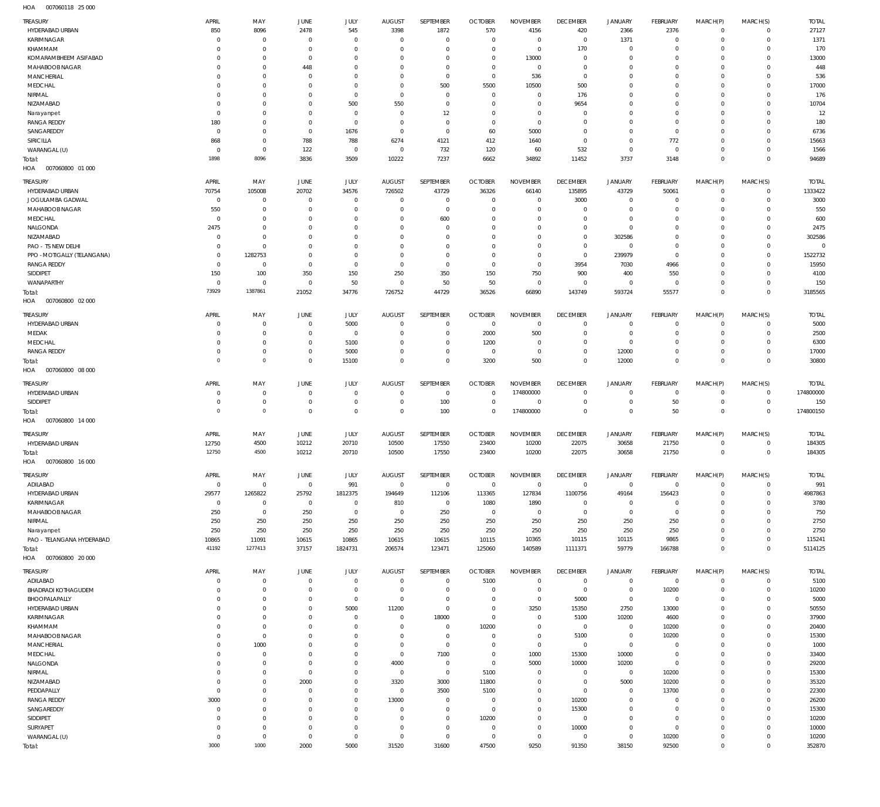HOA 007060118 25 000

| TREASURY | APRIL | MAY | JUNE | JULY | AUGUST | SEPTEMBER | OCTOBER | NOVEMBER | DECEMBER | JANUARY | FEBRUARY | MARCH(P) | MARCH(S) | TOTAL |
|---|---|---|---|---|---|---|---|---|---|---|---|---|---|---|
| HYDERABAD URBAN | 850 | 8096 | 2478 | 545 | 3398 | 1872 | 570 | 4156 | 420 | 2366 | 2376 | 0 | 0 | 27127 |
| KARIMNAGAR | 0 | 0 | 0 | 0 | 0 | 0 | 0 | 0 | 0 | 1371 | 0 | 0 | 0 | 1371 |
| KHAMMAM | 0 | 0 | 0 | 0 | 0 | 0 | 0 | 0 | 170 | 0 | 0 | 0 | 0 | 170 |
| KOMARAMBHEEM ASIFABAD | 0 | 0 | 0 | 0 | 0 | 0 | 0 | 13000 | 0 | 0 | 0 | 0 | 0 | 13000 |
| MAHABOOB NAGAR | 0 | 0 | 448 | 0 | 0 | 0 | 0 | 0 | 0 | 0 | 0 | 0 | 0 | 448 |
| MANCHERIAL | 0 | 0 | 0 | 0 | 0 | 0 | 0 | 536 | 0 | 0 | 0 | 0 | 0 | 536 |
| MEDCHAL | 0 | 0 | 0 | 0 | 0 | 500 | 5500 | 10500 | 500 | 0 | 0 | 0 | 0 | 17000 |
| NIRMAL | 0 | 0 | 0 | 0 | 0 | 0 | 0 | 0 | 176 | 0 | 0 | 0 | 0 | 176 |
| NIZAMABAD | 0 | 0 | 0 | 500 | 550 | 0 | 0 | 0 | 9654 | 0 | 0 | 0 | 0 | 10704 |
| Narayanpet | 0 | 0 | 0 | 0 | 0 | 12 | 0 | 0 | 0 | 0 | 0 | 0 | 0 | 12 |
| RANGA REDDY | 180 | 0 | 0 | 0 | 0 | 0 | 0 | 0 | 0 | 0 | 0 | 0 | 0 | 180 |
| SANGAREDDY | 0 | 0 | 0 | 1676 | 0 | 0 | 60 | 5000 | 0 | 0 | 0 | 0 | 0 | 6736 |
| SIRICILLA | 868 | 0 | 788 | 788 | 6274 | 4121 | 412 | 1640 | 0 | 0 | 772 | 0 | 0 | 15663 |
| WARANGAL (U) | 0 | 0 | 122 | 0 | 0 | 732 | 120 | 60 | 532 | 0 | 0 | 0 | 0 | 1566 |
| Total: | 1898 | 8096 | 3836 | 3509 | 10222 | 7237 | 6662 | 34892 | 11452 | 3737 | 3148 | 0 | 0 | 94689 |

HOA 007060800 01 000

| TREASURY | APRIL | MAY | JUNE | JULY | AUGUST | SEPTEMBER | OCTOBER | NOVEMBER | DECEMBER | JANUARY | FEBRUARY | MARCH(P) | MARCH(S) | TOTAL |
|---|---|---|---|---|---|---|---|---|---|---|---|---|---|---|
| HYDERABAD URBAN | 70754 | 105008 | 20702 | 34576 | 726502 | 43729 | 36326 | 66140 | 135895 | 43729 | 50061 | 0 | 0 | 1333422 |
| JOGULAMBA GADWAL | 0 | 0 | 0 | 0 | 0 | 0 | 0 | 0 | 3000 | 0 | 0 | 0 | 0 | 3000 |
| MAHABOOB NAGAR | 550 | 0 | 0 | 0 | 0 | 0 | 0 | 0 | 0 | 0 | 0 | 0 | 0 | 550 |
| MEDCHAL | 0 | 0 | 0 | 0 | 0 | 600 | 0 | 0 | 0 | 0 | 0 | 0 | 0 | 600 |
| NALGONDA | 2475 | 0 | 0 | 0 | 0 | 0 | 0 | 0 | 0 | 0 | 0 | 0 | 0 | 2475 |
| NIZAMABAD | 0 | 0 | 0 | 0 | 0 | 0 | 0 | 0 | 0 | 302586 | 0 | 0 | 0 | 302586 |
| PAO - TS NEW DELHI | 0 | 0 | 0 | 0 | 0 | 0 | 0 | 0 | 0 | 0 | 0 | 0 | 0 | 0 |
| PPO - MOTIGALLY (TELANGANA) | 0 | 1282753 | 0 | 0 | 0 | 0 | 0 | 0 | 0 | 239979 | 0 | 0 | 0 | 1522732 |
| RANGA REDDY | 0 | 0 | 0 | 0 | 0 | 0 | 0 | 0 | 3954 | 7030 | 4966 | 0 | 0 | 15950 |
| SIDDIPET | 150 | 100 | 350 | 150 | 250 | 350 | 150 | 750 | 900 | 400 | 550 | 0 | 0 | 4100 |
| WANAPARTHY | 0 | 0 | 0 | 50 | 0 | 50 | 50 | 0 | 0 | 0 | 0 | 0 | 0 | 150 |
| Total: | 73929 | 1387861 | 21052 | 34776 | 726752 | 44729 | 36526 | 66890 | 143749 | 593724 | 55577 | 0 | 0 | 3185565 |

HOA 007060800 02 000

| TREASURY | APRIL | MAY | JUNE | JULY | AUGUST | SEPTEMBER | OCTOBER | NOVEMBER | DECEMBER | JANUARY | FEBRUARY | MARCH(P) | MARCH(S) | TOTAL |
|---|---|---|---|---|---|---|---|---|---|---|---|---|---|---|
| HYDERABAD URBAN | 0 | 0 | 0 | 5000 | 0 | 0 | 0 | 0 | 0 | 0 | 0 | 0 | 0 | 5000 |
| MEDAK | 0 | 0 | 0 | 0 | 0 | 0 | 2000 | 500 | 0 | 0 | 0 | 0 | 0 | 2500 |
| MEDCHAL | 0 | 0 | 0 | 5100 | 0 | 0 | 1200 | 0 | 0 | 0 | 0 | 0 | 0 | 6300 |
| RANGA REDDY | 0 | 0 | 0 | 5000 | 0 | 0 | 0 | 0 | 0 | 12000 | 0 | 0 | 0 | 17000 |
| Total: | 0 | 0 | 0 | 15100 | 0 | 0 | 3200 | 500 | 0 | 12000 | 0 | 0 | 0 | 30800 |

HOA 007060800 08 000

| TREASURY | APRIL | MAY | JUNE | JULY | AUGUST | SEPTEMBER | OCTOBER | NOVEMBER | DECEMBER | JANUARY | FEBRUARY | MARCH(P) | MARCH(S) | TOTAL |
|---|---|---|---|---|---|---|---|---|---|---|---|---|---|---|
| HYDERABAD URBAN | 0 | 0 | 0 | 0 | 0 | 0 | 0 | 174800000 | 0 | 0 | 0 | 0 | 0 | 174800000 |
| SIDDIPET | 0 | 0 | 0 | 0 | 0 | 100 | 0 | 0 | 0 | 0 | 50 | 0 | 0 | 150 |
| Total: | 0 | 0 | 0 | 0 | 0 | 100 | 0 | 174800000 | 0 | 0 | 50 | 0 | 0 | 174800150 |

HOA 007060800 14 000

| TREASURY | APRIL | MAY | JUNE | JULY | AUGUST | SEPTEMBER | OCTOBER | NOVEMBER | DECEMBER | JANUARY | FEBRUARY | MARCH(P) | MARCH(S) | TOTAL |
|---|---|---|---|---|---|---|---|---|---|---|---|---|---|---|
| HYDERABAD URBAN | 12750 | 4500 | 10212 | 20710 | 10500 | 17550 | 23400 | 10200 | 22075 | 30658 | 21750 | 0 | 0 | 184305 |
| Total: | 12750 | 4500 | 10212 | 20710 | 10500 | 17550 | 23400 | 10200 | 22075 | 30658 | 21750 | 0 | 0 | 184305 |

HOA 007060800 16 000

| TREASURY | APRIL | MAY | JUNE | JULY | AUGUST | SEPTEMBER | OCTOBER | NOVEMBER | DECEMBER | JANUARY | FEBRUARY | MARCH(P) | MARCH(S) | TOTAL |
|---|---|---|---|---|---|---|---|---|---|---|---|---|---|---|
| ADILABAD | 0 | 0 | 0 | 991 | 0 | 0 | 0 | 0 | 0 | 0 | 0 | 0 | 0 | 991 |
| HYDERABAD URBAN | 29577 | 1265822 | 25792 | 1812375 | 194649 | 112106 | 113365 | 127834 | 1100756 | 49164 | 156423 | 0 | 0 | 4987863 |
| KARIMNAGAR | 0 | 0 | 0 | 0 | 810 | 0 | 1080 | 1890 | 0 | 0 | 0 | 0 | 0 | 3780 |
| MAHABOOB NAGAR | 250 | 0 | 250 | 0 | 0 | 250 | 0 | 0 | 0 | 0 | 0 | 0 | 0 | 750 |
| NIRMAL | 250 | 250 | 250 | 250 | 250 | 250 | 250 | 250 | 250 | 250 | 250 | 0 | 0 | 2750 |
| Narayanpet | 250 | 250 | 250 | 250 | 250 | 250 | 250 | 250 | 250 | 250 | 250 | 0 | 0 | 2750 |
| PAO - TELANGANA HYDERABAD | 10865 | 11091 | 10615 | 10865 | 10615 | 10615 | 10115 | 10365 | 10115 | 10115 | 9865 | 0 | 0 | 115241 |
| Total: | 41192 | 1277413 | 37157 | 1824731 | 206574 | 123471 | 125060 | 140589 | 1111371 | 59779 | 166788 | 0 | 0 | 5114125 |

HOA 007060800 20 000

| TREASURY | APRIL | MAY | JUNE | JULY | AUGUST | SEPTEMBER | OCTOBER | NOVEMBER | DECEMBER | JANUARY | FEBRUARY | MARCH(P) | MARCH(S) | TOTAL |
|---|---|---|---|---|---|---|---|---|---|---|---|---|---|---|
| ADILABAD | 0 | 0 | 0 | 0 | 0 | 0 | 5100 | 0 | 0 | 0 | 0 | 0 | 0 | 5100 |
| BHADRADI KOTHAGUDEM | 0 | 0 | 0 | 0 | 0 | 0 | 0 | 0 | 0 | 0 | 10200 | 0 | 0 | 10200 |
| BHOOPALAPALLY | 0 | 0 | 0 | 0 | 0 | 0 | 0 | 0 | 5000 | 0 | 0 | 0 | 0 | 5000 |
| HYDERABAD URBAN | 0 | 0 | 0 | 5000 | 11200 | 0 | 0 | 3250 | 15350 | 2750 | 13000 | 0 | 0 | 50550 |
| KARIMNAGAR | 0 | 0 | 0 | 0 | 0 | 18000 | 0 | 0 | 5100 | 10200 | 4600 | 0 | 0 | 37900 |
| KHAMMAM | 0 | 0 | 0 | 0 | 0 | 0 | 10200 | 0 | 0 | 0 | 10200 | 0 | 0 | 20400 |
| MAHABOOB NAGAR | 0 | 0 | 0 | 0 | 0 | 0 | 0 | 0 | 5100 | 0 | 10200 | 0 | 0 | 15300 |
| MANCHERIAL | 0 | 1000 | 0 | 0 | 0 | 0 | 0 | 0 | 0 | 0 | 0 | 0 | 0 | 1000 |
| MEDCHAL | 0 | 0 | 0 | 0 | 0 | 7100 | 0 | 1000 | 15300 | 10000 | 0 | 0 | 0 | 33400 |
| NALGONDA | 0 | 0 | 0 | 0 | 4000 | 0 | 0 | 5000 | 10000 | 10200 | 0 | 0 | 0 | 29200 |
| NIRMAL | 0 | 0 | 0 | 0 | 0 | 0 | 5100 | 0 | 0 | 0 | 10200 | 0 | 0 | 15300 |
| NIZAMABAD | 0 | 0 | 2000 | 0 | 3320 | 3000 | 11800 | 0 | 0 | 5000 | 10200 | 0 | 0 | 35320 |
| PEDDAPALLY | 0 | 0 | 0 | 0 | 0 | 3500 | 5100 | 0 | 0 | 0 | 13700 | 0 | 0 | 22300 |
| RANGA REDDY | 3000 | 0 | 0 | 0 | 13000 | 0 | 0 | 0 | 10200 | 0 | 0 | 0 | 0 | 26200 |
| SANGAREDDY | 0 | 0 | 0 | 0 | 0 | 0 | 0 | 0 | 15300 | 0 | 0 | 0 | 0 | 15300 |
| SIDDIPET | 0 | 0 | 0 | 0 | 0 | 0 | 10200 | 0 | 0 | 0 | 0 | 0 | 0 | 10200 |
| SURYAPET | 0 | 0 | 0 | 0 | 0 | 0 | 0 | 0 | 10000 | 0 | 0 | 0 | 0 | 10000 |
| WARANGAL (U) | 0 | 0 | 0 | 0 | 0 | 0 | 0 | 0 | 0 | 0 | 10200 | 0 | 0 | 10200 |
| Total: | 3000 | 1000 | 2000 | 5000 | 31520 | 31600 | 47500 | 9250 | 91350 | 38150 | 92500 | 0 | 0 | 352870 |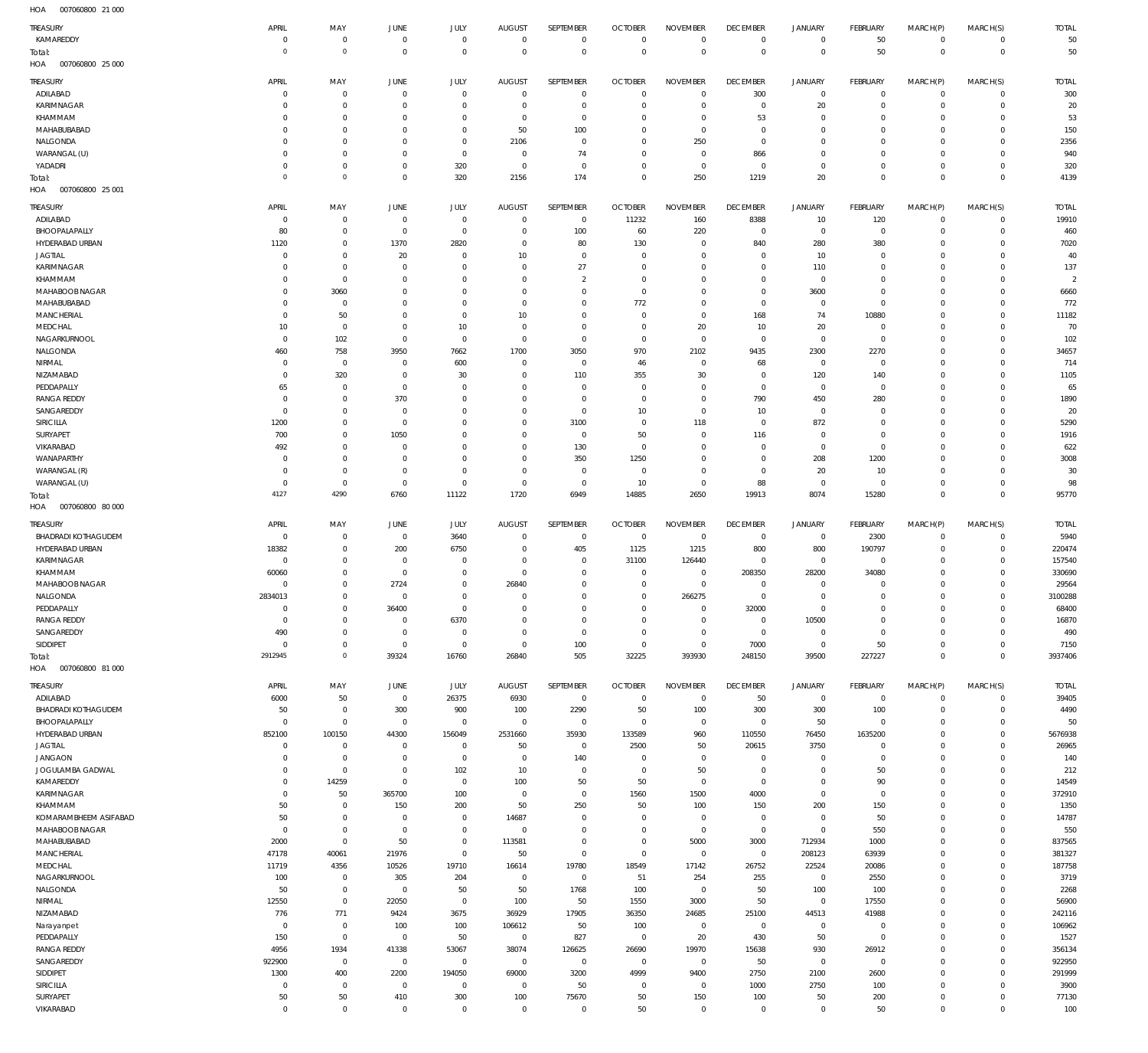HOA 007060800 21 000

| TREASURY | APRIL | MAY | JUNE | JULY | AUGUST | SEPTEMBER | OCTOBER | NOVEMBER | DECEMBER | JANUARY | FEBRUARY | MARCH(P) | MARCH(S) | TOTAL |
|---|---|---|---|---|---|---|---|---|---|---|---|---|---|---|
| KAMAREDDY | 0 | 0 | 0 | 0 | 0 | 0 | 0 | 0 | 0 | 0 | 50 | 0 | 0 | 50 |
| Total: | 0 | 0 | 0 | 0 | 0 | 0 | 0 | 0 | 0 | 0 | 50 | 0 | 0 | 50 |

HOA 007060800 25 000

| TREASURY | APRIL | MAY | JUNE | JULY | AUGUST | SEPTEMBER | OCTOBER | NOVEMBER | DECEMBER | JANUARY | FEBRUARY | MARCH(P) | MARCH(S) | TOTAL |
|---|---|---|---|---|---|---|---|---|---|---|---|---|---|---|
| ADILABAD | 0 | 0 | 0 | 0 | 0 | 0 | 0 | 0 | 300 | 0 | 0 | 0 | 0 | 300 |
| KARIMNAGAR | 0 | 0 | 0 | 0 | 0 | 0 | 0 | 0 | 0 | 20 | 0 | 0 | 0 | 20 |
| KHAMMAM | 0 | 0 | 0 | 0 | 0 | 0 | 0 | 0 | 53 | 0 | 0 | 0 | 0 | 53 |
| MAHABUBABAD | 0 | 0 | 0 | 0 | 50 | 100 | 0 | 0 | 0 | 0 | 0 | 0 | 0 | 150 |
| NALGONDA | 0 | 0 | 0 | 0 | 2106 | 0 | 0 | 250 | 0 | 0 | 0 | 0 | 0 | 2356 |
| WARANGAL (U) | 0 | 0 | 0 | 0 | 0 | 74 | 0 | 0 | 866 | 0 | 0 | 0 | 0 | 940 |
| YADADRI | 0 | 0 | 0 | 320 | 0 | 0 | 0 | 0 | 0 | 0 | 0 | 0 | 0 | 320 |
| Total: | 0 | 0 | 0 | 320 | 2156 | 174 | 0 | 250 | 1219 | 20 | 0 | 0 | 0 | 4139 |

HOA 007060800 25 001

| TREASURY | APRIL | MAY | JUNE | JULY | AUGUST | SEPTEMBER | OCTOBER | NOVEMBER | DECEMBER | JANUARY | FEBRUARY | MARCH(P) | MARCH(S) | TOTAL |
|---|---|---|---|---|---|---|---|---|---|---|---|---|---|---|
| ADILABAD | 0 | 0 | 0 | 0 | 0 | 0 | 11232 | 160 | 8388 | 10 | 120 | 0 | 0 | 19910 |
| BHOOPALAPALLY | 80 | 0 | 0 | 0 | 0 | 100 | 60 | 220 | 0 | 0 | 0 | 0 | 0 | 460 |
| HYDERABAD URBAN | 1120 | 0 | 1370 | 2820 | 0 | 80 | 130 | 0 | 840 | 280 | 380 | 0 | 0 | 7020 |
| JAGTIAL | 0 | 0 | 20 | 0 | 10 | 0 | 0 | 0 | 0 | 10 | 0 | 0 | 0 | 40 |
| KARIMNAGAR | 0 | 0 | 0 | 0 | 0 | 27 | 0 | 0 | 0 | 110 | 0 | 0 | 0 | 137 |
| KHAMMAM | 0 | 0 | 0 | 0 | 0 | 2 | 0 | 0 | 0 | 0 | 0 | 0 | 0 | 2 |
| MAHABOOBNAGAR | 0 | 3060 | 0 | 0 | 0 | 0 | 0 | 0 | 0 | 3600 | 0 | 0 | 0 | 6660 |
| MAHABUBABAD | 0 | 0 | 0 | 0 | 0 | 0 | 772 | 0 | 0 | 0 | 0 | 0 | 0 | 772 |
| MANCHERIAL | 0 | 50 | 0 | 0 | 10 | 0 | 0 | 0 | 168 | 74 | 10880 | 0 | 0 | 11182 |
| MEDCHAL | 10 | 0 | 0 | 10 | 0 | 0 | 0 | 20 | 10 | 20 | 0 | 0 | 0 | 70 |
| NAGARKURNOOL | 0 | 102 | 0 | 0 | 0 | 0 | 0 | 0 | 0 | 0 | 0 | 0 | 0 | 102 |
| NALGONDA | 460 | 758 | 3950 | 7662 | 1700 | 3050 | 970 | 2102 | 9435 | 2300 | 2270 | 0 | 0 | 34657 |
| NIRMAL | 0 | 0 | 0 | 600 | 0 | 0 | 46 | 0 | 68 | 0 | 0 | 0 | 0 | 714 |
| NIZAMABAD | 0 | 320 | 0 | 30 | 0 | 110 | 355 | 30 | 0 | 120 | 140 | 0 | 0 | 1105 |
| PEDDAPALLY | 65 | 0 | 0 | 0 | 0 | 0 | 0 | 0 | 0 | 0 | 0 | 0 | 0 | 65 |
| RANGA REDDY | 0 | 0 | 370 | 0 | 0 | 0 | 0 | 0 | 790 | 450 | 280 | 0 | 0 | 1890 |
| SANGAREDDY | 0 | 0 | 0 | 0 | 0 | 0 | 10 | 0 | 10 | 0 | 0 | 0 | 0 | 20 |
| SIRICILLA | 1200 | 0 | 0 | 0 | 0 | 3100 | 0 | 118 | 0 | 872 | 0 | 0 | 0 | 5290 |
| SURYAPET | 700 | 0 | 1050 | 0 | 0 | 0 | 50 | 0 | 116 | 0 | 0 | 0 | 0 | 1916 |
| VIKARABAD | 492 | 0 | 0 | 0 | 0 | 130 | 0 | 0 | 0 | 0 | 0 | 0 | 0 | 622 |
| WANAPARTHY | 0 | 0 | 0 | 0 | 0 | 350 | 1250 | 0 | 0 | 208 | 1200 | 0 | 0 | 3008 |
| WARANGAL (R) | 0 | 0 | 0 | 0 | 0 | 0 | 0 | 0 | 0 | 20 | 10 | 0 | 0 | 30 |
| WARANGAL (U) | 0 | 0 | 0 | 0 | 0 | 0 | 10 | 0 | 88 | 0 | 0 | 0 | 0 | 98 |
| Total: | 4127 | 4290 | 6760 | 11122 | 1720 | 6949 | 14885 | 2650 | 19913 | 8074 | 15280 | 0 | 0 | 95770 |

HOA 007060800 80 000

| TREASURY | APRIL | MAY | JUNE | JULY | AUGUST | SEPTEMBER | OCTOBER | NOVEMBER | DECEMBER | JANUARY | FEBRUARY | MARCH(P) | MARCH(S) | TOTAL |
|---|---|---|---|---|---|---|---|---|---|---|---|---|---|---|
| BHADRADI KOTHAGUDEM | 0 | 0 | 0 | 3640 | 0 | 0 | 0 | 0 | 0 | 0 | 2300 | 0 | 0 | 5940 |
| HYDERABAD URBAN | 18382 | 0 | 200 | 6750 | 0 | 405 | 1125 | 1215 | 800 | 800 | 190797 | 0 | 0 | 220474 |
| KARIMNAGAR | 0 | 0 | 0 | 0 | 0 | 0 | 31100 | 126440 | 0 | 0 | 0 | 0 | 0 | 157540 |
| KHAMMAM | 60060 | 0 | 0 | 0 | 0 | 0 | 0 | 0 | 208350 | 28200 | 34080 | 0 | 0 | 330690 |
| MAHABOOBNAGAR | 0 | 0 | 2724 | 0 | 26840 | 0 | 0 | 0 | 0 | 0 | 0 | 0 | 0 | 29564 |
| NALGONDA | 2834013 | 0 | 0 | 0 | 0 | 0 | 0 | 266275 | 0 | 0 | 0 | 0 | 0 | 3100288 |
| PEDDAPALLY | 0 | 0 | 36400 | 0 | 0 | 0 | 0 | 0 | 32000 | 0 | 0 | 0 | 0 | 68400 |
| RANGA REDDY | 0 | 0 | 0 | 6370 | 0 | 0 | 0 | 0 | 0 | 10500 | 0 | 0 | 0 | 16870 |
| SANGAREDDY | 490 | 0 | 0 | 0 | 0 | 0 | 0 | 0 | 0 | 0 | 0 | 0 | 0 | 490 |
| SIDDIPET | 0 | 0 | 0 | 0 | 0 | 100 | 0 | 0 | 7000 | 0 | 50 | 0 | 0 | 7150 |
| Total: | 2912945 | 0 | 39324 | 16760 | 26840 | 505 | 32225 | 393930 | 248150 | 39500 | 227227 | 0 | 0 | 3937406 |

HOA 007060800 81 000

| TREASURY | APRIL | MAY | JUNE | JULY | AUGUST | SEPTEMBER | OCTOBER | NOVEMBER | DECEMBER | JANUARY | FEBRUARY | MARCH(P) | MARCH(S) | TOTAL |
|---|---|---|---|---|---|---|---|---|---|---|---|---|---|---|
| ADILABAD | 6000 | 50 | 0 | 26375 | 6930 | 0 | 0 | 0 | 50 | 0 | 0 | 0 | 0 | 39405 |
| BHADRADI KOTHAGUDEM | 50 | 0 | 300 | 900 | 100 | 2290 | 50 | 100 | 300 | 300 | 100 | 0 | 0 | 4490 |
| BHOOPALAPALLY | 0 | 0 | 0 | 0 | 0 | 0 | 0 | 0 | 0 | 50 | 0 | 0 | 0 | 50 |
| HYDERABAD URBAN | 852100 | 100150 | 44300 | 156049 | 2531660 | 35930 | 133589 | 960 | 110550 | 76450 | 1635200 | 0 | 0 | 5676938 |
| JAGTIAL | 0 | 0 | 0 | 0 | 50 | 0 | 2500 | 50 | 20615 | 3750 | 0 | 0 | 0 | 26965 |
| JANGAON | 0 | 0 | 0 | 0 | 0 | 140 | 0 | 0 | 0 | 0 | 0 | 0 | 0 | 140 |
| JOGULAMBA GADWAL | 0 | 0 | 0 | 102 | 10 | 0 | 0 | 50 | 0 | 0 | 50 | 0 | 0 | 212 |
| KAMAREDDY | 0 | 14259 | 0 | 0 | 100 | 50 | 50 | 0 | 0 | 0 | 90 | 0 | 0 | 14549 |
| KARIMNAGAR | 0 | 50 | 365700 | 100 | 0 | 0 | 1560 | 1500 | 4000 | 0 | 0 | 0 | 0 | 372910 |
| KHAMMAM | 50 | 0 | 150 | 200 | 50 | 250 | 50 | 100 | 150 | 200 | 150 | 0 | 0 | 1350 |
| KOMARAMBHEEM ASIFABAD | 50 | 0 | 0 | 0 | 14687 | 0 | 0 | 0 | 0 | 0 | 50 | 0 | 0 | 14787 |
| MAHABOOBNAGAR | 0 | 0 | 0 | 0 | 0 | 0 | 0 | 0 | 0 | 0 | 550 | 0 | 0 | 550 |
| MAHABUBABAD | 2000 | 0 | 50 | 0 | 113581 | 0 | 0 | 5000 | 3000 | 712934 | 1000 | 0 | 0 | 837565 |
| MANCHERIAL | 47178 | 40061 | 21976 | 0 | 50 | 0 | 0 | 0 | 0 | 208123 | 63939 | 0 | 0 | 381327 |
| MEDCHAL | 11719 | 4356 | 10526 | 19710 | 16614 | 19780 | 18549 | 17142 | 26752 | 22524 | 20086 | 0 | 0 | 187758 |
| NAGARKURNOOL | 100 | 0 | 305 | 204 | 0 | 0 | 51 | 254 | 255 | 0 | 2550 | 0 | 0 | 3719 |
| NALGONDA | 50 | 0 | 0 | 50 | 50 | 1768 | 100 | 0 | 50 | 100 | 100 | 0 | 0 | 2268 |
| NIRMAL | 12550 | 0 | 22050 | 0 | 100 | 50 | 1550 | 3000 | 50 | 0 | 17550 | 0 | 0 | 56900 |
| NIZAMABAD | 776 | 771 | 9424 | 3675 | 36929 | 17905 | 36350 | 24685 | 25100 | 44513 | 41988 | 0 | 0 | 242116 |
| Narayanpet | 0 | 0 | 100 | 100 | 106612 | 50 | 100 | 0 | 0 | 0 | 0 | 0 | 0 | 106962 |
| PEDDAPALLY | 150 | 0 | 0 | 50 | 0 | 827 | 0 | 20 | 430 | 50 | 0 | 0 | 0 | 1527 |
| RANGA REDDY | 4956 | 1934 | 41338 | 53067 | 38074 | 126625 | 26690 | 19970 | 15638 | 930 | 26912 | 0 | 0 | 356134 |
| SANGAREDDY | 922900 | 0 | 0 | 0 | 0 | 0 | 0 | 0 | 50 | 0 | 0 | 0 | 0 | 922950 |
| SIDDIPET | 1300 | 400 | 2200 | 194050 | 69000 | 3200 | 4999 | 9400 | 2750 | 2100 | 2600 | 0 | 0 | 291999 |
| SIRICILLA | 0 | 0 | 0 | 0 | 0 | 50 | 0 | 0 | 1000 | 2750 | 100 | 0 | 0 | 3900 |
| SURYAPET | 50 | 50 | 410 | 300 | 100 | 75670 | 50 | 150 | 100 | 50 | 200 | 0 | 0 | 77130 |
| VIKARABAD | 0 | 0 | 0 | 0 | 0 | 0 | 50 | 0 | 0 | 0 | 50 | 0 | 0 | 100 |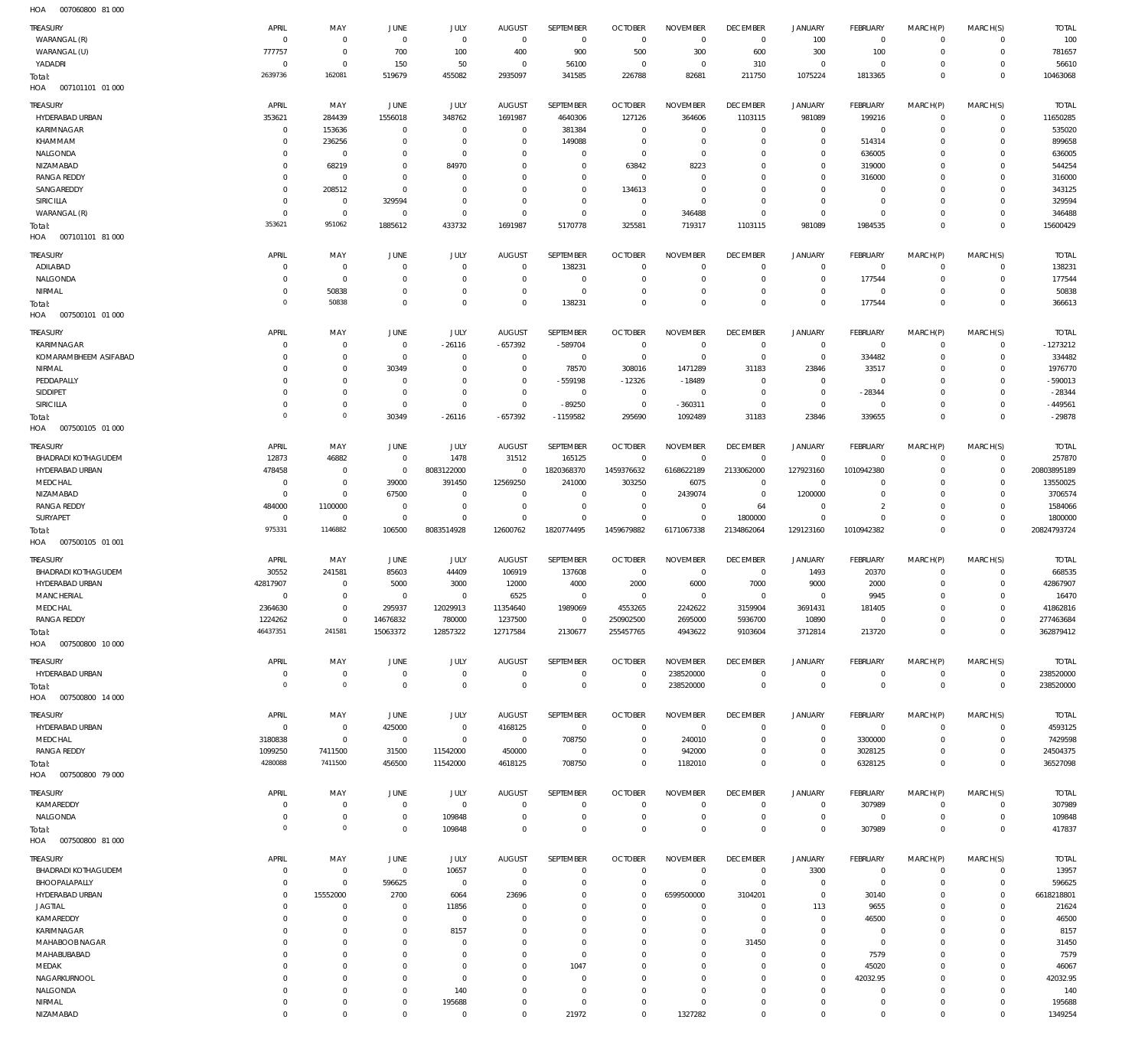HOA 007060800 81 000

| TREASURY | APRIL | MAY | JUNE | JULY | AUGUST | SEPTEMBER | OCTOBER | NOVEMBER | DECEMBER | JANUARY | FEBRUARY | MARCH(P) | MARCH(S) | TOTAL |
|---|---|---|---|---|---|---|---|---|---|---|---|---|---|---|
| WARANGAL (R) | 0 | 0 | 0 | 0 | 0 | 0 | 0 | 0 | 0 | 100 | 0 | 0 | 0 | 100 |
| WARANGAL (U) | 777757 | 0 | 700 | 100 | 400 | 900 | 500 | 300 | 600 | 300 | 100 | 0 | 0 | 781657 |
| YADADRI | 0 | 0 | 150 | 50 | 0 | 56100 | 0 | 0 | 310 | 0 | 0 | 0 | 0 | 56610 |
| Total: | 2639736 | 162081 | 519679 | 455082 | 2935097 | 341585 | 226788 | 82681 | 211750 | 1075224 | 1813365 | 0 | 0 | 10463068 |

HOA 007101101 01 000

| TREASURY | APRIL | MAY | JUNE | JULY | AUGUST | SEPTEMBER | OCTOBER | NOVEMBER | DECEMBER | JANUARY | FEBRUARY | MARCH(P) | MARCH(S) | TOTAL |
|---|---|---|---|---|---|---|---|---|---|---|---|---|---|---|
| HYDERABAD URBAN | 353621 | 284439 | 1556018 | 348762 | 1691987 | 4640306 | 127126 | 364606 | 1103115 | 981089 | 199216 | 0 | 0 | 11650285 |
| KARIMNAGAR | 0 | 153636 | 0 | 0 | 0 | 381384 | 0 | 0 | 0 | 0 | 0 | 0 | 0 | 535020 |
| KHAMMAM | 0 | 236256 | 0 | 0 | 0 | 149088 | 0 | 0 | 0 | 0 | 514314 | 0 | 0 | 899658 |
| NALGONDA | 0 | 0 | 0 | 0 | 0 | 0 | 0 | 0 | 0 | 0 | 636005 | 0 | 0 | 636005 |
| NIZAMABAD | 0 | 68219 | 0 | 84970 | 0 | 0 | 63842 | 8223 | 0 | 0 | 319000 | 0 | 0 | 544254 |
| RANGA REDDY | 0 | 0 | 0 | 0 | 0 | 0 | 0 | 0 | 0 | 0 | 316000 | 0 | 0 | 316000 |
| SANGAREDDY | 0 | 208512 | 0 | 0 | 0 | 0 | 134613 | 0 | 0 | 0 | 0 | 0 | 0 | 343125 |
| SIRICILLA | 0 | 0 | 329594 | 0 | 0 | 0 | 0 | 0 | 0 | 0 | 0 | 0 | 0 | 329594 |
| WARANGAL (R) | 0 | 0 | 0 | 0 | 0 | 0 | 0 | 346488 | 0 | 0 | 0 | 0 | 0 | 346488 |
| Total: | 353621 | 951062 | 1885612 | 433732 | 1691987 | 5170778 | 325581 | 719317 | 1103115 | 981089 | 1984535 | 0 | 0 | 15600429 |

HOA 007101101 81 000

| TREASURY | APRIL | MAY | JUNE | JULY | AUGUST | SEPTEMBER | OCTOBER | NOVEMBER | DECEMBER | JANUARY | FEBRUARY | MARCH(P) | MARCH(S) | TOTAL |
|---|---|---|---|---|---|---|---|---|---|---|---|---|---|---|
| ADILABAD | 0 | 0 | 0 | 0 | 0 | 138231 | 0 | 0 | 0 | 0 | 0 | 0 | 0 | 138231 |
| NALGONDA | 0 | 0 | 0 | 0 | 0 | 0 | 0 | 0 | 0 | 0 | 177544 | 0 | 0 | 177544 |
| NIRMAL | 0 | 50838 | 0 | 0 | 0 | 0 | 0 | 0 | 0 | 0 | 0 | 0 | 0 | 50838 |
| Total: | 0 | 50838 | 0 | 0 | 0 | 138231 | 0 | 0 | 0 | 0 | 177544 | 0 | 0 | 366613 |

HOA 007500101 01 000

| TREASURY | APRIL | MAY | JUNE | JULY | AUGUST | SEPTEMBER | OCTOBER | NOVEMBER | DECEMBER | JANUARY | FEBRUARY | MARCH(P) | MARCH(S) | TOTAL |
|---|---|---|---|---|---|---|---|---|---|---|---|---|---|---|
| KARIMNAGAR | 0 | 0 | 0 | -26116 | -657392 | -589704 | 0 | 0 | 0 | 0 | 0 | 0 | 0 | -1273212 |
| KOMARAMBHEEM ASIFABAD | 0 | 0 | 0 | 0 | 0 | 0 | 0 | 0 | 0 | 0 | 334482 | 0 | 0 | 334482 |
| NIRMAL | 0 | 0 | 30349 | 0 | 0 | 78570 | 308016 | 1471289 | 31183 | 23846 | 33517 | 0 | 0 | 1976770 |
| PEDDAPALLY | 0 | 0 | 0 | 0 | 0 | -559198 | -12326 | -18489 | 0 | 0 | 0 | 0 | 0 | -590013 |
| SIDDIPET | 0 | 0 | 0 | 0 | 0 | 0 | 0 | 0 | 0 | 0 | -28344 | 0 | 0 | -28344 |
| SIRICILLA | 0 | 0 | 0 | 0 | 0 | -89250 | 0 | -360311 | 0 | 0 | 0 | 0 | 0 | -449561 |
| Total: | 0 | 0 | 30349 | -26116 | -657392 | -1159582 | 295690 | 1092489 | 31183 | 23846 | 339655 | 0 | 0 | -29878 |

HOA 007500105 01 000

| TREASURY | APRIL | MAY | JUNE | JULY | AUGUST | SEPTEMBER | OCTOBER | NOVEMBER | DECEMBER | JANUARY | FEBRUARY | MARCH(P) | MARCH(S) | TOTAL |
|---|---|---|---|---|---|---|---|---|---|---|---|---|---|---|
| BHADRADI KOTHAGUDEM | 12873 | 46882 | 0 | 1478 | 31512 | 165125 | 0 | 0 | 0 | 0 | 0 | 0 | 0 | 257870 |
| HYDERABAD URBAN | 478458 | 0 | 0 | 8083122000 | 0 | 1820368370 | 1459376632 | 6168622189 | 2133062000 | 127923160 | 1010942380 | 0 | 0 | 20803895189 |
| MEDCHAL | 0 | 0 | 39000 | 391450 | 12569250 | 241000 | 303250 | 6075 | 0 | 0 | 0 | 0 | 0 | 13550025 |
| NIZAMABAD | 0 | 0 | 67500 | 0 | 0 | 0 | 0 | 2439074 | 0 | 1200000 | 0 | 0 | 0 | 3706574 |
| RANGA REDDY | 484000 | 1100000 | 0 | 0 | 0 | 0 | 0 | 0 | 64 | 0 | 2 | 0 | 0 | 1584066 |
| SURYAPET | 0 | 0 | 0 | 0 | 0 | 0 | 0 | 0 | 1800000 | 0 | 0 | 0 | 0 | 1800000 |
| Total: | 975331 | 1146882 | 106500 | 8083514928 | 12600762 | 1820774495 | 1459679882 | 6171067338 | 2134862064 | 129123160 | 1010942382 | 0 | 0 | 20824793724 |

HOA 007500105 01 001

| TREASURY | APRIL | MAY | JUNE | JULY | AUGUST | SEPTEMBER | OCTOBER | NOVEMBER | DECEMBER | JANUARY | FEBRUARY | MARCH(P) | MARCH(S) | TOTAL |
|---|---|---|---|---|---|---|---|---|---|---|---|---|---|---|
| BHADRADI KOTHAGUDEM | 30552 | 241581 | 85603 | 44409 | 106919 | 137608 | 0 | 0 | 0 | 1493 | 20370 | 0 | 0 | 668535 |
| HYDERABAD URBAN | 42817907 | 0 | 5000 | 3000 | 12000 | 4000 | 2000 | 6000 | 7000 | 9000 | 2000 | 0 | 0 | 42867907 |
| MANCHERIAL | 0 | 0 | 0 | 0 | 6525 | 0 | 0 | 0 | 0 | 0 | 9945 | 0 | 0 | 16470 |
| MEDCHAL | 2364630 | 0 | 295937 | 12029913 | 11354640 | 1989069 | 4553265 | 2242622 | 3159904 | 3691431 | 181405 | 0 | 0 | 41862816 |
| RANGA REDDY | 1224262 | 0 | 14676832 | 780000 | 1237500 | 0 | 250902500 | 2695000 | 5936700 | 10890 | 0 | 0 | 0 | 277463684 |
| Total: | 46437351 | 241581 | 15063372 | 12857322 | 12717584 | 2130677 | 255457765 | 4943622 | 9103604 | 3712814 | 213720 | 0 | 0 | 362879412 |

HOA 007500800 10 000

| TREASURY | APRIL | MAY | JUNE | JULY | AUGUST | SEPTEMBER | OCTOBER | NOVEMBER | DECEMBER | JANUARY | FEBRUARY | MARCH(P) | MARCH(S) | TOTAL |
|---|---|---|---|---|---|---|---|---|---|---|---|---|---|---|
| HYDERABAD URBAN | 0 | 0 | 0 | 0 | 0 | 0 | 0 | 238520000 | 0 | 0 | 0 | 0 | 0 | 238520000 |
| Total: | 0 | 0 | 0 | 0 | 0 | 0 | 0 | 238520000 | 0 | 0 | 0 | 0 | 0 | 238520000 |

HOA 007500800 14 000

| TREASURY | APRIL | MAY | JUNE | JULY | AUGUST | SEPTEMBER | OCTOBER | NOVEMBER | DECEMBER | JANUARY | FEBRUARY | MARCH(P) | MARCH(S) | TOTAL |
|---|---|---|---|---|---|---|---|---|---|---|---|---|---|---|
| HYDERABAD URBAN | 0 | 0 | 425000 | 0 | 4168125 | 0 | 0 | 0 | 0 | 0 | 0 | 0 | 0 | 4593125 |
| MEDCHAL | 3180838 | 0 | 0 | 0 | 0 | 708750 | 0 | 240010 | 0 | 0 | 3300000 | 0 | 0 | 7429598 |
| RANGA REDDY | 1099250 | 7411500 | 31500 | 11542000 | 450000 | 0 | 0 | 942000 | 0 | 0 | 3028125 | 0 | 0 | 24504375 |
| Total: | 4280088 | 7411500 | 456500 | 11542000 | 4618125 | 708750 | 0 | 1182010 | 0 | 0 | 6328125 | 0 | 0 | 36527098 |

HOA 007500800 79 000

| TREASURY | APRIL | MAY | JUNE | JULY | AUGUST | SEPTEMBER | OCTOBER | NOVEMBER | DECEMBER | JANUARY | FEBRUARY | MARCH(P) | MARCH(S) | TOTAL |
|---|---|---|---|---|---|---|---|---|---|---|---|---|---|---|
| KAMAREDDY | 0 | 0 | 0 | 0 | 0 | 0 | 0 | 0 | 0 | 0 | 307989 | 0 | 0 | 307989 |
| NALGONDA | 0 | 0 | 0 | 109848 | 0 | 0 | 0 | 0 | 0 | 0 | 0 | 0 | 0 | 109848 |
| Total: | 0 | 0 | 0 | 109848 | 0 | 0 | 0 | 0 | 0 | 0 | 307989 | 0 | 0 | 417837 |

HOA 007500800 81 000

| TREASURY | APRIL | MAY | JUNE | JULY | AUGUST | SEPTEMBER | OCTOBER | NOVEMBER | DECEMBER | JANUARY | FEBRUARY | MARCH(P) | MARCH(S) | TOTAL |
|---|---|---|---|---|---|---|---|---|---|---|---|---|---|---|
| BHADRADI KOTHAGUDEM | 0 | 0 | 0 | 10657 | 0 | 0 | 0 | 0 | 0 | 3300 | 0 | 0 | 0 | 13957 |
| BHOOPALAPALLY | 0 | 0 | 596625 | 0 | 0 | 0 | 0 | 0 | 0 | 0 | 0 | 0 | 0 | 596625 |
| HYDERABAD URBAN | 0 | 15552000 | 2700 | 6064 | 23696 | 0 | 0 | 6599500000 | 3104201 | 0 | 30140 | 0 | 0 | 6618218801 |
| JAGTIAL | 0 | 0 | 0 | 11856 | 0 | 0 | 0 | 0 | 0 | 113 | 9655 | 0 | 0 | 21624 |
| KAMAREDDY | 0 | 0 | 0 | 0 | 0 | 0 | 0 | 0 | 0 | 0 | 46500 | 0 | 0 | 46500 |
| KARIMNAGAR | 0 | 0 | 0 | 8157 | 0 | 0 | 0 | 0 | 0 | 0 | 0 | 0 | 0 | 8157 |
| MAHABOOBNAGAR | 0 | 0 | 0 | 0 | 0 | 0 | 0 | 0 | 31450 | 0 | 0 | 0 | 0 | 31450 |
| MAHABUBABAD | 0 | 0 | 0 | 0 | 0 | 0 | 0 | 0 | 0 | 0 | 7579 | 0 | 0 | 7579 |
| MEDAK | 0 | 0 | 0 | 0 | 0 | 1047 | 0 | 0 | 0 | 0 | 45020 | 0 | 0 | 46067 |
| NAGARKURNOOL | 0 | 0 | 0 | 0 | 0 | 0 | 0 | 0 | 0 | 0 | 42032.95 | 0 | 0 | 42032.95 |
| NALGONDA | 0 | 0 | 0 | 140 | 0 | 0 | 0 | 0 | 0 | 0 | 0 | 0 | 0 | 140 |
| NIRMAL | 0 | 0 | 0 | 195688 | 0 | 0 | 0 | 0 | 0 | 0 | 0 | 0 | 0 | 195688 |
| NIZAMABAD | 0 | 0 | 0 | 0 | 0 | 21972 | 0 | 1327282 | 0 | 0 | 0 | 0 | 0 | 1349254 |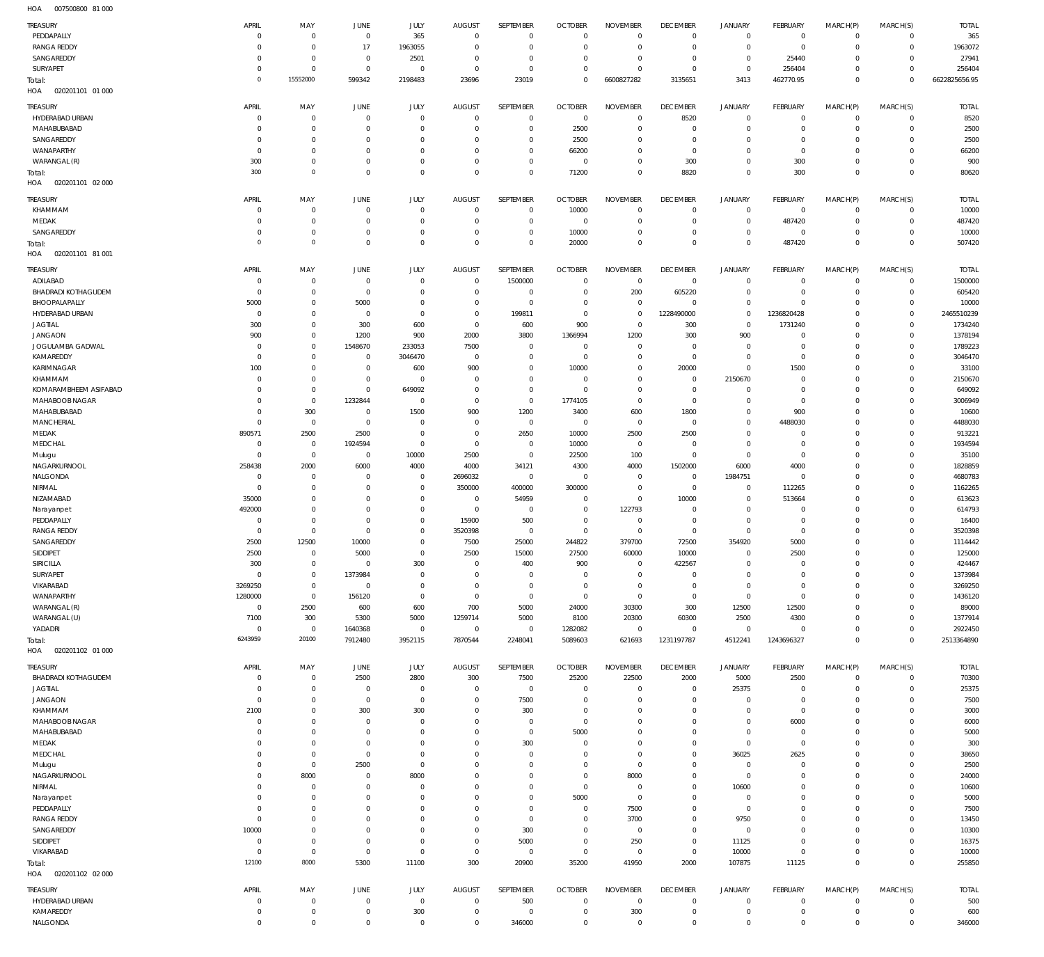HOA 007500800 81 000

| TREASURY | APRIL | MAY | JUNE | JULY | AUGUST | SEPTEMBER | OCTOBER | NOVEMBER | DECEMBER | JANUARY | FEBRUARY | MARCH(P) | MARCH(S) | TOTAL |
|---|---|---|---|---|---|---|---|---|---|---|---|---|---|---|
| PEDDAPALLY | 0 | 0 | 0 | 365 | 0 | 0 | 0 | 0 | 0 | 0 | 0 | 0 | 0 | 365 |
| RANGA REDDY | 0 | 0 | 17 | 1963055 | 0 | 0 | 0 | 0 | 0 | 0 | 0 | 0 | 0 | 1963072 |
| SANGAREDDY | 0 | 0 | 0 | 2501 | 0 | 0 | 0 | 0 | 0 | 0 | 25440 | 0 | 0 | 27941 |
| SURYAPET | 0 | 0 | 0 | 0 | 0 | 0 | 0 | 0 | 0 | 0 | 256404 | 0 | 0 | 256404 |
| Total: | 0 | 15552000 | 599342 | 2198483 | 23696 | 23019 | 0 | 6600827282 | 3135651 | 3413 | 462770.95 | 0 | 0 | 6628825656.95 |

HOA 020201101 01 000

| TREASURY | APRIL | MAY | JUNE | JULY | AUGUST | SEPTEMBER | OCTOBER | NOVEMBER | DECEMBER | JANUARY | FEBRUARY | MARCH(P) | MARCH(S) | TOTAL |
|---|---|---|---|---|---|---|---|---|---|---|---|---|---|---|
| HYDERABAD URBAN | 0 | 0 | 0 | 0 | 0 | 0 | 0 | 0 | 8520 | 0 | 0 | 0 | 0 | 8520 |
| MAHABUBABAD | 0 | 0 | 0 | 0 | 0 | 0 | 2500 | 0 | 0 | 0 | 0 | 0 | 0 | 2500 |
| SANGAREDDY | 0 | 0 | 0 | 0 | 0 | 0 | 2500 | 0 | 0 | 0 | 0 | 0 | 0 | 2500 |
| WANAPARTHY | 0 | 0 | 0 | 0 | 0 | 0 | 66200 | 0 | 0 | 0 | 0 | 0 | 0 | 66200 |
| WARANGAL (R) | 300 | 0 | 0 | 0 | 0 | 0 | 0 | 0 | 300 | 0 | 300 | 0 | 0 | 900 |
| Total: | 300 | 0 | 0 | 0 | 0 | 0 | 71200 | 0 | 8820 | 0 | 300 | 0 | 0 | 80620 |

HOA 020201101 02 000

| TREASURY | APRIL | MAY | JUNE | JULY | AUGUST | SEPTEMBER | OCTOBER | NOVEMBER | DECEMBER | JANUARY | FEBRUARY | MARCH(P) | MARCH(S) | TOTAL |
|---|---|---|---|---|---|---|---|---|---|---|---|---|---|---|
| KHAMMAM | 0 | 0 | 0 | 0 | 0 | 0 | 10000 | 0 | 0 | 0 | 0 | 0 | 0 | 10000 |
| MEDAK | 0 | 0 | 0 | 0 | 0 | 0 | 0 | 0 | 0 | 0 | 487420 | 0 | 0 | 487420 |
| SANGAREDDY | 0 | 0 | 0 | 0 | 0 | 0 | 10000 | 0 | 0 | 0 | 0 | 0 | 0 | 10000 |
| Total: | 0 | 0 | 0 | 0 | 0 | 0 | 20000 | 0 | 0 | 0 | 487420 | 0 | 0 | 507420 |

HOA 020201101 81 001

| TREASURY | APRIL | MAY | JUNE | JULY | AUGUST | SEPTEMBER | OCTOBER | NOVEMBER | DECEMBER | JANUARY | FEBRUARY | MARCH(P) | MARCH(S) | TOTAL |
|---|---|---|---|---|---|---|---|---|---|---|---|---|---|---|
| ADILABAD | 0 | 0 | 0 | 0 | 0 | 1500000 | 0 | 0 | 0 | 0 | 0 | 0 | 0 | 1500000 |
| BHADRADI KOTHAGUDEM | 0 | 0 | 0 | 0 | 0 | 0 | 0 | 200 | 605220 | 0 | 0 | 0 | 0 | 605420 |
| BHOOPALAPALLY | 5000 | 0 | 5000 | 0 | 0 | 0 | 0 | 0 | 0 | 0 | 0 | 0 | 0 | 10000 |
| HYDERABAD URBAN | 0 | 0 | 0 | 0 | 0 | 199811 | 0 | 0 | 1228490000 | 0 | 1236820428 | 0 | 0 | 2465510239 |
| JAGTIAL | 300 | 0 | 300 | 600 | 0 | 600 | 900 | 0 | 300 | 0 | 1731240 | 0 | 0 | 1734240 |
| JANGAON | 900 | 0 | 1200 | 900 | 2000 | 3800 | 1366994 | 1200 | 300 | 900 | 0 | 0 | 0 | 1378194 |
| JOGULAMBA GADWAL | 0 | 0 | 1548670 | 233053 | 7500 | 0 | 0 | 0 | 0 | 0 | 0 | 0 | 0 | 1789223 |
| KAMAREDDY | 0 | 0 | 0 | 3046470 | 0 | 0 | 0 | 0 | 0 | 0 | 0 | 0 | 0 | 3046470 |
| KARIMNAGAR | 100 | 0 | 0 | 600 | 900 | 0 | 10000 | 0 | 20000 | 0 | 1500 | 0 | 0 | 33100 |
| KHAMMAM | 0 | 0 | 0 | 0 | 0 | 0 | 0 | 0 | 0 | 2150670 | 0 | 0 | 0 | 2150670 |
| KOMARAMBHEEM ASIFABAD | 0 | 0 | 0 | 649092 | 0 | 0 | 0 | 0 | 0 | 0 | 0 | 0 | 0 | 649092 |
| MAHABOOBNAGAR | 0 | 0 | 1232844 | 0 | 0 | 0 | 1774105 | 0 | 0 | 0 | 0 | 0 | 0 | 3006949 |
| MAHABUBABAD | 0 | 300 | 0 | 1500 | 900 | 1200 | 3400 | 600 | 1800 | 0 | 900 | 0 | 0 | 10600 |
| MANCHERIAL | 0 | 0 | 0 | 0 | 0 | 0 | 0 | 0 | 0 | 0 | 4488030 | 0 | 0 | 4488030 |
| MEDAK | 890571 | 2500 | 2500 | 0 | 0 | 2650 | 10000 | 2500 | 2500 | 0 | 0 | 0 | 0 | 913221 |
| MEDCHAL | 0 | 0 | 1924594 | 0 | 0 | 0 | 10000 | 0 | 0 | 0 | 0 | 0 | 0 | 1934594 |
| Mulugu | 0 | 0 | 0 | 10000 | 2500 | 0 | 22500 | 100 | 0 | 0 | 0 | 0 | 0 | 35100 |
| NAGARKURNOOL | 258438 | 2000 | 6000 | 4000 | 4000 | 34121 | 4300 | 4000 | 1502000 | 6000 | 4000 | 0 | 0 | 1828859 |
| NALGONDA | 0 | 0 | 0 | 0 | 2696032 | 0 | 0 | 0 | 0 | 1984751 | 0 | 0 | 0 | 4680783 |
| NIRMAL | 0 | 0 | 0 | 0 | 350000 | 400000 | 300000 | 0 | 0 | 0 | 112265 | 0 | 0 | 1162265 |
| NIZAMABAD | 35000 | 0 | 0 | 0 | 0 | 54959 | 0 | 0 | 10000 | 0 | 513664 | 0 | 0 | 613623 |
| Narayanpet | 492000 | 0 | 0 | 0 | 0 | 0 | 0 | 122793 | 0 | 0 | 0 | 0 | 0 | 614793 |
| PEDDAPALLY | 0 | 0 | 0 | 0 | 15900 | 500 | 0 | 0 | 0 | 0 | 0 | 0 | 0 | 16400 |
| RANGA REDDY | 0 | 0 | 0 | 0 | 3520398 | 0 | 0 | 0 | 0 | 0 | 0 | 0 | 0 | 3520398 |
| SANGAREDDY | 2500 | 12500 | 10000 | 0 | 7500 | 25000 | 244822 | 379700 | 72500 | 354920 | 5000 | 0 | 0 | 1114442 |
| SIDDIPET | 2500 | 0 | 5000 | 0 | 2500 | 15000 | 27500 | 60000 | 10000 | 0 | 2500 | 0 | 0 | 125000 |
| SIRICILLA | 300 | 0 | 0 | 300 | 0 | 400 | 900 | 0 | 422567 | 0 | 0 | 0 | 0 | 424467 |
| SURYAPET | 0 | 0 | 1373984 | 0 | 0 | 0 | 0 | 0 | 0 | 0 | 0 | 0 | 0 | 1373984 |
| VIKARABAD | 3269250 | 0 | 0 | 0 | 0 | 0 | 0 | 0 | 0 | 0 | 0 | 0 | 0 | 3269250 |
| WANAPARTHY | 1280000 | 0 | 156120 | 0 | 0 | 0 | 0 | 0 | 0 | 0 | 0 | 0 | 0 | 1436120 |
| WARANGAL (R) | 0 | 2500 | 600 | 600 | 700 | 5000 | 24000 | 30300 | 300 | 12500 | 12500 | 0 | 0 | 89000 |
| WARANGAL (U) | 7100 | 300 | 5300 | 5000 | 1259714 | 5000 | 8100 | 20300 | 60300 | 2500 | 4300 | 0 | 0 | 1377914 |
| YADADRI | 0 | 0 | 1640368 | 0 | 0 | 0 | 1282082 | 0 | 0 | 0 | 0 | 0 | 0 | 2922450 |
| Total: | 6243959 | 20100 | 7912480 | 3952115 | 7870544 | 2248041 | 5089603 | 621693 | 1231197787 | 4512241 | 1243696327 | 0 | 0 | 2513364890 |

HOA 020201102 01 000

| TREASURY | APRIL | MAY | JUNE | JULY | AUGUST | SEPTEMBER | OCTOBER | NOVEMBER | DECEMBER | JANUARY | FEBRUARY | MARCH(P) | MARCH(S) | TOTAL |
|---|---|---|---|---|---|---|---|---|---|---|---|---|---|---|
| BHADRADI KOTHAGUDEM | 0 | 0 | 2500 | 2800 | 300 | 7500 | 25200 | 22500 | 2000 | 5000 | 2500 | 0 | 0 | 70300 |
| JAGTIAL | 0 | 0 | 0 | 0 | 0 | 0 | 0 | 0 | 0 | 25375 | 0 | 0 | 0 | 25375 |
| JANGAON | 0 | 0 | 0 | 0 | 0 | 7500 | 0 | 0 | 0 | 0 | 0 | 0 | 0 | 7500 |
| KHAMMAM | 2100 | 0 | 300 | 300 | 0 | 300 | 0 | 0 | 0 | 0 | 0 | 0 | 0 | 3000 |
| MAHABOOBNAGAR | 0 | 0 | 0 | 0 | 0 | 0 | 0 | 0 | 0 | 0 | 6000 | 0 | 0 | 6000 |
| MAHABUBABAD | 0 | 0 | 0 | 0 | 0 | 0 | 5000 | 0 | 0 | 0 | 0 | 0 | 0 | 5000 |
| MEDAK | 0 | 0 | 0 | 0 | 0 | 300 | 0 | 0 | 0 | 0 | 0 | 0 | 0 | 300 |
| MEDCHAL | 0 | 0 | 0 | 0 | 0 | 0 | 0 | 0 | 0 | 36025 | 2625 | 0 | 0 | 38650 |
| Mulugu | 0 | 0 | 2500 | 0 | 0 | 0 | 0 | 0 | 0 | 0 | 0 | 0 | 0 | 2500 |
| NAGARKURNOOL | 0 | 8000 | 0 | 8000 | 0 | 0 | 0 | 8000 | 0 | 0 | 0 | 0 | 0 | 24000 |
| NIRMAL | 0 | 0 | 0 | 0 | 0 | 0 | 0 | 0 | 0 | 10600 | 0 | 0 | 0 | 10600 |
| Narayanpet | 0 | 0 | 0 | 0 | 0 | 0 | 5000 | 0 | 0 | 0 | 0 | 0 | 0 | 5000 |
| PEDDAPALLY | 0 | 0 | 0 | 0 | 0 | 0 | 0 | 7500 | 0 | 0 | 0 | 0 | 0 | 7500 |
| RANGA REDDY | 0 | 0 | 0 | 0 | 0 | 0 | 0 | 3700 | 0 | 9750 | 0 | 0 | 0 | 13450 |
| SANGAREDDY | 10000 | 0 | 0 | 0 | 0 | 300 | 0 | 0 | 0 | 0 | 0 | 0 | 0 | 10300 |
| SIDDIPET | 0 | 0 | 0 | 0 | 0 | 5000 | 0 | 250 | 0 | 11125 | 0 | 0 | 0 | 16375 |
| VIKARABAD | 0 | 0 | 0 | 0 | 0 | 0 | 0 | 0 | 0 | 10000 | 0 | 0 | 0 | 10000 |
| Total: | 12100 | 8000 | 5300 | 11100 | 300 | 20900 | 35200 | 41950 | 2000 | 107875 | 11125 | 0 | 0 | 255850 |

HOA 020201102 02 000

| TREASURY | APRIL | MAY | JUNE | JULY | AUGUST | SEPTEMBER | OCTOBER | NOVEMBER | DECEMBER | JANUARY | FEBRUARY | MARCH(P) | MARCH(S) | TOTAL |
|---|---|---|---|---|---|---|---|---|---|---|---|---|---|---|
| HYDERABAD URBAN | 0 | 0 | 0 | 0 | 0 | 500 | 0 | 0 | 0 | 0 | 0 | 0 | 0 | 500 |
| KAMAREDDY | 0 | 0 | 0 | 300 | 0 | 0 | 0 | 300 | 0 | 0 | 0 | 0 | 0 | 600 |
| NALGONDA | 0 | 0 | 0 | 0 | 0 | 346000 | 0 | 0 | 0 | 0 | 0 | 0 | 0 | 346000 |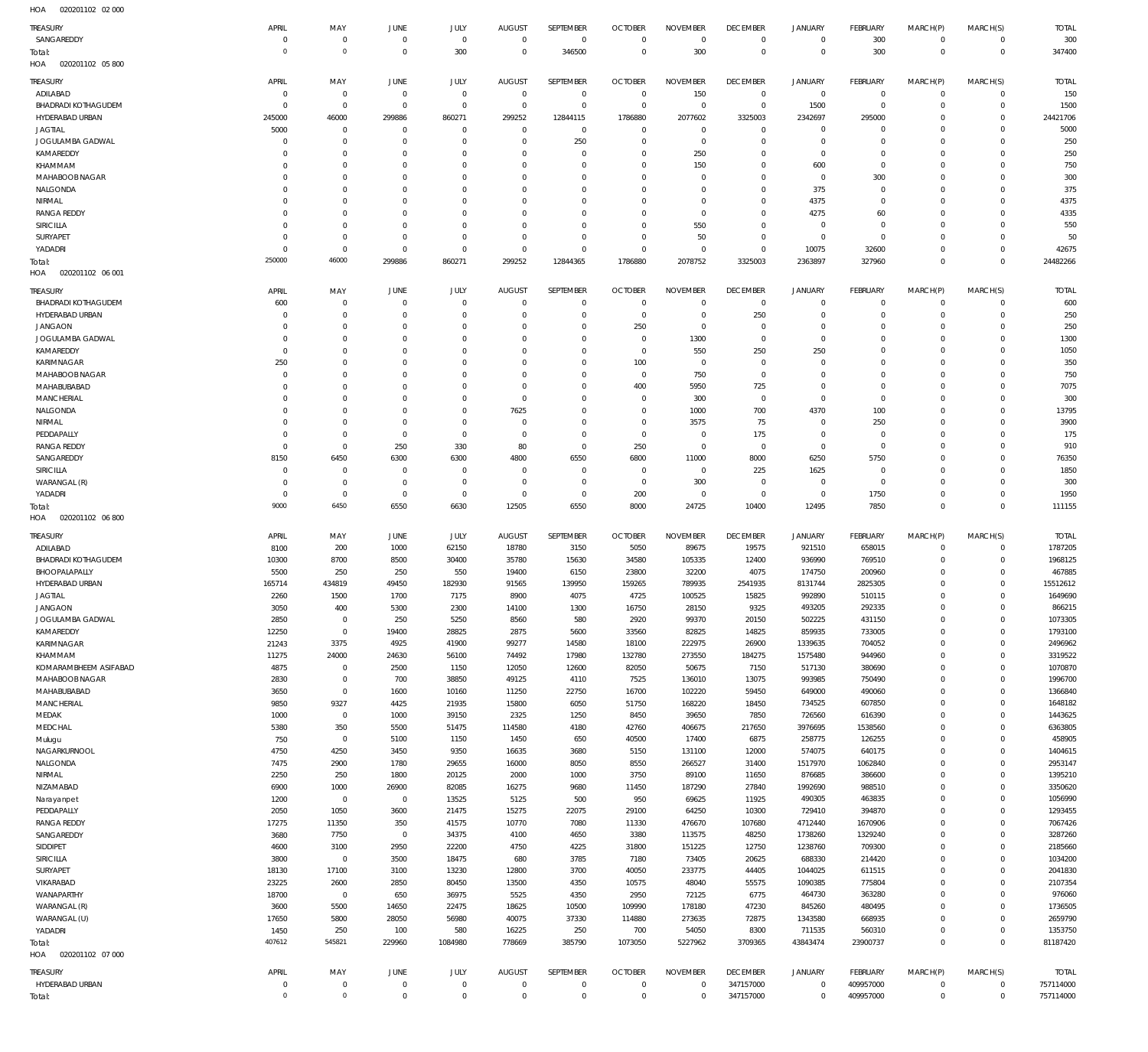HOA 020201102 02 000

| TREASURY | APRIL | MAY | JUNE | JULY | AUGUST | SEPTEMBER | OCTOBER | NOVEMBER | DECEMBER | JANUARY | FEBRUARY | MARCH(P) | MARCH(S) | TOTAL |
|---|---|---|---|---|---|---|---|---|---|---|---|---|---|---|
| SANGAREDDY | 0 | 0 | 0 | 0 | 0 | 0 | 0 | 0 | 0 | 0 | 300 | 0 | 0 | 300 |
| Total: | 0 | 0 | 0 | 300 | 0 | 346500 | 0 | 300 | 0 | 0 | 300 | 0 | 0 | 347400 |

HOA 020201102 05 800

| TREASURY | APRIL | MAY | JUNE | JULY | AUGUST | SEPTEMBER | OCTOBER | NOVEMBER | DECEMBER | JANUARY | FEBRUARY | MARCH(P) | MARCH(S) | TOTAL |
|---|---|---|---|---|---|---|---|---|---|---|---|---|---|---|
| ADILABAD | 0 | 0 | 0 | 0 | 0 | 0 | 0 | 150 | 0 | 0 | 0 | 0 | 0 | 150 |
| BHADRADI KOTHAGUDEM | 0 | 0 | 0 | 0 | 0 | 0 | 0 | 0 | 0 | 1500 | 0 | 0 | 0 | 1500 |
| HYDERABAD URBAN | 245000 | 46000 | 299886 | 860271 | 299252 | 12844115 | 1786880 | 2077602 | 3325003 | 2342697 | 295000 | 0 | 0 | 24421706 |
| JAGTIAL | 5000 | 0 | 0 | 0 | 0 | 0 | 0 | 0 | 0 | 0 | 0 | 0 | 0 | 5000 |
| JOGULAMBA GADWAL | 0 | 0 | 0 | 0 | 0 | 250 | 0 | 0 | 0 | 0 | 0 | 0 | 0 | 250 |
| KAMAREDDY | 0 | 0 | 0 | 0 | 0 | 0 | 0 | 250 | 0 | 0 | 0 | 0 | 0 | 250 |
| KHAMMAM | 0 | 0 | 0 | 0 | 0 | 0 | 0 | 150 | 0 | 600 | 0 | 0 | 0 | 750 |
| MAHABOOB NAGAR | 0 | 0 | 0 | 0 | 0 | 0 | 0 | 0 | 0 | 0 | 300 | 0 | 0 | 300 |
| NALGONDA | 0 | 0 | 0 | 0 | 0 | 0 | 0 | 0 | 0 | 375 | 0 | 0 | 0 | 375 |
| NIRMAL | 0 | 0 | 0 | 0 | 0 | 0 | 0 | 0 | 0 | 4375 | 0 | 0 | 0 | 4375 |
| RANGA REDDY | 0 | 0 | 0 | 0 | 0 | 0 | 0 | 0 | 0 | 4275 | 60 | 0 | 0 | 4335 |
| SIRICILLA | 0 | 0 | 0 | 0 | 0 | 0 | 0 | 550 | 0 | 0 | 0 | 0 | 0 | 550 |
| SURYAPET | 0 | 0 | 0 | 0 | 0 | 0 | 0 | 50 | 0 | 0 | 0 | 0 | 0 | 50 |
| YADADRI | 0 | 0 | 0 | 0 | 0 | 0 | 0 | 0 | 0 | 10075 | 32600 | 0 | 0 | 42675 |
| Total: | 250000 | 46000 | 299886 | 860271 | 299252 | 12844365 | 1786880 | 2078752 | 3325003 | 2363897 | 327960 | 0 | 0 | 24482266 |

HOA 020201102 06 001

| TREASURY | APRIL | MAY | JUNE | JULY | AUGUST | SEPTEMBER | OCTOBER | NOVEMBER | DECEMBER | JANUARY | FEBRUARY | MARCH(P) | MARCH(S) | TOTAL |
|---|---|---|---|---|---|---|---|---|---|---|---|---|---|---|
| BHADRADI KOTHAGUDEM | 600 | 0 | 0 | 0 | 0 | 0 | 0 | 0 | 0 | 0 | 0 | 0 | 0 | 600 |
| HYDERABAD URBAN | 0 | 0 | 0 | 0 | 0 | 0 | 0 | 0 | 250 | 0 | 0 | 0 | 0 | 250 |
| JANGAON | 0 | 0 | 0 | 0 | 0 | 0 | 250 | 0 | 0 | 0 | 0 | 0 | 0 | 250 |
| JOGULAMBA GADWAL | 0 | 0 | 0 | 0 | 0 | 0 | 0 | 1300 | 0 | 0 | 0 | 0 | 0 | 1300 |
| KAMAREDDY | 0 | 0 | 0 | 0 | 0 | 0 | 0 | 550 | 250 | 250 | 0 | 0 | 0 | 1050 |
| KARIMNAGAR | 250 | 0 | 0 | 0 | 0 | 0 | 100 | 0 | 0 | 0 | 0 | 0 | 0 | 350 |
| MAHABOOB NAGAR | 0 | 0 | 0 | 0 | 0 | 0 | 0 | 750 | 0 | 0 | 0 | 0 | 0 | 750 |
| MAHABUBABAD | 0 | 0 | 0 | 0 | 0 | 0 | 400 | 5950 | 725 | 0 | 0 | 0 | 0 | 7075 |
| MANCHERIAL | 0 | 0 | 0 | 0 | 0 | 0 | 0 | 300 | 0 | 0 | 0 | 0 | 0 | 300 |
| NALGONDA | 0 | 0 | 0 | 0 | 7625 | 0 | 0 | 1000 | 700 | 4370 | 100 | 0 | 0 | 13795 |
| NIRMAL | 0 | 0 | 0 | 0 | 0 | 0 | 0 | 3575 | 75 | 0 | 250 | 0 | 0 | 3900 |
| PEDDAPALLY | 0 | 0 | 0 | 0 | 0 | 0 | 0 | 0 | 175 | 0 | 0 | 0 | 0 | 175 |
| RANGA REDDY | 0 | 0 | 250 | 330 | 80 | 0 | 250 | 0 | 0 | 0 | 0 | 0 | 0 | 910 |
| SANGAREDDY | 8150 | 6450 | 6300 | 6300 | 4800 | 6550 | 6800 | 11000 | 8000 | 6250 | 5750 | 0 | 0 | 76350 |
| SIRICILLA | 0 | 0 | 0 | 0 | 0 | 0 | 0 | 0 | 225 | 1625 | 0 | 0 | 0 | 1850 |
| WARANGAL (R) | 0 | 0 | 0 | 0 | 0 | 0 | 0 | 300 | 0 | 0 | 0 | 0 | 0 | 300 |
| YADADRI | 0 | 0 | 0 | 0 | 0 | 0 | 200 | 0 | 0 | 0 | 1750 | 0 | 0 | 1950 |
| Total: | 9000 | 6450 | 6550 | 6630 | 12505 | 6550 | 8000 | 24725 | 10400 | 12495 | 7850 | 0 | 0 | 111155 |

HOA 020201102 06 800

| TREASURY | APRIL | MAY | JUNE | JULY | AUGUST | SEPTEMBER | OCTOBER | NOVEMBER | DECEMBER | JANUARY | FEBRUARY | MARCH(P) | MARCH(S) | TOTAL |
|---|---|---|---|---|---|---|---|---|---|---|---|---|---|---|
| ADILABAD | 8100 | 200 | 1000 | 62150 | 18780 | 3150 | 5050 | 89675 | 19575 | 921510 | 658015 | 0 | 0 | 1787205 |
| BHADRADI KOTHAGUDEM | 10300 | 8700 | 8500 | 30400 | 35780 | 15630 | 34580 | 105335 | 12400 | 936990 | 769510 | 0 | 0 | 1968125 |
| BHOOPALAPALLY | 5500 | 250 | 250 | 550 | 19400 | 6150 | 23800 | 32200 | 4075 | 174750 | 200960 | 0 | 0 | 467885 |
| HYDERABAD URBAN | 165714 | 434819 | 49450 | 182930 | 91565 | 139950 | 159265 | 789935 | 2541935 | 8131744 | 2825305 | 0 | 0 | 15512612 |
| JAGTIAL | 2260 | 1500 | 1700 | 7175 | 8900 | 4075 | 4725 | 100525 | 15825 | 992890 | 510115 | 0 | 0 | 1649690 |
| JANGAON | 3050 | 400 | 5300 | 2300 | 14100 | 1300 | 16750 | 28150 | 9325 | 493205 | 292335 | 0 | 0 | 866215 |
| JOGULAMBA GADWAL | 2850 | 0 | 250 | 5250 | 8560 | 580 | 2920 | 99370 | 20150 | 502225 | 431150 | 0 | 0 | 1073305 |
| KAMAREDDY | 12250 | 0 | 19400 | 28825 | 2875 | 5600 | 33560 | 82825 | 14825 | 859935 | 733005 | 0 | 0 | 1793100 |
| KARIMNAGAR | 21243 | 3375 | 4925 | 41900 | 99277 | 14580 | 18100 | 222975 | 26900 | 1339635 | 704052 | 0 | 0 | 2496962 |
| KHAMMAM | 11275 | 24000 | 24630 | 56100 | 74492 | 17980 | 132780 | 273550 | 184275 | 1575480 | 944960 | 0 | 0 | 3319522 |
| KOMARAMBHEEM ASIFABAD | 4875 | 0 | 2500 | 1150 | 12050 | 12600 | 82050 | 50675 | 7150 | 517130 | 380690 | 0 | 0 | 1070870 |
| MAHABOOB NAGAR | 2830 | 0 | 700 | 38850 | 49125 | 4110 | 7525 | 136010 | 13075 | 993985 | 750490 | 0 | 0 | 1996700 |
| MAHABUBABAD | 3650 | 0 | 1600 | 10160 | 11250 | 22750 | 16700 | 102220 | 59450 | 649000 | 490060 | 0 | 0 | 1366840 |
| MANCHERIAL | 9850 | 9327 | 4425 | 21935 | 15800 | 6050 | 51750 | 168220 | 18450 | 734525 | 607850 | 0 | 0 | 1648182 |
| MEDAK | 1000 | 0 | 1000 | 39150 | 2325 | 1250 | 8450 | 39650 | 7850 | 726560 | 616390 | 0 | 0 | 1443625 |
| MEDCHAL | 5380 | 350 | 5500 | 51475 | 114580 | 4180 | 42760 | 406675 | 217650 | 3976695 | 1538560 | 0 | 0 | 6363805 |
| Mulugu | 750 | 0 | 5100 | 1150 | 1450 | 650 | 40500 | 17400 | 6875 | 258775 | 126255 | 0 | 0 | 458905 |
| NAGARKURNOOL | 4750 | 4250 | 3450 | 9350 | 16635 | 3680 | 5150 | 131100 | 12000 | 574075 | 640175 | 0 | 0 | 1404615 |
| NALGONDA | 7475 | 2900 | 1780 | 29655 | 16000 | 8050 | 8550 | 266527 | 31400 | 1517970 | 1062840 | 0 | 0 | 2953147 |
| NIRMAL | 2250 | 250 | 1800 | 20125 | 2000 | 1000 | 3750 | 89100 | 11650 | 876685 | 386600 | 0 | 0 | 1395210 |
| NIZAMABAD | 6900 | 1000 | 26900 | 82085 | 16275 | 9680 | 11450 | 187290 | 27840 | 1992690 | 988510 | 0 | 0 | 3350620 |
| Narayanpet | 1200 | 0 | 0 | 13525 | 5125 | 500 | 950 | 69625 | 11925 | 490305 | 463835 | 0 | 0 | 1056990 |
| PEDDAPALLY | 2050 | 1050 | 3600 | 21475 | 15275 | 22075 | 29100 | 64250 | 10300 | 729410 | 394870 | 0 | 0 | 1293455 |
| RANGA REDDY | 17275 | 11350 | 350 | 41575 | 10770 | 7080 | 11330 | 476670 | 107680 | 4712440 | 1670906 | 0 | 0 | 7067426 |
| SANGAREDDY | 3680 | 7750 | 0 | 34375 | 4100 | 4650 | 3380 | 113575 | 48250 | 1738260 | 1329240 | 0 | 0 | 3287260 |
| SIDDIPET | 4600 | 3100 | 2950 | 22200 | 4750 | 4225 | 31800 | 151225 | 12750 | 1238760 | 709300 | 0 | 0 | 2185660 |
| SIRICILLA | 3800 | 0 | 3500 | 18475 | 680 | 3785 | 7180 | 73405 | 20625 | 688330 | 214420 | 0 | 0 | 1034200 |
| SURYAPET | 18130 | 17100 | 3100 | 13230 | 12800 | 3700 | 40050 | 233775 | 44405 | 1044025 | 611515 | 0 | 0 | 2041830 |
| VIKARABAD | 23225 | 2600 | 2850 | 80450 | 13500 | 4350 | 10575 | 48040 | 55575 | 1090385 | 775804 | 0 | 0 | 2107354 |
| WANAPARTHY | 18700 | 0 | 650 | 36975 | 5525 | 4350 | 2950 | 72125 | 6775 | 464730 | 363280 | 0 | 0 | 976060 |
| WARANGAL (R) | 3600 | 5500 | 14650 | 22475 | 18625 | 10500 | 109990 | 178180 | 47230 | 845260 | 480495 | 0 | 0 | 1736505 |
| WARANGAL (U) | 17650 | 5800 | 28050 | 56980 | 40075 | 37330 | 114880 | 273635 | 72875 | 1343580 | 668935 | 0 | 0 | 2659790 |
| YADADRI | 1450 | 250 | 100 | 580 | 16225 | 250 | 700 | 54050 | 8300 | 711535 | 560310 | 0 | 0 | 1353750 |
| Total: | 407612 | 545821 | 229960 | 1084980 | 778669 | 385790 | 1073050 | 5227962 | 3709365 | 43843474 | 23900737 | 0 | 0 | 81187420 |

HOA 020201102 07 000

| TREASURY | APRIL | MAY | JUNE | JULY | AUGUST | SEPTEMBER | OCTOBER | NOVEMBER | DECEMBER | JANUARY | FEBRUARY | MARCH(P) | MARCH(S) | TOTAL |
|---|---|---|---|---|---|---|---|---|---|---|---|---|---|---|
| HYDERABAD URBAN | 0 | 0 | 0 | 0 | 0 | 0 | 0 | 0 | 347157000 | 0 | 409957000 | 0 | 0 | 757114000 |
| Total: | 0 | 0 | 0 | 0 | 0 | 0 | 0 | 0 | 347157000 | 0 | 409957000 | 0 | 0 | 757114000 |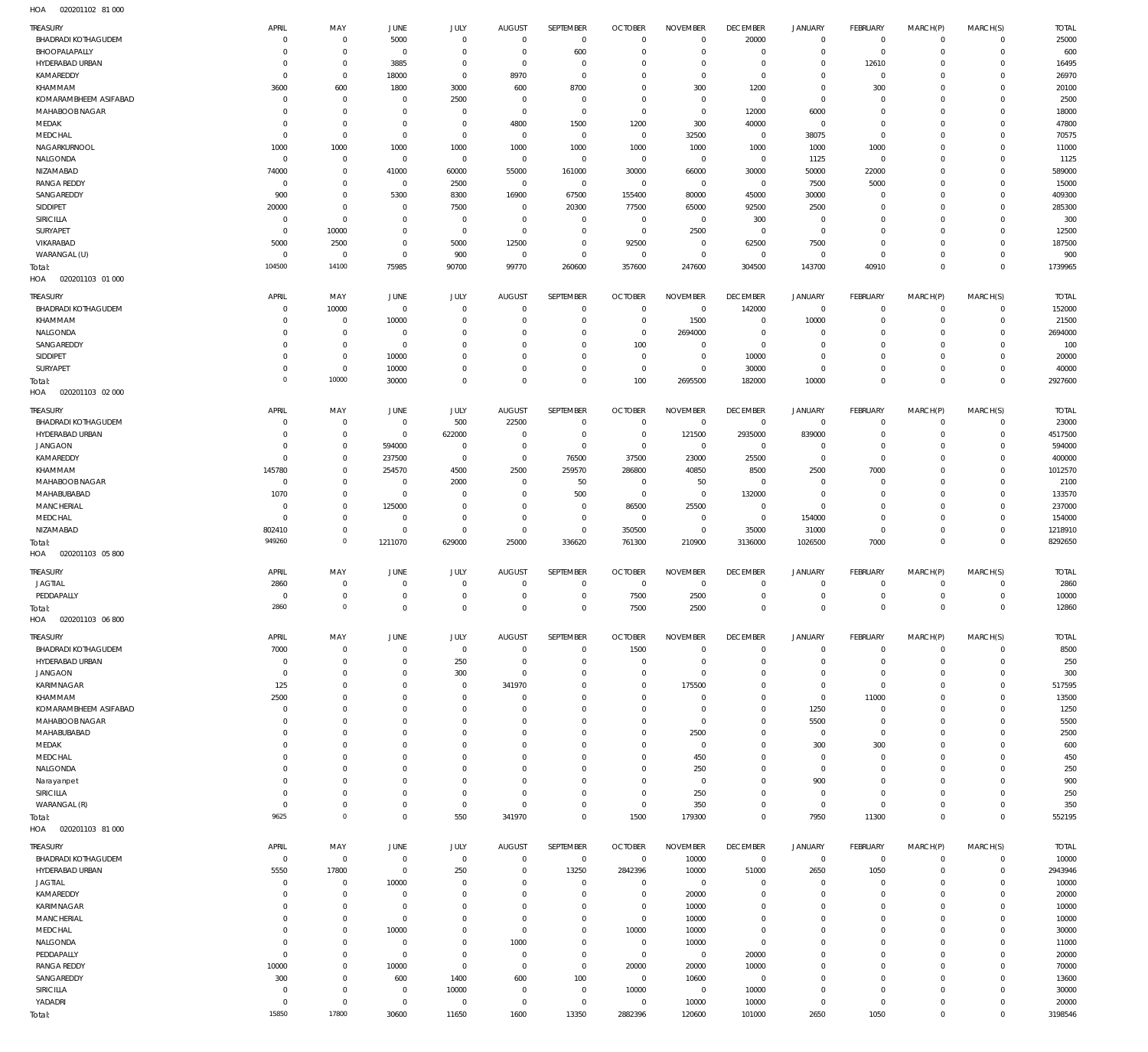HOA 020201102 81 000

| TREASURY | APRIL | MAY | JUNE | JULY | AUGUST | SEPTEMBER | OCTOBER | NOVEMBER | DECEMBER | JANUARY | FEBRUARY | MARCH(P) | MARCH(S) | TOTAL |
|---|---|---|---|---|---|---|---|---|---|---|---|---|---|---|
| BHADRADI KOTHAGUDEM | 0 | 0 | 5000 | 0 | 0 | 0 | 0 | 0 | 20000 | 0 | 0 | 0 | 0 | 25000 |
| BHOOPALAPALLY | 0 | 0 | 0 | 0 | 0 | 600 | 0 | 0 | 0 | 0 | 0 | 0 | 0 | 600 |
| HYDERABAD URBAN | 0 | 0 | 3885 | 0 | 0 | 0 | 0 | 0 | 0 | 0 | 12610 | 0 | 0 | 16495 |
| KAMAREDDY | 0 | 0 | 18000 | 0 | 8970 | 0 | 0 | 0 | 0 | 0 | 0 | 0 | 0 | 26970 |
| KHAMMAM | 3600 | 600 | 1800 | 3000 | 600 | 8700 | 0 | 300 | 1200 | 0 | 300 | 0 | 0 | 20100 |
| KOMARAMBHEEM ASIFABAD | 0 | 0 | 0 | 2500 | 0 | 0 | 0 | 0 | 0 | 0 | 0 | 0 | 0 | 2500 |
| MAHABOOB NAGAR | 0 | 0 | 0 | 0 | 0 | 0 | 0 | 0 | 12000 | 6000 | 0 | 0 | 0 | 18000 |
| MEDAK | 0 | 0 | 0 | 0 | 4800 | 1500 | 1200 | 300 | 40000 | 0 | 0 | 0 | 0 | 47800 |
| MEDCHAL | 0 | 0 | 0 | 0 | 0 | 0 | 0 | 32500 | 0 | 38075 | 0 | 0 | 0 | 70575 |
| NAGARKURNOOL | 1000 | 1000 | 1000 | 1000 | 1000 | 1000 | 1000 | 1000 | 1000 | 1000 | 1000 | 0 | 0 | 11000 |
| NALGONDA | 0 | 0 | 0 | 0 | 0 | 0 | 0 | 0 | 0 | 1125 | 0 | 0 | 0 | 1125 |
| NIZAMABAD | 74000 | 0 | 41000 | 60000 | 55000 | 161000 | 30000 | 66000 | 30000 | 50000 | 22000 | 0 | 0 | 589000 |
| RANGA REDDY | 0 | 0 | 0 | 2500 | 0 | 0 | 0 | 0 | 0 | 7500 | 5000 | 0 | 0 | 15000 |
| SANGAREDDY | 900 | 0 | 5300 | 8300 | 16900 | 67500 | 155400 | 80000 | 45000 | 30000 | 0 | 0 | 0 | 409300 |
| SIDDIPET | 20000 | 0 | 0 | 7500 | 0 | 20300 | 77500 | 65000 | 92500 | 2500 | 0 | 0 | 0 | 285300 |
| SIRICILLA | 0 | 0 | 0 | 0 | 0 | 0 | 0 | 0 | 300 | 0 | 0 | 0 | 0 | 300 |
| SURYAPET | 0 | 10000 | 0 | 0 | 0 | 0 | 0 | 2500 | 0 | 0 | 0 | 0 | 0 | 12500 |
| VIKARABAD | 5000 | 2500 | 0 | 5000 | 12500 | 0 | 92500 | 0 | 62500 | 7500 | 0 | 0 | 0 | 187500 |
| WARANGAL (U) | 0 | 0 | 0 | 900 | 0 | 0 | 0 | 0 | 0 | 0 | 0 | 0 | 0 | 900 |
| Total: | 104500 | 14100 | 75985 | 90700 | 99770 | 260600 | 357600 | 247600 | 304500 | 143700 | 40910 | 0 | 0 | 1739965 |

HOA 020201103 01 000

| TREASURY | APRIL | MAY | JUNE | JULY | AUGUST | SEPTEMBER | OCTOBER | NOVEMBER | DECEMBER | JANUARY | FEBRUARY | MARCH(P) | MARCH(S) | TOTAL |
|---|---|---|---|---|---|---|---|---|---|---|---|---|---|---|
| BHADRADI KOTHAGUDEM | 0 | 10000 | 0 | 0 | 0 | 0 | 0 | 0 | 142000 | 0 | 0 | 0 | 0 | 152000 |
| KHAMMAM | 0 | 0 | 10000 | 0 | 0 | 0 | 0 | 1500 | 0 | 10000 | 0 | 0 | 0 | 21500 |
| NALGONDA | 0 | 0 | 0 | 0 | 0 | 0 | 0 | 2694000 | 0 | 0 | 0 | 0 | 0 | 2694000 |
| SANGAREDDY | 0 | 0 | 0 | 0 | 0 | 0 | 100 | 0 | 0 | 0 | 0 | 0 | 0 | 100 |
| SIDDIPET | 0 | 0 | 10000 | 0 | 0 | 0 | 0 | 0 | 10000 | 0 | 0 | 0 | 0 | 20000 |
| SURYAPET | 0 | 0 | 10000 | 0 | 0 | 0 | 0 | 0 | 30000 | 0 | 0 | 0 | 0 | 40000 |
| Total: | 0 | 10000 | 30000 | 0 | 0 | 0 | 100 | 2695500 | 182000 | 10000 | 0 | 0 | 0 | 2927600 |

HOA 020201103 02 000

| TREASURY | APRIL | MAY | JUNE | JULY | AUGUST | SEPTEMBER | OCTOBER | NOVEMBER | DECEMBER | JANUARY | FEBRUARY | MARCH(P) | MARCH(S) | TOTAL |
|---|---|---|---|---|---|---|---|---|---|---|---|---|---|---|
| BHADRADI KOTHAGUDEM | 0 | 0 | 0 | 500 | 22500 | 0 | 0 | 0 | 0 | 0 | 0 | 0 | 0 | 23000 |
| HYDERABAD URBAN | 0 | 0 | 0 | 622000 | 0 | 0 | 0 | 121500 | 2935000 | 839000 | 0 | 0 | 0 | 4517500 |
| JANGAON | 0 | 0 | 594000 | 0 | 0 | 0 | 0 | 0 | 0 | 0 | 0 | 0 | 0 | 594000 |
| KAMAREDDY | 0 | 0 | 237500 | 0 | 0 | 76500 | 37500 | 23000 | 25500 | 0 | 0 | 0 | 0 | 400000 |
| KHAMMAM | 145780 | 0 | 254570 | 4500 | 2500 | 259570 | 286800 | 40850 | 8500 | 2500 | 7000 | 0 | 0 | 1012570 |
| MAHABOOB NAGAR | 0 | 0 | 0 | 2000 | 0 | 50 | 0 | 50 | 0 | 0 | 0 | 0 | 0 | 2100 |
| MAHABUBABAD | 1070 | 0 | 0 | 0 | 0 | 500 | 0 | 0 | 132000 | 0 | 0 | 0 | 0 | 133570 |
| MANCHERIAL | 0 | 0 | 125000 | 0 | 0 | 0 | 86500 | 25500 | 0 | 0 | 0 | 0 | 0 | 237000 |
| MEDCHAL | 0 | 0 | 0 | 0 | 0 | 0 | 0 | 0 | 0 | 154000 | 0 | 0 | 0 | 154000 |
| NIZAMABAD | 802410 | 0 | 0 | 0 | 0 | 0 | 350500 | 0 | 35000 | 31000 | 0 | 0 | 0 | 1218910 |
| Total: | 949260 | 0 | 1211070 | 629000 | 25000 | 336620 | 761300 | 210900 | 3136000 | 1026500 | 7000 | 0 | 0 | 8292650 |

HOA 020201103 05 800

| TREASURY | APRIL | MAY | JUNE | JULY | AUGUST | SEPTEMBER | OCTOBER | NOVEMBER | DECEMBER | JANUARY | FEBRUARY | MARCH(P) | MARCH(S) | TOTAL |
|---|---|---|---|---|---|---|---|---|---|---|---|---|---|---|
| JAGTIAL | 2860 | 0 | 0 | 0 | 0 | 0 | 0 | 0 | 0 | 0 | 0 | 0 | 0 | 2860 |
| PEDDAPALLY | 0 | 0 | 0 | 0 | 0 | 0 | 7500 | 2500 | 0 | 0 | 0 | 0 | 0 | 10000 |
| Total: | 2860 | 0 | 0 | 0 | 0 | 0 | 7500 | 2500 | 0 | 0 | 0 | 0 | 0 | 12860 |

HOA 020201103 06 800

| TREASURY | APRIL | MAY | JUNE | JULY | AUGUST | SEPTEMBER | OCTOBER | NOVEMBER | DECEMBER | JANUARY | FEBRUARY | MARCH(P) | MARCH(S) | TOTAL |
|---|---|---|---|---|---|---|---|---|---|---|---|---|---|---|
| BHADRADI KOTHAGUDEM | 7000 | 0 | 0 | 0 | 0 | 0 | 1500 | 0 | 0 | 0 | 0 | 0 | 0 | 8500 |
| HYDERABAD URBAN | 0 | 0 | 0 | 250 | 0 | 0 | 0 | 0 | 0 | 0 | 0 | 0 | 0 | 250 |
| JANGAON | 0 | 0 | 0 | 300 | 0 | 0 | 0 | 0 | 0 | 0 | 0 | 0 | 0 | 300 |
| KARIMNAGAR | 125 | 0 | 0 | 0 | 341970 | 0 | 0 | 175500 | 0 | 0 | 0 | 0 | 0 | 517595 |
| KHAMMAM | 2500 | 0 | 0 | 0 | 0 | 0 | 0 | 0 | 0 | 0 | 11000 | 0 | 0 | 13500 |
| KOMARAMBHEEM ASIFABAD | 0 | 0 | 0 | 0 | 0 | 0 | 0 | 0 | 0 | 1250 | 0 | 0 | 0 | 1250 |
| MAHABOOB NAGAR | 0 | 0 | 0 | 0 | 0 | 0 | 0 | 0 | 0 | 5500 | 0 | 0 | 0 | 5500 |
| MAHABUBABAD | 0 | 0 | 0 | 0 | 0 | 0 | 0 | 2500 | 0 | 0 | 0 | 0 | 0 | 2500 |
| MEDAK | 0 | 0 | 0 | 0 | 0 | 0 | 0 | 0 | 0 | 300 | 300 | 0 | 0 | 600 |
| MEDCHAL | 0 | 0 | 0 | 0 | 0 | 0 | 0 | 450 | 0 | 0 | 0 | 0 | 0 | 450 |
| NALGONDA | 0 | 0 | 0 | 0 | 0 | 0 | 0 | 250 | 0 | 0 | 0 | 0 | 0 | 250 |
| Narayanpet | 0 | 0 | 0 | 0 | 0 | 0 | 0 | 0 | 0 | 900 | 0 | 0 | 0 | 900 |
| SIRICILLA | 0 | 0 | 0 | 0 | 0 | 0 | 0 | 250 | 0 | 0 | 0 | 0 | 0 | 250 |
| WARANGAL (R) | 0 | 0 | 0 | 0 | 0 | 0 | 0 | 350 | 0 | 0 | 0 | 0 | 0 | 350 |
| Total: | 9625 | 0 | 0 | 550 | 341970 | 0 | 1500 | 179300 | 0 | 7950 | 11300 | 0 | 0 | 552195 |

HOA 020201103 81 000

| TREASURY | APRIL | MAY | JUNE | JULY | AUGUST | SEPTEMBER | OCTOBER | NOVEMBER | DECEMBER | JANUARY | FEBRUARY | MARCH(P) | MARCH(S) | TOTAL |
|---|---|---|---|---|---|---|---|---|---|---|---|---|---|---|
| BHADRADI KOTHAGUDEM | 0 | 0 | 0 | 0 | 0 | 0 | 0 | 10000 | 0 | 0 | 0 | 0 | 0 | 10000 |
| HYDERABAD URBAN | 5550 | 17800 | 0 | 250 | 0 | 13250 | 2842396 | 10000 | 51000 | 2650 | 1050 | 0 | 0 | 2943946 |
| JAGTIAL | 0 | 0 | 10000 | 0 | 0 | 0 | 0 | 0 | 0 | 0 | 0 | 0 | 0 | 10000 |
| KAMAREDDY | 0 | 0 | 0 | 0 | 0 | 0 | 0 | 20000 | 0 | 0 | 0 | 0 | 0 | 20000 |
| KARIMNAGAR | 0 | 0 | 0 | 0 | 0 | 0 | 0 | 10000 | 0 | 0 | 0 | 0 | 0 | 10000 |
| MANCHERIAL | 0 | 0 | 0 | 0 | 0 | 0 | 0 | 10000 | 0 | 0 | 0 | 0 | 0 | 10000 |
| MEDCHAL | 0 | 0 | 10000 | 0 | 0 | 0 | 10000 | 10000 | 0 | 0 | 0 | 0 | 0 | 30000 |
| NALGONDA | 0 | 0 | 0 | 0 | 1000 | 0 | 0 | 10000 | 0 | 0 | 0 | 0 | 0 | 11000 |
| PEDDAPALLY | 0 | 0 | 0 | 0 | 0 | 0 | 0 | 0 | 20000 | 0 | 0 | 0 | 0 | 20000 |
| RANGA REDDY | 10000 | 0 | 10000 | 0 | 0 | 0 | 20000 | 20000 | 10000 | 0 | 0 | 0 | 0 | 70000 |
| SANGAREDDY | 300 | 0 | 600 | 1400 | 600 | 100 | 0 | 10600 | 0 | 0 | 0 | 0 | 0 | 13600 |
| SIRICILLA | 0 | 0 | 0 | 10000 | 0 | 0 | 10000 | 0 | 10000 | 0 | 0 | 0 | 0 | 30000 |
| YADADRI | 0 | 0 | 0 | 0 | 0 | 0 | 0 | 10000 | 10000 | 0 | 0 | 0 | 0 | 20000 |
| Total: | 15850 | 17800 | 30600 | 11650 | 1600 | 13350 | 2882396 | 120600 | 101000 | 2650 | 1050 | 0 | 0 | 3198546 |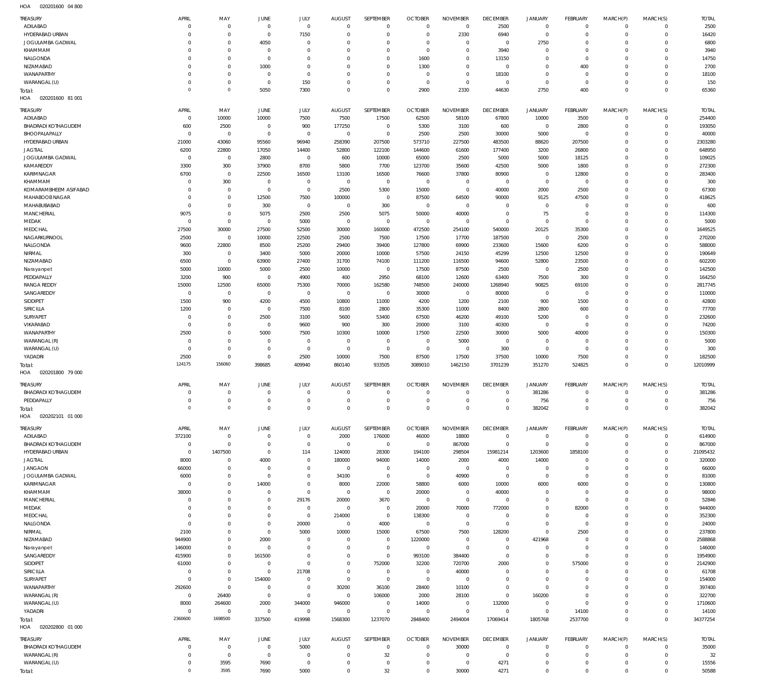HOA 020201600 04 800

| TREASURY | APRIL | MAY | JUNE | JULY | AUGUST | SEPTEMBER | OCTOBER | NOVEMBER | DECEMBER | JANUARY | FEBRUARY | MARCH(P) | MARCH(S) | TOTAL |
|---|---|---|---|---|---|---|---|---|---|---|---|---|---|---|
| ADILABAD | 0 | 0 | 0 | 0 | 0 | 0 | 0 | 0 | 2500 | 0 | 0 | 0 | 0 | 2500 |
| HYDERABAD URBAN | 0 | 0 | 0 | 7150 | 0 | 0 | 0 | 2330 | 6940 | 0 | 0 | 0 | 0 | 16420 |
| JOGULAMBA GADWAL | 0 | 0 | 4050 | 0 | 0 | 0 | 0 | 0 | 0 | 2750 | 0 | 0 | 0 | 6800 |
| KHAMMAM | 0 | 0 | 0 | 0 | 0 | 0 | 0 | 0 | 3940 | 0 | 0 | 0 | 0 | 3940 |
| NALGONDA | 0 | 0 | 0 | 0 | 0 | 0 | 1600 | 0 | 13150 | 0 | 0 | 0 | 0 | 14750 |
| NIZAMABAD | 0 | 0 | 1000 | 0 | 0 | 0 | 1300 | 0 | 0 | 0 | 400 | 0 | 0 | 2700 |
| WANAPARTHY | 0 | 0 | 0 | 0 | 0 | 0 | 0 | 0 | 18100 | 0 | 0 | 0 | 0 | 18100 |
| WARANGAL (U) | 0 | 0 | 0 | 150 | 0 | 0 | 0 | 0 | 0 | 0 | 0 | 0 | 0 | 150 |
| Total: | 0 | 0 | 5050 | 7300 | 0 | 0 | 2900 | 2330 | 44630 | 2750 | 400 | 0 | 0 | 65360 |

HOA 020201600 81 001

| TREASURY | APRIL | MAY | JUNE | JULY | AUGUST | SEPTEMBER | OCTOBER | NOVEMBER | DECEMBER | JANUARY | FEBRUARY | MARCH(P) | MARCH(S) | TOTAL |
|---|---|---|---|---|---|---|---|---|---|---|---|---|---|---|
| ADILABAD | 0 | 10000 | 10000 | 7500 | 7500 | 17500 | 62500 | 58100 | 67800 | 10000 | 3500 | 0 | 0 | 254400 |
| BHADRADI KOTHAGUDEM | 600 | 2500 | 0 | 900 | 177250 | 0 | 5300 | 3100 | 600 | 0 | 2800 | 0 | 0 | 193050 |
| BHOOPALAPALLY | 0 | 0 | 0 | 0 | 0 | 0 | 2500 | 2500 | 30000 | 5000 | 0 | 0 | 0 | 40000 |
| HYDERABAD URBAN | 21000 | 43060 | 95560 | 96940 | 258390 | 207500 | 573710 | 227500 | 483500 | 88620 | 207500 | 0 | 0 | 2303280 |
| JAGTIAL | 6200 | 22800 | 17050 | 14400 | 52800 | 122100 | 144600 | 61600 | 177400 | 3200 | 26800 | 0 | 0 | 648950 |
| JOGULAMBA GADWAL | 0 | 0 | 2800 | 0 | 600 | 10000 | 65000 | 2500 | 5000 | 5000 | 18125 | 0 | 0 | 109025 |
| KAMAREDDY | 3300 | 300 | 37900 | 8700 | 5800 | 7700 | 123700 | 35600 | 42500 | 5000 | 1800 | 0 | 0 | 272300 |
| KARIMNAGAR | 6700 | 0 | 22500 | 16500 | 13100 | 16500 | 76600 | 37800 | 80900 | 0 | 12800 | 0 | 0 | 283400 |
| KHAMMAM | 0 | 300 | 0 | 0 | 0 | 0 | 0 | 0 | 0 | 0 | 0 | 0 | 0 | 300 |
| KOMARAMBHEEM ASIFABAD | 0 | 0 | 0 | 0 | 2500 | 5300 | 15000 | 0 | 40000 | 2000 | 2500 | 0 | 0 | 67300 |
| MAHABOOB NAGAR | 0 | 0 | 12500 | 7500 | 100000 | 0 | 87500 | 64500 | 90000 | 9125 | 47500 | 0 | 0 | 418625 |
| MAHABUBABAD | 0 | 0 | 300 | 0 | 0 | 300 | 0 | 0 | 0 | 0 | 0 | 0 | 0 | 600 |
| MANCHERIAL | 9075 | 0 | 5075 | 2500 | 2500 | 5075 | 50000 | 40000 | 0 | 75 | 0 | 0 | 0 | 114300 |
| MEDAK | 0 | 0 | 0 | 5000 | 0 | 0 | 0 | 0 | 0 | 0 | 0 | 0 | 0 | 5000 |
| MEDCHAL | 27500 | 30000 | 27500 | 52500 | 30000 | 160000 | 472500 | 254100 | 540000 | 20125 | 35300 | 0 | 0 | 1649525 |
| NAGARKURNOOL | 2500 | 0 | 10000 | 22500 | 2500 | 7500 | 17500 | 17700 | 187500 | 0 | 2500 | 0 | 0 | 270200 |
| NALGONDA | 9600 | 22800 | 8500 | 25200 | 29400 | 39400 | 127800 | 69900 | 233600 | 15600 | 6200 | 0 | 0 | 588000 |
| NIRMAL | 300 | 0 | 3400 | 5000 | 20000 | 10000 | 57500 | 24150 | 45299 | 12500 | 12500 | 0 | 0 | 190649 |
| NIZAMABAD | 6500 | 0 | 63900 | 27400 | 31700 | 74100 | 111200 | 116500 | 94600 | 52800 | 23500 | 0 | 0 | 602200 |
| Narayanpet | 5000 | 10000 | 5000 | 2500 | 10000 | 0 | 17500 | 87500 | 2500 | 0 | 2500 | 0 | 0 | 142500 |
| PEDDAPALLY | 3200 | 900 | 0 | 4900 | 400 | 2950 | 68100 | 12600 | 63400 | 7500 | 300 | 0 | 0 | 164250 |
| RANGA REDDY | 15000 | 12500 | 65000 | 75300 | 70000 | 162580 | 748500 | 240000 | 1268940 | 90825 | 69100 | 0 | 0 | 2817745 |
| SANGAREDDY | 0 | 0 | 0 | 0 | 0 | 0 | 30000 | 0 | 80000 | 0 | 0 | 0 | 0 | 110000 |
| SIDDIPET | 1500 | 900 | 4200 | 4500 | 10800 | 11000 | 4200 | 1200 | 2100 | 900 | 1500 | 0 | 0 | 42800 |
| SIRICILLA | 1200 | 0 | 0 | 7500 | 8100 | 2800 | 35300 | 11000 | 8400 | 2800 | 600 | 0 | 0 | 77700 |
| SURYAPET | 0 | 0 | 2500 | 3100 | 5600 | 53400 | 67500 | 46200 | 49100 | 5200 | 0 | 0 | 0 | 232600 |
| VIKARABAD | 0 | 0 | 0 | 9600 | 900 | 300 | 20000 | 3100 | 40300 | 0 | 0 | 0 | 0 | 74200 |
| WANAPARTHY | 2500 | 0 | 5000 | 7500 | 10300 | 10000 | 17500 | 22500 | 30000 | 5000 | 40000 | 0 | 0 | 150300 |
| WARANGAL (R) | 0 | 0 | 0 | 0 | 0 | 0 | 0 | 5000 | 0 | 0 | 0 | 0 | 0 | 5000 |
| WARANGAL (U) | 0 | 0 | 0 | 0 | 0 | 0 | 0 | 0 | 300 | 0 | 0 | 0 | 0 | 300 |
| YADADRI | 2500 | 0 | 0 | 2500 | 10000 | 7500 | 87500 | 17500 | 37500 | 10000 | 7500 | 0 | 0 | 182500 |
| Total: | 124175 | 156060 | 398685 | 409940 | 860140 | 933505 | 3089010 | 1462150 | 3701239 | 351270 | 524825 | 0 | 0 | 12010999 |

HOA 020201800 79 000

| TREASURY | APRIL | MAY | JUNE | JULY | AUGUST | SEPTEMBER | OCTOBER | NOVEMBER | DECEMBER | JANUARY | FEBRUARY | MARCH(P) | MARCH(S) | TOTAL |
|---|---|---|---|---|---|---|---|---|---|---|---|---|---|---|
| BHADRADI KOTHAGUDEM | 0 | 0 | 0 | 0 | 0 | 0 | 0 | 0 | 0 | 381286 | 0 | 0 | 0 | 381286 |
| PEDDAPALLY | 0 | 0 | 0 | 0 | 0 | 0 | 0 | 0 | 0 | 756 | 0 | 0 | 0 | 756 |
| Total: | 0 | 0 | 0 | 0 | 0 | 0 | 0 | 0 | 0 | 382042 | 0 | 0 | 0 | 382042 |

HOA 020202101 01 000

| TREASURY | APRIL | MAY | JUNE | JULY | AUGUST | SEPTEMBER | OCTOBER | NOVEMBER | DECEMBER | JANUARY | FEBRUARY | MARCH(P) | MARCH(S) | TOTAL |
|---|---|---|---|---|---|---|---|---|---|---|---|---|---|---|
| ADILABAD | 372100 | 0 | 0 | 0 | 2000 | 176000 | 46000 | 18800 | 0 | 0 | 0 | 0 | 0 | 614900 |
| BHADRADI KOTHAGUDEM | 0 | 0 | 0 | 0 | 0 | 0 | 0 | 867000 | 0 | 0 | 0 | 0 | 0 | 867000 |
| HYDERABAD URBAN | 0 | 1407500 | 0 | 114 | 124000 | 28300 | 194100 | 298504 | 15981214 | 1203600 | 1858100 | 0 | 0 | 21095432 |
| JAGTIAL | 8000 | 0 | 4000 | 0 | 180000 | 94000 | 14000 | 2000 | 4000 | 14000 | 0 | 0 | 0 | 320000 |
| JANGAON | 66000 | 0 | 0 | 0 | 0 | 0 | 0 | 0 | 0 | 0 | 0 | 0 | 0 | 66000 |
| JOGULAMBA GADWAL | 6000 | 0 | 0 | 0 | 34100 | 0 | 0 | 40900 | 0 | 0 | 0 | 0 | 0 | 81000 |
| KARIMNAGAR | 0 | 0 | 14000 | 0 | 8000 | 22000 | 58800 | 6000 | 10000 | 6000 | 6000 | 0 | 0 | 130800 |
| KHAMMAM | 38000 | 0 | 0 | 0 | 0 | 0 | 20000 | 0 | 40000 | 0 | 0 | 0 | 0 | 98000 |
| MANCHERIAL | 0 | 0 | 0 | 29176 | 20000 | 3670 | 0 | 0 | 0 | 0 | 0 | 0 | 0 | 52846 |
| MEDAK | 0 | 0 | 0 | 0 | 0 | 0 | 20000 | 70000 | 772000 | 0 | 82000 | 0 | 0 | 944000 |
| MEDCHAL | 0 | 0 | 0 | 0 | 214000 | 0 | 138300 | 0 | 0 | 0 | 0 | 0 | 0 | 352300 |
| NALGONDA | 0 | 0 | 0 | 20000 | 0 | 4000 | 0 | 0 | 0 | 0 | 0 | 0 | 0 | 24000 |
| NIRMAL | 2100 | 0 | 0 | 5000 | 10000 | 15000 | 67500 | 7500 | 128200 | 0 | 2500 | 0 | 0 | 237800 |
| NIZAMABAD | 944900 | 0 | 2000 | 0 | 0 | 0 | 1220000 | 0 | 0 | 421968 | 0 | 0 | 0 | 2588868 |
| Narayanpet | 146000 | 0 | 0 | 0 | 0 | 0 | 0 | 0 | 0 | 0 | 0 | 0 | 0 | 146000 |
| SANGAREDDY | 415900 | 0 | 161500 | 0 | 0 | 0 | 993100 | 384400 | 0 | 0 | 0 | 0 | 0 | 1954900 |
| SIDDIPET | 61000 | 0 | 0 | 0 | 0 | 752000 | 32200 | 720700 | 2000 | 0 | 575000 | 0 | 0 | 2142900 |
| SIRICILLA | 0 | 0 | 0 | 21708 | 0 | 0 | 0 | 40000 | 0 | 0 | 0 | 0 | 0 | 61708 |
| SURYAPET | 0 | 0 | 154000 | 0 | 0 | 0 | 0 | 0 | 0 | 0 | 0 | 0 | 0 | 154000 |
| WANAPARTHY | 292600 | 0 | 0 | 0 | 30200 | 36100 | 28400 | 10100 | 0 | 0 | 0 | 0 | 0 | 397400 |
| WARANGAL (R) | 0 | 26400 | 0 | 0 | 0 | 106000 | 2000 | 28100 | 0 | 160200 | 0 | 0 | 0 | 322700 |
| WARANGAL (U) | 8000 | 264600 | 2000 | 344000 | 946000 | 0 | 14000 | 0 | 132000 | 0 | 0 | 0 | 0 | 1710600 |
| YADADRI | 0 | 0 | 0 | 0 | 0 | 0 | 0 | 0 | 0 | 0 | 14100 | 0 | 0 | 14100 |
| Total: | 2360600 | 1698500 | 337500 | 419998 | 1568300 | 1237070 | 2848400 | 2494004 | 17069414 | 1805768 | 2537700 | 0 | 0 | 34377254 |

HOA 020202800 01 000

| TREASURY | APRIL | MAY | JUNE | JULY | AUGUST | SEPTEMBER | OCTOBER | NOVEMBER | DECEMBER | JANUARY | FEBRUARY | MARCH(P) | MARCH(S) | TOTAL |
|---|---|---|---|---|---|---|---|---|---|---|---|---|---|---|
| BHADRADI KOTHAGUDEM | 0 | 0 | 0 | 5000 | 0 | 0 | 0 | 30000 | 0 | 0 | 0 | 0 | 0 | 35000 |
| WARANGAL (R) | 0 | 0 | 0 | 0 | 0 | 32 | 0 | 0 | 0 | 0 | 0 | 0 | 0 | 32 |
| WARANGAL (U) | 0 | 3595 | 7690 | 0 | 0 | 0 | 0 | 0 | 4271 | 0 | 0 | 0 | 0 | 15556 |
| Total: | 0 | 3595 | 7690 | 5000 | 0 | 32 | 0 | 30000 | 4271 | 0 | 0 | 0 | 0 | 50588 |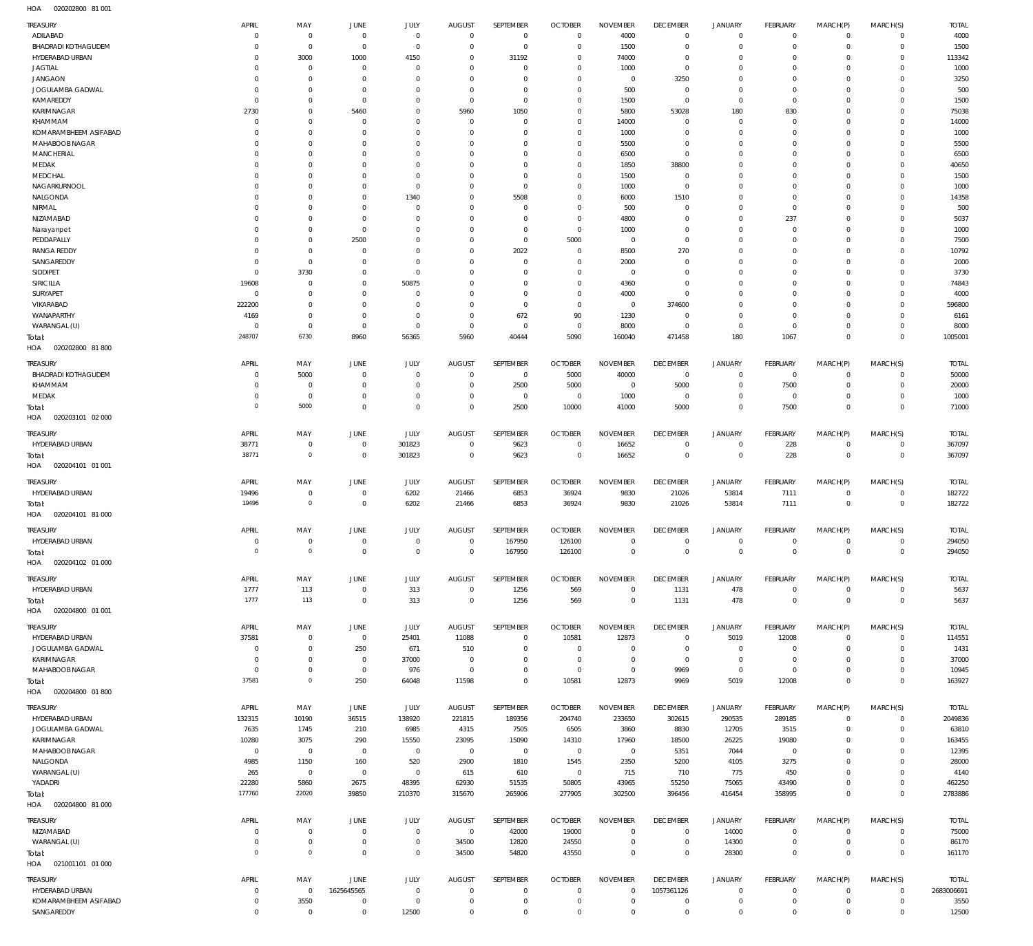HOA 020202800 81 001

| TREASURY | APRIL | MAY | JUNE | JULY | AUGUST | SEPTEMBER | OCTOBER | NOVEMBER | DECEMBER | JANUARY | FEBRUARY | MARCH(P) | MARCH(S) | TOTAL |
|---|---|---|---|---|---|---|---|---|---|---|---|---|---|---|
| ADILABAD | 0 | 0 | 0 | 0 | 0 | 0 | 0 | 4000 | 0 | 0 | 0 | 0 | 0 | 4000 |
| BHADRADI KOTHAGUDEM | 0 | 0 | 0 | 0 | 0 | 0 | 0 | 1500 | 0 | 0 | 0 | 0 | 0 | 1500 |
| HYDERABAD URBAN | 0 | 3000 | 1000 | 4150 | 0 | 31192 | 0 | 74000 | 0 | 0 | 0 | 0 | 0 | 113342 |
| JAGTIAL | 0 | 0 | 0 | 0 | 0 | 0 | 0 | 1000 | 0 | 0 | 0 | 0 | 0 | 1000 |
| JANGAON | 0 | 0 | 0 | 0 | 0 | 0 | 0 | 0 | 3250 | 0 | 0 | 0 | 0 | 3250 |
| JOGULAMBA GADWAL | 0 | 0 | 0 | 0 | 0 | 0 | 0 | 500 | 0 | 0 | 0 | 0 | 0 | 500 |
| KAMAREDDY | 0 | 0 | 0 | 0 | 0 | 0 | 0 | 1500 | 0 | 0 | 0 | 0 | 0 | 1500 |
| KARIMNAGAR | 2730 | 0 | 5460 | 0 | 5960 | 1050 | 0 | 5800 | 53028 | 180 | 830 | 0 | 0 | 75038 |
| KHAMMAM | 0 | 0 | 0 | 0 | 0 | 0 | 0 | 14000 | 0 | 0 | 0 | 0 | 0 | 14000 |
| KOMARAMBHEEM ASIFABAD | 0 | 0 | 0 | 0 | 0 | 0 | 0 | 1000 | 0 | 0 | 0 | 0 | 0 | 1000 |
| MAHABOOB NAGAR | 0 | 0 | 0 | 0 | 0 | 0 | 0 | 5500 | 0 | 0 | 0 | 0 | 0 | 5500 |
| MANCHERIAL | 0 | 0 | 0 | 0 | 0 | 0 | 0 | 6500 | 0 | 0 | 0 | 0 | 0 | 6500 |
| MEDAK | 0 | 0 | 0 | 0 | 0 | 0 | 0 | 1850 | 38800 | 0 | 0 | 0 | 0 | 40650 |
| MEDCHAL | 0 | 0 | 0 | 0 | 0 | 0 | 0 | 1500 | 0 | 0 | 0 | 0 | 0 | 1500 |
| NAGARKURNOOL | 0 | 0 | 0 | 0 | 0 | 0 | 0 | 1000 | 0 | 0 | 0 | 0 | 0 | 1000 |
| NALGONDA | 0 | 0 | 0 | 1340 | 0 | 5508 | 0 | 6000 | 1510 | 0 | 0 | 0 | 0 | 14358 |
| NIRMAL | 0 | 0 | 0 | 0 | 0 | 0 | 0 | 500 | 0 | 0 | 0 | 0 | 0 | 500 |
| NIZAMABAD | 0 | 0 | 0 | 0 | 0 | 0 | 0 | 4800 | 0 | 0 | 237 | 0 | 0 | 5037 |
| Narayanpet | 0 | 0 | 0 | 0 | 0 | 0 | 0 | 1000 | 0 | 0 | 0 | 0 | 0 | 1000 |
| PEDDAPALLY | 0 | 0 | 2500 | 0 | 0 | 0 | 5000 | 0 | 0 | 0 | 0 | 0 | 0 | 7500 |
| RANGA REDDY | 0 | 0 | 0 | 0 | 0 | 2022 | 0 | 8500 | 270 | 0 | 0 | 0 | 0 | 10792 |
| SANGAREDDY | 0 | 0 | 0 | 0 | 0 | 0 | 0 | 2000 | 0 | 0 | 0 | 0 | 0 | 2000 |
| SIDDIPET | 0 | 3730 | 0 | 0 | 0 | 0 | 0 | 0 | 0 | 0 | 0 | 0 | 0 | 3730 |
| SIRICILLA | 19608 | 0 | 0 | 50875 | 0 | 0 | 0 | 4360 | 0 | 0 | 0 | 0 | 0 | 74843 |
| SURYAPET | 0 | 0 | 0 | 0 | 0 | 0 | 0 | 4000 | 0 | 0 | 0 | 0 | 0 | 4000 |
| VIKARABAD | 222200 | 0 | 0 | 0 | 0 | 0 | 0 | 0 | 374600 | 0 | 0 | 0 | 0 | 596800 |
| WANAPARTHY | 4169 | 0 | 0 | 0 | 0 | 672 | 90 | 1230 | 0 | 0 | 0 | 0 | 0 | 6161 |
| WARANGAL (U) | 0 | 0 | 0 | 0 | 0 | 0 | 0 | 8000 | 0 | 0 | 0 | 0 | 0 | 8000 |
| Total: | 248707 | 6730 | 8960 | 56365 | 5960 | 40444 | 5090 | 160040 | 471458 | 180 | 1067 | 0 | 0 | 1005001 |

HOA 020202800 81 800

| TREASURY | APRIL | MAY | JUNE | JULY | AUGUST | SEPTEMBER | OCTOBER | NOVEMBER | DECEMBER | JANUARY | FEBRUARY | MARCH(P) | MARCH(S) | TOTAL |
|---|---|---|---|---|---|---|---|---|---|---|---|---|---|---|
| BHADRADI KOTHAGUDEM | 0 | 5000 | 0 | 0 | 0 | 0 | 5000 | 40000 | 0 | 0 | 0 | 0 | 0 | 50000 |
| KHAMMAM | 0 | 0 | 0 | 0 | 0 | 2500 | 5000 | 0 | 5000 | 0 | 7500 | 0 | 0 | 20000 |
| MEDAK | 0 | 0 | 0 | 0 | 0 | 0 | 0 | 1000 | 0 | 0 | 0 | 0 | 0 | 1000 |
| Total: | 0 | 5000 | 0 | 0 | 0 | 2500 | 10000 | 41000 | 5000 | 0 | 7500 | 0 | 0 | 71000 |

HOA 020203101 02 000

| TREASURY | APRIL | MAY | JUNE | JULY | AUGUST | SEPTEMBER | OCTOBER | NOVEMBER | DECEMBER | JANUARY | FEBRUARY | MARCH(P) | MARCH(S) | TOTAL |
|---|---|---|---|---|---|---|---|---|---|---|---|---|---|---|
| HYDERABAD URBAN | 38771 | 0 | 0 | 301823 | 0 | 9623 | 0 | 16652 | 0 | 0 | 228 | 0 | 0 | 367097 |
| Total: | 38771 | 0 | 0 | 301823 | 0 | 9623 | 0 | 16652 | 0 | 0 | 228 | 0 | 0 | 367097 |

HOA 020204101 01 001

| TREASURY | APRIL | MAY | JUNE | JULY | AUGUST | SEPTEMBER | OCTOBER | NOVEMBER | DECEMBER | JANUARY | FEBRUARY | MARCH(P) | MARCH(S) | TOTAL |
|---|---|---|---|---|---|---|---|---|---|---|---|---|---|---|
| HYDERABAD URBAN | 19496 | 0 | 0 | 6202 | 21466 | 6853 | 36924 | 9830 | 21026 | 53814 | 7111 | 0 | 0 | 182722 |
| Total: | 19496 | 0 | 0 | 6202 | 21466 | 6853 | 36924 | 9830 | 21026 | 53814 | 7111 | 0 | 0 | 182722 |

HOA 020204101 81 000

| TREASURY | APRIL | MAY | JUNE | JULY | AUGUST | SEPTEMBER | OCTOBER | NOVEMBER | DECEMBER | JANUARY | FEBRUARY | MARCH(P) | MARCH(S) | TOTAL |
|---|---|---|---|---|---|---|---|---|---|---|---|---|---|---|
| HYDERABAD URBAN | 0 | 0 | 0 | 0 | 0 | 167950 | 126100 | 0 | 0 | 0 | 0 | 0 | 0 | 294050 |
| Total: | 0 | 0 | 0 | 0 | 0 | 167950 | 126100 | 0 | 0 | 0 | 0 | 0 | 0 | 294050 |

HOA 020204102 01 000

| TREASURY | APRIL | MAY | JUNE | JULY | AUGUST | SEPTEMBER | OCTOBER | NOVEMBER | DECEMBER | JANUARY | FEBRUARY | MARCH(P) | MARCH(S) | TOTAL |
|---|---|---|---|---|---|---|---|---|---|---|---|---|---|---|
| HYDERABAD URBAN | 1777 | 113 | 0 | 313 | 0 | 1256 | 569 | 0 | 1131 | 478 | 0 | 0 | 0 | 5637 |
| Total: | 1777 | 113 | 0 | 313 | 0 | 1256 | 569 | 0 | 1131 | 478 | 0 | 0 | 0 | 5637 |

HOA 020204800 01 001

| TREASURY | APRIL | MAY | JUNE | JULY | AUGUST | SEPTEMBER | OCTOBER | NOVEMBER | DECEMBER | JANUARY | FEBRUARY | MARCH(P) | MARCH(S) | TOTAL |
|---|---|---|---|---|---|---|---|---|---|---|---|---|---|---|
| HYDERABAD URBAN | 37581 | 0 | 0 | 25401 | 11088 | 0 | 10581 | 12873 | 0 | 5019 | 12008 | 0 | 0 | 114551 |
| JOGULAMBA GADWAL | 0 | 0 | 250 | 671 | 510 | 0 | 0 | 0 | 0 | 0 | 0 | 0 | 0 | 1431 |
| KARIMNAGAR | 0 | 0 | 0 | 37000 | 0 | 0 | 0 | 0 | 0 | 0 | 0 | 0 | 0 | 37000 |
| MAHABOOB NAGAR | 0 | 0 | 0 | 976 | 0 | 0 | 0 | 0 | 9969 | 0 | 0 | 0 | 0 | 10945 |
| Total: | 37581 | 0 | 250 | 64048 | 11598 | 0 | 10581 | 12873 | 9969 | 5019 | 12008 | 0 | 0 | 163927 |

HOA 020204800 01 800

| TREASURY | APRIL | MAY | JUNE | JULY | AUGUST | SEPTEMBER | OCTOBER | NOVEMBER | DECEMBER | JANUARY | FEBRUARY | MARCH(P) | MARCH(S) | TOTAL |
|---|---|---|---|---|---|---|---|---|---|---|---|---|---|---|
| HYDERABAD URBAN | 132315 | 10190 | 36515 | 138920 | 221815 | 189356 | 204740 | 233650 | 302615 | 290535 | 289185 | 0 | 0 | 2049836 |
| JOGULAMBA GADWAL | 7635 | 1745 | 210 | 6985 | 4315 | 7505 | 6505 | 3860 | 8830 | 12705 | 3515 | 0 | 0 | 63810 |
| KARIMNAGAR | 10280 | 3075 | 290 | 15550 | 23095 | 15090 | 14310 | 17960 | 18500 | 26225 | 19080 | 0 | 0 | 163455 |
| MAHABOOB NAGAR | 0 | 0 | 0 | 0 | 0 | 0 | 0 | 0 | 5351 | 7044 | 0 | 0 | 0 | 12395 |
| NALGONDA | 4985 | 1150 | 160 | 520 | 2900 | 1810 | 1545 | 2350 | 5200 | 4105 | 3275 | 0 | 0 | 28000 |
| WARANGAL (U) | 265 | 0 | 0 | 0 | 615 | 610 | 0 | 715 | 710 | 775 | 450 | 0 | 0 | 4140 |
| YADADRI | 22280 | 5860 | 2675 | 48395 | 62930 | 51535 | 50805 | 43965 | 55250 | 75065 | 43490 | 0 | 0 | 462250 |
| Total: | 177760 | 22020 | 39850 | 210370 | 315670 | 265906 | 277905 | 302500 | 396456 | 416454 | 358995 | 0 | 0 | 2783886 |

HOA 020204800 81 000

| TREASURY | APRIL | MAY | JUNE | JULY | AUGUST | SEPTEMBER | OCTOBER | NOVEMBER | DECEMBER | JANUARY | FEBRUARY | MARCH(P) | MARCH(S) | TOTAL |
|---|---|---|---|---|---|---|---|---|---|---|---|---|---|---|
| NIZAMABAD | 0 | 0 | 0 | 0 | 0 | 42000 | 19000 | 0 | 0 | 14000 | 0 | 0 | 0 | 75000 |
| WARANGAL (U) | 0 | 0 | 0 | 0 | 34500 | 12820 | 24550 | 0 | 0 | 14300 | 0 | 0 | 0 | 86170 |
| Total: | 0 | 0 | 0 | 0 | 34500 | 54820 | 43550 | 0 | 0 | 28300 | 0 | 0 | 0 | 161170 |

HOA 021001101 01 000

| TREASURY | APRIL | MAY | JUNE | JULY | AUGUST | SEPTEMBER | OCTOBER | NOVEMBER | DECEMBER | JANUARY | FEBRUARY | MARCH(P) | MARCH(S) | TOTAL |
|---|---|---|---|---|---|---|---|---|---|---|---|---|---|---|
| HYDERABAD URBAN | 0 | 0 | 1625645565 | 0 | 0 | 0 | 0 | 0 | 1057361126 | 0 | 0 | 0 | 0 | 2683006691 |
| KOMARAMBHEEM ASIFABAD | 0 | 3550 | 0 | 0 | 0 | 0 | 0 | 0 | 0 | 0 | 0 | 0 | 0 | 3550 |
| SANGAREDDY | 0 | 0 | 0 | 12500 | 0 | 0 | 0 | 0 | 0 | 0 | 0 | 0 | 0 | 12500 |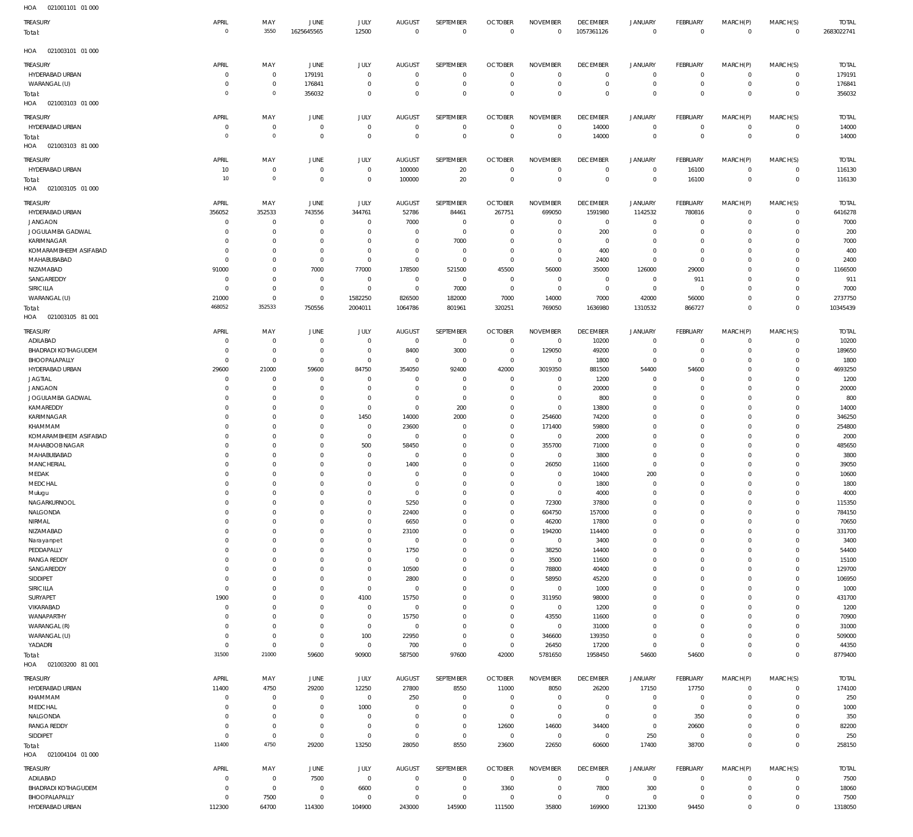HOA 021001101 01 000

| TREASURY | APRIL | MAY | JUNE | JULY | AUGUST | SEPTEMBER | OCTOBER | NOVEMBER | DECEMBER | JANUARY | FEBRUARY | MARCH(P) | MARCH(S) | TOTAL |
|---|---|---|---|---|---|---|---|---|---|---|---|---|---|---|
| Total: | 0 | 3550 | 1625645565 | 12500 | 0 | 0 | 0 | 0 | 1057361126 | 0 | 0 | 0 | 0 | 2683022741 |

HOA 021003101 01 000

| TREASURY | APRIL | MAY | JUNE | JULY | AUGUST | SEPTEMBER | OCTOBER | NOVEMBER | DECEMBER | JANUARY | FEBRUARY | MARCH(P) | MARCH(S) | TOTAL |
|---|---|---|---|---|---|---|---|---|---|---|---|---|---|---|
| HYDERABAD URBAN | 0 | 0 | 179191 | 0 | 0 | 0 | 0 | 0 | 0 | 0 | 0 | 0 | 0 | 179191 |
| WARANGAL (U) | 0 | 0 | 176841 | 0 | 0 | 0 | 0 | 0 | 0 | 0 | 0 | 0 | 0 | 176841 |
| Total: | 0 | 0 | 356032 | 0 | 0 | 0 | 0 | 0 | 0 | 0 | 0 | 0 | 0 | 356032 |

HOA 021003103 01 000

| TREASURY | APRIL | MAY | JUNE | JULY | AUGUST | SEPTEMBER | OCTOBER | NOVEMBER | DECEMBER | JANUARY | FEBRUARY | MARCH(P) | MARCH(S) | TOTAL |
|---|---|---|---|---|---|---|---|---|---|---|---|---|---|---|
| HYDERABAD URBAN | 0 | 0 | 0 | 0 | 0 | 0 | 0 | 0 | 14000 | 0 | 0 | 0 | 0 | 14000 |
| Total: | 0 | 0 | 0 | 0 | 0 | 0 | 0 | 0 | 14000 | 0 | 0 | 0 | 0 | 14000 |

HOA 021003103 81 000

| TREASURY | APRIL | MAY | JUNE | JULY | AUGUST | SEPTEMBER | OCTOBER | NOVEMBER | DECEMBER | JANUARY | FEBRUARY | MARCH(P) | MARCH(S) | TOTAL |
|---|---|---|---|---|---|---|---|---|---|---|---|---|---|---|
| HYDERABAD URBAN | 10 | 0 | 0 | 0 | 100000 | 20 | 0 | 0 | 0 | 0 | 16100 | 0 | 0 | 116130 |
| Total: | 10 | 0 | 0 | 0 | 100000 | 20 | 0 | 0 | 0 | 0 | 16100 | 0 | 0 | 116130 |

HOA 021003105 01 000

| TREASURY | APRIL | MAY | JUNE | JULY | AUGUST | SEPTEMBER | OCTOBER | NOVEMBER | DECEMBER | JANUARY | FEBRUARY | MARCH(P) | MARCH(S) | TOTAL |
|---|---|---|---|---|---|---|---|---|---|---|---|---|---|---|
| HYDERABAD URBAN | 356052 | 352533 | 743556 | 344761 | 52786 | 84461 | 267751 | 699050 | 1591980 | 1142532 | 780816 | 0 | 0 | 6416278 |
| JANGAON | 0 | 0 | 0 | 0 | 7000 | 0 | 0 | 0 | 0 | 0 | 0 | 0 | 0 | 7000 |
| JOGULAMBA GADWAL | 0 | 0 | 0 | 0 | 0 | 0 | 0 | 0 | 200 | 0 | 0 | 0 | 0 | 200 |
| KARIMNAGAR | 0 | 0 | 0 | 0 | 0 | 7000 | 0 | 0 | 0 | 0 | 0 | 0 | 0 | 7000 |
| KOMARAMBHEEM ASIFABAD | 0 | 0 | 0 | 0 | 0 | 0 | 0 | 0 | 400 | 0 | 0 | 0 | 0 | 400 |
| MAHABUBABAD | 0 | 0 | 0 | 0 | 0 | 0 | 0 | 0 | 2400 | 0 | 0 | 0 | 0 | 2400 |
| NIZAMABAD | 91000 | 0 | 7000 | 77000 | 178500 | 521500 | 45500 | 56000 | 35000 | 126000 | 29000 | 0 | 0 | 1166500 |
| SANGAREDDY | 0 | 0 | 0 | 0 | 0 | 0 | 0 | 0 | 0 | 0 | 911 | 0 | 0 | 911 |
| SIRICILLA | 0 | 0 | 0 | 0 | 0 | 7000 | 0 | 0 | 0 | 0 | 0 | 0 | 0 | 7000 |
| WARANGAL (U) | 21000 | 0 | 0 | 1582250 | 826500 | 182000 | 7000 | 14000 | 7000 | 42000 | 56000 | 0 | 0 | 2737750 |
| Total: | 468052 | 352533 | 750556 | 2004011 | 1064786 | 801961 | 320251 | 769050 | 1636980 | 1310532 | 866727 | 0 | 0 | 10345439 |

HOA 021003105 81 001

| TREASURY | APRIL | MAY | JUNE | JULY | AUGUST | SEPTEMBER | OCTOBER | NOVEMBER | DECEMBER | JANUARY | FEBRUARY | MARCH(P) | MARCH(S) | TOTAL |
|---|---|---|---|---|---|---|---|---|---|---|---|---|---|---|
| ADILABAD | 0 | 0 | 0 | 0 | 0 | 0 | 0 | 0 | 10200 | 0 | 0 | 0 | 0 | 10200 |
| BHADRADI KOTHAGUDEM | 0 | 0 | 0 | 0 | 8400 | 3000 | 0 | 129050 | 49200 | 0 | 0 | 0 | 0 | 189650 |
| BHOOPALAPALLY | 0 | 0 | 0 | 0 | 0 | 0 | 0 | 0 | 1800 | 0 | 0 | 0 | 0 | 1800 |
| HYDERABAD URBAN | 29600 | 21000 | 59600 | 84750 | 354050 | 92400 | 42000 | 3019350 | 881500 | 54400 | 54600 | 0 | 0 | 4693250 |
| JAGTIAL | 0 | 0 | 0 | 0 | 0 | 0 | 0 | 0 | 1200 | 0 | 0 | 0 | 0 | 1200 |
| JANGAON | 0 | 0 | 0 | 0 | 0 | 0 | 0 | 0 | 20000 | 0 | 0 | 0 | 0 | 20000 |
| JOGULAMBA GADWAL | 0 | 0 | 0 | 0 | 0 | 0 | 0 | 0 | 800 | 0 | 0 | 0 | 0 | 800 |
| KAMAREDDY | 0 | 0 | 0 | 0 | 0 | 200 | 0 | 0 | 13800 | 0 | 0 | 0 | 0 | 14000 |
| KARIMNAGAR | 0 | 0 | 0 | 1450 | 14000 | 2000 | 0 | 254600 | 74200 | 0 | 0 | 0 | 0 | 346250 |
| KHAMMAM | 0 | 0 | 0 | 0 | 23600 | 0 | 0 | 171400 | 59800 | 0 | 0 | 0 | 0 | 254800 |
| KOMARAMBHEEM ASIFABAD | 0 | 0 | 0 | 0 | 0 | 0 | 0 | 0 | 2000 | 0 | 0 | 0 | 0 | 2000 |
| MAHABOOB NAGAR | 0 | 0 | 0 | 500 | 58450 | 0 | 0 | 355700 | 71000 | 0 | 0 | 0 | 0 | 485650 |
| MAHABUBABAD | 0 | 0 | 0 | 0 | 0 | 0 | 0 | 0 | 3800 | 0 | 0 | 0 | 0 | 3800 |
| MANCHERIAL | 0 | 0 | 0 | 0 | 1400 | 0 | 0 | 26050 | 11600 | 0 | 0 | 0 | 0 | 39050 |
| MEDAK | 0 | 0 | 0 | 0 | 0 | 0 | 0 | 0 | 10400 | 200 | 0 | 0 | 0 | 10600 |
| MEDCHAL | 0 | 0 | 0 | 0 | 0 | 0 | 0 | 0 | 1800 | 0 | 0 | 0 | 0 | 1800 |
| Mulugu | 0 | 0 | 0 | 0 | 0 | 0 | 0 | 0 | 4000 | 0 | 0 | 0 | 0 | 4000 |
| NAGARKURNOOL | 0 | 0 | 0 | 0 | 5250 | 0 | 0 | 72300 | 37800 | 0 | 0 | 0 | 0 | 115350 |
| NALGONDA | 0 | 0 | 0 | 0 | 22400 | 0 | 0 | 604750 | 157000 | 0 | 0 | 0 | 0 | 784150 |
| NIRMAL | 0 | 0 | 0 | 0 | 6650 | 0 | 0 | 46200 | 17800 | 0 | 0 | 0 | 0 | 70650 |
| NIZAMABAD | 0 | 0 | 0 | 0 | 23100 | 0 | 0 | 194200 | 114400 | 0 | 0 | 0 | 0 | 331700 |
| Narayanpet | 0 | 0 | 0 | 0 | 0 | 0 | 0 | 0 | 3400 | 0 | 0 | 0 | 0 | 3400 |
| PEDDAPALLY | 0 | 0 | 0 | 0 | 1750 | 0 | 0 | 38250 | 14400 | 0 | 0 | 0 | 0 | 54400 |
| RANGA REDDY | 0 | 0 | 0 | 0 | 0 | 0 | 0 | 3500 | 11600 | 0 | 0 | 0 | 0 | 15100 |
| SANGAREDDY | 0 | 0 | 0 | 0 | 10500 | 0 | 0 | 78800 | 40400 | 0 | 0 | 0 | 0 | 129700 |
| SIDDIPET | 0 | 0 | 0 | 0 | 2800 | 0 | 0 | 58950 | 45200 | 0 | 0 | 0 | 0 | 106950 |
| SIRICILLA | 0 | 0 | 0 | 0 | 0 | 0 | 0 | 0 | 1000 | 0 | 0 | 0 | 0 | 1000 |
| SURYAPET | 1900 | 0 | 0 | 4100 | 15750 | 0 | 0 | 311950 | 98000 | 0 | 0 | 0 | 0 | 431700 |
| VIKARABAD | 0 | 0 | 0 | 0 | 0 | 0 | 0 | 0 | 1200 | 0 | 0 | 0 | 0 | 1200 |
| WANAPARTHY | 0 | 0 | 0 | 0 | 15750 | 0 | 0 | 43550 | 11600 | 0 | 0 | 0 | 0 | 70900 |
| WARANGAL (R) | 0 | 0 | 0 | 0 | 0 | 0 | 0 | 0 | 31000 | 0 | 0 | 0 | 0 | 31000 |
| WARANGAL (U) | 0 | 0 | 0 | 100 | 22950 | 0 | 0 | 346600 | 139350 | 0 | 0 | 0 | 0 | 509000 |
| YADADRI | 0 | 0 | 0 | 0 | 700 | 0 | 0 | 26450 | 17200 | 0 | 0 | 0 | 0 | 44350 |
| Total: | 31500 | 21000 | 59600 | 90900 | 587500 | 97600 | 42000 | 5781650 | 1958450 | 54600 | 54600 | 0 | 0 | 8779400 |

HOA 021003200 81 001

| TREASURY | APRIL | MAY | JUNE | JULY | AUGUST | SEPTEMBER | OCTOBER | NOVEMBER | DECEMBER | JANUARY | FEBRUARY | MARCH(P) | MARCH(S) | TOTAL |
|---|---|---|---|---|---|---|---|---|---|---|---|---|---|---|
| HYDERABAD URBAN | 11400 | 4750 | 29200 | 12250 | 27800 | 8550 | 11000 | 8050 | 26200 | 17150 | 17750 | 0 | 0 | 174100 |
| KHAMMAM | 0 | 0 | 0 | 0 | 250 | 0 | 0 | 0 | 0 | 0 | 0 | 0 | 0 | 250 |
| MEDCHAL | 0 | 0 | 0 | 1000 | 0 | 0 | 0 | 0 | 0 | 0 | 0 | 0 | 0 | 1000 |
| NALGONDA | 0 | 0 | 0 | 0 | 0 | 0 | 0 | 0 | 0 | 0 | 350 | 0 | 0 | 350 |
| RANGA REDDY | 0 | 0 | 0 | 0 | 0 | 0 | 12600 | 14600 | 34400 | 0 | 20600 | 0 | 0 | 82200 |
| SIDDIPET | 0 | 0 | 0 | 0 | 0 | 0 | 0 | 0 | 0 | 250 | 0 | 0 | 0 | 250 |
| Total: | 11400 | 4750 | 29200 | 13250 | 28050 | 8550 | 23600 | 22650 | 60600 | 17400 | 38700 | 0 | 0 | 258150 |

HOA 021004104 01 000

| TREASURY | APRIL | MAY | JUNE | JULY | AUGUST | SEPTEMBER | OCTOBER | NOVEMBER | DECEMBER | JANUARY | FEBRUARY | MARCH(P) | MARCH(S) | TOTAL |
|---|---|---|---|---|---|---|---|---|---|---|---|---|---|---|
| ADILABAD | 0 | 0 | 7500 | 0 | 0 | 0 | 0 | 0 | 0 | 0 | 0 | 0 | 0 | 7500 |
| BHADRADI KOTHAGUDEM | 0 | 0 | 0 | 6600 | 0 | 0 | 3360 | 0 | 7800 | 300 | 0 | 0 | 0 | 18060 |
| BHOOPALAPALLY | 0 | 7500 | 0 | 0 | 0 | 0 | 0 | 0 | 0 | 0 | 0 | 0 | 0 | 7500 |
| HYDERABAD URBAN | 112300 | 64700 | 114300 | 104900 | 243000 | 145900 | 111500 | 35800 | 169900 | 121300 | 94450 | 0 | 0 | 1318050 |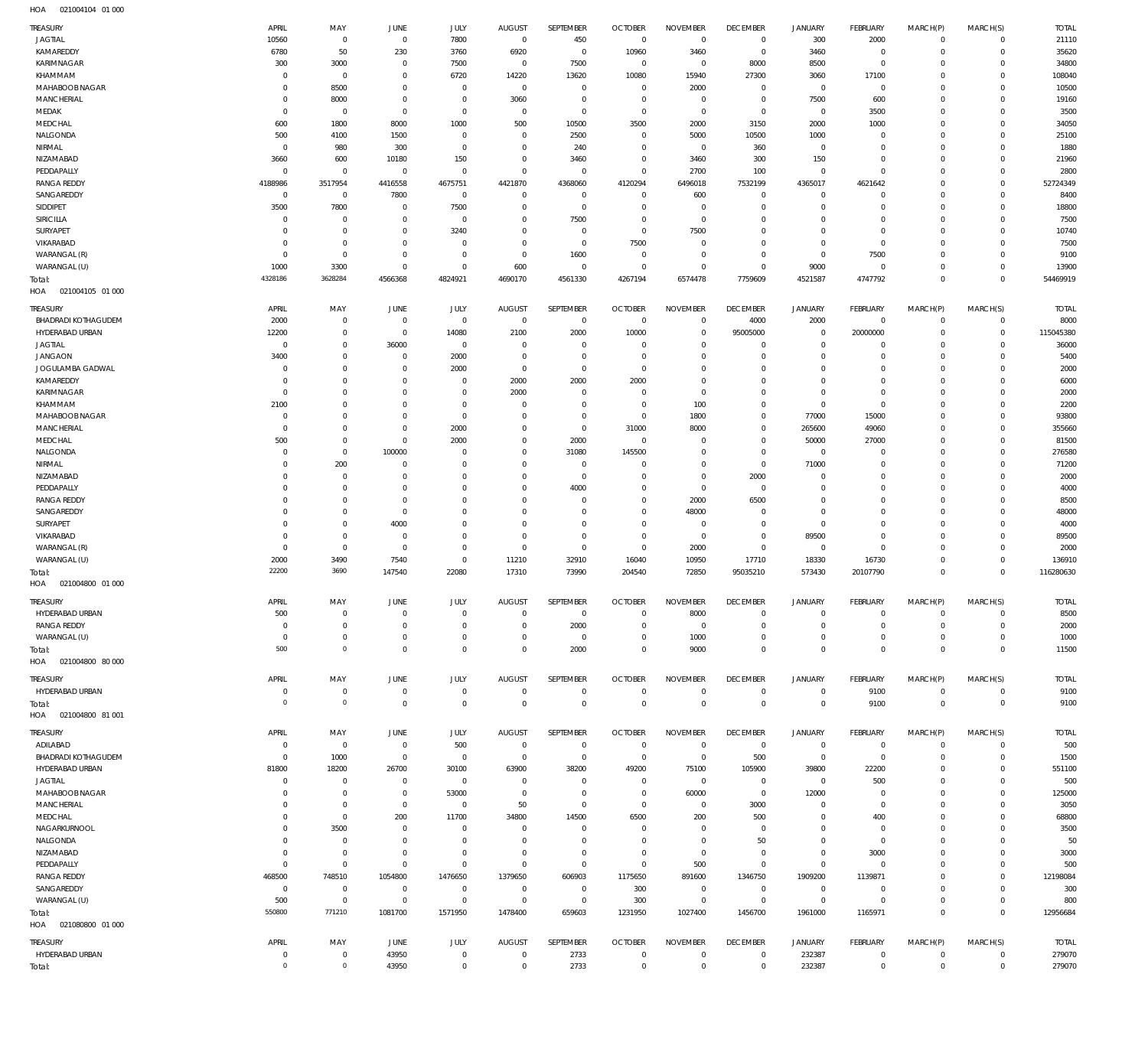HOA 021004104 01 000

| TREASURY | APRIL | MAY | JUNE | JULY | AUGUST | SEPTEMBER | OCTOBER | NOVEMBER | DECEMBER | JANUARY | FEBRUARY | MARCH(P) | MARCH(S) | TOTAL |
|---|---|---|---|---|---|---|---|---|---|---|---|---|---|---|
| JAGTIAL | 10560 | 0 | 0 | 7800 | 0 | 450 | 0 | 0 | 0 | 300 | 2000 | 0 | 0 | 21110 |
| KAMAREDDY | 6780 | 50 | 230 | 3760 | 6920 | 0 | 10960 | 3460 | 0 | 3460 | 0 | 0 | 0 | 35620 |
| KARIMNAGAR | 300 | 3000 | 0 | 7500 | 0 | 7500 | 0 | 0 | 8000 | 8500 | 0 | 0 | 0 | 34800 |
| KHAMMAM | 0 | 0 | 0 | 6720 | 14220 | 13620 | 10080 | 15940 | 27300 | 3060 | 17100 | 0 | 0 | 108040 |
| MAHABOOBNAGAR | 0 | 8500 | 0 | 0 | 0 | 0 | 0 | 2000 | 0 | 0 | 0 | 0 | 0 | 10500 |
| MANCHERIAL | 0 | 8000 | 0 | 0 | 3060 | 0 | 0 | 0 | 0 | 7500 | 600 | 0 | 0 | 19160 |
| MEDAK | 0 | 0 | 0 | 0 | 0 | 0 | 0 | 0 | 0 | 0 | 3500 | 0 | 0 | 3500 |
| MEDCHAL | 600 | 1800 | 8000 | 1000 | 500 | 10500 | 3500 | 2000 | 3150 | 2000 | 1000 | 0 | 0 | 34050 |
| NALGONDA | 500 | 4100 | 1500 | 0 | 0 | 2500 | 0 | 5000 | 10500 | 1000 | 0 | 0 | 0 | 25100 |
| NIRMAL | 0 | 980 | 300 | 0 | 0 | 240 | 0 | 0 | 360 | 0 | 0 | 0 | 0 | 1880 |
| NIZAMABAD | 3660 | 600 | 10180 | 150 | 0 | 3460 | 0 | 3460 | 300 | 150 | 0 | 0 | 0 | 21960 |
| PEDDAPALLY | 0 | 0 | 0 | 0 | 0 | 0 | 0 | 2700 | 100 | 0 | 0 | 0 | 0 | 2800 |
| RANGA REDDY | 4188986 | 3517954 | 4416558 | 4675751 | 4421870 | 4368060 | 4120294 | 6496018 | 7532199 | 4365017 | 4621642 | 0 | 0 | 52724349 |
| SANGAREDDY | 0 | 0 | 7800 | 0 | 0 | 0 | 0 | 600 | 0 | 0 | 0 | 0 | 0 | 8400 |
| SIDDIPET | 3500 | 7800 | 0 | 7500 | 0 | 0 | 0 | 0 | 0 | 0 | 0 | 0 | 0 | 18800 |
| SIRICILLA | 0 | 0 | 0 | 0 | 0 | 7500 | 0 | 0 | 0 | 0 | 0 | 0 | 0 | 7500 |
| SURYAPET | 0 | 0 | 0 | 3240 | 0 | 0 | 0 | 7500 | 0 | 0 | 0 | 0 | 0 | 10740 |
| VIKARABAD | 0 | 0 | 0 | 0 | 0 | 0 | 7500 | 0 | 0 | 0 | 0 | 0 | 0 | 7500 |
| WARANGAL (R) | 0 | 0 | 0 | 0 | 0 | 1600 | 0 | 0 | 0 | 0 | 7500 | 0 | 0 | 9100 |
| WARANGAL (U) | 1000 | 3300 | 0 | 0 | 600 | 0 | 0 | 0 | 0 | 9000 | 0 | 0 | 0 | 13900 |
| Total: | 4328186 | 3628284 | 4566368 | 4824921 | 4690170 | 4561330 | 4267194 | 6574478 | 7759609 | 4521587 | 4747792 | 0 | 0 | 54469919 |

HOA 021004105 01 000

| TREASURY | APRIL | MAY | JUNE | JULY | AUGUST | SEPTEMBER | OCTOBER | NOVEMBER | DECEMBER | JANUARY | FEBRUARY | MARCH(P) | MARCH(S) | TOTAL |
|---|---|---|---|---|---|---|---|---|---|---|---|---|---|---|
| BHADRADI KOTHAGUDEM | 2000 | 0 | 0 | 0 | 0 | 0 | 0 | 0 | 4000 | 2000 | 0 | 0 | 0 | 8000 |
| HYDERABAD URBAN | 12200 | 0 | 0 | 14080 | 2100 | 2000 | 10000 | 0 | 95005000 | 0 | 20000000 | 0 | 0 | 115045380 |
| JAGTIAL | 0 | 0 | 36000 | 0 | 0 | 0 | 0 | 0 | 0 | 0 | 0 | 0 | 0 | 36000 |
| JANGAON | 3400 | 0 | 0 | 2000 | 0 | 0 | 0 | 0 | 0 | 0 | 0 | 0 | 0 | 5400 |
| JOGULAMBA GADWAL | 0 | 0 | 0 | 2000 | 0 | 0 | 0 | 0 | 0 | 0 | 0 | 0 | 0 | 2000 |
| KAMAREDDY | 0 | 0 | 0 | 0 | 2000 | 2000 | 2000 | 0 | 0 | 0 | 0 | 0 | 0 | 6000 |
| KARIMNAGAR | 0 | 0 | 0 | 0 | 2000 | 0 | 0 | 0 | 0 | 0 | 0 | 0 | 0 | 2000 |
| KHAMMAM | 2100 | 0 | 0 | 0 | 0 | 0 | 0 | 100 | 0 | 0 | 0 | 0 | 0 | 2200 |
| MAHABOOBNAGAR | 0 | 0 | 0 | 0 | 0 | 0 | 0 | 1800 | 0 | 77000 | 15000 | 0 | 0 | 93800 |
| MANCHERIAL | 0 | 0 | 0 | 2000 | 0 | 0 | 31000 | 8000 | 0 | 265600 | 49060 | 0 | 0 | 355660 |
| MEDCHAL | 500 | 0 | 0 | 2000 | 0 | 2000 | 0 | 0 | 0 | 50000 | 27000 | 0 | 0 | 81500 |
| NALGONDA | 0 | 0 | 100000 | 0 | 0 | 31080 | 145500 | 0 | 0 | 0 | 0 | 0 | 0 | 276580 |
| NIRMAL | 0 | 200 | 0 | 0 | 0 | 0 | 0 | 0 | 0 | 71000 | 0 | 0 | 0 | 71200 |
| NIZAMABAD | 0 | 0 | 0 | 0 | 0 | 0 | 0 | 0 | 2000 | 0 | 0 | 0 | 0 | 2000 |
| PEDDAPALLY | 0 | 0 | 0 | 0 | 0 | 4000 | 0 | 0 | 0 | 0 | 0 | 0 | 0 | 4000 |
| RANGA REDDY | 0 | 0 | 0 | 0 | 0 | 0 | 0 | 2000 | 6500 | 0 | 0 | 0 | 0 | 8500 |
| SANGAREDDY | 0 | 0 | 0 | 0 | 0 | 0 | 0 | 48000 | 0 | 0 | 0 | 0 | 0 | 48000 |
| SURYAPET | 0 | 0 | 4000 | 0 | 0 | 0 | 0 | 0 | 0 | 0 | 0 | 0 | 0 | 4000 |
| VIKARABAD | 0 | 0 | 0 | 0 | 0 | 0 | 0 | 0 | 0 | 89500 | 0 | 0 | 0 | 89500 |
| WARANGAL (R) | 0 | 0 | 0 | 0 | 0 | 0 | 0 | 2000 | 0 | 0 | 0 | 0 | 0 | 2000 |
| WARANGAL (U) | 2000 | 3490 | 7540 | 0 | 11210 | 32910 | 16040 | 10950 | 17710 | 18330 | 16730 | 0 | 0 | 136910 |
| Total: | 22200 | 3690 | 147540 | 22080 | 17310 | 73990 | 204540 | 72850 | 95035210 | 573430 | 20107790 | 0 | 0 | 116280630 |

HOA 021004800 01 000

| TREASURY | APRIL | MAY | JUNE | JULY | AUGUST | SEPTEMBER | OCTOBER | NOVEMBER | DECEMBER | JANUARY | FEBRUARY | MARCH(P) | MARCH(S) | TOTAL |
|---|---|---|---|---|---|---|---|---|---|---|---|---|---|---|
| HYDERABAD URBAN | 500 | 0 | 0 | 0 | 0 | 0 | 0 | 8000 | 0 | 0 | 0 | 0 | 0 | 8500 |
| RANGA REDDY | 0 | 0 | 0 | 0 | 0 | 2000 | 0 | 0 | 0 | 0 | 0 | 0 | 0 | 2000 |
| WARANGAL (U) | 0 | 0 | 0 | 0 | 0 | 0 | 0 | 1000 | 0 | 0 | 0 | 0 | 0 | 1000 |
| Total: | 500 | 0 | 0 | 0 | 0 | 2000 | 0 | 9000 | 0 | 0 | 0 | 0 | 0 | 11500 |

HOA 021004800 80 000

| TREASURY | APRIL | MAY | JUNE | JULY | AUGUST | SEPTEMBER | OCTOBER | NOVEMBER | DECEMBER | JANUARY | FEBRUARY | MARCH(P) | MARCH(S) | TOTAL |
|---|---|---|---|---|---|---|---|---|---|---|---|---|---|---|
| HYDERABAD URBAN | 0 | 0 | 0 | 0 | 0 | 0 | 0 | 0 | 0 | 0 | 9100 | 0 | 0 | 9100 |
| Total: | 0 | 0 | 0 | 0 | 0 | 0 | 0 | 0 | 0 | 0 | 9100 | 0 | 0 | 9100 |

HOA 021004800 81 001

| TREASURY | APRIL | MAY | JUNE | JULY | AUGUST | SEPTEMBER | OCTOBER | NOVEMBER | DECEMBER | JANUARY | FEBRUARY | MARCH(P) | MARCH(S) | TOTAL |
|---|---|---|---|---|---|---|---|---|---|---|---|---|---|---|
| ADILABAD | 0 | 0 | 0 | 500 | 0 | 0 | 0 | 0 | 0 | 0 | 0 | 0 | 0 | 500 |
| BHADRADI KOTHAGUDEM | 0 | 1000 | 0 | 0 | 0 | 0 | 0 | 0 | 500 | 0 | 0 | 0 | 0 | 1500 |
| HYDERABAD URBAN | 81800 | 18200 | 26700 | 30100 | 63900 | 38200 | 49200 | 75100 | 105900 | 39800 | 22200 | 0 | 0 | 551100 |
| JAGTIAL | 0 | 0 | 0 | 0 | 0 | 0 | 0 | 0 | 0 | 0 | 500 | 0 | 0 | 500 |
| MAHABOOBNAGAR | 0 | 0 | 0 | 53000 | 0 | 0 | 0 | 60000 | 0 | 12000 | 0 | 0 | 0 | 125000 |
| MANCHERIAL | 0 | 0 | 0 | 0 | 50 | 0 | 0 | 0 | 3000 | 0 | 0 | 0 | 0 | 3050 |
| MEDCHAL | 0 | 0 | 200 | 11700 | 34800 | 14500 | 6500 | 200 | 500 | 0 | 400 | 0 | 0 | 68800 |
| NAGARKURNOOL | 0 | 3500 | 0 | 0 | 0 | 0 | 0 | 0 | 0 | 0 | 0 | 0 | 0 | 3500 |
| NALGONDA | 0 | 0 | 0 | 0 | 0 | 0 | 0 | 0 | 50 | 0 | 0 | 0 | 0 | 50 |
| NIZAMABAD | 0 | 0 | 0 | 0 | 0 | 0 | 0 | 0 | 0 | 0 | 3000 | 0 | 0 | 3000 |
| PEDDAPALLY | 0 | 0 | 0 | 0 | 0 | 0 | 0 | 500 | 0 | 0 | 0 | 0 | 0 | 500 |
| RANGA REDDY | 468500 | 748510 | 1054800 | 1476650 | 1379650 | 606903 | 1175650 | 891600 | 1346750 | 1909200 | 1139871 | 0 | 0 | 12198084 |
| SANGAREDDY | 0 | 0 | 0 | 0 | 0 | 0 | 300 | 0 | 0 | 0 | 0 | 0 | 0 | 300 |
| WARANGAL (U) | 500 | 0 | 0 | 0 | 0 | 0 | 300 | 0 | 0 | 0 | 0 | 0 | 0 | 800 |
| Total: | 550800 | 771210 | 1081700 | 1571950 | 1478400 | 659603 | 1231950 | 1027400 | 1456700 | 1961000 | 1165971 | 0 | 0 | 12956684 |

HOA 021080800 01 000

| TREASURY | APRIL | MAY | JUNE | JULY | AUGUST | SEPTEMBER | OCTOBER | NOVEMBER | DECEMBER | JANUARY | FEBRUARY | MARCH(P) | MARCH(S) | TOTAL |
|---|---|---|---|---|---|---|---|---|---|---|---|---|---|---|
| HYDERABAD URBAN | 0 | 0 | 43950 | 0 | 0 | 2733 | 0 | 0 | 0 | 232387 | 0 | 0 | 0 | 279070 |
| Total: | 0 | 0 | 43950 | 0 | 0 | 2733 | 0 | 0 | 0 | 232387 | 0 | 0 | 0 | 279070 |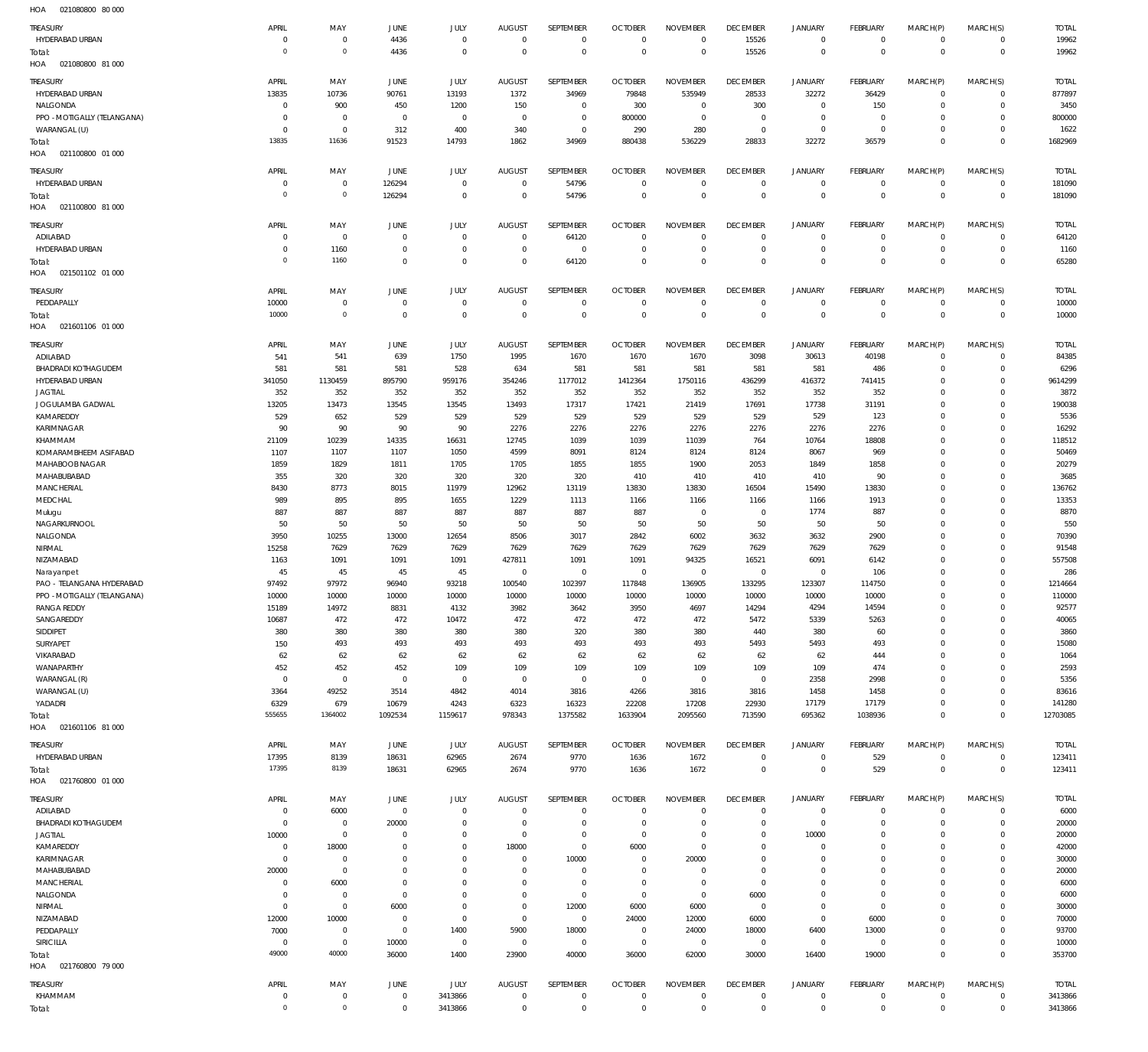HOA 021080800 80 000

| TREASURY | APRIL | MAY | JUNE | JULY | AUGUST | SEPTEMBER | OCTOBER | NOVEMBER | DECEMBER | JANUARY | FEBRUARY | MARCH(P) | MARCH(S) | TOTAL |
|---|---|---|---|---|---|---|---|---|---|---|---|---|---|---|
| HYDERABAD URBAN | 0 | 0 | 4436 | 0 | 0 | 0 | 0 | 0 | 15526 | 0 | 0 | 0 | 0 | 19962 |
| Total: | 0 | 0 | 4436 | 0 | 0 | 0 | 0 | 0 | 15526 | 0 | 0 | 0 | 0 | 19962 |

HOA 021080800 81 000

| TREASURY | APRIL | MAY | JUNE | JULY | AUGUST | SEPTEMBER | OCTOBER | NOVEMBER | DECEMBER | JANUARY | FEBRUARY | MARCH(P) | MARCH(S) | TOTAL |
|---|---|---|---|---|---|---|---|---|---|---|---|---|---|---|
| HYDERABAD URBAN | 13835 | 10736 | 90761 | 13193 | 1372 | 34969 | 79848 | 535949 | 28533 | 32272 | 36429 | 0 | 0 | 877897 |
| NALGONDA | 0 | 900 | 450 | 1200 | 150 | 0 | 300 | 0 | 300 | 0 | 150 | 0 | 0 | 3450 |
| PPO - MOTIGALLY (TELANGANA) | 0 | 0 | 0 | 0 | 0 | 0 | 800000 | 0 | 0 | 0 | 0 | 0 | 0 | 800000 |
| WARANGAL (U) | 0 | 0 | 312 | 400 | 340 | 0 | 290 | 280 | 0 | 0 | 0 | 0 | 0 | 1622 |
| Total: | 13835 | 11636 | 91523 | 14793 | 1862 | 34969 | 880438 | 536229 | 28833 | 32272 | 36579 | 0 | 0 | 1682969 |

HOA 021100800 01 000

| TREASURY | APRIL | MAY | JUNE | JULY | AUGUST | SEPTEMBER | OCTOBER | NOVEMBER | DECEMBER | JANUARY | FEBRUARY | MARCH(P) | MARCH(S) | TOTAL |
|---|---|---|---|---|---|---|---|---|---|---|---|---|---|---|
| HYDERABAD URBAN | 0 | 0 | 126294 | 0 | 0 | 54796 | 0 | 0 | 0 | 0 | 0 | 0 | 0 | 181090 |
| Total: | 0 | 0 | 126294 | 0 | 0 | 54796 | 0 | 0 | 0 | 0 | 0 | 0 | 0 | 181090 |

HOA 021100800 81 000

| TREASURY | APRIL | MAY | JUNE | JULY | AUGUST | SEPTEMBER | OCTOBER | NOVEMBER | DECEMBER | JANUARY | FEBRUARY | MARCH(P) | MARCH(S) | TOTAL |
|---|---|---|---|---|---|---|---|---|---|---|---|---|---|---|
| ADILABAD | 0 | 0 | 0 | 0 | 0 | 64120 | 0 | 0 | 0 | 0 | 0 | 0 | 0 | 64120 |
| HYDERABAD URBAN | 0 | 1160 | 0 | 0 | 0 | 0 | 0 | 0 | 0 | 0 | 0 | 0 | 0 | 1160 |
| Total: | 0 | 1160 | 0 | 0 | 0 | 64120 | 0 | 0 | 0 | 0 | 0 | 0 | 0 | 65280 |

HOA 021501102 01 000

| TREASURY | APRIL | MAY | JUNE | JULY | AUGUST | SEPTEMBER | OCTOBER | NOVEMBER | DECEMBER | JANUARY | FEBRUARY | MARCH(P) | MARCH(S) | TOTAL |
|---|---|---|---|---|---|---|---|---|---|---|---|---|---|---|
| PEDDAPALLY | 10000 | 0 | 0 | 0 | 0 | 0 | 0 | 0 | 0 | 0 | 0 | 0 | 0 | 10000 |
| Total: | 10000 | 0 | 0 | 0 | 0 | 0 | 0 | 0 | 0 | 0 | 0 | 0 | 0 | 10000 |

HOA 021601106 01 000

| TREASURY | APRIL | MAY | JUNE | JULY | AUGUST | SEPTEMBER | OCTOBER | NOVEMBER | DECEMBER | JANUARY | FEBRUARY | MARCH(P) | MARCH(S) | TOTAL |
|---|---|---|---|---|---|---|---|---|---|---|---|---|---|---|
| ADILABAD | 541 | 541 | 639 | 1750 | 1995 | 1670 | 1670 | 1670 | 3098 | 30613 | 40198 | 0 | 0 | 84385 |
| BHADRADI KOTHAGUDEM | 581 | 581 | 581 | 528 | 634 | 581 | 581 | 581 | 581 | 581 | 486 | 0 | 0 | 6296 |
| HYDERABAD URBAN | 341050 | 1130459 | 895790 | 959176 | 354246 | 1177012 | 1412364 | 1750116 | 436299 | 416372 | 741415 | 0 | 0 | 9614299 |
| JAGTIAL | 352 | 352 | 352 | 352 | 352 | 352 | 352 | 352 | 352 | 352 | 352 | 0 | 0 | 3872 |
| JOGULAMBA GADWAL | 13205 | 13473 | 13545 | 13545 | 13493 | 17317 | 17421 | 21419 | 17691 | 17738 | 31191 | 0 | 0 | 190038 |
| KAMAREDDY | 529 | 652 | 529 | 529 | 529 | 529 | 529 | 529 | 529 | 529 | 123 | 0 | 0 | 5536 |
| KARIMNAGAR | 90 | 90 | 90 | 90 | 2276 | 2276 | 2276 | 2276 | 2276 | 2276 | 2276 | 0 | 0 | 16292 |
| KHAMMAM | 21109 | 10239 | 14335 | 16631 | 12745 | 1039 | 1039 | 11039 | 764 | 10764 | 18808 | 0 | 0 | 118512 |
| KOMARAMBHEEM ASIFABAD | 1107 | 1107 | 1107 | 1050 | 4599 | 8091 | 8124 | 8124 | 8124 | 8067 | 969 | 0 | 0 | 50469 |
| MAHABOOBNAGAR | 1859 | 1829 | 1811 | 1705 | 1705 | 1855 | 1855 | 1900 | 2053 | 1849 | 1858 | 0 | 0 | 20279 |
| MAHABUBABAD | 355 | 320 | 320 | 320 | 320 | 320 | 410 | 410 | 410 | 410 | 90 | 0 | 0 | 3685 |
| MANCHERIAL | 8430 | 8773 | 8015 | 11979 | 12962 | 13119 | 13830 | 13830 | 16504 | 15490 | 13830 | 0 | 0 | 136762 |
| MEDCHAL | 989 | 895 | 895 | 1655 | 1229 | 1113 | 1166 | 1166 | 1166 | 1166 | 1913 | 0 | 0 | 13353 |
| Mulugu | 887 | 887 | 887 | 887 | 887 | 887 | 887 | 0 | 0 | 1774 | 887 | 0 | 0 | 8870 |
| NAGARKURNOOL | 50 | 50 | 50 | 50 | 50 | 50 | 50 | 50 | 50 | 50 | 50 | 0 | 0 | 550 |
| NALGONDA | 3950 | 10255 | 13000 | 12654 | 8506 | 3017 | 2842 | 6002 | 3632 | 3632 | 2900 | 0 | 0 | 70390 |
| NIRMAL | 15258 | 7629 | 7629 | 7629 | 7629 | 7629 | 7629 | 7629 | 7629 | 7629 | 7629 | 0 | 0 | 91548 |
| NIZAMABAD | 1163 | 1091 | 1091 | 1091 | 427811 | 1091 | 1091 | 94325 | 16521 | 6091 | 6142 | 0 | 0 | 557508 |
| Narayanpet | 45 | 45 | 45 | 45 | 0 | 0 | 0 | 0 | 0 | 0 | 106 | 0 | 0 | 286 |
| PAO - TELANGANA HYDERABAD | 97492 | 97972 | 96940 | 93218 | 100540 | 102397 | 117848 | 136905 | 133295 | 123307 | 114750 | 0 | 0 | 1214664 |
| PPO - MOTIGALLY (TELANGANA) | 10000 | 10000 | 10000 | 10000 | 10000 | 10000 | 10000 | 10000 | 10000 | 10000 | 10000 | 0 | 0 | 110000 |
| RANGA REDDY | 15189 | 14972 | 8831 | 4132 | 3982 | 3642 | 3950 | 4697 | 14294 | 4294 | 14594 | 0 | 0 | 92577 |
| SANGAREDDY | 10687 | 472 | 472 | 10472 | 472 | 472 | 472 | 472 | 5472 | 5339 | 5263 | 0 | 0 | 40065 |
| SIDDIPET | 380 | 380 | 380 | 380 | 380 | 320 | 380 | 380 | 440 | 380 | 60 | 0 | 0 | 3860 |
| SURYAPET | 150 | 493 | 493 | 493 | 493 | 493 | 493 | 493 | 5493 | 5493 | 493 | 0 | 0 | 15080 |
| VIKARABAD | 62 | 62 | 62 | 62 | 62 | 62 | 62 | 62 | 62 | 62 | 444 | 0 | 0 | 1064 |
| WANAPARTHY | 452 | 452 | 452 | 109 | 109 | 109 | 109 | 109 | 109 | 109 | 474 | 0 | 0 | 2593 |
| WARANGAL (R) | 0 | 0 | 0 | 0 | 0 | 0 | 0 | 0 | 0 | 2358 | 2998 | 0 | 0 | 5356 |
| WARANGAL (U) | 3364 | 49252 | 3514 | 4842 | 4014 | 3816 | 4266 | 3816 | 3816 | 1458 | 1458 | 0 | 0 | 83616 |
| YADADRI | 6329 | 679 | 10679 | 4243 | 6323 | 16323 | 22208 | 17208 | 22930 | 17179 | 17179 | 0 | 0 | 141280 |
| Total: | 555655 | 1364002 | 1092534 | 1159617 | 978343 | 1375582 | 1633904 | 2095560 | 713590 | 695362 | 1038936 | 0 | 0 | 12703085 |

HOA 021601106 81 000

| TREASURY | APRIL | MAY | JUNE | JULY | AUGUST | SEPTEMBER | OCTOBER | NOVEMBER | DECEMBER | JANUARY | FEBRUARY | MARCH(P) | MARCH(S) | TOTAL |
|---|---|---|---|---|---|---|---|---|---|---|---|---|---|---|
| HYDERABAD URBAN | 17395 | 8139 | 18631 | 62965 | 2674 | 9770 | 1636 | 1672 | 0 | 0 | 529 | 0 | 0 | 123411 |
| Total: | 17395 | 8139 | 18631 | 62965 | 2674 | 9770 | 1636 | 1672 | 0 | 0 | 529 | 0 | 0 | 123411 |

HOA 021760800 01 000

| TREASURY | APRIL | MAY | JUNE | JULY | AUGUST | SEPTEMBER | OCTOBER | NOVEMBER | DECEMBER | JANUARY | FEBRUARY | MARCH(P) | MARCH(S) | TOTAL |
|---|---|---|---|---|---|---|---|---|---|---|---|---|---|---|
| ADILABAD | 0 | 6000 | 0 | 0 | 0 | 0 | 0 | 0 | 0 | 0 | 0 | 0 | 0 | 6000 |
| BHADRADI KOTHAGUDEM | 0 | 0 | 20000 | 0 | 0 | 0 | 0 | 0 | 0 | 0 | 0 | 0 | 0 | 20000 |
| JAGTIAL | 10000 | 0 | 0 | 0 | 0 | 0 | 0 | 0 | 0 | 10000 | 0 | 0 | 0 | 20000 |
| KAMAREDDY | 0 | 18000 | 0 | 0 | 18000 | 0 | 6000 | 0 | 0 | 0 | 0 | 0 | 0 | 42000 |
| KARIMNAGAR | 0 | 0 | 0 | 0 | 0 | 10000 | 0 | 20000 | 0 | 0 | 0 | 0 | 0 | 30000 |
| MAHABUBABAD | 20000 | 0 | 0 | 0 | 0 | 0 | 0 | 0 | 0 | 0 | 0 | 0 | 0 | 20000 |
| MANCHERIAL | 0 | 6000 | 0 | 0 | 0 | 0 | 0 | 0 | 0 | 0 | 0 | 0 | 0 | 6000 |
| NALGONDA | 0 | 0 | 0 | 0 | 0 | 0 | 0 | 0 | 6000 | 0 | 0 | 0 | 0 | 6000 |
| NIRMAL | 0 | 0 | 6000 | 0 | 0 | 12000 | 6000 | 6000 | 0 | 0 | 0 | 0 | 0 | 30000 |
| NIZAMABAD | 12000 | 10000 | 0 | 0 | 0 | 0 | 24000 | 12000 | 6000 | 0 | 6000 | 0 | 0 | 70000 |
| PEDDAPALLY | 7000 | 0 | 0 | 1400 | 5900 | 18000 | 0 | 24000 | 18000 | 6400 | 13000 | 0 | 0 | 93700 |
| SIRICILLA | 0 | 0 | 10000 | 0 | 0 | 0 | 0 | 0 | 0 | 0 | 0 | 0 | 0 | 10000 |
| Total: | 49000 | 40000 | 36000 | 1400 | 23900 | 40000 | 36000 | 62000 | 30000 | 16400 | 19000 | 0 | 0 | 353700 |

HOA 021760800 79 000

| TREASURY | APRIL | MAY | JUNE | JULY | AUGUST | SEPTEMBER | OCTOBER | NOVEMBER | DECEMBER | JANUARY | FEBRUARY | MARCH(P) | MARCH(S) | TOTAL |
|---|---|---|---|---|---|---|---|---|---|---|---|---|---|---|
| KHAMMAM | 0 | 0 | 0 | 3413866 | 0 | 0 | 0 | 0 | 0 | 0 | 0 | 0 | 0 | 3413866 |
| Total: | 0 | 0 | 0 | 3413866 | 0 | 0 | 0 | 0 | 0 | 0 | 0 | 0 | 0 | 3413866 |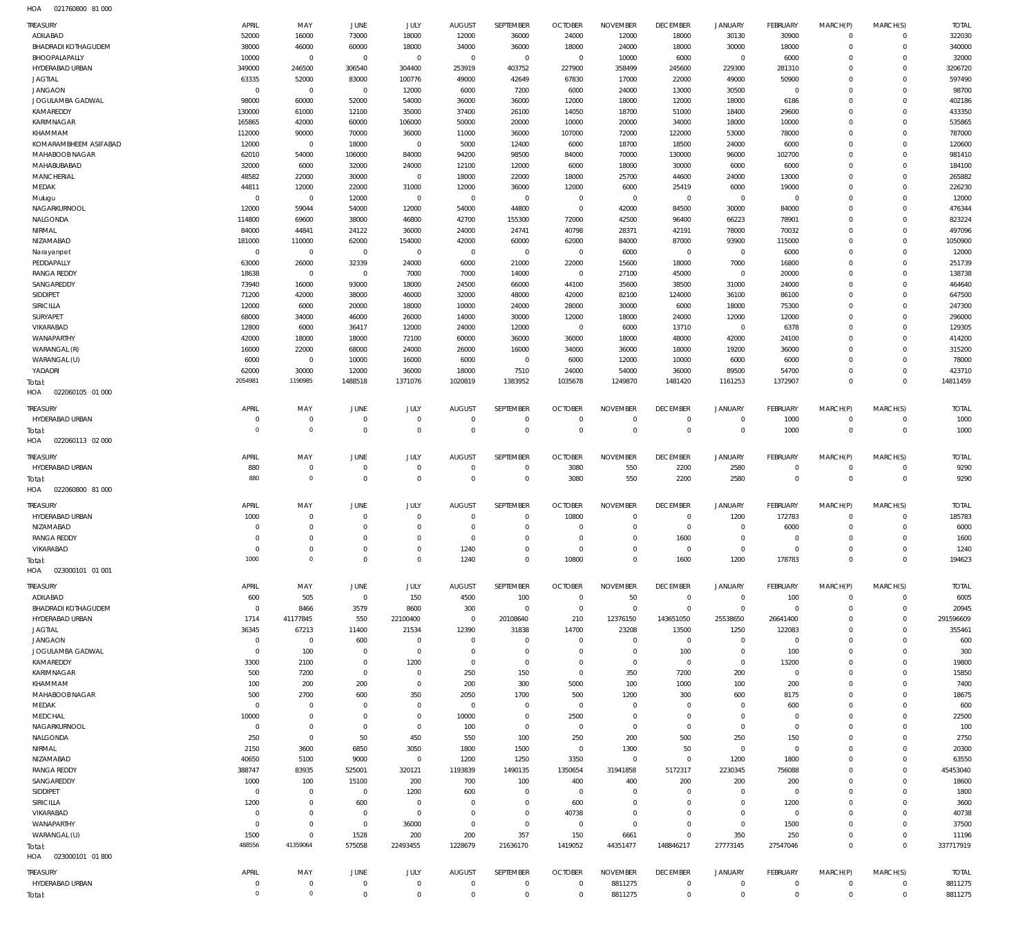HOA 021760800 81 000

| TREASURY | APRIL | MAY | JUNE | JULY | AUGUST | SEPTEMBER | OCTOBER | NOVEMBER | DECEMBER | JANUARY | FEBRUARY | MARCH(P) | MARCH(S) | TOTAL |
|---|---|---|---|---|---|---|---|---|---|---|---|---|---|---|
| ADILABAD | 52000 | 16000 | 73000 | 18000 | 12000 | 36000 | 24000 | 12000 | 18000 | 30130 | 30900 | 0 | 0 | 322030 |
| BHADRADI KOTHAGUDEM | 38000 | 46000 | 60000 | 18000 | 34000 | 36000 | 18000 | 24000 | 18000 | 30000 | 18000 | 0 | 0 | 340000 |
| BHOOPALAPALLY | 10000 | 0 | 0 | 0 | 0 | 0 | 0 | 10000 | 6000 | 0 | 6000 | 0 | 0 | 32000 |
| HYDERABAD URBAN | 349000 | 246500 | 306540 | 304400 | 253919 | 403752 | 227900 | 358499 | 245600 | 229300 | 281310 | 0 | 0 | 3206720 |
| JAGTIAL | 63335 | 52000 | 83000 | 100776 | 49000 | 42649 | 67830 | 17000 | 22000 | 49000 | 50900 | 0 | 0 | 597490 |
| JANGAON | 0 | 0 | 0 | 12000 | 6000 | 7200 | 6000 | 24000 | 13000 | 30500 | 0 | 0 | 0 | 98700 |
| JOGULAMBA GADWAL | 98000 | 60000 | 52000 | 54000 | 36000 | 36000 | 12000 | 18000 | 12000 | 18000 | 6186 | 0 | 0 | 402186 |
| KAMAREDDY | 130000 | 61000 | 12100 | 35000 | 37400 | 26100 | 14050 | 18700 | 51000 | 18400 | 29600 | 0 | 0 | 433350 |
| KARIMNAGAR | 165865 | 42000 | 60000 | 106000 | 50000 | 20000 | 10000 | 20000 | 34000 | 18000 | 10000 | 0 | 0 | 535865 |
| KHAMMAM | 112000 | 90000 | 70000 | 36000 | 11000 | 36000 | 107000 | 72000 | 122000 | 53000 | 78000 | 0 | 0 | 787000 |
| KOMARAMBHEEM ASIFABAD | 12000 | 0 | 18000 | 0 | 5000 | 12400 | 6000 | 18700 | 18500 | 24000 | 6000 | 0 | 0 | 120600 |
| MAHABOOBNAGAR | 62010 | 54000 | 106000 | 84000 | 94200 | 98500 | 84000 | 70000 | 130000 | 96000 | 102700 | 0 | 0 | 981410 |
| MAHABUBABAD | 32000 | 6000 | 32000 | 24000 | 12100 | 12000 | 6000 | 18000 | 30000 | 6000 | 6000 | 0 | 0 | 184100 |
| MANCHERIAL | 48582 | 22000 | 30000 | 0 | 18000 | 22000 | 18000 | 25700 | 44600 | 24000 | 13000 | 0 | 0 | 265882 |
| MEDAK | 44811 | 12000 | 22000 | 31000 | 12000 | 36000 | 12000 | 6000 | 25419 | 6000 | 19000 | 0 | 0 | 226230 |
| Mulugu | 0 | 0 | 12000 | 0 | 0 | 0 | 0 | 0 | 0 | 0 | 0 | 0 | 0 | 12000 |
| NAGARKURNOOL | 12000 | 59044 | 54000 | 12000 | 54000 | 44800 | 0 | 42000 | 84500 | 30000 | 84000 | 0 | 0 | 476344 |
| NALGONDA | 114800 | 69600 | 38000 | 46800 | 42700 | 155300 | 72000 | 42500 | 96400 | 66223 | 78901 | 0 | 0 | 823224 |
| NIRMAL | 84000 | 44841 | 24122 | 36000 | 24000 | 24741 | 40798 | 28371 | 42191 | 78000 | 70032 | 0 | 0 | 497096 |
| NIZAMABAD | 181000 | 110000 | 62000 | 154000 | 42000 | 60000 | 62000 | 84000 | 87000 | 93900 | 115000 | 0 | 0 | 1050900 |
| Narayanpet | 0 | 0 | 0 | 0 | 0 | 0 | 0 | 6000 | 0 | 0 | 6000 | 0 | 0 | 12000 |
| PEDDAPALLY | 63000 | 26000 | 32339 | 24000 | 6000 | 21000 | 22000 | 15600 | 18000 | 7000 | 16800 | 0 | 0 | 251739 |
| RANGA REDDY | 18638 | 0 | 0 | 7000 | 7000 | 14000 | 0 | 27100 | 45000 | 0 | 20000 | 0 | 0 | 138738 |
| SANGAREDDY | 73940 | 16000 | 93000 | 18000 | 24500 | 66000 | 44100 | 35600 | 38500 | 31000 | 24000 | 0 | 0 | 464640 |
| SIDDIPET | 71200 | 42000 | 38000 | 46000 | 32000 | 48000 | 42000 | 82100 | 124000 | 36100 | 86100 | 0 | 0 | 647500 |
| SIRICILLA | 12000 | 6000 | 20000 | 18000 | 10000 | 24000 | 28000 | 30000 | 6000 | 18000 | 75300 | 0 | 0 | 247300 |
| SURYAPET | 68000 | 34000 | 46000 | 26000 | 14000 | 30000 | 12000 | 18000 | 24000 | 12000 | 12000 | 0 | 0 | 296000 |
| VIKARABAD | 12800 | 6000 | 36417 | 12000 | 24000 | 12000 | 0 | 6000 | 13710 | 0 | 6378 | 0 | 0 | 129305 |
| WANAPARTHY | 42000 | 18000 | 18000 | 72100 | 60000 | 36000 | 36000 | 18000 | 48000 | 42000 | 24100 | 0 | 0 | 414200 |
| WARANGAL (R) | 16000 | 22000 | 68000 | 24000 | 26000 | 16000 | 34000 | 36000 | 18000 | 19200 | 36000 | 0 | 0 | 315200 |
| WARANGAL (U) | 6000 | 0 | 10000 | 16000 | 6000 | 0 | 6000 | 12000 | 10000 | 6000 | 6000 | 0 | 0 | 78000 |
| YADADRI | 62000 | 30000 | 12000 | 36000 | 18000 | 7510 | 24000 | 54000 | 36000 | 89500 | 54700 | 0 | 0 | 423710 |
| Total: | 2054981 | 1190985 | 1488518 | 1371076 | 1020819 | 1383952 | 1035678 | 1249870 | 1481420 | 1161253 | 1372907 | 0 | 0 | 14811459 |

HOA 022060105 01 000

| TREASURY | APRIL | MAY | JUNE | JULY | AUGUST | SEPTEMBER | OCTOBER | NOVEMBER | DECEMBER | JANUARY | FEBRUARY | MARCH(P) | MARCH(S) | TOTAL |
|---|---|---|---|---|---|---|---|---|---|---|---|---|---|---|
| HYDERABAD URBAN | 0 | 0 | 0 | 0 | 0 | 0 | 0 | 0 | 0 | 0 | 1000 | 0 | 0 | 1000 |
| Total: | 0 | 0 | 0 | 0 | 0 | 0 | 0 | 0 | 0 | 0 | 1000 | 0 | 0 | 1000 |

HOA 022060113 02 000

| TREASURY | APRIL | MAY | JUNE | JULY | AUGUST | SEPTEMBER | OCTOBER | NOVEMBER | DECEMBER | JANUARY | FEBRUARY | MARCH(P) | MARCH(S) | TOTAL |
|---|---|---|---|---|---|---|---|---|---|---|---|---|---|---|
| HYDERABAD URBAN | 880 | 0 | 0 | 0 | 0 | 0 | 3080 | 550 | 2200 | 2580 | 0 | 0 | 0 | 9290 |
| Total: | 880 | 0 | 0 | 0 | 0 | 0 | 3080 | 550 | 2200 | 2580 | 0 | 0 | 0 | 9290 |

HOA 022060800 81 000

| TREASURY | APRIL | MAY | JUNE | JULY | AUGUST | SEPTEMBER | OCTOBER | NOVEMBER | DECEMBER | JANUARY | FEBRUARY | MARCH(P) | MARCH(S) | TOTAL |
|---|---|---|---|---|---|---|---|---|---|---|---|---|---|---|
| HYDERABAD URBAN | 1000 | 0 | 0 | 0 | 0 | 0 | 10800 | 0 | 0 | 1200 | 172783 | 0 | 0 | 185783 |
| NIZAMABAD | 0 | 0 | 0 | 0 | 0 | 0 | 0 | 0 | 0 | 0 | 6000 | 0 | 0 | 6000 |
| RANGA REDDY | 0 | 0 | 0 | 0 | 0 | 0 | 0 | 0 | 1600 | 0 | 0 | 0 | 0 | 1600 |
| VIKARABAD | 0 | 0 | 0 | 0 | 1240 | 0 | 0 | 0 | 0 | 0 | 0 | 0 | 0 | 1240 |
| Total: | 1000 | 0 | 0 | 0 | 1240 | 0 | 10800 | 0 | 1600 | 1200 | 178783 | 0 | 0 | 194623 |

HOA 023000101 01 001

| TREASURY | APRIL | MAY | JUNE | JULY | AUGUST | SEPTEMBER | OCTOBER | NOVEMBER | DECEMBER | JANUARY | FEBRUARY | MARCH(P) | MARCH(S) | TOTAL |
|---|---|---|---|---|---|---|---|---|---|---|---|---|---|---|
| ADILABAD | 600 | 505 | 0 | 150 | 4500 | 100 | 0 | 50 | 0 | 0 | 100 | 0 | 0 | 6005 |
| BHADRADI KOTHAGUDEM | 0 | 8466 | 3579 | 8600 | 300 | 0 | 0 | 0 | 0 | 0 | 0 | 0 | 0 | 20945 |
| HYDERABAD URBAN | 1714 | 41177845 | 550 | 22100400 | 0 | 20108640 | 210 | 12376150 | 143651050 | 25538650 | 26641400 | 0 | 0 | 291596609 |
| JAGTIAL | 36345 | 67213 | 11400 | 21534 | 12390 | 31838 | 14700 | 23208 | 13500 | 1250 | 122083 | 0 | 0 | 355461 |
| JANGAON | 0 | 0 | 600 | 0 | 0 | 0 | 0 | 0 | 0 | 0 | 0 | 0 | 0 | 600 |
| JOGULAMBA GADWAL | 0 | 100 | 0 | 0 | 0 | 0 | 0 | 0 | 100 | 0 | 100 | 0 | 0 | 300 |
| KAMAREDDY | 3300 | 2100 | 0 | 1200 | 0 | 0 | 0 | 0 | 0 | 0 | 13200 | 0 | 0 | 19800 |
| KARIMNAGAR | 500 | 7200 | 0 | 0 | 250 | 150 | 0 | 350 | 7200 | 200 | 0 | 0 | 0 | 15850 |
| KHAMMAM | 100 | 200 | 200 | 0 | 200 | 300 | 5000 | 100 | 1000 | 100 | 200 | 0 | 0 | 7400 |
| MAHABOOBNAGAR | 500 | 2700 | 600 | 350 | 2050 | 1700 | 500 | 1200 | 300 | 600 | 8175 | 0 | 0 | 18675 |
| MEDAK | 0 | 0 | 0 | 0 | 0 | 0 | 0 | 0 | 0 | 0 | 600 | 0 | 0 | 600 |
| MEDCHAL | 10000 | 0 | 0 | 0 | 10000 | 0 | 2500 | 0 | 0 | 0 | 0 | 0 | 0 | 22500 |
| NAGARKURNOOL | 0 | 0 | 0 | 0 | 100 | 0 | 0 | 0 | 0 | 0 | 0 | 0 | 0 | 100 |
| NALGONDA | 250 | 0 | 50 | 450 | 550 | 100 | 250 | 200 | 500 | 250 | 150 | 0 | 0 | 2750 |
| NIRMAL | 2150 | 3600 | 6850 | 3050 | 1800 | 1500 | 0 | 1300 | 50 | 0 | 0 | 0 | 0 | 20300 |
| NIZAMABAD | 40650 | 5100 | 9000 | 0 | 1200 | 1250 | 3350 | 0 | 0 | 1200 | 1800 | 0 | 0 | 63550 |
| RANGA REDDY | 388747 | 83935 | 525001 | 320121 | 1193839 | 1490135 | 1350654 | 31941858 | 5172317 | 2230345 | 756088 | 0 | 0 | 45453040 |
| SANGAREDDY | 1000 | 100 | 15100 | 200 | 700 | 100 | 400 | 400 | 200 | 200 | 200 | 0 | 0 | 18600 |
| SIDDIPET | 0 | 0 | 0 | 1200 | 600 | 0 | 0 | 0 | 0 | 0 | 0 | 0 | 0 | 1800 |
| SIRICILLA | 1200 | 0 | 600 | 0 | 0 | 0 | 600 | 0 | 0 | 0 | 1200 | 0 | 0 | 3600 |
| VIKARABAD | 0 | 0 | 0 | 0 | 0 | 0 | 40738 | 0 | 0 | 0 | 0 | 0 | 0 | 40738 |
| WANAPARTHY | 0 | 0 | 0 | 36000 | 0 | 0 | 0 | 0 | 0 | 0 | 1500 | 0 | 0 | 37500 |
| WARANGAL (U) | 1500 | 0 | 1528 | 200 | 200 | 357 | 150 | 6661 | 0 | 350 | 250 | 0 | 0 | 11196 |
| Total: | 488556 | 41359064 | 575058 | 22493455 | 1228679 | 21636170 | 1419052 | 44351477 | 148846217 | 27773145 | 27547046 | 0 | 0 | 337717919 |

HOA 023000101 01 800

| TREASURY | APRIL | MAY | JUNE | JULY | AUGUST | SEPTEMBER | OCTOBER | NOVEMBER | DECEMBER | JANUARY | FEBRUARY | MARCH(P) | MARCH(S) | TOTAL |
|---|---|---|---|---|---|---|---|---|---|---|---|---|---|---|
| HYDERABAD URBAN | 0 | 0 | 0 | 0 | 0 | 0 | 0 | 8811275 | 0 | 0 | 0 | 0 | 0 | 8811275 |
| Total: | 0 | 0 | 0 | 0 | 0 | 0 | 0 | 8811275 | 0 | 0 | 0 | 0 | 0 | 8811275 |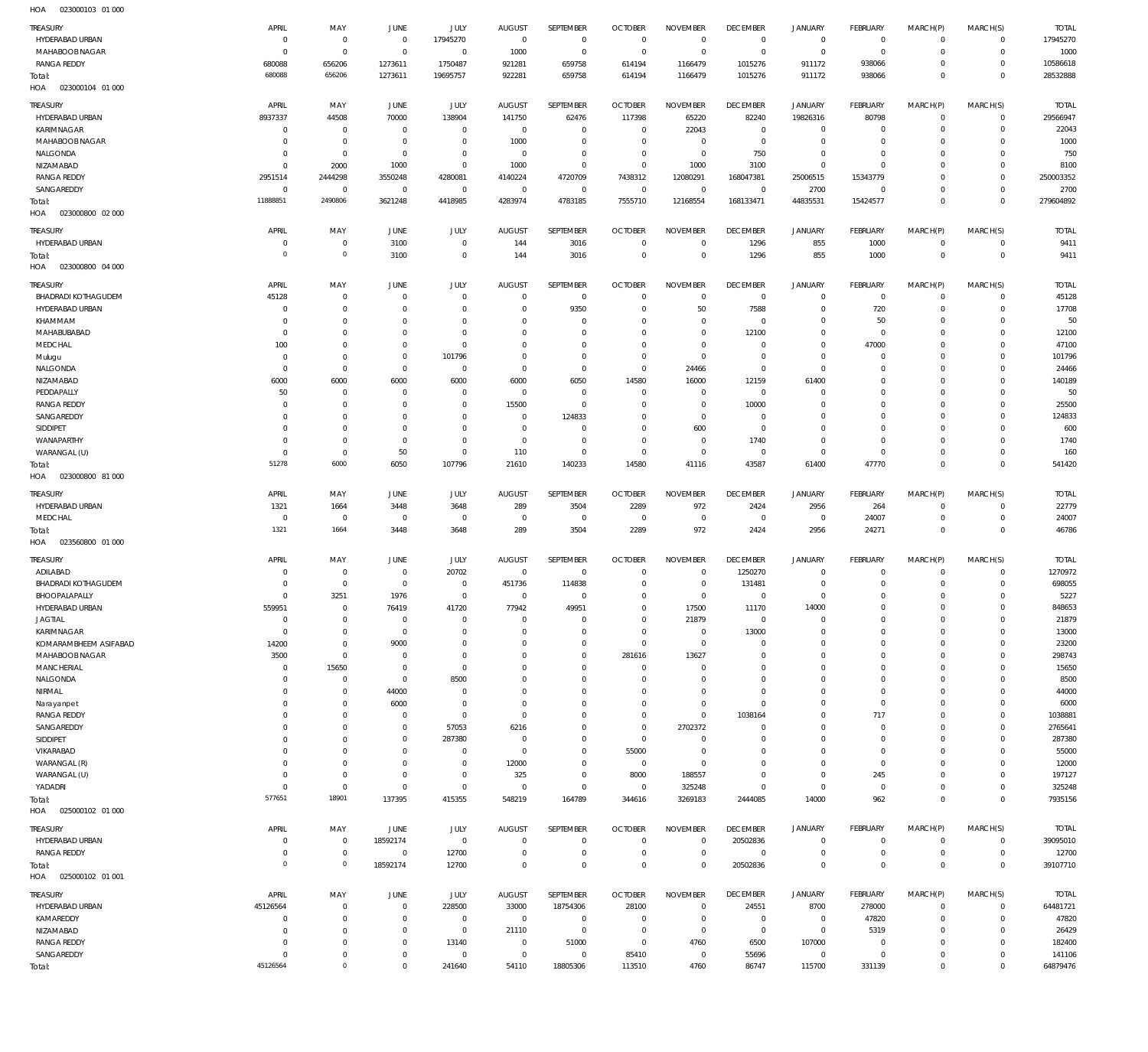HOA 023000103 01 000

| TREASURY | APRIL | MAY | JUNE | JULY | AUGUST | SEPTEMBER | OCTOBER | NOVEMBER | DECEMBER | JANUARY | FEBRUARY | MARCH(P) | MARCH(S) | TOTAL |
|---|---|---|---|---|---|---|---|---|---|---|---|---|---|---|
| HYDERABAD URBAN | 0 | 0 | 0 | 17945270 | 0 | 0 | 0 | 0 | 0 | 0 | 0 | 0 | 0 | 17945270 |
| MAHABOOB NAGAR | 0 | 0 | 0 | 0 | 1000 | 0 | 0 | 0 | 0 | 0 | 0 | 0 | 0 | 1000 |
| RANGA REDDY | 680088 | 656206 | 1273611 | 1750487 | 921281 | 659758 | 614194 | 1166479 | 1015276 | 911172 | 938066 | 0 | 0 | 10586618 |
| Total: | 680088 | 656206 | 1273611 | 19695757 | 922281 | 659758 | 614194 | 1166479 | 1015276 | 911172 | 938066 | 0 | 0 | 28532888 |

HOA 023000104 01 000

| TREASURY | APRIL | MAY | JUNE | JULY | AUGUST | SEPTEMBER | OCTOBER | NOVEMBER | DECEMBER | JANUARY | FEBRUARY | MARCH(P) | MARCH(S) | TOTAL |
|---|---|---|---|---|---|---|---|---|---|---|---|---|---|---|
| HYDERABAD URBAN | 8937337 | 44508 | 70000 | 138904 | 141750 | 62476 | 117398 | 65220 | 82240 | 19826316 | 80798 | 0 | 0 | 29566947 |
| KARIMNAGAR | 0 | 0 | 0 | 0 | 0 | 0 | 0 | 22043 | 0 | 0 | 0 | 0 | 0 | 22043 |
| MAHABOOB NAGAR | 0 | 0 | 0 | 0 | 1000 | 0 | 0 | 0 | 0 | 0 | 0 | 0 | 0 | 1000 |
| NALGONDA | 0 | 0 | 0 | 0 | 0 | 0 | 0 | 0 | 750 | 0 | 0 | 0 | 0 | 750 |
| NIZAMABAD | 0 | 2000 | 1000 | 0 | 1000 | 0 | 0 | 1000 | 3100 | 0 | 0 | 0 | 0 | 8100 |
| RANGA REDDY | 2951514 | 2444298 | 3550248 | 4280081 | 4140224 | 4720709 | 7438312 | 12080291 | 168047381 | 25006515 | 15343779 | 0 | 0 | 250003352 |
| SANGAREDDY | 0 | 0 | 0 | 0 | 0 | 0 | 0 | 0 | 0 | 2700 | 0 | 0 | 0 | 2700 |
| Total: | 11888851 | 2490806 | 3621248 | 4418985 | 4283974 | 4783185 | 7555710 | 12168554 | 168133471 | 44835531 | 15424577 | 0 | 0 | 279604892 |

HOA 023000800 02 000

| TREASURY | APRIL | MAY | JUNE | JULY | AUGUST | SEPTEMBER | OCTOBER | NOVEMBER | DECEMBER | JANUARY | FEBRUARY | MARCH(P) | MARCH(S) | TOTAL |
|---|---|---|---|---|---|---|---|---|---|---|---|---|---|---|
| HYDERABAD URBAN | 0 | 0 | 3100 | 0 | 144 | 3016 | 0 | 0 | 1296 | 855 | 1000 | 0 | 0 | 9411 |
| Total: | 0 | 0 | 3100 | 0 | 144 | 3016 | 0 | 0 | 1296 | 855 | 1000 | 0 | 0 | 9411 |

HOA 023000800 04 000

| TREASURY | APRIL | MAY | JUNE | JULY | AUGUST | SEPTEMBER | OCTOBER | NOVEMBER | DECEMBER | JANUARY | FEBRUARY | MARCH(P) | MARCH(S) | TOTAL |
|---|---|---|---|---|---|---|---|---|---|---|---|---|---|---|
| BHADRADI KOTHAGUDEM | 45128 | 0 | 0 | 0 | 0 | 0 | 0 | 0 | 0 | 0 | 0 | 0 | 0 | 45128 |
| HYDERABAD URBAN | 0 | 0 | 0 | 0 | 0 | 9350 | 0 | 50 | 7588 | 0 | 720 | 0 | 0 | 17708 |
| KHAMMAM | 0 | 0 | 0 | 0 | 0 | 0 | 0 | 0 | 0 | 0 | 50 | 0 | 0 | 50 |
| MAHABUBABAD | 0 | 0 | 0 | 0 | 0 | 0 | 0 | 0 | 12100 | 0 | 0 | 0 | 0 | 12100 |
| MEDCHAL | 100 | 0 | 0 | 0 | 0 | 0 | 0 | 0 | 0 | 0 | 47000 | 0 | 0 | 47100 |
| Mulugu | 0 | 0 | 0 | 101796 | 0 | 0 | 0 | 0 | 0 | 0 | 0 | 0 | 0 | 101796 |
| NALGONDA | 0 | 0 | 0 | 0 | 0 | 0 | 0 | 24466 | 0 | 0 | 0 | 0 | 0 | 24466 |
| NIZAMABAD | 6000 | 6000 | 6000 | 6000 | 6000 | 6050 | 14580 | 16000 | 12159 | 61400 | 0 | 0 | 0 | 140189 |
| PEDDAPALLY | 50 | 0 | 0 | 0 | 0 | 0 | 0 | 0 | 0 | 0 | 0 | 0 | 0 | 50 |
| RANGA REDDY | 0 | 0 | 0 | 0 | 15500 | 0 | 0 | 0 | 10000 | 0 | 0 | 0 | 0 | 25500 |
| SANGAREDDY | 0 | 0 | 0 | 0 | 0 | 124833 | 0 | 0 | 0 | 0 | 0 | 0 | 0 | 124833 |
| SIDDIPET | 0 | 0 | 0 | 0 | 0 | 0 | 0 | 600 | 0 | 0 | 0 | 0 | 0 | 600 |
| WANAPARTHY | 0 | 0 | 0 | 0 | 0 | 0 | 0 | 0 | 1740 | 0 | 0 | 0 | 0 | 1740 |
| WARANGAL (U) | 0 | 0 | 50 | 0 | 110 | 0 | 0 | 0 | 0 | 0 | 0 | 0 | 0 | 160 |
| Total: | 51278 | 6000 | 6050 | 107796 | 21610 | 140233 | 14580 | 41116 | 43587 | 61400 | 47770 | 0 | 0 | 541420 |

HOA 023000800 81 000

| TREASURY | APRIL | MAY | JUNE | JULY | AUGUST | SEPTEMBER | OCTOBER | NOVEMBER | DECEMBER | JANUARY | FEBRUARY | MARCH(P) | MARCH(S) | TOTAL |
|---|---|---|---|---|---|---|---|---|---|---|---|---|---|---|
| HYDERABAD URBAN | 1321 | 1664 | 3448 | 3648 | 289 | 3504 | 2289 | 972 | 2424 | 2956 | 264 | 0 | 0 | 22779 |
| MEDCHAL | 0 | 0 | 0 | 0 | 0 | 0 | 0 | 0 | 0 | 0 | 24007 | 0 | 0 | 24007 |
| Total: | 1321 | 1664 | 3448 | 3648 | 289 | 3504 | 2289 | 972 | 2424 | 2956 | 24271 | 0 | 0 | 46786 |

HOA 023560800 01 000

| TREASURY | APRIL | MAY | JUNE | JULY | AUGUST | SEPTEMBER | OCTOBER | NOVEMBER | DECEMBER | JANUARY | FEBRUARY | MARCH(P) | MARCH(S) | TOTAL |
|---|---|---|---|---|---|---|---|---|---|---|---|---|---|---|
| ADILABAD | 0 | 0 | 0 | 20702 | 0 | 0 | 0 | 0 | 1250270 | 0 | 0 | 0 | 0 | 1270972 |
| BHADRADI KOTHAGUDEM | 0 | 0 | 0 | 0 | 451736 | 114838 | 0 | 0 | 131481 | 0 | 0 | 0 | 0 | 698055 |
| BHOOPALAPALLY | 0 | 3251 | 1976 | 0 | 0 | 0 | 0 | 0 | 0 | 0 | 0 | 0 | 0 | 5227 |
| HYDERABAD URBAN | 559951 | 0 | 76419 | 41720 | 77942 | 49951 | 0 | 17500 | 11170 | 14000 | 0 | 0 | 0 | 848653 |
| JAGTIAL | 0 | 0 | 0 | 0 | 0 | 0 | 0 | 21879 | 0 | 0 | 0 | 0 | 0 | 21879 |
| KARIMNAGAR | 0 | 0 | 0 | 0 | 0 | 0 | 0 | 0 | 13000 | 0 | 0 | 0 | 0 | 13000 |
| KOMARAMBHEEM ASIFABAD | 14200 | 0 | 9000 | 0 | 0 | 0 | 0 | 0 | 0 | 0 | 0 | 0 | 0 | 23200 |
| MAHABOOB NAGAR | 3500 | 0 | 0 | 0 | 0 | 0 | 281616 | 13627 | 0 | 0 | 0 | 0 | 0 | 298743 |
| MANCHERIAL | 0 | 15650 | 0 | 0 | 0 | 0 | 0 | 0 | 0 | 0 | 0 | 0 | 0 | 15650 |
| NALGONDA | 0 | 0 | 0 | 8500 | 0 | 0 | 0 | 0 | 0 | 0 | 0 | 0 | 0 | 8500 |
| NIRMAL | 0 | 0 | 44000 | 0 | 0 | 0 | 0 | 0 | 0 | 0 | 0 | 0 | 0 | 44000 |
| Narayanpet | 0 | 0 | 6000 | 0 | 0 | 0 | 0 | 0 | 0 | 0 | 0 | 0 | 0 | 6000 |
| RANGA REDDY | 0 | 0 | 0 | 0 | 0 | 0 | 0 | 0 | 1038164 | 0 | 717 | 0 | 0 | 1038881 |
| SANGAREDDY | 0 | 0 | 0 | 57053 | 6216 | 0 | 0 | 2702372 | 0 | 0 | 0 | 0 | 0 | 2765641 |
| SIDDIPET | 0 | 0 | 0 | 287380 | 0 | 0 | 0 | 0 | 0 | 0 | 0 | 0 | 0 | 287380 |
| VIKARABAD | 0 | 0 | 0 | 0 | 0 | 0 | 55000 | 0 | 0 | 0 | 0 | 0 | 0 | 55000 |
| WARANGAL (R) | 0 | 0 | 0 | 0 | 12000 | 0 | 0 | 0 | 0 | 0 | 0 | 0 | 0 | 12000 |
| WARANGAL (U) | 0 | 0 | 0 | 0 | 325 | 0 | 8000 | 188557 | 0 | 0 | 245 | 0 | 0 | 197127 |
| YADADRI | 0 | 0 | 0 | 0 | 0 | 0 | 0 | 325248 | 0 | 0 | 0 | 0 | 0 | 325248 |
| Total: | 577651 | 18901 | 137395 | 415355 | 548219 | 164789 | 344616 | 3269183 | 2444085 | 14000 | 962 | 0 | 0 | 7935156 |

HOA 025000102 01 000

| TREASURY | APRIL | MAY | JUNE | JULY | AUGUST | SEPTEMBER | OCTOBER | NOVEMBER | DECEMBER | JANUARY | FEBRUARY | MARCH(P) | MARCH(S) | TOTAL |
|---|---|---|---|---|---|---|---|---|---|---|---|---|---|---|
| HYDERABAD URBAN | 0 | 0 | 18592174 | 0 | 0 | 0 | 0 | 0 | 20502836 | 0 | 0 | 0 | 0 | 39095010 |
| RANGA REDDY | 0 | 0 | 0 | 12700 | 0 | 0 | 0 | 0 | 0 | 0 | 0 | 0 | 0 | 12700 |
| Total: | 0 | 0 | 18592174 | 12700 | 0 | 0 | 0 | 0 | 20502836 | 0 | 0 | 0 | 0 | 39107710 |

HOA 025000102 01 001

| TREASURY | APRIL | MAY | JUNE | JULY | AUGUST | SEPTEMBER | OCTOBER | NOVEMBER | DECEMBER | JANUARY | FEBRUARY | MARCH(P) | MARCH(S) | TOTAL |
|---|---|---|---|---|---|---|---|---|---|---|---|---|---|---|
| HYDERABAD URBAN | 45126564 | 0 | 0 | 228500 | 33000 | 18754306 | 28100 | 0 | 24551 | 8700 | 278000 | 0 | 0 | 64481721 |
| KAMAREDDY | 0 | 0 | 0 | 0 | 0 | 0 | 0 | 0 | 0 | 0 | 47820 | 0 | 0 | 47820 |
| NIZAMABAD | 0 | 0 | 0 | 0 | 21110 | 0 | 0 | 0 | 0 | 0 | 5319 | 0 | 0 | 26429 |
| RANGA REDDY | 0 | 0 | 0 | 13140 | 0 | 51000 | 0 | 4760 | 6500 | 107000 | 0 | 0 | 0 | 182400 |
| SANGAREDDY | 0 | 0 | 0 | 0 | 0 | 0 | 85410 | 0 | 55696 | 0 | 0 | 0 | 0 | 141106 |
| Total: | 45126564 | 0 | 0 | 241640 | 54110 | 18805306 | 113510 | 4760 | 86747 | 115700 | 331139 | 0 | 0 | 64879476 |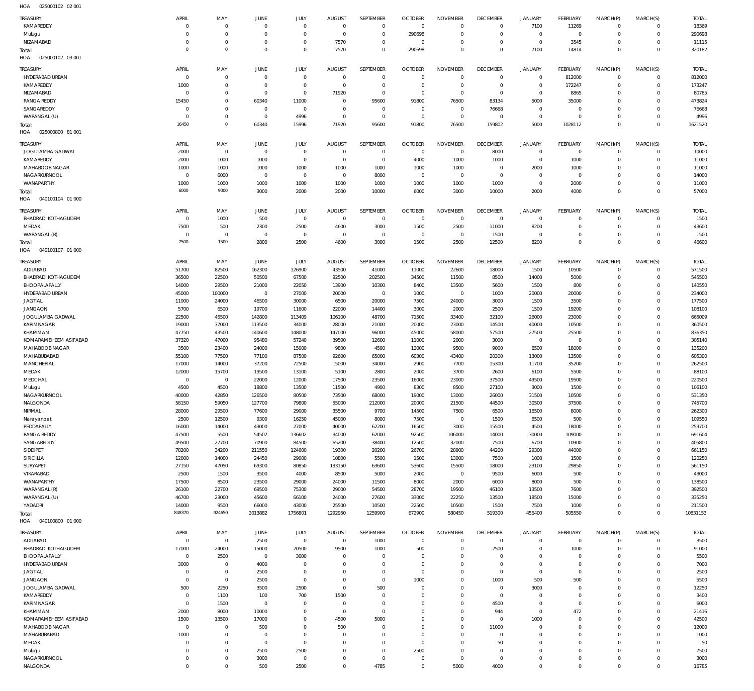HOA 025000102 02 001

| TREASURY | APRIL | MAY | JUNE | JULY | AUGUST | SEPTEMBER | OCTOBER | NOVEMBER | DECEMBER | JANUARY | FEBRUARY | MARCH(P) | MARCH(S) | TOTAL |
|---|---|---|---|---|---|---|---|---|---|---|---|---|---|---|
| KAMAREDDY | 0 | 0 | 0 | 0 | 0 | 0 | 0 | 0 | 0 | 7100 | 11269 | 0 | 0 | 18369 |
| Mulugu | 0 | 0 | 0 | 0 | 0 | 0 | 290698 | 0 | 0 | 0 | 0 | 0 | 0 | 290698 |
| NIZAMABAD | 0 | 0 | 0 | 0 | 7570 | 0 | 0 | 0 | 0 | 0 | 3545 | 0 | 0 | 11115 |
| Total: | 0 | 0 | 0 | 0 | 7570 | 0 | 290698 | 0 | 0 | 7100 | 14814 | 0 | 0 | 320182 |

HOA 025000102 03 001

| TREASURY | APRIL | MAY | JUNE | JULY | AUGUST | SEPTEMBER | OCTOBER | NOVEMBER | DECEMBER | JANUARY | FEBRUARY | MARCH(P) | MARCH(S) | TOTAL |
|---|---|---|---|---|---|---|---|---|---|---|---|---|---|---|
| HYDERABAD URBAN | 0 | 0 | 0 | 0 | 0 | 0 | 0 | 0 | 0 | 0 | 812000 | 0 | 0 | 812000 |
| KAMAREDDY | 1000 | 0 | 0 | 0 | 0 | 0 | 0 | 0 | 0 | 0 | 172247 | 0 | 0 | 173247 |
| NIZAMABAD | 0 | 0 | 0 | 0 | 71920 | 0 | 0 | 0 | 0 | 0 | 8865 | 0 | 0 | 80785 |
| RANGA REDDY | 15450 | 0 | 60340 | 11000 | 0 | 95600 | 91800 | 76500 | 83134 | 5000 | 35000 | 0 | 0 | 473824 |
| SANGAREDDY | 0 | 0 | 0 | 0 | 0 | 0 | 0 | 0 | 76668 | 0 | 0 | 0 | 0 | 76668 |
| WARANGAL (U) | 0 | 0 | 0 | 4996 | 0 | 0 | 0 | 0 | 0 | 0 | 0 | 0 | 0 | 4996 |
| Total: | 16450 | 0 | 60340 | 15996 | 71920 | 95600 | 91800 | 76500 | 159802 | 5000 | 1028112 | 0 | 0 | 1621520 |

HOA 025000800 81 001

| TREASURY | APRIL | MAY | JUNE | JULY | AUGUST | SEPTEMBER | OCTOBER | NOVEMBER | DECEMBER | JANUARY | FEBRUARY | MARCH(P) | MARCH(S) | TOTAL |
|---|---|---|---|---|---|---|---|---|---|---|---|---|---|---|
| JOGULAMBA GADWAL | 2000 | 0 | 0 | 0 | 0 | 0 | 0 | 0 | 8000 | 0 | 0 | 0 | 0 | 10000 |
| KAMAREDDY | 2000 | 1000 | 1000 | 0 | 0 | 0 | 4000 | 1000 | 1000 | 0 | 1000 | 0 | 0 | 11000 |
| MAHABOOBNAGAR | 1000 | 1000 | 1000 | 1000 | 1000 | 1000 | 1000 | 1000 | 0 | 2000 | 1000 | 0 | 0 | 11000 |
| NAGARKURNOOL | 0 | 6000 | 0 | 0 | 0 | 8000 | 0 | 0 | 0 | 0 | 0 | 0 | 0 | 14000 |
| WANAPARTHY | 1000 | 1000 | 1000 | 1000 | 1000 | 1000 | 1000 | 1000 | 1000 | 0 | 2000 | 0 | 0 | 11000 |
| Total: | 6000 | 9000 | 3000 | 2000 | 2000 | 10000 | 6000 | 3000 | 10000 | 2000 | 4000 | 0 | 0 | 57000 |

HOA 040100104 01 000

| TREASURY | APRIL | MAY | JUNE | JULY | AUGUST | SEPTEMBER | OCTOBER | NOVEMBER | DECEMBER | JANUARY | FEBRUARY | MARCH(P) | MARCH(S) | TOTAL |
|---|---|---|---|---|---|---|---|---|---|---|---|---|---|---|
| BHADRADI KOTHAGUDEM | 0 | 1000 | 500 | 0 | 0 | 0 | 0 | 0 | 0 | 0 | 0 | 0 | 0 | 1500 |
| MEDAK | 7500 | 500 | 2300 | 2500 | 4600 | 3000 | 1500 | 2500 | 11000 | 8200 | 0 | 0 | 0 | 43600 |
| WARANGAL (R) | 0 | 0 | 0 | 0 | 0 | 0 | 0 | 0 | 1500 | 0 | 0 | 0 | 0 | 1500 |
| Total: | 7500 | 1500 | 2800 | 2500 | 4600 | 3000 | 1500 | 2500 | 12500 | 8200 | 0 | 0 | 0 | 46600 |

HOA 040100107 01 000

| TREASURY | APRIL | MAY | JUNE | JULY | AUGUST | SEPTEMBER | OCTOBER | NOVEMBER | DECEMBER | JANUARY | FEBRUARY | MARCH(P) | MARCH(S) | TOTAL |
|---|---|---|---|---|---|---|---|---|---|---|---|---|---|---|
| ADILABAD | 51700 | 82500 | 162300 | 126900 | 43500 | 41000 | 11000 | 22600 | 18000 | 1500 | 10500 | 0 | 0 | 571500 |
| BHADRADI KOTHAGUDEM | 36500 | 22500 | 50500 | 67500 | 92500 | 202500 | 34500 | 11500 | 8500 | 14000 | 5000 | 0 | 0 | 545500 |
| BHOOPALAPALLY | 14000 | 29500 | 21000 | 22050 | 13900 | 10300 | 8400 | 13500 | 5600 | 1500 | 800 | 0 | 0 | 140550 |
| HYDERABAD URBAN | 45000 | 100000 | 0 | 27000 | 20000 | 0 | 1000 | 0 | 1000 | 20000 | 20000 | 0 | 0 | 234000 |
| JAGTIAL | 11000 | 24000 | 46500 | 30000 | 6500 | 20000 | 7500 | 24000 | 3000 | 1500 | 3500 | 0 | 0 | 177500 |
| JANGAON | 5700 | 6500 | 19700 | 11600 | 22000 | 14400 | 3000 | 2000 | 2500 | 1500 | 19200 | 0 | 0 | 108100 |
| JOGULAMBA GADWAL | 22500 | 45500 | 142800 | 113409 | 106100 | 48700 | 71500 | 33400 | 32100 | 26000 | 23000 | 0 | 0 | 665009 |
| KARIMNAGAR | 19000 | 37000 | 113500 | 34000 | 28000 | 21000 | 20000 | 23000 | 14500 | 40000 | 10500 | 0 | 0 | 360500 |
| KHAMMAM | 47750 | 43500 | 140600 | 148000 | 147000 | 96000 | 45000 | 58000 | 57500 | 27500 | 25500 | 0 | 0 | 836350 |
| KOMARAMBHEEM ASIFABAD | 37320 | 47000 | 95480 | 57240 | 39500 | 12600 | 11000 | 2000 | 3000 | 0 | 0 | 0 | 0 | 305140 |
| MAHABOOBNAGAR | 3500 | 23400 | 24000 | 15000 | 9800 | 4500 | 12000 | 9500 | 9000 | 6500 | 18000 | 0 | 0 | 135200 |
| MAHABUBABAD | 55100 | 77500 | 77100 | 87500 | 92600 | 65000 | 60300 | 43400 | 20300 | 13000 | 13500 | 0 | 0 | 605300 |
| MANCHERIAL | 17000 | 14000 | 37200 | 72500 | 15000 | 34000 | 2900 | 7700 | 15300 | 11700 | 35200 | 0 | 0 | 262500 |
| MEDAK | 12000 | 15700 | 19500 | 13100 | 5100 | 2800 | 2000 | 3700 | 2600 | 6100 | 5500 | 0 | 0 | 88100 |
| MEDCHAL | 0 | 0 | 22000 | 12000 | 17500 | 23500 | 16000 | 23000 | 37500 | 49500 | 19500 | 0 | 0 | 220500 |
| Mulugu | 4500 | 4500 | 18800 | 13500 | 11500 | 4900 | 8300 | 8500 | 27100 | 3000 | 1500 | 0 | 0 | 106100 |
| NAGARKURNOOL | 40000 | 42850 | 126500 | 80500 | 73500 | 68000 | 19000 | 13000 | 26000 | 31500 | 10500 | 0 | 0 | 531350 |
| NALGONDA | 58150 | 59050 | 127700 | 79800 | 55000 | 212000 | 20000 | 21500 | 44500 | 30500 | 37500 | 0 | 0 | 745700 |
| NIRMAL | 28000 | 29500 | 77600 | 29000 | 35500 | 9700 | 14500 | 7500 | 6500 | 16500 | 8000 | 0 | 0 | 262300 |
| Narayanpet | 2500 | 12500 | 9300 | 16250 | 45000 | 8000 | 7500 | 0 | 1500 | 6500 | 500 | 0 | 0 | 109550 |
| PEDDAPALLY | 16000 | 14000 | 43000 | 27000 | 40000 | 62200 | 16500 | 3000 | 15500 | 4500 | 18000 | 0 | 0 | 259700 |
| RANGA REDDY | 47500 | 5500 | 54502 | 136602 | 34000 | 62000 | 92500 | 106000 | 14000 | 30000 | 109000 | 0 | 0 | 691604 |
| SANGAREDDY | 49500 | 27700 | 70900 | 84500 | 65200 | 38400 | 12500 | 32000 | 7500 | 6700 | 10900 | 0 | 0 | 405800 |
| SIDDIPET | 78200 | 34200 | 211550 | 124600 | 19300 | 20200 | 26700 | 28900 | 44200 | 29300 | 44000 | 0 | 0 | 661150 |
| SIRICILLA | 12000 | 14000 | 24450 | 29000 | 10800 | 5500 | 1500 | 13000 | 7500 | 1000 | 1500 | 0 | 0 | 120250 |
| SURYAPET | 27150 | 47050 | 69300 | 80850 | 133150 | 63600 | 53600 | 15500 | 18000 | 23100 | 29850 | 0 | 0 | 561150 |
| VIKARABAD | 2500 | 1500 | 3500 | 4000 | 8500 | 5000 | 2000 | 0 | 9500 | 6000 | 500 | 0 | 0 | 43000 |
| WANAPARTHY | 17500 | 8500 | 23500 | 29000 | 24000 | 11500 | 8000 | 2000 | 6000 | 8000 | 500 | 0 | 0 | 138500 |
| WARANGAL (R) | 26100 | 22700 | 69500 | 75300 | 29000 | 54500 | 28700 | 19500 | 46100 | 13500 | 7600 | 0 | 0 | 392500 |
| WARANGAL (U) | 46700 | 23000 | 45600 | 66100 | 24000 | 27600 | 33000 | 22250 | 13500 | 18500 | 15000 | 0 | 0 | 335250 |
| YADADRI | 14000 | 9500 | 66000 | 43000 | 25500 | 10500 | 22500 | 10500 | 1500 | 7500 | 1000 | 0 | 0 | 211500 |
| Total: | 848370 | 924650 | 2013882 | 1756801 | 1292950 | 1259900 | 672900 | 580450 | 519300 | 456400 | 505550 | 0 | 0 | 10831153 |

HOA 040100800 01 000

| TREASURY | APRIL | MAY | JUNE | JULY | AUGUST | SEPTEMBER | OCTOBER | NOVEMBER | DECEMBER | JANUARY | FEBRUARY | MARCH(P) | MARCH(S) | TOTAL |
|---|---|---|---|---|---|---|---|---|---|---|---|---|---|---|
| ADILABAD | 0 | 0 | 2500 | 0 | 0 | 1000 | 0 | 0 | 0 | 0 | 0 | 0 | 0 | 3500 |
| BHADRADI KOTHAGUDEM | 17000 | 24000 | 15000 | 20500 | 9500 | 1000 | 500 | 0 | 2500 | 0 | 1000 | 0 | 0 | 91000 |
| BHOOPALAPALLY | 0 | 2500 | 0 | 3000 | 0 | 0 | 0 | 0 | 0 | 0 | 0 | 0 | 0 | 5500 |
| HYDERABAD URBAN | 3000 | 0 | 4000 | 0 | 0 | 0 | 0 | 0 | 0 | 0 | 0 | 0 | 0 | 7000 |
| JAGTIAL | 0 | 0 | 2500 | 0 | 0 | 0 | 0 | 0 | 0 | 0 | 0 | 0 | 0 | 2500 |
| JANGAON | 0 | 0 | 2500 | 0 | 0 | 0 | 1000 | 0 | 1000 | 500 | 500 | 0 | 0 | 5500 |
| JOGULAMBA GADWAL | 500 | 2250 | 3500 | 2500 | 0 | 500 | 0 | 0 | 0 | 3000 | 0 | 0 | 0 | 12250 |
| KAMAREDDY | 0 | 1100 | 100 | 700 | 1500 | 0 | 0 | 0 | 0 | 0 | 0 | 0 | 0 | 3400 |
| KARIMNAGAR | 0 | 1500 | 0 | 0 | 0 | 0 | 0 | 0 | 4500 | 0 | 0 | 0 | 0 | 6000 |
| KHAMMAM | 2000 | 8000 | 10000 | 0 | 0 | 0 | 0 | 0 | 944 | 0 | 472 | 0 | 0 | 21416 |
| KOMARAMBHEEM ASIFABAD | 1500 | 13500 | 17000 | 0 | 4500 | 5000 | 0 | 0 | 0 | 1000 | 0 | 0 | 0 | 42500 |
| MAHABOOBNAGAR | 0 | 0 | 500 | 0 | 500 | 0 | 0 | 0 | 11000 | 0 | 0 | 0 | 0 | 12000 |
| MAHABUBABAD | 1000 | 0 | 0 | 0 | 0 | 0 | 0 | 0 | 0 | 0 | 0 | 0 | 0 | 1000 |
| MEDAK | 0 | 0 | 0 | 0 | 0 | 0 | 0 | 0 | 50 | 0 | 0 | 0 | 0 | 50 |
| Mulugu | 0 | 0 | 2500 | 2500 | 0 | 0 | 2500 | 0 | 0 | 0 | 0 | 0 | 0 | 7500 |
| NAGARKURNOOL | 0 | 0 | 3000 | 0 | 0 | 0 | 0 | 0 | 0 | 0 | 0 | 0 | 0 | 3000 |
| NALGONDA | 0 | 0 | 500 | 2500 | 0 | 4785 | 0 | 5000 | 4000 | 0 | 0 | 0 | 0 | 16785 |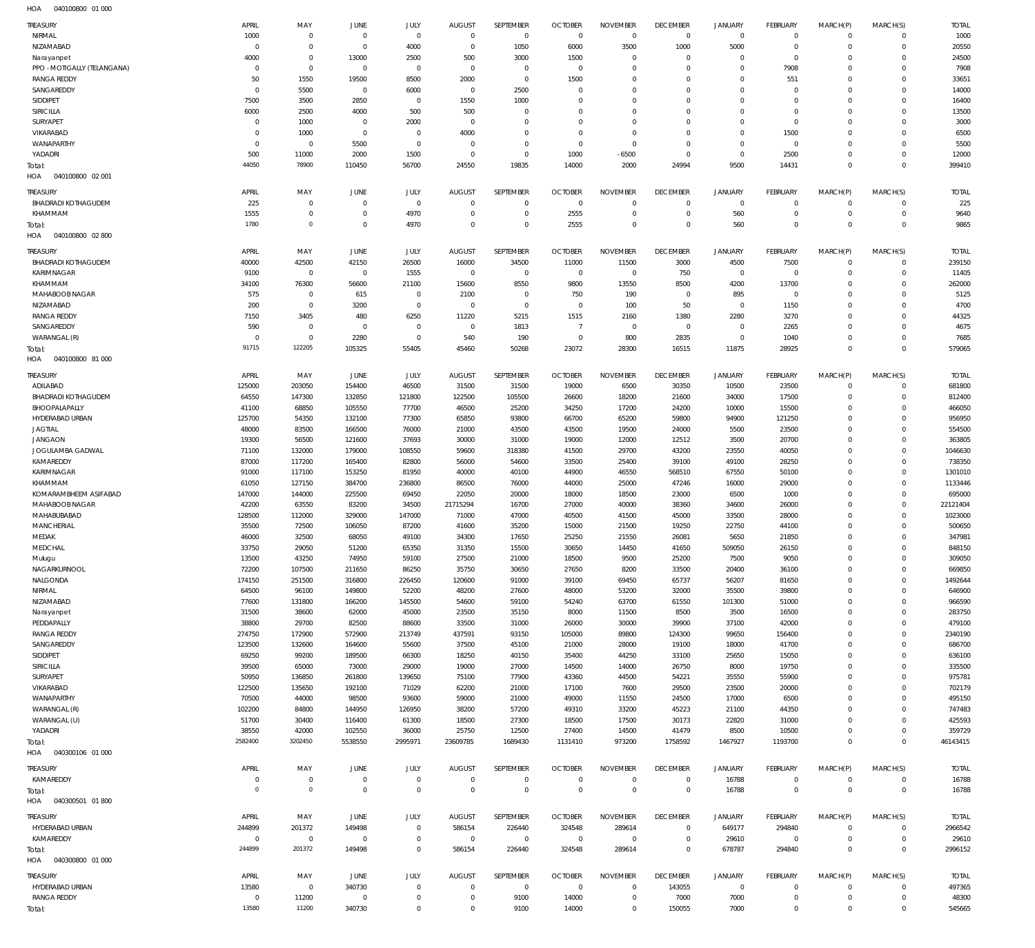HOA 040100800 01 000

| TREASURY | APRIL | MAY | JUNE | JULY | AUGUST | SEPTEMBER | OCTOBER | NOVEMBER | DECEMBER | JANUARY | FEBRUARY | MARCH(P) | MARCH(S) | TOTAL |
|---|---|---|---|---|---|---|---|---|---|---|---|---|---|---|
| NIRMAL | 1000 | 0 | 0 | 0 | 0 | 0 | 0 | 0 | 0 | 0 | 0 | 0 | 0 | 1000 |
| NIZAMABAD | 0 | 0 | 0 | 4000 | 0 | 1050 | 6000 | 3500 | 1000 | 5000 | 0 | 0 | 0 | 20550 |
| Narayanpet | 4000 | 0 | 13000 | 2500 | 500 | 3000 | 1500 | 0 | 0 | 0 | 0 | 0 | 0 | 24500 |
| PPO - MOTIGALLY (TELANGANA) | 0 | 0 | 0 | 0 | 0 | 0 | 0 | 0 | 0 | 0 | 7908 | 0 | 0 | 7908 |
| RANGA REDDY | 50 | 1550 | 19500 | 8500 | 2000 | 0 | 1500 | 0 | 0 | 0 | 551 | 0 | 0 | 33651 |
| SANGAREDDY | 0 | 5500 | 0 | 6000 | 0 | 2500 | 0 | 0 | 0 | 0 | 0 | 0 | 0 | 14000 |
| SIDDIPET | 7500 | 3500 | 2850 | 0 | 1550 | 1000 | 0 | 0 | 0 | 0 | 0 | 0 | 0 | 16400 |
| SIRICILLA | 6000 | 2500 | 4000 | 500 | 500 | 0 | 0 | 0 | 0 | 0 | 0 | 0 | 0 | 13500 |
| SURYAPET | 0 | 1000 | 0 | 2000 | 0 | 0 | 0 | 0 | 0 | 0 | 0 | 0 | 0 | 3000 |
| VIKARABAD | 0 | 1000 | 0 | 0 | 4000 | 0 | 0 | 0 | 0 | 0 | 1500 | 0 | 0 | 6500 |
| WANAPARTHY | 0 | 0 | 5500 | 0 | 0 | 0 | 0 | 0 | 0 | 0 | 0 | 0 | 0 | 5500 |
| YADADRI | 500 | 11000 | 2000 | 1500 | 0 | 0 | 1000 | -6500 | 0 | 0 | 2500 | 0 | 0 | 12000 |
| Total: | 44050 | 78900 | 110450 | 56700 | 24550 | 19835 | 14000 | 2000 | 24994 | 9500 | 14431 | 0 | 0 | 399410 |

HOA 040100800 02 001

| TREASURY | APRIL | MAY | JUNE | JULY | AUGUST | SEPTEMBER | OCTOBER | NOVEMBER | DECEMBER | JANUARY | FEBRUARY | MARCH(P) | MARCH(S) | TOTAL |
|---|---|---|---|---|---|---|---|---|---|---|---|---|---|---|
| BHADRADI KOTHAGUDEM | 225 | 0 | 0 | 0 | 0 | 0 | 0 | 0 | 0 | 0 | 0 | 0 | 0 | 225 |
| KHAMMAM | 1555 | 0 | 0 | 4970 | 0 | 0 | 2555 | 0 | 0 | 560 | 0 | 0 | 0 | 9640 |
| Total: | 1780 | 0 | 0 | 4970 | 0 | 0 | 2555 | 0 | 0 | 560 | 0 | 0 | 0 | 9865 |

HOA 040100800 02 800

| TREASURY | APRIL | MAY | JUNE | JULY | AUGUST | SEPTEMBER | OCTOBER | NOVEMBER | DECEMBER | JANUARY | FEBRUARY | MARCH(P) | MARCH(S) | TOTAL |
|---|---|---|---|---|---|---|---|---|---|---|---|---|---|---|
| BHADRADI KOTHAGUDEM | 40000 | 42500 | 42150 | 26500 | 16000 | 34500 | 11000 | 11500 | 3000 | 4500 | 7500 | 0 | 0 | 239150 |
| KARIMNAGAR | 9100 | 0 | 0 | 1555 | 0 | 0 | 0 | 0 | 750 | 0 | 0 | 0 | 0 | 11405 |
| KHAMMAM | 34100 | 76300 | 56600 | 21100 | 15600 | 8550 | 9800 | 13550 | 8500 | 4200 | 13700 | 0 | 0 | 262000 |
| MAHABOOB NAGAR | 575 | 0 | 615 | 0 | 2100 | 0 | 750 | 190 | 0 | 895 | 0 | 0 | 0 | 5125 |
| NIZAMABAD | 200 | 0 | 3200 | 0 | 0 | 0 | 0 | 100 | 50 | 0 | 1150 | 0 | 0 | 4700 |
| RANGA REDDY | 7150 | 3405 | 480 | 6250 | 11220 | 5215 | 1515 | 2160 | 1380 | 2280 | 3270 | 0 | 0 | 44325 |
| SANGAREDDY | 590 | 0 | 0 | 0 | 0 | 1813 | 7 | 0 | 0 | 0 | 2265 | 0 | 0 | 4675 |
| WARANGAL (R) | 0 | 0 | 2280 | 0 | 540 | 190 | 0 | 800 | 2835 | 0 | 1040 | 0 | 0 | 7685 |
| Total: | 91715 | 122205 | 105325 | 55405 | 45460 | 50268 | 23072 | 28300 | 16515 | 11875 | 28925 | 0 | 0 | 579065 |

HOA 040100800 81 000

| TREASURY | APRIL | MAY | JUNE | JULY | AUGUST | SEPTEMBER | OCTOBER | NOVEMBER | DECEMBER | JANUARY | FEBRUARY | MARCH(P) | MARCH(S) | TOTAL |
|---|---|---|---|---|---|---|---|---|---|---|---|---|---|---|
| ADILABAD | 125000 | 203050 | 154400 | 46500 | 31500 | 31500 | 19000 | 6500 | 30350 | 10500 | 23500 | 0 | 0 | 681800 |
| BHADRADI KOTHAGUDEM | 64550 | 147300 | 132850 | 121800 | 122500 | 105500 | 26600 | 18200 | 21600 | 34000 | 17500 | 0 | 0 | 812400 |
| BHOOPALAPALLY | 41100 | 68850 | 105550 | 77700 | 46500 | 25200 | 34250 | 17200 | 24200 | 10000 | 15500 | 0 | 0 | 466050 |
| HYDERABAD URBAN | 125700 | 54350 | 132100 | 77300 | 65850 | 93800 | 66700 | 65200 | 59800 | 94900 | 121250 | 0 | 0 | 956950 |
| JAGTIAL | 48000 | 83500 | 166500 | 76000 | 21000 | 43500 | 43500 | 19500 | 24000 | 5500 | 23500 | 0 | 0 | 554500 |
| JANGAON | 19300 | 56500 | 121600 | 37693 | 30000 | 31000 | 19000 | 12000 | 12512 | 3500 | 20700 | 0 | 0 | 363805 |
| JOGULAMBA GADWAL | 71100 | 132000 | 179000 | 108550 | 59600 | 318380 | 41500 | 29700 | 43200 | 23550 | 40050 | 0 | 0 | 1046630 |
| KAMAREDDY | 87000 | 117200 | 165400 | 82800 | 56000 | 54600 | 33500 | 25400 | 39100 | 49100 | 28250 | 0 | 0 | 738350 |
| KARIMNAGAR | 91000 | 117100 | 153250 | 81950 | 40000 | 40100 | 44900 | 46550 | 568510 | 67550 | 50100 | 0 | 0 | 1301010 |
| KHAMMAM | 61050 | 127150 | 384700 | 236800 | 86500 | 76000 | 44000 | 25000 | 47246 | 16000 | 29000 | 0 | 0 | 1133446 |
| KOMARAMBHEEM ASIFABAD | 147000 | 144000 | 225500 | 69450 | 22050 | 20000 | 18000 | 18500 | 23000 | 6500 | 1000 | 0 | 0 | 695000 |
| MAHABOOB NAGAR | 42200 | 63550 | 83200 | 34500 | 21715294 | 16700 | 27000 | 40000 | 38360 | 34600 | 26000 | 0 | 0 | 22121404 |
| MAHABUBABAD | 128500 | 112000 | 329000 | 147000 | 71000 | 47000 | 40500 | 41500 | 45000 | 33500 | 28000 | 0 | 0 | 1023000 |
| MANCHERIAL | 35500 | 72500 | 106050 | 87200 | 41600 | 35200 | 15000 | 21500 | 19250 | 22750 | 44100 | 0 | 0 | 500650 |
| MEDAK | 46000 | 32500 | 68050 | 49100 | 34300 | 17650 | 25250 | 21550 | 26081 | 5650 | 21850 | 0 | 0 | 347981 |
| MEDCHAL | 33750 | 29050 | 51200 | 65350 | 31350 | 15500 | 30650 | 14450 | 41650 | 509050 | 26150 | 0 | 0 | 848150 |
| Mulugu | 13500 | 43250 | 74950 | 59100 | 27500 | 21000 | 18500 | 9500 | 25200 | 7500 | 9050 | 0 | 0 | 309050 |
| NAGARKURNOOL | 72200 | 107500 | 211650 | 86250 | 35750 | 30650 | 27650 | 8200 | 33500 | 20400 | 36100 | 0 | 0 | 669850 |
| NALGONDA | 174150 | 251500 | 316800 | 226450 | 120600 | 91000 | 39100 | 69450 | 65737 | 56207 | 81650 | 0 | 0 | 1492644 |
| NIRMAL | 64500 | 96100 | 149800 | 52200 | 48200 | 27600 | 48000 | 53200 | 32000 | 35500 | 39800 | 0 | 0 | 646900 |
| NIZAMABAD | 77600 | 131800 | 166200 | 145500 | 54600 | 59100 | 54240 | 63700 | 61550 | 101300 | 51000 | 0 | 0 | 966590 |
| Narayanpet | 31500 | 38600 | 62000 | 45000 | 23500 | 35150 | 8000 | 11500 | 8500 | 3500 | 16500 | 0 | 0 | 283750 |
| PEDDAPALLY | 38800 | 29700 | 82500 | 88600 | 33500 | 31000 | 26000 | 30000 | 39900 | 37100 | 42000 | 0 | 0 | 479100 |
| RANGA REDDY | 274750 | 172900 | 572900 | 213749 | 437591 | 93150 | 105000 | 89800 | 124300 | 99650 | 156400 | 0 | 0 | 2340190 |
| SANGAREDDY | 123500 | 132600 | 164600 | 55600 | 37500 | 45100 | 21000 | 28000 | 19100 | 18000 | 41700 | 0 | 0 | 686700 |
| SIDDIPET | 69250 | 99200 | 189500 | 66300 | 18250 | 40150 | 35400 | 44250 | 33100 | 25650 | 15050 | 0 | 0 | 636100 |
| SIRICILLA | 39500 | 65000 | 73000 | 29000 | 19000 | 27000 | 14500 | 14000 | 26750 | 8000 | 19750 | 0 | 0 | 335500 |
| SURYAPET | 50950 | 136850 | 261800 | 139650 | 75100 | 77900 | 43360 | 44500 | 54221 | 35550 | 55900 | 0 | 0 | 975781 |
| VIKARABAD | 122500 | 135650 | 192100 | 71029 | 62200 | 21000 | 17100 | 7600 | 29500 | 23500 | 20000 | 0 | 0 | 702179 |
| WANAPARTHY | 70500 | 44000 | 98500 | 93600 | 59000 | 21000 | 49000 | 11550 | 24500 | 17000 | 6500 | 0 | 0 | 495150 |
| WARANGAL (R) | 102200 | 84800 | 144950 | 126950 | 38200 | 57200 | 49310 | 33200 | 45223 | 21100 | 44350 | 0 | 0 | 747483 |
| WARANGAL (U) | 51700 | 30400 | 116400 | 61300 | 18500 | 27300 | 18500 | 17500 | 30173 | 22820 | 31000 | 0 | 0 | 425593 |
| YADADRI | 38550 | 42000 | 102550 | 36000 | 25750 | 12500 | 27400 | 14500 | 41479 | 8500 | 10500 | 0 | 0 | 359729 |
| Total: | 2582400 | 3202450 | 5538550 | 2995971 | 23609785 | 1689430 | 1131410 | 973200 | 1758592 | 1467927 | 1193700 | 0 | 0 | 46143415 |

HOA 040300106 01 000

| TREASURY | APRIL | MAY | JUNE | JULY | AUGUST | SEPTEMBER | OCTOBER | NOVEMBER | DECEMBER | JANUARY | FEBRUARY | MARCH(P) | MARCH(S) | TOTAL |
|---|---|---|---|---|---|---|---|---|---|---|---|---|---|---|
| KAMAREDDY | 0 | 0 | 0 | 0 | 0 | 0 | 0 | 0 | 0 | 16788 | 0 | 0 | 0 | 16788 |
| Total: | 0 | 0 | 0 | 0 | 0 | 0 | 0 | 0 | 0 | 16788 | 0 | 0 | 0 | 16788 |

HOA 040300501 01 800

| TREASURY | APRIL | MAY | JUNE | JULY | AUGUST | SEPTEMBER | OCTOBER | NOVEMBER | DECEMBER | JANUARY | FEBRUARY | MARCH(P) | MARCH(S) | TOTAL |
|---|---|---|---|---|---|---|---|---|---|---|---|---|---|---|
| HYDERABAD URBAN | 244899 | 201372 | 149498 | 0 | 586154 | 226440 | 324548 | 289614 | 0 | 649177 | 294840 | 0 | 0 | 2966542 |
| KAMAREDDY | 0 | 0 | 0 | 0 | 0 | 0 | 0 | 0 | 0 | 29610 | 0 | 0 | 0 | 29610 |
| Total: | 244899 | 201372 | 149498 | 0 | 586154 | 226440 | 324548 | 289614 | 0 | 678787 | 294840 | 0 | 0 | 2996152 |

HOA 040300800 01 000

| TREASURY | APRIL | MAY | JUNE | JULY | AUGUST | SEPTEMBER | OCTOBER | NOVEMBER | DECEMBER | JANUARY | FEBRUARY | MARCH(P) | MARCH(S) | TOTAL |
|---|---|---|---|---|---|---|---|---|---|---|---|---|---|---|
| HYDERABAD URBAN | 13580 | 0 | 340730 | 0 | 0 | 0 | 0 | 0 | 143055 | 0 | 0 | 0 | 0 | 497365 |
| RANGA REDDY | 0 | 11200 | 0 | 0 | 0 | 9100 | 14000 | 0 | 7000 | 7000 | 0 | 0 | 0 | 48300 |
| Total: | 13580 | 11200 | 340730 | 0 | 0 | 9100 | 14000 | 0 | 150055 | 7000 | 0 | 0 | 0 | 545665 |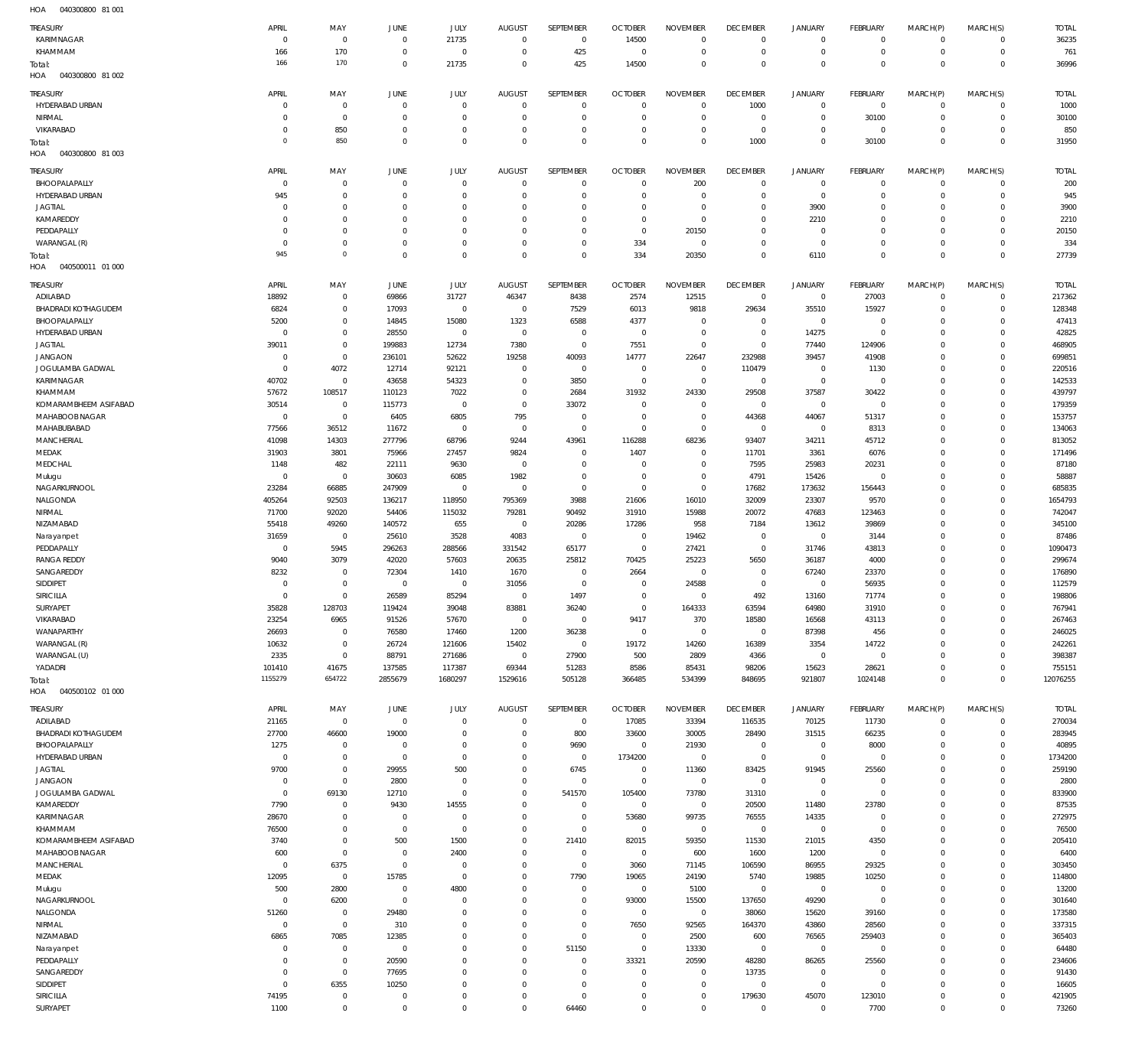HOA 040300800 81 001

| TREASURY | APRIL | MAY | JUNE | JULY | AUGUST | SEPTEMBER | OCTOBER | NOVEMBER | DECEMBER | JANUARY | FEBRUARY | MARCH(P) | MARCH(S) | TOTAL |
|---|---|---|---|---|---|---|---|---|---|---|---|---|---|---|
| KARIMNAGAR | 0 | 0 | 0 | 21735 | 0 | 0 | 14500 | 0 | 0 | 0 | 0 | 0 | 0 | 36235 |
| KHAMMAM | 166 | 170 | 0 | 0 | 0 | 425 | 0 | 0 | 0 | 0 | 0 | 0 | 0 | 761 |
| Total: | 166 | 170 | 0 | 21735 | 0 | 425 | 14500 | 0 | 0 | 0 | 0 | 0 | 0 | 36996 |

HOA 040300800 81 002

| TREASURY | APRIL | MAY | JUNE | JULY | AUGUST | SEPTEMBER | OCTOBER | NOVEMBER | DECEMBER | JANUARY | FEBRUARY | MARCH(P) | MARCH(S) | TOTAL |
|---|---|---|---|---|---|---|---|---|---|---|---|---|---|---|
| HYDERABAD URBAN | 0 | 0 | 0 | 0 | 0 | 0 | 0 | 0 | 1000 | 0 | 0 | 0 | 0 | 1000 |
| NIRMAL | 0 | 0 | 0 | 0 | 0 | 0 | 0 | 0 | 0 | 0 | 30100 | 0 | 0 | 30100 |
| VIKARABAD | 0 | 850 | 0 | 0 | 0 | 0 | 0 | 0 | 0 | 0 | 0 | 0 | 0 | 850 |
| Total: | 0 | 850 | 0 | 0 | 0 | 0 | 0 | 0 | 1000 | 0 | 30100 | 0 | 0 | 31950 |

HOA 040300800 81 003

| TREASURY | APRIL | MAY | JUNE | JULY | AUGUST | SEPTEMBER | OCTOBER | NOVEMBER | DECEMBER | JANUARY | FEBRUARY | MARCH(P) | MARCH(S) | TOTAL |
|---|---|---|---|---|---|---|---|---|---|---|---|---|---|---|
| BHOOPALAPALLY | 0 | 0 | 0 | 0 | 0 | 0 | 0 | 200 | 0 | 0 | 0 | 0 | 0 | 200 |
| HYDERABAD URBAN | 945 | 0 | 0 | 0 | 0 | 0 | 0 | 0 | 0 | 0 | 0 | 0 | 0 | 945 |
| JAGTIAL | 0 | 0 | 0 | 0 | 0 | 0 | 0 | 0 | 0 | 3900 | 0 | 0 | 0 | 3900 |
| KAMAREDDY | 0 | 0 | 0 | 0 | 0 | 0 | 0 | 0 | 0 | 2210 | 0 | 0 | 0 | 2210 |
| PEDDAPALLY | 0 | 0 | 0 | 0 | 0 | 0 | 0 | 20150 | 0 | 0 | 0 | 0 | 0 | 20150 |
| WARANGAL (R) | 0 | 0 | 0 | 0 | 0 | 0 | 334 | 0 | 0 | 0 | 0 | 0 | 0 | 334 |
| Total: | 945 | 0 | 0 | 0 | 0 | 0 | 334 | 20350 | 0 | 6110 | 0 | 0 | 0 | 27739 |

HOA 040500011 01 000

| TREASURY | APRIL | MAY | JUNE | JULY | AUGUST | SEPTEMBER | OCTOBER | NOVEMBER | DECEMBER | JANUARY | FEBRUARY | MARCH(P) | MARCH(S) | TOTAL |
|---|---|---|---|---|---|---|---|---|---|---|---|---|---|---|
| ADILABAD | 18892 | 0 | 69866 | 31727 | 46347 | 8438 | 2574 | 12515 | 0 | 0 | 27003 | 0 | 0 | 217362 |
| BHADRADI KOTHAGUDEM | 6824 | 0 | 17093 | 0 | 0 | 7529 | 6013 | 9818 | 29634 | 35510 | 15927 | 0 | 0 | 128348 |
| BHOOPALAPALLY | 5200 | 0 | 14845 | 15080 | 1323 | 6588 | 4377 | 0 | 0 | 0 | 0 | 0 | 0 | 47413 |
| HYDERABAD URBAN | 0 | 0 | 28550 | 0 | 0 | 0 | 0 | 0 | 0 | 14275 | 0 | 0 | 0 | 42825 |
| JAGTIAL | 39011 | 0 | 199883 | 12734 | 7380 | 0 | 7551 | 0 | 0 | 77440 | 124906 | 0 | 0 | 468905 |
| JANGAON | 0 | 0 | 236101 | 52622 | 19258 | 40093 | 14777 | 22647 | 232988 | 39457 | 41908 | 0 | 0 | 699851 |
| JOGULAMBA GADWAL | 0 | 4072 | 12714 | 92121 | 0 | 0 | 0 | 0 | 110479 | 0 | 1130 | 0 | 0 | 220516 |
| KARIMNAGAR | 40702 | 0 | 43658 | 54323 | 0 | 3850 | 0 | 0 | 0 | 0 | 0 | 0 | 0 | 142533 |
| KHAMMAM | 57672 | 108517 | 110123 | 7022 | 0 | 2684 | 31932 | 24330 | 29508 | 37587 | 30422 | 0 | 0 | 439797 |
| KOMARAMBHEEM ASIFABAD | 30514 | 0 | 115773 | 0 | 0 | 33072 | 0 | 0 | 0 | 0 | 0 | 0 | 0 | 179359 |
| MAHABOOB NAGAR | 0 | 0 | 6405 | 6805 | 795 | 0 | 0 | 0 | 44368 | 44067 | 51317 | 0 | 0 | 153757 |
| MAHABUBABAD | 77566 | 36512 | 11672 | 0 | 0 | 0 | 0 | 0 | 0 | 0 | 8313 | 0 | 0 | 134063 |
| MANCHERIAL | 41098 | 14303 | 277796 | 68796 | 9244 | 43961 | 116288 | 68236 | 93407 | 34211 | 45712 | 0 | 0 | 813052 |
| MEDAK | 31903 | 3801 | 75966 | 27457 | 9824 | 0 | 1407 | 0 | 11701 | 3361 | 6076 | 0 | 0 | 171496 |
| MEDCHAL | 1148 | 482 | 22111 | 9630 | 0 | 0 | 0 | 0 | 7595 | 25983 | 20231 | 0 | 0 | 87180 |
| Mulugu | 0 | 0 | 30603 | 6085 | 1982 | 0 | 0 | 0 | 4791 | 15426 | 0 | 0 | 0 | 58887 |
| NAGARKURNOOL | 23284 | 66885 | 247909 | 0 | 0 | 0 | 0 | 0 | 17682 | 173632 | 156443 | 0 | 0 | 685835 |
| NALGONDA | 405264 | 92503 | 136217 | 118950 | 795369 | 3988 | 21606 | 16010 | 32009 | 23307 | 9570 | 0 | 0 | 1654793 |
| NIRMAL | 71700 | 92020 | 54406 | 115032 | 79281 | 90492 | 31910 | 15988 | 20072 | 47683 | 123463 | 0 | 0 | 742047 |
| NIZAMABAD | 55418 | 49260 | 140572 | 655 | 0 | 20286 | 17286 | 958 | 7184 | 13612 | 39869 | 0 | 0 | 345100 |
| Narayanpet | 31659 | 0 | 25610 | 3528 | 4083 | 0 | 0 | 19462 | 0 | 0 | 3144 | 0 | 0 | 87486 |
| PEDDAPALLY | 0 | 5945 | 296263 | 288566 | 331542 | 65177 | 0 | 27421 | 0 | 31746 | 43813 | 0 | 0 | 1090473 |
| RANGA REDDY | 9040 | 3079 | 42020 | 57603 | 20635 | 25812 | 70425 | 25223 | 5650 | 36187 | 4000 | 0 | 0 | 299674 |
| SANGAREDDY | 8232 | 0 | 72304 | 1410 | 1670 | 0 | 2664 | 0 | 0 | 67240 | 23370 | 0 | 0 | 176890 |
| SIDDIPET | 0 | 0 | 0 | 0 | 31056 | 0 | 0 | 24588 | 0 | 0 | 56935 | 0 | 0 | 112579 |
| SIRICILLA | 0 | 0 | 26589 | 85294 | 0 | 1497 | 0 | 0 | 492 | 13160 | 71774 | 0 | 0 | 198806 |
| SURYAPET | 35828 | 128703 | 119424 | 39048 | 83881 | 36240 | 0 | 164333 | 63594 | 64980 | 31910 | 0 | 0 | 767941 |
| VIKARABAD | 23254 | 6965 | 91526 | 57670 | 0 | 0 | 9417 | 370 | 18580 | 16568 | 43113 | 0 | 0 | 267463 |
| WANAPARTHY | 26693 | 0 | 76580 | 17460 | 1200 | 36238 | 0 | 0 | 0 | 87398 | 456 | 0 | 0 | 246025 |
| WARANGAL (R) | 10632 | 0 | 26724 | 121606 | 15402 | 0 | 19172 | 14260 | 16389 | 3354 | 14722 | 0 | 0 | 242261 |
| WARANGAL (U) | 2335 | 0 | 88791 | 271686 | 0 | 27900 | 500 | 2809 | 4366 | 0 | 0 | 0 | 0 | 398387 |
| YADADRI | 101410 | 41675 | 137585 | 117387 | 69344 | 51283 | 8586 | 85431 | 98206 | 15623 | 28621 | 0 | 0 | 755151 |
| Total: | 1155279 | 654722 | 2855679 | 1680297 | 1529616 | 505128 | 366485 | 534399 | 848695 | 921807 | 1024148 | 0 | 0 | 12076255 |

HOA 040500102 01 000

| TREASURY | APRIL | MAY | JUNE | JULY | AUGUST | SEPTEMBER | OCTOBER | NOVEMBER | DECEMBER | JANUARY | FEBRUARY | MARCH(P) | MARCH(S) | TOTAL |
|---|---|---|---|---|---|---|---|---|---|---|---|---|---|---|
| ADILABAD | 21165 | 0 | 0 | 0 | 0 | 0 | 17085 | 33394 | 116535 | 70125 | 11730 | 0 | 0 | 270034 |
| BHADRADI KOTHAGUDEM | 27700 | 46600 | 19000 | 0 | 0 | 800 | 33600 | 30005 | 28490 | 31515 | 66235 | 0 | 0 | 283945 |
| BHOOPALAPALLY | 1275 | 0 | 0 | 0 | 0 | 9690 | 0 | 21930 | 0 | 0 | 8000 | 0 | 0 | 40895 |
| HYDERABAD URBAN | 0 | 0 | 0 | 0 | 0 | 0 | 1734200 | 0 | 0 | 0 | 0 | 0 | 0 | 1734200 |
| JAGTIAL | 9700 | 0 | 29955 | 500 | 0 | 6745 | 0 | 11360 | 83425 | 91945 | 25560 | 0 | 0 | 259190 |
| JANGAON | 0 | 0 | 2800 | 0 | 0 | 0 | 0 | 0 | 0 | 0 | 0 | 0 | 0 | 2800 |
| JOGULAMBA GADWAL | 0 | 69130 | 12710 | 0 | 0 | 541570 | 105400 | 73780 | 31310 | 0 | 0 | 0 | 0 | 833900 |
| KAMAREDDY | 7790 | 0 | 9430 | 14555 | 0 | 0 | 0 | 0 | 20500 | 11480 | 23780 | 0 | 0 | 87535 |
| KARIMNAGAR | 28670 | 0 | 0 | 0 | 0 | 0 | 53680 | 99735 | 76555 | 14335 | 0 | 0 | 0 | 272975 |
| KHAMMAM | 76500 | 0 | 0 | 0 | 0 | 0 | 0 | 0 | 0 | 0 | 0 | 0 | 0 | 76500 |
| KOMARAMBHEEM ASIFABAD | 3740 | 0 | 500 | 1500 | 0 | 21410 | 82015 | 59350 | 11530 | 21015 | 4350 | 0 | 0 | 205410 |
| MAHABOOB NAGAR | 600 | 0 | 0 | 2400 | 0 | 0 | 0 | 600 | 1600 | 1200 | 0 | 0 | 0 | 6400 |
| MANCHERIAL | 0 | 6375 | 0 | 0 | 0 | 0 | 3060 | 71145 | 106590 | 86955 | 29325 | 0 | 0 | 303450 |
| MEDAK | 12095 | 0 | 15785 | 0 | 0 | 7790 | 19065 | 24190 | 5740 | 19885 | 10250 | 0 | 0 | 114800 |
| Mulugu | 500 | 2800 | 0 | 4800 | 0 | 0 | 0 | 5100 | 0 | 0 | 0 | 0 | 0 | 13200 |
| NAGARKURNOOL | 0 | 6200 | 0 | 0 | 0 | 0 | 93000 | 15500 | 137650 | 49290 | 0 | 0 | 0 | 301640 |
| NALGONDA | 51260 | 0 | 29480 | 0 | 0 | 0 | 0 | 0 | 38060 | 15620 | 39160 | 0 | 0 | 173580 |
| NIRMAL | 0 | 0 | 310 | 0 | 0 | 0 | 7650 | 92565 | 164370 | 43860 | 28560 | 0 | 0 | 337315 |
| NIZAMABAD | 6865 | 7085 | 12385 | 0 | 0 | 0 | 0 | 2500 | 600 | 76565 | 259403 | 0 | 0 | 365403 |
| Narayanpet | 0 | 0 | 0 | 0 | 0 | 51150 | 0 | 13330 | 0 | 0 | 0 | 0 | 0 | 64480 |
| PEDDAPALLY | 0 | 0 | 20590 | 0 | 0 | 0 | 33321 | 20590 | 48280 | 86265 | 25560 | 0 | 0 | 234606 |
| SANGAREDDY | 0 | 0 | 77695 | 0 | 0 | 0 | 0 | 0 | 13735 | 0 | 0 | 0 | 0 | 91430 |
| SIDDIPET | 0 | 6355 | 10250 | 0 | 0 | 0 | 0 | 0 | 0 | 0 | 0 | 0 | 0 | 16605 |
| SIRICILLA | 74195 | 0 | 0 | 0 | 0 | 0 | 0 | 0 | 179630 | 45070 | 123010 | 0 | 0 | 421905 |
| SURYAPET | 1100 | 0 | 0 | 0 | 0 | 64460 | 0 | 0 | 0 | 0 | 7700 | 0 | 0 | 73260 |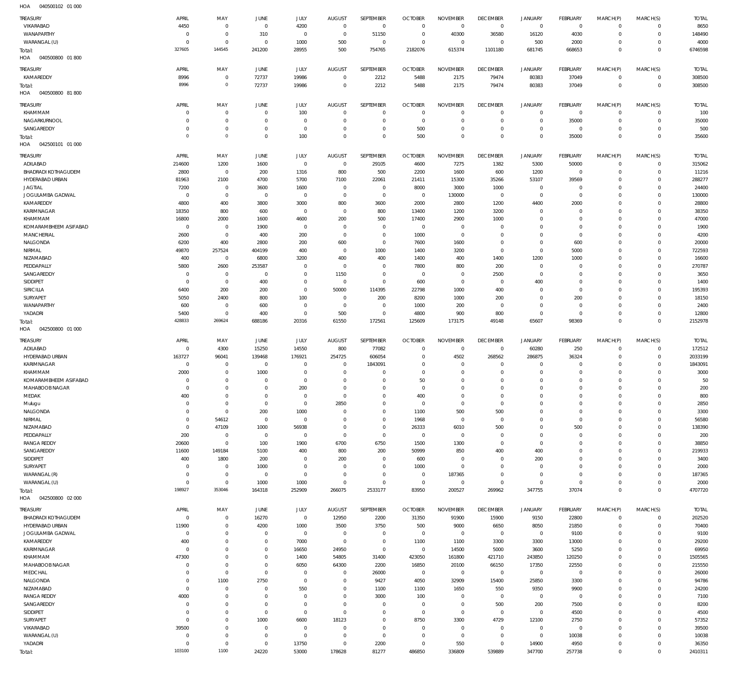HOA 040500102 01 000

| TREASURY | APRIL | MAY | JUNE | JULY | AUGUST | SEPTEMBER | OCTOBER | NOVEMBER | DECEMBER | JANUARY | FEBRUARY | MARCH(P) | MARCH(S) | TOTAL |
|---|---|---|---|---|---|---|---|---|---|---|---|---|---|---|
| VIKARABAD | 4450 | 0 | 0 | 4200 | 0 | 0 | 0 | 0 | 0 | 0 | 0 | 0 | 0 | 8650 |
| WANAPARTHY | 0 | 0 | 310 | 0 | 0 | 51150 | 0 | 40300 | 36580 | 16120 | 4030 | 0 | 0 | 148490 |
| WARANGAL (U) | 0 | 0 | 0 | 1000 | 500 | 0 | 0 | 0 | 0 | 500 | 2000 | 0 | 0 | 4000 |
| Total: | 327605 | 144545 | 241200 | 28955 | 500 | 754765 | 2182076 | 615374 | 1101180 | 681745 | 668653 | 0 | 0 | 6746598 |

HOA 040500800 01 800

| TREASURY | APRIL | MAY | JUNE | JULY | AUGUST | SEPTEMBER | OCTOBER | NOVEMBER | DECEMBER | JANUARY | FEBRUARY | MARCH(P) | MARCH(S) | TOTAL |
|---|---|---|---|---|---|---|---|---|---|---|---|---|---|---|
| KAMAREDDY | 8996 | 0 | 72737 | 19986 | 0 | 2212 | 5488 | 2175 | 79474 | 80383 | 37049 | 0 | 0 | 308500 |
| Total: | 8996 | 0 | 72737 | 19986 | 0 | 2212 | 5488 | 2175 | 79474 | 80383 | 37049 | 0 | 0 | 308500 |

HOA 040500800 81 800

| TREASURY | APRIL | MAY | JUNE | JULY | AUGUST | SEPTEMBER | OCTOBER | NOVEMBER | DECEMBER | JANUARY | FEBRUARY | MARCH(P) | MARCH(S) | TOTAL |
|---|---|---|---|---|---|---|---|---|---|---|---|---|---|---|
| KHAMMAM | 0 | 0 | 0 | 100 | 0 | 0 | 0 | 0 | 0 | 0 | 0 | 0 | 0 | 100 |
| NAGARKURNOOL | 0 | 0 | 0 | 0 | 0 | 0 | 0 | 0 | 0 | 0 | 35000 | 0 | 0 | 35000 |
| SANGAREDDY | 0 | 0 | 0 | 0 | 0 | 0 | 500 | 0 | 0 | 0 | 0 | 0 | 0 | 500 |
| Total: | 0 | 0 | 0 | 100 | 0 | 0 | 500 | 0 | 0 | 0 | 35000 | 0 | 0 | 35600 |

HOA 042500101 01 000

| TREASURY | APRIL | MAY | JUNE | JULY | AUGUST | SEPTEMBER | OCTOBER | NOVEMBER | DECEMBER | JANUARY | FEBRUARY | MARCH(P) | MARCH(S) | TOTAL |
|---|---|---|---|---|---|---|---|---|---|---|---|---|---|---|
| ADILABAD | 214600 | 1200 | 1600 | 0 | 0 | 29105 | 4600 | 7275 | 1382 | 5300 | 50000 | 0 | 0 | 315062 |
| BHADRADI KOTHAGUDEM | 2800 | 0 | 200 | 1316 | 800 | 500 | 2200 | 1600 | 600 | 1200 | 0 | 0 | 0 | 11216 |
| HYDERABAD URBAN | 81963 | 2100 | 4700 | 5700 | 7100 | 22061 | 21411 | 15300 | 35266 | 53107 | 39569 | 0 | 0 | 288277 |
| JAGTIAL | 7200 | 0 | 3600 | 1600 | 0 | 0 | 8000 | 3000 | 1000 | 0 | 0 | 0 | 0 | 24400 |
| JOGULAMBA GADWAL | 0 | 0 | 0 | 0 | 0 | 0 | 0 | 130000 | 0 | 0 | 0 | 0 | 0 | 130000 |
| KAMAREDDY | 4800 | 400 | 3800 | 3000 | 800 | 3600 | 2000 | 2800 | 1200 | 4400 | 2000 | 0 | 0 | 28800 |
| KARIMNAGAR | 18350 | 800 | 600 | 0 | 0 | 800 | 13400 | 1200 | 3200 | 0 | 0 | 0 | 0 | 38350 |
| KHAMMAM | 16800 | 2000 | 1600 | 4600 | 200 | 500 | 17400 | 2900 | 1000 | 0 | 0 | 0 | 0 | 47000 |
| KOMARAMBHEEM ASIFABAD | 0 | 0 | 1900 | 0 | 0 | 0 | 0 | 0 | 0 | 0 | 0 | 0 | 0 | 1900 |
| MANCHERIAL | 2600 | 0 | 400 | 200 | 0 | 0 | 1000 | 0 | 0 | 0 | 0 | 0 | 0 | 4200 |
| NALGONDA | 6200 | 400 | 2800 | 200 | 600 | 0 | 7600 | 1600 | 0 | 0 | 600 | 0 | 0 | 20000 |
| NIRMAL | 49870 | 257524 | 404199 | 400 | 0 | 1000 | 1400 | 3200 | 0 | 0 | 5000 | 0 | 0 | 722593 |
| NIZAMABAD | 400 | 0 | 6800 | 3200 | 400 | 400 | 1400 | 400 | 1400 | 1200 | 1000 | 0 | 0 | 16600 |
| PEDDAPALLY | 5800 | 2600 | 253587 | 0 | 0 | 0 | 7800 | 800 | 200 | 0 | 0 | 0 | 0 | 270787 |
| SANGAREDDY | 0 | 0 | 0 | 0 | 1150 | 0 | 0 | 0 | 2500 | 0 | 0 | 0 | 0 | 3650 |
| SIDDIPET | 0 | 0 | 400 | 0 | 0 | 0 | 600 | 0 | 0 | 400 | 0 | 0 | 0 | 1400 |
| SIRICILLA | 6400 | 200 | 200 | 0 | 50000 | 114395 | 22798 | 1000 | 400 | 0 | 0 | 0 | 0 | 195393 |
| SURYAPET | 5050 | 2400 | 800 | 100 | 0 | 200 | 8200 | 1000 | 200 | 0 | 200 | 0 | 0 | 18150 |
| WANAPARTHY | 600 | 0 | 600 | 0 | 0 | 0 | 1000 | 200 | 0 | 0 | 0 | 0 | 0 | 2400 |
| YADADRI | 5400 | 0 | 400 | 0 | 500 | 0 | 4800 | 900 | 800 | 0 | 0 | 0 | 0 | 12800 |
| Total: | 428833 | 269624 | 688186 | 20316 | 61550 | 172561 | 125609 | 173175 | 49148 | 65607 | 98369 | 0 | 0 | 2152978 |

HOA 042500800 01 000

| TREASURY | APRIL | MAY | JUNE | JULY | AUGUST | SEPTEMBER | OCTOBER | NOVEMBER | DECEMBER | JANUARY | FEBRUARY | MARCH(P) | MARCH(S) | TOTAL |
|---|---|---|---|---|---|---|---|---|---|---|---|---|---|---|
| ADILABAD | 0 | 4300 | 15250 | 14550 | 800 | 77082 | 0 | 0 | 0 | 60280 | 250 | 0 | 0 | 172512 |
| HYDERABAD URBAN | 163727 | 96041 | 139468 | 176921 | 254725 | 606054 | 0 | 4502 | 268562 | 286875 | 36324 | 0 | 0 | 2033199 |
| KARIMNAGAR | 0 | 0 | 0 | 0 | 0 | 1843091 | 0 | 0 | 0 | 0 | 0 | 0 | 0 | 1843091 |
| KHAMMAM | 2000 | 0 | 1000 | 0 | 0 | 0 | 0 | 0 | 0 | 0 | 0 | 0 | 0 | 3000 |
| KOMARAMBHEEM ASIFABAD | 0 | 0 | 0 | 0 | 0 | 0 | 50 | 0 | 0 | 0 | 0 | 0 | 0 | 50 |
| MAHABOOBNAGAR | 0 | 0 | 0 | 200 | 0 | 0 | 0 | 0 | 0 | 0 | 0 | 0 | 0 | 200 |
| MEDAK | 400 | 0 | 0 | 0 | 0 | 0 | 400 | 0 | 0 | 0 | 0 | 0 | 0 | 800 |
| Mulugu | 0 | 0 | 0 | 0 | 2850 | 0 | 0 | 0 | 0 | 0 | 0 | 0 | 0 | 2850 |
| NALGONDA | 0 | 0 | 200 | 1000 | 0 | 0 | 1100 | 500 | 500 | 0 | 0 | 0 | 0 | 3300 |
| NIRMAL | 0 | 54612 | 0 | 0 | 0 | 0 | 1968 | 0 | 0 | 0 | 0 | 0 | 0 | 56580 |
| NIZAMABAD | 0 | 47109 | 1000 | 56938 | 0 | 0 | 26333 | 6010 | 500 | 0 | 500 | 0 | 0 | 138390 |
| PEDDAPALLY | 200 | 0 | 0 | 0 | 0 | 0 | 0 | 0 | 0 | 0 | 0 | 0 | 0 | 200 |
| RANGA REDDY | 20600 | 0 | 100 | 1900 | 6700 | 6750 | 1500 | 1300 | 0 | 0 | 0 | 0 | 0 | 38850 |
| SANGAREDDY | 11600 | 149184 | 5100 | 400 | 800 | 200 | 50999 | 850 | 400 | 400 | 0 | 0 | 0 | 219933 |
| SIDDIPET | 400 | 1800 | 200 | 0 | 200 | 0 | 600 | 0 | 0 | 200 | 0 | 0 | 0 | 3400 |
| SURYAPET | 0 | 0 | 1000 | 0 | 0 | 0 | 1000 | 0 | 0 | 0 | 0 | 0 | 0 | 2000 |
| WARANGAL (R) | 0 | 0 | 0 | 0 | 0 | 0 | 0 | 187365 | 0 | 0 | 0 | 0 | 0 | 187365 |
| WARANGAL (U) | 0 | 0 | 1000 | 1000 | 0 | 0 | 0 | 0 | 0 | 0 | 0 | 0 | 0 | 2000 |
| Total: | 198927 | 353046 | 164318 | 252909 | 266075 | 2533177 | 83950 | 200527 | 269962 | 347755 | 37074 | 0 | 0 | 4707720 |

HOA 042500800 02 000

| TREASURY | APRIL | MAY | JUNE | JULY | AUGUST | SEPTEMBER | OCTOBER | NOVEMBER | DECEMBER | JANUARY | FEBRUARY | MARCH(P) | MARCH(S) | TOTAL |
|---|---|---|---|---|---|---|---|---|---|---|---|---|---|---|
| BHADRADI KOTHAGUDEM | 0 | 0 | 16270 | 0 | 12950 | 2200 | 31350 | 91900 | 15900 | 9150 | 22800 | 0 | 0 | 202520 |
| HYDERABAD URBAN | 11900 | 0 | 4200 | 1000 | 3500 | 3750 | 500 | 9000 | 6650 | 8050 | 21850 | 0 | 0 | 70400 |
| JOGULAMBA GADWAL | 0 | 0 | 0 | 0 | 0 | 0 | 0 | 0 | 0 | 0 | 9100 | 0 | 0 | 9100 |
| KAMAREDDY | 400 | 0 | 0 | 7000 | 0 | 0 | 1100 | 1100 | 3300 | 3300 | 13000 | 0 | 0 | 29200 |
| KARIMNAGAR | 0 | 0 | 0 | 16650 | 24950 | 0 | 0 | 14500 | 5000 | 3600 | 5250 | 0 | 0 | 69950 |
| KHAMMAM | 47300 | 0 | 0 | 1400 | 54805 | 31400 | 423050 | 161800 | 421710 | 243850 | 120250 | 0 | 0 | 1505565 |
| MAHABOOBNAGAR | 0 | 0 | 0 | 6050 | 64300 | 2200 | 16850 | 20100 | 66150 | 17350 | 22550 | 0 | 0 | 215550 |
| MEDCHAL | 0 | 0 | 0 | 0 | 0 | 26000 | 0 | 0 | 0 | 0 | 0 | 0 | 0 | 26000 |
| NALGONDA | 0 | 1100 | 2750 | 0 | 0 | 9427 | 4050 | 32909 | 15400 | 25850 | 3300 | 0 | 0 | 94786 |
| NIZAMABAD | 0 | 0 | 0 | 550 | 0 | 1100 | 1100 | 1650 | 550 | 9350 | 9900 | 0 | 0 | 24200 |
| RANGA REDDY | 4000 | 0 | 0 | 0 | 0 | 3000 | 100 | 0 | 0 | 0 | 0 | 0 | 0 | 7100 |
| SANGAREDDY | 0 | 0 | 0 | 0 | 0 | 0 | 0 | 0 | 500 | 200 | 7500 | 0 | 0 | 8200 |
| SIDDIPET | 0 | 0 | 0 | 0 | 0 | 0 | 0 | 0 | 0 | 0 | 4500 | 0 | 0 | 4500 |
| SURYAPET | 0 | 0 | 1000 | 6600 | 18123 | 0 | 8750 | 3300 | 4729 | 12100 | 2750 | 0 | 0 | 57352 |
| VIKARABAD | 39500 | 0 | 0 | 0 | 0 | 0 | 0 | 0 | 0 | 0 | 0 | 0 | 0 | 39500 |
| WARANGAL (U) | 0 | 0 | 0 | 0 | 0 | 0 | 0 | 0 | 0 | 0 | 10038 | 0 | 0 | 10038 |
| YADADRI | 0 | 0 | 0 | 13750 | 0 | 2200 | 0 | 550 | 0 | 14900 | 4950 | 0 | 0 | 36350 |
| Total: | 103100 | 1100 | 24220 | 53000 | 178628 | 81277 | 486850 | 336809 | 539889 | 347700 | 257738 | 0 | 0 | 2410311 |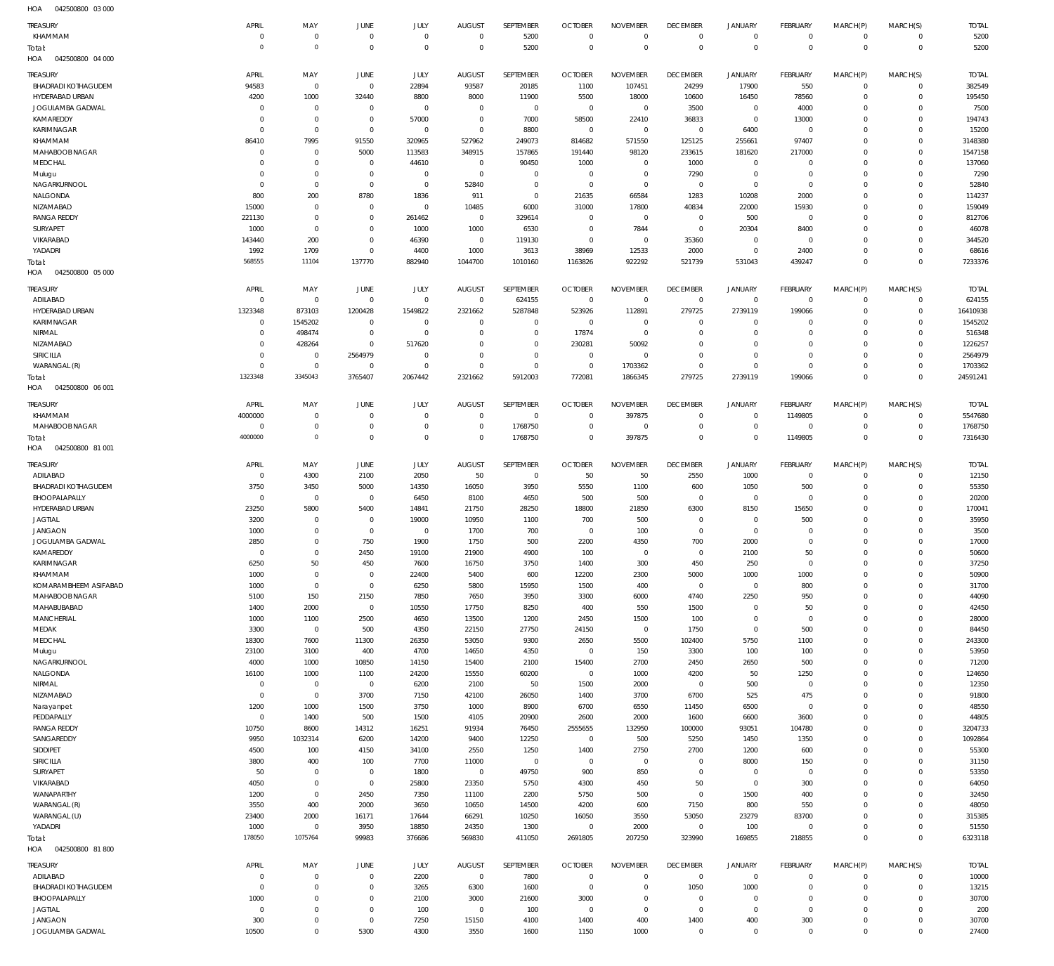HOA 042500800 03 000

| TREASURY | APRIL | MAY | JUNE | JULY | AUGUST | SEPTEMBER | OCTOBER | NOVEMBER | DECEMBER | JANUARY | FEBRUARY | MARCH(P) | MARCH(S) | TOTAL |
|---|---|---|---|---|---|---|---|---|---|---|---|---|---|---|
| KHAMMAM | 0 | 0 | 0 | 0 | 0 | 5200 | 0 | 0 | 0 | 0 | 0 | 0 | 0 | 5200 |
| Total: | 0 | 0 | 0 | 0 | 0 | 5200 | 0 | 0 | 0 | 0 | 0 | 0 | 0 | 5200 |

HOA 042500800 04 000

| TREASURY | APRIL | MAY | JUNE | JULY | AUGUST | SEPTEMBER | OCTOBER | NOVEMBER | DECEMBER | JANUARY | FEBRUARY | MARCH(P) | MARCH(S) | TOTAL |
|---|---|---|---|---|---|---|---|---|---|---|---|---|---|---|
| BHADRADI KOTHAGUDEM | 94583 | 0 | 0 | 22894 | 93587 | 20185 | 1100 | 107451 | 24299 | 17900 | 550 | 0 | 0 | 382549 |
| HYDERABAD URBAN | 4200 | 1000 | 32440 | 8800 | 8000 | 11900 | 5500 | 18000 | 10600 | 16450 | 78560 | 0 | 0 | 195450 |
| JOGULAMBA GADWAL | 0 | 0 | 0 | 0 | 0 | 0 | 0 | 0 | 3500 | 0 | 4000 | 0 | 0 | 7500 |
| KAMAREDDY | 0 | 0 | 0 | 57000 | 0 | 7000 | 58500 | 22410 | 36833 | 0 | 13000 | 0 | 0 | 194743 |
| KARIMNAGAR | 0 | 0 | 0 | 0 | 0 | 8800 | 0 | 0 | 0 | 6400 | 0 | 0 | 0 | 15200 |
| KHAMMAM | 86410 | 7995 | 91550 | 320965 | 527962 | 249073 | 814682 | 571550 | 125125 | 255661 | 97407 | 0 | 0 | 3148380 |
| MAHABOOBNAGAR | 0 | 0 | 5000 | 113583 | 348915 | 157865 | 191440 | 98120 | 233615 | 181620 | 217000 | 0 | 0 | 1547158 |
| MEDCHAL | 0 | 0 | 0 | 44610 | 0 | 90450 | 1000 | 0 | 1000 | 0 | 0 | 0 | 0 | 137060 |
| Mulugu | 0 | 0 | 0 | 0 | 0 | 0 | 0 | 0 | 7290 | 0 | 0 | 0 | 0 | 7290 |
| NAGARKURNOOL | 0 | 0 | 0 | 0 | 52840 | 0 | 0 | 0 | 0 | 0 | 0 | 0 | 0 | 52840 |
| NALGONDA | 800 | 200 | 8780 | 1836 | 911 | 0 | 21635 | 66584 | 1283 | 10208 | 2000 | 0 | 0 | 114237 |
| NIZAMABAD | 15000 | 0 | 0 | 0 | 10485 | 6000 | 31000 | 17800 | 40834 | 22000 | 15930 | 0 | 0 | 159049 |
| RANGA REDDY | 221130 | 0 | 0 | 261462 | 0 | 329614 | 0 | 0 | 0 | 500 | 0 | 0 | 0 | 812706 |
| SURYAPET | 1000 | 0 | 0 | 1000 | 1000 | 6530 | 0 | 7844 | 0 | 20304 | 8400 | 0 | 0 | 46078 |
| VIKARABAD | 143440 | 200 | 0 | 46390 | 0 | 119130 | 0 | 0 | 35360 | 0 | 0 | 0 | 0 | 344520 |
| YADADRI | 1992 | 1709 | 0 | 4400 | 1000 | 3613 | 38969 | 12533 | 2000 | 0 | 2400 | 0 | 0 | 68616 |
| Total: | 568555 | 11104 | 137770 | 882940 | 1044700 | 1010160 | 1163826 | 922292 | 521739 | 531043 | 439247 | 0 | 0 | 7233376 |

HOA 042500800 05 000

| TREASURY | APRIL | MAY | JUNE | JULY | AUGUST | SEPTEMBER | OCTOBER | NOVEMBER | DECEMBER | JANUARY | FEBRUARY | MARCH(P) | MARCH(S) | TOTAL |
|---|---|---|---|---|---|---|---|---|---|---|---|---|---|---|
| ADILABAD | 0 | 0 | 0 | 0 | 0 | 624155 | 0 | 0 | 0 | 0 | 0 | 0 | 0 | 624155 |
| HYDERABAD URBAN | 1323348 | 873103 | 1200428 | 1549822 | 2321662 | 5287848 | 523926 | 112891 | 279725 | 2739119 | 199066 | 0 | 0 | 16410938 |
| KARIMNAGAR | 0 | 1545202 | 0 | 0 | 0 | 0 | 0 | 0 | 0 | 0 | 0 | 0 | 0 | 1545202 |
| NIRMAL | 0 | 498474 | 0 | 0 | 0 | 0 | 17874 | 0 | 0 | 0 | 0 | 0 | 0 | 516348 |
| NIZAMABAD | 0 | 428264 | 0 | 517620 | 0 | 0 | 230281 | 50092 | 0 | 0 | 0 | 0 | 0 | 1226257 |
| SIRICILLA | 0 | 0 | 2564979 | 0 | 0 | 0 | 0 | 0 | 0 | 0 | 0 | 0 | 0 | 2564979 |
| WARANGAL (R) | 0 | 0 | 0 | 0 | 0 | 0 | 0 | 1703362 | 0 | 0 | 0 | 0 | 0 | 1703362 |
| Total: | 1323348 | 3345043 | 3765407 | 2067442 | 2321662 | 5912003 | 772081 | 1866345 | 279725 | 2739119 | 199066 | 0 | 0 | 24591241 |

HOA 042500800 06 001

| TREASURY | APRIL | MAY | JUNE | JULY | AUGUST | SEPTEMBER | OCTOBER | NOVEMBER | DECEMBER | JANUARY | FEBRUARY | MARCH(P) | MARCH(S) | TOTAL |
|---|---|---|---|---|---|---|---|---|---|---|---|---|---|---|
| KHAMMAM | 4000000 | 0 | 0 | 0 | 0 | 0 | 0 | 397875 | 0 | 0 | 1149805 | 0 | 0 | 5547680 |
| MAHABOOBNAGAR | 0 | 0 | 0 | 0 | 0 | 1768750 | 0 | 0 | 0 | 0 | 0 | 0 | 0 | 1768750 |
| Total: | 4000000 | 0 | 0 | 0 | 0 | 1768750 | 0 | 397875 | 0 | 0 | 1149805 | 0 | 0 | 7316430 |

HOA 042500800 81 001

| TREASURY | APRIL | MAY | JUNE | JULY | AUGUST | SEPTEMBER | OCTOBER | NOVEMBER | DECEMBER | JANUARY | FEBRUARY | MARCH(P) | MARCH(S) | TOTAL |
|---|---|---|---|---|---|---|---|---|---|---|---|---|---|---|
| ADILABAD | 0 | 4300 | 2100 | 2050 | 50 | 0 | 50 | 50 | 2550 | 1000 | 0 | 0 | 0 | 12150 |
| BHADRADI KOTHAGUDEM | 3750 | 3450 | 5000 | 14350 | 16050 | 3950 | 5550 | 1100 | 600 | 1050 | 500 | 0 | 0 | 55350 |
| BHOOPALAPALLY | 0 | 0 | 0 | 6450 | 8100 | 4650 | 500 | 500 | 0 | 0 | 0 | 0 | 0 | 20200 |
| HYDERABAD URBAN | 23250 | 5800 | 5400 | 14841 | 21750 | 28250 | 18800 | 21850 | 6300 | 8150 | 15650 | 0 | 0 | 170041 |
| JAGTIAL | 3200 | 0 | 0 | 19000 | 10950 | 1100 | 700 | 500 | 0 | 0 | 500 | 0 | 0 | 35950 |
| JANGAON | 1000 | 0 | 0 | 0 | 1700 | 700 | 0 | 100 | 0 | 0 | 0 | 0 | 0 | 3500 |
| JOGULAMBA GADWAL | 2850 | 0 | 750 | 1900 | 1750 | 500 | 2200 | 4350 | 700 | 2000 | 0 | 0 | 0 | 17000 |
| KAMAREDDY | 0 | 0 | 2450 | 19100 | 21900 | 4900 | 100 | 0 | 0 | 2100 | 50 | 0 | 0 | 50600 |
| KARIMNAGAR | 6250 | 50 | 450 | 7600 | 16750 | 3750 | 1400 | 300 | 450 | 250 | 0 | 0 | 0 | 37250 |
| KHAMMAM | 1000 | 0 | 0 | 22400 | 5400 | 600 | 12200 | 2300 | 5000 | 1000 | 1000 | 0 | 0 | 50900 |
| KOMARAMBHEEM ASIFABAD | 1000 | 0 | 0 | 6250 | 5800 | 15950 | 1500 | 400 | 0 | 0 | 800 | 0 | 0 | 31700 |
| MAHABOOBNAGAR | 5100 | 150 | 2150 | 7850 | 7650 | 3950 | 3300 | 6000 | 4740 | 2250 | 950 | 0 | 0 | 44090 |
| MAHABUBABAD | 1400 | 2000 | 0 | 10550 | 17750 | 8250 | 400 | 550 | 1500 | 0 | 50 | 0 | 0 | 42450 |
| MANCHERIAL | 1000 | 1100 | 2500 | 4650 | 13500 | 1200 | 2450 | 1500 | 100 | 0 | 0 | 0 | 0 | 28000 |
| MEDAK | 3300 | 0 | 500 | 4350 | 22150 | 27750 | 24150 | 0 | 1750 | 0 | 500 | 0 | 0 | 84450 |
| MEDCHAL | 18300 | 7600 | 11300 | 26350 | 53050 | 9300 | 2650 | 5500 | 102400 | 5750 | 1100 | 0 | 0 | 243300 |
| Mulugu | 23100 | 3100 | 400 | 4700 | 14650 | 4350 | 0 | 150 | 3300 | 100 | 100 | 0 | 0 | 53950 |
| NAGARKURNOOL | 4000 | 1000 | 10850 | 14150 | 15400 | 2100 | 15400 | 2700 | 2450 | 2650 | 500 | 0 | 0 | 71200 |
| NALGONDA | 16100 | 1000 | 1100 | 24200 | 15550 | 60200 | 0 | 1000 | 4200 | 50 | 1250 | 0 | 0 | 124650 |
| NIRMAL | 0 | 0 | 0 | 6200 | 2100 | 50 | 1500 | 2000 | 0 | 500 | 0 | 0 | 0 | 12350 |
| NIZAMABAD | 0 | 0 | 3700 | 7150 | 42100 | 26050 | 1400 | 3700 | 6700 | 525 | 475 | 0 | 0 | 91800 |
| Narayanpet | 1200 | 1000 | 1500 | 3750 | 1000 | 8900 | 6700 | 6550 | 11450 | 6500 | 0 | 0 | 0 | 48550 |
| PEDDAPALLY | 0 | 1400 | 500 | 1500 | 4105 | 20900 | 2600 | 2000 | 1600 | 6600 | 3600 | 0 | 0 | 44805 |
| RANGA REDDY | 10750 | 8600 | 14312 | 16251 | 91934 | 76450 | 2555655 | 132950 | 100000 | 93051 | 104780 | 0 | 0 | 3204733 |
| SANGAREDDY | 9950 | 1032314 | 6200 | 14200 | 9400 | 12250 | 0 | 500 | 5250 | 1450 | 1350 | 0 | 0 | 1092864 |
| SIDDIPET | 4500 | 100 | 4150 | 34100 | 2550 | 1250 | 1400 | 2750 | 2700 | 1200 | 600 | 0 | 0 | 55300 |
| SIRICILLA | 3800 | 400 | 100 | 7700 | 11000 | 0 | 0 | 0 | 0 | 8000 | 150 | 0 | 0 | 31150 |
| SURYAPET | 50 | 0 | 0 | 1800 | 0 | 49750 | 900 | 850 | 0 | 0 | 0 | 0 | 0 | 53350 |
| VIKARABAD | 4050 | 0 | 0 | 25800 | 23350 | 5750 | 4300 | 450 | 50 | 0 | 300 | 0 | 0 | 64050 |
| WANAPARTHY | 1200 | 0 | 2450 | 7350 | 11100 | 2200 | 5750 | 500 | 0 | 1500 | 400 | 0 | 0 | 32450 |
| WARANGAL (R) | 3550 | 400 | 2000 | 3650 | 10650 | 14500 | 4200 | 600 | 7150 | 800 | 550 | 0 | 0 | 48050 |
| WARANGAL (U) | 23400 | 2000 | 16171 | 17644 | 66291 | 10250 | 16050 | 3550 | 53050 | 23279 | 83700 | 0 | 0 | 315385 |
| YADADRI | 1000 | 0 | 3950 | 18850 | 24350 | 1300 | 0 | 2000 | 0 | 100 | 0 | 0 | 0 | 51550 |
| Total: | 178050 | 1075764 | 99983 | 376686 | 569830 | 411050 | 2691805 | 207250 | 323990 | 169855 | 218855 | 0 | 0 | 6323118 |

HOA 042500800 81 800

| TREASURY | APRIL | MAY | JUNE | JULY | AUGUST | SEPTEMBER | OCTOBER | NOVEMBER | DECEMBER | JANUARY | FEBRUARY | MARCH(P) | MARCH(S) | TOTAL |
|---|---|---|---|---|---|---|---|---|---|---|---|---|---|---|
| ADILABAD | 0 | 0 | 0 | 2200 | 0 | 7800 | 0 | 0 | 0 | 0 | 0 | 0 | 0 | 10000 |
| BHADRADI KOTHAGUDEM | 0 | 0 | 0 | 3265 | 6300 | 1600 | 0 | 0 | 1050 | 1000 | 0 | 0 | 0 | 13215 |
| BHOOPALAPALLY | 1000 | 0 | 0 | 2100 | 3000 | 21600 | 3000 | 0 | 0 | 0 | 0 | 0 | 0 | 30700 |
| JAGTIAL | 0 | 0 | 0 | 100 | 0 | 100 | 0 | 0 | 0 | 0 | 0 | 0 | 0 | 200 |
| JANGAON | 300 | 0 | 0 | 7250 | 15150 | 4100 | 1400 | 400 | 1400 | 400 | 300 | 0 | 0 | 30700 |
| JOGULAMBA GADWAL | 10500 | 0 | 5300 | 4300 | 3550 | 1600 | 1150 | 1000 | 0 | 0 | 0 | 0 | 0 | 27400 |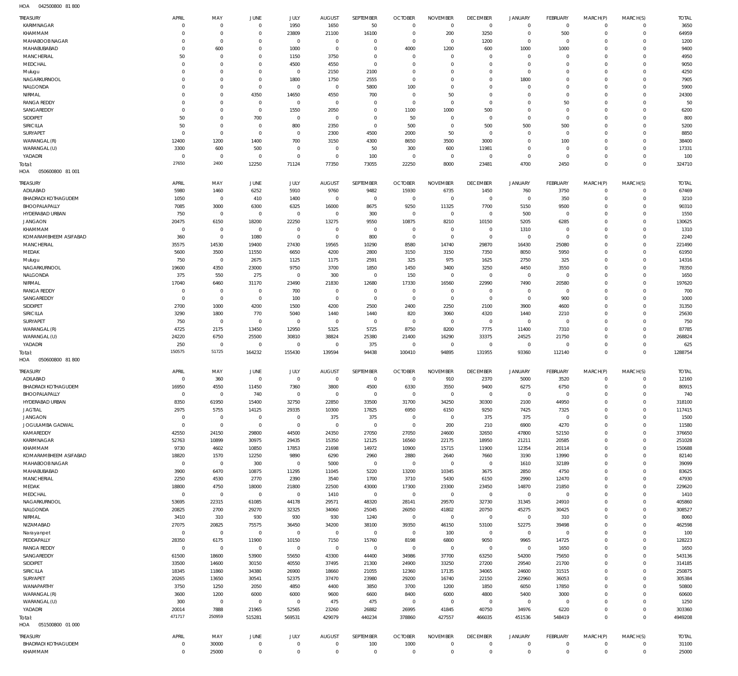HOA 042500800 81 800

| TREASURY | APRIL | MAY | JUNE | JULY | AUGUST | SEPTEMBER | OCTOBER | NOVEMBER | DECEMBER | JANUARY | FEBRUARY | MARCH(P) | MARCH(S) | TOTAL |
|---|---|---|---|---|---|---|---|---|---|---|---|---|---|---|
| KARIMNAGAR | 0 | 0 | 0 | 1950 | 1650 | 50 | 0 | 0 | 0 | 0 | 0 | 0 | 0 | 3650 |
| KHAMMAM | 0 | 0 | 0 | 23809 | 21100 | 16100 | 0 | 200 | 3250 | 0 | 500 | 0 | 0 | 64959 |
| MAHABOOB NAGAR | 0 | 0 | 0 | 0 | 0 | 0 | 0 | 0 | 1200 | 0 | 0 | 0 | 0 | 1200 |
| MAHABUBABAD | 0 | 600 | 0 | 1000 | 0 | 0 | 4000 | 1200 | 600 | 1000 | 1000 | 0 | 0 | 9400 |
| MANCHERIAL | 50 | 0 | 0 | 1150 | 3750 | 0 | 0 | 0 | 0 | 0 | 0 | 0 | 0 | 4950 |
| MEDCHAL | 0 | 0 | 0 | 4500 | 4550 | 0 | 0 | 0 | 0 | 0 | 0 | 0 | 0 | 9050 |
| Mulugu | 0 | 0 | 0 | 0 | 2150 | 2100 | 0 | 0 | 0 | 0 | 0 | 0 | 0 | 4250 |
| NAGARKURNOOL | 0 | 0 | 0 | 1800 | 1750 | 2555 | 0 | 0 | 0 | 1800 | 0 | 0 | 0 | 7905 |
| NALGONDA | 0 | 0 | 0 | 0 | 0 | 5800 | 100 | 0 | 0 | 0 | 0 | 0 | 0 | 5900 |
| NIRMAL | 0 | 0 | 4350 | 14650 | 4550 | 700 | 0 | 50 | 0 | 0 | 0 | 0 | 0 | 24300 |
| RANGA REDDY | 0 | 0 | 0 | 0 | 0 | 0 | 0 | 0 | 0 | 0 | 50 | 0 | 0 | 50 |
| SANGAREDDY | 0 | 0 | 0 | 1550 | 2050 | 0 | 1100 | 1000 | 500 | 0 | 0 | 0 | 0 | 6200 |
| SIDDIPET | 50 | 0 | 700 | 0 | 0 | 0 | 50 | 0 | 0 | 0 | 0 | 0 | 0 | 800 |
| SIRICILLA | 50 | 0 | 0 | 800 | 2350 | 0 | 500 | 0 | 500 | 500 | 500 | 0 | 0 | 5200 |
| SURYAPET | 0 | 0 | 0 | 0 | 2300 | 4500 | 2000 | 50 | 0 | 0 | 0 | 0 | 0 | 8850 |
| WARANGAL (R) | 12400 | 1200 | 1400 | 700 | 3150 | 4300 | 8650 | 3500 | 3000 | 0 | 100 | 0 | 0 | 38400 |
| WARANGAL (U) | 3300 | 600 | 500 | 0 | 0 | 50 | 300 | 600 | 11981 | 0 | 0 | 0 | 0 | 17331 |
| YADADRI | 0 | 0 | 0 | 0 | 0 | 100 | 0 | 0 | 0 | 0 | 0 | 0 | 0 | 100 |
| Total: | 27650 | 2400 | 12250 | 71124 | 77350 | 73055 | 22250 | 8000 | 23481 | 4700 | 2450 | 0 | 0 | 324710 |

HOA 050600800 81 001

| TREASURY | APRIL | MAY | JUNE | JULY | AUGUST | SEPTEMBER | OCTOBER | NOVEMBER | DECEMBER | JANUARY | FEBRUARY | MARCH(P) | MARCH(S) | TOTAL |
|---|---|---|---|---|---|---|---|---|---|---|---|---|---|---|
| ADILABAD | 5980 | 1460 | 6252 | 5910 | 9760 | 9482 | 15930 | 6735 | 1450 | 760 | 3750 | 0 | 0 | 67469 |
| BHADRADI KOTHAGUDEM | 1050 | 0 | 410 | 1400 | 0 | 0 | 0 | 0 | 0 | 0 | 350 | 0 | 0 | 3210 |
| BHOOPALAPALLY | 7085 | 3000 | 6300 | 6325 | 16000 | 8675 | 9250 | 11325 | 7700 | 5150 | 9500 | 0 | 0 | 90310 |
| HYDERABAD URBAN | 750 | 0 | 0 | 0 | 0 | 300 | 0 | 0 | 0 | 500 | 0 | 0 | 0 | 1550 |
| JANGAON | 20475 | 6150 | 18200 | 22250 | 13275 | 9550 | 10875 | 8210 | 10150 | 5205 | 6285 | 0 | 0 | 130625 |
| KHAMMAM | 0 | 0 | 0 | 0 | 0 | 0 | 0 | 0 | 0 | 1310 | 0 | 0 | 0 | 1310 |
| KOMARAMBHEEM ASIFABAD | 360 | 0 | 1080 | 0 | 0 | 800 | 0 | 0 | 0 | 0 | 0 | 0 | 0 | 2240 |
| MANCHERIAL | 35575 | 14530 | 19400 | 27430 | 19565 | 10290 | 8580 | 14740 | 29870 | 16430 | 25080 | 0 | 0 | 221490 |
| MEDAK | 5600 | 3500 | 11550 | 6650 | 4200 | 2800 | 3150 | 3150 | 7350 | 8050 | 5950 | 0 | 0 | 61950 |
| Mulugu | 750 | 0 | 2675 | 1125 | 1175 | 2591 | 325 | 975 | 1625 | 2750 | 325 | 0 | 0 | 14316 |
| NAGARKURNOOL | 19600 | 4350 | 23000 | 9750 | 3700 | 1850 | 1450 | 3400 | 3250 | 4450 | 3550 | 0 | 0 | 78350 |
| NALGONDA | 375 | 550 | 275 | 0 | 300 | 0 | 150 | 0 | 0 | 0 | 0 | 0 | 0 | 1650 |
| NIRMAL | 17040 | 6460 | 31170 | 23490 | 21830 | 12680 | 17330 | 16560 | 22990 | 7490 | 20580 | 0 | 0 | 197620 |
| RANGA REDDY | 0 | 0 | 0 | 700 | 0 | 0 | 0 | 0 | 0 | 0 | 0 | 0 | 0 | 700 |
| SANGAREDDY | 0 | 0 | 0 | 100 | 0 | 0 | 0 | 0 | 0 | 0 | 900 | 0 | 0 | 1000 |
| SIDDIPET | 2700 | 1000 | 4200 | 1500 | 4200 | 2500 | 2400 | 2250 | 2100 | 3900 | 4600 | 0 | 0 | 31350 |
| SIRICILLA | 3290 | 1800 | 770 | 5040 | 1440 | 1440 | 820 | 3060 | 4320 | 1440 | 2210 | 0 | 0 | 25630 |
| SURYAPET | 750 | 0 | 0 | 0 | 0 | 0 | 0 | 0 | 0 | 0 | 0 | 0 | 0 | 750 |
| WARANGAL (R) | 4725 | 2175 | 13450 | 12950 | 5325 | 5725 | 8750 | 8200 | 7775 | 11400 | 7310 | 0 | 0 | 87785 |
| WARANGAL (U) | 24220 | 6750 | 25500 | 30810 | 38824 | 25380 | 21400 | 16290 | 33375 | 24525 | 21750 | 0 | 0 | 268824 |
| YADADRI | 250 | 0 | 0 | 0 | 0 | 375 | 0 | 0 | 0 | 0 | 0 | 0 | 0 | 625 |
| Total: | 150575 | 51725 | 164232 | 155430 | 139594 | 94438 | 100410 | 94895 | 131955 | 93360 | 112140 | 0 | 0 | 1288754 |

HOA 050600800 81 800

| TREASURY | APRIL | MAY | JUNE | JULY | AUGUST | SEPTEMBER | OCTOBER | NOVEMBER | DECEMBER | JANUARY | FEBRUARY | MARCH(P) | MARCH(S) | TOTAL |
|---|---|---|---|---|---|---|---|---|---|---|---|---|---|---|
| ADILABAD | 0 | 360 | 0 | 0 | 0 | 0 | 0 | 910 | 2370 | 5000 | 3520 | 0 | 0 | 12160 |
| BHADRADI KOTHAGUDEM | 16950 | 4550 | 11450 | 7360 | 3800 | 4500 | 6330 | 3550 | 9400 | 6275 | 6750 | 0 | 0 | 80915 |
| BHOOPALAPALLY | 0 | 0 | 740 | 0 | 0 | 0 | 0 | 0 | 0 | 0 | 0 | 0 | 0 | 740 |
| HYDERABAD URBAN | 8350 | 61950 | 15400 | 32750 | 22850 | 33500 | 31700 | 34250 | 30300 | 2100 | 44950 | 0 | 0 | 318100 |
| JAGTIAL | 2975 | 5755 | 14125 | 29335 | 10300 | 17825 | 6950 | 6150 | 9250 | 7425 | 7325 | 0 | 0 | 117415 |
| JANGAON | 0 | 0 | 0 | 0 | 375 | 375 | 0 | 0 | 375 | 375 | 0 | 0 | 0 | 1500 |
| JOGULAMBA GADWAL | 0 | 0 | 0 | 0 | 0 | 0 | 0 | 200 | 210 | 6900 | 4270 | 0 | 0 | 11580 |
| KAMAREDDY | 42550 | 24150 | 29800 | 44500 | 24350 | 27050 | 27050 | 24600 | 32650 | 47800 | 52150 | 0 | 0 | 376650 |
| KARIMNAGAR | 52763 | 10899 | 30975 | 29435 | 15350 | 12125 | 16560 | 22175 | 18950 | 21211 | 20585 | 0 | 0 | 251028 |
| KHAMMAM | 9730 | 4602 | 10850 | 17853 | 21698 | 14972 | 10900 | 15715 | 11900 | 12354 | 20114 | 0 | 0 | 150688 |
| KOMARAMBHEEM ASIFABAD | 18820 | 1570 | 12250 | 9890 | 6290 | 2960 | 2880 | 2640 | 7660 | 3190 | 13990 | 0 | 0 | 82140 |
| MAHABOOB NAGAR | 0 | 0 | 300 | 0 | 5000 | 0 | 0 | 0 | 0 | 1610 | 32189 | 0 | 0 | 39099 |
| MAHABUBABAD | 3900 | 6470 | 10875 | 11295 | 11045 | 5220 | 13200 | 10345 | 3675 | 2850 | 4750 | 0 | 0 | 83625 |
| MANCHERIAL | 2250 | 4530 | 2770 | 2390 | 3540 | 1700 | 3710 | 5430 | 6150 | 2990 | 12470 | 0 | 0 | 47930 |
| MEDAK | 18800 | 4750 | 18000 | 21800 | 22500 | 43000 | 17300 | 23300 | 23450 | 14870 | 21850 | 0 | 0 | 229620 |
| MEDCHAL | 0 | 0 | 0 | 0 | 1410 | 0 | 0 | 0 | 0 | 0 | 0 | 0 | 0 | 1410 |
| NAGARKURNOOL | 53695 | 22315 | 61085 | 44178 | 29571 | 48320 | 28141 | 29570 | 32730 | 31345 | 24910 | 0 | 0 | 405860 |
| NALGONDA | 20825 | 2700 | 29270 | 32325 | 34060 | 25045 | 26050 | 41802 | 20750 | 45275 | 30425 | 0 | 0 | 308527 |
| NIRMAL | 3410 | 310 | 930 | 930 | 930 | 1240 | 0 | 0 | 0 | 0 | 310 | 0 | 0 | 8060 |
| NIZAMABAD | 27075 | 20825 | 75575 | 36450 | 34200 | 38100 | 39350 | 46150 | 53100 | 52275 | 39498 | 0 | 0 | 462598 |
| Narayanpet | 0 | 0 | 0 | 0 | 0 | 0 | 0 | 100 | 0 | 0 | 0 | 0 | 0 | 100 |
| PEDDAPALLY | 28350 | 6175 | 11900 | 10150 | 7150 | 15760 | 8198 | 6800 | 9050 | 9965 | 14725 | 0 | 0 | 128223 |
| RANGA REDDY | 0 | 0 | 0 | 0 | 0 | 0 | 0 | 0 | 0 | 0 | 1650 | 0 | 0 | 1650 |
| SANGAREDDY | 61500 | 18600 | 53900 | 55650 | 43300 | 44400 | 34986 | 37700 | 63250 | 54200 | 75650 | 0 | 0 | 543136 |
| SIDDIPET | 33500 | 14600 | 30150 | 40550 | 37495 | 21300 | 24900 | 33250 | 27200 | 29540 | 21700 | 0 | 0 | 314185 |
| SIRICILLA | 18345 | 11860 | 34380 | 26900 | 18660 | 21055 | 12360 | 17135 | 34065 | 24600 | 31515 | 0 | 0 | 250875 |
| SURYAPET | 20265 | 13650 | 30541 | 52375 | 37470 | 23980 | 29200 | 16740 | 22150 | 22960 | 36053 | 0 | 0 | 305384 |
| WANAPARTHY | 3750 | 1250 | 2050 | 4850 | 4400 | 3850 | 3700 | 1200 | 1850 | 6050 | 17850 | 0 | 0 | 50800 |
| WARANGAL (R) | 3600 | 1200 | 6000 | 6000 | 9600 | 6600 | 8400 | 6000 | 4800 | 5400 | 3000 | 0 | 0 | 60600 |
| WARANGAL (U) | 300 | 0 | 0 | 0 | 475 | 475 | 0 | 0 | 0 | 0 | 0 | 0 | 0 | 1250 |
| YADADRI | 20014 | 7888 | 21965 | 52565 | 23260 | 26882 | 26995 | 41845 | 40750 | 34976 | 6220 | 0 | 0 | 303360 |
| Total: | 471717 | 250959 | 515281 | 569531 | 429079 | 440234 | 378860 | 427557 | 466035 | 451536 | 548419 | 0 | 0 | 4949208 |

HOA 051500800 01 000

| TREASURY | APRIL | MAY | JUNE | JULY | AUGUST | SEPTEMBER | OCTOBER | NOVEMBER | DECEMBER | JANUARY | FEBRUARY | MARCH(P) | MARCH(S) | TOTAL |
|---|---|---|---|---|---|---|---|---|---|---|---|---|---|---|
| BHADRADI KOTHAGUDEM | 0 | 30000 | 0 | 0 | 0 | 100 | 1000 | 0 | 0 | 0 | 0 | 0 | 0 | 31100 |
| KHAMMAM | 0 | 25000 | 0 | 0 | 0 | 0 | 0 | 0 | 0 | 0 | 0 | 0 | 0 | 25000 |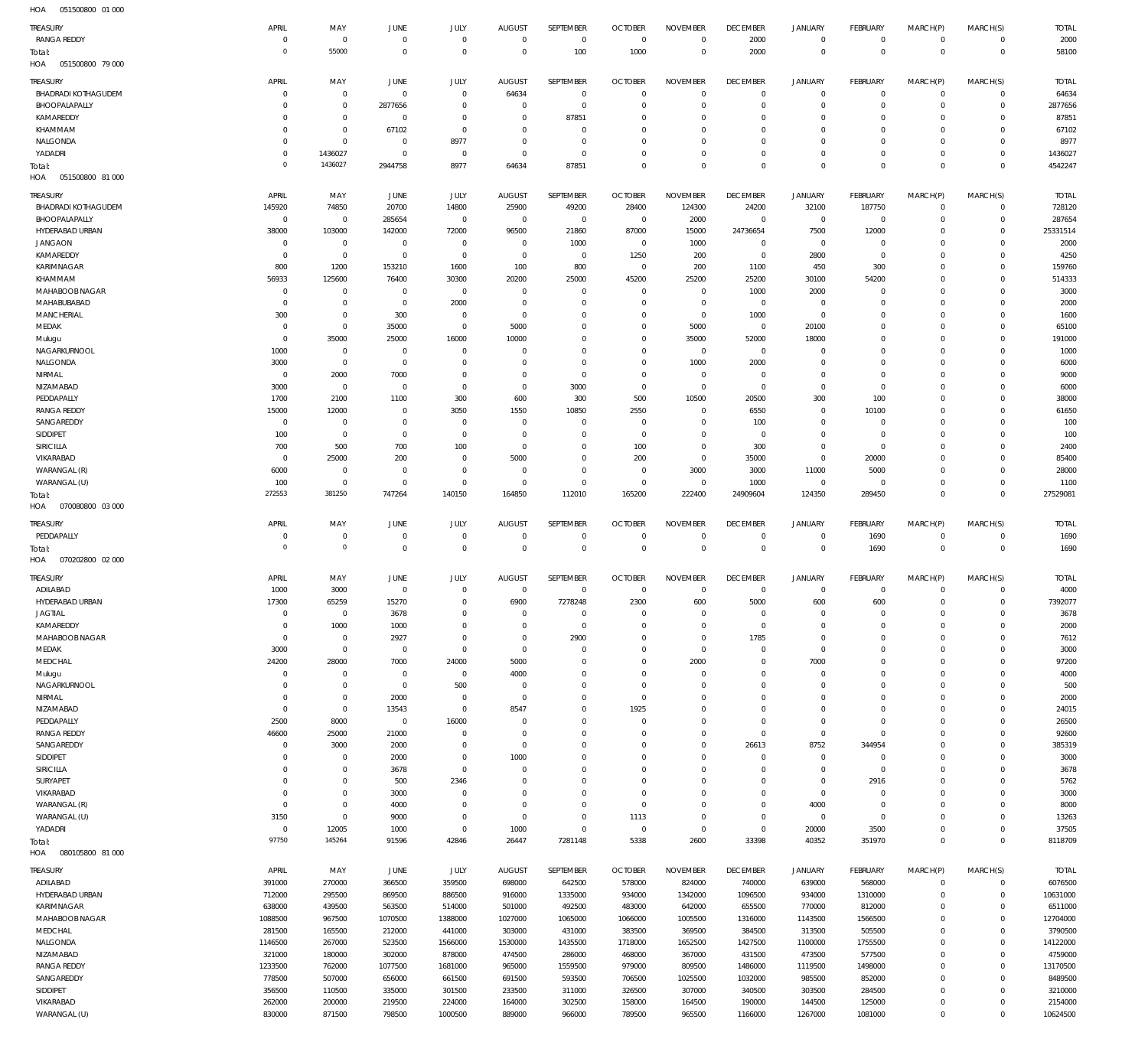HOA 051500800 01 000

| TREASURY | APRIL | MAY | JUNE | JULY | AUGUST | SEPTEMBER | OCTOBER | NOVEMBER | DECEMBER | JANUARY | FEBRUARY | MARCH(P) | MARCH(S) | TOTAL |
|---|---|---|---|---|---|---|---|---|---|---|---|---|---|---|
| RANGA REDDY | 0 | 0 | 0 | 0 | 0 | 0 | 0 | 0 | 2000 | 0 | 0 | 0 | 0 | 2000 |
| Total: | 0 | 55000 | 0 | 0 | 0 | 100 | 1000 | 0 | 2000 | 0 | 0 | 0 | 0 | 58100 |

HOA 051500800 79 000

| TREASURY | APRIL | MAY | JUNE | JULY | AUGUST | SEPTEMBER | OCTOBER | NOVEMBER | DECEMBER | JANUARY | FEBRUARY | MARCH(P) | MARCH(S) | TOTAL |
|---|---|---|---|---|---|---|---|---|---|---|---|---|---|---|
| BHADRADI KOTHAGUDEM | 0 | 0 | 0 | 0 | 64634 | 0 | 0 | 0 | 0 | 0 | 0 | 0 | 0 | 64634 |
| BHOOPALAPALLY | 0 | 0 | 2877656 | 0 | 0 | 0 | 0 | 0 | 0 | 0 | 0 | 0 | 0 | 2877656 |
| KAMAREDDY | 0 | 0 | 0 | 0 | 0 | 87851 | 0 | 0 | 0 | 0 | 0 | 0 | 0 | 87851 |
| KHAMMAM | 0 | 0 | 67102 | 0 | 0 | 0 | 0 | 0 | 0 | 0 | 0 | 0 | 0 | 67102 |
| NALGONDA | 0 | 0 | 0 | 8977 | 0 | 0 | 0 | 0 | 0 | 0 | 0 | 0 | 0 | 8977 |
| YADADRI | 0 | 1436027 | 0 | 0 | 0 | 0 | 0 | 0 | 0 | 0 | 0 | 0 | 0 | 1436027 |
| Total: | 0 | 1436027 | 2944758 | 8977 | 64634 | 87851 | 0 | 0 | 0 | 0 | 0 | 0 | 0 | 4542247 |

HOA 051500800 81 000

| TREASURY | APRIL | MAY | JUNE | JULY | AUGUST | SEPTEMBER | OCTOBER | NOVEMBER | DECEMBER | JANUARY | FEBRUARY | MARCH(P) | MARCH(S) | TOTAL |
|---|---|---|---|---|---|---|---|---|---|---|---|---|---|---|
| BHADRADI KOTHAGUDEM | 145920 | 74850 | 20700 | 14800 | 25900 | 49200 | 28400 | 124300 | 24200 | 32100 | 187750 | 0 | 0 | 728120 |
| BHOOPALAPALLY | 0 | 0 | 285654 | 0 | 0 | 0 | 0 | 2000 | 0 | 0 | 0 | 0 | 0 | 287654 |
| HYDERABAD URBAN | 38000 | 103000 | 142000 | 72000 | 96500 | 21860 | 87000 | 15000 | 24736654 | 7500 | 12000 | 0 | 0 | 25331514 |
| JANGAON | 0 | 0 | 0 | 0 | 0 | 1000 | 0 | 1000 | 0 | 0 | 0 | 0 | 0 | 2000 |
| KAMAREDDY | 0 | 0 | 0 | 0 | 0 | 0 | 1250 | 200 | 0 | 2800 | 0 | 0 | 0 | 4250 |
| KARIMNAGAR | 800 | 1200 | 153210 | 1600 | 100 | 800 | 0 | 200 | 1100 | 450 | 300 | 0 | 0 | 159760 |
| KHAMMAM | 56933 | 125600 | 76400 | 30300 | 20200 | 25000 | 45200 | 25200 | 25200 | 30100 | 54200 | 0 | 0 | 514333 |
| MAHABOOBNAGAR | 0 | 0 | 0 | 0 | 0 | 0 | 0 | 0 | 1000 | 2000 | 0 | 0 | 0 | 3000 |
| MAHABUBABAD | 0 | 0 | 0 | 2000 | 0 | 0 | 0 | 0 | 0 | 0 | 0 | 0 | 0 | 2000 |
| MANCHERIAL | 300 | 0 | 300 | 0 | 0 | 0 | 0 | 0 | 1000 | 0 | 0 | 0 | 0 | 1600 |
| MEDAK | 0 | 0 | 35000 | 0 | 5000 | 0 | 0 | 5000 | 0 | 20100 | 0 | 0 | 0 | 65100 |
| Mulugu | 0 | 35000 | 25000 | 16000 | 10000 | 0 | 0 | 35000 | 52000 | 18000 | 0 | 0 | 0 | 191000 |
| NAGARKURNOOL | 1000 | 0 | 0 | 0 | 0 | 0 | 0 | 0 | 0 | 0 | 0 | 0 | 0 | 1000 |
| NALGONDA | 3000 | 0 | 0 | 0 | 0 | 0 | 0 | 1000 | 2000 | 0 | 0 | 0 | 0 | 6000 |
| NIRMAL | 0 | 2000 | 7000 | 0 | 0 | 0 | 0 | 0 | 0 | 0 | 0 | 0 | 0 | 9000 |
| NIZAMABAD | 3000 | 0 | 0 | 0 | 0 | 3000 | 0 | 0 | 0 | 0 | 0 | 0 | 0 | 6000 |
| PEDDAPALLY | 1700 | 2100 | 1100 | 300 | 600 | 300 | 500 | 10500 | 20500 | 300 | 100 | 0 | 0 | 38000 |
| RANGA REDDY | 15000 | 12000 | 0 | 3050 | 1550 | 10850 | 2550 | 0 | 6550 | 0 | 10100 | 0 | 0 | 61650 |
| SANGAREDDY | 0 | 0 | 0 | 0 | 0 | 0 | 0 | 0 | 100 | 0 | 0 | 0 | 0 | 100 |
| SIDDIPET | 100 | 0 | 0 | 0 | 0 | 0 | 0 | 0 | 0 | 0 | 0 | 0 | 0 | 100 |
| SIRICILLA | 700 | 500 | 700 | 100 | 0 | 0 | 100 | 0 | 300 | 0 | 0 | 0 | 0 | 2400 |
| VIKARABAD | 0 | 25000 | 200 | 0 | 5000 | 0 | 200 | 0 | 35000 | 0 | 20000 | 0 | 0 | 85400 |
| WARANGAL (R) | 6000 | 0 | 0 | 0 | 0 | 0 | 0 | 3000 | 3000 | 11000 | 5000 | 0 | 0 | 28000 |
| WARANGAL (U) | 100 | 0 | 0 | 0 | 0 | 0 | 0 | 0 | 1000 | 0 | 0 | 0 | 0 | 1100 |
| Total: | 272553 | 381250 | 747264 | 140150 | 164850 | 112010 | 165200 | 222400 | 24909604 | 124350 | 289450 | 0 | 0 | 27529081 |

HOA 070080800 03 000

| TREASURY | APRIL | MAY | JUNE | JULY | AUGUST | SEPTEMBER | OCTOBER | NOVEMBER | DECEMBER | JANUARY | FEBRUARY | MARCH(P) | MARCH(S) | TOTAL |
|---|---|---|---|---|---|---|---|---|---|---|---|---|---|---|
| PEDDAPALLY | 0 | 0 | 0 | 0 | 0 | 0 | 0 | 0 | 0 | 0 | 1690 | 0 | 0 | 1690 |
| Total: | 0 | 0 | 0 | 0 | 0 | 0 | 0 | 0 | 0 | 0 | 1690 | 0 | 0 | 1690 |

HOA 070202800 02 000

| TREASURY | APRIL | MAY | JUNE | JULY | AUGUST | SEPTEMBER | OCTOBER | NOVEMBER | DECEMBER | JANUARY | FEBRUARY | MARCH(P) | MARCH(S) | TOTAL |
|---|---|---|---|---|---|---|---|---|---|---|---|---|---|---|
| ADILABAD | 1000 | 3000 | 0 | 0 | 0 | 0 | 0 | 0 | 0 | 0 | 0 | 0 | 0 | 4000 |
| HYDERABAD URBAN | 17300 | 65259 | 15270 | 0 | 6900 | 7278248 | 2300 | 600 | 5000 | 600 | 600 | 0 | 0 | 7392077 |
| JAGTIAL | 0 | 0 | 3678 | 0 | 0 | 0 | 0 | 0 | 0 | 0 | 0 | 0 | 0 | 3678 |
| KAMAREDDY | 0 | 1000 | 1000 | 0 | 0 | 0 | 0 | 0 | 0 | 0 | 0 | 0 | 0 | 2000 |
| MAHABOOBNAGAR | 0 | 0 | 2927 | 0 | 0 | 2900 | 0 | 0 | 1785 | 0 | 0 | 0 | 0 | 7612 |
| MEDAK | 3000 | 0 | 0 | 0 | 0 | 0 | 0 | 0 | 0 | 0 | 0 | 0 | 0 | 3000 |
| MEDCHAL | 24200 | 28000 | 7000 | 24000 | 5000 | 0 | 0 | 2000 | 0 | 7000 | 0 | 0 | 0 | 97200 |
| Mulugu | 0 | 0 | 0 | 0 | 4000 | 0 | 0 | 0 | 0 | 0 | 0 | 0 | 0 | 4000 |
| NAGARKURNOOL | 0 | 0 | 0 | 500 | 0 | 0 | 0 | 0 | 0 | 0 | 0 | 0 | 0 | 500 |
| NIRMAL | 0 | 0 | 2000 | 0 | 0 | 0 | 0 | 0 | 0 | 0 | 0 | 0 | 0 | 2000 |
| NIZAMABAD | 0 | 0 | 13543 | 0 | 8547 | 0 | 1925 | 0 | 0 | 0 | 0 | 0 | 0 | 24015 |
| PEDDAPALLY | 2500 | 8000 | 0 | 16000 | 0 | 0 | 0 | 0 | 0 | 0 | 0 | 0 | 0 | 26500 |
| RANGA REDDY | 46600 | 25000 | 21000 | 0 | 0 | 0 | 0 | 0 | 0 | 0 | 0 | 0 | 0 | 92600 |
| SANGAREDDY | 0 | 3000 | 2000 | 0 | 0 | 0 | 0 | 0 | 26613 | 8752 | 344954 | 0 | 0 | 385319 |
| SIDDIPET | 0 | 0 | 2000 | 0 | 1000 | 0 | 0 | 0 | 0 | 0 | 0 | 0 | 0 | 3000 |
| SIRICILLA | 0 | 0 | 3678 | 0 | 0 | 0 | 0 | 0 | 0 | 0 | 0 | 0 | 0 | 3678 |
| SURYAPET | 0 | 0 | 500 | 2346 | 0 | 0 | 0 | 0 | 0 | 0 | 2916 | 0 | 0 | 5762 |
| VIKARABAD | 0 | 0 | 3000 | 0 | 0 | 0 | 0 | 0 | 0 | 0 | 0 | 0 | 0 | 3000 |
| WARANGAL (R) | 0 | 0 | 4000 | 0 | 0 | 0 | 0 | 0 | 0 | 4000 | 0 | 0 | 0 | 8000 |
| WARANGAL (U) | 3150 | 0 | 9000 | 0 | 0 | 0 | 1113 | 0 | 0 | 0 | 0 | 0 | 0 | 13263 |
| YADADRI | 0 | 12005 | 1000 | 0 | 1000 | 0 | 0 | 0 | 0 | 20000 | 3500 | 0 | 0 | 37505 |
| Total: | 97750 | 145264 | 91596 | 42846 | 26447 | 7281148 | 5338 | 2600 | 33398 | 40352 | 351970 | 0 | 0 | 8118709 |

HOA 080105800 81 000

| TREASURY | APRIL | MAY | JUNE | JULY | AUGUST | SEPTEMBER | OCTOBER | NOVEMBER | DECEMBER | JANUARY | FEBRUARY | MARCH(P) | MARCH(S) | TOTAL |
|---|---|---|---|---|---|---|---|---|---|---|---|---|---|---|
| ADILABAD | 391000 | 270000 | 366500 | 359500 | 698000 | 642500 | 578000 | 824000 | 740000 | 639000 | 568000 | 0 | 0 | 6076500 |
| HYDERABAD URBAN | 712000 | 295500 | 869500 | 886500 | 916000 | 1335000 | 934000 | 1342000 | 1096500 | 934000 | 1310000 | 0 | 0 | 10631000 |
| KARIMNAGAR | 638000 | 439500 | 563500 | 514000 | 501000 | 492500 | 483000 | 642000 | 655500 | 770000 | 812000 | 0 | 0 | 6511000 |
| MAHABOOBNAGAR | 1088500 | 967500 | 1070500 | 1388000 | 1027000 | 1065000 | 1066000 | 1005500 | 1316000 | 1143500 | 1566500 | 0 | 0 | 12704000 |
| MEDCHAL | 281500 | 165500 | 212000 | 441000 | 303000 | 431000 | 383500 | 369500 | 384500 | 313500 | 505500 | 0 | 0 | 3790500 |
| NALGONDA | 1146500 | 267000 | 523500 | 1566000 | 1530000 | 1435500 | 1718000 | 1652500 | 1427500 | 1100000 | 1755500 | 0 | 0 | 14122000 |
| NIZAMABAD | 321000 | 180000 | 302000 | 878000 | 474500 | 286000 | 468000 | 367000 | 431500 | 473500 | 577500 | 0 | 0 | 4759000 |
| RANGA REDDY | 1233500 | 762000 | 1077500 | 1681000 | 965000 | 1559500 | 979000 | 809500 | 1486000 | 1119500 | 1498000 | 0 | 0 | 13170500 |
| SANGAREDDY | 778500 | 507000 | 656000 | 661500 | 691500 | 593500 | 706500 | 1025500 | 1032000 | 985500 | 852000 | 0 | 0 | 8489500 |
| SIDDIPET | 356500 | 110500 | 335000 | 301500 | 233500 | 311000 | 326500 | 307000 | 340500 | 303500 | 284500 | 0 | 0 | 3210000 |
| VIKARABAD | 262000 | 200000 | 219500 | 224000 | 164000 | 302500 | 158000 | 164500 | 190000 | 144500 | 125000 | 0 | 0 | 2154000 |
| WARANGAL (U) | 830000 | 871500 | 798500 | 1000500 | 889000 | 966000 | 789500 | 965500 | 1166000 | 1267000 | 1081000 | 0 | 0 | 10624500 |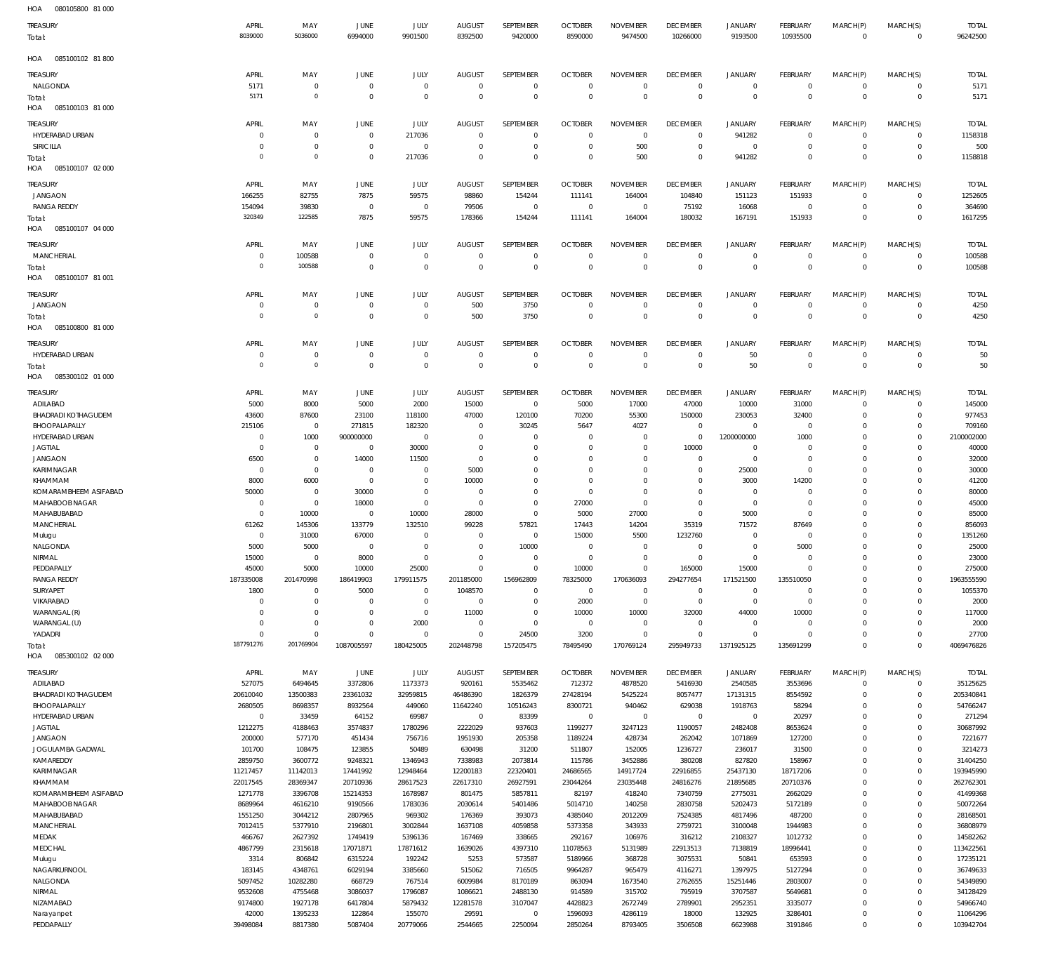HOA 080105800 81 000

| TREASURY | APRIL | MAY | JUNE | JULY | AUGUST | SEPTEMBER | OCTOBER | NOVEMBER | DECEMBER | JANUARY | FEBRUARY | MARCH(P) | MARCH(S) | TOTAL |
|---|---|---|---|---|---|---|---|---|---|---|---|---|---|---|
| Total: | 8039000 | 5036000 | 6994000 | 9901500 | 8392500 | 9420000 | 8590000 | 9474500 | 10266000 | 9193500 | 10935500 | 0 | 0 | 96242500 |

HOA 085100102 81 800

| TREASURY | APRIL | MAY | JUNE | JULY | AUGUST | SEPTEMBER | OCTOBER | NOVEMBER | DECEMBER | JANUARY | FEBRUARY | MARCH(P) | MARCH(S) | TOTAL |
|---|---|---|---|---|---|---|---|---|---|---|---|---|---|---|
| NALGONDA | 5171 | 0 | 0 | 0 | 0 | 0 | 0 | 0 | 0 | 0 | 0 | 0 | 0 | 5171 |
| Total: | 5171 | 0 | 0 | 0 | 0 | 0 | 0 | 0 | 0 | 0 | 0 | 0 | 0 | 5171 |

HOA 085100103 81 000

| TREASURY | APRIL | MAY | JUNE | JULY | AUGUST | SEPTEMBER | OCTOBER | NOVEMBER | DECEMBER | JANUARY | FEBRUARY | MARCH(P) | MARCH(S) | TOTAL |
|---|---|---|---|---|---|---|---|---|---|---|---|---|---|---|
| HYDERABAD URBAN | 0 | 0 | 0 | 217036 | 0 | 0 | 0 | 0 | 0 | 941282 | 0 | 0 | 0 | 1158318 |
| SIRICILLA | 0 | 0 | 0 | 0 | 0 | 0 | 0 | 500 | 0 | 0 | 0 | 0 | 0 | 500 |
| Total: | 0 | 0 | 0 | 217036 | 0 | 0 | 0 | 500 | 0 | 941282 | 0 | 0 | 0 | 1158818 |

HOA 085100107 02 000

| TREASURY | APRIL | MAY | JUNE | JULY | AUGUST | SEPTEMBER | OCTOBER | NOVEMBER | DECEMBER | JANUARY | FEBRUARY | MARCH(P) | MARCH(S) | TOTAL |
|---|---|---|---|---|---|---|---|---|---|---|---|---|---|---|
| JANGAON | 166255 | 82755 | 7875 | 59575 | 98860 | 154244 | 111141 | 164004 | 104840 | 151123 | 151933 | 0 | 0 | 1252605 |
| RANGA REDDY | 154094 | 39830 | 0 | 0 | 79506 | 0 | 0 | 0 | 75192 | 16068 | 0 | 0 | 0 | 364690 |
| Total: | 320349 | 122585 | 7875 | 59575 | 178366 | 154244 | 111141 | 164004 | 180032 | 167191 | 151933 | 0 | 0 | 1617295 |

HOA 085100107 04 000

| TREASURY | APRIL | MAY | JUNE | JULY | AUGUST | SEPTEMBER | OCTOBER | NOVEMBER | DECEMBER | JANUARY | FEBRUARY | MARCH(P) | MARCH(S) | TOTAL |
|---|---|---|---|---|---|---|---|---|---|---|---|---|---|---|
| MANCHERIAL | 0 | 100588 | 0 | 0 | 0 | 0 | 0 | 0 | 0 | 0 | 0 | 0 | 0 | 100588 |
| Total: | 0 | 100588 | 0 | 0 | 0 | 0 | 0 | 0 | 0 | 0 | 0 | 0 | 0 | 100588 |

HOA 085100107 81 001

| TREASURY | APRIL | MAY | JUNE | JULY | AUGUST | SEPTEMBER | OCTOBER | NOVEMBER | DECEMBER | JANUARY | FEBRUARY | MARCH(P) | MARCH(S) | TOTAL |
|---|---|---|---|---|---|---|---|---|---|---|---|---|---|---|
| JANGAON | 0 | 0 | 0 | 0 | 500 | 3750 | 0 | 0 | 0 | 0 | 0 | 0 | 0 | 4250 |
| Total: | 0 | 0 | 0 | 0 | 500 | 3750 | 0 | 0 | 0 | 0 | 0 | 0 | 0 | 4250 |

HOA 085100800 81 000

| TREASURY | APRIL | MAY | JUNE | JULY | AUGUST | SEPTEMBER | OCTOBER | NOVEMBER | DECEMBER | JANUARY | FEBRUARY | MARCH(P) | MARCH(S) | TOTAL |
|---|---|---|---|---|---|---|---|---|---|---|---|---|---|---|
| HYDERABAD URBAN | 0 | 0 | 0 | 0 | 0 | 0 | 0 | 0 | 0 | 50 | 0 | 0 | 0 | 50 |
| Total: | 0 | 0 | 0 | 0 | 0 | 0 | 0 | 0 | 0 | 50 | 0 | 0 | 0 | 50 |

HOA 085300102 01 000

| TREASURY | APRIL | MAY | JUNE | JULY | AUGUST | SEPTEMBER | OCTOBER | NOVEMBER | DECEMBER | JANUARY | FEBRUARY | MARCH(P) | MARCH(S) | TOTAL |
|---|---|---|---|---|---|---|---|---|---|---|---|---|---|---|
| ADILABAD | 5000 | 8000 | 5000 | 2000 | 15000 | 0 | 5000 | 17000 | 47000 | 10000 | 31000 | 0 | 0 | 145000 |
| BHADRADI KOTHAGUDEM | 43600 | 87600 | 23100 | 118100 | 47000 | 120100 | 70200 | 55300 | 150000 | 230053 | 32400 | 0 | 0 | 977453 |
| BHOOPALAPALLY | 215106 | 0 | 271815 | 182320 | 0 | 30245 | 5647 | 4027 | 0 | 0 | 0 | 0 | 0 | 709160 |
| HYDERABAD URBAN | 0 | 1000 | 900000000 | 0 | 0 | 0 | 0 | 0 | 0 | 1200000000 | 1000 | 0 | 0 | 2100002000 |
| JAGTIAL | 0 | 0 | 0 | 30000 | 0 | 0 | 0 | 0 | 10000 | 0 | 0 | 0 | 0 | 40000 |
| JANGAON | 6500 | 0 | 14000 | 11500 | 0 | 0 | 0 | 0 | 0 | 0 | 0 | 0 | 0 | 32000 |
| KARIMNAGAR | 0 | 0 | 0 | 0 | 5000 | 0 | 0 | 0 | 0 | 25000 | 0 | 0 | 0 | 30000 |
| KHAMMAM | 8000 | 6000 | 0 | 0 | 10000 | 0 | 0 | 0 | 0 | 3000 | 14200 | 0 | 0 | 41200 |
| KOMARAMBHEEM ASIFABAD | 50000 | 0 | 30000 | 0 | 0 | 0 | 0 | 0 | 0 | 0 | 0 | 0 | 0 | 80000 |
| MAHABOOB NAGAR | 0 | 0 | 18000 | 0 | 0 | 0 | 27000 | 0 | 0 | 0 | 0 | 0 | 0 | 45000 |
| MAHABUBABAD | 0 | 10000 | 0 | 10000 | 28000 | 0 | 5000 | 27000 | 0 | 5000 | 0 | 0 | 0 | 85000 |
| MANCHERIAL | 61262 | 145306 | 133779 | 132510 | 99228 | 57821 | 17443 | 14204 | 35319 | 71572 | 87649 | 0 | 0 | 856093 |
| Mulugu | 0 | 31000 | 67000 | 0 | 0 | 0 | 15000 | 5500 | 1232760 | 0 | 0 | 0 | 0 | 1351260 |
| NALGONDA | 5000 | 5000 | 0 | 0 | 0 | 10000 | 0 | 0 | 0 | 0 | 5000 | 0 | 0 | 25000 |
| NIRMAL | 15000 | 0 | 8000 | 0 | 0 | 0 | 0 | 0 | 0 | 0 | 0 | 0 | 0 | 23000 |
| PEDDAPALLY | 45000 | 5000 | 10000 | 25000 | 0 | 0 | 10000 | 0 | 165000 | 15000 | 0 | 0 | 0 | 275000 |
| RANGA REDDY | 187335008 | 201470998 | 186419903 | 179911575 | 201185000 | 156962809 | 78325000 | 170636093 | 294277654 | 171521500 | 135510050 | 0 | 0 | 1963555590 |
| SURYAPET | 1800 | 0 | 5000 | 0 | 1048570 | 0 | 0 | 0 | 0 | 0 | 0 | 0 | 0 | 1055370 |
| VIKARABAD | 0 | 0 | 0 | 0 | 0 | 0 | 2000 | 0 | 0 | 0 | 0 | 0 | 0 | 2000 |
| WARANGAL (R) | 0 | 0 | 0 | 0 | 11000 | 0 | 10000 | 10000 | 32000 | 44000 | 10000 | 0 | 0 | 117000 |
| WARANGAL (U) | 0 | 0 | 0 | 2000 | 0 | 0 | 0 | 0 | 0 | 0 | 0 | 0 | 0 | 2000 |
| YADADRI | 0 | 0 | 0 | 0 | 0 | 24500 | 3200 | 0 | 0 | 0 | 0 | 0 | 0 | 27700 |
| Total: | 187791276 | 201769904 | 1087005597 | 180425005 | 202448798 | 157205475 | 78495490 | 170769124 | 295949733 | 1371925125 | 135691299 | 0 | 0 | 4069476826 |

HOA 085300102 02 000

| TREASURY | APRIL | MAY | JUNE | JULY | AUGUST | SEPTEMBER | OCTOBER | NOVEMBER | DECEMBER | JANUARY | FEBRUARY | MARCH(P) | MARCH(S) | TOTAL |
|---|---|---|---|---|---|---|---|---|---|---|---|---|---|---|
| ADILABAD | 527075 | 6494645 | 3372806 | 1173373 | 920161 | 5535462 | 712372 | 4878520 | 5416930 | 2540585 | 3553696 | 0 | 0 | 35125625 |
| BHADRADI KOTHAGUDEM | 20610040 | 13500383 | 23361032 | 32959815 | 46486390 | 1826379 | 27428194 | 5425224 | 8057477 | 17131315 | 8554592 | 0 | 0 | 205340841 |
| BHOOPALAPALLY | 2680505 | 8698357 | 8932564 | 449060 | 11642240 | 10516243 | 8300721 | 940462 | 629038 | 1918763 | 58294 | 0 | 0 | 54766247 |
| HYDERABAD URBAN | 0 | 33459 | 64152 | 69987 | 0 | 83399 | 0 | 0 | 0 | 0 | 20297 | 0 | 0 | 271294 |
| JAGTIAL | 1212275 | 4188463 | 3574837 | 1780296 | 2222029 | 937603 | 1199277 | 3247123 | 1190057 | 2482408 | 8653624 | 0 | 0 | 30687992 |
| JANGAON | 200000 | 577170 | 451434 | 756716 | 1951930 | 205358 | 1189224 | 428734 | 262042 | 1071869 | 127200 | 0 | 0 | 7221677 |
| JOGULAMBA GADWAL | 101700 | 108475 | 123855 | 50489 | 630498 | 31200 | 511807 | 152005 | 1236727 | 236017 | 31500 | 0 | 0 | 3214273 |
| KAMAREDDY | 2859750 | 3600772 | 9248321 | 1346943 | 7338983 | 2073814 | 115786 | 3452886 | 380208 | 827820 | 158967 | 0 | 0 | 31404250 |
| KARIMNAGAR | 11217457 | 11142013 | 17441992 | 12948464 | 12200183 | 22320401 | 24686565 | 14917724 | 22916855 | 25437130 | 18717206 | 0 | 0 | 193945990 |
| KHAMMAM | 22017545 | 28369347 | 20710936 | 28617523 | 22617310 | 26927591 | 23044264 | 23035448 | 24816276 | 21895685 | 20710376 | 0 | 0 | 262762301 |
| KOMARAMBHEEM ASIFABAD | 1271778 | 3396708 | 15214353 | 1678987 | 801475 | 5857811 | 82197 | 418240 | 7340759 | 2775031 | 2662029 | 0 | 0 | 41499368 |
| MAHABOOB NAGAR | 8689964 | 4616210 | 9190566 | 1783036 | 2030614 | 5401486 | 5014710 | 140258 | 2830758 | 5202473 | 5172189 | 0 | 0 | 50072264 |
| MAHABUBABAD | 1551250 | 3044212 | 2807965 | 969302 | 176369 | 393073 | 4385040 | 2012209 | 7524385 | 4817496 | 487200 | 0 | 0 | 28168501 |
| MANCHERIAL | 7012415 | 5377910 | 2196801 | 3002844 | 1637108 | 4059858 | 5373358 | 343933 | 2759721 | 3100048 | 1944983 | 0 | 0 | 36808979 |
| MEDAK | 466767 | 2627392 | 1749419 | 5396136 | 167469 | 338665 | 292167 | 106976 | 316212 | 2108327 | 1012732 | 0 | 0 | 14582262 |
| MEDCHAL | 4867799 | 2315618 | 17071871 | 17871612 | 1639026 | 4397310 | 11078563 | 5131989 | 22913513 | 7138819 | 18996441 | 0 | 0 | 113422561 |
| Mulugu | 3314 | 806842 | 6315224 | 192242 | 5253 | 573587 | 5189966 | 368728 | 3075531 | 50841 | 653593 | 0 | 0 | 17235121 |
| NAGARKURNOOL | 183145 | 4348761 | 6029194 | 3385660 | 515062 | 716505 | 9964287 | 965479 | 4116271 | 1397975 | 5127294 | 0 | 0 | 36749633 |
| NALGONDA | 5097452 | 10282280 | 668729 | 767514 | 6009984 | 8170189 | 863094 | 1673540 | 2762655 | 15251446 | 2803007 | 0 | 0 | 54349890 |
| NIRMAL | 9532608 | 4755468 | 3086037 | 1796087 | 1086621 | 2488130 | 914589 | 315702 | 795919 | 3707587 | 5649681 | 0 | 0 | 34128429 |
| NIZAMABAD | 9174800 | 1927178 | 6417804 | 5879432 | 12281578 | 3107047 | 4428823 | 2672749 | 2789901 | 2952351 | 3335077 | 0 | 0 | 54966740 |
| Narayanpet | 42000 | 1395233 | 122864 | 155070 | 29591 | 0 | 1596093 | 4286119 | 18000 | 132925 | 3286401 | 0 | 0 | 11064296 |
| PEDDAPALLY | 39498084 | 8817380 | 5087404 | 20779066 | 2544665 | 2250094 | 2850264 | 8793405 | 3506508 | 6623988 | 3191846 | 0 | 0 | 103942704 |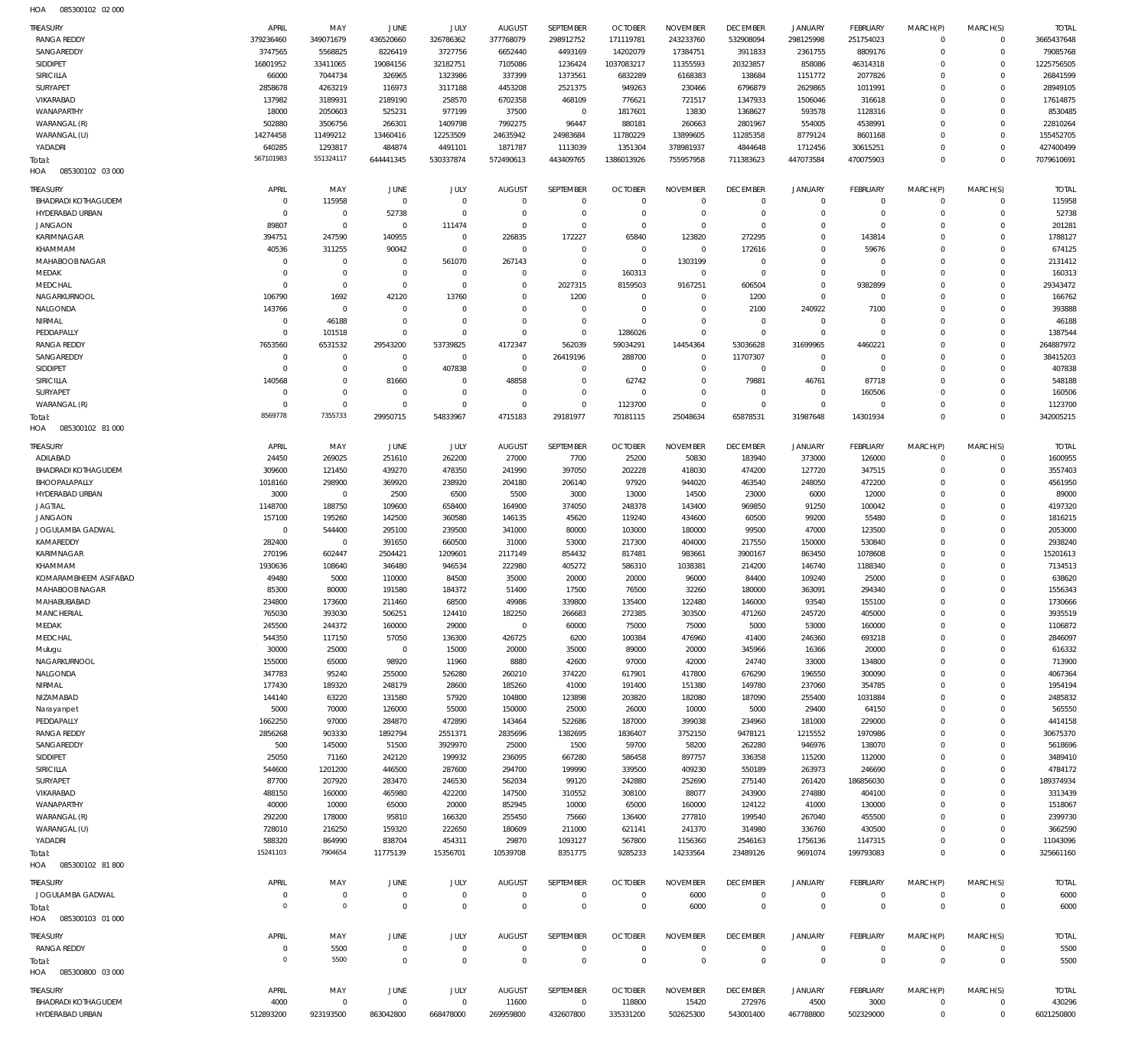HOA 085300102 02 000

| TREASURY | APRIL | MAY | JUNE | JULY | AUGUST | SEPTEMBER | OCTOBER | NOVEMBER | DECEMBER | JANUARY | FEBRUARY | MARCH(P) | MARCH(S) | TOTAL |
|---|---|---|---|---|---|---|---|---|---|---|---|---|---|---|
| RANGA REDDY | 379236460 | 349071679 | 436520660 | 326786362 | 377768079 | 298912752 | 171119781 | 243233760 | 532908094 | 298125998 | 251754023 | 0 | 0 | 3665437648 |
| SANGAREDDY | 3747565 | 5568825 | 8226419 | 3727756 | 6652440 | 4493169 | 14202079 | 17384751 | 3911833 | 2361755 | 8809176 | 0 | 0 | 79085768 |
| SIDDIPET | 16801952 | 33411065 | 19084156 | 32182751 | 7105086 | 1236424 | 1037083217 | 11355593 | 20323857 | 858086 | 46314318 | 0 | 0 | 1225756505 |
| SIRICILLA | 66000 | 7044734 | 326965 | 1323986 | 337399 | 1373561 | 6832289 | 6168383 | 138684 | 1151772 | 2077826 | 0 | 0 | 26841599 |
| SURYAPET | 2858678 | 4263219 | 116973 | 3117188 | 4453208 | 2521375 | 949263 | 230466 | 6796879 | 2629865 | 1011991 | 0 | 0 | 28949105 |
| VIKARABAD | 137982 | 3189931 | 2189190 | 258570 | 6702358 | 468109 | 776621 | 721517 | 1347933 | 1506046 | 316618 | 0 | 0 | 17614875 |
| WANAPARTHY | 18000 | 2050603 | 525231 | 977199 | 37500 | 0 | 1817601 | 13830 | 1368627 | 593578 | 1128316 | 0 | 0 | 8530485 |
| WARANGAL (R) | 502880 | 3506756 | 266301 | 1409798 | 7992275 | 96447 | 880181 | 260663 | 2801967 | 554005 | 4538991 | 0 | 0 | 22810264 |
| WARANGAL (U) | 14274458 | 11499212 | 13460416 | 12253509 | 24635942 | 24983684 | 11780229 | 13899605 | 11285358 | 8779124 | 8601168 | 0 | 0 | 155452705 |
| YADADRI | 640285 | 1293817 | 484874 | 4491101 | 1871787 | 1113039 | 1351304 | 378981937 | 4844648 | 1712456 | 30615251 | 0 | 0 | 427400499 |
| Total: | 567101983 | 551324117 | 644441345 | 530337874 | 572490613 | 443409765 | 1386013926 | 755957958 | 711383623 | 447073584 | 470075903 | 0 | 0 | 7079610691 |

HOA 085300102 03 000

| TREASURY | APRIL | MAY | JUNE | JULY | AUGUST | SEPTEMBER | OCTOBER | NOVEMBER | DECEMBER | JANUARY | FEBRUARY | MARCH(P) | MARCH(S) | TOTAL |
|---|---|---|---|---|---|---|---|---|---|---|---|---|---|---|
| BHADRADI KOTHAGUDEM | 0 | 115958 | 0 | 0 | 0 | 0 | 0 | 0 | 0 | 0 | 0 | 0 | 0 | 115958 |
| HYDERABAD URBAN | 0 | 0 | 52738 | 0 | 0 | 0 | 0 | 0 | 0 | 0 | 0 | 0 | 0 | 52738 |
| JANGAON | 89807 | 0 | 0 | 111474 | 0 | 0 | 0 | 0 | 0 | 0 | 0 | 0 | 0 | 201281 |
| KARIMNAGAR | 394751 | 247590 | 140955 | 0 | 226835 | 172227 | 65840 | 123820 | 272295 | 0 | 143814 | 0 | 0 | 1788127 |
| KHAMMAM | 40536 | 311255 | 90042 | 0 | 0 | 0 | 0 | 0 | 172616 | 0 | 59676 | 0 | 0 | 674125 |
| MAHABOOB NAGAR | 0 | 0 | 0 | 561070 | 267143 | 0 | 0 | 1303199 | 0 | 0 | 0 | 0 | 0 | 2131412 |
| MEDAK | 0 | 0 | 0 | 0 | 0 | 0 | 160313 | 0 | 0 | 0 | 0 | 0 | 0 | 160313 |
| MEDCHAL | 0 | 0 | 0 | 0 | 0 | 2027315 | 8159503 | 9167251 | 606504 | 0 | 9382899 | 0 | 0 | 29343472 |
| NAGARKURNOOL | 106790 | 1692 | 42120 | 13760 | 0 | 1200 | 0 | 0 | 1200 | 0 | 0 | 0 | 0 | 166762 |
| NALGONDA | 143766 | 0 | 0 | 0 | 0 | 0 | 0 | 0 | 2100 | 240922 | 7100 | 0 | 0 | 393888 |
| NIRMAL | 0 | 46188 | 0 | 0 | 0 | 0 | 0 | 0 | 0 | 0 | 0 | 0 | 0 | 46188 |
| PEDDAPALLY | 0 | 101518 | 0 | 0 | 0 | 0 | 1286026 | 0 | 0 | 0 | 0 | 0 | 0 | 1387544 |
| RANGA REDDY | 7653560 | 6531532 | 29543200 | 53739825 | 4172347 | 562039 | 59034291 | 14454364 | 53036628 | 31699965 | 4460221 | 0 | 0 | 264887972 |
| SANGAREDDY | 0 | 0 | 0 | 0 | 0 | 26419196 | 288700 | 0 | 11707307 | 0 | 0 | 0 | 0 | 38415203 |
| SIDDIPET | 0 | 0 | 0 | 407838 | 0 | 0 | 0 | 0 | 0 | 0 | 0 | 0 | 0 | 407838 |
| SIRICILLA | 140568 | 0 | 81660 | 0 | 48858 | 0 | 62742 | 0 | 79881 | 46761 | 87718 | 0 | 0 | 548188 |
| SURYAPET | 0 | 0 | 0 | 0 | 0 | 0 | 0 | 0 | 0 | 0 | 160506 | 0 | 0 | 160506 |
| WARANGAL (R) | 0 | 0 | 0 | 0 | 0 | 0 | 1123700 | 0 | 0 | 0 | 0 | 0 | 0 | 1123700 |
| Total: | 8569778 | 7355733 | 29950715 | 54833967 | 4715183 | 29181977 | 70181115 | 25048634 | 65878531 | 31987648 | 14301934 | 0 | 0 | 342005215 |

HOA 085300102 81 000

| TREASURY | APRIL | MAY | JUNE | JULY | AUGUST | SEPTEMBER | OCTOBER | NOVEMBER | DECEMBER | JANUARY | FEBRUARY | MARCH(P) | MARCH(S) | TOTAL |
|---|---|---|---|---|---|---|---|---|---|---|---|---|---|---|
| ADILABAD | 24450 | 269025 | 251610 | 262200 | 27000 | 7700 | 25200 | 50830 | 183940 | 373000 | 126000 | 0 | 0 | 1600955 |
| BHADRADI KOTHAGUDEM | 309600 | 121450 | 439270 | 478350 | 241990 | 397050 | 202228 | 418030 | 474200 | 127720 | 347515 | 0 | 0 | 3557403 |
| BHOOPALAPALLY | 1018160 | 298900 | 369920 | 238920 | 204180 | 206140 | 97920 | 944020 | 463540 | 248050 | 472200 | 0 | 0 | 4561950 |
| HYDERABAD URBAN | 3000 | 0 | 2500 | 6500 | 5500 | 3000 | 13000 | 14500 | 23000 | 6000 | 12000 | 0 | 0 | 89000 |
| JAGTIAL | 1148700 | 188750 | 109600 | 658400 | 164900 | 374050 | 248378 | 143400 | 969850 | 91250 | 100042 | 0 | 0 | 4197320 |
| JANGAON | 157100 | 195260 | 142500 | 360580 | 146135 | 45620 | 119240 | 434600 | 60500 | 99200 | 55480 | 0 | 0 | 1816215 |
| JOGULAMBA GADWAL | 0 | 544400 | 295100 | 239500 | 341000 | 80000 | 103000 | 180000 | 99500 | 47000 | 123500 | 0 | 0 | 2053000 |
| KAMAREDDY | 282400 | 0 | 391650 | 660500 | 31000 | 53000 | 217300 | 404000 | 217550 | 150000 | 530840 | 0 | 0 | 2938240 |
| KARIMNAGAR | 270196 | 602447 | 2504421 | 1209601 | 2117149 | 854432 | 817481 | 983661 | 3900167 | 863450 | 1078608 | 0 | 0 | 15201613 |
| KHAMMAM | 1930636 | 108640 | 346480 | 946534 | 222980 | 405272 | 586310 | 1038381 | 214200 | 146740 | 1188340 | 0 | 0 | 7134513 |
| KOMARAMBHEEM ASIFABAD | 49480 | 5000 | 110000 | 84500 | 35000 | 20000 | 20000 | 96000 | 84400 | 109240 | 25000 | 0 | 0 | 638620 |
| MAHABOOB NAGAR | 85300 | 80000 | 191580 | 184372 | 51400 | 17500 | 76500 | 32260 | 180000 | 363091 | 294340 | 0 | 0 | 1556343 |
| MAHABUBABAD | 234800 | 173600 | 211460 | 68500 | 49986 | 339800 | 135400 | 122480 | 146000 | 93540 | 155100 | 0 | 0 | 1730666 |
| MANCHERIAL | 765030 | 393030 | 506251 | 124410 | 182250 | 266683 | 272385 | 303500 | 471260 | 245720 | 405000 | 0 | 0 | 3935519 |
| MEDAK | 245500 | 244372 | 160000 | 29000 | 0 | 60000 | 75000 | 75000 | 5000 | 53000 | 160000 | 0 | 0 | 1106872 |
| MEDCHAL | 544350 | 117150 | 57050 | 136300 | 426725 | 6200 | 100384 | 476960 | 41400 | 246360 | 693218 | 0 | 0 | 2846097 |
| Mulugu | 30000 | 25000 | 0 | 15000 | 20000 | 35000 | 89000 | 20000 | 345966 | 16366 | 20000 | 0 | 0 | 616332 |
| NAGARKURNOOL | 155000 | 65000 | 98920 | 11960 | 8880 | 42600 | 97000 | 42000 | 24740 | 33000 | 134800 | 0 | 0 | 713900 |
| NALGONDA | 347783 | 95240 | 255000 | 526280 | 260210 | 374220 | 617901 | 417800 | 676290 | 196550 | 300090 | 0 | 0 | 4067364 |
| NIRMAL | 177430 | 189320 | 248179 | 28600 | 185260 | 41000 | 191400 | 151180 | 149780 | 237060 | 354785 | 0 | 0 | 1954194 |
| NIZAMABAD | 144140 | 63220 | 131580 | 57920 | 104800 | 123898 | 203820 | 182080 | 187090 | 255400 | 1031884 | 0 | 0 | 2485832 |
| Narayanpet | 5000 | 70000 | 126000 | 55000 | 150000 | 25000 | 26000 | 10000 | 5000 | 29400 | 64150 | 0 | 0 | 565550 |
| PEDDAPALLY | 1662250 | 97000 | 284870 | 472890 | 143464 | 522686 | 187000 | 399038 | 234960 | 181000 | 229000 | 0 | 0 | 4414158 |
| RANGA REDDY | 2856268 | 903330 | 1892794 | 2551371 | 2835696 | 1382695 | 1836407 | 3752150 | 9478121 | 1215552 | 1970986 | 0 | 0 | 30675370 |
| SANGAREDDY | 500 | 145000 | 51500 | 3929970 | 25000 | 1500 | 59700 | 58200 | 262280 | 946976 | 138070 | 0 | 0 | 5618696 |
| SIDDIPET | 25050 | 71160 | 242120 | 199932 | 236095 | 667280 | 586458 | 897757 | 336358 | 115200 | 112000 | 0 | 0 | 3489410 |
| SIRICILLA | 544600 | 1201200 | 446500 | 287600 | 294700 | 199990 | 339500 | 409230 | 550189 | 263973 | 246690 | 0 | 0 | 4784172 |
| SURYAPET | 87700 | 207920 | 283470 | 246530 | 562034 | 99120 | 242880 | 252690 | 275140 | 261420 | 186856030 | 0 | 0 | 189374934 |
| VIKARABAD | 488150 | 160000 | 465980 | 422200 | 147500 | 310552 | 308100 | 88077 | 243900 | 274880 | 404100 | 0 | 0 | 3313439 |
| WANAPARTHY | 40000 | 10000 | 65000 | 20000 | 852945 | 10000 | 65000 | 160000 | 124122 | 41000 | 130000 | 0 | 0 | 1518067 |
| WARANGAL (R) | 292200 | 178000 | 95810 | 166320 | 255450 | 75660 | 136400 | 277810 | 199540 | 267040 | 455500 | 0 | 0 | 2399730 |
| WARANGAL (U) | 728010 | 216250 | 159320 | 222650 | 180609 | 211000 | 621141 | 241370 | 314980 | 336760 | 430500 | 0 | 0 | 3662590 |
| YADADRI | 588320 | 864990 | 838704 | 454311 | 29870 | 1093127 | 567800 | 1156360 | 2546163 | 1756136 | 1147315 | 0 | 0 | 11043096 |
| Total: | 15241103 | 7904654 | 11775139 | 15356701 | 10539708 | 8351775 | 9285233 | 14233564 | 23489126 | 9691074 | 199793083 | 0 | 0 | 325661160 |

HOA 085300102 81 800

| TREASURY | APRIL | MAY | JUNE | JULY | AUGUST | SEPTEMBER | OCTOBER | NOVEMBER | DECEMBER | JANUARY | FEBRUARY | MARCH(P) | MARCH(S) | TOTAL |
|---|---|---|---|---|---|---|---|---|---|---|---|---|---|---|
| JOGULAMBA GADWAL | 0 | 0 | 0 | 0 | 0 | 0 | 0 | 6000 | 0 | 0 | 0 | 0 | 0 | 6000 |
| Total: | 0 | 0 | 0 | 0 | 0 | 0 | 0 | 6000 | 0 | 0 | 0 | 0 | 0 | 6000 |

HOA 085300103 01 000

| TREASURY | APRIL | MAY | JUNE | JULY | AUGUST | SEPTEMBER | OCTOBER | NOVEMBER | DECEMBER | JANUARY | FEBRUARY | MARCH(P) | MARCH(S) | TOTAL |
|---|---|---|---|---|---|---|---|---|---|---|---|---|---|---|
| RANGA REDDY | 0 | 5500 | 0 | 0 | 0 | 0 | 0 | 0 | 0 | 0 | 0 | 0 | 0 | 5500 |
| Total: | 0 | 5500 | 0 | 0 | 0 | 0 | 0 | 0 | 0 | 0 | 0 | 0 | 0 | 5500 |

HOA 085300800 03 000

| TREASURY | APRIL | MAY | JUNE | JULY | AUGUST | SEPTEMBER | OCTOBER | NOVEMBER | DECEMBER | JANUARY | FEBRUARY | MARCH(P) | MARCH(S) | TOTAL |
|---|---|---|---|---|---|---|---|---|---|---|---|---|---|---|
| BHADRADI KOTHAGUDEM | 4000 | 0 | 0 | 0 | 11600 | 0 | 118800 | 15420 | 272976 | 4500 | 3000 | 0 | 0 | 430296 |
| HYDERABAD URBAN | 512893200 | 923193500 | 863042800 | 668478000 | 269959800 | 432607800 | 335331200 | 502625300 | 543001400 | 467788800 | 502329000 | 0 | 0 | 6021250800 |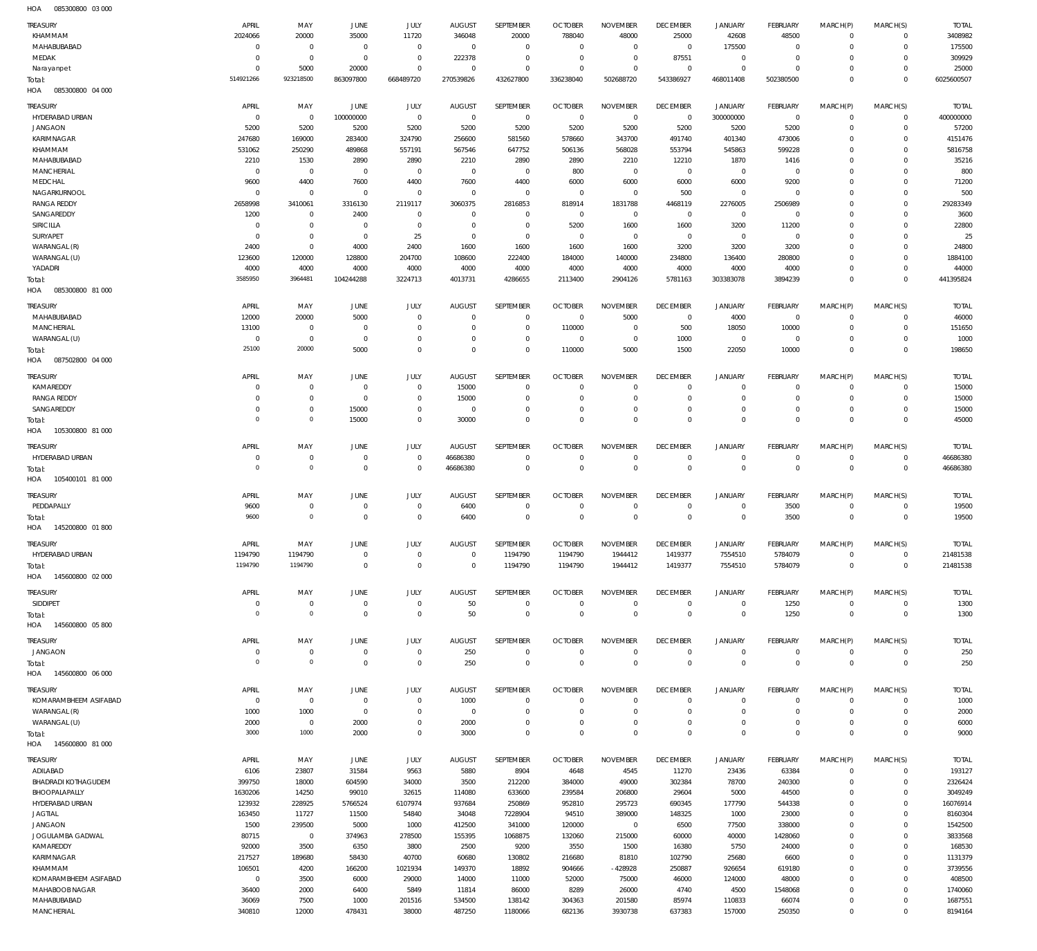HOA 085300800 03 000

| TREASURY | APRIL | MAY | JUNE | JULY | AUGUST | SEPTEMBER | OCTOBER | NOVEMBER | DECEMBER | JANUARY | FEBRUARY | MARCH(P) | MARCH(S) | TOTAL |
|---|---|---|---|---|---|---|---|---|---|---|---|---|---|---|
| KHAMMAM | 2024066 | 20000 | 35000 | 11720 | 346048 | 20000 | 788040 | 48000 | 25000 | 42608 | 48500 | 0 | 0 | 3408982 |
| MAHABUBABAD | 0 | 0 | 0 | 0 | 0 | 0 | 0 | 0 | 0 | 175500 | 0 | 0 | 0 | 175500 |
| MEDAK | 0 | 0 | 0 | 0 | 222378 | 0 | 0 | 0 | 87551 | 0 | 0 | 0 | 0 | 309929 |
| Narayanpet | 0 | 5000 | 20000 | 0 | 0 | 0 | 0 | 0 | 0 | 0 | 0 | 0 | 0 | 25000 |
| Total: | 514921266 | 923218500 | 863097800 | 668489720 | 270539826 | 432627800 | 336238040 | 502688720 | 543386927 | 468011408 | 502380500 | 0 | 0 | 6025600507 |

HOA 085300800 04 000

| TREASURY | APRIL | MAY | JUNE | JULY | AUGUST | SEPTEMBER | OCTOBER | NOVEMBER | DECEMBER | JANUARY | FEBRUARY | MARCH(P) | MARCH(S) | TOTAL |
|---|---|---|---|---|---|---|---|---|---|---|---|---|---|---|
| HYDERABAD URBAN | 0 | 0 | 100000000 | 0 | 0 | 0 | 0 | 0 | 0 | 300000000 | 0 | 0 | 0 | 400000000 |
| JANGAON | 5200 | 5200 | 5200 | 5200 | 5200 | 5200 | 5200 | 5200 | 5200 | 5200 | 5200 | 0 | 0 | 57200 |
| KARIMNAGAR | 247680 | 169000 | 283400 | 324790 | 256600 | 581560 | 578660 | 343700 | 491740 | 401340 | 473006 | 0 | 0 | 4151476 |
| KHAMMAM | 531062 | 250290 | 489868 | 557191 | 567546 | 647752 | 506136 | 568028 | 553794 | 545863 | 599228 | 0 | 0 | 5816758 |
| MAHABUBABAD | 2210 | 1530 | 2890 | 2890 | 2210 | 2890 | 2890 | 2210 | 12210 | 1870 | 1416 | 0 | 0 | 35216 |
| MANCHERIAL | 0 | 0 | 0 | 0 | 0 | 0 | 800 | 0 | 0 | 0 | 0 | 0 | 0 | 800 |
| MEDCHAL | 9600 | 4400 | 7600 | 4400 | 7600 | 4400 | 6000 | 6000 | 6000 | 6000 | 9200 | 0 | 0 | 71200 |
| NAGARKURNOOL | 0 | 0 | 0 | 0 | 0 | 0 | 0 | 0 | 500 | 0 | 0 | 0 | 0 | 500 |
| RANGA REDDY | 2658998 | 3410061 | 3316130 | 2119117 | 3060375 | 2816853 | 818914 | 1831788 | 4468119 | 2276005 | 2506989 | 0 | 0 | 29283349 |
| SANGAREDDY | 1200 | 0 | 2400 | 0 | 0 | 0 | 0 | 0 | 0 | 0 | 0 | 0 | 0 | 3600 |
| SIRICILLA | 0 | 0 | 0 | 0 | 0 | 0 | 5200 | 1600 | 1600 | 3200 | 11200 | 0 | 0 | 22800 |
| SURYAPET | 0 | 0 | 0 | 25 | 0 | 0 | 0 | 0 | 0 | 0 | 0 | 0 | 0 | 25 |
| WARANGAL (R) | 2400 | 0 | 4000 | 2400 | 1600 | 1600 | 1600 | 1600 | 3200 | 3200 | 3200 | 0 | 0 | 24800 |
| WARANGAL (U) | 123600 | 120000 | 128800 | 204700 | 108600 | 222400 | 184000 | 140000 | 234800 | 136400 | 280800 | 0 | 0 | 1884100 |
| YADADRI | 4000 | 4000 | 4000 | 4000 | 4000 | 4000 | 4000 | 4000 | 4000 | 4000 | 4000 | 0 | 0 | 44000 |
| Total: | 3585950 | 3964481 | 104244288 | 3224713 | 4013731 | 4286655 | 2113400 | 2904126 | 5781163 | 303383078 | 3894239 | 0 | 0 | 441395824 |

HOA 085300800 81 000

| TREASURY | APRIL | MAY | JUNE | JULY | AUGUST | SEPTEMBER | OCTOBER | NOVEMBER | DECEMBER | JANUARY | FEBRUARY | MARCH(P) | MARCH(S) | TOTAL |
|---|---|---|---|---|---|---|---|---|---|---|---|---|---|---|
| MAHABUBABAD | 12000 | 20000 | 5000 | 0 | 0 | 0 | 0 | 5000 | 0 | 4000 | 0 | 0 | 0 | 46000 |
| MANCHERIAL | 13100 | 0 | 0 | 0 | 0 | 0 | 110000 | 0 | 500 | 18050 | 10000 | 0 | 0 | 151650 |
| WARANGAL (U) | 0 | 0 | 0 | 0 | 0 | 0 | 0 | 0 | 1000 | 0 | 0 | 0 | 0 | 1000 |
| Total: | 25100 | 20000 | 5000 | 0 | 0 | 0 | 110000 | 5000 | 1500 | 22050 | 10000 | 0 | 0 | 198650 |

HOA 087502800 04 000

| TREASURY | APRIL | MAY | JUNE | JULY | AUGUST | SEPTEMBER | OCTOBER | NOVEMBER | DECEMBER | JANUARY | FEBRUARY | MARCH(P) | MARCH(S) | TOTAL |
|---|---|---|---|---|---|---|---|---|---|---|---|---|---|---|
| KAMAREDDY | 0 | 0 | 0 | 0 | 15000 | 0 | 0 | 0 | 0 | 0 | 0 | 0 | 0 | 15000 |
| RANGA REDDY | 0 | 0 | 0 | 0 | 15000 | 0 | 0 | 0 | 0 | 0 | 0 | 0 | 0 | 15000 |
| SANGAREDDY | 0 | 0 | 15000 | 0 | 0 | 0 | 0 | 0 | 0 | 0 | 0 | 0 | 0 | 15000 |
| Total: | 0 | 0 | 15000 | 0 | 30000 | 0 | 0 | 0 | 0 | 0 | 0 | 0 | 0 | 45000 |

HOA 105300800 81 000

| TREASURY | APRIL | MAY | JUNE | JULY | AUGUST | SEPTEMBER | OCTOBER | NOVEMBER | DECEMBER | JANUARY | FEBRUARY | MARCH(P) | MARCH(S) | TOTAL |
|---|---|---|---|---|---|---|---|---|---|---|---|---|---|---|
| HYDERABAD URBAN | 0 | 0 | 0 | 0 | 46686380 | 0 | 0 | 0 | 0 | 0 | 0 | 0 | 0 | 46686380 |
| Total: | 0 | 0 | 0 | 0 | 46686380 | 0 | 0 | 0 | 0 | 0 | 0 | 0 | 0 | 46686380 |

HOA 105400101 81 000

| TREASURY | APRIL | MAY | JUNE | JULY | AUGUST | SEPTEMBER | OCTOBER | NOVEMBER | DECEMBER | JANUARY | FEBRUARY | MARCH(P) | MARCH(S) | TOTAL |
|---|---|---|---|---|---|---|---|---|---|---|---|---|---|---|
| PEDDAPALLY | 9600 | 0 | 0 | 0 | 6400 | 0 | 0 | 0 | 0 | 0 | 3500 | 0 | 0 | 19500 |
| Total: | 9600 | 0 | 0 | 0 | 6400 | 0 | 0 | 0 | 0 | 0 | 3500 | 0 | 0 | 19500 |

HOA 145200800 01 800

| TREASURY | APRIL | MAY | JUNE | JULY | AUGUST | SEPTEMBER | OCTOBER | NOVEMBER | DECEMBER | JANUARY | FEBRUARY | MARCH(P) | MARCH(S) | TOTAL |
|---|---|---|---|---|---|---|---|---|---|---|---|---|---|---|
| HYDERABAD URBAN | 1194790 | 1194790 | 0 | 0 | 0 | 1194790 | 1194790 | 1944412 | 1419377 | 7554510 | 5784079 | 0 | 0 | 21481538 |
| Total: | 1194790 | 1194790 | 0 | 0 | 0 | 1194790 | 1194790 | 1944412 | 1419377 | 7554510 | 5784079 | 0 | 0 | 21481538 |

HOA 145600800 02 000

| TREASURY | APRIL | MAY | JUNE | JULY | AUGUST | SEPTEMBER | OCTOBER | NOVEMBER | DECEMBER | JANUARY | FEBRUARY | MARCH(P) | MARCH(S) | TOTAL |
|---|---|---|---|---|---|---|---|---|---|---|---|---|---|---|
| SIDDIPET | 0 | 0 | 0 | 0 | 50 | 0 | 0 | 0 | 0 | 0 | 1250 | 0 | 0 | 1300 |
| Total: | 0 | 0 | 0 | 0 | 50 | 0 | 0 | 0 | 0 | 0 | 1250 | 0 | 0 | 1300 |

HOA 145600800 05 800

| TREASURY | APRIL | MAY | JUNE | JULY | AUGUST | SEPTEMBER | OCTOBER | NOVEMBER | DECEMBER | JANUARY | FEBRUARY | MARCH(P) | MARCH(S) | TOTAL |
|---|---|---|---|---|---|---|---|---|---|---|---|---|---|---|
| JANGAON | 0 | 0 | 0 | 0 | 250 | 0 | 0 | 0 | 0 | 0 | 0 | 0 | 0 | 250 |
| Total: | 0 | 0 | 0 | 0 | 250 | 0 | 0 | 0 | 0 | 0 | 0 | 0 | 0 | 250 |

HOA 145600800 06 000

| TREASURY | APRIL | MAY | JUNE | JULY | AUGUST | SEPTEMBER | OCTOBER | NOVEMBER | DECEMBER | JANUARY | FEBRUARY | MARCH(P) | MARCH(S) | TOTAL |
|---|---|---|---|---|---|---|---|---|---|---|---|---|---|---|
| KOMARAMBHEEM ASIFABAD | 0 | 0 | 0 | 0 | 1000 | 0 | 0 | 0 | 0 | 0 | 0 | 0 | 0 | 1000 |
| WARANGAL (R) | 1000 | 1000 | 0 | 0 | 0 | 0 | 0 | 0 | 0 | 0 | 0 | 0 | 0 | 2000 |
| WARANGAL (U) | 2000 | 0 | 2000 | 0 | 2000 | 0 | 0 | 0 | 0 | 0 | 0 | 0 | 0 | 6000 |
| Total: | 3000 | 1000 | 2000 | 0 | 3000 | 0 | 0 | 0 | 0 | 0 | 0 | 0 | 0 | 9000 |

HOA 145600800 81 000

| TREASURY | APRIL | MAY | JUNE | JULY | AUGUST | SEPTEMBER | OCTOBER | NOVEMBER | DECEMBER | JANUARY | FEBRUARY | MARCH(P) | MARCH(S) | TOTAL |
|---|---|---|---|---|---|---|---|---|---|---|---|---|---|---|
| ADILABAD | 6106 | 23807 | 31584 | 9563 | 5880 | 8904 | 4648 | 4545 | 11270 | 23436 | 63384 | 0 | 0 | 193127 |
| BHADRADI KOTHAGUDEM | 399750 | 18000 | 604590 | 34000 | 3500 | 212200 | 384000 | 49000 | 302384 | 78700 | 240300 | 0 | 0 | 2326424 |
| BHOOPALAPALLY | 1630206 | 14250 | 99010 | 32615 | 114080 | 633600 | 239584 | 206800 | 29604 | 5000 | 44500 | 0 | 0 | 3049249 |
| HYDERABAD URBAN | 123932 | 228925 | 5766524 | 6107974 | 937684 | 250869 | 952810 | 295723 | 690345 | 177790 | 544338 | 0 | 0 | 16076914 |
| JAGTIAL | 163450 | 11727 | 11500 | 54840 | 34048 | 7228904 | 94510 | 389000 | 148325 | 1000 | 23000 | 0 | 0 | 8160304 |
| JANGAON | 1500 | 239500 | 5000 | 1000 | 412500 | 341000 | 120000 | 0 | 6500 | 77500 | 338000 | 0 | 0 | 1542500 |
| JOGULAMBA GADWAL | 80715 | 0 | 374963 | 278500 | 155395 | 1068875 | 132060 | 215000 | 60000 | 40000 | 1428060 | 0 | 0 | 3833568 |
| KAMAREDDY | 92000 | 3500 | 6350 | 3800 | 2500 | 9200 | 3550 | 1500 | 16380 | 5750 | 24000 | 0 | 0 | 168530 |
| KARIMNAGAR | 217527 | 189680 | 58430 | 40700 | 60680 | 130802 | 216680 | 81810 | 102790 | 25680 | 6600 | 0 | 0 | 1131379 |
| KHAMMAM | 106501 | 4200 | 166200 | 1021934 | 149370 | 18892 | 904666 | - 428928 | 250887 | 926654 | 619180 | 0 | 0 | 3739556 |
| KOMARAMBHEEM ASIFABAD | 0 | 3500 | 6000 | 29000 | 14000 | 11000 | 52000 | 75000 | 46000 | 124000 | 48000 | 0 | 0 | 408500 |
| MAHABOOB NAGAR | 36400 | 2000 | 6400 | 5849 | 11814 | 86000 | 8289 | 26000 | 4740 | 4500 | 1548068 | 0 | 0 | 1740060 |
| MAHABUBABAD | 36069 | 7500 | 1000 | 201516 | 534500 | 138142 | 304363 | 201580 | 85974 | 110833 | 66074 | 0 | 0 | 1687551 |
| MANCHERIAL | 340810 | 12000 | 478431 | 38000 | 487250 | 1180066 | 682136 | 3930738 | 637383 | 157000 | 250350 | 0 | 0 | 8194164 |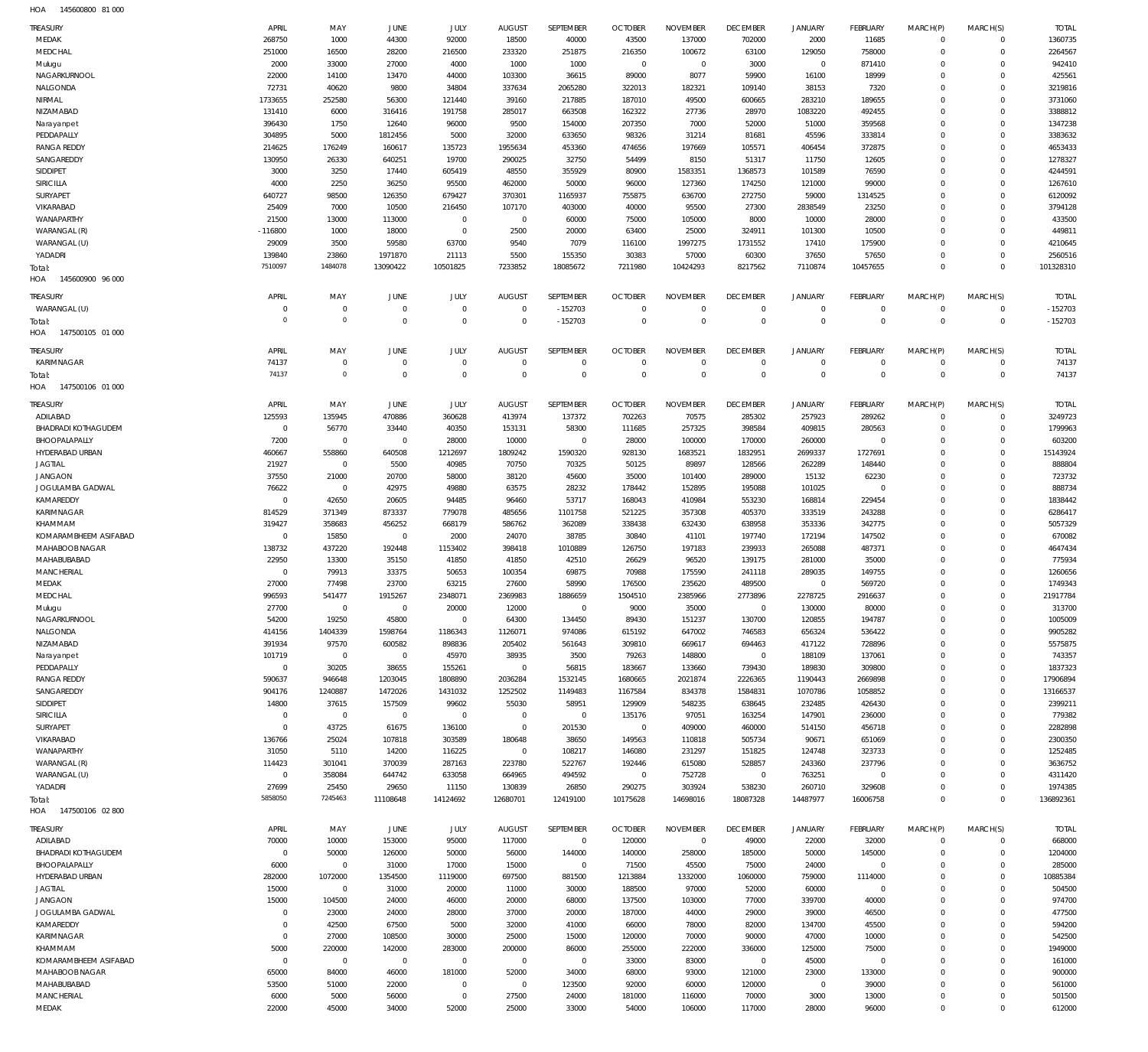HOA 145600800 81 000

| TREASURY | APRIL | MAY | JUNE | JULY | AUGUST | SEPTEMBER | OCTOBER | NOVEMBER | DECEMBER | JANUARY | FEBRUARY | MARCH(P) | MARCH(S) | TOTAL |
|---|---|---|---|---|---|---|---|---|---|---|---|---|---|---|
| MEDAK | 268750 | 1000 | 44300 | 92000 | 18500 | 40000 | 43500 | 137000 | 702000 | 2000 | 11685 | 0 | 0 | 1360735 |
| MEDCHAL | 251000 | 16500 | 28200 | 216500 | 233320 | 251875 | 216350 | 100672 | 63100 | 129050 | 758000 | 0 | 0 | 2264567 |
| Mulugu | 2000 | 33000 | 27000 | 4000 | 1000 | 1000 | 0 | 0 | 3000 | 0 | 871410 | 0 | 0 | 942410 |
| NAGARKURNOOL | 22000 | 14100 | 13470 | 44000 | 103300 | 36615 | 89000 | 8077 | 59900 | 16100 | 18999 | 0 | 0 | 425561 |
| NALGONDA | 72731 | 40620 | 9800 | 34804 | 337634 | 2065280 | 322013 | 182321 | 109140 | 38153 | 7320 | 0 | 0 | 3219816 |
| NIRMAL | 1733655 | 252580 | 56300 | 121440 | 39160 | 217885 | 187010 | 49500 | 600665 | 283210 | 189655 | 0 | 0 | 3731060 |
| NIZAMABAD | 131410 | 6000 | 316416 | 191758 | 285017 | 663508 | 162322 | 27736 | 28970 | 1083220 | 492455 | 0 | 0 | 3388812 |
| Narayanpet | 396430 | 1750 | 12640 | 96000 | 9500 | 154000 | 207350 | 7000 | 52000 | 51000 | 359568 | 0 | 0 | 1347238 |
| PEDDAPALLY | 304895 | 5000 | 1812456 | 5000 | 32000 | 633650 | 98326 | 31214 | 81681 | 45596 | 333814 | 0 | 0 | 3383632 |
| RANGA REDDY | 214625 | 176249 | 160617 | 135723 | 1955634 | 453360 | 474656 | 197669 | 105571 | 406454 | 372875 | 0 | 0 | 4653433 |
| SANGAREDDY | 130950 | 26330 | 640251 | 19700 | 290025 | 32750 | 54499 | 8150 | 51317 | 11750 | 12605 | 0 | 0 | 1278327 |
| SIDDIPET | 3000 | 3250 | 17440 | 605419 | 48550 | 355929 | 80900 | 1583351 | 1368573 | 101589 | 76590 | 0 | 0 | 4244591 |
| SIRICILLA | 4000 | 2250 | 36250 | 95500 | 462000 | 50000 | 96000 | 127360 | 174250 | 121000 | 99000 | 0 | 0 | 1267610 |
| SURYAPET | 640727 | 98500 | 126350 | 679427 | 370301 | 1165937 | 755875 | 636700 | 272750 | 59000 | 1314525 | 0 | 0 | 6120092 |
| VIKARABAD | 25409 | 7000 | 10500 | 216450 | 107170 | 403000 | 40000 | 95500 | 27300 | 2838549 | 23250 | 0 | 0 | 3794128 |
| WANAPARTHY | 21500 | 13000 | 113000 | 0 | 0 | 60000 | 75000 | 105000 | 8000 | 10000 | 28000 | 0 | 0 | 433500 |
| WARANGAL (R) | - 116800 | 1000 | 18000 | 0 | 2500 | 20000 | 63400 | 25000 | 324911 | 101300 | 10500 | 0 | 0 | 449811 |
| WARANGAL (U) | 29009 | 3500 | 59580 | 63700 | 9540 | 7079 | 116100 | 1997275 | 1731552 | 17410 | 175900 | 0 | 0 | 4210645 |
| YADADRI | 139840 | 23860 | 1971870 | 21113 | 5500 | 155350 | 30383 | 57000 | 60300 | 37650 | 57650 | 0 | 0 | 2560516 |
| Total: | 7510097 | 1484078 | 13090422 | 10501825 | 7233852 | 18085672 | 7211980 | 10424293 | 8217562 | 7110874 | 10457655 | 0 | 0 | 101328310 |

HOA 145600900 96 000

| TREASURY | APRIL | MAY | JUNE | JULY | AUGUST | SEPTEMBER | OCTOBER | NOVEMBER | DECEMBER | JANUARY | FEBRUARY | MARCH(P) | MARCH(S) | TOTAL |
|---|---|---|---|---|---|---|---|---|---|---|---|---|---|---|
| WARANGAL (U) | 0 | 0 | 0 | 0 | 0 | - 152703 | 0 | 0 | 0 | 0 | 0 | 0 | 0 | - 152703 |
| Total: | 0 | 0 | 0 | 0 | 0 | - 152703 | 0 | 0 | 0 | 0 | 0 | 0 | 0 | - 152703 |

HOA 147500105 01 000

| TREASURY | APRIL | MAY | JUNE | JULY | AUGUST | SEPTEMBER | OCTOBER | NOVEMBER | DECEMBER | JANUARY | FEBRUARY | MARCH(P) | MARCH(S) | TOTAL |
|---|---|---|---|---|---|---|---|---|---|---|---|---|---|---|
| KARIMNAGAR | 74137 | 0 | 0 | 0 | 0 | 0 | 0 | 0 | 0 | 0 | 0 | 0 | 0 | 74137 |
| Total: | 74137 | 0 | 0 | 0 | 0 | 0 | 0 | 0 | 0 | 0 | 0 | 0 | 0 | 74137 |

HOA 147500106 01 000

| TREASURY | APRIL | MAY | JUNE | JULY | AUGUST | SEPTEMBER | OCTOBER | NOVEMBER | DECEMBER | JANUARY | FEBRUARY | MARCH(P) | MARCH(S) | TOTAL |
|---|---|---|---|---|---|---|---|---|---|---|---|---|---|---|
| ADILABAD | 125593 | 135945 | 470886 | 360628 | 413974 | 137372 | 702263 | 70575 | 285302 | 257923 | 289262 | 0 | 0 | 3249723 |
| BHADRADI KOTHAGUDEM | 0 | 56770 | 33440 | 40350 | 153131 | 58300 | 111685 | 257325 | 398584 | 409815 | 280563 | 0 | 0 | 1799963 |
| BHOOPALAPALLY | 7200 | 0 | 0 | 28000 | 10000 | 0 | 28000 | 100000 | 170000 | 260000 | 0 | 0 | 0 | 603200 |
| HYDERABAD URBAN | 460667 | 558860 | 640508 | 1212697 | 1809242 | 1590320 | 928130 | 1683521 | 1832951 | 2699337 | 1727691 | 0 | 0 | 15143924 |
| JAGTIAL | 21927 | 0 | 5500 | 40985 | 70750 | 70325 | 50125 | 89897 | 128566 | 262289 | 148440 | 0 | 0 | 888804 |
| JANGAON | 37550 | 21000 | 20700 | 58000 | 38120 | 45600 | 35000 | 101400 | 289000 | 15132 | 62230 | 0 | 0 | 723732 |
| JOGULAMBA GADWAL | 76622 | 0 | 42975 | 49880 | 63575 | 28232 | 178442 | 152895 | 195088 | 101025 | 0 | 0 | 0 | 888734 |
| KAMAREDDY | 0 | 42650 | 20605 | 94485 | 96460 | 53717 | 168043 | 410984 | 553230 | 168814 | 229454 | 0 | 0 | 1838442 |
| KARIMNAGAR | 814529 | 371349 | 873337 | 779078 | 485656 | 1101758 | 521225 | 357308 | 405370 | 333519 | 243288 | 0 | 0 | 6286417 |
| KHAMMAM | 319427 | 358683 | 456252 | 668179 | 586762 | 362089 | 338438 | 632430 | 638958 | 353336 | 342775 | 0 | 0 | 5057329 |
| KOMARAMBHEEM ASIFABAD | 0 | 15850 | 0 | 2000 | 24070 | 38785 | 30840 | 41101 | 197740 | 172194 | 147502 | 0 | 0 | 670082 |
| MAHABOOBNAGAR | 138732 | 437220 | 192448 | 1153402 | 398418 | 1010889 | 126750 | 197183 | 239933 | 265088 | 487371 | 0 | 0 | 4647434 |
| MAHABUBABAD | 22950 | 13300 | 35150 | 41850 | 41850 | 42510 | 26629 | 96520 | 139175 | 281000 | 35000 | 0 | 0 | 775934 |
| MANCHERIAL | 0 | 79913 | 33375 | 50653 | 100354 | 69875 | 70988 | 175590 | 241118 | 289035 | 149755 | 0 | 0 | 1260656 |
| MEDAK | 27000 | 77498 | 23700 | 63215 | 27600 | 58990 | 176500 | 235620 | 489500 | 0 | 569720 | 0 | 0 | 1749343 |
| MEDCHAL | 996593 | 541477 | 1915267 | 2348071 | 2369983 | 1886659 | 1504510 | 2385966 | 2773896 | 2278725 | 2916637 | 0 | 0 | 21917784 |
| Mulugu | 27700 | 0 | 0 | 20000 | 12000 | 0 | 9000 | 35000 | 0 | 130000 | 80000 | 0 | 0 | 313700 |
| NAGARKURNOOL | 54200 | 19250 | 45800 | 0 | 64300 | 134450 | 89430 | 151237 | 130700 | 120855 | 194787 | 0 | 0 | 1005009 |
| NALGONDA | 414156 | 1404339 | 1598764 | 1186343 | 1126071 | 974086 | 615192 | 647002 | 746583 | 656324 | 536422 | 0 | 0 | 9905282 |
| NIZAMABAD | 391934 | 97570 | 600582 | 898836 | 205402 | 561643 | 309810 | 669617 | 694463 | 417122 | 728896 | 0 | 0 | 5575875 |
| Narayanpet | 101719 | 0 | 0 | 45970 | 38935 | 3500 | 79263 | 148800 | 0 | 188109 | 137061 | 0 | 0 | 743357 |
| PEDDAPALLY | 0 | 30205 | 38655 | 155261 | 0 | 56815 | 183667 | 133660 | 739430 | 189830 | 309800 | 0 | 0 | 1837323 |
| RANGA REDDY | 590637 | 946648 | 1203045 | 1808890 | 2036284 | 1532145 | 1680665 | 2021874 | 2226365 | 1190443 | 2669898 | 0 | 0 | 17906894 |
| SANGAREDDY | 904176 | 1240887 | 1472026 | 1431032 | 1252502 | 1149483 | 1167584 | 834378 | 1584831 | 1070786 | 1058852 | 0 | 0 | 13166537 |
| SIDDIPET | 14800 | 37615 | 157509 | 99602 | 55030 | 58951 | 129909 | 548235 | 638645 | 232485 | 426430 | 0 | 0 | 2399211 |
| SIRICILLA | 0 | 0 | 0 | 0 | 0 | 0 | 135176 | 97051 | 163254 | 147901 | 236000 | 0 | 0 | 779382 |
| SURYAPET | 0 | 43725 | 61675 | 136100 | 0 | 201530 | 0 | 409000 | 460000 | 514150 | 456718 | 0 | 0 | 2282898 |
| VIKARABAD | 136766 | 25024 | 107818 | 303589 | 180648 | 38650 | 149563 | 110818 | 505734 | 90671 | 651069 | 0 | 0 | 2300350 |
| WANAPARTHY | 31050 | 5110 | 14200 | 116225 | 0 | 108217 | 146080 | 231297 | 151825 | 124748 | 323733 | 0 | 0 | 1252485 |
| WARANGAL (R) | 114423 | 301041 | 370039 | 287163 | 223780 | 522767 | 192446 | 615080 | 528857 | 243360 | 237796 | 0 | 0 | 3636752 |
| WARANGAL (U) | 0 | 358084 | 644742 | 633058 | 664965 | 494592 | 0 | 752728 | 0 | 763251 | 0 | 0 | 0 | 4311420 |
| YADADRI | 27699 | 25450 | 29650 | 11150 | 130839 | 26850 | 290275 | 303924 | 538230 | 260710 | 329608 | 0 | 0 | 1974385 |
| Total: | 5858050 | 7245463 | 11108648 | 14124692 | 12680701 | 12419100 | 10175628 | 14698016 | 18087328 | 14487977 | 16006758 | 0 | 0 | 136892361 |

HOA 147500106 02 800

| TREASURY | APRIL | MAY | JUNE | JULY | AUGUST | SEPTEMBER | OCTOBER | NOVEMBER | DECEMBER | JANUARY | FEBRUARY | MARCH(P) | MARCH(S) | TOTAL |
|---|---|---|---|---|---|---|---|---|---|---|---|---|---|---|
| ADILABAD | 70000 | 10000 | 153000 | 95000 | 117000 | 0 | 120000 | 0 | 49000 | 22000 | 32000 | 0 | 0 | 668000 |
| BHADRADI KOTHAGUDEM | 0 | 50000 | 126000 | 50000 | 56000 | 144000 | 140000 | 258000 | 185000 | 50000 | 145000 | 0 | 0 | 1204000 |
| BHOOPALAPALLY | 6000 | 0 | 31000 | 17000 | 15000 | 0 | 71500 | 45500 | 75000 | 24000 | 0 | 0 | 0 | 285000 |
| HYDERABAD URBAN | 282000 | 1072000 | 1354500 | 1119000 | 697500 | 881500 | 1213884 | 1332000 | 1060000 | 759000 | 1114000 | 0 | 0 | 10885384 |
| JAGTIAL | 15000 | 0 | 31000 | 20000 | 11000 | 30000 | 188500 | 97000 | 52000 | 60000 | 0 | 0 | 0 | 504500 |
| JANGAON | 15000 | 104500 | 24000 | 46000 | 20000 | 68000 | 137500 | 103000 | 77000 | 339700 | 40000 | 0 | 0 | 974700 |
| JOGULAMBA GADWAL | 0 | 23000 | 24000 | 28000 | 37000 | 20000 | 187000 | 44000 | 29000 | 39000 | 46500 | 0 | 0 | 477500 |
| KAMAREDDY | 0 | 42500 | 67500 | 5000 | 32000 | 41000 | 66000 | 78000 | 82000 | 134700 | 45500 | 0 | 0 | 594200 |
| KARIMNAGAR | 0 | 27000 | 108500 | 30000 | 25000 | 15000 | 120000 | 70000 | 90000 | 47000 | 10000 | 0 | 0 | 542500 |
| KHAMMAM | 5000 | 220000 | 142000 | 283000 | 200000 | 86000 | 255000 | 222000 | 336000 | 125000 | 75000 | 0 | 0 | 1949000 |
| KOMARAMBHEEM ASIFABAD | 0 | 0 | 0 | 0 | 0 | 0 | 33000 | 83000 | 0 | 45000 | 0 | 0 | 0 | 161000 |
| MAHABOOBNAGAR | 65000 | 84000 | 46000 | 181000 | 52000 | 34000 | 68000 | 93000 | 121000 | 23000 | 133000 | 0 | 0 | 900000 |
| MAHABUBABAD | 53500 | 51000 | 22000 | 0 | 0 | 123500 | 92000 | 60000 | 120000 | 0 | 39000 | 0 | 0 | 561000 |
| MANCHERIAL | 6000 | 5000 | 56000 | 0 | 27500 | 24000 | 181000 | 116000 | 70000 | 3000 | 13000 | 0 | 0 | 501500 |
| MEDAK | 22000 | 45000 | 34000 | 52000 | 25000 | 33000 | 54000 | 106000 | 117000 | 28000 | 96000 | 0 | 0 | 612000 |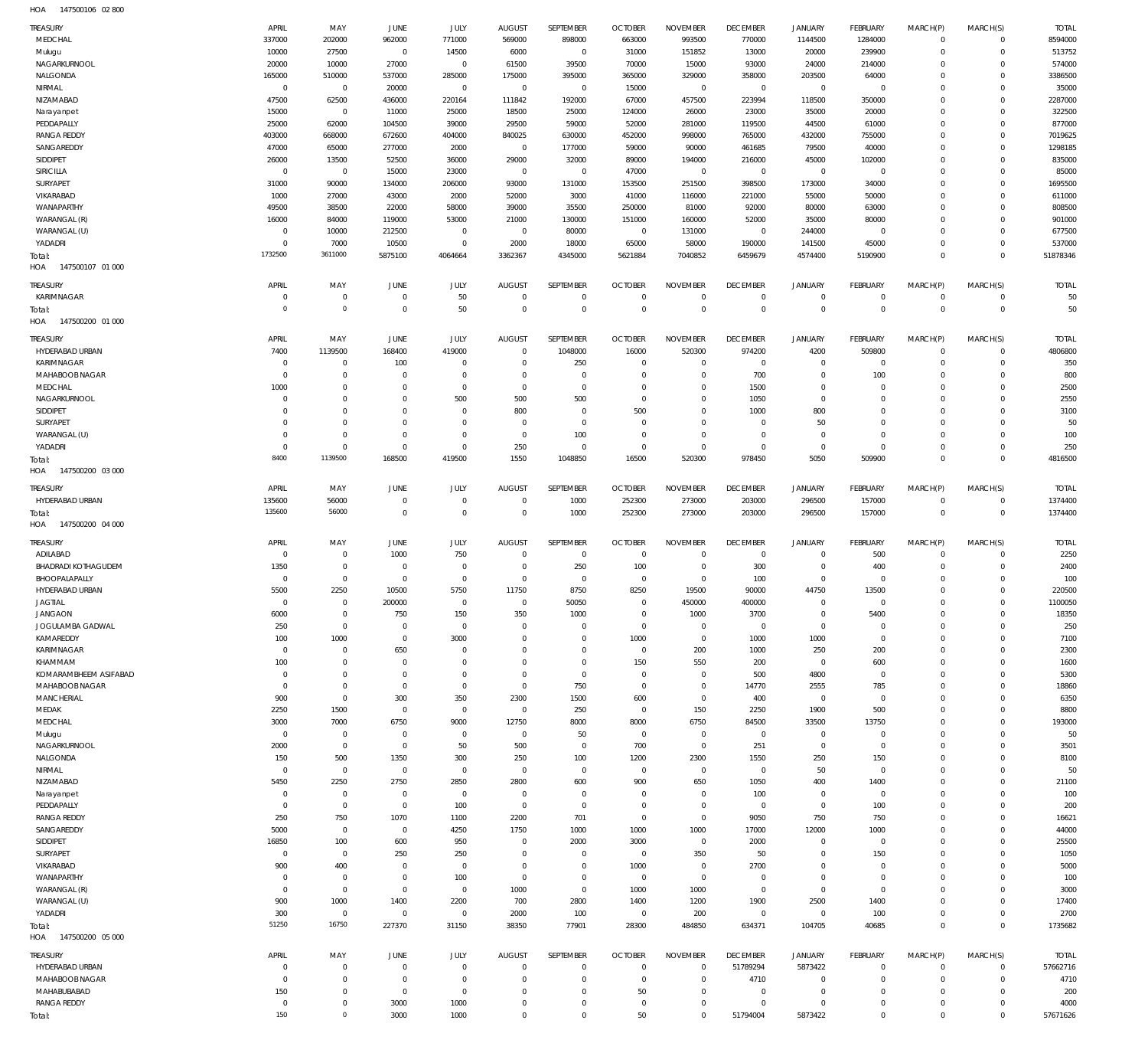HOA 147500106 02 800

| TREASURY | APRIL | MAY | JUNE | JULY | AUGUST | SEPTEMBER | OCTOBER | NOVEMBER | DECEMBER | JANUARY | FEBRUARY | MARCH(P) | MARCH(S) | TOTAL |
|---|---|---|---|---|---|---|---|---|---|---|---|---|---|---|
| MEDCHAL | 337000 | 202000 | 962000 | 771000 | 569000 | 898000 | 663000 | 993500 | 770000 | 1144500 | 1284000 | 0 | 0 | 8594000 |
| Mulugu | 10000 | 27500 | 0 | 14500 | 6000 | 0 | 31000 | 151852 | 13000 | 20000 | 239900 | 0 | 0 | 513752 |
| NAGARKURNOOL | 20000 | 10000 | 27000 | 0 | 61500 | 39500 | 70000 | 15000 | 93000 | 24000 | 214000 | 0 | 0 | 574000 |
| NALGONDA | 165000 | 510000 | 537000 | 285000 | 175000 | 395000 | 365000 | 329000 | 358000 | 203500 | 64000 | 0 | 0 | 3386500 |
| NIRMAL | 0 | 0 | 20000 | 0 | 0 | 0 | 15000 | 0 | 0 | 0 | 0 | 0 | 0 | 35000 |
| NIZAMABAD | 47500 | 62500 | 436000 | 220164 | 111842 | 192000 | 67000 | 457500 | 223994 | 118500 | 350000 | 0 | 0 | 2287000 |
| Narayanpet | 15000 | 0 | 11000 | 25000 | 18500 | 25000 | 124000 | 26000 | 23000 | 35000 | 20000 | 0 | 0 | 322500 |
| PEDDAPALLY | 25000 | 62000 | 104500 | 39000 | 29500 | 59000 | 52000 | 281000 | 119500 | 44500 | 61000 | 0 | 0 | 877000 |
| RANGA REDDY | 403000 | 668000 | 672600 | 404000 | 840025 | 630000 | 452000 | 998000 | 765000 | 432000 | 755000 | 0 | 0 | 7019625 |
| SANGAREDDY | 47000 | 65000 | 277000 | 2000 | 0 | 177000 | 59000 | 90000 | 461685 | 79500 | 40000 | 0 | 0 | 1298185 |
| SIDDIPET | 26000 | 13500 | 52500 | 36000 | 29000 | 32000 | 89000 | 194000 | 216000 | 45000 | 102000 | 0 | 0 | 835000 |
| SIRICILLA | 0 | 0 | 15000 | 23000 | 0 | 0 | 47000 | 0 | 0 | 0 | 0 | 0 | 0 | 85000 |
| SURYAPET | 31000 | 90000 | 134000 | 206000 | 93000 | 131000 | 153500 | 251500 | 398500 | 173000 | 34000 | 0 | 0 | 1695500 |
| VIKARABAD | 1000 | 27000 | 43000 | 2000 | 52000 | 3000 | 41000 | 116000 | 221000 | 55000 | 50000 | 0 | 0 | 611000 |
| WANAPARTHY | 49500 | 38500 | 22000 | 58000 | 39000 | 35500 | 250000 | 81000 | 92000 | 80000 | 63000 | 0 | 0 | 808500 |
| WARANGAL (R) | 16000 | 84000 | 119000 | 53000 | 21000 | 130000 | 151000 | 160000 | 52000 | 35000 | 80000 | 0 | 0 | 901000 |
| WARANGAL (U) | 0 | 10000 | 212500 | 0 | 0 | 80000 | 0 | 131000 | 0 | 244000 | 0 | 0 | 0 | 677500 |
| YADADRI | 0 | 7000 | 10500 | 0 | 2000 | 18000 | 65000 | 58000 | 190000 | 141500 | 45000 | 0 | 0 | 537000 |
| Total: | 1732500 | 3611000 | 5875100 | 4064664 | 3362367 | 4345000 | 5621884 | 7040852 | 6459679 | 4574400 | 5190900 | 0 | 0 | 51878346 |

HOA 147500107 01 000

| TREASURY | APRIL | MAY | JUNE | JULY | AUGUST | SEPTEMBER | OCTOBER | NOVEMBER | DECEMBER | JANUARY | FEBRUARY | MARCH(P) | MARCH(S) | TOTAL |
|---|---|---|---|---|---|---|---|---|---|---|---|---|---|---|
| KARIMNAGAR | 0 | 0 | 0 | 50 | 0 | 0 | 0 | 0 | 0 | 0 | 0 | 0 | 0 | 50 |
| Total: | 0 | 0 | 0 | 50 | 0 | 0 | 0 | 0 | 0 | 0 | 0 | 0 | 0 | 50 |

HOA 147500200 01 000

| TREASURY | APRIL | MAY | JUNE | JULY | AUGUST | SEPTEMBER | OCTOBER | NOVEMBER | DECEMBER | JANUARY | FEBRUARY | MARCH(P) | MARCH(S) | TOTAL |
|---|---|---|---|---|---|---|---|---|---|---|---|---|---|---|
| HYDERABAD URBAN | 7400 | 1139500 | 168400 | 419000 | 0 | 1048000 | 16000 | 520300 | 974200 | 4200 | 509800 | 0 | 0 | 4806800 |
| KARIMNAGAR | 0 | 0 | 100 | 0 | 0 | 250 | 0 | 0 | 0 | 0 | 0 | 0 | 0 | 350 |
| MAHABOOB NAGAR | 0 | 0 | 0 | 0 | 0 | 0 | 0 | 0 | 700 | 0 | 100 | 0 | 0 | 800 |
| MEDCHAL | 1000 | 0 | 0 | 0 | 0 | 0 | 0 | 0 | 1500 | 0 | 0 | 0 | 0 | 2500 |
| NAGARKURNOOL | 0 | 0 | 0 | 500 | 500 | 500 | 0 | 0 | 1050 | 0 | 0 | 0 | 0 | 2550 |
| SIDDIPET | 0 | 0 | 0 | 0 | 800 | 0 | 500 | 0 | 1000 | 800 | 0 | 0 | 0 | 3100 |
| SURYAPET | 0 | 0 | 0 | 0 | 0 | 0 | 0 | 0 | 0 | 50 | 0 | 0 | 0 | 50 |
| WARANGAL (U) | 0 | 0 | 0 | 0 | 0 | 100 | 0 | 0 | 0 | 0 | 0 | 0 | 0 | 100 |
| YADADRI | 0 | 0 | 0 | 0 | 250 | 0 | 0 | 0 | 0 | 0 | 0 | 0 | 0 | 250 |
| Total: | 8400 | 1139500 | 168500 | 419500 | 1550 | 1048850 | 16500 | 520300 | 978450 | 5050 | 509900 | 0 | 0 | 4816500 |

HOA 147500200 03 000

| TREASURY | APRIL | MAY | JUNE | JULY | AUGUST | SEPTEMBER | OCTOBER | NOVEMBER | DECEMBER | JANUARY | FEBRUARY | MARCH(P) | MARCH(S) | TOTAL |
|---|---|---|---|---|---|---|---|---|---|---|---|---|---|---|
| HYDERABAD URBAN | 135600 | 56000 | 0 | 0 | 0 | 1000 | 252300 | 273000 | 203000 | 296500 | 157000 | 0 | 0 | 1374400 |
| Total: | 135600 | 56000 | 0 | 0 | 0 | 1000 | 252300 | 273000 | 203000 | 296500 | 157000 | 0 | 0 | 1374400 |

HOA 147500200 04 000

| TREASURY | APRIL | MAY | JUNE | JULY | AUGUST | SEPTEMBER | OCTOBER | NOVEMBER | DECEMBER | JANUARY | FEBRUARY | MARCH(P) | MARCH(S) | TOTAL |
|---|---|---|---|---|---|---|---|---|---|---|---|---|---|---|
| ADILABAD | 0 | 0 | 1000 | 750 | 0 | 0 | 0 | 0 | 0 | 0 | 500 | 0 | 0 | 2250 |
| BHADRADI KOTHAGUDEM | 1350 | 0 | 0 | 0 | 0 | 250 | 100 | 0 | 300 | 0 | 400 | 0 | 0 | 2400 |
| BHOOPALAPALLY | 0 | 0 | 0 | 0 | 0 | 0 | 0 | 0 | 100 | 0 | 0 | 0 | 0 | 100 |
| HYDERABAD URBAN | 5500 | 2250 | 10500 | 5750 | 11750 | 8750 | 8250 | 19500 | 90000 | 44750 | 13500 | 0 | 0 | 220500 |
| JAGTIAL | 0 | 0 | 200000 | 0 | 0 | 50050 | 0 | 450000 | 400000 | 0 | 0 | 0 | 0 | 1100050 |
| JANGAON | 6000 | 0 | 750 | 150 | 350 | 1000 | 0 | 1000 | 3700 | 0 | 5400 | 0 | 0 | 18350 |
| JOGULAMBA GADWAL | 250 | 0 | 0 | 0 | 0 | 0 | 0 | 0 | 0 | 0 | 0 | 0 | 0 | 250 |
| KAMAREDDY | 100 | 1000 | 0 | 3000 | 0 | 0 | 1000 | 0 | 1000 | 1000 | 0 | 0 | 0 | 7100 |
| KARIMNAGAR | 0 | 0 | 650 | 0 | 0 | 0 | 0 | 200 | 1000 | 250 | 200 | 0 | 0 | 2300 |
| KHAMMAM | 100 | 0 | 0 | 0 | 0 | 0 | 150 | 550 | 200 | 0 | 600 | 0 | 0 | 1600 |
| KOMARAMBHEEM ASIFABAD | 0 | 0 | 0 | 0 | 0 | 0 | 0 | 0 | 500 | 4800 | 0 | 0 | 0 | 5300 |
| MAHABOOB NAGAR | 0 | 0 | 0 | 0 | 0 | 750 | 0 | 0 | 14770 | 2555 | 785 | 0 | 0 | 18860 |
| MANCHERIAL | 900 | 0 | 300 | 350 | 2300 | 1500 | 600 | 0 | 400 | 0 | 0 | 0 | 0 | 6350 |
| MEDAK | 2250 | 1500 | 0 | 0 | 0 | 250 | 0 | 150 | 2250 | 1900 | 500 | 0 | 0 | 8800 |
| MEDCHAL | 3000 | 7000 | 6750 | 9000 | 12750 | 8000 | 8000 | 6750 | 84500 | 33500 | 13750 | 0 | 0 | 193000 |
| Mulugu | 0 | 0 | 0 | 0 | 0 | 50 | 0 | 0 | 0 | 0 | 0 | 0 | 0 | 50 |
| NAGARKURNOOL | 2000 | 0 | 0 | 50 | 500 | 0 | 700 | 0 | 251 | 0 | 0 | 0 | 0 | 3501 |
| NALGONDA | 150 | 500 | 1350 | 300 | 250 | 100 | 1200 | 2300 | 1550 | 250 | 150 | 0 | 0 | 8100 |
| NIRMAL | 0 | 0 | 0 | 0 | 0 | 0 | 0 | 0 | 0 | 50 | 0 | 0 | 0 | 50 |
| NIZAMABAD | 5450 | 2250 | 2750 | 2850 | 2800 | 600 | 900 | 650 | 1050 | 400 | 1400 | 0 | 0 | 21100 |
| Narayanpet | 0 | 0 | 0 | 0 | 0 | 0 | 0 | 0 | 100 | 0 | 0 | 0 | 0 | 100 |
| PEDDAPALLY | 0 | 0 | 0 | 100 | 0 | 0 | 0 | 0 | 0 | 0 | 100 | 0 | 0 | 200 |
| RANGA REDDY | 250 | 750 | 1070 | 1100 | 2200 | 701 | 0 | 0 | 9050 | 750 | 750 | 0 | 0 | 16621 |
| SANGAREDDY | 5000 | 0 | 0 | 4250 | 1750 | 1000 | 1000 | 1000 | 17000 | 12000 | 1000 | 0 | 0 | 44000 |
| SIDDIPET | 16850 | 100 | 600 | 950 | 0 | 2000 | 3000 | 0 | 2000 | 0 | 0 | 0 | 0 | 25500 |
| SURYAPET | 0 | 0 | 250 | 250 | 0 | 0 | 0 | 350 | 50 | 0 | 150 | 0 | 0 | 1050 |
| VIKARABAD | 900 | 400 | 0 | 0 | 0 | 0 | 1000 | 0 | 2700 | 0 | 0 | 0 | 0 | 5000 |
| WANAPARTHY | 0 | 0 | 0 | 100 | 0 | 0 | 0 | 0 | 0 | 0 | 0 | 0 | 0 | 100 |
| WARANGAL (R) | 0 | 0 | 0 | 0 | 1000 | 0 | 1000 | 1000 | 0 | 0 | 0 | 0 | 0 | 3000 |
| WARANGAL (U) | 900 | 1000 | 1400 | 2200 | 700 | 2800 | 1400 | 1200 | 1900 | 2500 | 1400 | 0 | 0 | 17400 |
| YADADRI | 300 | 0 | 0 | 0 | 2000 | 100 | 0 | 200 | 0 | 0 | 100 | 0 | 0 | 2700 |
| Total: | 51250 | 16750 | 227370 | 31150 | 38350 | 77901 | 28300 | 484850 | 634371 | 104705 | 40685 | 0 | 0 | 1735682 |

HOA 147500200 05 000

| TREASURY | APRIL | MAY | JUNE | JULY | AUGUST | SEPTEMBER | OCTOBER | NOVEMBER | DECEMBER | JANUARY | FEBRUARY | MARCH(P) | MARCH(S) | TOTAL |
|---|---|---|---|---|---|---|---|---|---|---|---|---|---|---|
| HYDERABAD URBAN | 0 | 0 | 0 | 0 | 0 | 0 | 0 | 0 | 51789294 | 5873422 | 0 | 0 | 0 | 57662716 |
| MAHABOOB NAGAR | 0 | 0 | 0 | 0 | 0 | 0 | 0 | 0 | 4710 | 0 | 0 | 0 | 0 | 4710 |
| MAHABUBABAD | 150 | 0 | 0 | 0 | 0 | 0 | 50 | 0 | 0 | 0 | 0 | 0 | 0 | 200 |
| RANGA REDDY | 0 | 0 | 3000 | 1000 | 0 | 0 | 0 | 0 | 0 | 0 | 0 | 0 | 0 | 4000 |
| Total: | 150 | 0 | 3000 | 1000 | 0 | 0 | 50 | 0 | 51794004 | 5873422 | 0 | 0 | 0 | 57671626 |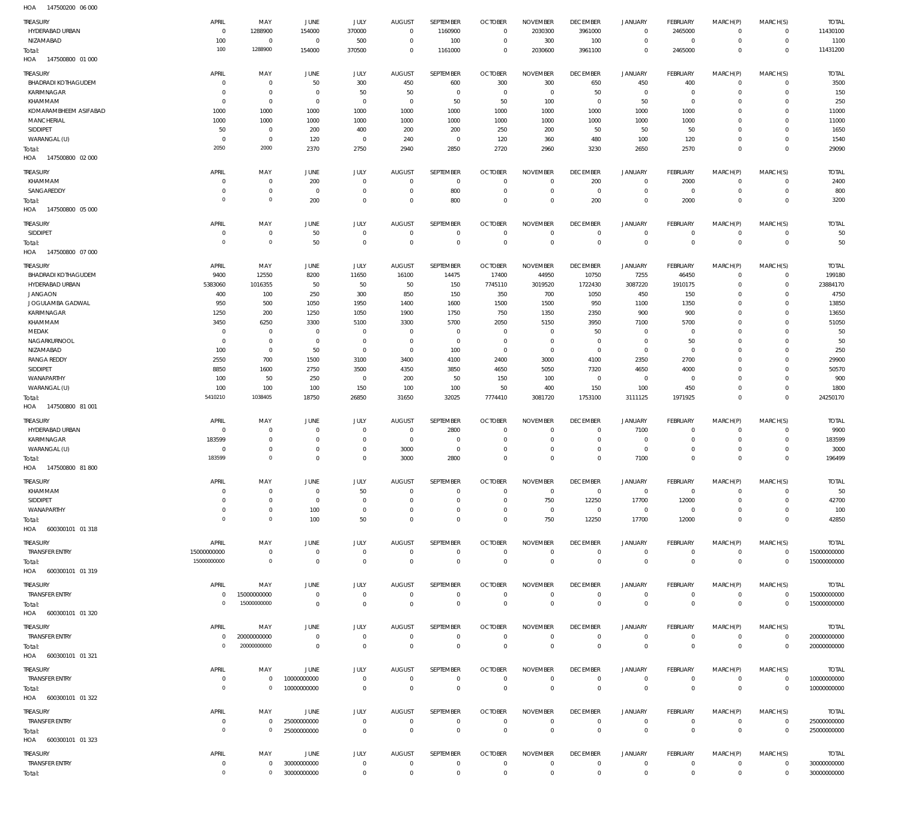HOA 147500200 06 000

| TREASURY | APRIL | MAY | JUNE | JULY | AUGUST | SEPTEMBER | OCTOBER | NOVEMBER | DECEMBER | JANUARY | FEBRUARY | MARCH(P) | MARCH(S) | TOTAL |
|---|---|---|---|---|---|---|---|---|---|---|---|---|---|---|
| HYDERABAD URBAN | 0 | 1288900 | 154000 | 370000 | 0 | 1160900 | 0 | 2030300 | 3961000 | 0 | 2465000 | 0 | 0 | 11430100 |
| NIZAMABAD | 100 | 0 | 0 | 500 | 0 | 100 | 0 | 300 | 100 | 0 | 0 | 0 | 0 | 1100 |
| Total: | 100 | 1288900 | 154000 | 370500 | 0 | 1161000 | 0 | 2030600 | 3961100 | 0 | 2465000 | 0 | 0 | 11431200 |

HOA 147500800 01 000

| TREASURY | APRIL | MAY | JUNE | JULY | AUGUST | SEPTEMBER | OCTOBER | NOVEMBER | DECEMBER | JANUARY | FEBRUARY | MARCH(P) | MARCH(S) | TOTAL |
|---|---|---|---|---|---|---|---|---|---|---|---|---|---|---|
| BHADRADI KOTHAGUDEM | 0 | 0 | 50 | 300 | 450 | 600 | 300 | 300 | 650 | 450 | 400 | 0 | 0 | 3500 |
| KARIMNAGAR | 0 | 0 | 0 | 50 | 50 | 0 | 0 | 0 | 50 | 0 | 0 | 0 | 0 | 150 |
| KHAMMAM | 0 | 0 | 0 | 0 | 0 | 50 | 50 | 100 | 0 | 50 | 0 | 0 | 0 | 250 |
| KOMARAMBHEEM ASIFABAD | 1000 | 1000 | 1000 | 1000 | 1000 | 1000 | 1000 | 1000 | 1000 | 1000 | 1000 | 0 | 0 | 11000 |
| MANCHERIAL | 1000 | 1000 | 1000 | 1000 | 1000 | 1000 | 1000 | 1000 | 1000 | 1000 | 1000 | 0 | 0 | 11000 |
| SIDDIPET | 50 | 0 | 200 | 400 | 200 | 200 | 250 | 200 | 50 | 50 | 50 | 0 | 0 | 1650 |
| WARANGAL (U) | 0 | 0 | 120 | 0 | 240 | 0 | 120 | 360 | 480 | 100 | 120 | 0 | 0 | 1540 |
| Total: | 2050 | 2000 | 2370 | 2750 | 2940 | 2850 | 2720 | 2960 | 3230 | 2650 | 2570 | 0 | 0 | 29090 |

HOA 147500800 02 000

| TREASURY | APRIL | MAY | JUNE | JULY | AUGUST | SEPTEMBER | OCTOBER | NOVEMBER | DECEMBER | JANUARY | FEBRUARY | MARCH(P) | MARCH(S) | TOTAL |
|---|---|---|---|---|---|---|---|---|---|---|---|---|---|---|
| KHAMMAM | 0 | 0 | 200 | 0 | 0 | 0 | 0 | 0 | 200 | 0 | 2000 | 0 | 0 | 2400 |
| SANGAREDDY | 0 | 0 | 0 | 0 | 0 | 800 | 0 | 0 | 0 | 0 | 0 | 0 | 0 | 800 |
| Total: | 0 | 0 | 200 | 0 | 0 | 800 | 0 | 0 | 200 | 0 | 2000 | 0 | 0 | 3200 |

HOA 147500800 05 000

| TREASURY | APRIL | MAY | JUNE | JULY | AUGUST | SEPTEMBER | OCTOBER | NOVEMBER | DECEMBER | JANUARY | FEBRUARY | MARCH(P) | MARCH(S) | TOTAL |
|---|---|---|---|---|---|---|---|---|---|---|---|---|---|---|
| SIDDIPET | 0 | 0 | 50 | 0 | 0 | 0 | 0 | 0 | 0 | 0 | 0 | 0 | 0 | 50 |
| Total: | 0 | 0 | 50 | 0 | 0 | 0 | 0 | 0 | 0 | 0 | 0 | 0 | 0 | 50 |

HOA 147500800 07 000

| TREASURY | APRIL | MAY | JUNE | JULY | AUGUST | SEPTEMBER | OCTOBER | NOVEMBER | DECEMBER | JANUARY | FEBRUARY | MARCH(P) | MARCH(S) | TOTAL |
|---|---|---|---|---|---|---|---|---|---|---|---|---|---|---|
| BHADRADI KOTHAGUDEM | 9400 | 12550 | 8200 | 11650 | 16100 | 14475 | 17400 | 44950 | 10750 | 7255 | 46450 | 0 | 0 | 199180 |
| HYDERABAD URBAN | 5383060 | 1016355 | 50 | 50 | 50 | 150 | 7745110 | 3019520 | 1722430 | 3087220 | 1910175 | 0 | 0 | 23884170 |
| JANGAON | 400 | 100 | 250 | 300 | 850 | 150 | 350 | 700 | 1050 | 450 | 150 | 0 | 0 | 4750 |
| JOGULAMBA GADWAL | 950 | 500 | 1050 | 1950 | 1400 | 1600 | 1500 | 1500 | 950 | 1100 | 1350 | 0 | 0 | 13850 |
| KARIMNAGAR | 1250 | 200 | 1250 | 1050 | 1900 | 1750 | 750 | 1350 | 2350 | 900 | 900 | 0 | 0 | 13650 |
| KHAMMAM | 3450 | 6250 | 3300 | 5100 | 3300 | 5700 | 2050 | 5150 | 3950 | 7100 | 5700 | 0 | 0 | 51050 |
| MEDAK | 0 | 0 | 0 | 0 | 0 | 0 | 0 | 0 | 50 | 0 | 0 | 0 | 0 | 50 |
| NAGARKURNOOL | 0 | 0 | 0 | 0 | 0 | 0 | 0 | 0 | 0 | 0 | 50 | 0 | 0 | 50 |
| NIZAMABAD | 100 | 0 | 50 | 0 | 0 | 100 | 0 | 0 | 0 | 0 | 0 | 0 | 0 | 250 |
| RANGA REDDY | 2550 | 700 | 1500 | 3100 | 3400 | 4100 | 2400 | 3000 | 4100 | 2350 | 2700 | 0 | 0 | 29900 |
| SIDDIPET | 8850 | 1600 | 2750 | 3500 | 4350 | 3850 | 4650 | 5050 | 7320 | 4650 | 4000 | 0 | 0 | 50570 |
| WANAPARTHY | 100 | 50 | 250 | 0 | 200 | 50 | 150 | 100 | 0 | 0 | 0 | 0 | 0 | 900 |
| WARANGAL (U) | 100 | 100 | 100 | 150 | 100 | 100 | 50 | 400 | 150 | 100 | 450 | 0 | 0 | 1800 |
| Total: | 5410210 | 1038405 | 18750 | 26850 | 31650 | 32025 | 7774410 | 3081720 | 1753100 | 3111125 | 1971925 | 0 | 0 | 24250170 |

HOA 147500800 81 001

| TREASURY | APRIL | MAY | JUNE | JULY | AUGUST | SEPTEMBER | OCTOBER | NOVEMBER | DECEMBER | JANUARY | FEBRUARY | MARCH(P) | MARCH(S) | TOTAL |
|---|---|---|---|---|---|---|---|---|---|---|---|---|---|---|
| HYDERABAD URBAN | 0 | 0 | 0 | 0 | 0 | 2800 | 0 | 0 | 0 | 7100 | 0 | 0 | 0 | 9900 |
| KARIMNAGAR | 183599 | 0 | 0 | 0 | 0 | 0 | 0 | 0 | 0 | 0 | 0 | 0 | 0 | 183599 |
| WARANGAL (U) | 0 | 0 | 0 | 0 | 3000 | 0 | 0 | 0 | 0 | 0 | 0 | 0 | 0 | 3000 |
| Total: | 183599 | 0 | 0 | 0 | 3000 | 2800 | 0 | 0 | 0 | 7100 | 0 | 0 | 0 | 196499 |

HOA 147500800 81 800

| TREASURY | APRIL | MAY | JUNE | JULY | AUGUST | SEPTEMBER | OCTOBER | NOVEMBER | DECEMBER | JANUARY | FEBRUARY | MARCH(P) | MARCH(S) | TOTAL |
|---|---|---|---|---|---|---|---|---|---|---|---|---|---|---|
| KHAMMAM | 0 | 0 | 0 | 50 | 0 | 0 | 0 | 0 | 0 | 0 | 0 | 0 | 0 | 50 |
| SIDDIPET | 0 | 0 | 0 | 0 | 0 | 0 | 0 | 750 | 12250 | 17700 | 12000 | 0 | 0 | 42700 |
| WANAPARTHY | 0 | 0 | 100 | 0 | 0 | 0 | 0 | 0 | 0 | 0 | 0 | 0 | 0 | 100 |
| Total: | 0 | 0 | 100 | 50 | 0 | 0 | 0 | 750 | 12250 | 17700 | 12000 | 0 | 0 | 42850 |

HOA 600300101 01 318

| TREASURY | APRIL | MAY | JUNE | JULY | AUGUST | SEPTEMBER | OCTOBER | NOVEMBER | DECEMBER | JANUARY | FEBRUARY | MARCH(P) | MARCH(S) | TOTAL |
|---|---|---|---|---|---|---|---|---|---|---|---|---|---|---|
| TRANSFER ENTRY | 15000000000 | 0 | 0 | 0 | 0 | 0 | 0 | 0 | 0 | 0 | 0 | 0 | 0 | 15000000000 |
| Total: | 15000000000 | 0 | 0 | 0 | 0 | 0 | 0 | 0 | 0 | 0 | 0 | 0 | 0 | 15000000000 |

HOA 600300101 01 319

| TREASURY | APRIL | MAY | JUNE | JULY | AUGUST | SEPTEMBER | OCTOBER | NOVEMBER | DECEMBER | JANUARY | FEBRUARY | MARCH(P) | MARCH(S) | TOTAL |
|---|---|---|---|---|---|---|---|---|---|---|---|---|---|---|
| TRANSFER ENTRY | 0 | 15000000000 | 0 | 0 | 0 | 0 | 0 | 0 | 0 | 0 | 0 | 0 | 0 | 15000000000 |
| Total: | 0 | 15000000000 | 0 | 0 | 0 | 0 | 0 | 0 | 0 | 0 | 0 | 0 | 0 | 15000000000 |

HOA 600300101 01 320

| TREASURY | APRIL | MAY | JUNE | JULY | AUGUST | SEPTEMBER | OCTOBER | NOVEMBER | DECEMBER | JANUARY | FEBRUARY | MARCH(P) | MARCH(S) | TOTAL |
|---|---|---|---|---|---|---|---|---|---|---|---|---|---|---|
| TRANSFER ENTRY | 0 | 20000000000 | 0 | 0 | 0 | 0 | 0 | 0 | 0 | 0 | 0 | 0 | 0 | 20000000000 |
| Total: | 0 | 20000000000 | 0 | 0 | 0 | 0 | 0 | 0 | 0 | 0 | 0 | 0 | 0 | 20000000000 |

HOA 600300101 01 321

| TREASURY | APRIL | MAY | JUNE | JULY | AUGUST | SEPTEMBER | OCTOBER | NOVEMBER | DECEMBER | JANUARY | FEBRUARY | MARCH(P) | MARCH(S) | TOTAL |
|---|---|---|---|---|---|---|---|---|---|---|---|---|---|---|
| TRANSFER ENTRY | 0 | 0 | 10000000000 | 0 | 0 | 0 | 0 | 0 | 0 | 0 | 0 | 0 | 0 | 10000000000 |
| Total: | 0 | 0 | 10000000000 | 0 | 0 | 0 | 0 | 0 | 0 | 0 | 0 | 0 | 0 | 10000000000 |

HOA 600300101 01 322

| TREASURY | APRIL | MAY | JUNE | JULY | AUGUST | SEPTEMBER | OCTOBER | NOVEMBER | DECEMBER | JANUARY | FEBRUARY | MARCH(P) | MARCH(S) | TOTAL |
|---|---|---|---|---|---|---|---|---|---|---|---|---|---|---|
| TRANSFER ENTRY | 0 | 0 | 25000000000 | 0 | 0 | 0 | 0 | 0 | 0 | 0 | 0 | 0 | 0 | 25000000000 |
| Total: | 0 | 0 | 25000000000 | 0 | 0 | 0 | 0 | 0 | 0 | 0 | 0 | 0 | 0 | 25000000000 |

HOA 600300101 01 323

| TREASURY | APRIL | MAY | JUNE | JULY | AUGUST | SEPTEMBER | OCTOBER | NOVEMBER | DECEMBER | JANUARY | FEBRUARY | MARCH(P) | MARCH(S) | TOTAL |
|---|---|---|---|---|---|---|---|---|---|---|---|---|---|---|
| TRANSFER ENTRY | 0 | 0 | 30000000000 | 0 | 0 | 0 | 0 | 0 | 0 | 0 | 0 | 0 | 0 | 30000000000 |
| Total: | 0 | 0 | 30000000000 | 0 | 0 | 0 | 0 | 0 | 0 | 0 | 0 | 0 | 0 | 30000000000 |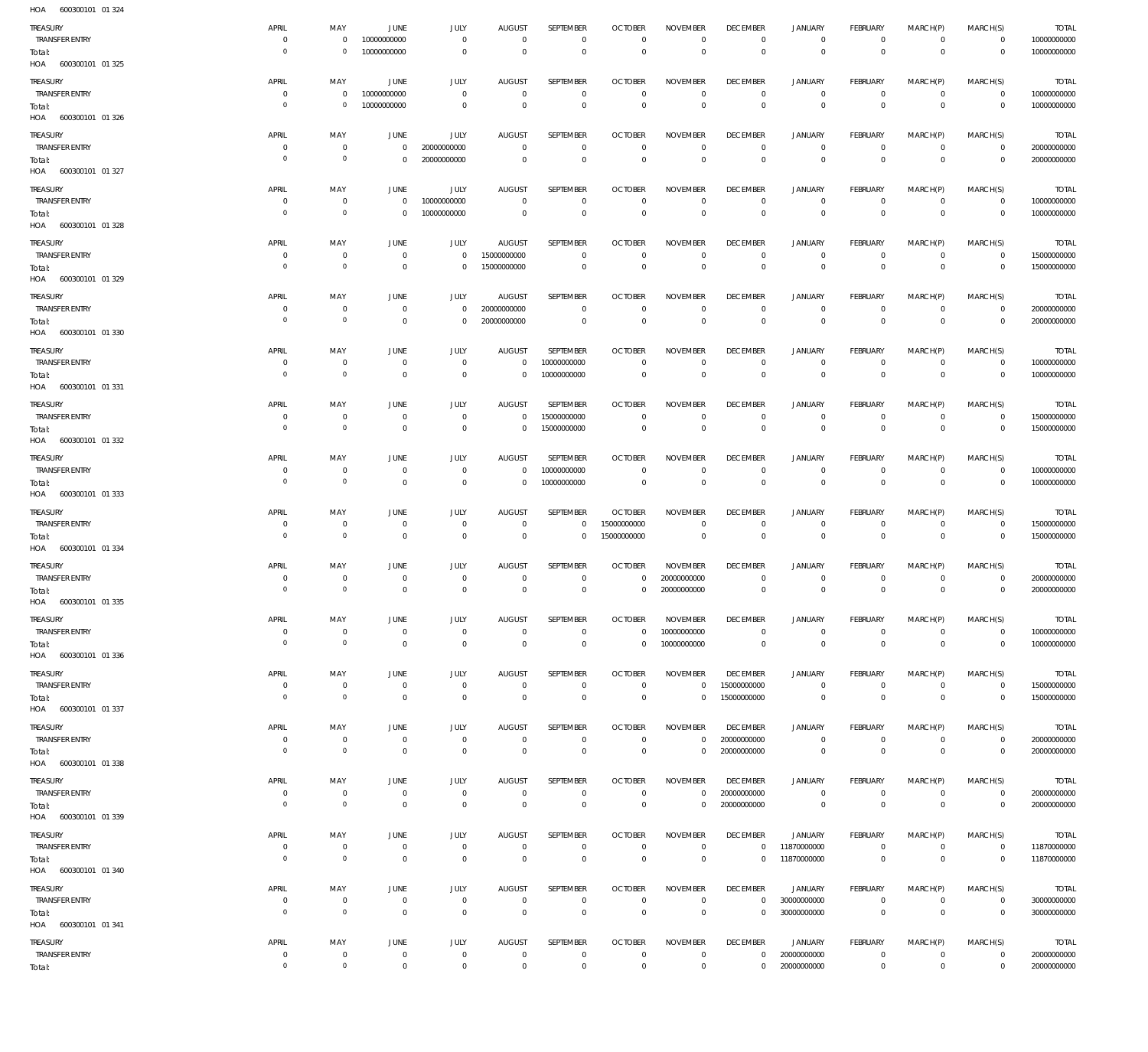HOA 600300101 01 324

| TREASURY | APRIL | MAY | JUNE | JULY | AUGUST | SEPTEMBER | OCTOBER | NOVEMBER | DECEMBER | JANUARY | FEBRUARY | MARCH(P) | MARCH(S) | TOTAL |
|---|---|---|---|---|---|---|---|---|---|---|---|---|---|---|
| TRANSFER ENTRY | 0 | 0 | 10000000000 | 0 | 0 | 0 | 0 | 0 | 0 | 0 | 0 | 0 | 0 | 10000000000 |
| Total: | 0 | 0 | 10000000000 | 0 | 0 | 0 | 0 | 0 | 0 | 0 | 0 | 0 | 0 | 10000000000 |

HOA 600300101 01 325

| TREASURY | APRIL | MAY | JUNE | JULY | AUGUST | SEPTEMBER | OCTOBER | NOVEMBER | DECEMBER | JANUARY | FEBRUARY | MARCH(P) | MARCH(S) | TOTAL |
|---|---|---|---|---|---|---|---|---|---|---|---|---|---|---|
| TRANSFER ENTRY | 0 | 0 | 10000000000 | 0 | 0 | 0 | 0 | 0 | 0 | 0 | 0 | 0 | 0 | 10000000000 |
| Total: | 0 | 0 | 10000000000 | 0 | 0 | 0 | 0 | 0 | 0 | 0 | 0 | 0 | 0 | 10000000000 |

HOA 600300101 01 326

| TREASURY | APRIL | MAY | JUNE | JULY | AUGUST | SEPTEMBER | OCTOBER | NOVEMBER | DECEMBER | JANUARY | FEBRUARY | MARCH(P) | MARCH(S) | TOTAL |
|---|---|---|---|---|---|---|---|---|---|---|---|---|---|---|
| TRANSFER ENTRY | 0 | 0 | 0 | 20000000000 | 0 | 0 | 0 | 0 | 0 | 0 | 0 | 0 | 0 | 20000000000 |
| Total: | 0 | 0 | 0 | 20000000000 | 0 | 0 | 0 | 0 | 0 | 0 | 0 | 0 | 0 | 20000000000 |

HOA 600300101 01 327

| TREASURY | APRIL | MAY | JUNE | JULY | AUGUST | SEPTEMBER | OCTOBER | NOVEMBER | DECEMBER | JANUARY | FEBRUARY | MARCH(P) | MARCH(S) | TOTAL |
|---|---|---|---|---|---|---|---|---|---|---|---|---|---|---|
| TRANSFER ENTRY | 0 | 0 | 0 | 10000000000 | 0 | 0 | 0 | 0 | 0 | 0 | 0 | 0 | 0 | 10000000000 |
| Total: | 0 | 0 | 0 | 10000000000 | 0 | 0 | 0 | 0 | 0 | 0 | 0 | 0 | 0 | 10000000000 |

HOA 600300101 01 328

| TREASURY | APRIL | MAY | JUNE | JULY | AUGUST | SEPTEMBER | OCTOBER | NOVEMBER | DECEMBER | JANUARY | FEBRUARY | MARCH(P) | MARCH(S) | TOTAL |
|---|---|---|---|---|---|---|---|---|---|---|---|---|---|---|
| TRANSFER ENTRY | 0 | 0 | 0 | 0 | 15000000000 | 0 | 0 | 0 | 0 | 0 | 0 | 0 | 0 | 15000000000 |
| Total: | 0 | 0 | 0 | 0 | 15000000000 | 0 | 0 | 0 | 0 | 0 | 0 | 0 | 0 | 15000000000 |

HOA 600300101 01 329

| TREASURY | APRIL | MAY | JUNE | JULY | AUGUST | SEPTEMBER | OCTOBER | NOVEMBER | DECEMBER | JANUARY | FEBRUARY | MARCH(P) | MARCH(S) | TOTAL |
|---|---|---|---|---|---|---|---|---|---|---|---|---|---|---|
| TRANSFER ENTRY | 0 | 0 | 0 | 0 | 20000000000 | 0 | 0 | 0 | 0 | 0 | 0 | 0 | 0 | 20000000000 |
| Total: | 0 | 0 | 0 | 0 | 20000000000 | 0 | 0 | 0 | 0 | 0 | 0 | 0 | 0 | 20000000000 |

HOA 600300101 01 330

| TREASURY | APRIL | MAY | JUNE | JULY | AUGUST | SEPTEMBER | OCTOBER | NOVEMBER | DECEMBER | JANUARY | FEBRUARY | MARCH(P) | MARCH(S) | TOTAL |
|---|---|---|---|---|---|---|---|---|---|---|---|---|---|---|
| TRANSFER ENTRY | 0 | 0 | 0 | 0 | 0 | 10000000000 | 0 | 0 | 0 | 0 | 0 | 0 | 0 | 10000000000 |
| Total: | 0 | 0 | 0 | 0 | 0 | 10000000000 | 0 | 0 | 0 | 0 | 0 | 0 | 0 | 10000000000 |

HOA 600300101 01 331

| TREASURY | APRIL | MAY | JUNE | JULY | AUGUST | SEPTEMBER | OCTOBER | NOVEMBER | DECEMBER | JANUARY | FEBRUARY | MARCH(P) | MARCH(S) | TOTAL |
|---|---|---|---|---|---|---|---|---|---|---|---|---|---|---|
| TRANSFER ENTRY | 0 | 0 | 0 | 0 | 0 | 15000000000 | 0 | 0 | 0 | 0 | 0 | 0 | 0 | 15000000000 |
| Total: | 0 | 0 | 0 | 0 | 0 | 15000000000 | 0 | 0 | 0 | 0 | 0 | 0 | 0 | 15000000000 |

HOA 600300101 01 332

| TREASURY | APRIL | MAY | JUNE | JULY | AUGUST | SEPTEMBER | OCTOBER | NOVEMBER | DECEMBER | JANUARY | FEBRUARY | MARCH(P) | MARCH(S) | TOTAL |
|---|---|---|---|---|---|---|---|---|---|---|---|---|---|---|
| TRANSFER ENTRY | 0 | 0 | 0 | 0 | 0 | 10000000000 | 0 | 0 | 0 | 0 | 0 | 0 | 0 | 10000000000 |
| Total: | 0 | 0 | 0 | 0 | 0 | 10000000000 | 0 | 0 | 0 | 0 | 0 | 0 | 0 | 10000000000 |

HOA 600300101 01 333

| TREASURY | APRIL | MAY | JUNE | JULY | AUGUST | SEPTEMBER | OCTOBER | NOVEMBER | DECEMBER | JANUARY | FEBRUARY | MARCH(P) | MARCH(S) | TOTAL |
|---|---|---|---|---|---|---|---|---|---|---|---|---|---|---|
| TRANSFER ENTRY | 0 | 0 | 0 | 0 | 0 | 0 | 15000000000 | 0 | 0 | 0 | 0 | 0 | 0 | 15000000000 |
| Total: | 0 | 0 | 0 | 0 | 0 | 0 | 15000000000 | 0 | 0 | 0 | 0 | 0 | 0 | 15000000000 |

HOA 600300101 01 334

| TREASURY | APRIL | MAY | JUNE | JULY | AUGUST | SEPTEMBER | OCTOBER | NOVEMBER | DECEMBER | JANUARY | FEBRUARY | MARCH(P) | MARCH(S) | TOTAL |
|---|---|---|---|---|---|---|---|---|---|---|---|---|---|---|
| TRANSFER ENTRY | 0 | 0 | 0 | 0 | 0 | 0 | 0 | 20000000000 | 0 | 0 | 0 | 0 | 0 | 20000000000 |
| Total: | 0 | 0 | 0 | 0 | 0 | 0 | 0 | 20000000000 | 0 | 0 | 0 | 0 | 0 | 20000000000 |

HOA 600300101 01 335

| TREASURY | APRIL | MAY | JUNE | JULY | AUGUST | SEPTEMBER | OCTOBER | NOVEMBER | DECEMBER | JANUARY | FEBRUARY | MARCH(P) | MARCH(S) | TOTAL |
|---|---|---|---|---|---|---|---|---|---|---|---|---|---|---|
| TRANSFER ENTRY | 0 | 0 | 0 | 0 | 0 | 0 | 0 | 10000000000 | 0 | 0 | 0 | 0 | 0 | 10000000000 |
| Total: | 0 | 0 | 0 | 0 | 0 | 0 | 0 | 10000000000 | 0 | 0 | 0 | 0 | 0 | 10000000000 |

HOA 600300101 01 336

| TREASURY | APRIL | MAY | JUNE | JULY | AUGUST | SEPTEMBER | OCTOBER | NOVEMBER | DECEMBER | JANUARY | FEBRUARY | MARCH(P) | MARCH(S) | TOTAL |
|---|---|---|---|---|---|---|---|---|---|---|---|---|---|---|
| TRANSFER ENTRY | 0 | 0 | 0 | 0 | 0 | 0 | 0 | 0 | 15000000000 | 0 | 0 | 0 | 0 | 15000000000 |
| Total: | 0 | 0 | 0 | 0 | 0 | 0 | 0 | 0 | 15000000000 | 0 | 0 | 0 | 0 | 15000000000 |

HOA 600300101 01 337

| TREASURY | APRIL | MAY | JUNE | JULY | AUGUST | SEPTEMBER | OCTOBER | NOVEMBER | DECEMBER | JANUARY | FEBRUARY | MARCH(P) | MARCH(S) | TOTAL |
|---|---|---|---|---|---|---|---|---|---|---|---|---|---|---|
| TRANSFER ENTRY | 0 | 0 | 0 | 0 | 0 | 0 | 0 | 0 | 20000000000 | 0 | 0 | 0 | 0 | 20000000000 |
| Total: | 0 | 0 | 0 | 0 | 0 | 0 | 0 | 0 | 20000000000 | 0 | 0 | 0 | 0 | 20000000000 |

HOA 600300101 01 338

| TREASURY | APRIL | MAY | JUNE | JULY | AUGUST | SEPTEMBER | OCTOBER | NOVEMBER | DECEMBER | JANUARY | FEBRUARY | MARCH(P) | MARCH(S) | TOTAL |
|---|---|---|---|---|---|---|---|---|---|---|---|---|---|---|
| TRANSFER ENTRY | 0 | 0 | 0 | 0 | 0 | 0 | 0 | 0 | 20000000000 | 0 | 0 | 0 | 0 | 20000000000 |
| Total: | 0 | 0 | 0 | 0 | 0 | 0 | 0 | 0 | 20000000000 | 0 | 0 | 0 | 0 | 20000000000 |

HOA 600300101 01 339

| TREASURY | APRIL | MAY | JUNE | JULY | AUGUST | SEPTEMBER | OCTOBER | NOVEMBER | DECEMBER | JANUARY | FEBRUARY | MARCH(P) | MARCH(S) | TOTAL |
|---|---|---|---|---|---|---|---|---|---|---|---|---|---|---|
| TRANSFER ENTRY | 0 | 0 | 0 | 0 | 0 | 0 | 0 | 0 | 0 | 11870000000 | 0 | 0 | 0 | 11870000000 |
| Total: | 0 | 0 | 0 | 0 | 0 | 0 | 0 | 0 | 0 | 11870000000 | 0 | 0 | 0 | 11870000000 |

HOA 600300101 01 340

| TREASURY | APRIL | MAY | JUNE | JULY | AUGUST | SEPTEMBER | OCTOBER | NOVEMBER | DECEMBER | JANUARY | FEBRUARY | MARCH(P) | MARCH(S) | TOTAL |
|---|---|---|---|---|---|---|---|---|---|---|---|---|---|---|
| TRANSFER ENTRY | 0 | 0 | 0 | 0 | 0 | 0 | 0 | 0 | 0 | 30000000000 | 0 | 0 | 0 | 30000000000 |
| Total: | 0 | 0 | 0 | 0 | 0 | 0 | 0 | 0 | 0 | 30000000000 | 0 | 0 | 0 | 30000000000 |

HOA 600300101 01 341

| TREASURY | APRIL | MAY | JUNE | JULY | AUGUST | SEPTEMBER | OCTOBER | NOVEMBER | DECEMBER | JANUARY | FEBRUARY | MARCH(P) | MARCH(S) | TOTAL |
|---|---|---|---|---|---|---|---|---|---|---|---|---|---|---|
| TRANSFER ENTRY | 0 | 0 | 0 | 0 | 0 | 0 | 0 | 0 | 0 | 20000000000 | 0 | 0 | 0 | 20000000000 |
| Total: | 0 | 0 | 0 | 0 | 0 | 0 | 0 | 0 | 0 | 20000000000 | 0 | 0 | 0 | 20000000000 |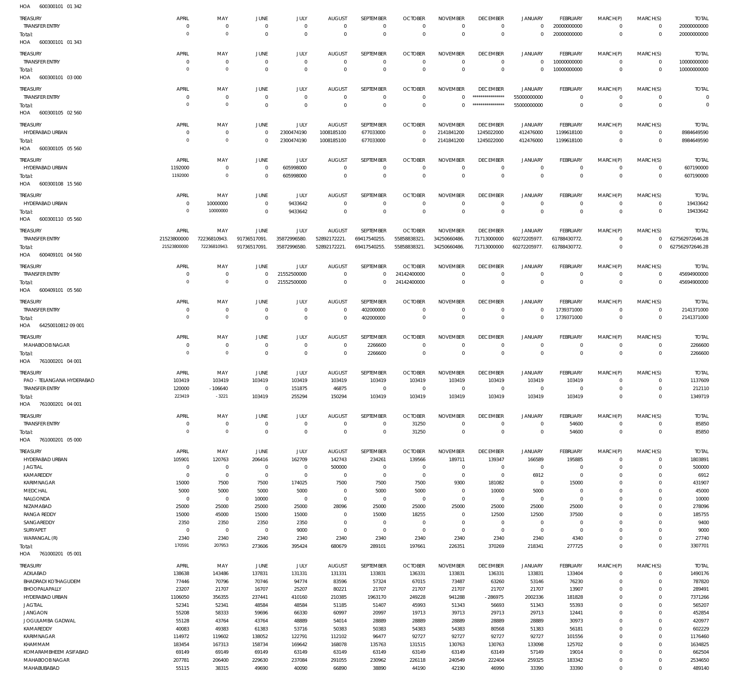HOA 600300101 01 342

| TREASURY | APRIL | MAY | JUNE | JULY | AUGUST | SEPTEMBER | OCTOBER | NOVEMBER | DECEMBER | JANUARY | FEBRUARY | MARCH(P) | MARCH(S) | TOTAL |
|---|---|---|---|---|---|---|---|---|---|---|---|---|---|---|
| TRANSFER ENTRY | 0 | 0 | 0 | 0 | 0 | 0 | 0 | 0 | 0 | 0 | 20000000000 | 0 | 0 | 20000000000 |
| Total: | 0 | 0 | 0 | 0 | 0 | 0 | 0 | 0 | 0 | 0 | 20000000000 | 0 | 0 | 20000000000 |

HOA 600300101 01 343

| TREASURY | APRIL | MAY | JUNE | JULY | AUGUST | SEPTEMBER | OCTOBER | NOVEMBER | DECEMBER | JANUARY | FEBRUARY | MARCH(P) | MARCH(S) | TOTAL |
|---|---|---|---|---|---|---|---|---|---|---|---|---|---|---|
| TRANSFER ENTRY | 0 | 0 | 0 | 0 | 0 | 0 | 0 | 0 | 0 | 0 | 10000000000 | 0 | 0 | 10000000000 |
| Total: | 0 | 0 | 0 | 0 | 0 | 0 | 0 | 0 | 0 | 0 | 10000000000 | 0 | 0 | 10000000000 |

HOA 600300101 03 000

| TREASURY | APRIL | MAY | JUNE | JULY | AUGUST | SEPTEMBER | OCTOBER | NOVEMBER | DECEMBER | JANUARY | FEBRUARY | MARCH(P) | MARCH(S) | TOTAL |
|---|---|---|---|---|---|---|---|---|---|---|---|---|---|---|
| TRANSFER ENTRY | 0 | 0 | 0 | 0 | 0 | 0 | 0 | 0 | **************** | 55000000000 | 0 | 0 | 0 | 0 |
| Total: | 0 | 0 | 0 | 0 | 0 | 0 | 0 | 0 | **************** | 55000000000 | 0 | 0 | 0 | 0 |

HOA 600300105 02 560

| TREASURY | APRIL | MAY | JUNE | JULY | AUGUST | SEPTEMBER | OCTOBER | NOVEMBER | DECEMBER | JANUARY | FEBRUARY | MARCH(P) | MARCH(S) | TOTAL |
|---|---|---|---|---|---|---|---|---|---|---|---|---|---|---|
| HYDERABAD URBAN | 0 | 0 | 0 | 2300474190 | 1008185100 | 677033000 | 0 | 2141841200 | 1245022000 | 412476000 | 1199618100 | 0 | 0 | 8984649590 |
| Total: | 0 | 0 | 0 | 2300474190 | 1008185100 | 677033000 | 0 | 2141841200 | 1245022000 | 412476000 | 1199618100 | 0 | 0 | 8984649590 |

HOA 600300105 05 560

| TREASURY | APRIL | MAY | JUNE | JULY | AUGUST | SEPTEMBER | OCTOBER | NOVEMBER | DECEMBER | JANUARY | FEBRUARY | MARCH(P) | MARCH(S) | TOTAL |
|---|---|---|---|---|---|---|---|---|---|---|---|---|---|---|
| HYDERABAD URBAN | 1192000 | 0 | 0 | 605998000 | 0 | 0 | 0 | 0 | 0 | 0 | 0 | 0 | 0 | 607190000 |
| Total: | 1192000 | 0 | 0 | 605998000 | 0 | 0 | 0 | 0 | 0 | 0 | 0 | 0 | 0 | 607190000 |

HOA 600300108 15 560

| TREASURY | APRIL | MAY | JUNE | JULY | AUGUST | SEPTEMBER | OCTOBER | NOVEMBER | DECEMBER | JANUARY | FEBRUARY | MARCH(P) | MARCH(S) | TOTAL |
|---|---|---|---|---|---|---|---|---|---|---|---|---|---|---|
| HYDERABAD URBAN | 0 | 10000000 | 0 | 9433642 | 0 | 0 | 0 | 0 | 0 | 0 | 0 | 0 | 0 | 19433642 |
| Total: | 0 | 10000000 | 0 | 9433642 | 0 | 0 | 0 | 0 | 0 | 0 | 0 | 0 | 0 | 19433642 |

HOA 600300110 05 560

| TREASURY | APRIL | MAY | JUNE | JULY | AUGUST | SEPTEMBER | OCTOBER | NOVEMBER | DECEMBER | JANUARY | FEBRUARY | MARCH(P) | MARCH(S) | TOTAL |
|---|---|---|---|---|---|---|---|---|---|---|---|---|---|---|
| TRANSFER ENTRY | 21523800000 | 72236810943. | 91736517091. | 35872996580. | 52892172221. | 69417540255. | 55858838321. | 34250660486. | 71713000000 | 60272205977. | 61788430772. | 0 | 0 | 627562972646.28 |
| Total: | 21523800000 | 72236810943. | 91736517091. | 35872996580. | 52892172221. | 69417540255. | 55858838321. | 34250660486. | 71713000000 | 60272205977. | 61788430772. | 0 | 0 | 627562972646.28 |

HOA 600409101 04 560

| TREASURY | APRIL | MAY | JUNE | JULY | AUGUST | SEPTEMBER | OCTOBER | NOVEMBER | DECEMBER | JANUARY | FEBRUARY | MARCH(P) | MARCH(S) | TOTAL |
|---|---|---|---|---|---|---|---|---|---|---|---|---|---|---|
| TRANSFER ENTRY | 0 | 0 | 0 | 21552500000 | 0 | 0 | 24142400000 | 0 | 0 | 0 | 0 | 0 | 0 | 45694900000 |
| Total: | 0 | 0 | 0 | 21552500000 | 0 | 0 | 24142400000 | 0 | 0 | 0 | 0 | 0 | 0 | 45694900000 |

HOA 600409101 05 560

| TREASURY | APRIL | MAY | JUNE | JULY | AUGUST | SEPTEMBER | OCTOBER | NOVEMBER | DECEMBER | JANUARY | FEBRUARY | MARCH(P) | MARCH(S) | TOTAL |
|---|---|---|---|---|---|---|---|---|---|---|---|---|---|---|
| TRANSFER ENTRY | 0 | 0 | 0 | 0 | 0 | 402000000 | 0 | 0 | 0 | 0 | 1739371000 | 0 | 0 | 2141371000 |
| Total: | 0 | 0 | 0 | 0 | 0 | 402000000 | 0 | 0 | 0 | 0 | 1739371000 | 0 | 0 | 2141371000 |

HOA 64250010812 09 001

| TREASURY | APRIL | MAY | JUNE | JULY | AUGUST | SEPTEMBER | OCTOBER | NOVEMBER | DECEMBER | JANUARY | FEBRUARY | MARCH(P) | MARCH(S) | TOTAL |
|---|---|---|---|---|---|---|---|---|---|---|---|---|---|---|
| MAHABOOBNAGAR | 0 | 0 | 0 | 0 | 0 | 2266600 | 0 | 0 | 0 | 0 | 0 | 0 | 0 | 2266600 |
| Total: | 0 | 0 | 0 | 0 | 0 | 2266600 | 0 | 0 | 0 | 0 | 0 | 0 | 0 | 2266600 |

HOA 761000201 04 001

| TREASURY | APRIL | MAY | JUNE | JULY | AUGUST | SEPTEMBER | OCTOBER | NOVEMBER | DECEMBER | JANUARY | FEBRUARY | MARCH(P) | MARCH(S) | TOTAL |
|---|---|---|---|---|---|---|---|---|---|---|---|---|---|---|
| PAO - TELANGANA HYDERABAD | 103419 | 103419 | 103419 | 103419 | 103419 | 103419 | 103419 | 103419 | 103419 | 103419 | 103419 | 0 | 0 | 1137609 |
| TRANSFER ENTRY | 120000 | - 106640 | 0 | 151875 | 46875 | 0 | 0 | 0 | 0 | 0 | 0 | 0 | 0 | 212110 |
| Total: | 223419 | - 3221 | 103419 | 255294 | 150294 | 103419 | 103419 | 103419 | 103419 | 103419 | 103419 | 0 | 0 | 1349719 |

HOA 761000201 04 001

| TREASURY | APRIL | MAY | JUNE | JULY | AUGUST | SEPTEMBER | OCTOBER | NOVEMBER | DECEMBER | JANUARY | FEBRUARY | MARCH(P) | MARCH(S) | TOTAL |
|---|---|---|---|---|---|---|---|---|---|---|---|---|---|---|
| TRANSFER ENTRY | 0 | 0 | 0 | 0 | 0 | 0 | 31250 | 0 | 0 | 0 | 54600 | 0 | 0 | 85850 |
| Total: | 0 | 0 | 0 | 0 | 0 | 0 | 31250 | 0 | 0 | 0 | 54600 | 0 | 0 | 85850 |

HOA 761000201 05 000

| TREASURY | APRIL | MAY | JUNE | JULY | AUGUST | SEPTEMBER | OCTOBER | NOVEMBER | DECEMBER | JANUARY | FEBRUARY | MARCH(P) | MARCH(S) | TOTAL |
|---|---|---|---|---|---|---|---|---|---|---|---|---|---|---|
| HYDERABAD URBAN | 105901 | 120763 | 206416 | 162709 | 142743 | 234261 | 139566 | 189711 | 139347 | 166589 | 195885 | 0 | 0 | 1803891 |
| JAGTIAL | 0 | 0 | 0 | 0 | 500000 | 0 | 0 | 0 | 0 | 0 | 0 | 0 | 0 | 500000 |
| KAMAREDDY | 0 | 0 | 0 | 0 | 0 | 0 | 0 | 0 | 0 | 6912 | 0 | 0 | 0 | 6912 |
| KARIMNAGAR | 15000 | 7500 | 7500 | 174025 | 7500 | 7500 | 7500 | 9300 | 181082 | 0 | 15000 | 0 | 0 | 431907 |
| MEDCHAL | 5000 | 5000 | 5000 | 5000 | 0 | 5000 | 5000 | 0 | 10000 | 5000 | 0 | 0 | 0 | 45000 |
| NALGONDA | 0 | 0 | 10000 | 0 | 0 | 0 | 0 | 0 | 0 | 0 | 0 | 0 | 0 | 10000 |
| NIZAMABAD | 25000 | 25000 | 25000 | 25000 | 28096 | 25000 | 25000 | 25000 | 25000 | 25000 | 25000 | 0 | 0 | 278096 |
| RANGA REDDY | 15000 | 45000 | 15000 | 15000 | 0 | 15000 | 18255 | 0 | 12500 | 12500 | 37500 | 0 | 0 | 185755 |
| SANGAREDDY | 2350 | 2350 | 2350 | 2350 | 0 | 0 | 0 | 0 | 0 | 0 | 0 | 0 | 0 | 9400 |
| SURYAPET | 0 | 0 | 0 | 9000 | 0 | 0 | 0 | 0 | 0 | 0 | 0 | 0 | 0 | 9000 |
| WARANGAL (R) | 2340 | 2340 | 2340 | 2340 | 2340 | 2340 | 2340 | 2340 | 2340 | 2340 | 4340 | 0 | 0 | 27740 |
| Total: | 170591 | 207953 | 273606 | 395424 | 680679 | 289101 | 197661 | 226351 | 370269 | 218341 | 277725 | 0 | 0 | 3307701 |

HOA 761000201 05 001

| TREASURY | APRIL | MAY | JUNE | JULY | AUGUST | SEPTEMBER | OCTOBER | NOVEMBER | DECEMBER | JANUARY | FEBRUARY | MARCH(P) | MARCH(S) | TOTAL |
|---|---|---|---|---|---|---|---|---|---|---|---|---|---|---|
| ADILABAD | 138638 | 143486 | 137831 | 131331 | 131331 | 133831 | 136331 | 133831 | 136331 | 133831 | 133404 | 0 | 0 | 1490176 |
| BHADRADI KOTHAGUDEM | 77446 | 70796 | 70746 | 94774 | 83596 | 57324 | 67015 | 73487 | 63260 | 53146 | 76230 | 0 | 0 | 787820 |
| BHOOPALAPALLY | 23207 | 21707 | 16707 | 25207 | 80221 | 21707 | 21707 | 21707 | 21707 | 21707 | 13907 | 0 | 0 | 289491 |
| HYDERABAD URBAN | 1106050 | 356355 | 237441 | 410160 | 210385 | 1963170 | 249228 | 941288 | - 286975 | 2002336 | 181828 | 0 | 0 | 7371266 |
| JAGTIAL | 52341 | 52341 | 48584 | 48584 | 51185 | 51407 | 45993 | 51343 | 56693 | 51343 | 55393 | 0 | 0 | 565207 |
| JANGAON | 55208 | 58333 | 59696 | 66330 | 60997 | 20997 | 19713 | 39713 | 29713 | 29713 | 12441 | 0 | 0 | 452854 |
| JOGULAMBA GADWAL | 55128 | 43764 | 43764 | 48889 | 54014 | 28889 | 28889 | 28889 | 28889 | 28889 | 30973 | 0 | 0 | 420977 |
| KAMAREDDY | 40083 | 49383 | 61383 | 53716 | 50383 | 50383 | 54383 | 54383 | 80568 | 51383 | 56181 | 0 | 0 | 602229 |
| KARIMNAGAR | 114972 | 119602 | 138052 | 122791 | 112102 | 96477 | 92727 | 92727 | 92727 | 92727 | 101556 | 0 | 0 | 1176460 |
| KHAMMAM | 183454 | 167313 | 158734 | 169642 | 168078 | 135763 | 131515 | 130763 | 130763 | 133098 | 125702 | 0 | 0 | 1634825 |
| KOMARAMBHEEM ASIFABAD | 69149 | 69149 | 69149 | 63149 | 63149 | 63149 | 63149 | 63149 | 63149 | 57149 | 19014 | 0 | 0 | 662504 |
| MAHABOOBNAGAR | 207781 | 206400 | 229630 | 237084 | 291055 | 230962 | 226118 | 240549 | 222404 | 259325 | 183342 | 0 | 0 | 2534650 |
| MAHABUBABAD | 55115 | 38315 | 49690 | 40090 | 66890 | 38890 | 44190 | 42190 | 46990 | 33390 | 33390 | 0 | 0 | 489140 |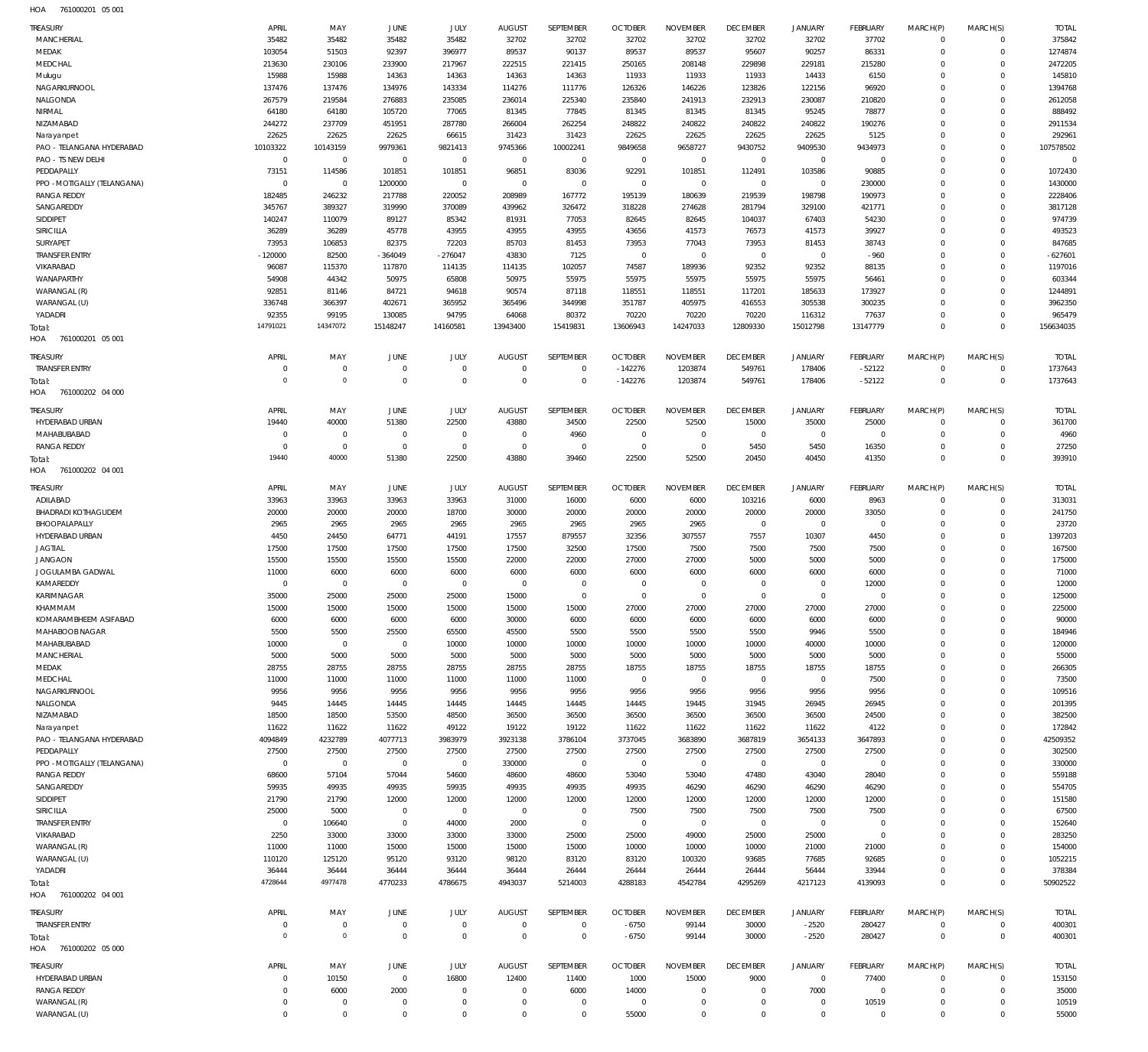HOA 761000201 05 001

| TREASURY | APRIL | MAY | JUNE | JULY | AUGUST | SEPTEMBER | OCTOBER | NOVEMBER | DECEMBER | JANUARY | FEBRUARY | MARCH(P) | MARCH(S) | TOTAL |
|---|---|---|---|---|---|---|---|---|---|---|---|---|---|---|
| MANCHERIAL | 35482 | 35482 | 35482 | 35482 | 32702 | 32702 | 32702 | 32702 | 32702 | 32702 | 37702 | 0 | 0 | 375842 |
| MEDAK | 103054 | 51503 | 92397 | 396977 | 89537 | 90137 | 89537 | 89537 | 95607 | 90257 | 86331 | 0 | 0 | 1274874 |
| MEDCHAL | 213630 | 230106 | 233900 | 217967 | 222515 | 221415 | 250165 | 208148 | 229898 | 229181 | 215280 | 0 | 0 | 2472205 |
| Mulugu | 15988 | 15988 | 14363 | 14363 | 14363 | 14363 | 11933 | 11933 | 11933 | 14433 | 6150 | 0 | 0 | 145810 |
| NAGARKURNOOL | 137476 | 137476 | 134976 | 143334 | 114276 | 111776 | 126326 | 146226 | 123826 | 122156 | 96920 | 0 | 0 | 1394768 |
| NALGONDA | 267579 | 219584 | 276883 | 235085 | 236014 | 225340 | 235840 | 241913 | 232913 | 230087 | 210820 | 0 | 0 | 2612058 |
| NIRMAL | 64180 | 64180 | 105720 | 77065 | 81345 | 77845 | 81345 | 81345 | 81345 | 95245 | 78877 | 0 | 0 | 888492 |
| NIZAMABAD | 244272 | 237709 | 451951 | 287780 | 266004 | 262254 | 248822 | 240822 | 240822 | 240822 | 190276 | 0 | 0 | 2911534 |
| Narayanpet | 22625 | 22625 | 22625 | 66615 | 31423 | 31423 | 22625 | 22625 | 22625 | 22625 | 5125 | 0 | 0 | 292961 |
| PAO - TELANGANA HYDERABAD | 10103322 | 10143159 | 9979361 | 9821413 | 9745366 | 10002241 | 9849658 | 9658727 | 9430752 | 9409530 | 9434973 | 0 | 0 | 107578502 |
| PAO - TS NEW DELHI | 0 | 0 | 0 | 0 | 0 | 0 | 0 | 0 | 0 | 0 | 0 | 0 | 0 | 0 |
| PEDDAPALLY | 73151 | 114586 | 101851 | 101851 | 96851 | 83036 | 92291 | 101851 | 112491 | 103586 | 90885 | 0 | 0 | 1072430 |
| PPO - MOTIGALLY (TELANGANA) | 0 | 0 | 1200000 | 0 | 0 | 0 | 0 | 0 | 0 | 0 | 230000 | 0 | 0 | 1430000 |
| RANGA REDDY | 182485 | 246232 | 217788 | 220052 | 208989 | 167772 | 195139 | 180639 | 219539 | 198798 | 190973 | 0 | 0 | 2228406 |
| SANGAREDDY | 345767 | 389327 | 319990 | 370089 | 439962 | 326472 | 318228 | 274628 | 281794 | 329100 | 421771 | 0 | 0 | 3817128 |
| SIDDIPET | 140247 | 110079 | 89127 | 85342 | 81931 | 77053 | 82645 | 82645 | 104037 | 67403 | 54230 | 0 | 0 | 974739 |
| SIRICILLA | 36289 | 36289 | 45778 | 43955 | 43955 | 43955 | 43656 | 41573 | 76573 | 41573 | 39927 | 0 | 0 | 493523 |
| SURYAPET | 73953 | 106853 | 82375 | 72203 | 85703 | 81453 | 73953 | 77043 | 73953 | 81453 | 38743 | 0 | 0 | 847685 |
| TRANSFER ENTRY | -120000 | 82500 | -364049 | -276047 | 43830 | 7125 | 0 | 0 | 0 | 0 | -960 | 0 | 0 | -627601 |
| VIKARABAD | 96087 | 115370 | 117870 | 114135 | 114135 | 102057 | 74587 | 189936 | 92352 | 92352 | 88135 | 0 | 0 | 1197016 |
| WANAPARTHY | 54908 | 44342 | 50975 | 65808 | 50975 | 55975 | 55975 | 55975 | 55975 | 55975 | 56461 | 0 | 0 | 603344 |
| WARANGAL (R) | 92851 | 81146 | 84721 | 94618 | 90574 | 87118 | 118551 | 118551 | 117201 | 185633 | 173927 | 0 | 0 | 1244891 |
| WARANGAL (U) | 336748 | 366397 | 402671 | 365952 | 365496 | 344998 | 351787 | 405975 | 416553 | 305538 | 300235 | 0 | 0 | 3962350 |
| YADADRI | 92355 | 99195 | 130085 | 94795 | 64068 | 80372 | 70220 | 70220 | 70220 | 116312 | 77637 | 0 | 0 | 965479 |
| Total: | 14791021 | 14347072 | 15148247 | 14160581 | 13943400 | 15419831 | 13606943 | 14247033 | 12809330 | 15012798 | 13147779 | 0 | 0 | 156634035 |

HOA 761000201 05 001

| TREASURY | APRIL | MAY | JUNE | JULY | AUGUST | SEPTEMBER | OCTOBER | NOVEMBER | DECEMBER | JANUARY | FEBRUARY | MARCH(P) | MARCH(S) | TOTAL |
|---|---|---|---|---|---|---|---|---|---|---|---|---|---|---|
| TRANSFER ENTRY | 0 | 0 | 0 | 0 | 0 | 0 | -142276 | 1203874 | 549761 | 178406 | -52122 | 0 | 0 | 1737643 |
| Total: | 0 | 0 | 0 | 0 | 0 | 0 | -142276 | 1203874 | 549761 | 178406 | -52122 | 0 | 0 | 1737643 |

HOA 761000202 04 000

| TREASURY | APRIL | MAY | JUNE | JULY | AUGUST | SEPTEMBER | OCTOBER | NOVEMBER | DECEMBER | JANUARY | FEBRUARY | MARCH(P) | MARCH(S) | TOTAL |
|---|---|---|---|---|---|---|---|---|---|---|---|---|---|---|
| HYDERABAD URBAN | 19440 | 40000 | 51380 | 22500 | 43880 | 34500 | 22500 | 52500 | 15000 | 35000 | 25000 | 0 | 0 | 361700 |
| MAHABUBABAD | 0 | 0 | 0 | 0 | 0 | 4960 | 0 | 0 | 0 | 0 | 0 | 0 | 0 | 4960 |
| RANGA REDDY | 0 | 0 | 0 | 0 | 0 | 0 | 0 | 0 | 5450 | 5450 | 16350 | 0 | 0 | 27250 |
| Total: | 19440 | 40000 | 51380 | 22500 | 43880 | 39460 | 22500 | 52500 | 20450 | 40450 | 41350 | 0 | 0 | 393910 |

HOA 761000202 04 001

| TREASURY | APRIL | MAY | JUNE | JULY | AUGUST | SEPTEMBER | OCTOBER | NOVEMBER | DECEMBER | JANUARY | FEBRUARY | MARCH(P) | MARCH(S) | TOTAL |
|---|---|---|---|---|---|---|---|---|---|---|---|---|---|---|
| ADILABAD | 33963 | 33963 | 33963 | 33963 | 31000 | 16000 | 6000 | 6000 | 103216 | 6000 | 8963 | 0 | 0 | 313031 |
| BHADRADI KOTHAGUDEM | 20000 | 20000 | 20000 | 18700 | 30000 | 20000 | 20000 | 20000 | 20000 | 20000 | 33050 | 0 | 0 | 241750 |
| BHOOPALAPALLY | 2965 | 2965 | 2965 | 2965 | 2965 | 2965 | 2965 | 2965 | 0 | 0 | 0 | 0 | 0 | 23720 |
| HYDERABAD URBAN | 4450 | 24450 | 64771 | 44191 | 17557 | 879557 | 32356 | 307557 | 7557 | 10307 | 4450 | 0 | 0 | 1397203 |
| JAGTIAL | 17500 | 17500 | 17500 | 17500 | 17500 | 32500 | 17500 | 7500 | 7500 | 7500 | 7500 | 0 | 0 | 167500 |
| JANGAON | 15500 | 15500 | 15500 | 15500 | 22000 | 22000 | 27000 | 27000 | 5000 | 5000 | 5000 | 0 | 0 | 175000 |
| JOGULAMBA GADWAL | 11000 | 6000 | 6000 | 6000 | 6000 | 6000 | 6000 | 6000 | 6000 | 6000 | 6000 | 0 | 0 | 71000 |
| KAMAREDDY | 0 | 0 | 0 | 0 | 0 | 0 | 0 | 0 | 0 | 0 | 12000 | 0 | 0 | 12000 |
| KARIMNAGAR | 35000 | 25000 | 25000 | 25000 | 15000 | 0 | 0 | 0 | 0 | 0 | 0 | 0 | 0 | 125000 |
| KHAMMAM | 15000 | 15000 | 15000 | 15000 | 15000 | 15000 | 27000 | 27000 | 27000 | 27000 | 27000 | 0 | 0 | 225000 |
| KOMARAMBHEEM ASIFABAD | 6000 | 6000 | 6000 | 6000 | 30000 | 6000 | 6000 | 6000 | 6000 | 6000 | 6000 | 0 | 0 | 90000 |
| MAHABOOBNAGAR | 5500 | 5500 | 25500 | 65500 | 45500 | 5500 | 5500 | 5500 | 5500 | 9946 | 5500 | 0 | 0 | 184946 |
| MAHABUBABAD | 10000 | 0 | 0 | 10000 | 10000 | 10000 | 10000 | 10000 | 10000 | 40000 | 10000 | 0 | 0 | 120000 |
| MANCHERIAL | 5000 | 5000 | 5000 | 5000 | 5000 | 5000 | 5000 | 5000 | 5000 | 5000 | 5000 | 0 | 0 | 55000 |
| MEDAK | 28755 | 28755 | 28755 | 28755 | 28755 | 28755 | 18755 | 18755 | 18755 | 18755 | 18755 | 0 | 0 | 266305 |
| MEDCHAL | 11000 | 11000 | 11000 | 11000 | 11000 | 11000 | 0 | 0 | 0 | 0 | 7500 | 0 | 0 | 73500 |
| NAGARKURNOOL | 9956 | 9956 | 9956 | 9956 | 9956 | 9956 | 9956 | 9956 | 9956 | 9956 | 9956 | 0 | 0 | 109516 |
| NALGONDA | 9445 | 14445 | 14445 | 14445 | 14445 | 14445 | 14445 | 19445 | 31945 | 26945 | 26945 | 0 | 0 | 201395 |
| NIZAMABAD | 18500 | 18500 | 53500 | 48500 | 36500 | 36500 | 36500 | 36500 | 36500 | 36500 | 24500 | 0 | 0 | 382500 |
| Narayanpet | 11622 | 11622 | 11622 | 49122 | 19122 | 19122 | 11622 | 11622 | 11622 | 11622 | 4122 | 0 | 0 | 172842 |
| PAO - TELANGANA HYDERABAD | 4094849 | 4232789 | 4077713 | 3983979 | 3923138 | 3786104 | 3737045 | 3683890 | 3687819 | 3654133 | 3647893 | 0 | 0 | 42509352 |
| PEDDAPALLY | 27500 | 27500 | 27500 | 27500 | 27500 | 27500 | 27500 | 27500 | 27500 | 27500 | 27500 | 0 | 0 | 302500 |
| PPO - MOTIGALLY (TELANGANA) | 0 | 0 | 0 | 0 | 330000 | 0 | 0 | 0 | 0 | 0 | 0 | 0 | 0 | 330000 |
| RANGA REDDY | 68600 | 57104 | 57044 | 54600 | 48600 | 48600 | 53040 | 53040 | 47480 | 43040 | 28040 | 0 | 0 | 559188 |
| SANGAREDDY | 59935 | 49935 | 49935 | 59935 | 49935 | 49935 | 49935 | 46290 | 46290 | 46290 | 46290 | 0 | 0 | 554705 |
| SIDDIPET | 21790 | 21790 | 12000 | 12000 | 12000 | 12000 | 12000 | 12000 | 12000 | 12000 | 12000 | 0 | 0 | 151580 |
| SIRICILLA | 25000 | 5000 | 0 | 0 | 0 | 0 | 7500 | 7500 | 7500 | 7500 | 7500 | 0 | 0 | 67500 |
| TRANSFER ENTRY | 0 | 106640 | 0 | 44000 | 2000 | 0 | 0 | 0 | 0 | 0 | 0 | 0 | 0 | 152640 |
| VIKARABAD | 2250 | 33000 | 33000 | 33000 | 33000 | 25000 | 25000 | 49000 | 25000 | 25000 | 0 | 0 | 0 | 283250 |
| WARANGAL (R) | 11000 | 11000 | 15000 | 15000 | 15000 | 15000 | 10000 | 10000 | 10000 | 21000 | 21000 | 0 | 0 | 154000 |
| WARANGAL (U) | 110120 | 125120 | 95120 | 93120 | 98120 | 83120 | 83120 | 100320 | 93685 | 77685 | 92685 | 0 | 0 | 1052215 |
| YADADRI | 36444 | 36444 | 36444 | 36444 | 36444 | 26444 | 26444 | 26444 | 26444 | 56444 | 33944 | 0 | 0 | 378384 |
| Total: | 4728644 | 4977478 | 4770233 | 4786675 | 4943037 | 5214003 | 4288183 | 4542784 | 4295269 | 4217123 | 4139093 | 0 | 0 | 50902522 |

HOA 761000202 04 001

| TREASURY | APRIL | MAY | JUNE | JULY | AUGUST | SEPTEMBER | OCTOBER | NOVEMBER | DECEMBER | JANUARY | FEBRUARY | MARCH(P) | MARCH(S) | TOTAL |
|---|---|---|---|---|---|---|---|---|---|---|---|---|---|---|
| TRANSFER ENTRY | 0 | 0 | 0 | 0 | 0 | 0 | -6750 | 99144 | 30000 | -2520 | 280427 | 0 | 0 | 400301 |
| Total: | 0 | 0 | 0 | 0 | 0 | 0 | -6750 | 99144 | 30000 | -2520 | 280427 | 0 | 0 | 400301 |

HOA 761000202 05 000

| TREASURY | APRIL | MAY | JUNE | JULY | AUGUST | SEPTEMBER | OCTOBER | NOVEMBER | DECEMBER | JANUARY | FEBRUARY | MARCH(P) | MARCH(S) | TOTAL |
|---|---|---|---|---|---|---|---|---|---|---|---|---|---|---|
| HYDERABAD URBAN | 0 | 10150 | 0 | 16800 | 12400 | 11400 | 1000 | 15000 | 9000 | 0 | 77400 | 0 | 0 | 153150 |
| RANGA REDDY | 0 | 6000 | 2000 | 0 | 0 | 6000 | 14000 | 0 | 0 | 7000 | 0 | 0 | 0 | 35000 |
| WARANGAL (R) | 0 | 0 | 0 | 0 | 0 | 0 | 0 | 0 | 0 | 0 | 10519 | 0 | 0 | 10519 |
| WARANGAL (U) | 0 | 0 | 0 | 0 | 0 | 0 | 55000 | 0 | 0 | 0 | 0 | 0 | 0 | 55000 |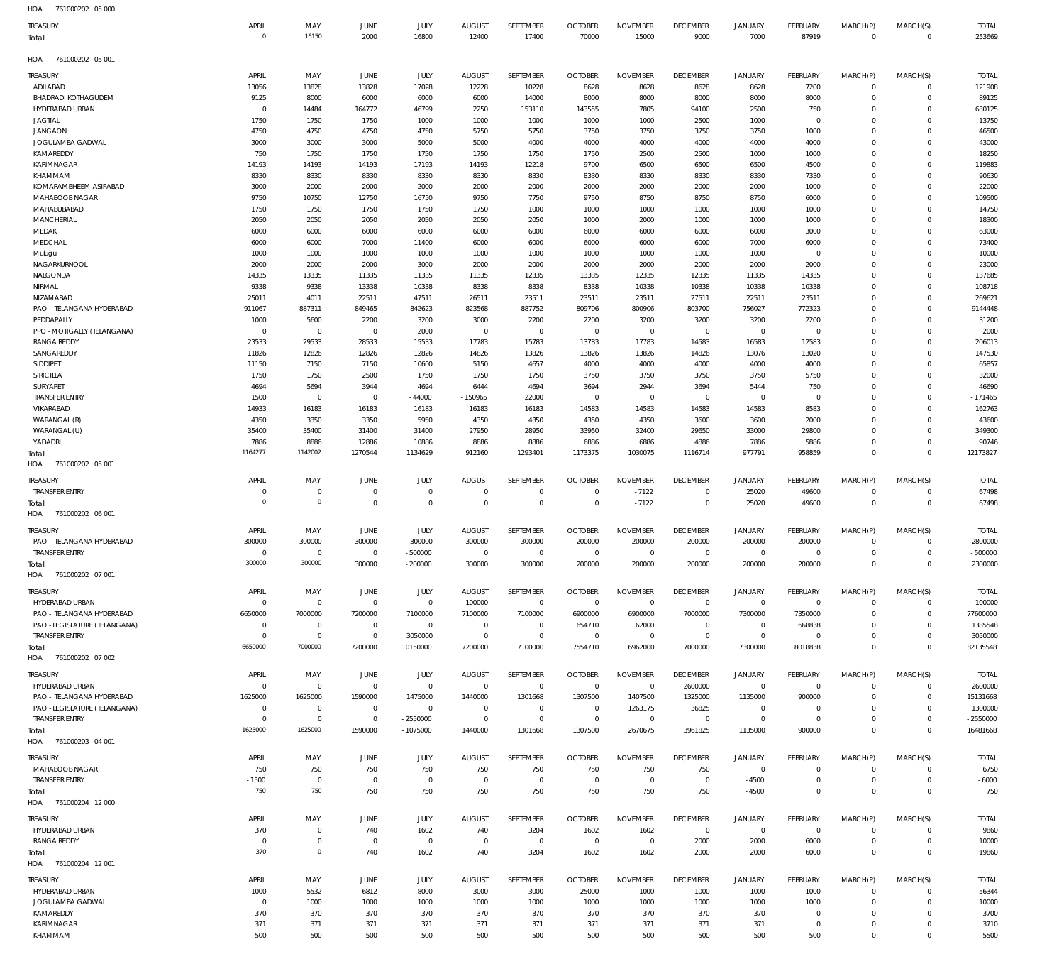HOA 761000202 05 000

| TREASURY | APRIL | MAY | JUNE | JULY | AUGUST | SEPTEMBER | OCTOBER | NOVEMBER | DECEMBER | JANUARY | FEBRUARY | MARCH(P) | MARCH(S) | TOTAL |
|---|---|---|---|---|---|---|---|---|---|---|---|---|---|---|
| Total: | 0 | 16150 | 2000 | 16800 | 12400 | 17400 | 70000 | 15000 | 9000 | 7000 | 87919 | 0 | 0 | 253669 |

HOA 761000202 05 001

| TREASURY | APRIL | MAY | JUNE | JULY | AUGUST | SEPTEMBER | OCTOBER | NOVEMBER | DECEMBER | JANUARY | FEBRUARY | MARCH(P) | MARCH(S) | TOTAL |
|---|---|---|---|---|---|---|---|---|---|---|---|---|---|---|
| ADILABAD | 13056 | 13828 | 13828 | 17028 | 12228 | 10228 | 8628 | 8628 | 8628 | 8628 | 7200 | 0 | 0 | 121908 |
| BHADRADI KOTHAGUDEM | 9125 | 8000 | 6000 | 6000 | 6000 | 14000 | 8000 | 8000 | 8000 | 8000 | 8000 | 0 | 0 | 89125 |
| HYDERABAD URBAN | 0 | 14484 | 164772 | 46799 | 2250 | 153110 | 143555 | 7805 | 94100 | 2500 | 750 | 0 | 0 | 630125 |
| JAGTIAL | 1750 | 1750 | 1750 | 1000 | 1000 | 1000 | 1000 | 1000 | 2500 | 1000 | 0 | 0 | 0 | 13750 |
| JANGAON | 4750 | 4750 | 4750 | 4750 | 5750 | 5750 | 3750 | 3750 | 3750 | 3750 | 1000 | 0 | 0 | 46500 |
| JOGULAMBA GADWAL | 3000 | 3000 | 3000 | 5000 | 5000 | 4000 | 4000 | 4000 | 4000 | 4000 | 4000 | 0 | 0 | 43000 |
| KAMAREDDY | 750 | 1750 | 1750 | 1750 | 1750 | 1750 | 1750 | 2500 | 2500 | 1000 | 1000 | 0 | 0 | 18250 |
| KARIMNAGAR | 14193 | 14193 | 14193 | 17193 | 14193 | 12218 | 9700 | 6500 | 6500 | 6500 | 4500 | 0 | 0 | 119883 |
| KHAMMAM | 8330 | 8330 | 8330 | 8330 | 8330 | 8330 | 8330 | 8330 | 8330 | 8330 | 7330 | 0 | 0 | 90630 |
| KOMARAMBHEEM ASIFABAD | 3000 | 2000 | 2000 | 2000 | 2000 | 2000 | 2000 | 2000 | 2000 | 2000 | 1000 | 0 | 0 | 22000 |
| MAHABOOBNAGAR | 9750 | 10750 | 12750 | 16750 | 9750 | 7750 | 9750 | 8750 | 8750 | 8750 | 6000 | 0 | 0 | 109500 |
| MAHABUBABAD | 1750 | 1750 | 1750 | 1750 | 1750 | 1000 | 1000 | 1000 | 1000 | 1000 | 1000 | 0 | 0 | 14750 |
| MANCHERIAL | 2050 | 2050 | 2050 | 2050 | 2050 | 2050 | 1000 | 2000 | 1000 | 1000 | 1000 | 0 | 0 | 18300 |
| MEDAK | 6000 | 6000 | 6000 | 6000 | 6000 | 6000 | 6000 | 6000 | 6000 | 6000 | 3000 | 0 | 0 | 63000 |
| MEDCHAL | 6000 | 6000 | 7000 | 11400 | 6000 | 6000 | 6000 | 6000 | 6000 | 7000 | 6000 | 0 | 0 | 73400 |
| Mulugu | 1000 | 1000 | 1000 | 1000 | 1000 | 1000 | 1000 | 1000 | 1000 | 1000 | 0 | 0 | 0 | 10000 |
| NAGARKURNOOL | 2000 | 2000 | 2000 | 3000 | 2000 | 2000 | 2000 | 2000 | 2000 | 2000 | 2000 | 0 | 0 | 23000 |
| NALGONDA | 14335 | 13335 | 11335 | 11335 | 11335 | 12335 | 13335 | 12335 | 12335 | 11335 | 14335 | 0 | 0 | 137685 |
| NIRMAL | 9338 | 9338 | 13338 | 10338 | 8338 | 8338 | 8338 | 10338 | 10338 | 10338 | 10338 | 0 | 0 | 108718 |
| NIZAMABAD | 25011 | 4011 | 22511 | 47511 | 26511 | 23511 | 23511 | 23511 | 27511 | 22511 | 23511 | 0 | 0 | 269621 |
| PAO - TELANGANA HYDERABAD | 911067 | 887311 | 849465 | 842623 | 823568 | 887752 | 809706 | 800906 | 803700 | 756027 | 772323 | 0 | 0 | 9144448 |
| PEDDAPALLY | 1000 | 5600 | 2200 | 3200 | 3000 | 2200 | 2200 | 3200 | 3200 | 3200 | 2200 | 0 | 0 | 31200 |
| PPO - MOTIGALLY (TELANGANA) | 0 | 0 | 0 | 2000 | 0 | 0 | 0 | 0 | 0 | 0 | 0 | 0 | 0 | 2000 |
| RANGA REDDY | 23533 | 29533 | 28533 | 15533 | 17783 | 15783 | 13783 | 17783 | 14583 | 16583 | 12583 | 0 | 0 | 206013 |
| SANGAREDDY | 11826 | 12826 | 12826 | 12826 | 14826 | 13826 | 13826 | 13826 | 14826 | 13076 | 13020 | 0 | 0 | 147530 |
| SIDDIPET | 11150 | 7150 | 7150 | 10600 | 5150 | 4657 | 4000 | 4000 | 4000 | 4000 | 4000 | 0 | 0 | 65857 |
| SIRICILLA | 1750 | 1750 | 2500 | 1750 | 1750 | 1750 | 3750 | 3750 | 3750 | 3750 | 5750 | 0 | 0 | 32000 |
| SURYAPET | 4694 | 5694 | 3944 | 4694 | 6444 | 4694 | 3694 | 2944 | 3694 | 5444 | 750 | 0 | 0 | 46690 |
| TRANSFER ENTRY | 1500 | 0 | 0 | -44000 | -150965 | 22000 | 0 | 0 | 0 | 0 | 0 | 0 | 0 | -171465 |
| VIKARABAD | 14933 | 16183 | 16183 | 16183 | 16183 | 16183 | 14583 | 14583 | 14583 | 14583 | 8583 | 0 | 0 | 162763 |
| WARANGAL (R) | 4350 | 3350 | 3350 | 5950 | 4350 | 4350 | 4350 | 4350 | 3600 | 3600 | 2000 | 0 | 0 | 43600 |
| WARANGAL (U) | 35400 | 35400 | 31400 | 31400 | 27950 | 28950 | 33950 | 32400 | 29650 | 33000 | 29800 | 0 | 0 | 349300 |
| YADADRI | 7886 | 8886 | 12886 | 10886 | 8886 | 8886 | 6886 | 6886 | 4886 | 7886 | 5886 | 0 | 0 | 90746 |
| Total: | 1164277 | 1142002 | 1270544 | 1134629 | 912160 | 1293401 | 1173375 | 1030075 | 1116714 | 977791 | 958859 | 0 | 0 | 12173827 |

HOA 761000202 05 001

| TREASURY | APRIL | MAY | JUNE | JULY | AUGUST | SEPTEMBER | OCTOBER | NOVEMBER | DECEMBER | JANUARY | FEBRUARY | MARCH(P) | MARCH(S) | TOTAL |
|---|---|---|---|---|---|---|---|---|---|---|---|---|---|---|
| TRANSFER ENTRY | 0 | 0 | 0 | 0 | 0 | 0 | 0 | -7122 | 0 | 25020 | 49600 | 0 | 0 | 67498 |
| Total: | 0 | 0 | 0 | 0 | 0 | 0 | 0 | -7122 | 0 | 25020 | 49600 | 0 | 0 | 67498 |

HOA 761000202 06 001

| TREASURY | APRIL | MAY | JUNE | JULY | AUGUST | SEPTEMBER | OCTOBER | NOVEMBER | DECEMBER | JANUARY | FEBRUARY | MARCH(P) | MARCH(S) | TOTAL |
|---|---|---|---|---|---|---|---|---|---|---|---|---|---|---|
| PAO - TELANGANA HYDERABAD | 300000 | 300000 | 300000 | 300000 | 300000 | 300000 | 200000 | 200000 | 200000 | 200000 | 200000 | 0 | 0 | 2800000 |
| TRANSFER ENTRY | 0 | 0 | 0 | -500000 | 0 | 0 | 0 | 0 | 0 | 0 | 0 | 0 | 0 | -500000 |
| Total: | 300000 | 300000 | 300000 | -200000 | 300000 | 300000 | 200000 | 200000 | 200000 | 200000 | 200000 | 0 | 0 | 2300000 |

HOA 761000202 07 001

| TREASURY | APRIL | MAY | JUNE | JULY | AUGUST | SEPTEMBER | OCTOBER | NOVEMBER | DECEMBER | JANUARY | FEBRUARY | MARCH(P) | MARCH(S) | TOTAL |
|---|---|---|---|---|---|---|---|---|---|---|---|---|---|---|
| HYDERABAD URBAN | 0 | 0 | 0 | 0 | 100000 | 0 | 0 | 0 | 0 | 0 | 0 | 0 | 0 | 100000 |
| PAO - TELANGANA HYDERABAD | 6650000 | 7000000 | 7200000 | 7100000 | 7100000 | 7100000 | 6900000 | 6900000 | 7000000 | 7300000 | 7350000 | 0 | 0 | 77600000 |
| PAO - LEGISLATURE (TELANGANA) | 0 | 0 | 0 | 0 | 0 | 0 | 654710 | 62000 | 0 | 0 | 668838 | 0 | 0 | 1385548 |
| TRANSFER ENTRY | 0 | 0 | 0 | 3050000 | 0 | 0 | 0 | 0 | 0 | 0 | 0 | 0 | 0 | 3050000 |
| Total: | 6650000 | 7000000 | 7200000 | 10150000 | 7200000 | 7100000 | 7554710 | 6962000 | 7000000 | 7300000 | 8018838 | 0 | 0 | 82135548 |

HOA 761000202 07 002

| TREASURY | APRIL | MAY | JUNE | JULY | AUGUST | SEPTEMBER | OCTOBER | NOVEMBER | DECEMBER | JANUARY | FEBRUARY | MARCH(P) | MARCH(S) | TOTAL |
|---|---|---|---|---|---|---|---|---|---|---|---|---|---|---|
| HYDERABAD URBAN | 0 | 0 | 0 | 0 | 0 | 0 | 0 | 0 | 2600000 | 0 | 0 | 0 | 0 | 2600000 |
| PAO - TELANGANA HYDERABAD | 1625000 | 1625000 | 1590000 | 1475000 | 1440000 | 1301668 | 1307500 | 1407500 | 1325000 | 1135000 | 900000 | 0 | 0 | 15131668 |
| PAO - LEGISLATURE (TELANGANA) | 0 | 0 | 0 | 0 | 0 | 0 | 0 | 1263175 | 36825 | 0 | 0 | 0 | 0 | 1300000 |
| TRANSFER ENTRY | 0 | 0 | 0 | -2550000 | 0 | 0 | 0 | 0 | 0 | 0 | 0 | 0 | 0 | -2550000 |
| Total: | 1625000 | 1625000 | 1590000 | -1075000 | 1440000 | 1301668 | 1307500 | 2670675 | 3961825 | 1135000 | 900000 | 0 | 0 | 16481668 |

HOA 761000203 04 001

| TREASURY | APRIL | MAY | JUNE | JULY | AUGUST | SEPTEMBER | OCTOBER | NOVEMBER | DECEMBER | JANUARY | FEBRUARY | MARCH(P) | MARCH(S) | TOTAL |
|---|---|---|---|---|---|---|---|---|---|---|---|---|---|---|
| MAHABOOBNAGAR | 750 | 750 | 750 | 750 | 750 | 750 | 750 | 750 | 750 | 0 | 0 | 0 | 0 | 6750 |
| TRANSFER ENTRY | -1500 | 0 | 0 | 0 | 0 | 0 | 0 | 0 | 0 | -4500 | 0 | 0 | 0 | -6000 |
| Total: | -750 | 750 | 750 | 750 | 750 | 750 | 750 | 750 | 750 | -4500 | 0 | 0 | 0 | 750 |

HOA 761000204 12 000

| TREASURY | APRIL | MAY | JUNE | JULY | AUGUST | SEPTEMBER | OCTOBER | NOVEMBER | DECEMBER | JANUARY | FEBRUARY | MARCH(P) | MARCH(S) | TOTAL |
|---|---|---|---|---|---|---|---|---|---|---|---|---|---|---|
| HYDERABAD URBAN | 370 | 0 | 740 | 1602 | 740 | 3204 | 1602 | 1602 | 0 | 0 | 0 | 0 | 0 | 9860 |
| RANGA REDDY | 0 | 0 | 0 | 0 | 0 | 0 | 0 | 0 | 2000 | 2000 | 6000 | 0 | 0 | 10000 |
| Total: | 370 | 0 | 740 | 1602 | 740 | 3204 | 1602 | 1602 | 2000 | 2000 | 6000 | 0 | 0 | 19860 |

HOA 761000204 12 001

| TREASURY | APRIL | MAY | JUNE | JULY | AUGUST | SEPTEMBER | OCTOBER | NOVEMBER | DECEMBER | JANUARY | FEBRUARY | MARCH(P) | MARCH(S) | TOTAL |
|---|---|---|---|---|---|---|---|---|---|---|---|---|---|---|
| HYDERABAD URBAN | 1000 | 5532 | 6812 | 8000 | 3000 | 3000 | 25000 | 1000 | 1000 | 1000 | 1000 | 0 | 0 | 56344 |
| JOGULAMBA GADWAL | 0 | 1000 | 1000 | 1000 | 1000 | 1000 | 1000 | 1000 | 1000 | 1000 | 1000 | 0 | 0 | 10000 |
| KAMAREDDY | 370 | 370 | 370 | 370 | 370 | 370 | 370 | 370 | 370 | 370 | 0 | 0 | 0 | 3700 |
| KARIMNAGAR | 371 | 371 | 371 | 371 | 371 | 371 | 371 | 371 | 371 | 371 | 0 | 0 | 0 | 3710 |
| KHAMMAM | 500 | 500 | 500 | 500 | 500 | 500 | 500 | 500 | 500 | 500 | 500 | 0 | 0 | 5500 |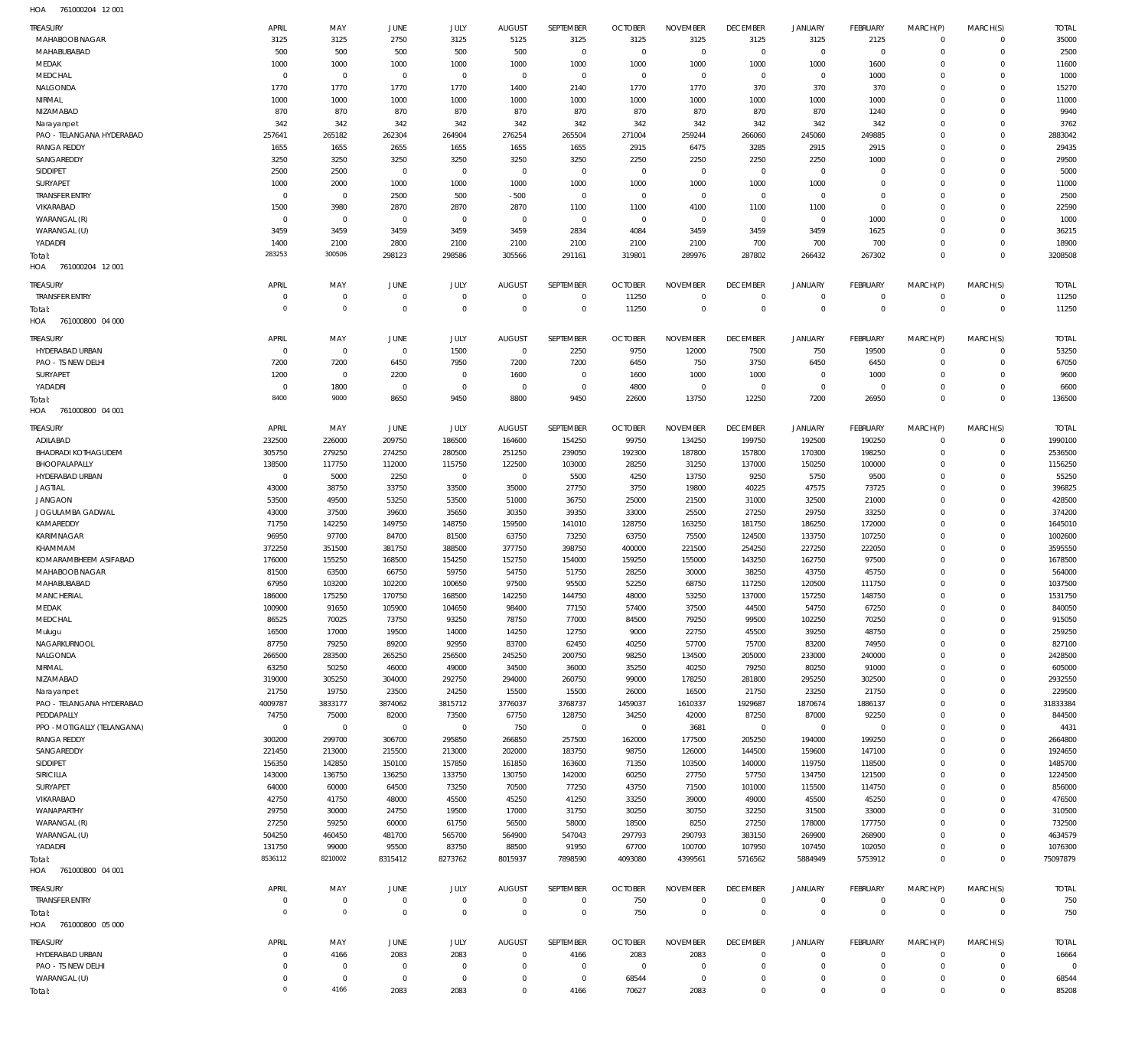HOA 761000204 12 001

| TREASURY | APRIL | MAY | JUNE | JULY | AUGUST | SEPTEMBER | OCTOBER | NOVEMBER | DECEMBER | JANUARY | FEBRUARY | MARCH(P) | MARCH(S) | TOTAL |
|---|---|---|---|---|---|---|---|---|---|---|---|---|---|---|
| MAHABOOBNAGAR | 3125 | 3125 | 2750 | 3125 | 5125 | 3125 | 3125 | 3125 | 3125 | 3125 | 2125 | 0 | 0 | 35000 |
| MAHABUBABAD | 500 | 500 | 500 | 500 | 500 | 0 | 0 | 0 | 0 | 0 | 0 | 0 | 0 | 2500 |
| MEDAK | 1000 | 1000 | 1000 | 1000 | 1000 | 1000 | 1000 | 1000 | 1000 | 1000 | 1600 | 0 | 0 | 11600 |
| MEDCHAL | 0 | 0 | 0 | 0 | 0 | 0 | 0 | 0 | 0 | 0 | 1000 | 0 | 0 | 1000 |
| NALGONDA | 1770 | 1770 | 1770 | 1770 | 1400 | 2140 | 1770 | 1770 | 370 | 370 | 370 | 0 | 0 | 15270 |
| NIRMAL | 1000 | 1000 | 1000 | 1000 | 1000 | 1000 | 1000 | 1000 | 1000 | 1000 | 1000 | 0 | 0 | 11000 |
| NIZAMABAD | 870 | 870 | 870 | 870 | 870 | 870 | 870 | 870 | 870 | 870 | 1240 | 0 | 0 | 9940 |
| Narayanpet | 342 | 342 | 342 | 342 | 342 | 342 | 342 | 342 | 342 | 342 | 342 | 0 | 0 | 3762 |
| PAO - TELANGANA HYDERABAD | 257641 | 265182 | 262304 | 264904 | 276254 | 265504 | 271004 | 259244 | 266060 | 245060 | 249885 | 0 | 0 | 2883042 |
| RANGA REDDY | 1655 | 1655 | 2655 | 1655 | 1655 | 1655 | 2915 | 6475 | 3285 | 2915 | 2915 | 0 | 0 | 29435 |
| SANGAREDDY | 3250 | 3250 | 3250 | 3250 | 3250 | 3250 | 2250 | 2250 | 2250 | 2250 | 1000 | 0 | 0 | 29500 |
| SIDDIPET | 2500 | 2500 | 0 | 0 | 0 | 0 | 0 | 0 | 0 | 0 | 0 | 0 | 0 | 5000 |
| SURYAPET | 1000 | 2000 | 1000 | 1000 | 1000 | 1000 | 1000 | 1000 | 1000 | 1000 | 0 | 0 | 0 | 11000 |
| TRANSFER ENTRY | 0 | 0 | 2500 | 500 | - 500 | 0 | 0 | 0 | 0 | 0 | 0 | 0 | 0 | 2500 |
| VIKARABAD | 1500 | 3980 | 2870 | 2870 | 2870 | 1100 | 1100 | 4100 | 1100 | 1100 | 0 | 0 | 0 | 22590 |
| WARANGAL (R) | 0 | 0 | 0 | 0 | 0 | 0 | 0 | 0 | 0 | 0 | 1000 | 0 | 0 | 1000 |
| WARANGAL (U) | 3459 | 3459 | 3459 | 3459 | 3459 | 2834 | 4084 | 3459 | 3459 | 3459 | 1625 | 0 | 0 | 36215 |
| YADADRI | 1400 | 2100 | 2800 | 2100 | 2100 | 2100 | 2100 | 2100 | 700 | 700 | 700 | 0 | 0 | 18900 |
| Total: | 283253 | 300506 | 298123 | 298586 | 305566 | 291161 | 319801 | 289976 | 287802 | 266432 | 267302 | 0 | 0 | 3208508 |

HOA 761000204 12 001

| TREASURY | APRIL | MAY | JUNE | JULY | AUGUST | SEPTEMBER | OCTOBER | NOVEMBER | DECEMBER | JANUARY | FEBRUARY | MARCH(P) | MARCH(S) | TOTAL |
|---|---|---|---|---|---|---|---|---|---|---|---|---|---|---|
| TRANSFER ENTRY | 0 | 0 | 0 | 0 | 0 | 0 | 11250 | 0 | 0 | 0 | 0 | 0 | 0 | 11250 |
| Total: | 0 | 0 | 0 | 0 | 0 | 0 | 11250 | 0 | 0 | 0 | 0 | 0 | 0 | 11250 |

HOA 761000800 04 000

| TREASURY | APRIL | MAY | JUNE | JULY | AUGUST | SEPTEMBER | OCTOBER | NOVEMBER | DECEMBER | JANUARY | FEBRUARY | MARCH(P) | MARCH(S) | TOTAL |
|---|---|---|---|---|---|---|---|---|---|---|---|---|---|---|
| HYDERABAD URBAN | 0 | 0 | 0 | 1500 | 0 | 2250 | 9750 | 12000 | 7500 | 750 | 19500 | 0 | 0 | 53250 |
| PAO - TS NEW DELHI | 7200 | 7200 | 6450 | 7950 | 7200 | 7200 | 6450 | 750 | 3750 | 6450 | 6450 | 0 | 0 | 67050 |
| SURYAPET | 1200 | 0 | 2200 | 0 | 1600 | 0 | 1600 | 1000 | 1000 | 0 | 1000 | 0 | 0 | 9600 |
| YADADRI | 0 | 1800 | 0 | 0 | 0 | 0 | 4800 | 0 | 0 | 0 | 0 | 0 | 0 | 6600 |
| Total: | 8400 | 9000 | 8650 | 9450 | 8800 | 9450 | 22600 | 13750 | 12250 | 7200 | 26950 | 0 | 0 | 136500 |

HOA 761000800 04 001

| TREASURY | APRIL | MAY | JUNE | JULY | AUGUST | SEPTEMBER | OCTOBER | NOVEMBER | DECEMBER | JANUARY | FEBRUARY | MARCH(P) | MARCH(S) | TOTAL |
|---|---|---|---|---|---|---|---|---|---|---|---|---|---|---|
| ADILABAD | 232500 | 226000 | 209750 | 186500 | 164600 | 154250 | 99750 | 134250 | 199750 | 192500 | 190250 | 0 | 0 | 1990100 |
| BHADRADI KOTHAGUDEM | 305750 | 279250 | 274250 | 280500 | 251250 | 239050 | 192300 | 187800 | 157800 | 170300 | 198250 | 0 | 0 | 2536500 |
| BHOOPALAPALLY | 138500 | 117750 | 112000 | 115750 | 122500 | 103000 | 28250 | 31250 | 137000 | 150250 | 100000 | 0 | 0 | 1156250 |
| HYDERABAD URBAN | 0 | 5000 | 2250 | 0 | 0 | 5500 | 4250 | 13750 | 9250 | 5750 | 9500 | 0 | 0 | 55250 |
| JAGTIAL | 43000 | 38750 | 33750 | 33500 | 35000 | 27750 | 3750 | 19800 | 40225 | 47575 | 73725 | 0 | 0 | 396825 |
| JANGAON | 53500 | 49500 | 53250 | 53500 | 51000 | 36750 | 25000 | 21500 | 31000 | 32500 | 21000 | 0 | 0 | 428500 |
| JOGULAMBA GADWAL | 43000 | 37500 | 39600 | 35650 | 30350 | 39350 | 33000 | 25500 | 27250 | 29750 | 33250 | 0 | 0 | 374200 |
| KAMAREDDY | 71750 | 142250 | 149750 | 148750 | 159500 | 141010 | 128750 | 163250 | 181750 | 186250 | 172000 | 0 | 0 | 1645010 |
| KARIMNAGAR | 96950 | 97700 | 84700 | 81500 | 63750 | 73250 | 63750 | 75500 | 124500 | 133750 | 107250 | 0 | 0 | 1002600 |
| KHAMMAM | 372250 | 351500 | 381750 | 388500 | 377750 | 398750 | 400000 | 221500 | 254250 | 227250 | 222050 | 0 | 0 | 3595550 |
| KOMARAMBHEEM ASIFABAD | 176000 | 155250 | 168500 | 154250 | 152750 | 154000 | 159250 | 155000 | 143250 | 162750 | 97500 | 0 | 0 | 1678500 |
| MAHABOOBNAGAR | 81500 | 63500 | 66750 | 59750 | 54750 | 51750 | 28250 | 30000 | 38250 | 43750 | 45750 | 0 | 0 | 564000 |
| MAHABUBABAD | 67950 | 103200 | 102200 | 100650 | 97500 | 95500 | 52250 | 68750 | 117250 | 120500 | 111750 | 0 | 0 | 1037500 |
| MANCHERIAL | 186000 | 175250 | 170750 | 168500 | 142250 | 144750 | 48000 | 53250 | 137000 | 157250 | 148750 | 0 | 0 | 1531750 |
| MEDAK | 100900 | 91650 | 105900 | 104650 | 98400 | 77150 | 57400 | 37500 | 44500 | 54750 | 67250 | 0 | 0 | 840050 |
| MEDCHAL | 86525 | 70025 | 73750 | 93250 | 78750 | 77000 | 84500 | 79250 | 99500 | 102250 | 70250 | 0 | 0 | 915050 |
| Mulugu | 16500 | 17000 | 19500 | 14000 | 14250 | 12750 | 9000 | 22750 | 45500 | 39250 | 48750 | 0 | 0 | 259250 |
| NAGARKURNOOL | 87750 | 79250 | 89200 | 92950 | 83700 | 62450 | 40250 | 57700 | 75700 | 83200 | 74950 | 0 | 0 | 827100 |
| NALGONDA | 266500 | 283500 | 265250 | 256500 | 245250 | 200750 | 98250 | 134500 | 205000 | 233000 | 240000 | 0 | 0 | 2428500 |
| NIRMAL | 63250 | 50250 | 46000 | 49000 | 34500 | 36000 | 35250 | 40250 | 79250 | 80250 | 91000 | 0 | 0 | 605000 |
| NIZAMABAD | 319000 | 305250 | 304000 | 292750 | 294000 | 260750 | 99000 | 178250 | 281800 | 295250 | 302500 | 0 | 0 | 2932550 |
| Narayanpet | 21750 | 19750 | 23500 | 24250 | 15500 | 15500 | 26000 | 16500 | 21750 | 23250 | 21750 | 0 | 0 | 229500 |
| PAO - TELANGANA HYDERABAD | 4009787 | 3833177 | 3874062 | 3815712 | 3776037 | 3768737 | 1459037 | 1610337 | 1929687 | 1870674 | 1886137 | 0 | 0 | 31833384 |
| PEDDAPALLY | 74750 | 75000 | 82000 | 73500 | 67750 | 128750 | 34250 | 42000 | 87250 | 87000 | 92250 | 0 | 0 | 844500 |
| PPO - MOTIGALLY (TELANGANA) | 0 | 0 | 0 | 0 | 750 | 0 | 0 | 3681 | 0 | 0 | 0 | 0 | 0 | 4431 |
| RANGA REDDY | 300200 | 299700 | 306700 | 295850 | 266850 | 257500 | 162000 | 177500 | 205250 | 194000 | 199250 | 0 | 0 | 2664800 |
| SANGAREDDY | 221450 | 213000 | 215500 | 213000 | 202000 | 183750 | 98750 | 126000 | 144500 | 159600 | 147100 | 0 | 0 | 1924650 |
| SIDDIPET | 156350 | 142850 | 150100 | 157850 | 161850 | 163600 | 71350 | 103500 | 140000 | 119750 | 118500 | 0 | 0 | 1485700 |
| SIRICILLA | 143000 | 136750 | 136250 | 133750 | 130750 | 142000 | 60250 | 27750 | 57750 | 134750 | 121500 | 0 | 0 | 1224500 |
| SURYAPET | 64000 | 60000 | 64500 | 73250 | 70500 | 77250 | 43750 | 71500 | 101000 | 115500 | 114750 | 0 | 0 | 856000 |
| VIKARABAD | 42750 | 41750 | 48000 | 45500 | 45250 | 41250 | 33250 | 39000 | 49000 | 45500 | 45250 | 0 | 0 | 476500 |
| WANAPARTHY | 29750 | 30000 | 24750 | 19500 | 17000 | 31750 | 30250 | 30750 | 32250 | 31500 | 33000 | 0 | 0 | 310500 |
| WARANGAL (R) | 27250 | 59250 | 60000 | 61750 | 56500 | 58000 | 18500 | 8250 | 27250 | 178000 | 177750 | 0 | 0 | 732500 |
| WARANGAL (U) | 504250 | 460450 | 481700 | 565700 | 564900 | 547043 | 297793 | 290793 | 383150 | 269900 | 268900 | 0 | 0 | 4634579 |
| YADADRI | 131750 | 99000 | 95500 | 83750 | 88500 | 91950 | 67700 | 100700 | 107950 | 107450 | 102050 | 0 | 0 | 1076300 |
| Total: | 8536112 | 8210002 | 8315412 | 8273762 | 8015937 | 7898590 | 4093080 | 4399561 | 5716562 | 5884949 | 5753912 | 0 | 0 | 75097879 |

HOA 761000800 04 001

| TREASURY | APRIL | MAY | JUNE | JULY | AUGUST | SEPTEMBER | OCTOBER | NOVEMBER | DECEMBER | JANUARY | FEBRUARY | MARCH(P) | MARCH(S) | TOTAL |
|---|---|---|---|---|---|---|---|---|---|---|---|---|---|---|
| TRANSFER ENTRY | 0 | 0 | 0 | 0 | 0 | 0 | 750 | 0 | 0 | 0 | 0 | 0 | 0 | 750 |
| Total: | 0 | 0 | 0 | 0 | 0 | 0 | 750 | 0 | 0 | 0 | 0 | 0 | 0 | 750 |

HOA 761000800 05 000

| TREASURY | APRIL | MAY | JUNE | JULY | AUGUST | SEPTEMBER | OCTOBER | NOVEMBER | DECEMBER | JANUARY | FEBRUARY | MARCH(P) | MARCH(S) | TOTAL |
|---|---|---|---|---|---|---|---|---|---|---|---|---|---|---|
| HYDERABAD URBAN | 0 | 4166 | 2083 | 2083 | 0 | 4166 | 2083 | 2083 | 0 | 0 | 0 | 0 | 0 | 16664 |
| PAO - TS NEW DELHI | 0 | 0 | 0 | 0 | 0 | 0 | 0 | 0 | 0 | 0 | 0 | 0 | 0 | 0 |
| WARANGAL (U) | 0 | 0 | 0 | 0 | 0 | 0 | 68544 | 0 | 0 | 0 | 0 | 0 | 0 | 68544 |
| Total: | 0 | 4166 | 2083 | 2083 | 0 | 4166 | 70627 | 2083 | 0 | 0 | 0 | 0 | 0 | 85208 |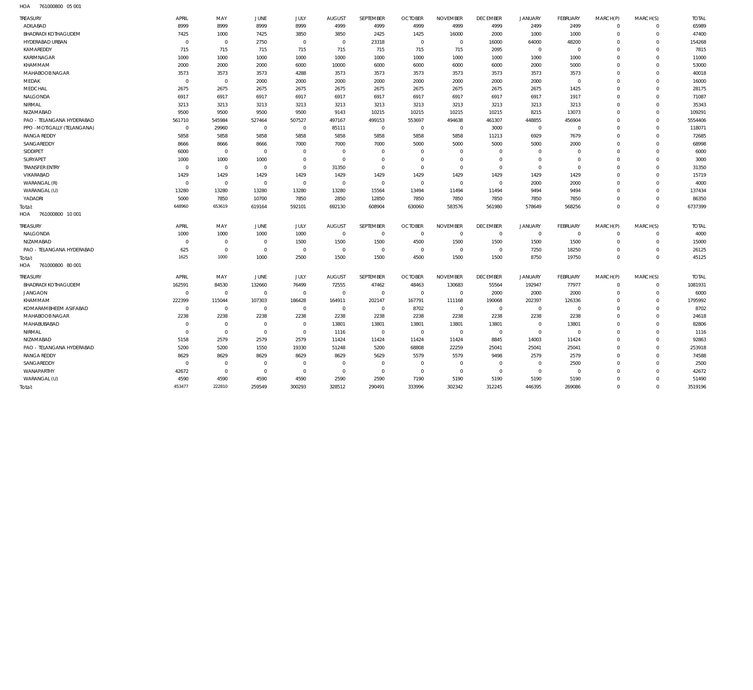HOA 761000800 05 001

| TREASURY | APRIL | MAY | JUNE | JULY | AUGUST | SEPTEMBER | OCTOBER | NOVEMBER | DECEMBER | JANUARY | FEBRUARY | MARCH(P) | MARCH(S) | TOTAL |
|---|---|---|---|---|---|---|---|---|---|---|---|---|---|---|
| ADILABAD | 8999 | 8999 | 8999 | 8999 | 4999 | 4999 | 4999 | 4999 | 4999 | 2499 | 2499 | 0 | 0 | 65989 |
| BHADRADI KOTHAGUDEM | 7425 | 1000 | 7425 | 3850 | 3850 | 2425 | 1425 | 16000 | 2000 | 1000 | 1000 | 0 | 0 | 47400 |
| HYDERABAD URBAN | 0 | 0 | 2750 | 0 | 0 | 23318 | 0 | 0 | 16000 | 64000 | 48200 | 0 | 0 | 154268 |
| KAMAREDDY | 715 | 715 | 715 | 715 | 715 | 715 | 715 | 715 | 2095 | 0 | 0 | 0 | 0 | 7815 |
| KARIMNAGAR | 1000 | 1000 | 1000 | 1000 | 1000 | 1000 | 1000 | 1000 | 1000 | 1000 | 1000 | 0 | 0 | 11000 |
| KHAMMAM | 2000 | 2000 | 2000 | 6000 | 10000 | 6000 | 6000 | 6000 | 6000 | 2000 | 5000 | 0 | 0 | 53000 |
| MAHABOOB NAGAR | 3573 | 3573 | 3573 | 4288 | 3573 | 3573 | 3573 | 3573 | 3573 | 3573 | 3573 | 0 | 0 | 40018 |
| MEDAK | 0 | 0 | 2000 | 2000 | 2000 | 2000 | 2000 | 2000 | 2000 | 2000 | 0 | 0 | 0 | 16000 |
| MEDCHAL | 2675 | 2675 | 2675 | 2675 | 2675 | 2675 | 2675 | 2675 | 2675 | 2675 | 1425 | 0 | 0 | 28175 |
| NALGONDA | 6917 | 6917 | 6917 | 6917 | 6917 | 6917 | 6917 | 6917 | 6917 | 6917 | 1917 | 0 | 0 | 71087 |
| NIRMAL | 3213 | 3213 | 3213 | 3213 | 3213 | 3213 | 3213 | 3213 | 3213 | 3213 | 3213 | 0 | 0 | 35343 |
| NIZAMABAD | 9500 | 9500 | 9500 | 9500 | 9143 | 10215 | 10215 | 10215 | 10215 | 8215 | 13073 | 0 | 0 | 109291 |
| PAO - TELANGANA HYDERABAD | 561710 | 545984 | 527464 | 507527 | 497167 | 499153 | 553697 | 494638 | 461307 | 448855 | 456904 | 0 | 0 | 5554406 |
| PPO - MOTIGALLY (TELANGANA) | 0 | 29960 | 0 | 0 | 85111 | 0 | 0 | 0 | 3000 | 0 | 0 | 0 | 0 | 118071 |
| RANGA REDDY | 5858 | 5858 | 5858 | 5858 | 5858 | 5858 | 5858 | 5858 | 11213 | 6929 | 7679 | 0 | 0 | 72685 |
| SANGAREDDY | 8666 | 8666 | 8666 | 7000 | 7000 | 7000 | 5000 | 5000 | 5000 | 5000 | 2000 | 0 | 0 | 68998 |
| SIDDIPET | 6000 | 0 | 0 | 0 | 0 | 0 | 0 | 0 | 0 | 0 | 0 | 0 | 0 | 6000 |
| SURYAPET | 1000 | 1000 | 1000 | 0 | 0 | 0 | 0 | 0 | 0 | 0 | 0 | 0 | 0 | 3000 |
| TRANSFER ENTRY | 0 | 0 | 0 | 0 | 31350 | 0 | 0 | 0 | 0 | 0 | 0 | 0 | 0 | 31350 |
| VIKARABAD | 1429 | 1429 | 1429 | 1429 | 1429 | 1429 | 1429 | 1429 | 1429 | 1429 | 1429 | 0 | 0 | 15719 |
| WARANGAL (R) | 0 | 0 | 0 | 0 | 0 | 0 | 0 | 0 | 0 | 2000 | 2000 | 0 | 0 | 4000 |
| WARANGAL (U) | 13280 | 13280 | 13280 | 13280 | 13280 | 15564 | 13494 | 11494 | 11494 | 9494 | 9494 | 0 | 0 | 137434 |
| YADADRI | 5000 | 7850 | 10700 | 7850 | 2850 | 12850 | 7850 | 7850 | 7850 | 7850 | 7850 | 0 | 0 | 86350 |
| Total: | 648960 | 653619 | 619164 | 592101 | 692130 | 608904 | 630060 | 583576 | 561980 | 578649 | 568256 | 0 | 0 | 6737399 |

HOA 761000800 10 001

| TREASURY | APRIL | MAY | JUNE | JULY | AUGUST | SEPTEMBER | OCTOBER | NOVEMBER | DECEMBER | JANUARY | FEBRUARY | MARCH(P) | MARCH(S) | TOTAL |
|---|---|---|---|---|---|---|---|---|---|---|---|---|---|---|
| NALGONDA | 1000 | 1000 | 1000 | 1000 | 0 | 0 | 0 | 0 | 0 | 0 | 0 | 0 | 0 | 4000 |
| NIZAMABAD | 0 | 0 | 0 | 1500 | 1500 | 1500 | 4500 | 1500 | 1500 | 1500 | 1500 | 0 | 0 | 15000 |
| PAO - TELANGANA HYDERABAD | 625 | 0 | 0 | 0 | 0 | 0 | 0 | 0 | 0 | 7250 | 18250 | 0 | 0 | 26125 |
| Total: | 1625 | 1000 | 1000 | 2500 | 1500 | 1500 | 4500 | 1500 | 1500 | 8750 | 19750 | 0 | 0 | 45125 |

HOA 761000800 80 001

| TREASURY | APRIL | MAY | JUNE | JULY | AUGUST | SEPTEMBER | OCTOBER | NOVEMBER | DECEMBER | JANUARY | FEBRUARY | MARCH(P) | MARCH(S) | TOTAL |
|---|---|---|---|---|---|---|---|---|---|---|---|---|---|---|
| BHADRADI KOTHAGUDEM | 162591 | 84530 | 132660 | 76499 | 72555 | 47462 | 48463 | 130683 | 55564 | 192947 | 77977 | 0 | 0 | 1081931 |
| JANGAON | 0 | 0 | 0 | 0 | 0 | 0 | 0 | 0 | 2000 | 2000 | 2000 | 0 | 0 | 6000 |
| KHAMMAM | 222399 | 115044 | 107303 | 186428 | 164911 | 202147 | 167791 | 111168 | 190068 | 202397 | 126336 | 0 | 0 | 1795992 |
| KOMARAMBHEEM ASIFABAD | 0 | 0 | 0 | 0 | 0 | 0 | 8702 | 0 | 0 | 0 | 0 | 0 | 0 | 8702 |
| MAHABOOB NAGAR | 2238 | 2238 | 2238 | 2238 | 2238 | 2238 | 2238 | 2238 | 2238 | 2238 | 2238 | 0 | 0 | 24618 |
| MAHABUBABAD | 0 | 0 | 0 | 0 | 13801 | 13801 | 13801 | 13801 | 13801 | 0 | 13801 | 0 | 0 | 82806 |
| NIRMAL | 0 | 0 | 0 | 0 | 1116 | 0 | 0 | 0 | 0 | 0 | 0 | 0 | 0 | 1116 |
| NIZAMABAD | 5158 | 2579 | 2579 | 2579 | 11424 | 11424 | 11424 | 11424 | 8845 | 14003 | 11424 | 0 | 0 | 92863 |
| PAO - TELANGANA HYDERABAD | 5200 | 5200 | 1550 | 19330 | 51248 | 5200 | 68808 | 22259 | 25041 | 25041 | 25041 | 0 | 0 | 253918 |
| RANGA REDDY | 8629 | 8629 | 8629 | 8629 | 8629 | 5629 | 5579 | 5579 | 9498 | 2579 | 2579 | 0 | 0 | 74588 |
| SANGAREDDY | 0 | 0 | 0 | 0 | 0 | 0 | 0 | 0 | 0 | 0 | 2500 | 0 | 0 | 2500 |
| WANAPARTHY | 42672 | 0 | 0 | 0 | 0 | 0 | 0 | 0 | 0 | 0 | 0 | 0 | 0 | 42672 |
| WARANGAL (U) | 4590 | 4590 | 4590 | 4590 | 2590 | 2590 | 7190 | 5190 | 5190 | 5190 | 5190 | 0 | 0 | 51490 |
| Total: | 453477 | 222810 | 259549 | 300293 | 328512 | 290491 | 333996 | 302342 | 312245 | 446395 | 269086 | 0 | 0 | 3519196 |